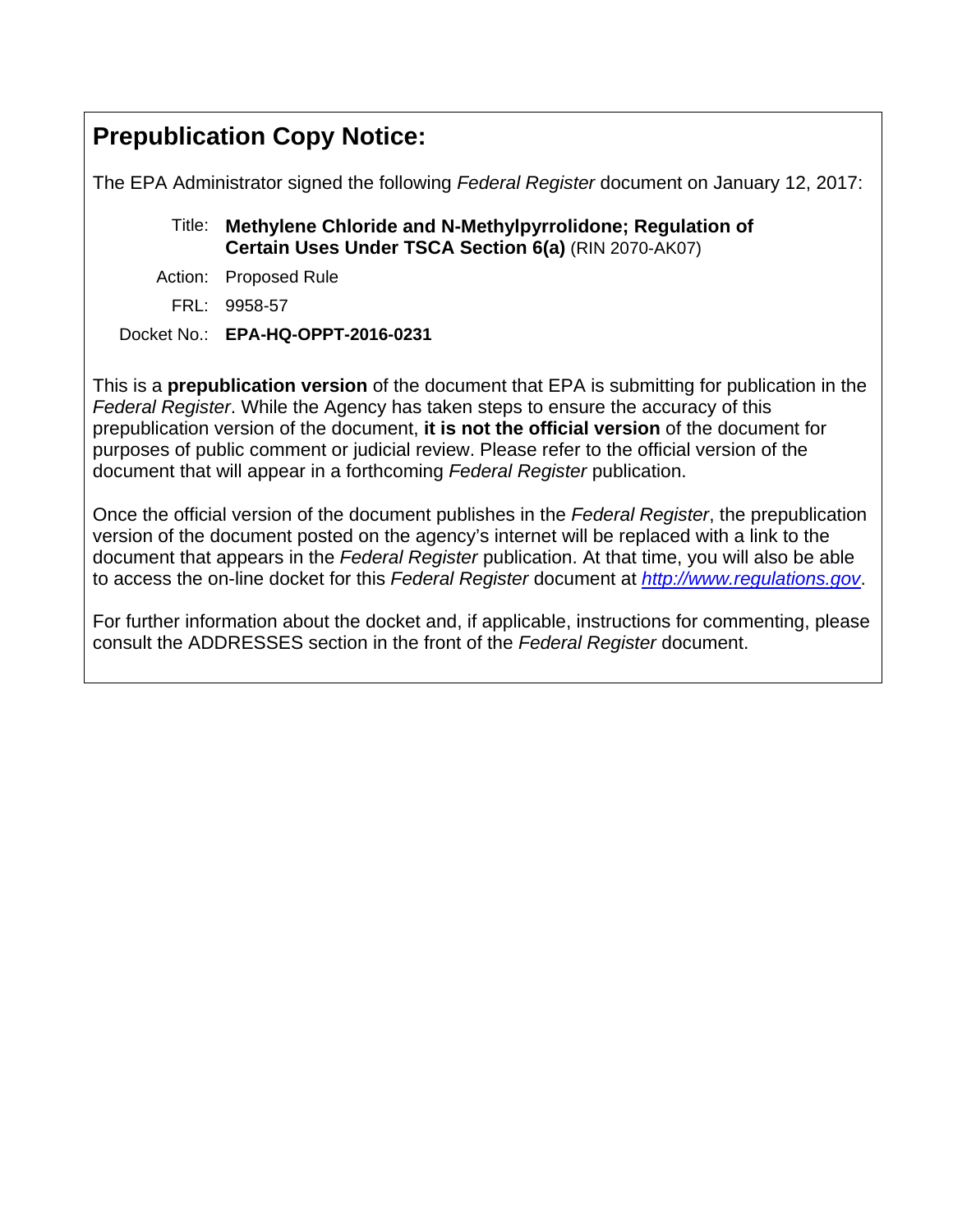# Prepublication Copy Notice:

The EPA Administrator signed the following *Federal Register* document on January 12, 2017:

Title: **Methylene Chloride and N-Methylpyrrolidone; Regulation of Certain Uses Under TSCA Section 6(a)** (RIN 2070-AK07)

Action: Proposed Rule

FRL: 9958-57

Docket No.: **EPA-HQ-OPPT-2016-0231**

This is a **prepublication version** of the document that EPA is submitting for publication in the *Federal Register*. While the Agency has taken steps to ensure the accuracy of this prepublication version of the document, **it is not the official version** of the document for purposes of public comment or judicial review. Please refer to the official version of the document that will appear in a forthcoming *Federal Register* publication.

Once the official version of the document publishes in the *Federal Register*, the prepublication version of the document posted on the agency's internet will be replaced with a link to the document that appears in the *Federal Register* publication. At that time, you will also be able to access the on-line docket for this *Federal Register* document at *http://www.regulations.gov*.

For further information about the docket and, if applicable, instructions for commenting, please consult the ADDRESSES section in the front of the *Federal Register* document.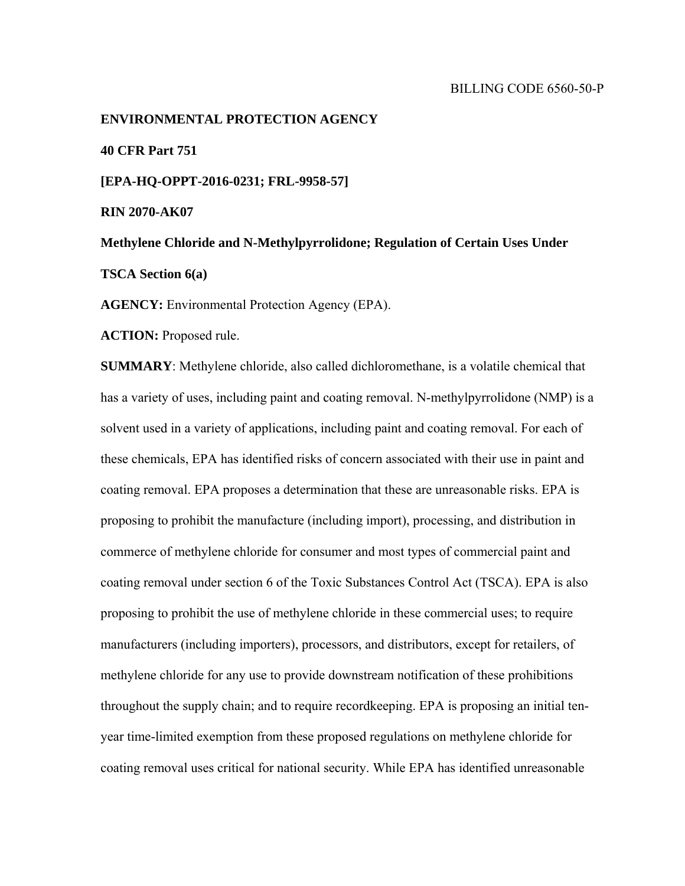BILLING CODE 6560-50-P

**ENVIRONMENTAL PROTECTION AGENCY**

**40 CFR Part 751**

**[EPA-HQ-OPPT-2016-0231; FRL-9958-57]**

**RIN 2070-AK07**

**Methylene Chloride and N-Methylpyrrolidone; Regulation of Certain Uses Under TSCA Section 6(a)**

**AGENCY:** Environmental Protection Agency (EPA).

**ACTION:** Proposed rule.

**SUMMARY**: Methylene chloride, also called dichloromethane, is a volatile chemical that has a variety of uses, including paint and coating removal. N-methylpyrrolidone (NMP) is a solvent used in a variety of applications, including paint and coating removal. For each of these chemicals, EPA has identified risks of concern associated with their use in paint and coating removal. EPA proposes a determination that these are unreasonable risks. EPA is proposing to prohibit the manufacture (including import), processing, and distribution in commerce of methylene chloride for consumer and most types of commercial paint and coating removal under section 6 of the Toxic Substances Control Act (TSCA). EPA is also proposing to prohibit the use of methylene chloride in these commercial uses; to require manufacturers (including importers), processors, and distributors, except for retailers, of methylene chloride for any use to provide downstream notification of these prohibitions throughout the supply chain; and to require recordkeeping. EPA is proposing an initial ten-year time-limited exemption from these proposed regulations on methylene chloride for coating removal uses critical for national security. While EPA has identified unreasonable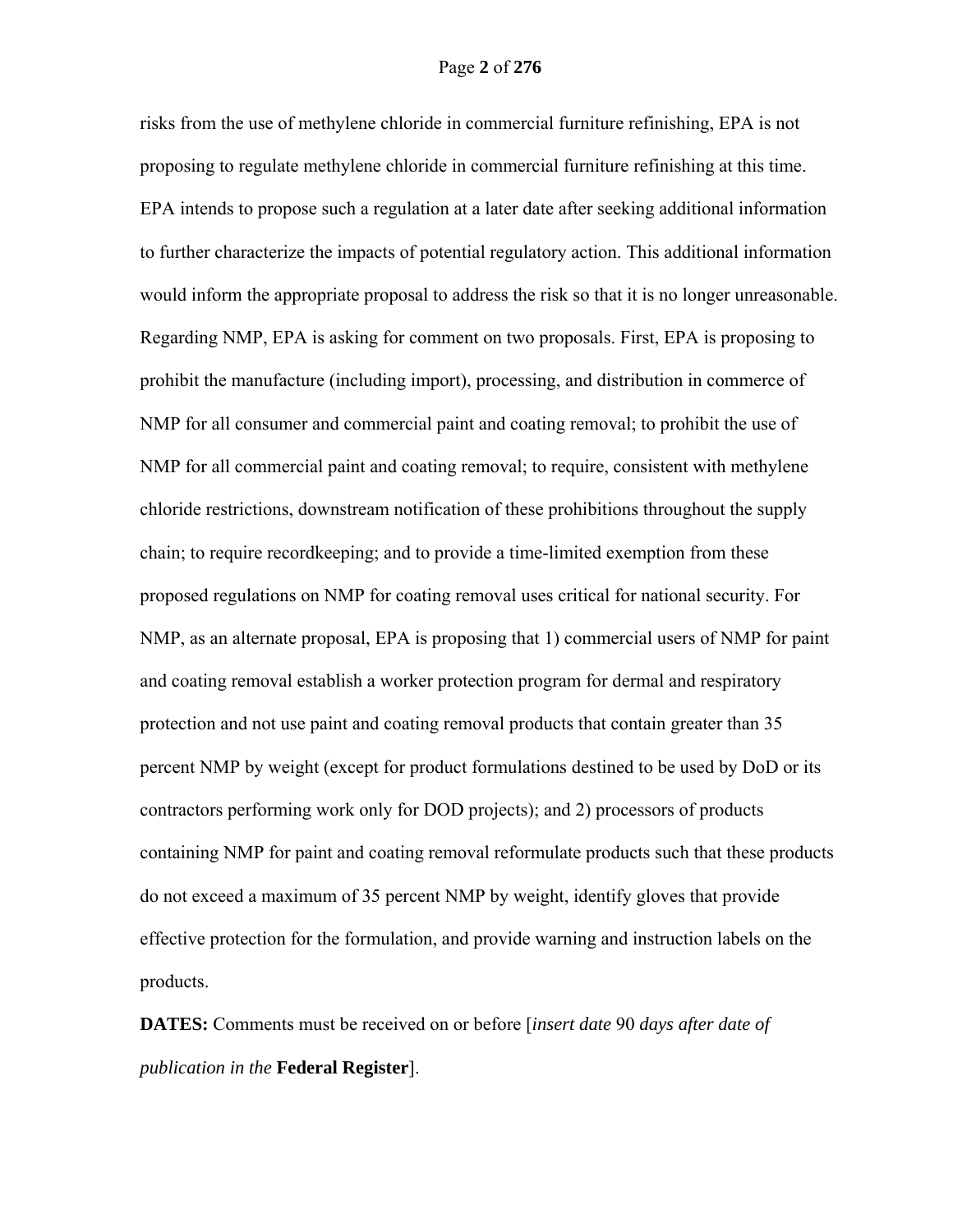risks from the use of methylene chloride in commercial furniture refinishing, EPA is not proposing to regulate methylene chloride in commercial furniture refinishing at this time. EPA intends to propose such a regulation at a later date after seeking additional information to further characterize the impacts of potential regulatory action. This additional information would inform the appropriate proposal to address the risk so that it is no longer unreasonable. Regarding NMP, EPA is asking for comment on two proposals. First, EPA is proposing to prohibit the manufacture (including import), processing, and distribution in commerce of NMP for all consumer and commercial paint and coating removal; to prohibit the use of NMP for all commercial paint and coating removal; to require, consistent with methylene chloride restrictions, downstream notification of these prohibitions throughout the supply chain; to require recordkeeping; and to provide a time-limited exemption from these proposed regulations on NMP for coating removal uses critical for national security. For NMP, as an alternate proposal, EPA is proposing that 1) commercial users of NMP for paint and coating removal establish a worker protection program for dermal and respiratory protection and not use paint and coating removal products that contain greater than 35 percent NMP by weight (except for product formulations destined to be used by DoD or its contractors performing work only for DOD projects); and 2) processors of products containing NMP for paint and coating removal reformulate products such that these products do not exceed a maximum of 35 percent NMP by weight, identify gloves that provide effective protection for the formulation, and provide warning and instruction labels on the products.

**DATES:** Comments must be received on or before [*insert date* 90 *days after date of publication in the* **Federal Register**].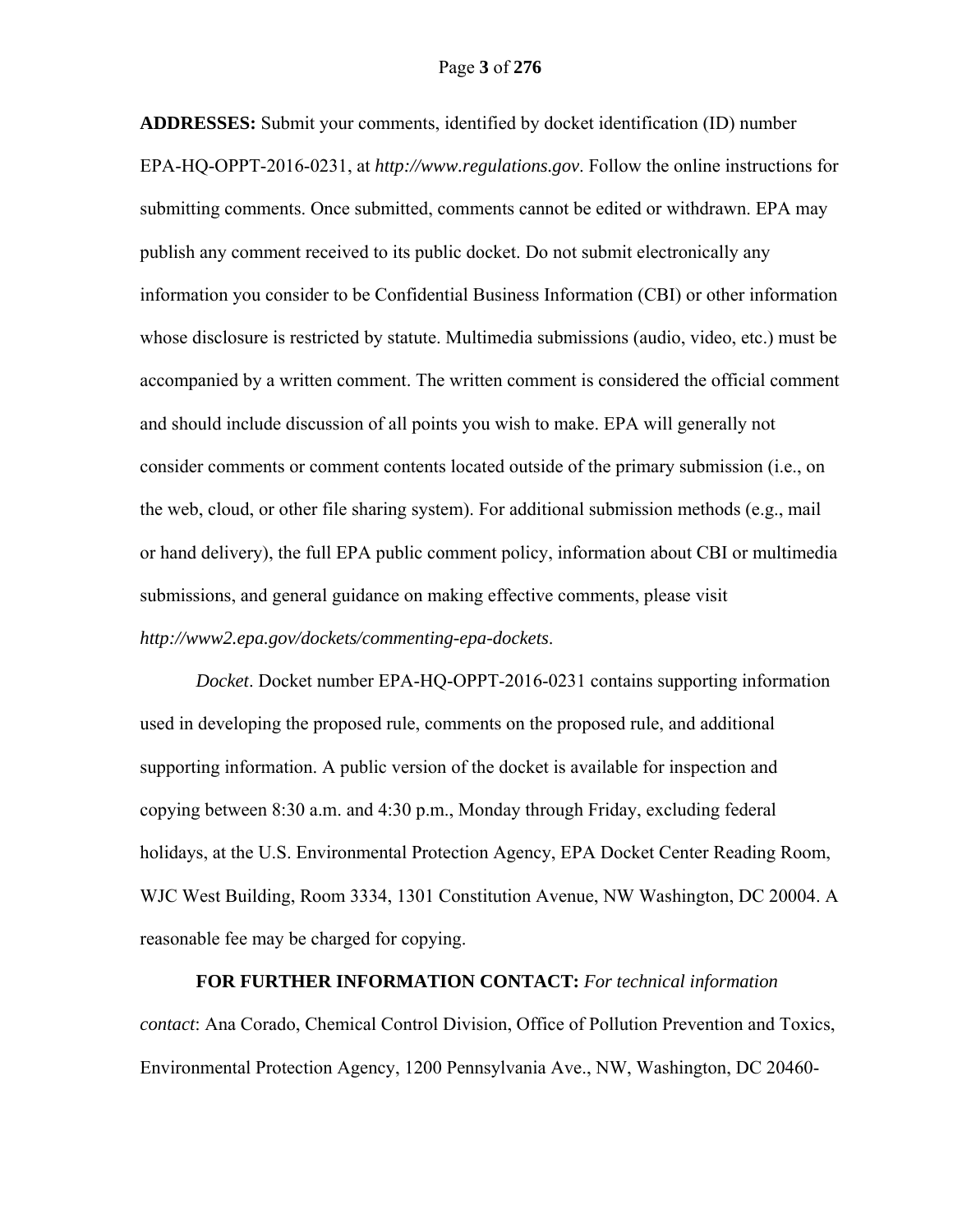**ADDRESSES:** Submit your comments, identified by docket identification (ID) number EPA-HQ-OPPT-2016-0231, at *http://www.regulations.gov*. Follow the online instructions for submitting comments. Once submitted, comments cannot be edited or withdrawn. EPA may publish any comment received to its public docket. Do not submit electronically any information you consider to be Confidential Business Information (CBI) or other information whose disclosure is restricted by statute. Multimedia submissions (audio, video, etc.) must be accompanied by a written comment. The written comment is considered the official comment and should include discussion of all points you wish to make. EPA will generally not consider comments or comment contents located outside of the primary submission (i.e., on the web, cloud, or other file sharing system). For additional submission methods (e.g., mail or hand delivery), the full EPA public comment policy, information about CBI or multimedia submissions, and general guidance on making effective comments, please visit *http://www2.epa.gov/dockets/commenting-epa-dockets*.

*Docket*. Docket number EPA-HQ-OPPT-2016-0231 contains supporting information used in developing the proposed rule, comments on the proposed rule, and additional supporting information. A public version of the docket is available for inspection and copying between 8:30 a.m. and 4:30 p.m., Monday through Friday, excluding federal holidays, at the U.S. Environmental Protection Agency, EPA Docket Center Reading Room, WJC West Building, Room 3334, 1301 Constitution Avenue, NW Washington, DC 20004. A reasonable fee may be charged for copying.

**FOR FURTHER INFORMATION CONTACT:** *For technical information contact*: Ana Corado, Chemical Control Division, Office of Pollution Prevention and Toxics, Environmental Protection Agency, 1200 Pennsylvania Ave., NW, Washington, DC 20460-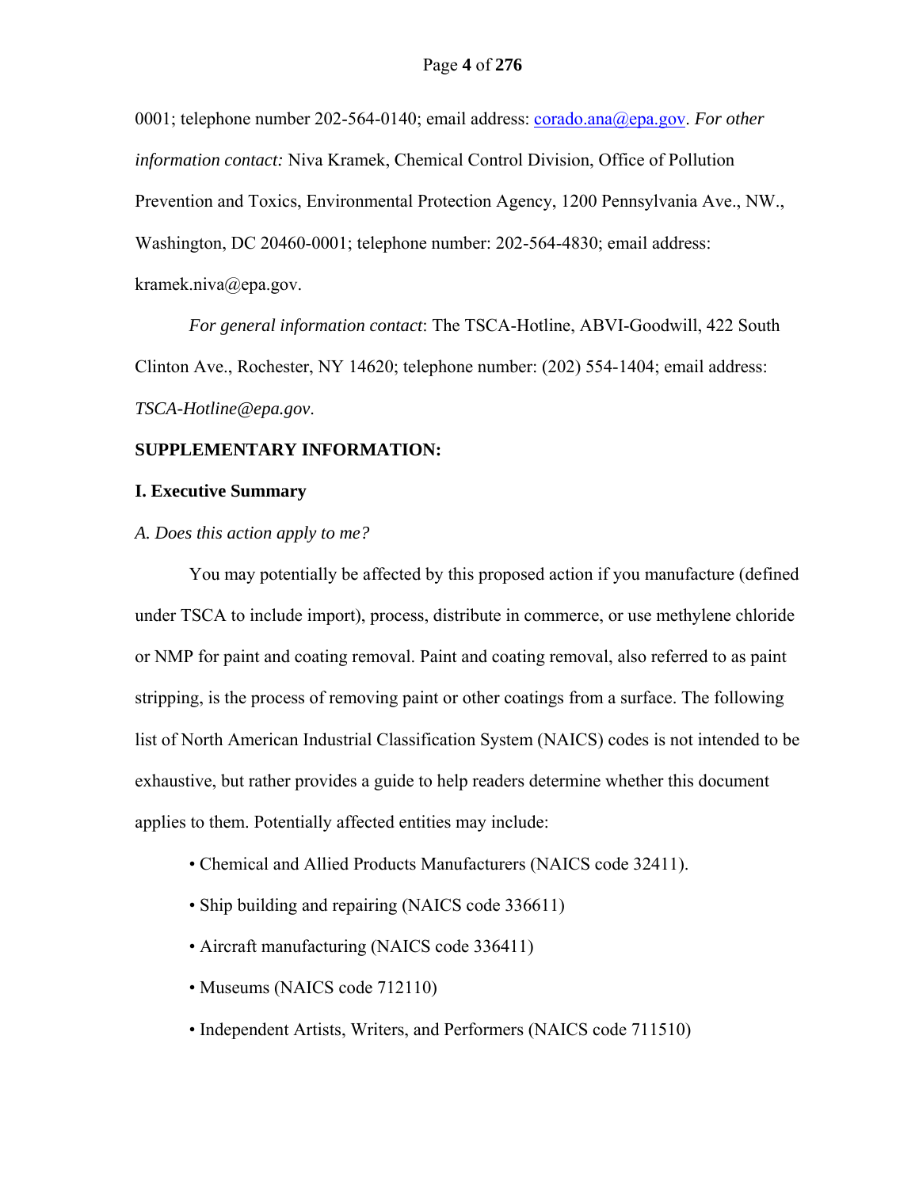0001; telephone number 202-564-0140; email address: corado.ana@epa.gov. *For other information contact:* Niva Kramek, Chemical Control Division, Office of Pollution Prevention and Toxics, Environmental Protection Agency, 1200 Pennsylvania Ave., NW., Washington, DC 20460-0001; telephone number: 202-564-4830; email address: kramek.niva@epa.gov.

*For general information contact*: The TSCA-Hotline, ABVI-Goodwill, 422 South Clinton Ave., Rochester, NY 14620; telephone number: (202) 554-1404; email address: *TSCA-Hotline@epa.gov*.

**SUPPLEMENTARY INFORMATION:**

## I. Executive Summary

### *A. Does this action apply to me?*

You may potentially be affected by this proposed action if you manufacture (defined under TSCA to include import), process, distribute in commerce, or use methylene chloride or NMP for paint and coating removal. Paint and coating removal, also referred to as paint stripping, is the process of removing paint or other coatings from a surface. The following list of North American Industrial Classification System (NAICS) codes is not intended to be exhaustive, but rather provides a guide to help readers determine whether this document applies to them. Potentially affected entities may include:

- Chemical and Allied Products Manufacturers (NAICS code 32411).
- Ship building and repairing (NAICS code 336611)
- Aircraft manufacturing (NAICS code 336411)
- Museums (NAICS code 712110)
- Independent Artists, Writers, and Performers (NAICS code 711510)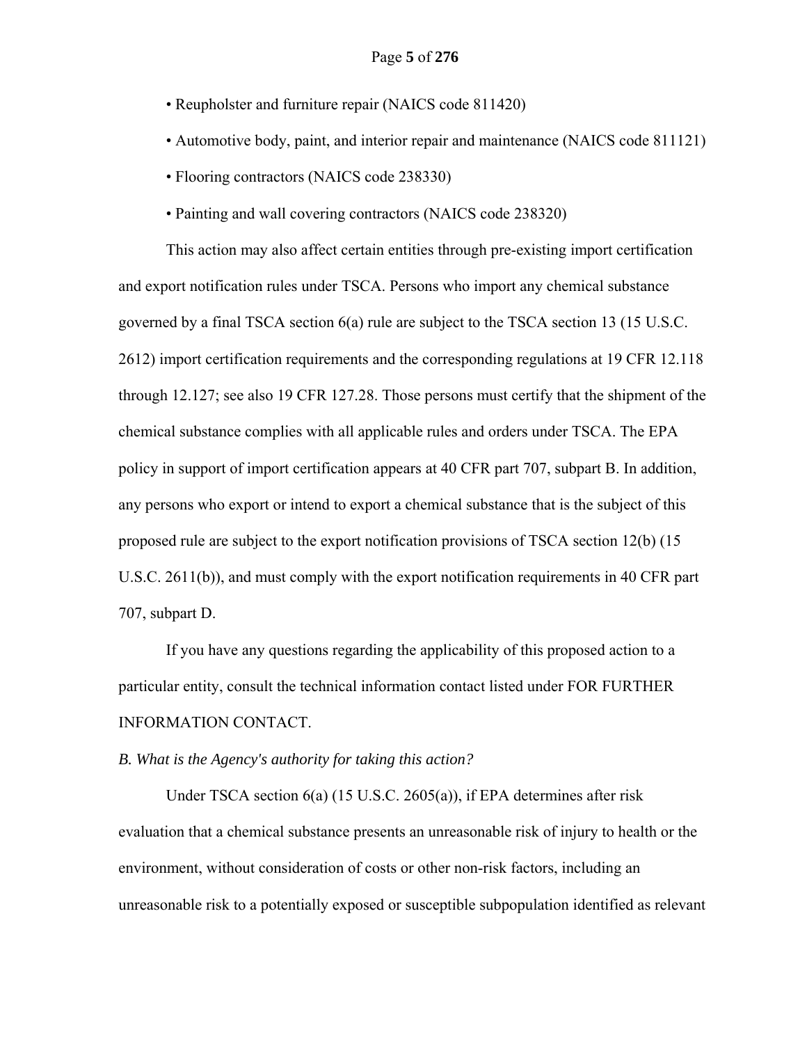- Reupholster and furniture repair (NAICS code 811420)
- Automotive body, paint, and interior repair and maintenance (NAICS code 811121)
- Flooring contractors (NAICS code 238330)
- Painting and wall covering contractors (NAICS code 238320)

This action may also affect certain entities through pre-existing import certification and export notification rules under TSCA. Persons who import any chemical substance governed by a final TSCA section 6(a) rule are subject to the TSCA section 13 (15 U.S.C. 2612) import certification requirements and the corresponding regulations at 19 CFR 12.118 through 12.127; see also 19 CFR 127.28. Those persons must certify that the shipment of the chemical substance complies with all applicable rules and orders under TSCA. The EPA policy in support of import certification appears at 40 CFR part 707, subpart B. In addition, any persons who export or intend to export a chemical substance that is the subject of this proposed rule are subject to the export notification provisions of TSCA section 12(b) (15 U.S.C. 2611(b)), and must comply with the export notification requirements in 40 CFR part 707, subpart D.

If you have any questions regarding the applicability of this proposed action to a particular entity, consult the technical information contact listed under FOR FURTHER INFORMATION CONTACT.

*B. What is the Agency's authority for taking this action?*

Under TSCA section 6(a) (15 U.S.C. 2605(a)), if EPA determines after risk evaluation that a chemical substance presents an unreasonable risk of injury to health or the environment, without consideration of costs or other non-risk factors, including an unreasonable risk to a potentially exposed or susceptible subpopulation identified as relevant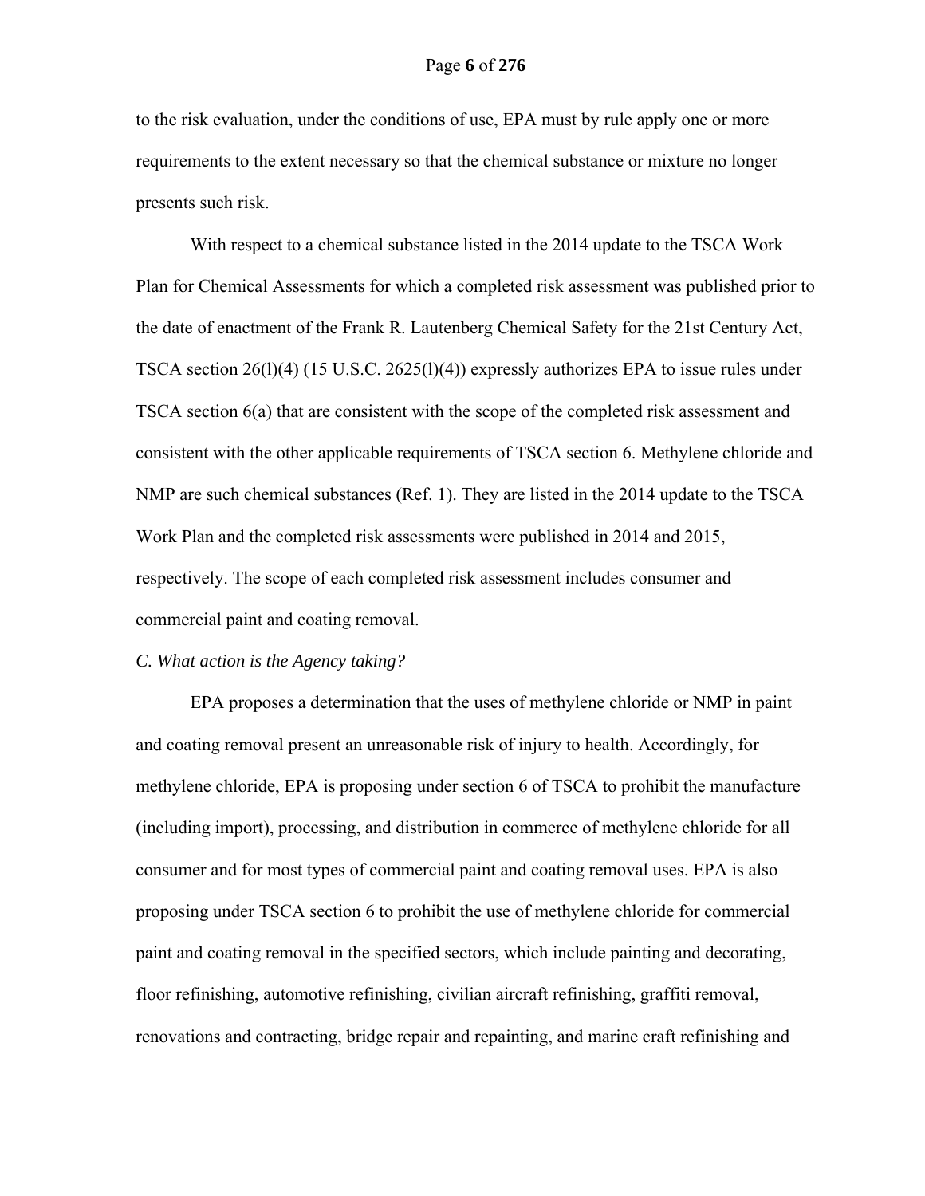to the risk evaluation, under the conditions of use, EPA must by rule apply one or more requirements to the extent necessary so that the chemical substance or mixture no longer presents such risk.

With respect to a chemical substance listed in the 2014 update to the TSCA Work Plan for Chemical Assessments for which a completed risk assessment was published prior to the date of enactment of the Frank R. Lautenberg Chemical Safety for the 21st Century Act, TSCA section 26(l)(4) (15 U.S.C. 2625(l)(4)) expressly authorizes EPA to issue rules under TSCA section 6(a) that are consistent with the scope of the completed risk assessment and consistent with the other applicable requirements of TSCA section 6. Methylene chloride and NMP are such chemical substances (Ref. 1). They are listed in the 2014 update to the TSCA Work Plan and the completed risk assessments were published in 2014 and 2015, respectively. The scope of each completed risk assessment includes consumer and commercial paint and coating removal.

*C. What action is the Agency taking?*

EPA proposes a determination that the uses of methylene chloride or NMP in paint and coating removal present an unreasonable risk of injury to health. Accordingly, for methylene chloride, EPA is proposing under section 6 of TSCA to prohibit the manufacture (including import), processing, and distribution in commerce of methylene chloride for all consumer and for most types of commercial paint and coating removal uses. EPA is also proposing under TSCA section 6 to prohibit the use of methylene chloride for commercial paint and coating removal in the specified sectors, which include painting and decorating, floor refinishing, automotive refinishing, civilian aircraft refinishing, graffiti removal, renovations and contracting, bridge repair and repainting, and marine craft refinishing and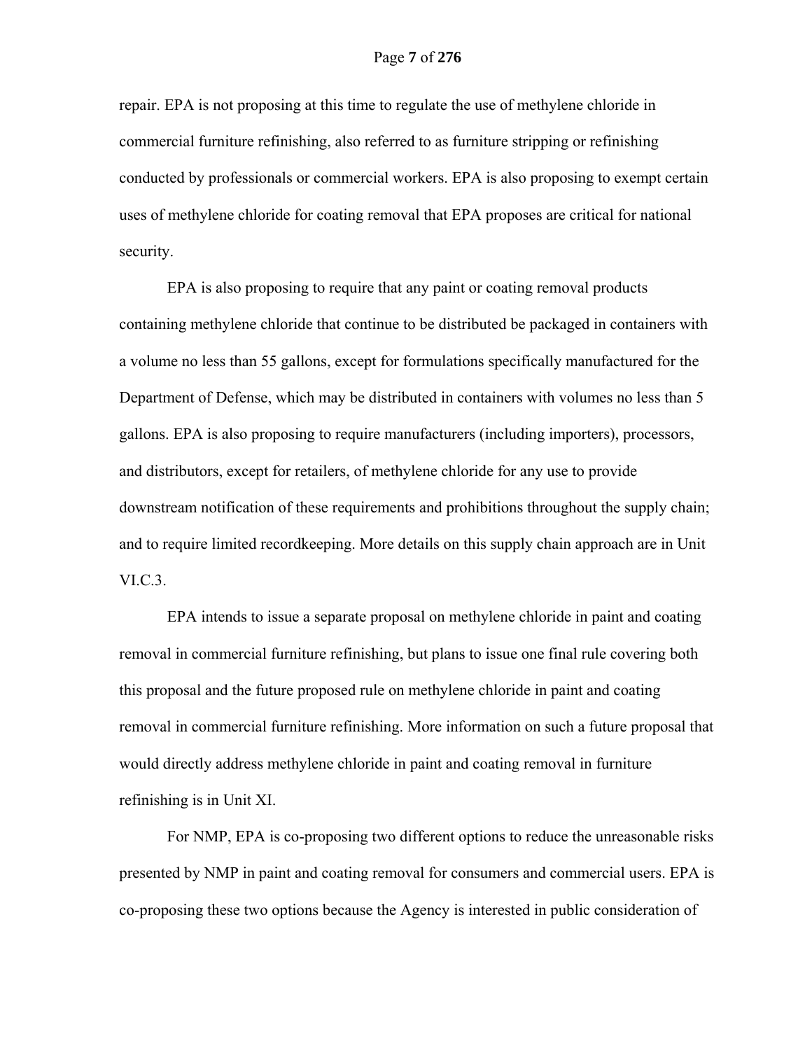repair. EPA is not proposing at this time to regulate the use of methylene chloride in commercial furniture refinishing, also referred to as furniture stripping or refinishing conducted by professionals or commercial workers. EPA is also proposing to exempt certain uses of methylene chloride for coating removal that EPA proposes are critical for national security.

EPA is also proposing to require that any paint or coating removal products containing methylene chloride that continue to be distributed be packaged in containers with a volume no less than 55 gallons, except for formulations specifically manufactured for the Department of Defense, which may be distributed in containers with volumes no less than 5 gallons. EPA is also proposing to require manufacturers (including importers), processors, and distributors, except for retailers, of methylene chloride for any use to provide downstream notification of these requirements and prohibitions throughout the supply chain; and to require limited recordkeeping. More details on this supply chain approach are in Unit VI.C.3.

EPA intends to issue a separate proposal on methylene chloride in paint and coating removal in commercial furniture refinishing, but plans to issue one final rule covering both this proposal and the future proposed rule on methylene chloride in paint and coating removal in commercial furniture refinishing. More information on such a future proposal that would directly address methylene chloride in paint and coating removal in furniture refinishing is in Unit XI.

For NMP, EPA is co-proposing two different options to reduce the unreasonable risks presented by NMP in paint and coating removal for consumers and commercial users. EPA is co-proposing these two options because the Agency is interested in public consideration of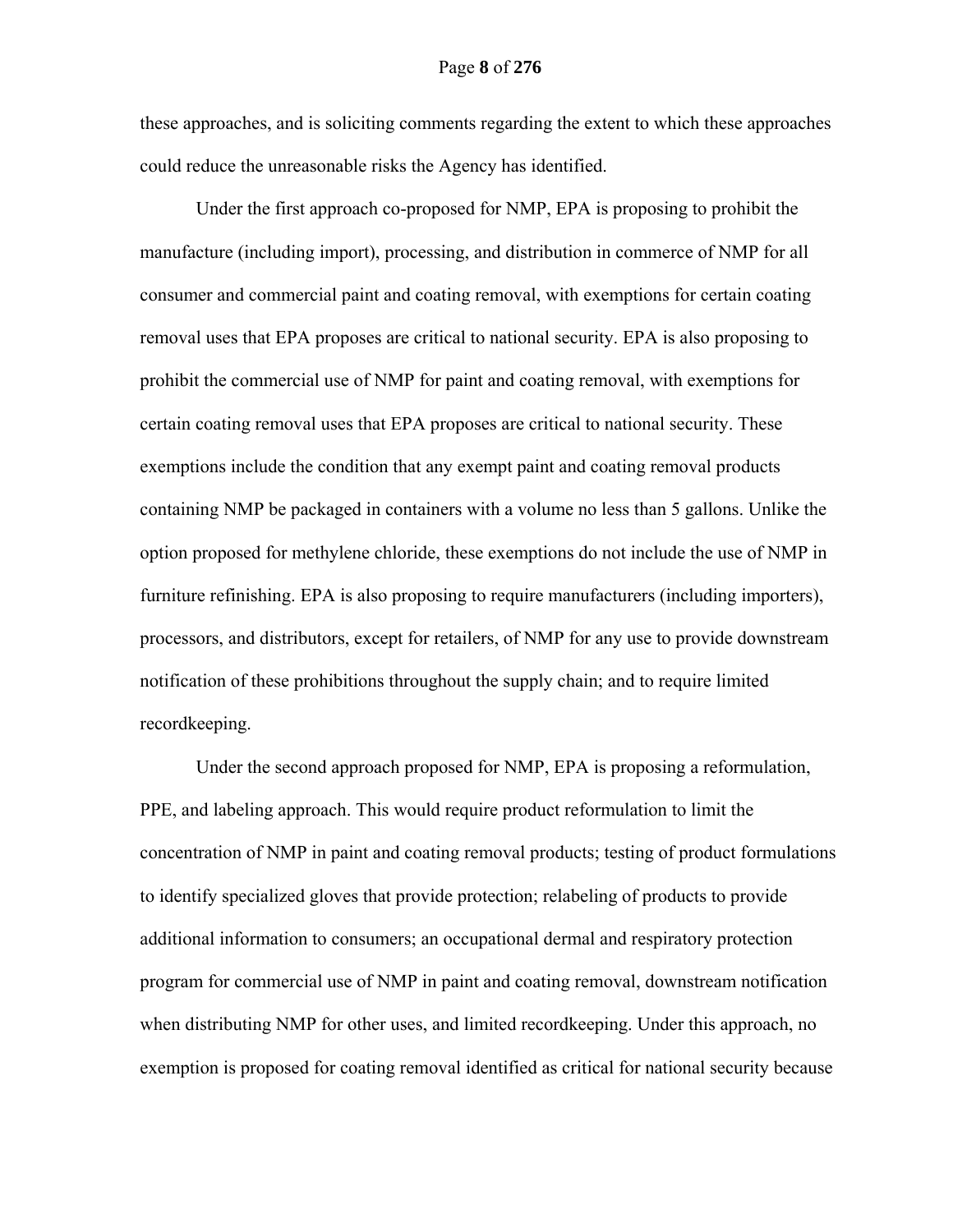these approaches, and is soliciting comments regarding the extent to which these approaches could reduce the unreasonable risks the Agency has identified.

Under the first approach co-proposed for NMP, EPA is proposing to prohibit the manufacture (including import), processing, and distribution in commerce of NMP for all consumer and commercial paint and coating removal, with exemptions for certain coating removal uses that EPA proposes are critical to national security. EPA is also proposing to prohibit the commercial use of NMP for paint and coating removal, with exemptions for certain coating removal uses that EPA proposes are critical to national security. These exemptions include the condition that any exempt paint and coating removal products containing NMP be packaged in containers with a volume no less than 5 gallons. Unlike the option proposed for methylene chloride, these exemptions do not include the use of NMP in furniture refinishing. EPA is also proposing to require manufacturers (including importers), processors, and distributors, except for retailers, of NMP for any use to provide downstream notification of these prohibitions throughout the supply chain; and to require limited recordkeeping.

Under the second approach proposed for NMP, EPA is proposing a reformulation, PPE, and labeling approach. This would require product reformulation to limit the concentration of NMP in paint and coating removal products; testing of product formulations to identify specialized gloves that provide protection; relabeling of products to provide additional information to consumers; an occupational dermal and respiratory protection program for commercial use of NMP in paint and coating removal, downstream notification when distributing NMP for other uses, and limited recordkeeping. Under this approach, no exemption is proposed for coating removal identified as critical for national security because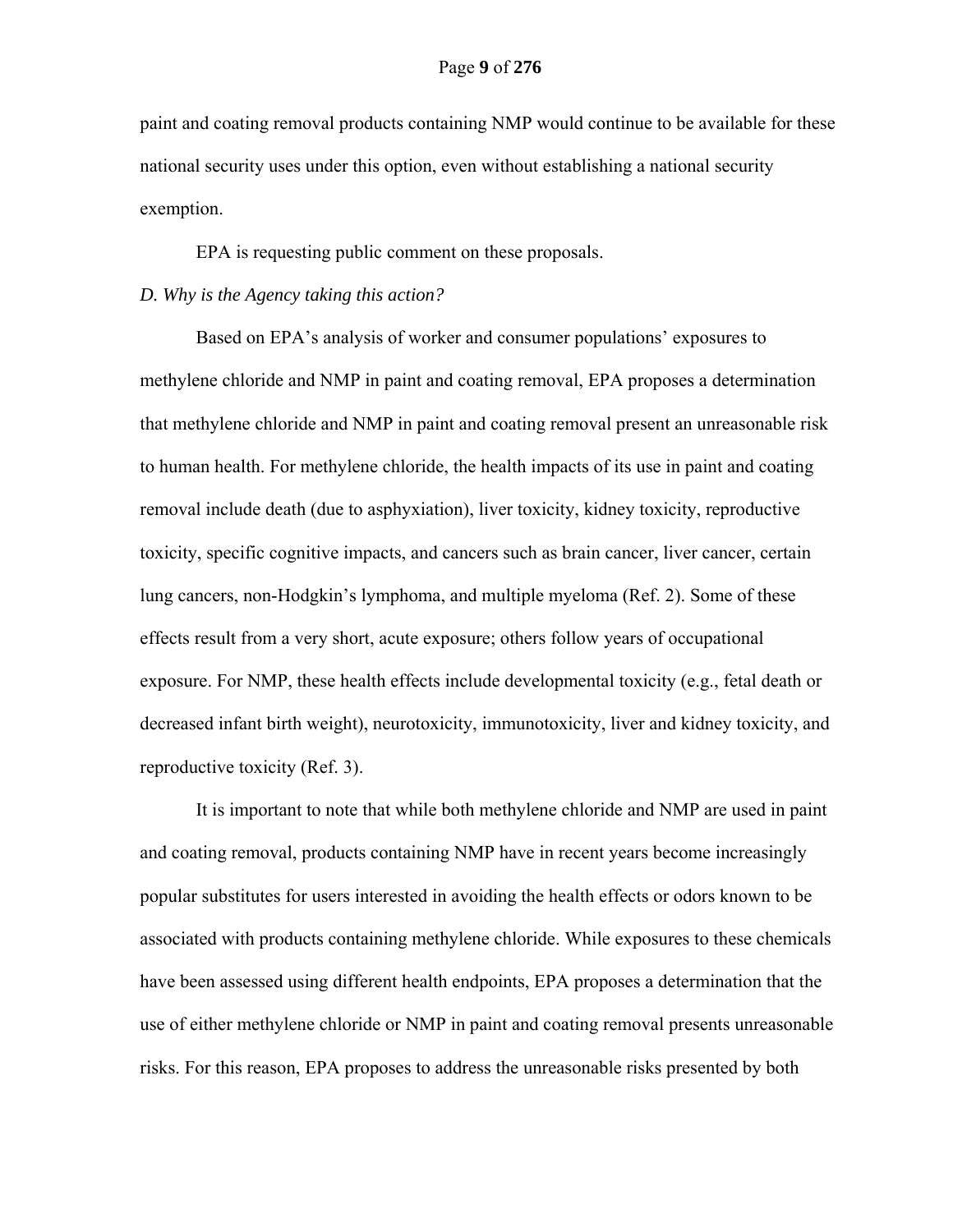paint and coating removal products containing NMP would continue to be available for these national security uses under this option, even without establishing a national security exemption.

EPA is requesting public comment on these proposals.

*D. Why is the Agency taking this action?*

Based on EPA's analysis of worker and consumer populations' exposures to methylene chloride and NMP in paint and coating removal, EPA proposes a determination that methylene chloride and NMP in paint and coating removal present an unreasonable risk to human health. For methylene chloride, the health impacts of its use in paint and coating removal include death (due to asphyxiation), liver toxicity, kidney toxicity, reproductive toxicity, specific cognitive impacts, and cancers such as brain cancer, liver cancer, certain lung cancers, non-Hodgkin's lymphoma, and multiple myeloma (Ref. 2). Some of these effects result from a very short, acute exposure; others follow years of occupational exposure. For NMP, these health effects include developmental toxicity (e.g., fetal death or decreased infant birth weight), neurotoxicity, immunotoxicity, liver and kidney toxicity, and reproductive toxicity (Ref. 3).

It is important to note that while both methylene chloride and NMP are used in paint and coating removal, products containing NMP have in recent years become increasingly popular substitutes for users interested in avoiding the health effects or odors known to be associated with products containing methylene chloride. While exposures to these chemicals have been assessed using different health endpoints, EPA proposes a determination that the use of either methylene chloride or NMP in paint and coating removal presents unreasonable risks. For this reason, EPA proposes to address the unreasonable risks presented by both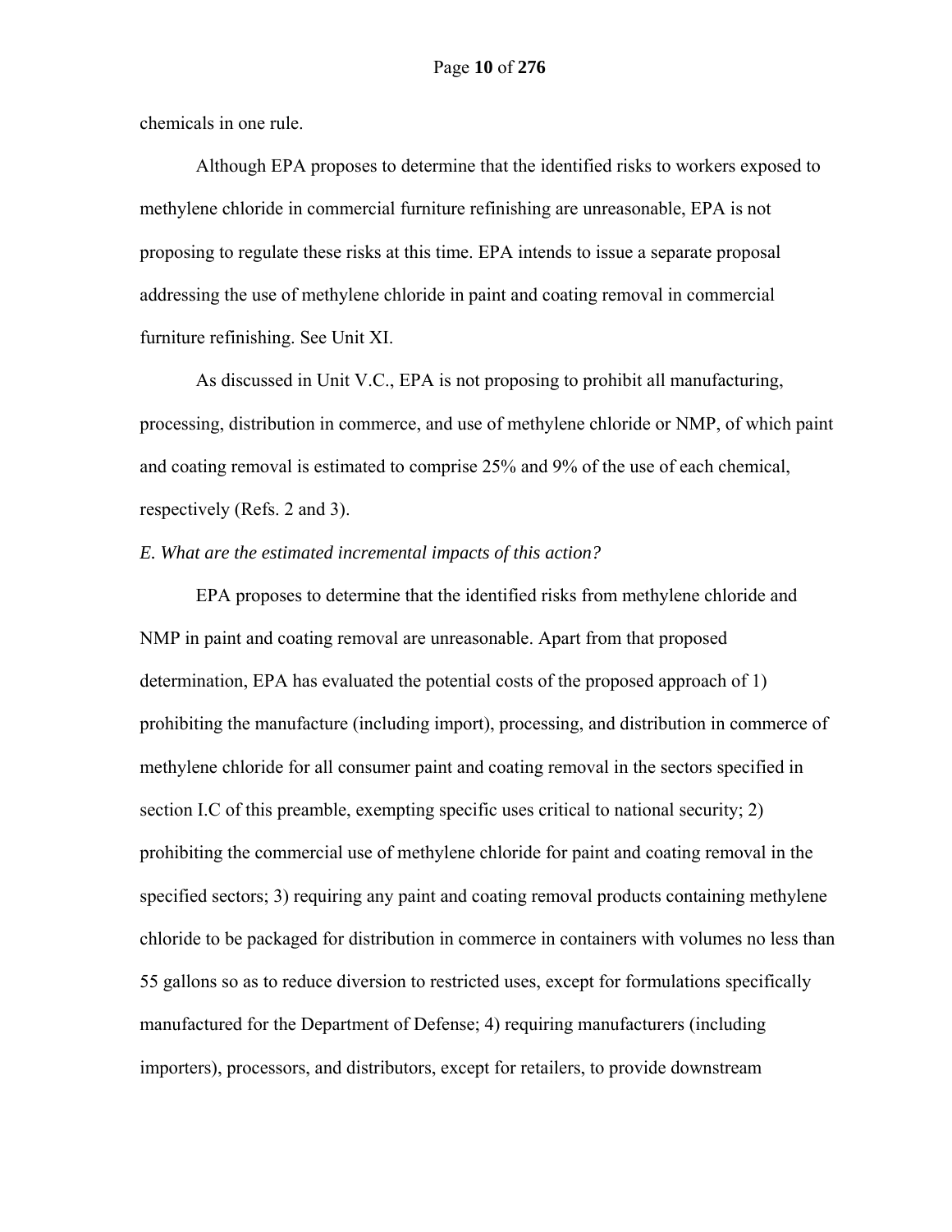chemicals in one rule.

Although EPA proposes to determine that the identified risks to workers exposed to methylene chloride in commercial furniture refinishing are unreasonable, EPA is not proposing to regulate these risks at this time. EPA intends to issue a separate proposal addressing the use of methylene chloride in paint and coating removal in commercial furniture refinishing. See Unit XI.

As discussed in Unit V.C., EPA is not proposing to prohibit all manufacturing, processing, distribution in commerce, and use of methylene chloride or NMP, of which paint and coating removal is estimated to comprise 25% and 9% of the use of each chemical, respectively (Refs. 2 and 3).

*E. What are the estimated incremental impacts of this action?*

EPA proposes to determine that the identified risks from methylene chloride and NMP in paint and coating removal are unreasonable. Apart from that proposed determination, EPA has evaluated the potential costs of the proposed approach of 1) prohibiting the manufacture (including import), processing, and distribution in commerce of methylene chloride for all consumer paint and coating removal in the sectors specified in section I.C of this preamble, exempting specific uses critical to national security; 2) prohibiting the commercial use of methylene chloride for paint and coating removal in the specified sectors; 3) requiring any paint and coating removal products containing methylene chloride to be packaged for distribution in commerce in containers with volumes no less than 55 gallons so as to reduce diversion to restricted uses, except for formulations specifically manufactured for the Department of Defense; 4) requiring manufacturers (including importers), processors, and distributors, except for retailers, to provide downstream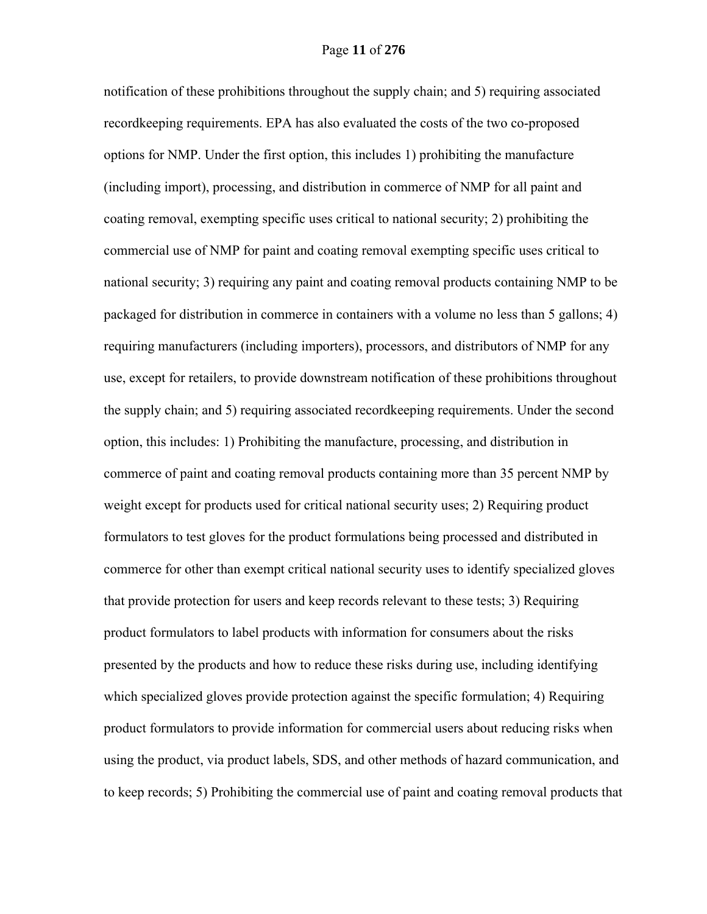notification of these prohibitions throughout the supply chain; and 5) requiring associated recordkeeping requirements. EPA has also evaluated the costs of the two co-proposed options for NMP. Under the first option, this includes 1) prohibiting the manufacture (including import), processing, and distribution in commerce of NMP for all paint and coating removal, exempting specific uses critical to national security; 2) prohibiting the commercial use of NMP for paint and coating removal exempting specific uses critical to national security; 3) requiring any paint and coating removal products containing NMP to be packaged for distribution in commerce in containers with a volume no less than 5 gallons; 4) requiring manufacturers (including importers), processors, and distributors of NMP for any use, except for retailers, to provide downstream notification of these prohibitions throughout the supply chain; and 5) requiring associated recordkeeping requirements. Under the second option, this includes: 1) Prohibiting the manufacture, processing, and distribution in commerce of paint and coating removal products containing more than 35 percent NMP by weight except for products used for critical national security uses; 2) Requiring product formulators to test gloves for the product formulations being processed and distributed in commerce for other than exempt critical national security uses to identify specialized gloves that provide protection for users and keep records relevant to these tests; 3) Requiring product formulators to label products with information for consumers about the risks presented by the products and how to reduce these risks during use, including identifying which specialized gloves provide protection against the specific formulation; 4) Requiring product formulators to provide information for commercial users about reducing risks when using the product, via product labels, SDS, and other methods of hazard communication, and to keep records; 5) Prohibiting the commercial use of paint and coating removal products that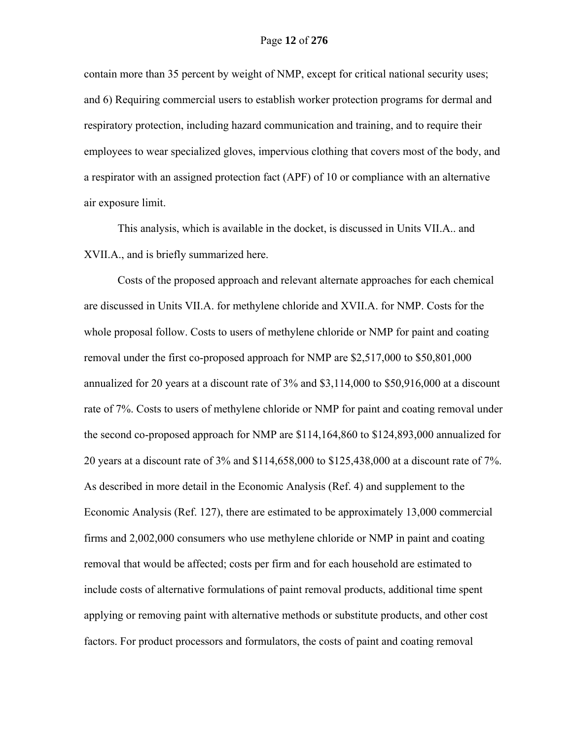contain more than 35 percent by weight of NMP, except for critical national security uses; and 6) Requiring commercial users to establish worker protection programs for dermal and respiratory protection, including hazard communication and training, and to require their employees to wear specialized gloves, impervious clothing that covers most of the body, and a respirator with an assigned protection fact (APF) of 10 or compliance with an alternative air exposure limit.

This analysis, which is available in the docket, is discussed in Units VII.A.. and XVII.A., and is briefly summarized here.

Costs of the proposed approach and relevant alternate approaches for each chemical are discussed in Units VII.A. for methylene chloride and XVII.A. for NMP. Costs for the whole proposal follow. Costs to users of methylene chloride or NMP for paint and coating removal under the first co-proposed approach for NMP are $2,517,000 to $50,801,000 annualized for 20 years at a discount rate of 3% and $3,114,000 to $50,916,000 at a discount rate of 7%. Costs to users of methylene chloride or NMP for paint and coating removal under the second co-proposed approach for NMP are $114,164,860 to $124,893,000 annualized for 20 years at a discount rate of 3% and $114,658,000 to $125,438,000 at a discount rate of 7%. As described in more detail in the Economic Analysis (Ref. 4) and supplement to the Economic Analysis (Ref. 127), there are estimated to be approximately 13,000 commercial firms and 2,002,000 consumers who use methylene chloride or NMP in paint and coating removal that would be affected; costs per firm and for each household are estimated to include costs of alternative formulations of paint removal products, additional time spent applying or removing paint with alternative methods or substitute products, and other cost factors. For product processors and formulators, the costs of paint and coating removal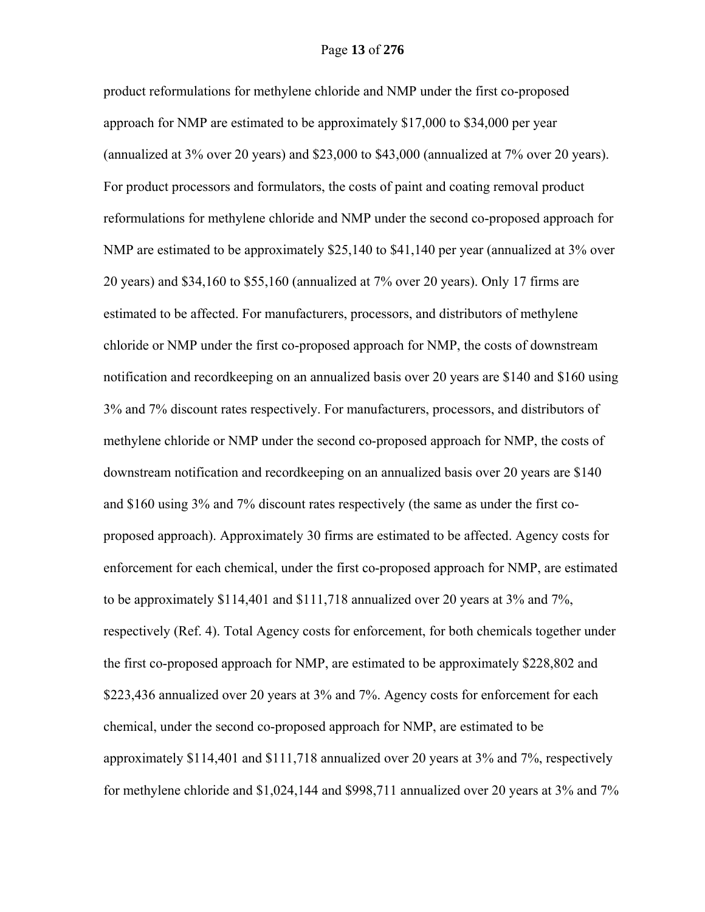product reformulations for methylene chloride and NMP under the first co-proposed approach for NMP are estimated to be approximately $17,000 to $34,000 per year (annualized at 3% over 20 years) and $23,000 to $43,000 (annualized at 7% over 20 years). For product processors and formulators, the costs of paint and coating removal product reformulations for methylene chloride and NMP under the second co-proposed approach for NMP are estimated to be approximately $25,140 to $41,140 per year (annualized at 3% over 20 years) and $34,160 to $55,160 (annualized at 7% over 20 years). Only 17 firms are estimated to be affected. For manufacturers, processors, and distributors of methylene chloride or NMP under the first co-proposed approach for NMP, the costs of downstream notification and recordkeeping on an annualized basis over 20 years are $140 and $160 using 3% and 7% discount rates respectively. For manufacturers, processors, and distributors of methylene chloride or NMP under the second co-proposed approach for NMP, the costs of downstream notification and recordkeeping on an annualized basis over 20 years are $140 and $160 using 3% and 7% discount rates respectively (the same as under the first co-proposed approach). Approximately 30 firms are estimated to be affected. Agency costs for enforcement for each chemical, under the first co-proposed approach for NMP, are estimated to be approximately $114,401 and $111,718 annualized over 20 years at 3% and 7%, respectively (Ref. 4). Total Agency costs for enforcement, for both chemicals together under the first co-proposed approach for NMP, are estimated to be approximately $228,802 and $223,436 annualized over 20 years at 3% and 7%. Agency costs for enforcement for each chemical, under the second co-proposed approach for NMP, are estimated to be approximately $114,401 and $111,718 annualized over 20 years at 3% and 7%, respectively for methylene chloride and $1,024,144 and $998,711 annualized over 20 years at 3% and 7%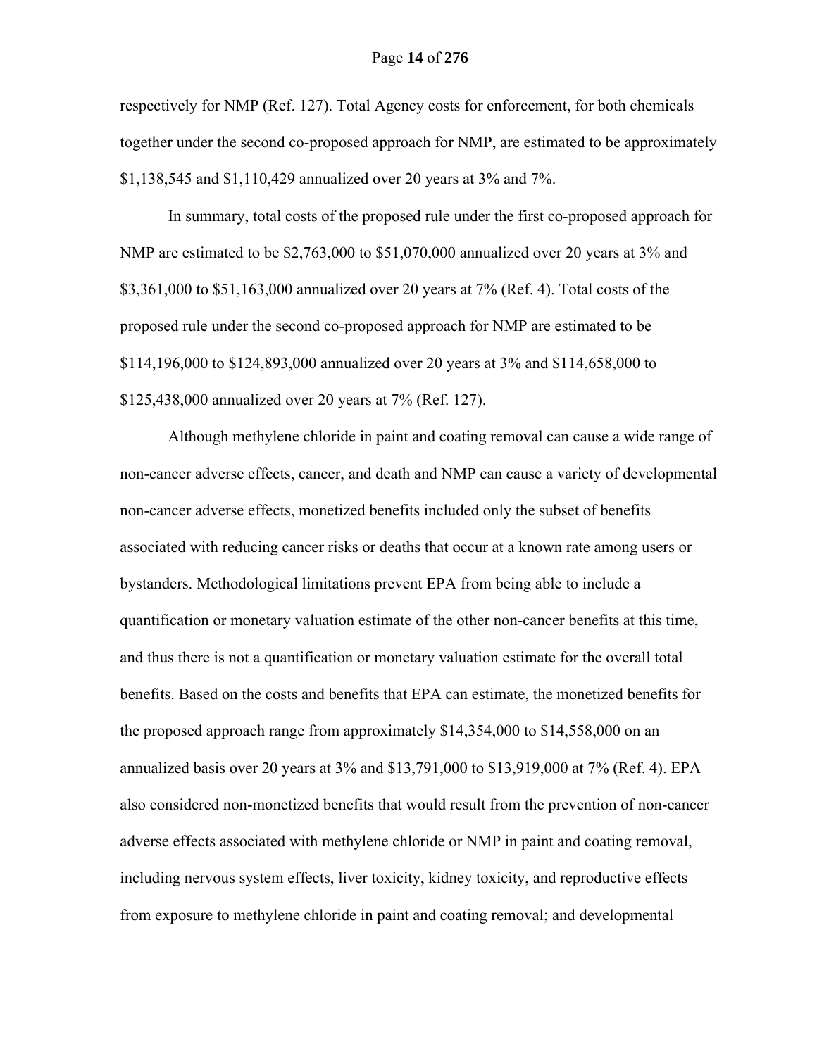respectively for NMP (Ref. 127). Total Agency costs for enforcement, for both chemicals together under the second co-proposed approach for NMP, are estimated to be approximately $1,138,545 and $1,110,429 annualized over 20 years at 3% and 7%.

In summary, total costs of the proposed rule under the first co-proposed approach for NMP are estimated to be $2,763,000 to $51,070,000 annualized over 20 years at 3% and $3,361,000 to $51,163,000 annualized over 20 years at 7% (Ref. 4). Total costs of the proposed rule under the second co-proposed approach for NMP are estimated to be $114,196,000 to $124,893,000 annualized over 20 years at 3% and $114,658,000 to $125,438,000 annualized over 20 years at 7% (Ref. 127).

Although methylene chloride in paint and coating removal can cause a wide range of non-cancer adverse effects, cancer, and death and NMP can cause a variety of developmental non-cancer adverse effects, monetized benefits included only the subset of benefits associated with reducing cancer risks or deaths that occur at a known rate among users or bystanders. Methodological limitations prevent EPA from being able to include a quantification or monetary valuation estimate of the other non-cancer benefits at this time, and thus there is not a quantification or monetary valuation estimate for the overall total benefits. Based on the costs and benefits that EPA can estimate, the monetized benefits for the proposed approach range from approximately $14,354,000 to $14,558,000 on an annualized basis over 20 years at 3% and $13,791,000 to $13,919,000 at 7% (Ref. 4). EPA also considered non-monetized benefits that would result from the prevention of non-cancer adverse effects associated with methylene chloride or NMP in paint and coating removal, including nervous system effects, liver toxicity, kidney toxicity, and reproductive effects from exposure to methylene chloride in paint and coating removal; and developmental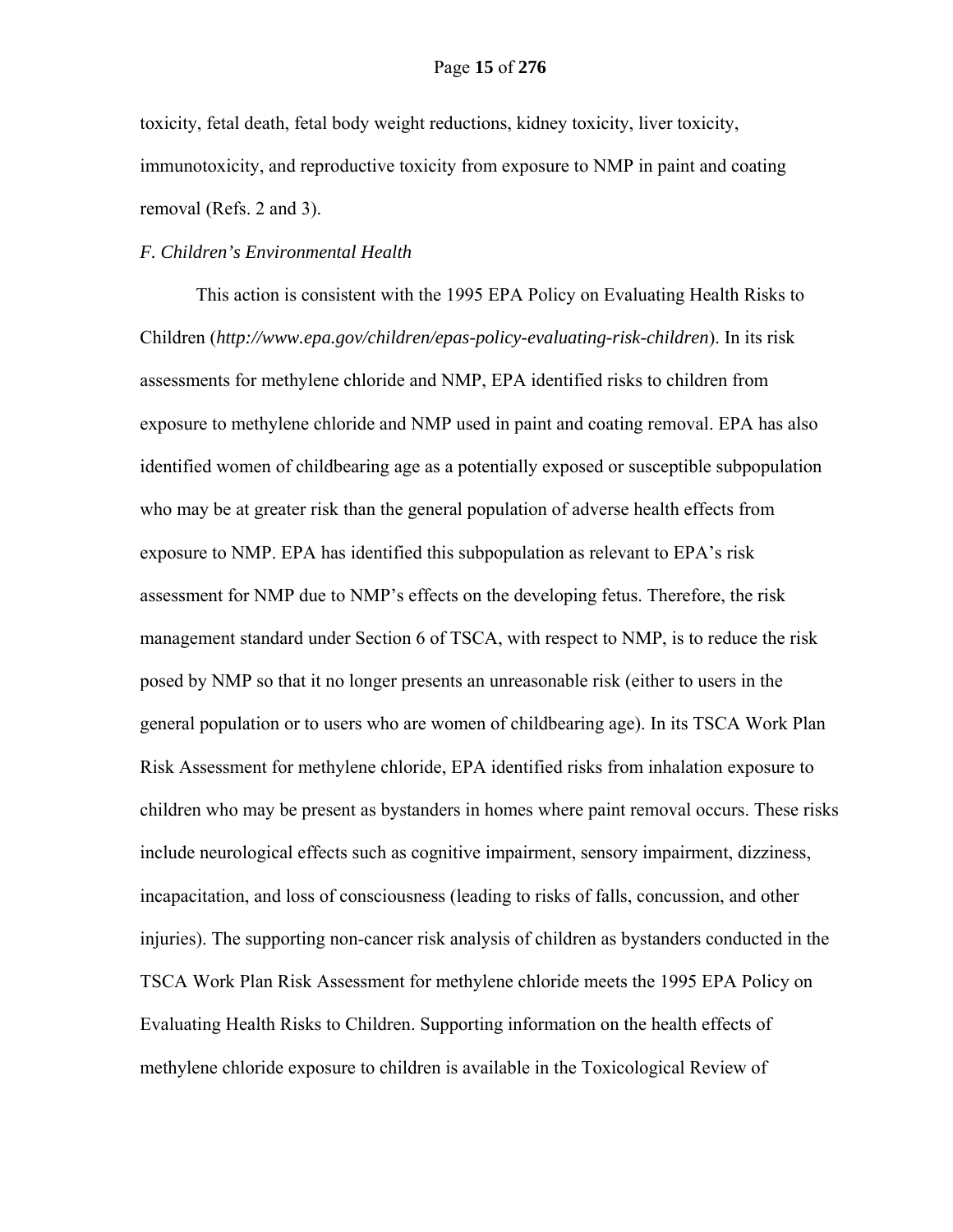toxicity, fetal death, fetal body weight reductions, kidney toxicity, liver toxicity, immunotoxicity, and reproductive toxicity from exposure to NMP in paint and coating removal (Refs. 2 and 3).

*F. Children's Environmental Health*

This action is consistent with the 1995 EPA Policy on Evaluating Health Risks to Children (*http://www.epa.gov/children/epas-policy-evaluating-risk-children*). In its risk assessments for methylene chloride and NMP, EPA identified risks to children from exposure to methylene chloride and NMP used in paint and coating removal. EPA has also identified women of childbearing age as a potentially exposed or susceptible subpopulation who may be at greater risk than the general population of adverse health effects from exposure to NMP. EPA has identified this subpopulation as relevant to EPA's risk assessment for NMP due to NMP's effects on the developing fetus. Therefore, the risk management standard under Section 6 of TSCA, with respect to NMP, is to reduce the risk posed by NMP so that it no longer presents an unreasonable risk (either to users in the general population or to users who are women of childbearing age). In its TSCA Work Plan Risk Assessment for methylene chloride, EPA identified risks from inhalation exposure to children who may be present as bystanders in homes where paint removal occurs. These risks include neurological effects such as cognitive impairment, sensory impairment, dizziness, incapacitation, and loss of consciousness (leading to risks of falls, concussion, and other injuries). The supporting non-cancer risk analysis of children as bystanders conducted in the TSCA Work Plan Risk Assessment for methylene chloride meets the 1995 EPA Policy on Evaluating Health Risks to Children. Supporting information on the health effects of methylene chloride exposure to children is available in the Toxicological Review of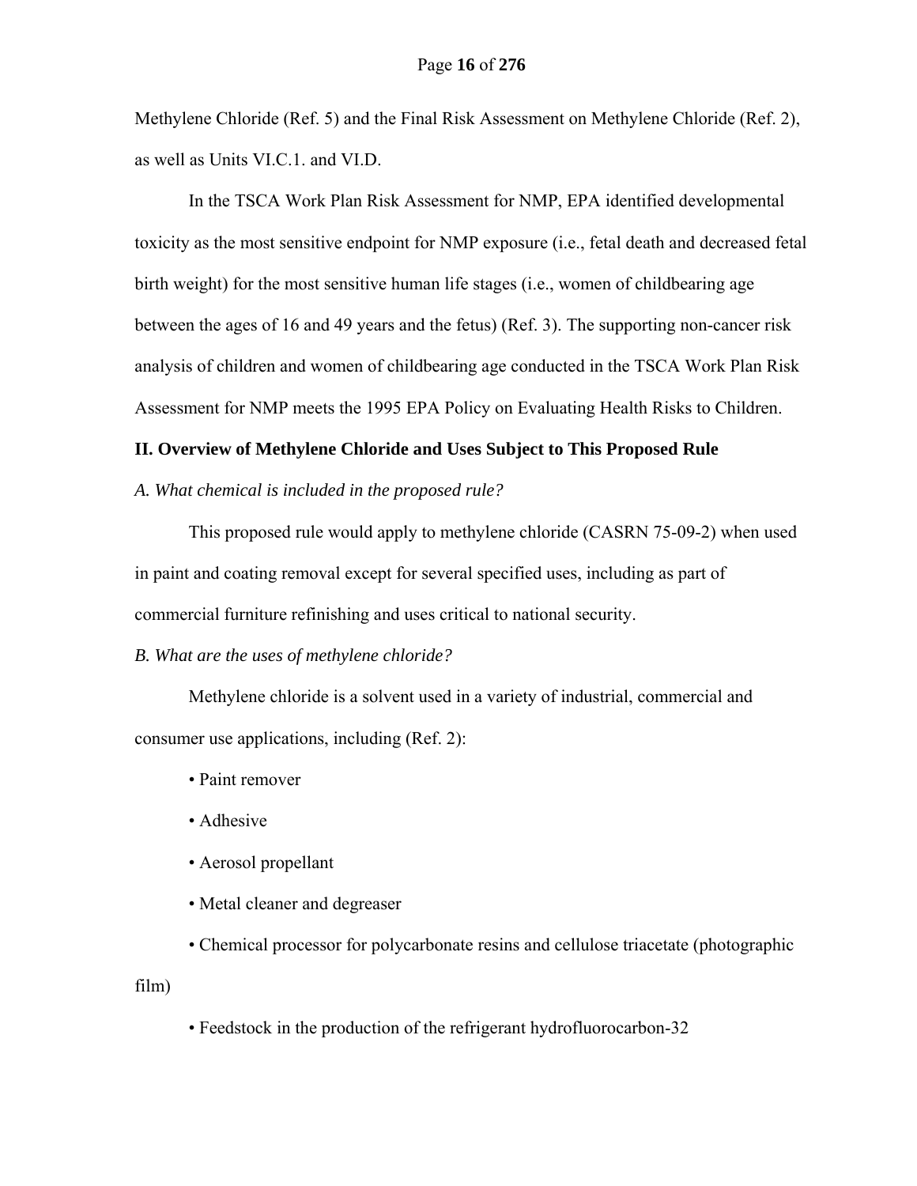Methylene Chloride (Ref. 5) and the Final Risk Assessment on Methylene Chloride (Ref. 2), as well as Units VI.C.1. and VI.D.

In the TSCA Work Plan Risk Assessment for NMP, EPA identified developmental toxicity as the most sensitive endpoint for NMP exposure (i.e., fetal death and decreased fetal birth weight) for the most sensitive human life stages (i.e., women of childbearing age between the ages of 16 and 49 years and the fetus) (Ref. 3). The supporting non-cancer risk analysis of children and women of childbearing age conducted in the TSCA Work Plan Risk Assessment for NMP meets the 1995 EPA Policy on Evaluating Health Risks to Children.

## II. Overview of Methylene Chloride and Uses Subject to This Proposed Rule

### *A. What chemical is included in the proposed rule?*

This proposed rule would apply to methylene chloride (CASRN 75-09-2) when used in paint and coating removal except for several specified uses, including as part of commercial furniture refinishing and uses critical to national security.

### *B. What are the uses of methylene chloride?*

Methylene chloride is a solvent used in a variety of industrial, commercial and consumer use applications, including (Ref. 2):

- Paint remover
- Adhesive
- Aerosol propellant
- Metal cleaner and degreaser
- Chemical processor for polycarbonate resins and cellulose triacetate (photographic film)
- Feedstock in the production of the refrigerant hydrofluorocarbon-32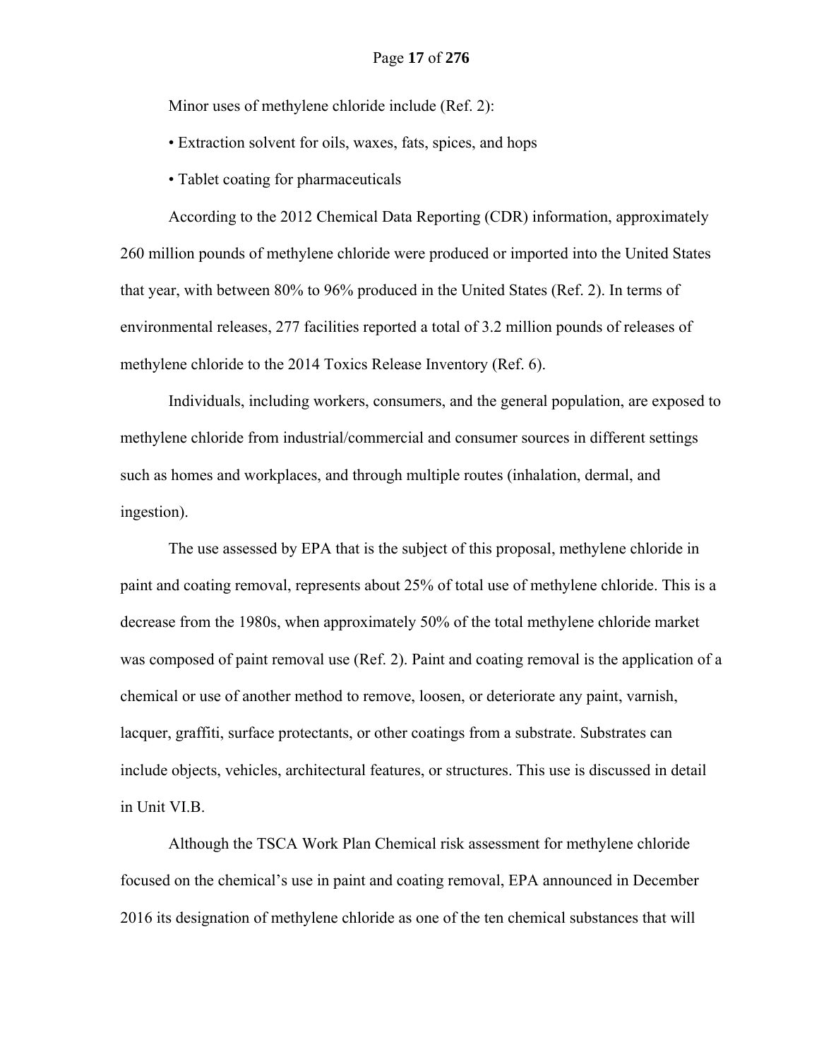Minor uses of methylene chloride include (Ref. 2):

• Extraction solvent for oils, waxes, fats, spices, and hops

• Tablet coating for pharmaceuticals

According to the 2012 Chemical Data Reporting (CDR) information, approximately 260 million pounds of methylene chloride were produced or imported into the United States that year, with between 80% to 96% produced in the United States (Ref. 2). In terms of environmental releases, 277 facilities reported a total of 3.2 million pounds of releases of methylene chloride to the 2014 Toxics Release Inventory (Ref. 6).

Individuals, including workers, consumers, and the general population, are exposed to methylene chloride from industrial/commercial and consumer sources in different settings such as homes and workplaces, and through multiple routes (inhalation, dermal, and ingestion).

The use assessed by EPA that is the subject of this proposal, methylene chloride in paint and coating removal, represents about 25% of total use of methylene chloride. This is a decrease from the 1980s, when approximately 50% of the total methylene chloride market was composed of paint removal use (Ref. 2). Paint and coating removal is the application of a chemical or use of another method to remove, loosen, or deteriorate any paint, varnish, lacquer, graffiti, surface protectants, or other coatings from a substrate. Substrates can include objects, vehicles, architectural features, or structures. This use is discussed in detail in Unit VI.B.

Although the TSCA Work Plan Chemical risk assessment for methylene chloride focused on the chemical's use in paint and coating removal, EPA announced in December 2016 its designation of methylene chloride as one of the ten chemical substances that will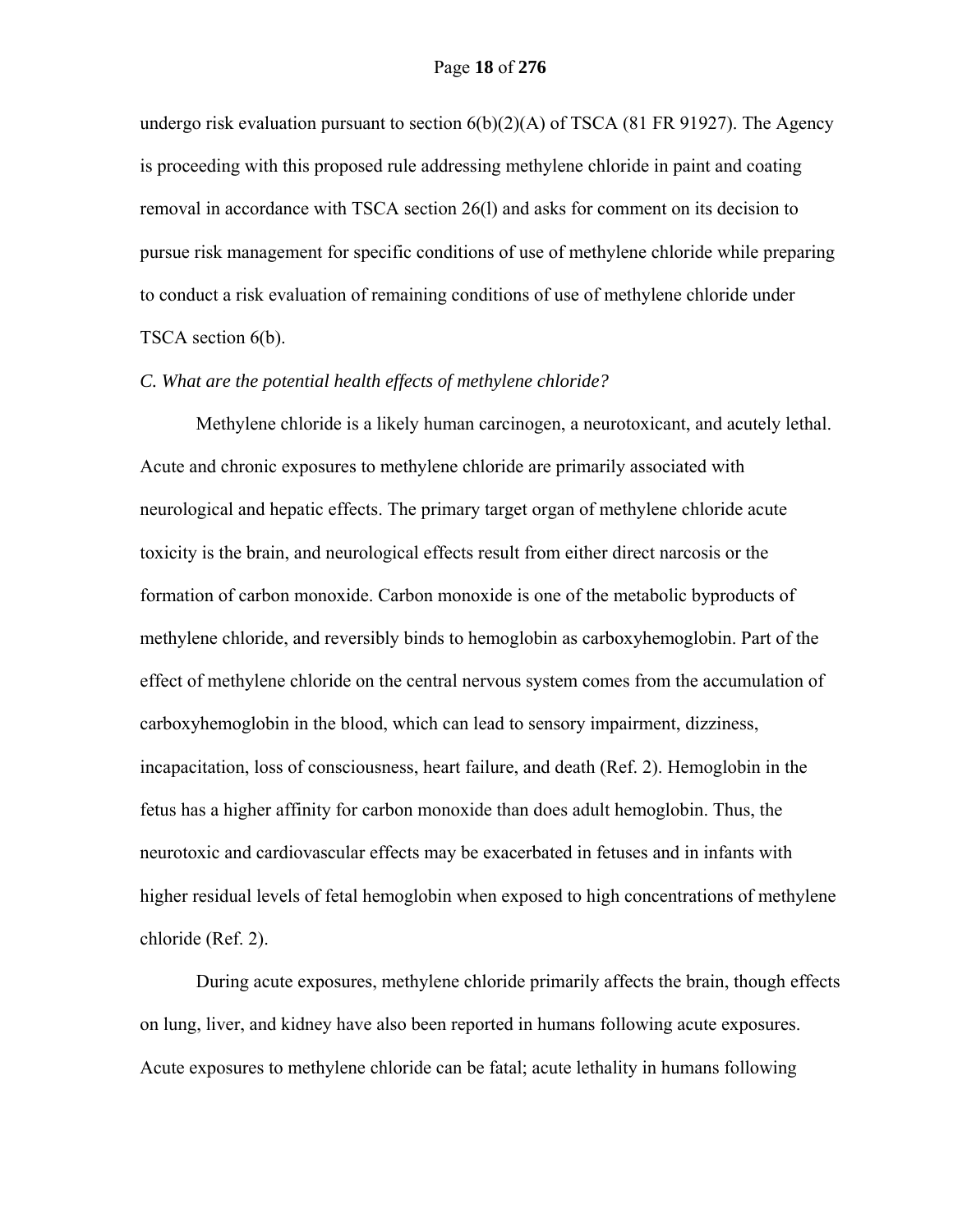undergo risk evaluation pursuant to section 6(b)(2)(A) of TSCA (81 FR 91927). The Agency is proceeding with this proposed rule addressing methylene chloride in paint and coating removal in accordance with TSCA section 26(l) and asks for comment on its decision to pursue risk management for specific conditions of use of methylene chloride while preparing to conduct a risk evaluation of remaining conditions of use of methylene chloride under TSCA section 6(b).

### *C. What are the potential health effects of methylene chloride?*

Methylene chloride is a likely human carcinogen, a neurotoxicant, and acutely lethal. Acute and chronic exposures to methylene chloride are primarily associated with neurological and hepatic effects. The primary target organ of methylene chloride acute toxicity is the brain, and neurological effects result from either direct narcosis or the formation of carbon monoxide. Carbon monoxide is one of the metabolic byproducts of methylene chloride, and reversibly binds to hemoglobin as carboxyhemoglobin. Part of the effect of methylene chloride on the central nervous system comes from the accumulation of carboxyhemoglobin in the blood, which can lead to sensory impairment, dizziness, incapacitation, loss of consciousness, heart failure, and death (Ref. 2). Hemoglobin in the fetus has a higher affinity for carbon monoxide than does adult hemoglobin. Thus, the neurotoxic and cardiovascular effects may be exacerbated in fetuses and in infants with higher residual levels of fetal hemoglobin when exposed to high concentrations of methylene chloride (Ref. 2).

During acute exposures, methylene chloride primarily affects the brain, though effects on lung, liver, and kidney have also been reported in humans following acute exposures. Acute exposures to methylene chloride can be fatal; acute lethality in humans following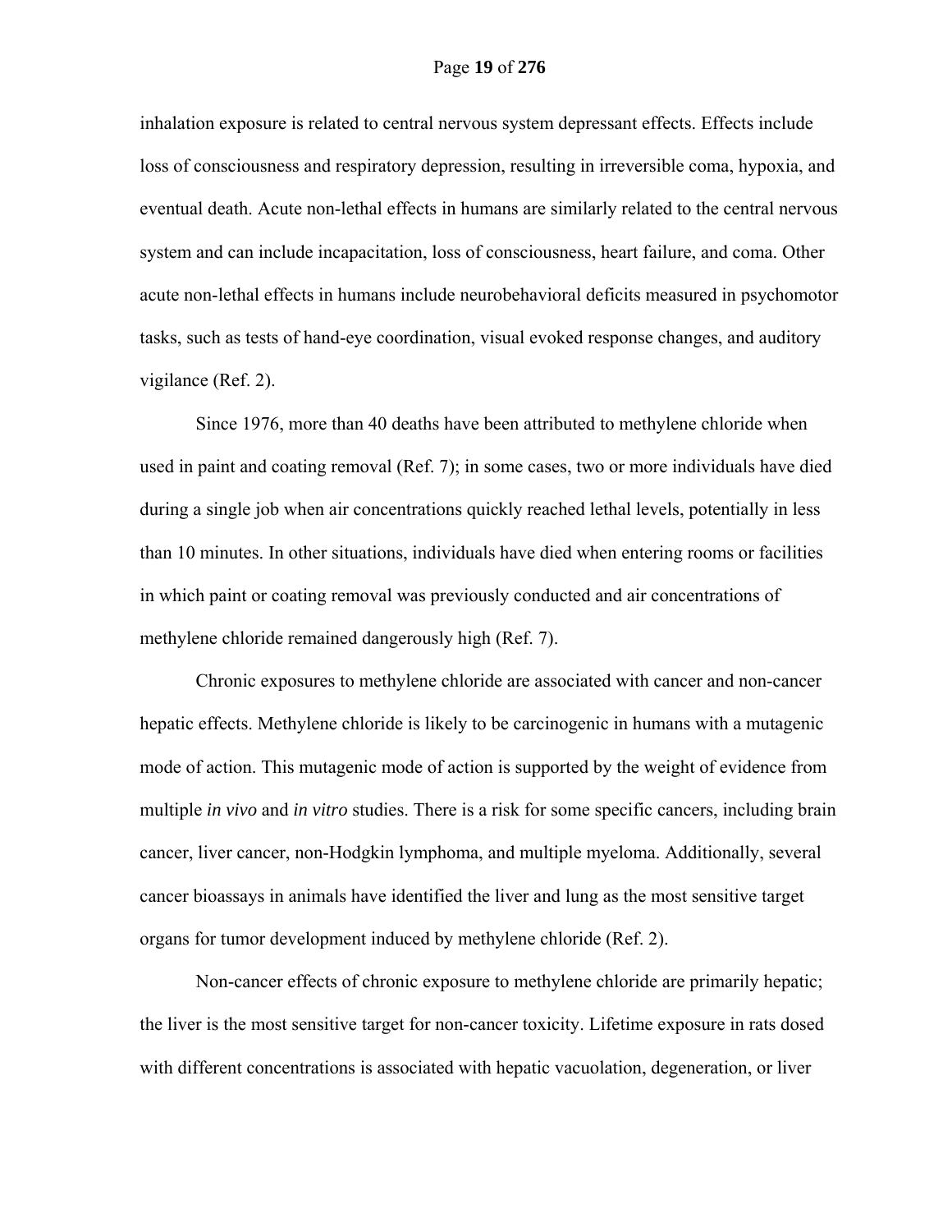inhalation exposure is related to central nervous system depressant effects. Effects include loss of consciousness and respiratory depression, resulting in irreversible coma, hypoxia, and eventual death. Acute non-lethal effects in humans are similarly related to the central nervous system and can include incapacitation, loss of consciousness, heart failure, and coma. Other acute non-lethal effects in humans include neurobehavioral deficits measured in psychomotor tasks, such as tests of hand-eye coordination, visual evoked response changes, and auditory vigilance (Ref. 2).

Since 1976, more than 40 deaths have been attributed to methylene chloride when used in paint and coating removal (Ref. 7); in some cases, two or more individuals have died during a single job when air concentrations quickly reached lethal levels, potentially in less than 10 minutes. In other situations, individuals have died when entering rooms or facilities in which paint or coating removal was previously conducted and air concentrations of methylene chloride remained dangerously high (Ref. 7).

Chronic exposures to methylene chloride are associated with cancer and non-cancer hepatic effects. Methylene chloride is likely to be carcinogenic in humans with a mutagenic mode of action. This mutagenic mode of action is supported by the weight of evidence from multiple *in vivo* and *in vitro* studies. There is a risk for some specific cancers, including brain cancer, liver cancer, non-Hodgkin lymphoma, and multiple myeloma. Additionally, several cancer bioassays in animals have identified the liver and lung as the most sensitive target organs for tumor development induced by methylene chloride (Ref. 2).

Non-cancer effects of chronic exposure to methylene chloride are primarily hepatic; the liver is the most sensitive target for non-cancer toxicity. Lifetime exposure in rats dosed with different concentrations is associated with hepatic vacuolation, degeneration, or liver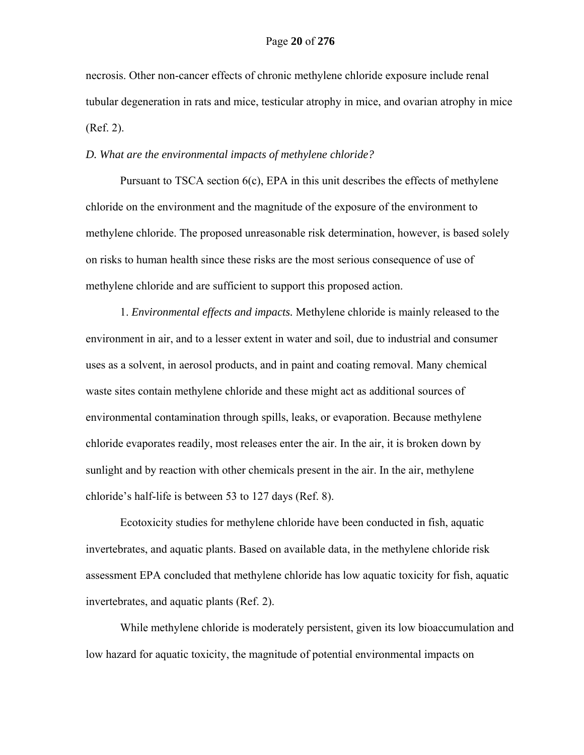necrosis. Other non-cancer effects of chronic methylene chloride exposure include renal tubular degeneration in rats and mice, testicular atrophy in mice, and ovarian atrophy in mice (Ref. 2).

*D. What are the environmental impacts of methylene chloride?*

Pursuant to TSCA section 6(c), EPA in this unit describes the effects of methylene chloride on the environment and the magnitude of the exposure of the environment to methylene chloride. The proposed unreasonable risk determination, however, is based solely on risks to human health since these risks are the most serious consequence of use of methylene chloride and are sufficient to support this proposed action.

1. *Environmental effects and impacts.* Methylene chloride is mainly released to the environment in air, and to a lesser extent in water and soil, due to industrial and consumer uses as a solvent, in aerosol products, and in paint and coating removal. Many chemical waste sites contain methylene chloride and these might act as additional sources of environmental contamination through spills, leaks, or evaporation. Because methylene chloride evaporates readily, most releases enter the air. In the air, it is broken down by sunlight and by reaction with other chemicals present in the air. In the air, methylene chloride's half-life is between 53 to 127 days (Ref. 8).

Ecotoxicity studies for methylene chloride have been conducted in fish, aquatic invertebrates, and aquatic plants. Based on available data, in the methylene chloride risk assessment EPA concluded that methylene chloride has low aquatic toxicity for fish, aquatic invertebrates, and aquatic plants (Ref. 2).

While methylene chloride is moderately persistent, given its low bioaccumulation and low hazard for aquatic toxicity, the magnitude of potential environmental impacts on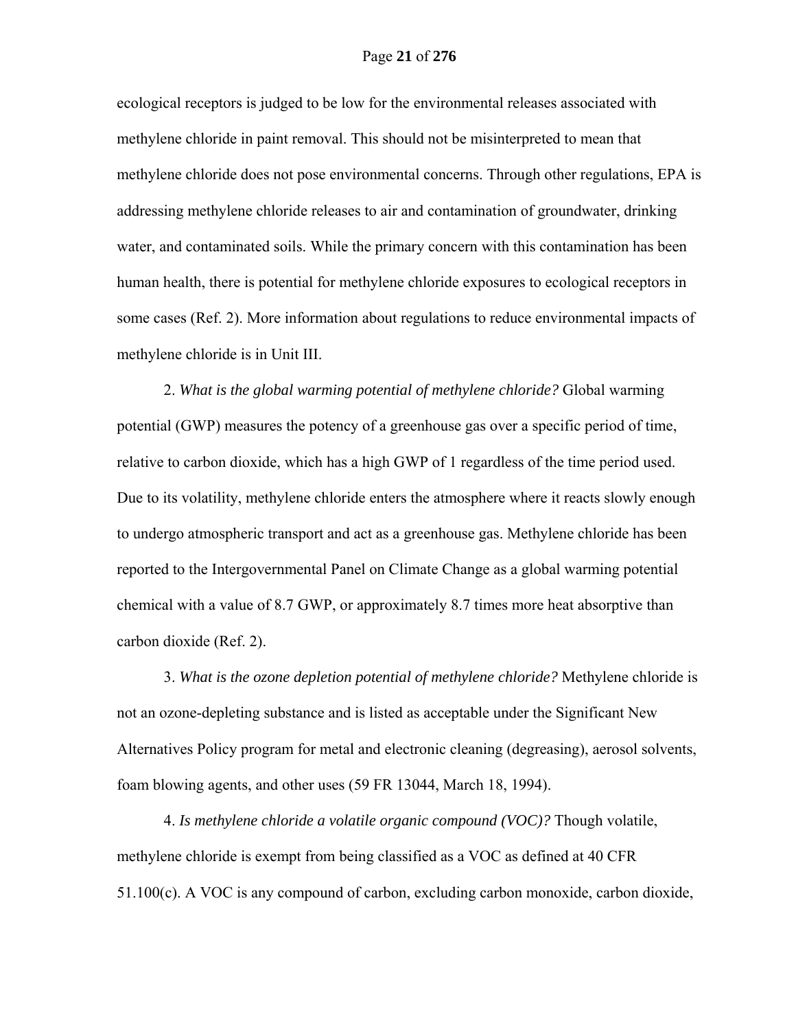ecological receptors is judged to be low for the environmental releases associated with methylene chloride in paint removal. This should not be misinterpreted to mean that methylene chloride does not pose environmental concerns. Through other regulations, EPA is addressing methylene chloride releases to air and contamination of groundwater, drinking water, and contaminated soils. While the primary concern with this contamination has been human health, there is potential for methylene chloride exposures to ecological receptors in some cases (Ref. 2). More information about regulations to reduce environmental impacts of methylene chloride is in Unit III.

2. *What is the global warming potential of methylene chloride?* Global warming potential (GWP) measures the potency of a greenhouse gas over a specific period of time, relative to carbon dioxide, which has a high GWP of 1 regardless of the time period used. Due to its volatility, methylene chloride enters the atmosphere where it reacts slowly enough to undergo atmospheric transport and act as a greenhouse gas. Methylene chloride has been reported to the Intergovernmental Panel on Climate Change as a global warming potential chemical with a value of 8.7 GWP, or approximately 8.7 times more heat absorptive than carbon dioxide (Ref. 2).

3. *What is the ozone depletion potential of methylene chloride?* Methylene chloride is not an ozone-depleting substance and is listed as acceptable under the Significant New Alternatives Policy program for metal and electronic cleaning (degreasing), aerosol solvents, foam blowing agents, and other uses (59 FR 13044, March 18, 1994).

4. *Is methylene chloride a volatile organic compound (VOC)?* Though volatile, methylene chloride is exempt from being classified as a VOC as defined at 40 CFR 51.100(c). A VOC is any compound of carbon, excluding carbon monoxide, carbon dioxide,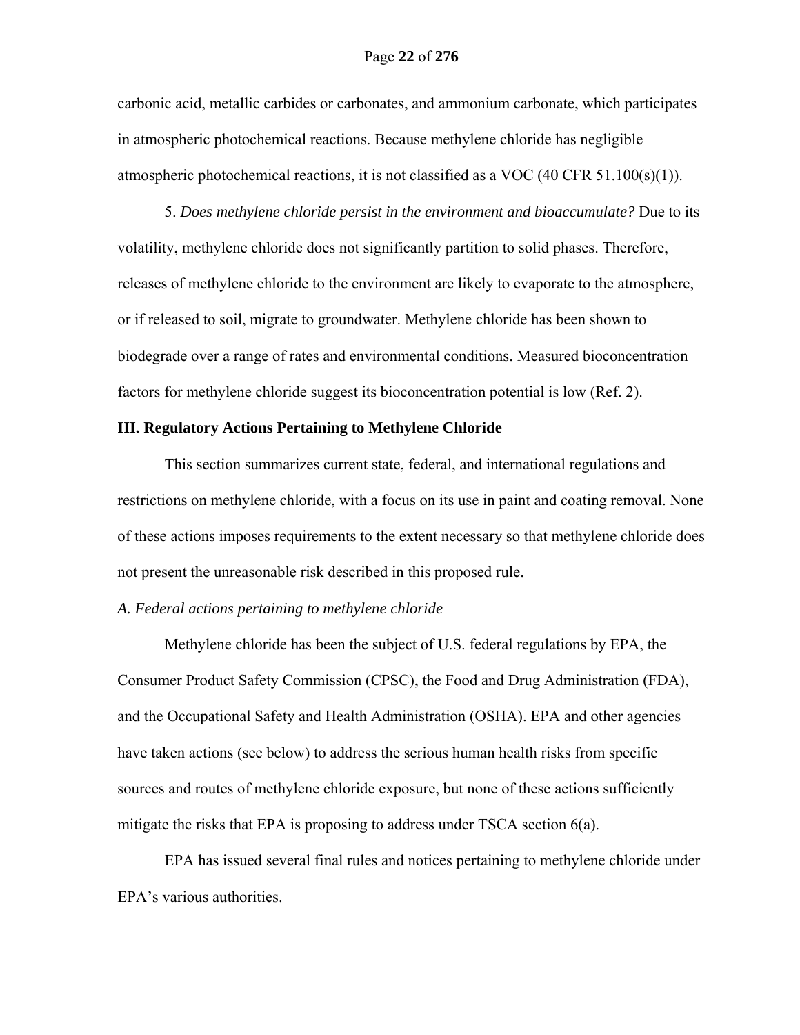carbonic acid, metallic carbides or carbonates, and ammonium carbonate, which participates in atmospheric photochemical reactions. Because methylene chloride has negligible atmospheric photochemical reactions, it is not classified as a VOC (40 CFR 51.100(s)(1)).

5. *Does methylene chloride persist in the environment and bioaccumulate?* Due to its volatility, methylene chloride does not significantly partition to solid phases. Therefore, releases of methylene chloride to the environment are likely to evaporate to the atmosphere, or if released to soil, migrate to groundwater. Methylene chloride has been shown to biodegrade over a range of rates and environmental conditions. Measured bioconcentration factors for methylene chloride suggest its bioconcentration potential is low (Ref. 2).

## III. Regulatory Actions Pertaining to Methylene Chloride

This section summarizes current state, federal, and international regulations and restrictions on methylene chloride, with a focus on its use in paint and coating removal. None of these actions imposes requirements to the extent necessary so that methylene chloride does not present the unreasonable risk described in this proposed rule.

### *A. Federal actions pertaining to methylene chloride*

Methylene chloride has been the subject of U.S. federal regulations by EPA, the Consumer Product Safety Commission (CPSC), the Food and Drug Administration (FDA), and the Occupational Safety and Health Administration (OSHA). EPA and other agencies have taken actions (see below) to address the serious human health risks from specific sources and routes of methylene chloride exposure, but none of these actions sufficiently mitigate the risks that EPA is proposing to address under TSCA section 6(a).

EPA has issued several final rules and notices pertaining to methylene chloride under EPA's various authorities.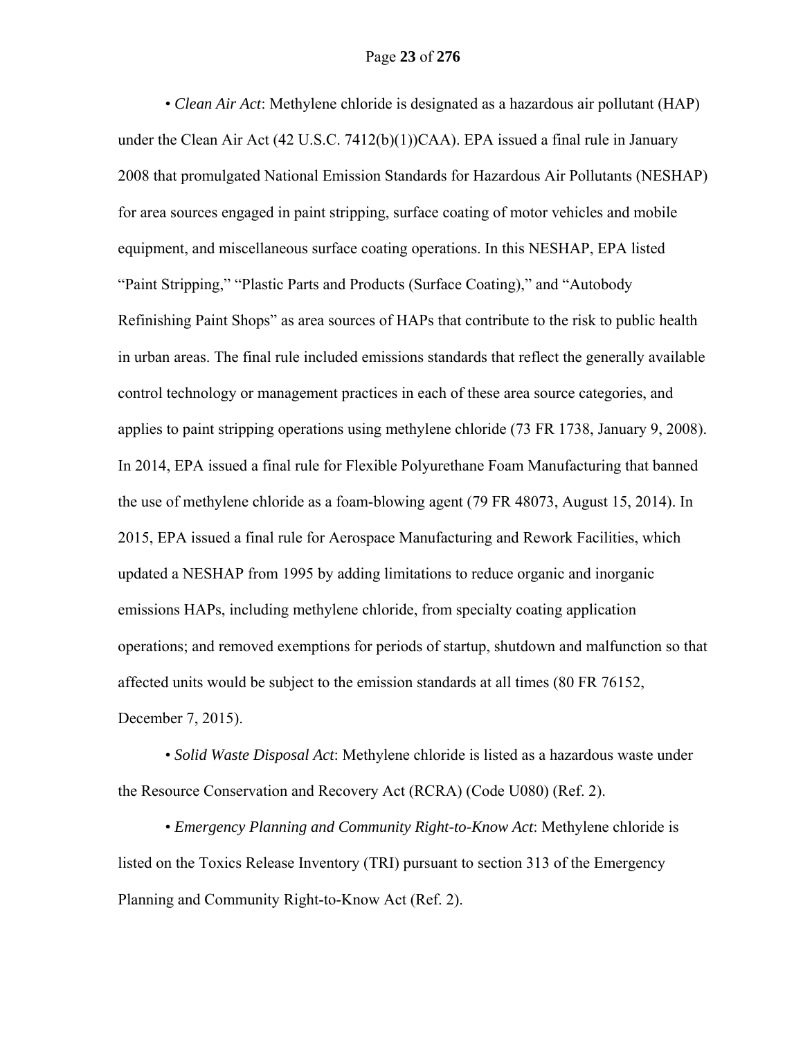• *Clean Air Act*: Methylene chloride is designated as a hazardous air pollutant (HAP) under the Clean Air Act (42 U.S.C. 7412(b)(1))CAA). EPA issued a final rule in January 2008 that promulgated National Emission Standards for Hazardous Air Pollutants (NESHAP) for area sources engaged in paint stripping, surface coating of motor vehicles and mobile equipment, and miscellaneous surface coating operations. In this NESHAP, EPA listed "Paint Stripping," "Plastic Parts and Products (Surface Coating)," and "Autobody Refinishing Paint Shops" as area sources of HAPs that contribute to the risk to public health in urban areas. The final rule included emissions standards that reflect the generally available control technology or management practices in each of these area source categories, and applies to paint stripping operations using methylene chloride (73 FR 1738, January 9, 2008). In 2014, EPA issued a final rule for Flexible Polyurethane Foam Manufacturing that banned the use of methylene chloride as a foam-blowing agent (79 FR 48073, August 15, 2014). In 2015, EPA issued a final rule for Aerospace Manufacturing and Rework Facilities, which updated a NESHAP from 1995 by adding limitations to reduce organic and inorganic emissions HAPs, including methylene chloride, from specialty coating application operations; and removed exemptions for periods of startup, shutdown and malfunction so that affected units would be subject to the emission standards at all times (80 FR 76152, December 7, 2015).

• *Solid Waste Disposal Act*: Methylene chloride is listed as a hazardous waste under the Resource Conservation and Recovery Act (RCRA) (Code U080) (Ref. 2).

• *Emergency Planning and Community Right-to-Know Act*: Methylene chloride is listed on the Toxics Release Inventory (TRI) pursuant to section 313 of the Emergency Planning and Community Right-to-Know Act (Ref. 2).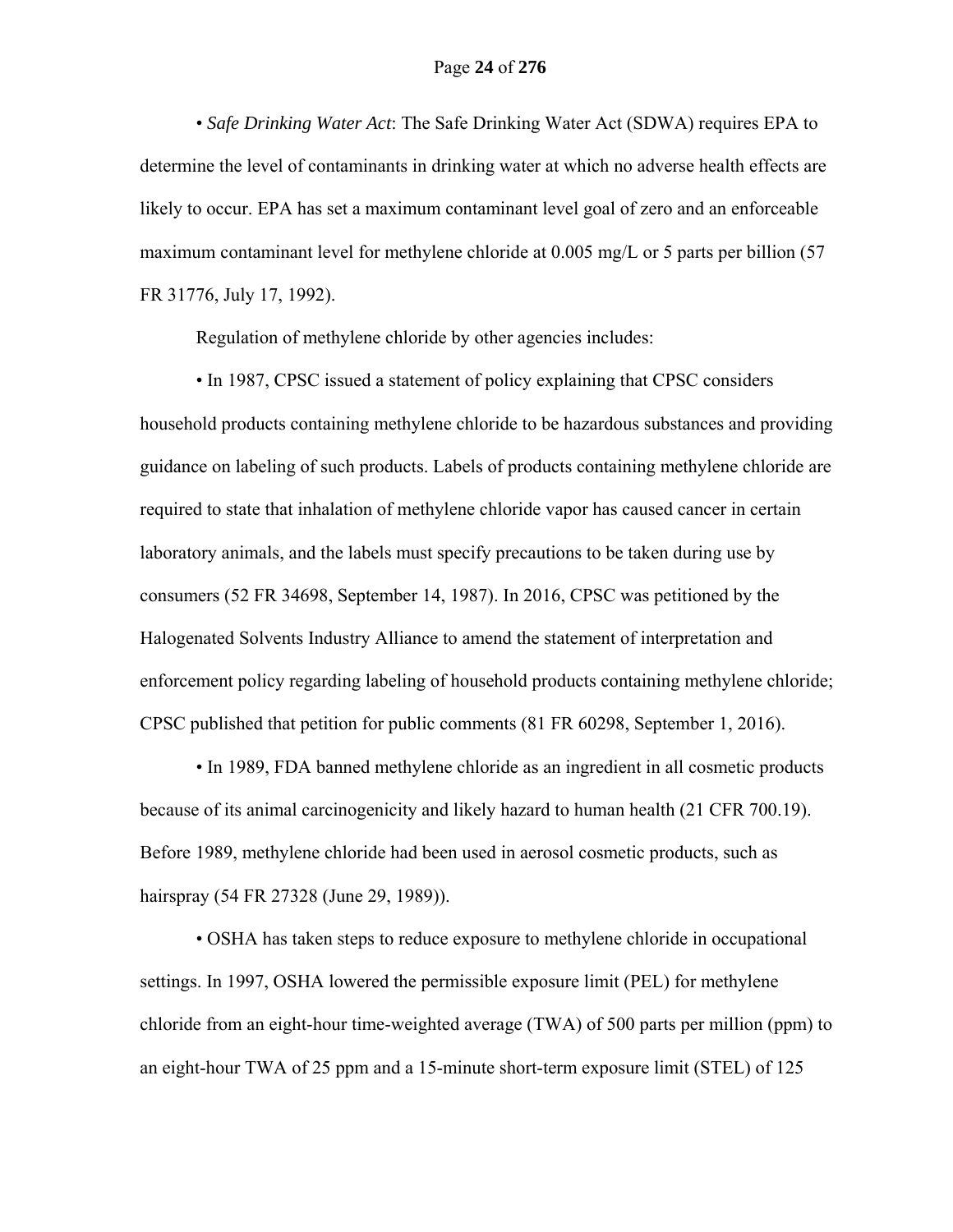• *Safe Drinking Water Act*: The Safe Drinking Water Act (SDWA) requires EPA to determine the level of contaminants in drinking water at which no adverse health effects are likely to occur. EPA has set a maximum contaminant level goal of zero and an enforceable maximum contaminant level for methylene chloride at 0.005 mg/L or 5 parts per billion (57 FR 31776, July 17, 1992).

Regulation of methylene chloride by other agencies includes:

• In 1987, CPSC issued a statement of policy explaining that CPSC considers household products containing methylene chloride to be hazardous substances and providing guidance on labeling of such products. Labels of products containing methylene chloride are required to state that inhalation of methylene chloride vapor has caused cancer in certain laboratory animals, and the labels must specify precautions to be taken during use by consumers (52 FR 34698, September 14, 1987). In 2016, CPSC was petitioned by the Halogenated Solvents Industry Alliance to amend the statement of interpretation and enforcement policy regarding labeling of household products containing methylene chloride; CPSC published that petition for public comments (81 FR 60298, September 1, 2016).

• In 1989, FDA banned methylene chloride as an ingredient in all cosmetic products because of its animal carcinogenicity and likely hazard to human health (21 CFR 700.19). Before 1989, methylene chloride had been used in aerosol cosmetic products, such as hairspray (54 FR 27328 (June 29, 1989)).

• OSHA has taken steps to reduce exposure to methylene chloride in occupational settings. In 1997, OSHA lowered the permissible exposure limit (PEL) for methylene chloride from an eight-hour time-weighted average (TWA) of 500 parts per million (ppm) to an eight-hour TWA of 25 ppm and a 15-minute short-term exposure limit (STEL) of 125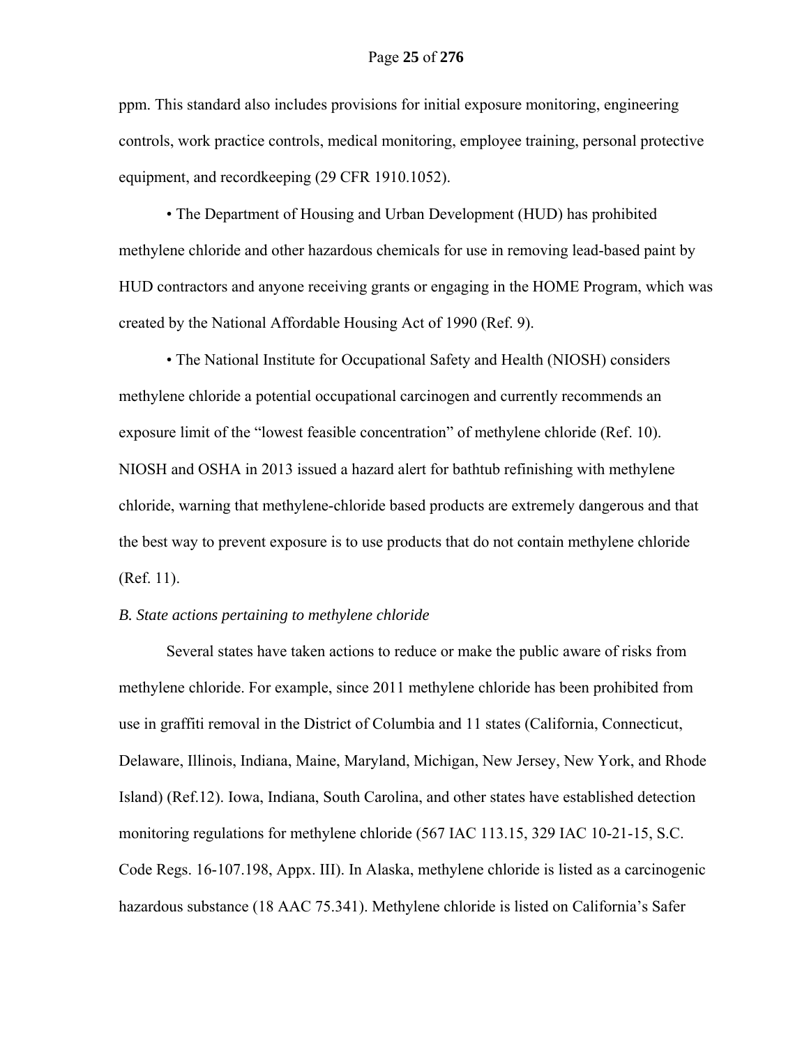ppm. This standard also includes provisions for initial exposure monitoring, engineering controls, work practice controls, medical monitoring, employee training, personal protective equipment, and recordkeeping (29 CFR 1910.1052).

• The Department of Housing and Urban Development (HUD) has prohibited methylene chloride and other hazardous chemicals for use in removing lead-based paint by HUD contractors and anyone receiving grants or engaging in the HOME Program, which was created by the National Affordable Housing Act of 1990 (Ref. 9).

• The National Institute for Occupational Safety and Health (NIOSH) considers methylene chloride a potential occupational carcinogen and currently recommends an exposure limit of the "lowest feasible concentration" of methylene chloride (Ref. 10). NIOSH and OSHA in 2013 issued a hazard alert for bathtub refinishing with methylene chloride, warning that methylene-chloride based products are extremely dangerous and that the best way to prevent exposure is to use products that do not contain methylene chloride (Ref. 11).

*B. State actions pertaining to methylene chloride*

Several states have taken actions to reduce or make the public aware of risks from methylene chloride. For example, since 2011 methylene chloride has been prohibited from use in graffiti removal in the District of Columbia and 11 states (California, Connecticut, Delaware, Illinois, Indiana, Maine, Maryland, Michigan, New Jersey, New York, and Rhode Island) (Ref.12). Iowa, Indiana, South Carolina, and other states have established detection monitoring regulations for methylene chloride (567 IAC 113.15, 329 IAC 10-21-15, S.C. Code Regs. 16-107.198, Appx. III). In Alaska, methylene chloride is listed as a carcinogenic hazardous substance (18 AAC 75.341). Methylene chloride is listed on California's Safer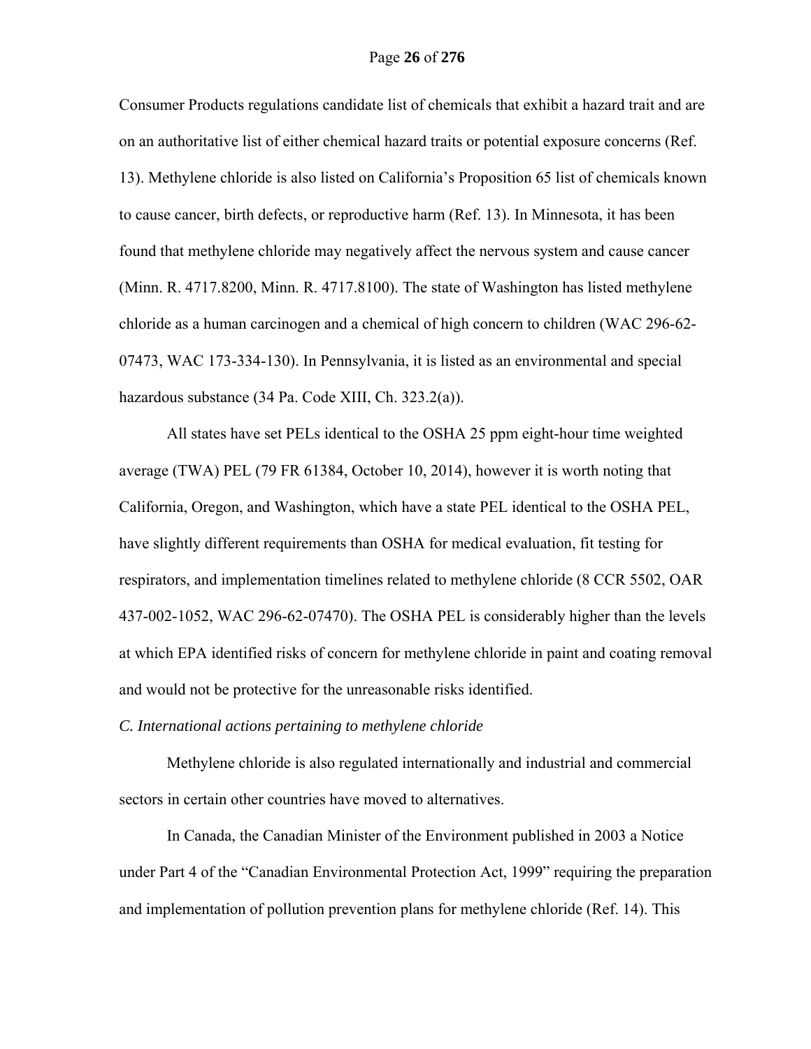Consumer Products regulations candidate list of chemicals that exhibit a hazard trait and are on an authoritative list of either chemical hazard traits or potential exposure concerns (Ref. 13). Methylene chloride is also listed on California's Proposition 65 list of chemicals known to cause cancer, birth defects, or reproductive harm (Ref. 13). In Minnesota, it has been found that methylene chloride may negatively affect the nervous system and cause cancer (Minn. R. 4717.8200, Minn. R. 4717.8100). The state of Washington has listed methylene chloride as a human carcinogen and a chemical of high concern to children (WAC 296-62-07473, WAC 173-334-130). In Pennsylvania, it is listed as an environmental and special hazardous substance (34 Pa. Code XIII, Ch. 323.2(a)).

All states have set PELs identical to the OSHA 25 ppm eight-hour time weighted average (TWA) PEL (79 FR 61384, October 10, 2014), however it is worth noting that California, Oregon, and Washington, which have a state PEL identical to the OSHA PEL, have slightly different requirements than OSHA for medical evaluation, fit testing for respirators, and implementation timelines related to methylene chloride (8 CCR 5502, OAR 437-002-1052, WAC 296-62-07470). The OSHA PEL is considerably higher than the levels at which EPA identified risks of concern for methylene chloride in paint and coating removal and would not be protective for the unreasonable risks identified.

*C. International actions pertaining to methylene chloride*

Methylene chloride is also regulated internationally and industrial and commercial sectors in certain other countries have moved to alternatives.

In Canada, the Canadian Minister of the Environment published in 2003 a Notice under Part 4 of the "Canadian Environmental Protection Act, 1999" requiring the preparation and implementation of pollution prevention plans for methylene chloride (Ref. 14). This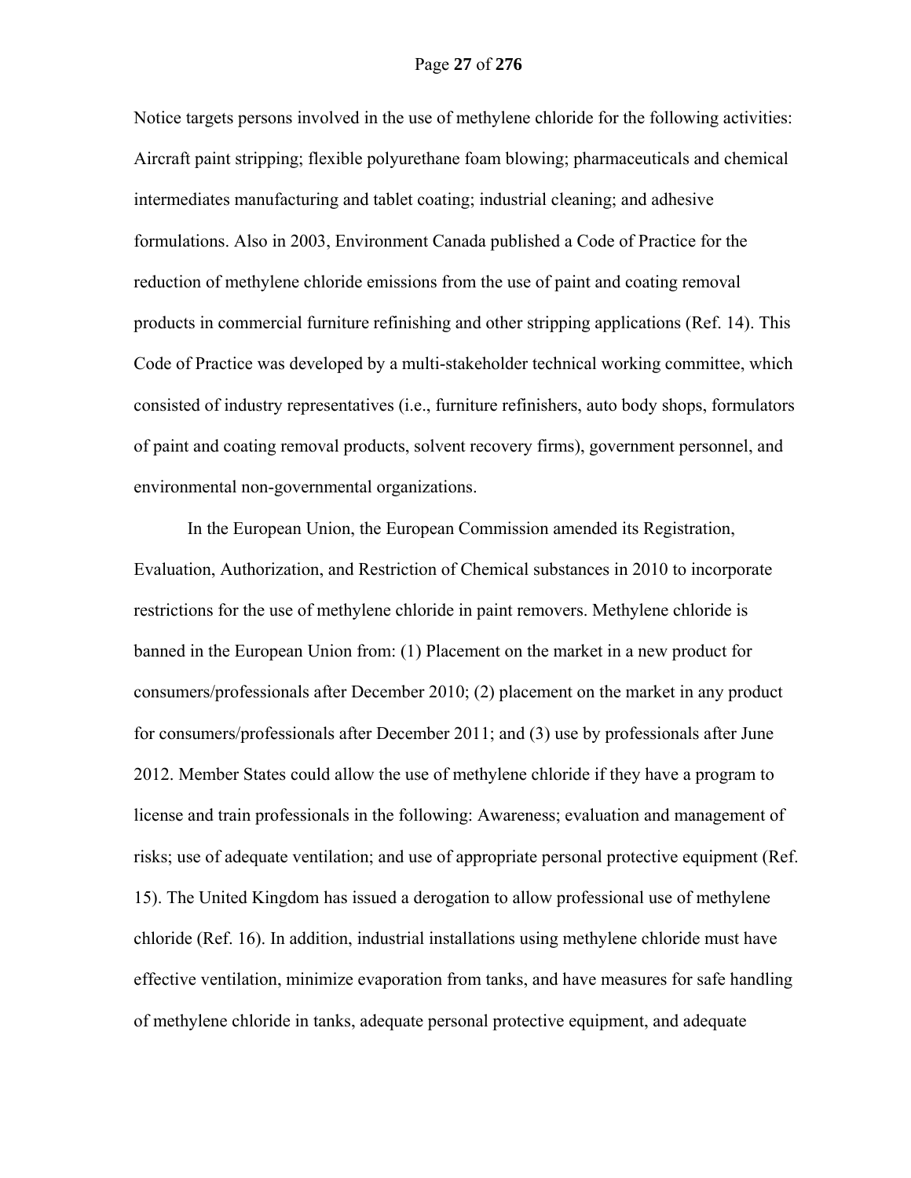Notice targets persons involved in the use of methylene chloride for the following activities: Aircraft paint stripping; flexible polyurethane foam blowing; pharmaceuticals and chemical intermediates manufacturing and tablet coating; industrial cleaning; and adhesive formulations. Also in 2003, Environment Canada published a Code of Practice for the reduction of methylene chloride emissions from the use of paint and coating removal products in commercial furniture refinishing and other stripping applications (Ref. 14). This Code of Practice was developed by a multi-stakeholder technical working committee, which consisted of industry representatives (i.e., furniture refinishers, auto body shops, formulators of paint and coating removal products, solvent recovery firms), government personnel, and environmental non-governmental organizations.

In the European Union, the European Commission amended its Registration, Evaluation, Authorization, and Restriction of Chemical substances in 2010 to incorporate restrictions for the use of methylene chloride in paint removers. Methylene chloride is banned in the European Union from: (1) Placement on the market in a new product for consumers/professionals after December 2010; (2) placement on the market in any product for consumers/professionals after December 2011; and (3) use by professionals after June 2012. Member States could allow the use of methylene chloride if they have a program to license and train professionals in the following: Awareness; evaluation and management of risks; use of adequate ventilation; and use of appropriate personal protective equipment (Ref. 15). The United Kingdom has issued a derogation to allow professional use of methylene chloride (Ref. 16). In addition, industrial installations using methylene chloride must have effective ventilation, minimize evaporation from tanks, and have measures for safe handling of methylene chloride in tanks, adequate personal protective equipment, and adequate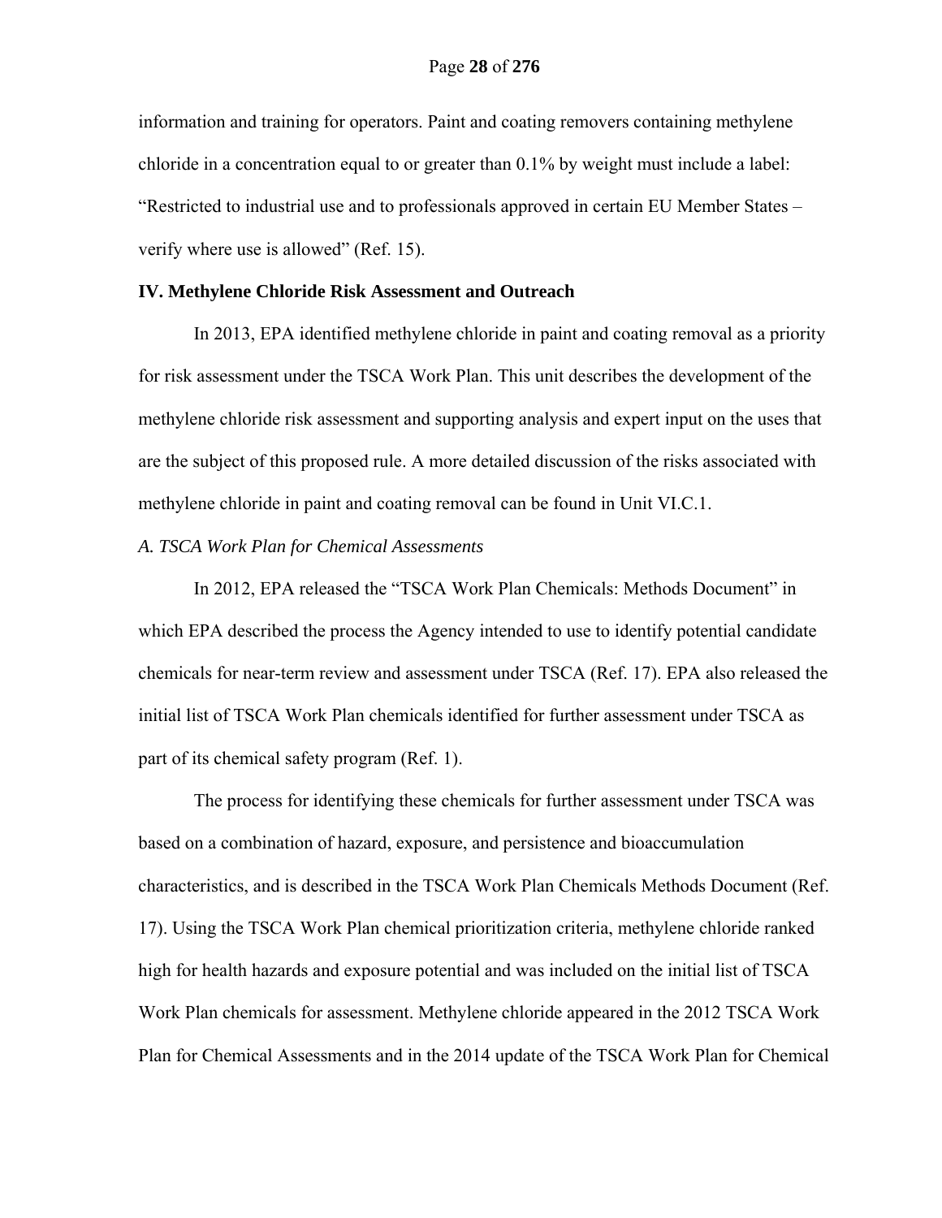information and training for operators. Paint and coating removers containing methylene chloride in a concentration equal to or greater than 0.1% by weight must include a label: "Restricted to industrial use and to professionals approved in certain EU Member States – verify where use is allowed" (Ref. 15).

## IV. Methylene Chloride Risk Assessment and Outreach

In 2013, EPA identified methylene chloride in paint and coating removal as a priority for risk assessment under the TSCA Work Plan. This unit describes the development of the methylene chloride risk assessment and supporting analysis and expert input on the uses that are the subject of this proposed rule. A more detailed discussion of the risks associated with methylene chloride in paint and coating removal can be found in Unit VI.C.1.

### *A. TSCA Work Plan for Chemical Assessments*

In 2012, EPA released the "TSCA Work Plan Chemicals: Methods Document" in which EPA described the process the Agency intended to use to identify potential candidate chemicals for near-term review and assessment under TSCA (Ref. 17). EPA also released the initial list of TSCA Work Plan chemicals identified for further assessment under TSCA as part of its chemical safety program (Ref. 1).

The process for identifying these chemicals for further assessment under TSCA was based on a combination of hazard, exposure, and persistence and bioaccumulation characteristics, and is described in the TSCA Work Plan Chemicals Methods Document (Ref. 17). Using the TSCA Work Plan chemical prioritization criteria, methylene chloride ranked high for health hazards and exposure potential and was included on the initial list of TSCA Work Plan chemicals for assessment. Methylene chloride appeared in the 2012 TSCA Work Plan for Chemical Assessments and in the 2014 update of the TSCA Work Plan for Chemical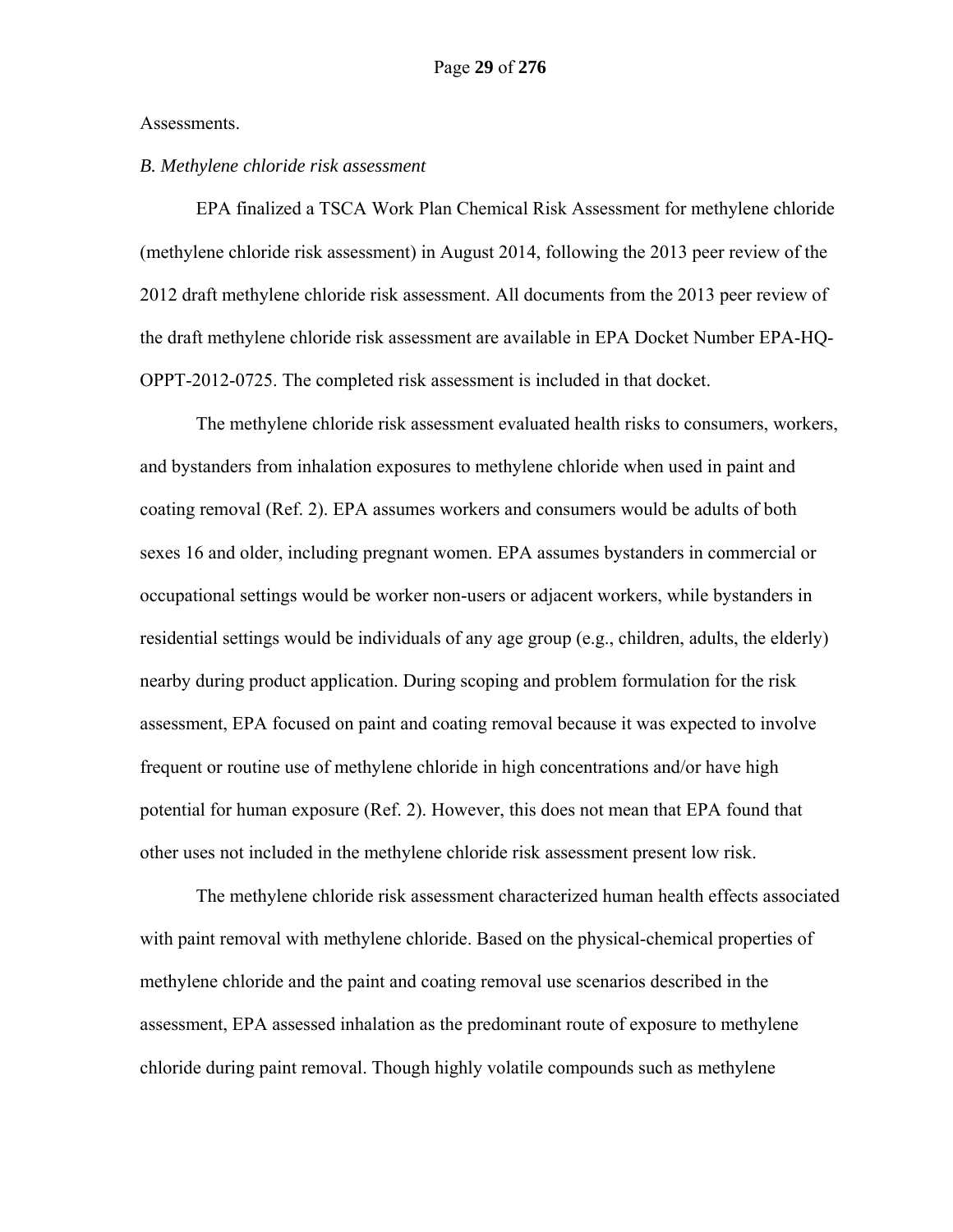Assessments.

*B. Methylene chloride risk assessment*

EPA finalized a TSCA Work Plan Chemical Risk Assessment for methylene chloride (methylene chloride risk assessment) in August 2014, following the 2013 peer review of the 2012 draft methylene chloride risk assessment. All documents from the 2013 peer review of the draft methylene chloride risk assessment are available in EPA Docket Number EPA-HQ-OPPT-2012-0725. The completed risk assessment is included in that docket.

The methylene chloride risk assessment evaluated health risks to consumers, workers, and bystanders from inhalation exposures to methylene chloride when used in paint and coating removal (Ref. 2). EPA assumes workers and consumers would be adults of both sexes 16 and older, including pregnant women. EPA assumes bystanders in commercial or occupational settings would be worker non-users or adjacent workers, while bystanders in residential settings would be individuals of any age group (e.g., children, adults, the elderly) nearby during product application. During scoping and problem formulation for the risk assessment, EPA focused on paint and coating removal because it was expected to involve frequent or routine use of methylene chloride in high concentrations and/or have high potential for human exposure (Ref. 2). However, this does not mean that EPA found that other uses not included in the methylene chloride risk assessment present low risk.

The methylene chloride risk assessment characterized human health effects associated with paint removal with methylene chloride. Based on the physical-chemical properties of methylene chloride and the paint and coating removal use scenarios described in the assessment, EPA assessed inhalation as the predominant route of exposure to methylene chloride during paint removal. Though highly volatile compounds such as methylene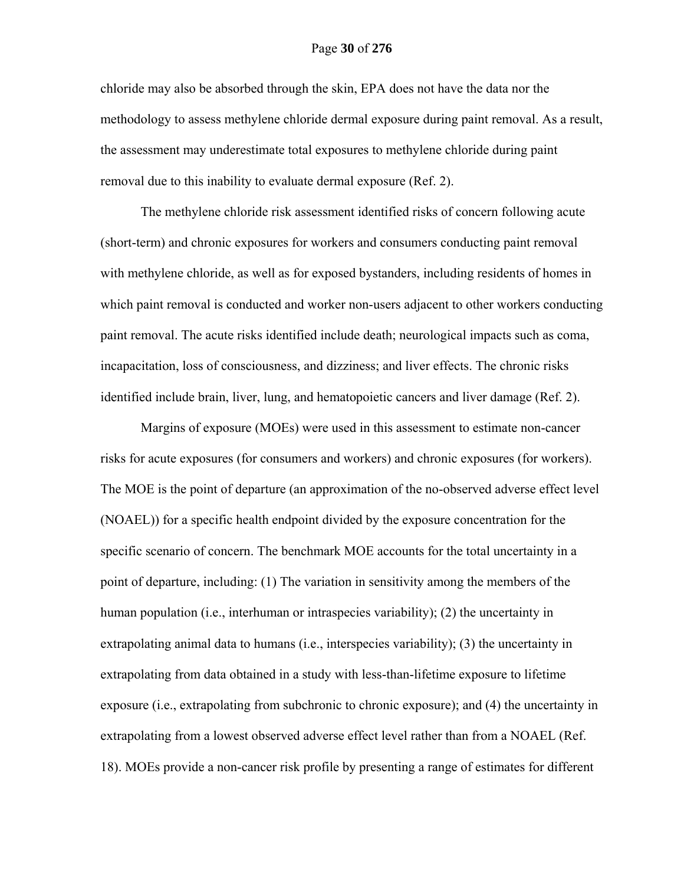chloride may also be absorbed through the skin, EPA does not have the data nor the methodology to assess methylene chloride dermal exposure during paint removal. As a result, the assessment may underestimate total exposures to methylene chloride during paint removal due to this inability to evaluate dermal exposure (Ref. 2).

The methylene chloride risk assessment identified risks of concern following acute (short-term) and chronic exposures for workers and consumers conducting paint removal with methylene chloride, as well as for exposed bystanders, including residents of homes in which paint removal is conducted and worker non-users adjacent to other workers conducting paint removal. The acute risks identified include death; neurological impacts such as coma, incapacitation, loss of consciousness, and dizziness; and liver effects. The chronic risks identified include brain, liver, lung, and hematopoietic cancers and liver damage (Ref. 2).

Margins of exposure (MOEs) were used in this assessment to estimate non-cancer risks for acute exposures (for consumers and workers) and chronic exposures (for workers). The MOE is the point of departure (an approximation of the no-observed adverse effect level (NOAEL)) for a specific health endpoint divided by the exposure concentration for the specific scenario of concern. The benchmark MOE accounts for the total uncertainty in a point of departure, including: (1) The variation in sensitivity among the members of the human population (i.e., interhuman or intraspecies variability); (2) the uncertainty in extrapolating animal data to humans (i.e., interspecies variability); (3) the uncertainty in extrapolating from data obtained in a study with less-than-lifetime exposure to lifetime exposure (i.e., extrapolating from subchronic to chronic exposure); and (4) the uncertainty in extrapolating from a lowest observed adverse effect level rather than from a NOAEL (Ref. 18). MOEs provide a non-cancer risk profile by presenting a range of estimates for different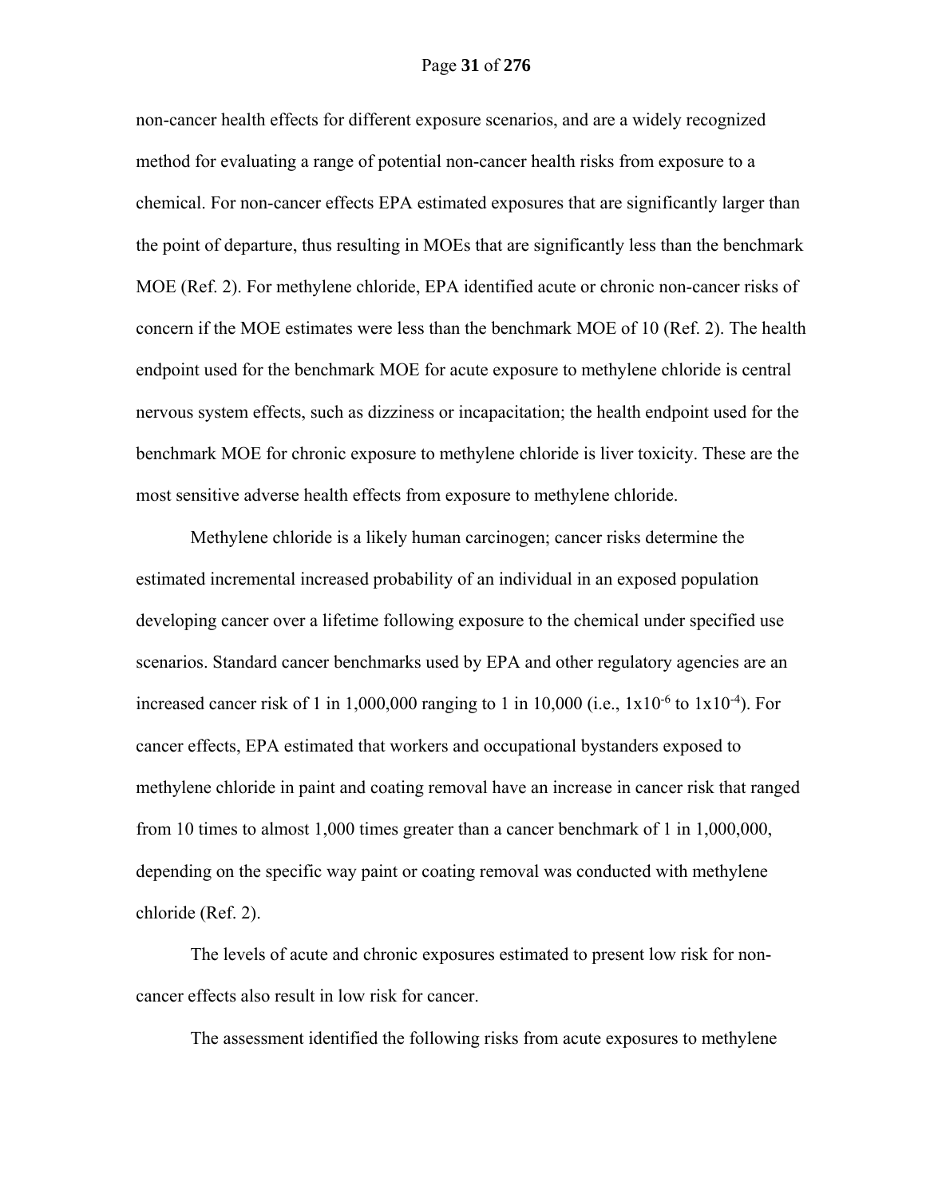non-cancer health effects for different exposure scenarios, and are a widely recognized method for evaluating a range of potential non-cancer health risks from exposure to a chemical. For non-cancer effects EPA estimated exposures that are significantly larger than the point of departure, thus resulting in MOEs that are significantly less than the benchmark MOE (Ref. 2). For methylene chloride, EPA identified acute or chronic non-cancer risks of concern if the MOE estimates were less than the benchmark MOE of 10 (Ref. 2). The health endpoint used for the benchmark MOE for acute exposure to methylene chloride is central nervous system effects, such as dizziness or incapacitation; the health endpoint used for the benchmark MOE for chronic exposure to methylene chloride is liver toxicity. These are the most sensitive adverse health effects from exposure to methylene chloride.

Methylene chloride is a likely human carcinogen; cancer risks determine the estimated incremental increased probability of an individual in an exposed population developing cancer over a lifetime following exposure to the chemical under specified use scenarios. Standard cancer benchmarks used by EPA and other regulatory agencies are an increased cancer risk of 1 in 1,000,000 ranging to 1 in 10,000 (i.e., $1x10^{-6}$ to $1x10^{-4}$). For cancer effects, EPA estimated that workers and occupational bystanders exposed to methylene chloride in paint and coating removal have an increase in cancer risk that ranged from 10 times to almost 1,000 times greater than a cancer benchmark of 1 in 1,000,000, depending on the specific way paint or coating removal was conducted with methylene chloride (Ref. 2).

The levels of acute and chronic exposures estimated to present low risk for non-cancer effects also result in low risk for cancer.

The assessment identified the following risks from acute exposures to methylene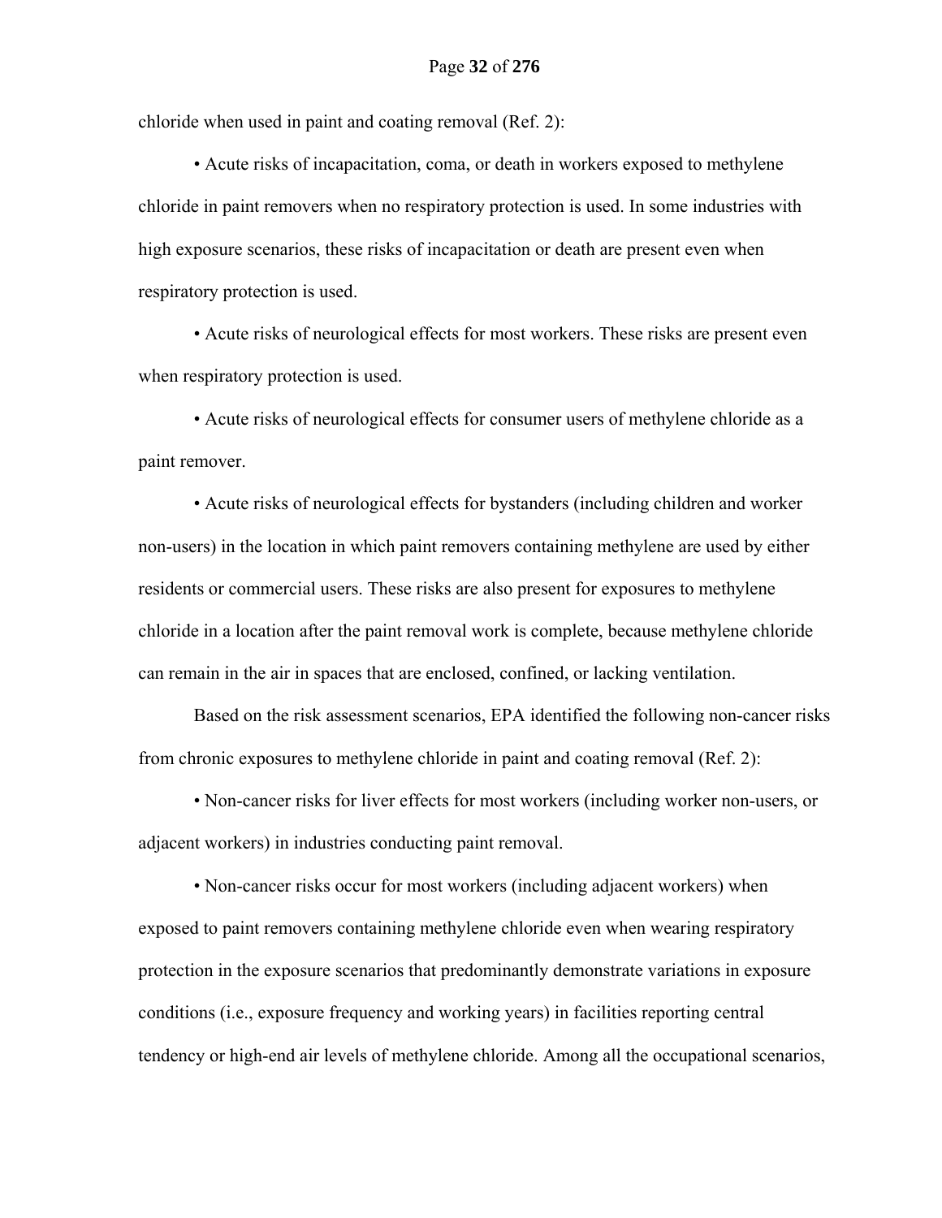chloride when used in paint and coating removal (Ref. 2):

- Acute risks of incapacitation, coma, or death in workers exposed to methylene chloride in paint removers when no respiratory protection is used. In some industries with high exposure scenarios, these risks of incapacitation or death are present even when respiratory protection is used.

- Acute risks of neurological effects for most workers. These risks are present even when respiratory protection is used.

- Acute risks of neurological effects for consumer users of methylene chloride as a paint remover.

- Acute risks of neurological effects for bystanders (including children and worker non-users) in the location in which paint removers containing methylene are used by either residents or commercial users. These risks are also present for exposures to methylene chloride in a location after the paint removal work is complete, because methylene chloride can remain in the air in spaces that are enclosed, confined, or lacking ventilation.

Based on the risk assessment scenarios, EPA identified the following non-cancer risks from chronic exposures to methylene chloride in paint and coating removal (Ref. 2):

- Non-cancer risks for liver effects for most workers (including worker non-users, or adjacent workers) in industries conducting paint removal.

- Non-cancer risks occur for most workers (including adjacent workers) when exposed to paint removers containing methylene chloride even when wearing respiratory protection in the exposure scenarios that predominantly demonstrate variations in exposure conditions (i.e., exposure frequency and working years) in facilities reporting central tendency or high-end air levels of methylene chloride. Among all the occupational scenarios,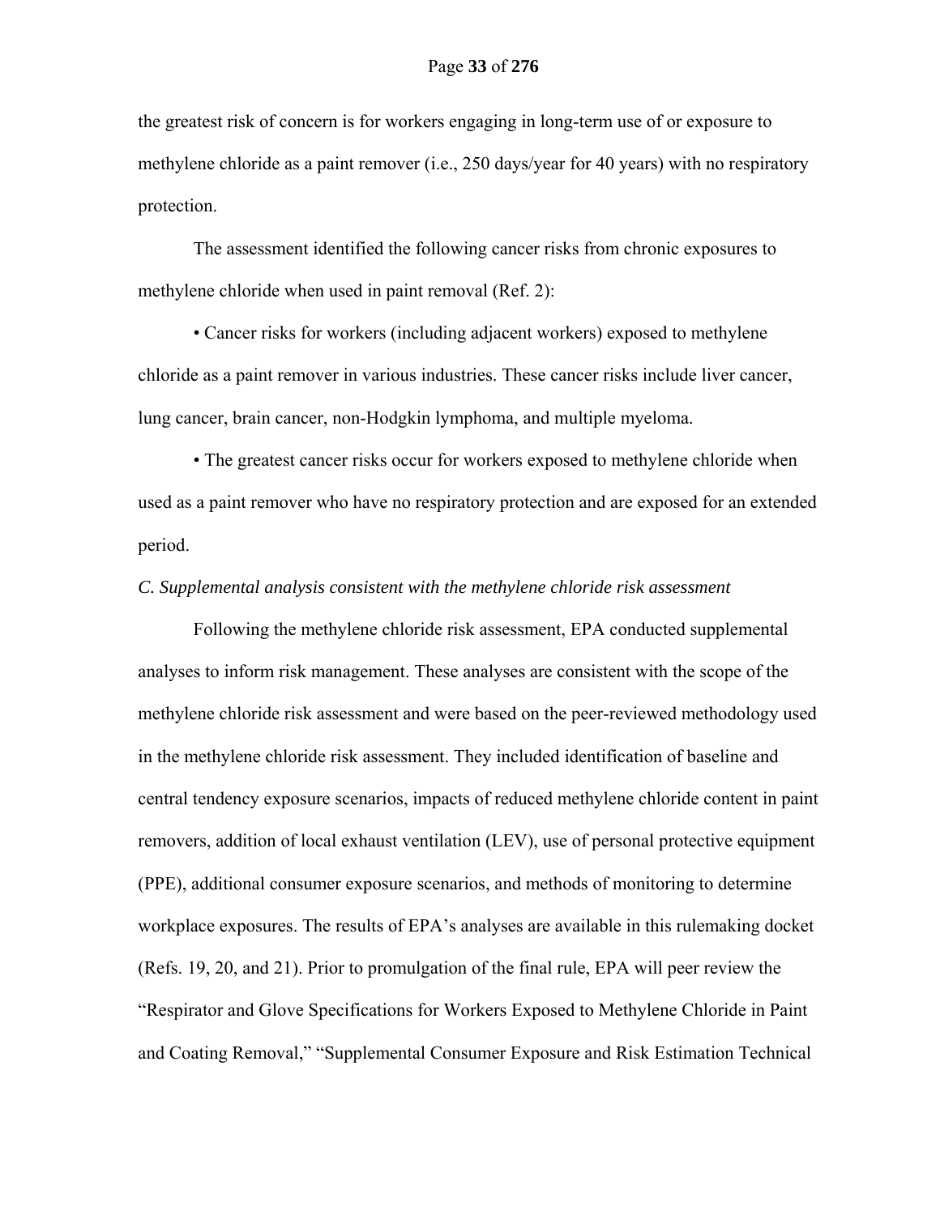the greatest risk of concern is for workers engaging in long-term use of or exposure to methylene chloride as a paint remover (i.e., 250 days/year for 40 years) with no respiratory protection.

The assessment identified the following cancer risks from chronic exposures to methylene chloride when used in paint removal (Ref. 2):

• Cancer risks for workers (including adjacent workers) exposed to methylene chloride as a paint remover in various industries. These cancer risks include liver cancer, lung cancer, brain cancer, non-Hodgkin lymphoma, and multiple myeloma.

• The greatest cancer risks occur for workers exposed to methylene chloride when used as a paint remover who have no respiratory protection and are exposed for an extended period.

*C. Supplemental analysis consistent with the methylene chloride risk assessment*

Following the methylene chloride risk assessment, EPA conducted supplemental analyses to inform risk management. These analyses are consistent with the scope of the methylene chloride risk assessment and were based on the peer-reviewed methodology used in the methylene chloride risk assessment. They included identification of baseline and central tendency exposure scenarios, impacts of reduced methylene chloride content in paint removers, addition of local exhaust ventilation (LEV), use of personal protective equipment (PPE), additional consumer exposure scenarios, and methods of monitoring to determine workplace exposures. The results of EPA's analyses are available in this rulemaking docket (Refs. 19, 20, and 21). Prior to promulgation of the final rule, EPA will peer review the "Respirator and Glove Specifications for Workers Exposed to Methylene Chloride in Paint and Coating Removal," "Supplemental Consumer Exposure and Risk Estimation Technical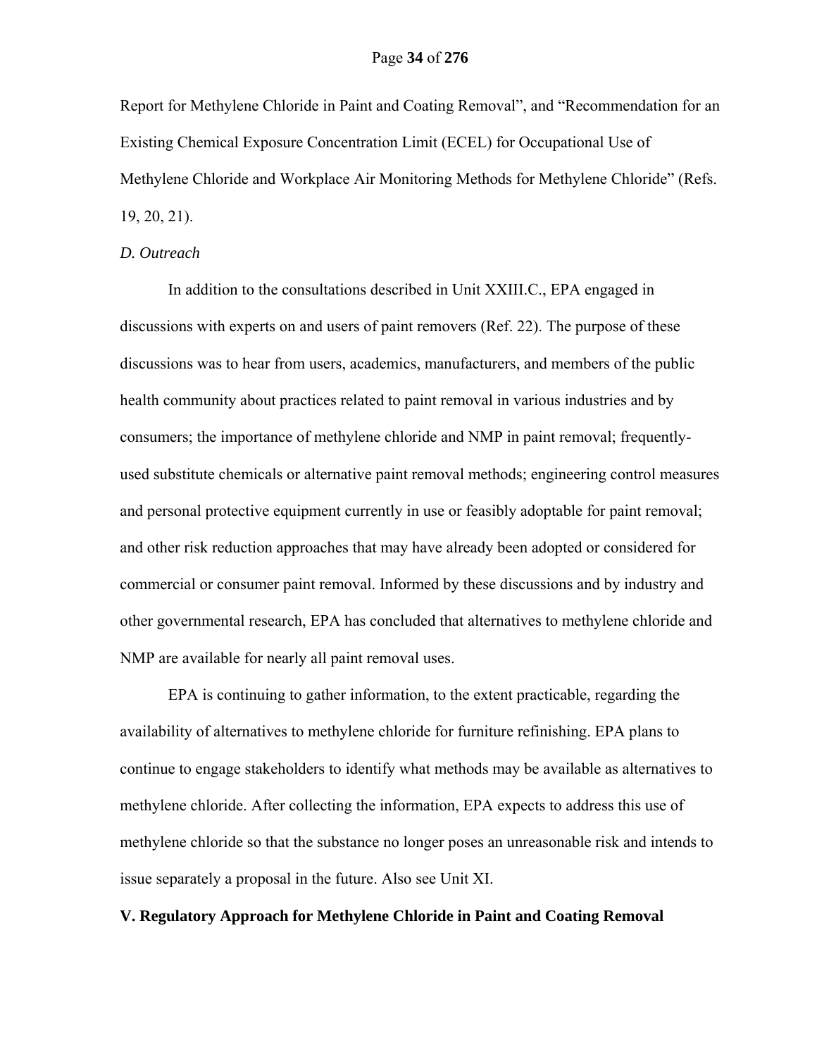Report for Methylene Chloride in Paint and Coating Removal", and "Recommendation for an Existing Chemical Exposure Concentration Limit (ECEL) for Occupational Use of Methylene Chloride and Workplace Air Monitoring Methods for Methylene Chloride" (Refs. 19, 20, 21).

*D. Outreach*

In addition to the consultations described in Unit XXIII.C., EPA engaged in discussions with experts on and users of paint removers (Ref. 22). The purpose of these discussions was to hear from users, academics, manufacturers, and members of the public health community about practices related to paint removal in various industries and by consumers; the importance of methylene chloride and NMP in paint removal; frequently-used substitute chemicals or alternative paint removal methods; engineering control measures and personal protective equipment currently in use or feasibly adoptable for paint removal; and other risk reduction approaches that may have already been adopted or considered for commercial or consumer paint removal. Informed by these discussions and by industry and other governmental research, EPA has concluded that alternatives to methylene chloride and NMP are available for nearly all paint removal uses.

EPA is continuing to gather information, to the extent practicable, regarding the availability of alternatives to methylene chloride for furniture refinishing. EPA plans to continue to engage stakeholders to identify what methods may be available as alternatives to methylene chloride. After collecting the information, EPA expects to address this use of methylene chloride so that the substance no longer poses an unreasonable risk and intends to issue separately a proposal in the future. Also see Unit XI.

## V. Regulatory Approach for Methylene Chloride in Paint and Coating Removal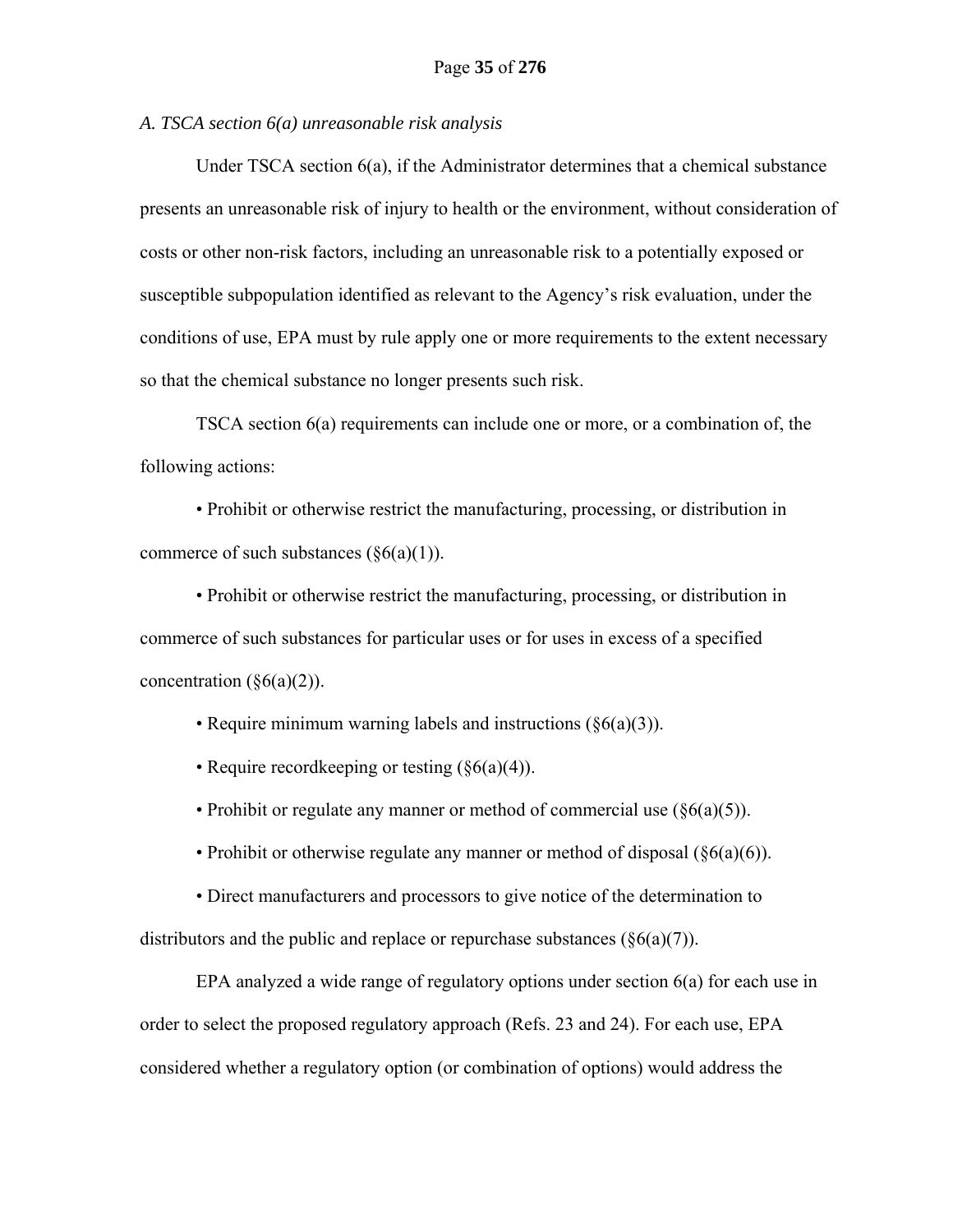*A. TSCA section 6(a) unreasonable risk analysis*

Under TSCA section 6(a), if the Administrator determines that a chemical substance presents an unreasonable risk of injury to health or the environment, without consideration of costs or other non-risk factors, including an unreasonable risk to a potentially exposed or susceptible subpopulation identified as relevant to the Agency's risk evaluation, under the conditions of use, EPA must by rule apply one or more requirements to the extent necessary so that the chemical substance no longer presents such risk.

TSCA section 6(a) requirements can include one or more, or a combination of, the following actions:

- Prohibit or otherwise restrict the manufacturing, processing, or distribution in commerce of such substances (§6(a)(1)).
- Prohibit or otherwise restrict the manufacturing, processing, or distribution in commerce of such substances for particular uses or for uses in excess of a specified concentration (§6(a)(2)).
- Require minimum warning labels and instructions (§6(a)(3)).
- Require recordkeeping or testing (§6(a)(4)).
- Prohibit or regulate any manner or method of commercial use (§6(a)(5)).
- Prohibit or otherwise regulate any manner or method of disposal (§6(a)(6)).
- Direct manufacturers and processors to give notice of the determination to distributors and the public and replace or repurchase substances (§6(a)(7)).

EPA analyzed a wide range of regulatory options under section 6(a) for each use in order to select the proposed regulatory approach (Refs. 23 and 24). For each use, EPA considered whether a regulatory option (or combination of options) would address the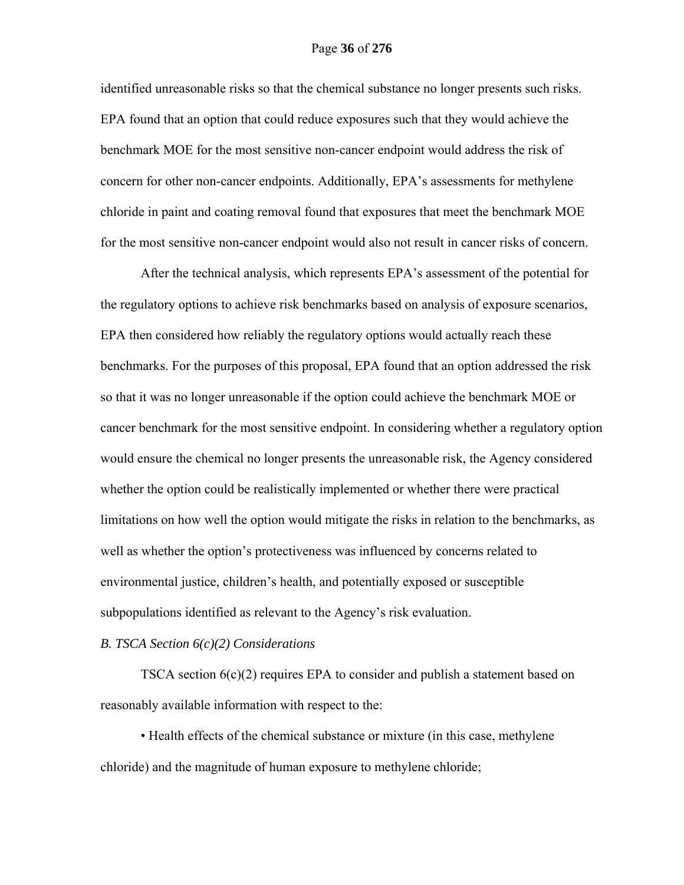identified unreasonable risks so that the chemical substance no longer presents such risks. EPA found that an option that could reduce exposures such that they would achieve the benchmark MOE for the most sensitive non-cancer endpoint would address the risk of concern for other non-cancer endpoints. Additionally, EPA's assessments for methylene chloride in paint and coating removal found that exposures that meet the benchmark MOE for the most sensitive non-cancer endpoint would also not result in cancer risks of concern.

After the technical analysis, which represents EPA's assessment of the potential for the regulatory options to achieve risk benchmarks based on analysis of exposure scenarios, EPA then considered how reliably the regulatory options would actually reach these benchmarks. For the purposes of this proposal, EPA found that an option addressed the risk so that it was no longer unreasonable if the option could achieve the benchmark MOE or cancer benchmark for the most sensitive endpoint. In considering whether a regulatory option would ensure the chemical no longer presents the unreasonable risk, the Agency considered whether the option could be realistically implemented or whether there were practical limitations on how well the option would mitigate the risks in relation to the benchmarks, as well as whether the option's protectiveness was influenced by concerns related to environmental justice, children's health, and potentially exposed or susceptible subpopulations identified as relevant to the Agency's risk evaluation.

*B. TSCA Section 6(c)(2) Considerations*

TSCA section 6(c)(2) requires EPA to consider and publish a statement based on reasonably available information with respect to the:

• Health effects of the chemical substance or mixture (in this case, methylene chloride) and the magnitude of human exposure to methylene chloride;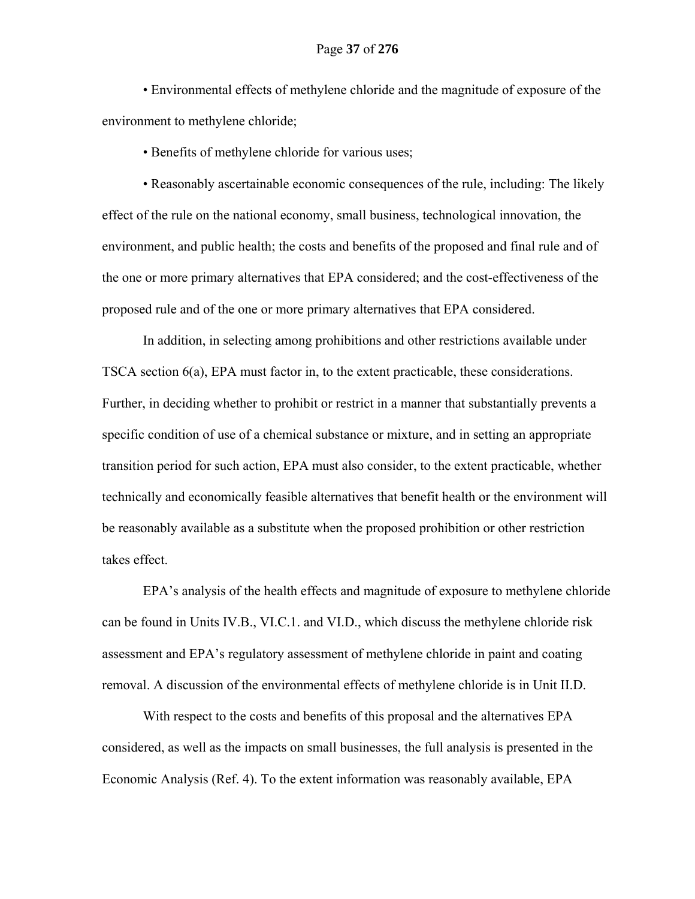- Environmental effects of methylene chloride and the magnitude of exposure of the environment to methylene chloride;

- Benefits of methylene chloride for various uses;

- Reasonably ascertainable economic consequences of the rule, including: The likely effect of the rule on the national economy, small business, technological innovation, the environment, and public health; the costs and benefits of the proposed and final rule and of the one or more primary alternatives that EPA considered; and the cost-effectiveness of the proposed rule and of the one or more primary alternatives that EPA considered.

In addition, in selecting among prohibitions and other restrictions available under TSCA section 6(a), EPA must factor in, to the extent practicable, these considerations. Further, in deciding whether to prohibit or restrict in a manner that substantially prevents a specific condition of use of a chemical substance or mixture, and in setting an appropriate transition period for such action, EPA must also consider, to the extent practicable, whether technically and economically feasible alternatives that benefit health or the environment will be reasonably available as a substitute when the proposed prohibition or other restriction takes effect.

EPA's analysis of the health effects and magnitude of exposure to methylene chloride can be found in Units IV.B., VI.C.1. and VI.D., which discuss the methylene chloride risk assessment and EPA's regulatory assessment of methylene chloride in paint and coating removal. A discussion of the environmental effects of methylene chloride is in Unit II.D.

With respect to the costs and benefits of this proposal and the alternatives EPA considered, as well as the impacts on small businesses, the full analysis is presented in the Economic Analysis (Ref. 4). To the extent information was reasonably available, EPA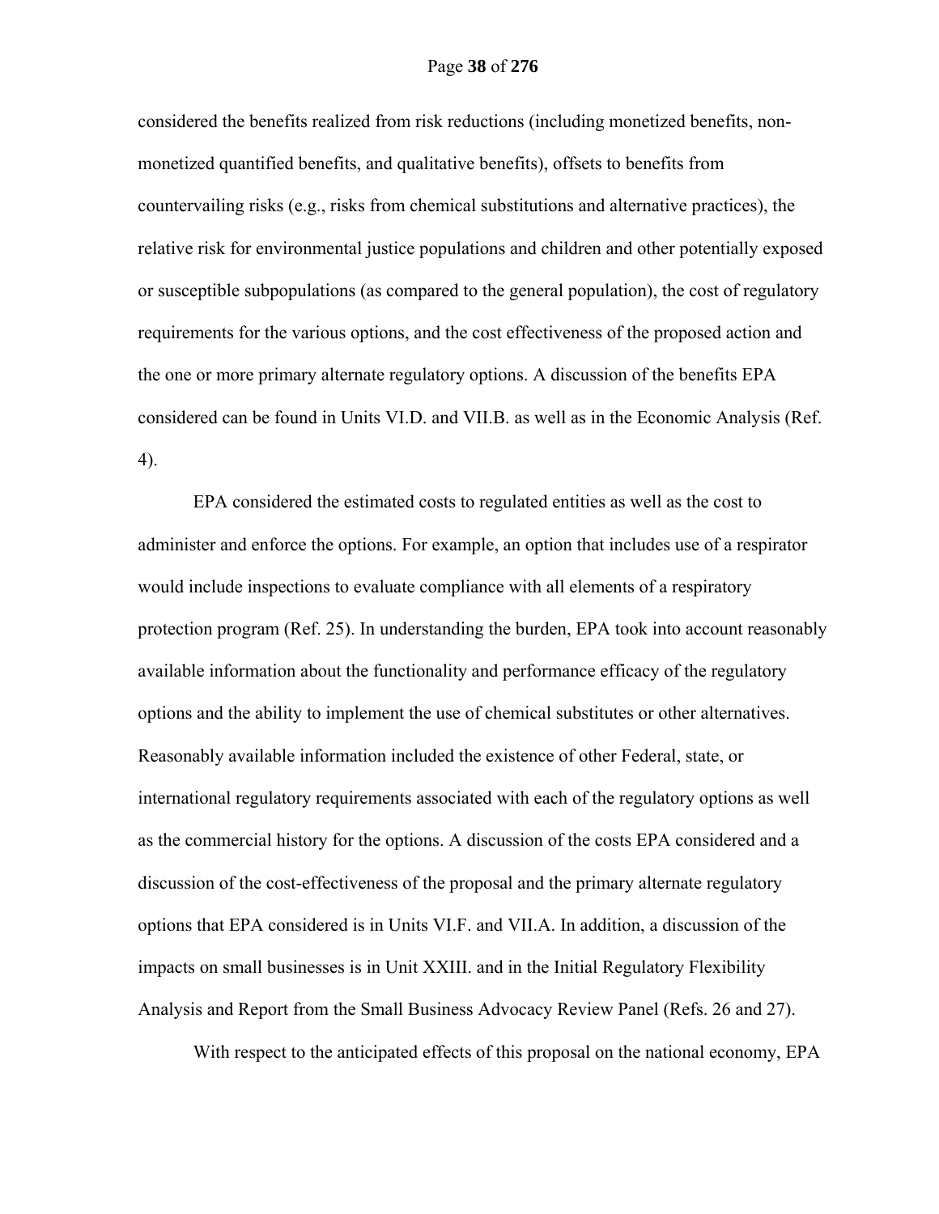considered the benefits realized from risk reductions (including monetized benefits, non-monetized quantified benefits, and qualitative benefits), offsets to benefits from countervailing risks (e.g., risks from chemical substitutions and alternative practices), the relative risk for environmental justice populations and children and other potentially exposed or susceptible subpopulations (as compared to the general population), the cost of regulatory requirements for the various options, and the cost effectiveness of the proposed action and the one or more primary alternate regulatory options. A discussion of the benefits EPA considered can be found in Units VI.D. and VII.B. as well as in the Economic Analysis (Ref. 4).

EPA considered the estimated costs to regulated entities as well as the cost to administer and enforce the options. For example, an option that includes use of a respirator would include inspections to evaluate compliance with all elements of a respiratory protection program (Ref. 25). In understanding the burden, EPA took into account reasonably available information about the functionality and performance efficacy of the regulatory options and the ability to implement the use of chemical substitutes or other alternatives. Reasonably available information included the existence of other Federal, state, or international regulatory requirements associated with each of the regulatory options as well as the commercial history for the options. A discussion of the costs EPA considered and a discussion of the cost-effectiveness of the proposal and the primary alternate regulatory options that EPA considered is in Units VI.F. and VII.A. In addition, a discussion of the impacts on small businesses is in Unit XXIII. and in the Initial Regulatory Flexibility Analysis and Report from the Small Business Advocacy Review Panel (Refs. 26 and 27).

With respect to the anticipated effects of this proposal on the national economy, EPA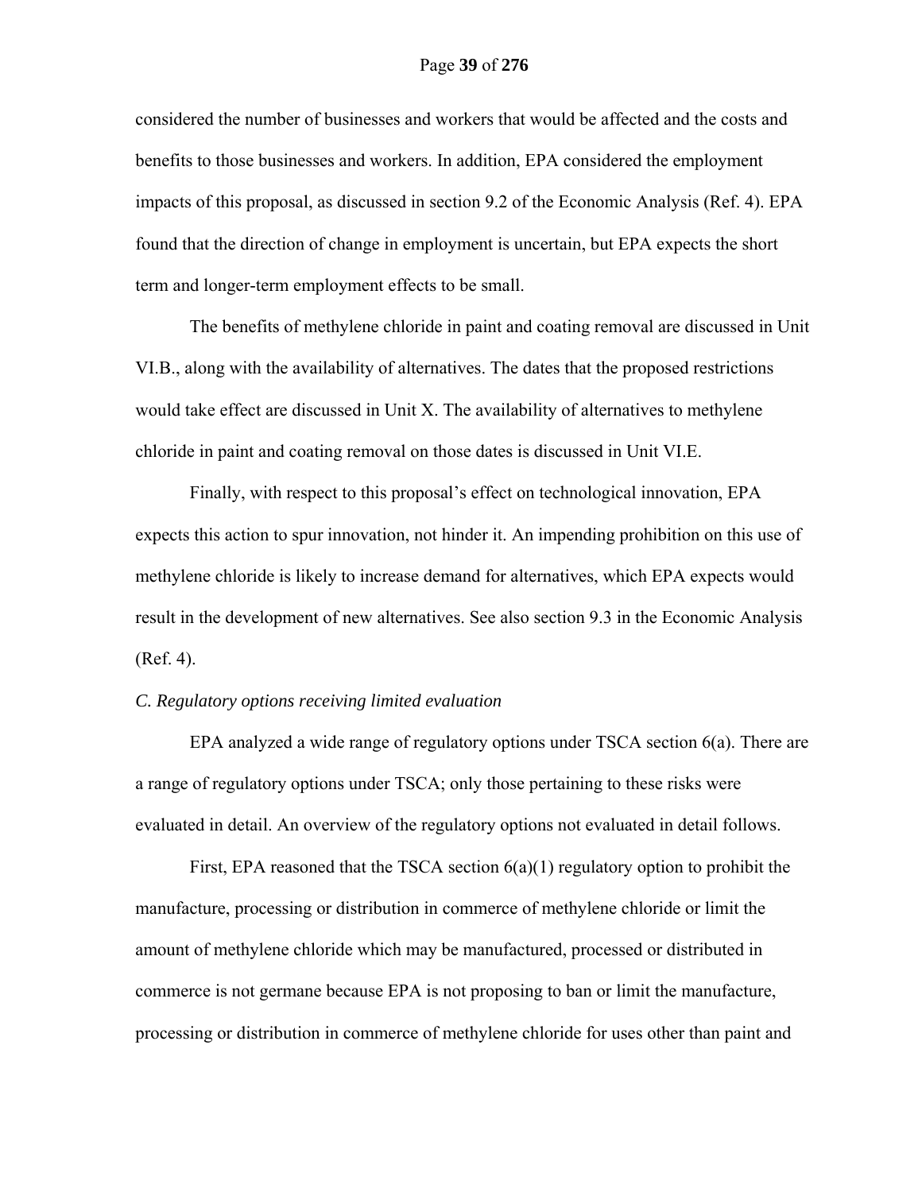considered the number of businesses and workers that would be affected and the costs and benefits to those businesses and workers. In addition, EPA considered the employment impacts of this proposal, as discussed in section 9.2 of the Economic Analysis (Ref. 4). EPA found that the direction of change in employment is uncertain, but EPA expects the short term and longer-term employment effects to be small.

The benefits of methylene chloride in paint and coating removal are discussed in Unit VI.B., along with the availability of alternatives. The dates that the proposed restrictions would take effect are discussed in Unit X. The availability of alternatives to methylene chloride in paint and coating removal on those dates is discussed in Unit VI.E.

Finally, with respect to this proposal's effect on technological innovation, EPA expects this action to spur innovation, not hinder it. An impending prohibition on this use of methylene chloride is likely to increase demand for alternatives, which EPA expects would result in the development of new alternatives. See also section 9.3 in the Economic Analysis (Ref. 4).

*C. Regulatory options receiving limited evaluation*

EPA analyzed a wide range of regulatory options under TSCA section 6(a). There are a range of regulatory options under TSCA; only those pertaining to these risks were evaluated in detail. An overview of the regulatory options not evaluated in detail follows.

First, EPA reasoned that the TSCA section 6(a)(1) regulatory option to prohibit the manufacture, processing or distribution in commerce of methylene chloride or limit the amount of methylene chloride which may be manufactured, processed or distributed in commerce is not germane because EPA is not proposing to ban or limit the manufacture, processing or distribution in commerce of methylene chloride for uses other than paint and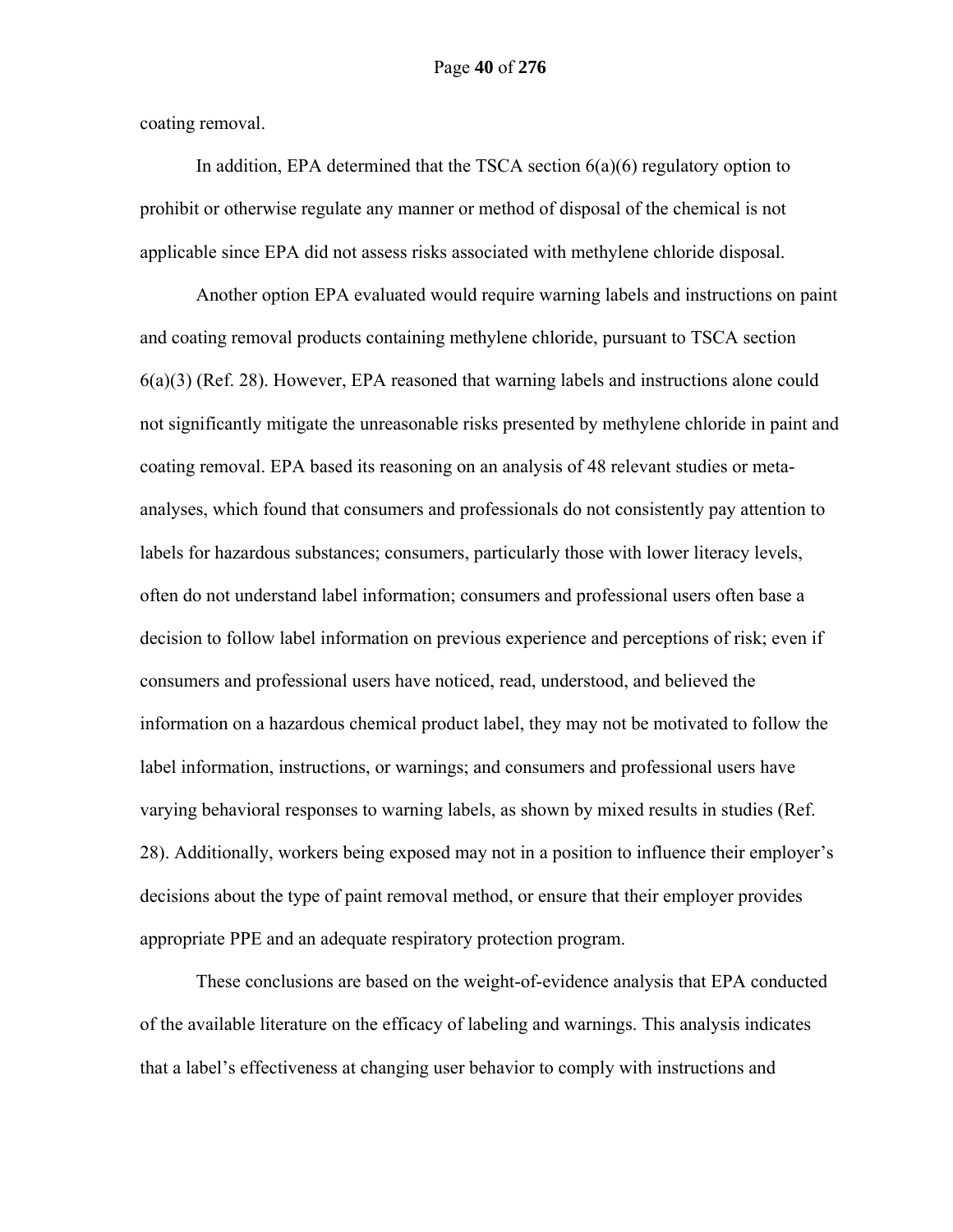coating removal.

In addition, EPA determined that the TSCA section 6(a)(6) regulatory option to prohibit or otherwise regulate any manner or method of disposal of the chemical is not applicable since EPA did not assess risks associated with methylene chloride disposal.

Another option EPA evaluated would require warning labels and instructions on paint and coating removal products containing methylene chloride, pursuant to TSCA section 6(a)(3) (Ref. 28). However, EPA reasoned that warning labels and instructions alone could not significantly mitigate the unreasonable risks presented by methylene chloride in paint and coating removal. EPA based its reasoning on an analysis of 48 relevant studies or meta-analyses, which found that consumers and professionals do not consistently pay attention to labels for hazardous substances; consumers, particularly those with lower literacy levels, often do not understand label information; consumers and professional users often base a decision to follow label information on previous experience and perceptions of risk; even if consumers and professional users have noticed, read, understood, and believed the information on a hazardous chemical product label, they may not be motivated to follow the label information, instructions, or warnings; and consumers and professional users have varying behavioral responses to warning labels, as shown by mixed results in studies (Ref. 28). Additionally, workers being exposed may not in a position to influence their employer's decisions about the type of paint removal method, or ensure that their employer provides appropriate PPE and an adequate respiratory protection program.

These conclusions are based on the weight-of-evidence analysis that EPA conducted of the available literature on the efficacy of labeling and warnings. This analysis indicates that a label's effectiveness at changing user behavior to comply with instructions and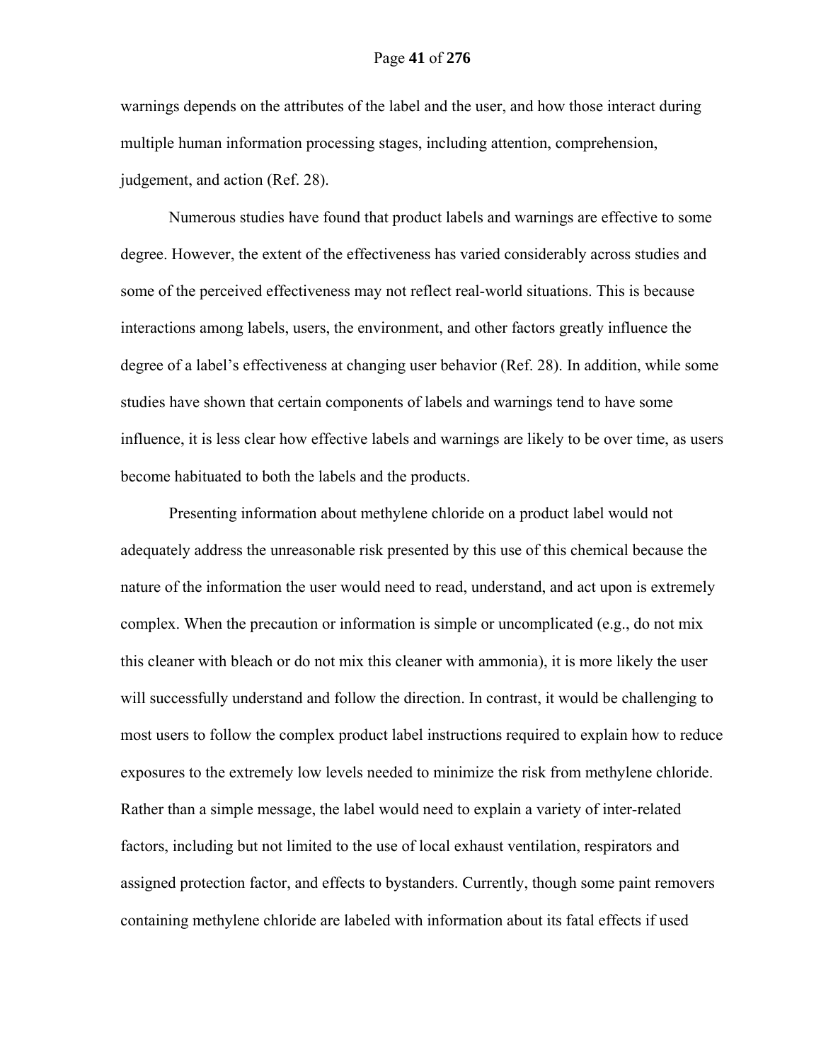warnings depends on the attributes of the label and the user, and how those interact during multiple human information processing stages, including attention, comprehension, judgement, and action (Ref. 28).

Numerous studies have found that product labels and warnings are effective to some degree. However, the extent of the effectiveness has varied considerably across studies and some of the perceived effectiveness may not reflect real-world situations. This is because interactions among labels, users, the environment, and other factors greatly influence the degree of a label's effectiveness at changing user behavior (Ref. 28). In addition, while some studies have shown that certain components of labels and warnings tend to have some influence, it is less clear how effective labels and warnings are likely to be over time, as users become habituated to both the labels and the products.

Presenting information about methylene chloride on a product label would not adequately address the unreasonable risk presented by this use of this chemical because the nature of the information the user would need to read, understand, and act upon is extremely complex. When the precaution or information is simple or uncomplicated (e.g., do not mix this cleaner with bleach or do not mix this cleaner with ammonia), it is more likely the user will successfully understand and follow the direction. In contrast, it would be challenging to most users to follow the complex product label instructions required to explain how to reduce exposures to the extremely low levels needed to minimize the risk from methylene chloride. Rather than a simple message, the label would need to explain a variety of inter-related factors, including but not limited to the use of local exhaust ventilation, respirators and assigned protection factor, and effects to bystanders. Currently, though some paint removers containing methylene chloride are labeled with information about its fatal effects if used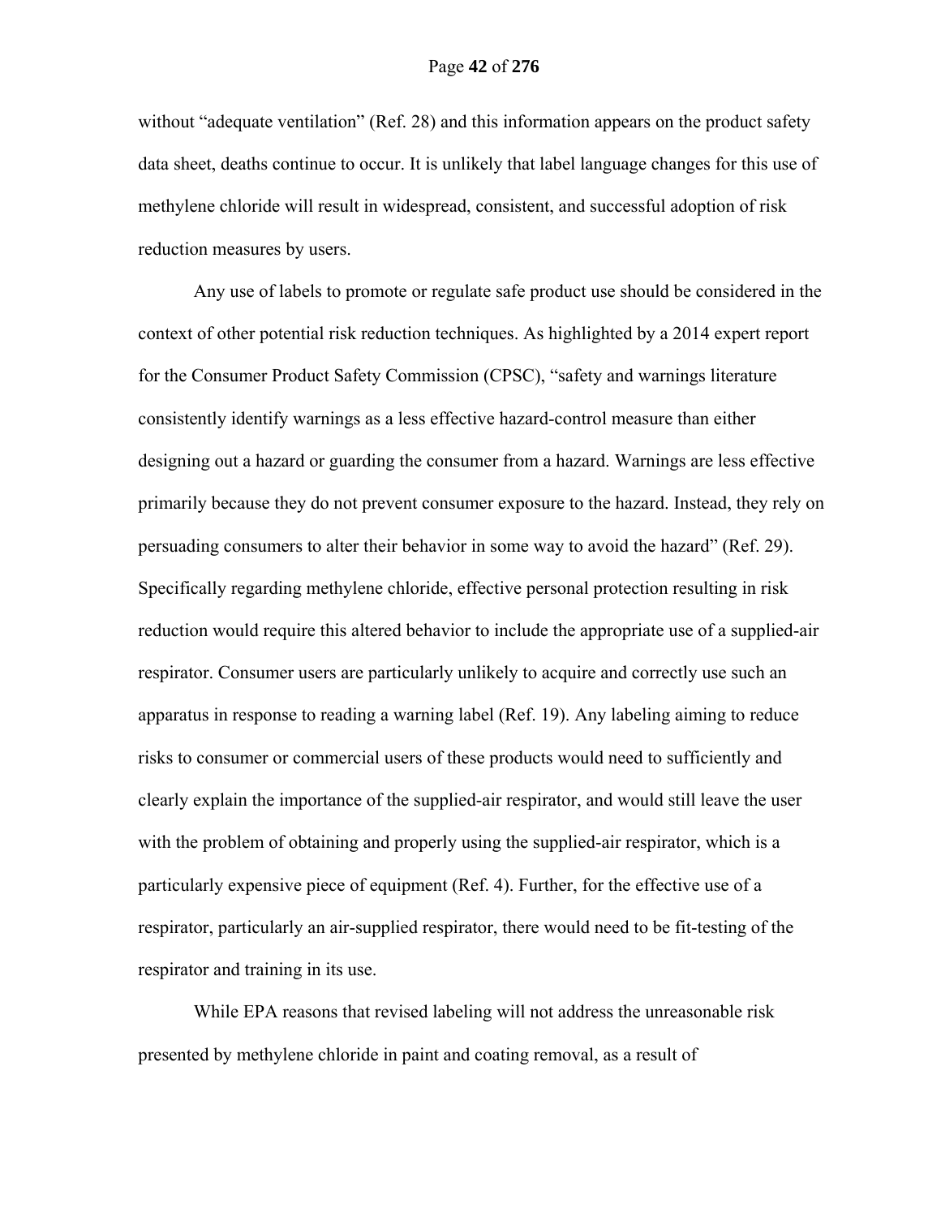without "adequate ventilation" (Ref. 28) and this information appears on the product safety data sheet, deaths continue to occur. It is unlikely that label language changes for this use of methylene chloride will result in widespread, consistent, and successful adoption of risk reduction measures by users.

Any use of labels to promote or regulate safe product use should be considered in the context of other potential risk reduction techniques. As highlighted by a 2014 expert report for the Consumer Product Safety Commission (CPSC), "safety and warnings literature consistently identify warnings as a less effective hazard-control measure than either designing out a hazard or guarding the consumer from a hazard. Warnings are less effective primarily because they do not prevent consumer exposure to the hazard. Instead, they rely on persuading consumers to alter their behavior in some way to avoid the hazard" (Ref. 29). Specifically regarding methylene chloride, effective personal protection resulting in risk reduction would require this altered behavior to include the appropriate use of a supplied-air respirator. Consumer users are particularly unlikely to acquire and correctly use such an apparatus in response to reading a warning label (Ref. 19). Any labeling aiming to reduce risks to consumer or commercial users of these products would need to sufficiently and clearly explain the importance of the supplied-air respirator, and would still leave the user with the problem of obtaining and properly using the supplied-air respirator, which is a particularly expensive piece of equipment (Ref. 4). Further, for the effective use of a respirator, particularly an air-supplied respirator, there would need to be fit-testing of the respirator and training in its use.

While EPA reasons that revised labeling will not address the unreasonable risk presented by methylene chloride in paint and coating removal, as a result of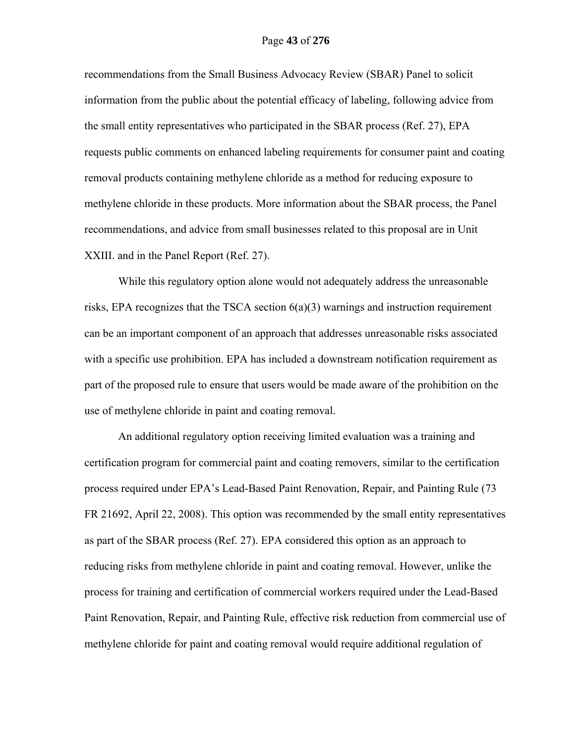recommendations from the Small Business Advocacy Review (SBAR) Panel to solicit information from the public about the potential efficacy of labeling, following advice from the small entity representatives who participated in the SBAR process (Ref. 27), EPA requests public comments on enhanced labeling requirements for consumer paint and coating removal products containing methylene chloride as a method for reducing exposure to methylene chloride in these products. More information about the SBAR process, the Panel recommendations, and advice from small businesses related to this proposal are in Unit XXIII. and in the Panel Report (Ref. 27).

While this regulatory option alone would not adequately address the unreasonable risks, EPA recognizes that the TSCA section 6(a)(3) warnings and instruction requirement can be an important component of an approach that addresses unreasonable risks associated with a specific use prohibition. EPA has included a downstream notification requirement as part of the proposed rule to ensure that users would be made aware of the prohibition on the use of methylene chloride in paint and coating removal.

An additional regulatory option receiving limited evaluation was a training and certification program for commercial paint and coating removers, similar to the certification process required under EPA's Lead-Based Paint Renovation, Repair, and Painting Rule (73 FR 21692, April 22, 2008). This option was recommended by the small entity representatives as part of the SBAR process (Ref. 27). EPA considered this option as an approach to reducing risks from methylene chloride in paint and coating removal. However, unlike the process for training and certification of commercial workers required under the Lead-Based Paint Renovation, Repair, and Painting Rule, effective risk reduction from commercial use of methylene chloride for paint and coating removal would require additional regulation of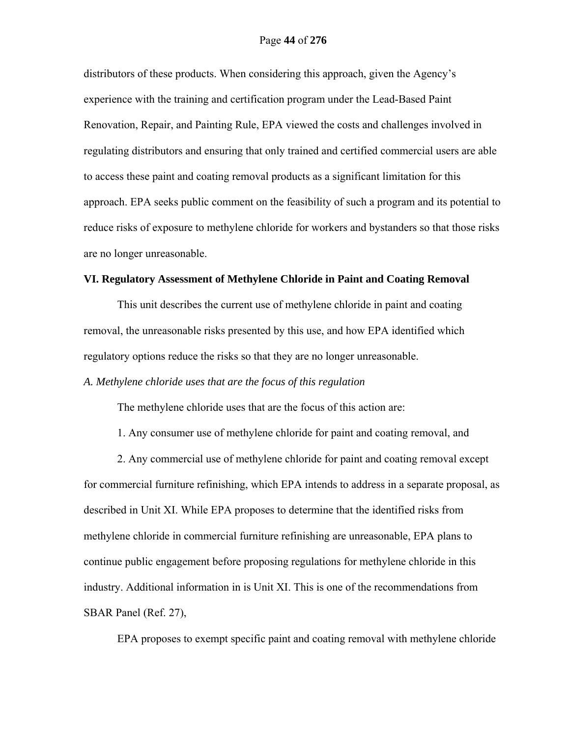distributors of these products. When considering this approach, given the Agency's experience with the training and certification program under the Lead-Based Paint Renovation, Repair, and Painting Rule, EPA viewed the costs and challenges involved in regulating distributors and ensuring that only trained and certified commercial users are able to access these paint and coating removal products as a significant limitation for this approach. EPA seeks public comment on the feasibility of such a program and its potential to reduce risks of exposure to methylene chloride for workers and bystanders so that those risks are no longer unreasonable.

## VI. Regulatory Assessment of Methylene Chloride in Paint and Coating Removal

This unit describes the current use of methylene chloride in paint and coating removal, the unreasonable risks presented by this use, and how EPA identified which regulatory options reduce the risks so that they are no longer unreasonable.

### *A. Methylene chloride uses that are the focus of this regulation*

The methylene chloride uses that are the focus of this action are:

1. Any consumer use of methylene chloride for paint and coating removal, and

2. Any commercial use of methylene chloride for paint and coating removal except for commercial furniture refinishing, which EPA intends to address in a separate proposal, as described in Unit XI. While EPA proposes to determine that the identified risks from methylene chloride in commercial furniture refinishing are unreasonable, EPA plans to continue public engagement before proposing regulations for methylene chloride in this industry. Additional information in is Unit XI. This is one of the recommendations from SBAR Panel (Ref. 27),

EPA proposes to exempt specific paint and coating removal with methylene chloride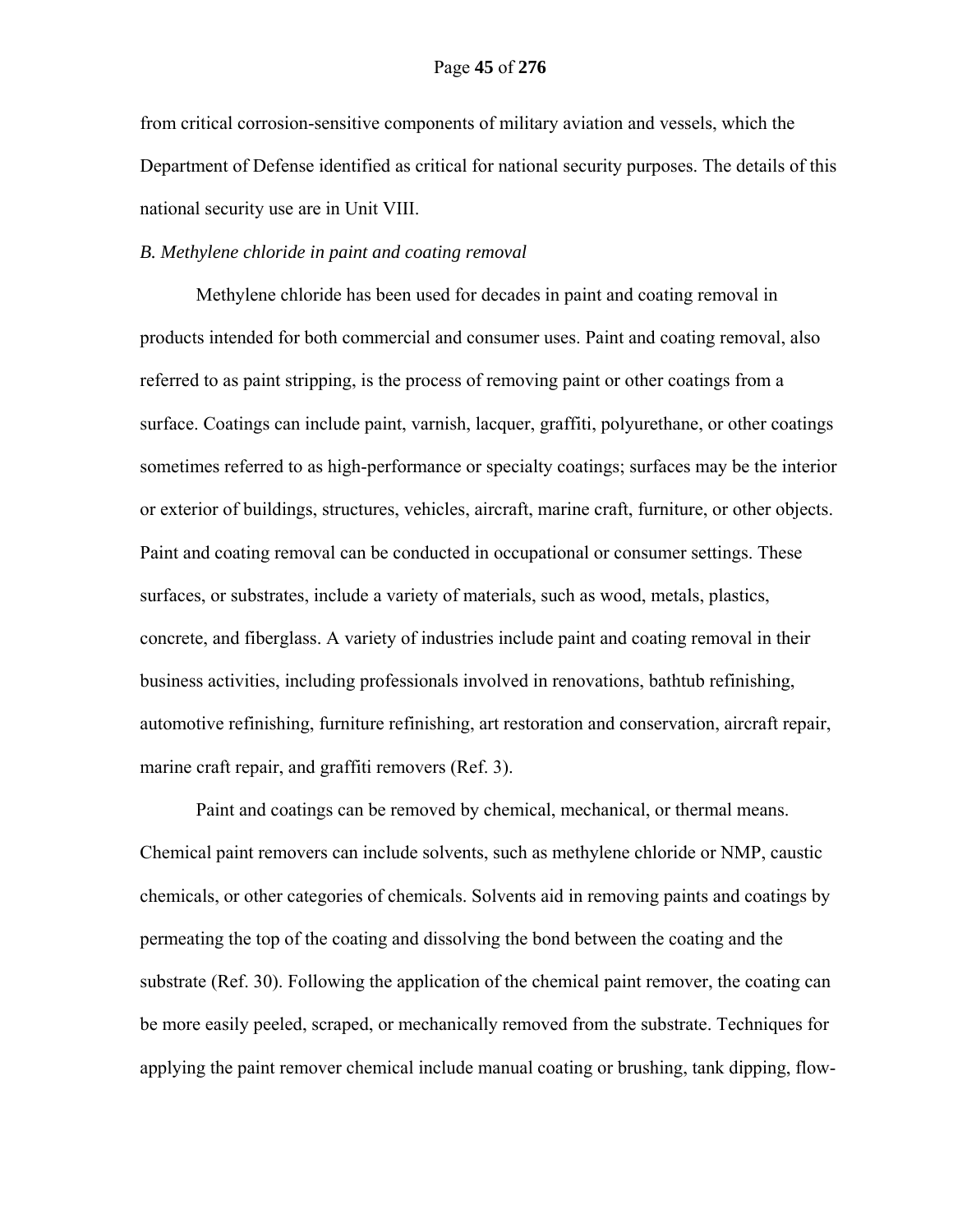from critical corrosion-sensitive components of military aviation and vessels, which the Department of Defense identified as critical for national security purposes. The details of this national security use are in Unit VIII.

*B. Methylene chloride in paint and coating removal*

Methylene chloride has been used for decades in paint and coating removal in products intended for both commercial and consumer uses. Paint and coating removal, also referred to as paint stripping, is the process of removing paint or other coatings from a surface. Coatings can include paint, varnish, lacquer, graffiti, polyurethane, or other coatings sometimes referred to as high-performance or specialty coatings; surfaces may be the interior or exterior of buildings, structures, vehicles, aircraft, marine craft, furniture, or other objects. Paint and coating removal can be conducted in occupational or consumer settings. These surfaces, or substrates, include a variety of materials, such as wood, metals, plastics, concrete, and fiberglass. A variety of industries include paint and coating removal in their business activities, including professionals involved in renovations, bathtub refinishing, automotive refinishing, furniture refinishing, art restoration and conservation, aircraft repair, marine craft repair, and graffiti removers (Ref. 3).

Paint and coatings can be removed by chemical, mechanical, or thermal means. Chemical paint removers can include solvents, such as methylene chloride or NMP, caustic chemicals, or other categories of chemicals. Solvents aid in removing paints and coatings by permeating the top of the coating and dissolving the bond between the coating and the substrate (Ref. 30). Following the application of the chemical paint remover, the coating can be more easily peeled, scraped, or mechanically removed from the substrate. Techniques for applying the paint remover chemical include manual coating or brushing, tank dipping, flow-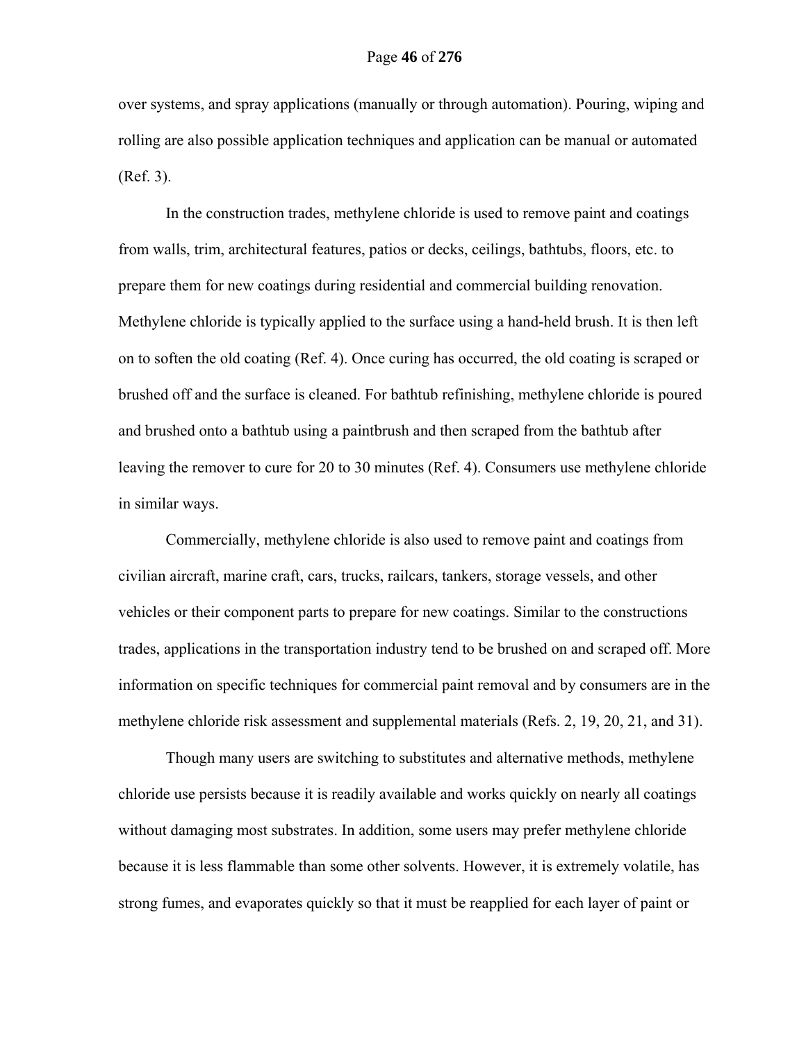over systems, and spray applications (manually or through automation). Pouring, wiping and rolling are also possible application techniques and application can be manual or automated (Ref. 3).

In the construction trades, methylene chloride is used to remove paint and coatings from walls, trim, architectural features, patios or decks, ceilings, bathtubs, floors, etc. to prepare them for new coatings during residential and commercial building renovation. Methylene chloride is typically applied to the surface using a hand-held brush. It is then left on to soften the old coating (Ref. 4). Once curing has occurred, the old coating is scraped or brushed off and the surface is cleaned. For bathtub refinishing, methylene chloride is poured and brushed onto a bathtub using a paintbrush and then scraped from the bathtub after leaving the remover to cure for 20 to 30 minutes (Ref. 4). Consumers use methylene chloride in similar ways.

Commercially, methylene chloride is also used to remove paint and coatings from civilian aircraft, marine craft, cars, trucks, railcars, tankers, storage vessels, and other vehicles or their component parts to prepare for new coatings. Similar to the constructions trades, applications in the transportation industry tend to be brushed on and scraped off. More information on specific techniques for commercial paint removal and by consumers are in the methylene chloride risk assessment and supplemental materials (Refs. 2, 19, 20, 21, and 31).

Though many users are switching to substitutes and alternative methods, methylene chloride use persists because it is readily available and works quickly on nearly all coatings without damaging most substrates. In addition, some users may prefer methylene chloride because it is less flammable than some other solvents. However, it is extremely volatile, has strong fumes, and evaporates quickly so that it must be reapplied for each layer of paint or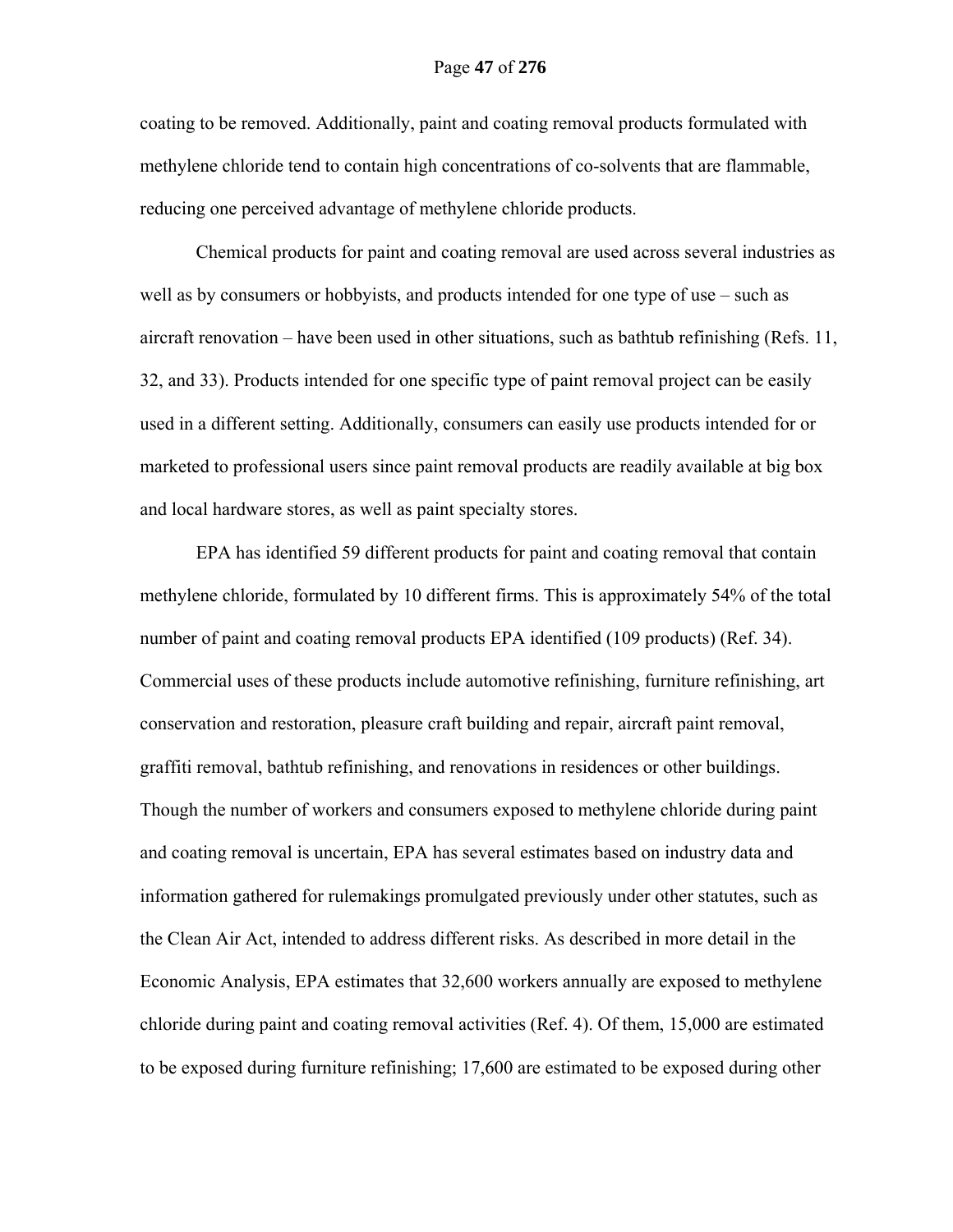coating to be removed. Additionally, paint and coating removal products formulated with methylene chloride tend to contain high concentrations of co-solvents that are flammable, reducing one perceived advantage of methylene chloride products.

Chemical products for paint and coating removal are used across several industries as well as by consumers or hobbyists, and products intended for one type of use – such as aircraft renovation – have been used in other situations, such as bathtub refinishing (Refs. 11, 32, and 33). Products intended for one specific type of paint removal project can be easily used in a different setting. Additionally, consumers can easily use products intended for or marketed to professional users since paint removal products are readily available at big box and local hardware stores, as well as paint specialty stores.

EPA has identified 59 different products for paint and coating removal that contain methylene chloride, formulated by 10 different firms. This is approximately 54% of the total number of paint and coating removal products EPA identified (109 products) (Ref. 34). Commercial uses of these products include automotive refinishing, furniture refinishing, art conservation and restoration, pleasure craft building and repair, aircraft paint removal, graffiti removal, bathtub refinishing, and renovations in residences or other buildings. Though the number of workers and consumers exposed to methylene chloride during paint and coating removal is uncertain, EPA has several estimates based on industry data and information gathered for rulemakings promulgated previously under other statutes, such as the Clean Air Act, intended to address different risks. As described in more detail in the Economic Analysis, EPA estimates that 32,600 workers annually are exposed to methylene chloride during paint and coating removal activities (Ref. 4). Of them, 15,000 are estimated to be exposed during furniture refinishing; 17,600 are estimated to be exposed during other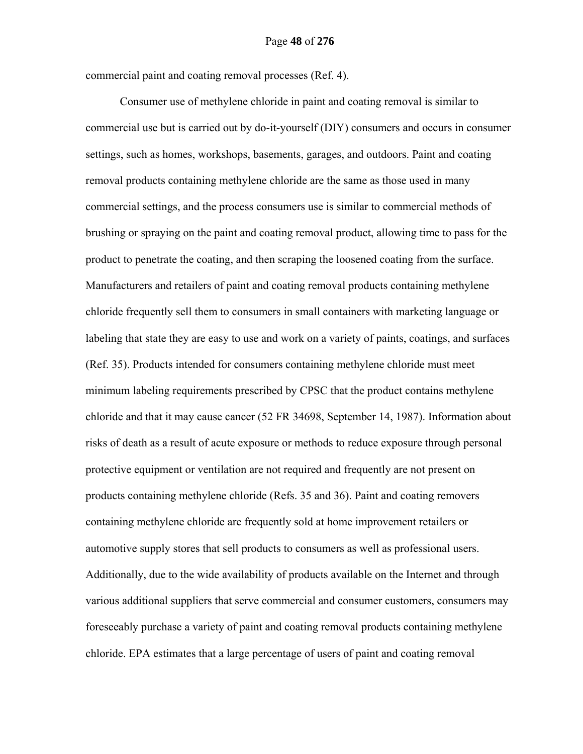commercial paint and coating removal processes (Ref. 4).

Consumer use of methylene chloride in paint and coating removal is similar to commercial use but is carried out by do-it-yourself (DIY) consumers and occurs in consumer settings, such as homes, workshops, basements, garages, and outdoors. Paint and coating removal products containing methylene chloride are the same as those used in many commercial settings, and the process consumers use is similar to commercial methods of brushing or spraying on the paint and coating removal product, allowing time to pass for the product to penetrate the coating, and then scraping the loosened coating from the surface. Manufacturers and retailers of paint and coating removal products containing methylene chloride frequently sell them to consumers in small containers with marketing language or labeling that state they are easy to use and work on a variety of paints, coatings, and surfaces (Ref. 35). Products intended for consumers containing methylene chloride must meet minimum labeling requirements prescribed by CPSC that the product contains methylene chloride and that it may cause cancer (52 FR 34698, September 14, 1987). Information about risks of death as a result of acute exposure or methods to reduce exposure through personal protective equipment or ventilation are not required and frequently are not present on products containing methylene chloride (Refs. 35 and 36). Paint and coating removers containing methylene chloride are frequently sold at home improvement retailers or automotive supply stores that sell products to consumers as well as professional users. Additionally, due to the wide availability of products available on the Internet and through various additional suppliers that serve commercial and consumer customers, consumers may foreseeably purchase a variety of paint and coating removal products containing methylene chloride. EPA estimates that a large percentage of users of paint and coating removal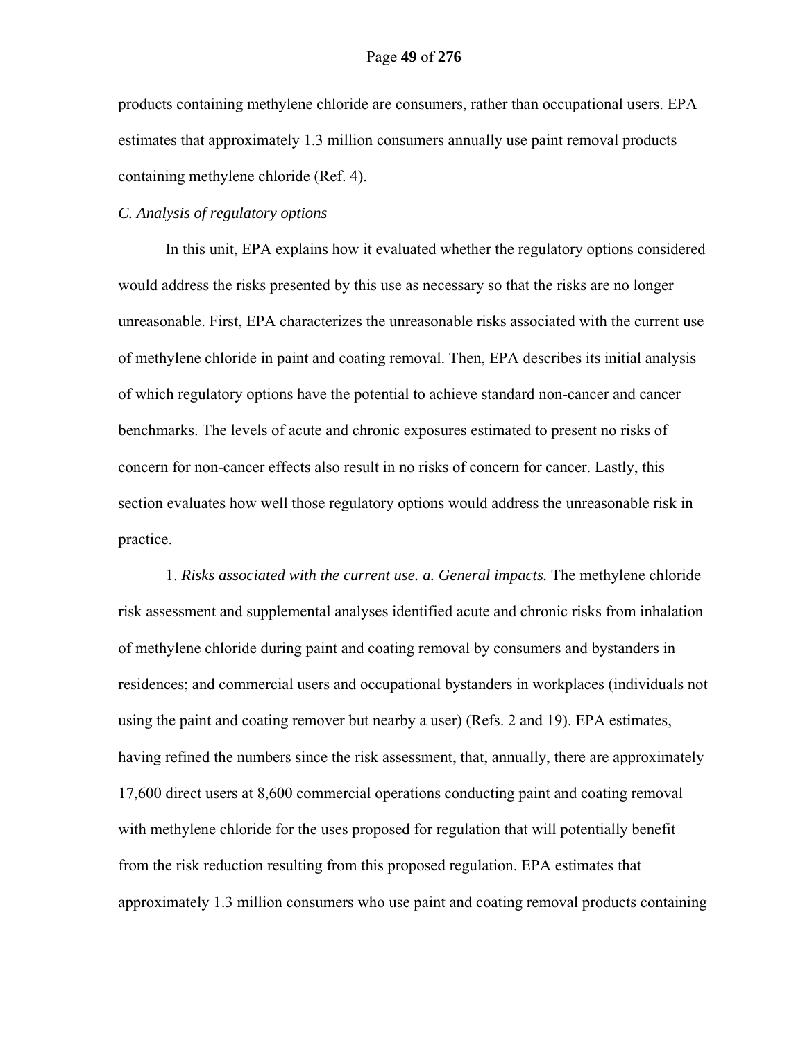products containing methylene chloride are consumers, rather than occupational users. EPA estimates that approximately 1.3 million consumers annually use paint removal products containing methylene chloride (Ref. 4).

*C. Analysis of regulatory options*

In this unit, EPA explains how it evaluated whether the regulatory options considered would address the risks presented by this use as necessary so that the risks are no longer unreasonable. First, EPA characterizes the unreasonable risks associated with the current use of methylene chloride in paint and coating removal. Then, EPA describes its initial analysis of which regulatory options have the potential to achieve standard non-cancer and cancer benchmarks. The levels of acute and chronic exposures estimated to present no risks of concern for non-cancer effects also result in no risks of concern for cancer. Lastly, this section evaluates how well those regulatory options would address the unreasonable risk in practice.

1. *Risks associated with the current use. a. General impacts.* The methylene chloride risk assessment and supplemental analyses identified acute and chronic risks from inhalation of methylene chloride during paint and coating removal by consumers and bystanders in residences; and commercial users and occupational bystanders in workplaces (individuals not using the paint and coating remover but nearby a user) (Refs. 2 and 19). EPA estimates, having refined the numbers since the risk assessment, that, annually, there are approximately 17,600 direct users at 8,600 commercial operations conducting paint and coating removal with methylene chloride for the uses proposed for regulation that will potentially benefit from the risk reduction resulting from this proposed regulation. EPA estimates that approximately 1.3 million consumers who use paint and coating removal products containing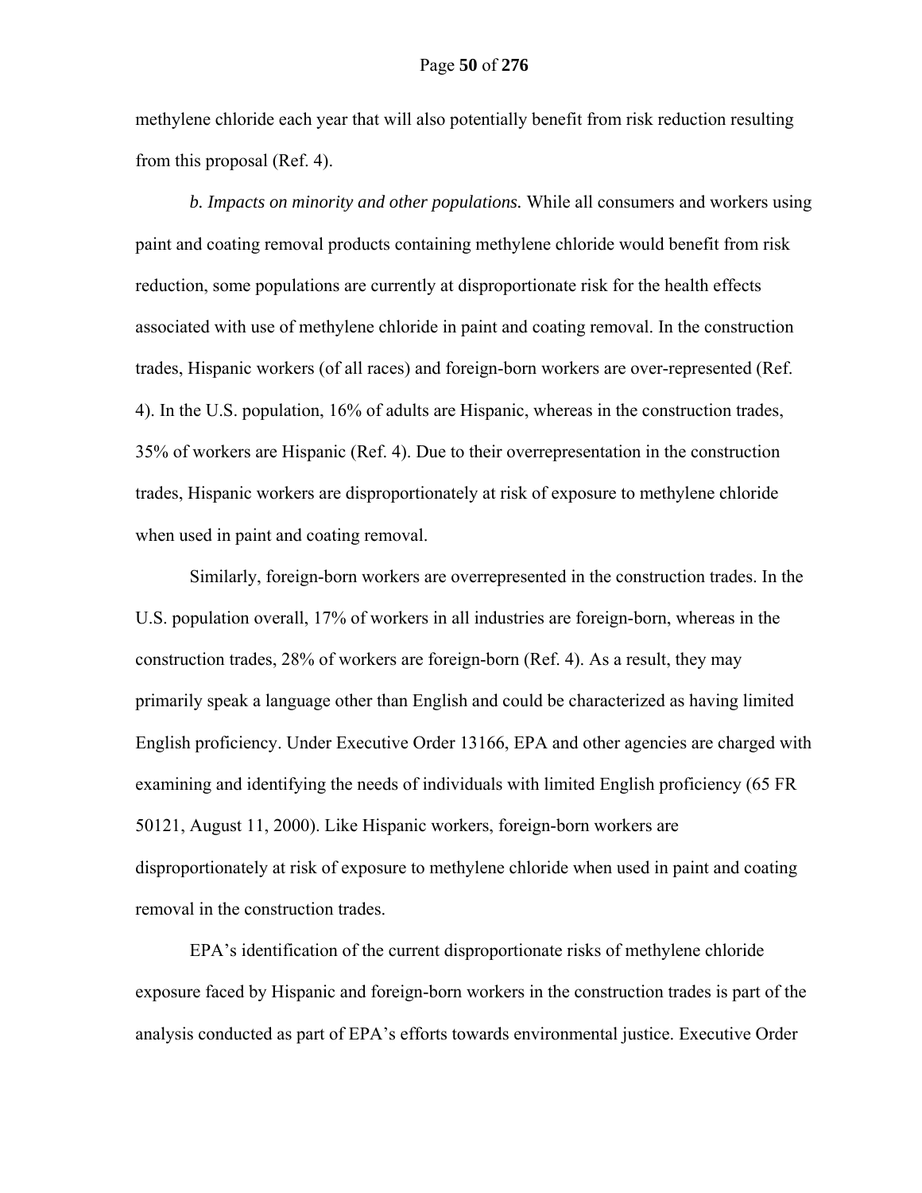methylene chloride each year that will also potentially benefit from risk reduction resulting from this proposal (Ref. 4).

*b. Impacts on minority and other populations.* While all consumers and workers using paint and coating removal products containing methylene chloride would benefit from risk reduction, some populations are currently at disproportionate risk for the health effects associated with use of methylene chloride in paint and coating removal. In the construction trades, Hispanic workers (of all races) and foreign-born workers are over-represented (Ref. 4). In the U.S. population, 16% of adults are Hispanic, whereas in the construction trades, 35% of workers are Hispanic (Ref. 4). Due to their overrepresentation in the construction trades, Hispanic workers are disproportionately at risk of exposure to methylene chloride when used in paint and coating removal.

Similarly, foreign-born workers are overrepresented in the construction trades. In the U.S. population overall, 17% of workers in all industries are foreign-born, whereas in the construction trades, 28% of workers are foreign-born (Ref. 4). As a result, they may primarily speak a language other than English and could be characterized as having limited English proficiency. Under Executive Order 13166, EPA and other agencies are charged with examining and identifying the needs of individuals with limited English proficiency (65 FR 50121, August 11, 2000). Like Hispanic workers, foreign-born workers are disproportionately at risk of exposure to methylene chloride when used in paint and coating removal in the construction trades.

EPA's identification of the current disproportionate risks of methylene chloride exposure faced by Hispanic and foreign-born workers in the construction trades is part of the analysis conducted as part of EPA's efforts towards environmental justice. Executive Order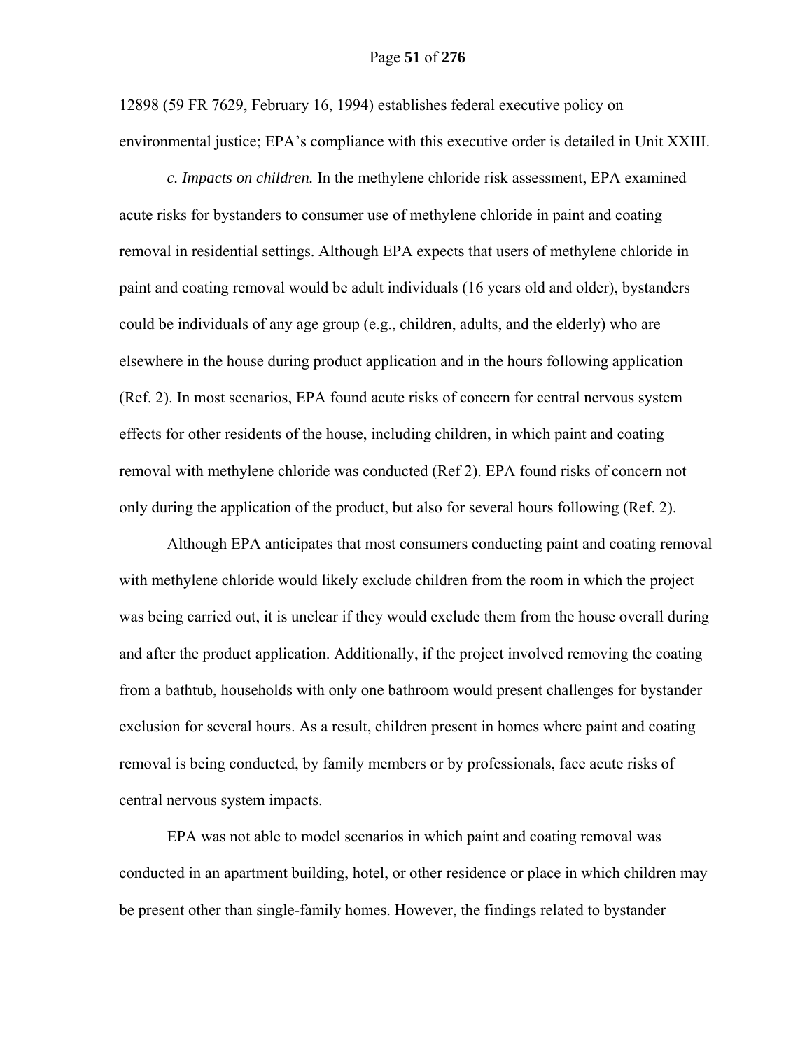12898 (59 FR 7629, February 16, 1994) establishes federal executive policy on environmental justice; EPA's compliance with this executive order is detailed in Unit XXIII.

*c. Impacts on children.* In the methylene chloride risk assessment, EPA examined acute risks for bystanders to consumer use of methylene chloride in paint and coating removal in residential settings. Although EPA expects that users of methylene chloride in paint and coating removal would be adult individuals (16 years old and older), bystanders could be individuals of any age group (e.g., children, adults, and the elderly) who are elsewhere in the house during product application and in the hours following application (Ref. 2). In most scenarios, EPA found acute risks of concern for central nervous system effects for other residents of the house, including children, in which paint and coating removal with methylene chloride was conducted (Ref 2). EPA found risks of concern not only during the application of the product, but also for several hours following (Ref. 2).

Although EPA anticipates that most consumers conducting paint and coating removal with methylene chloride would likely exclude children from the room in which the project was being carried out, it is unclear if they would exclude them from the house overall during and after the product application. Additionally, if the project involved removing the coating from a bathtub, households with only one bathroom would present challenges for bystander exclusion for several hours. As a result, children present in homes where paint and coating removal is being conducted, by family members or by professionals, face acute risks of central nervous system impacts.

EPA was not able to model scenarios in which paint and coating removal was conducted in an apartment building, hotel, or other residence or place in which children may be present other than single-family homes. However, the findings related to bystander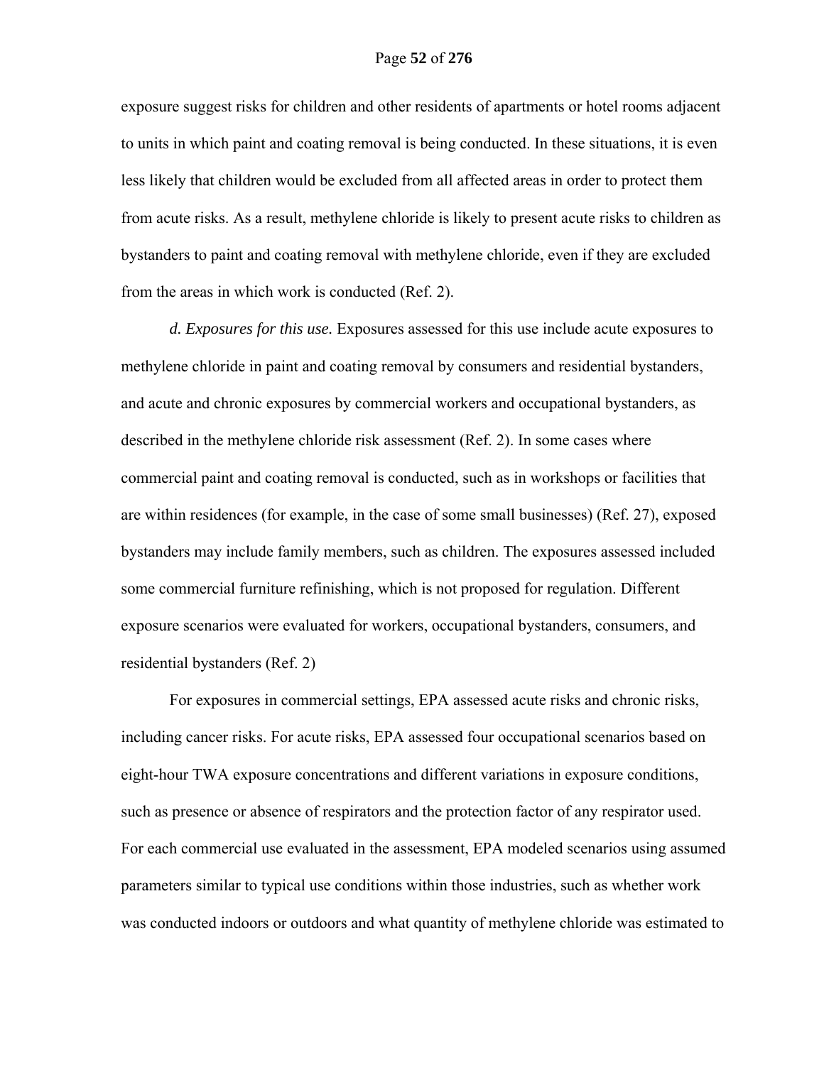exposure suggest risks for children and other residents of apartments or hotel rooms adjacent to units in which paint and coating removal is being conducted. In these situations, it is even less likely that children would be excluded from all affected areas in order to protect them from acute risks. As a result, methylene chloride is likely to present acute risks to children as bystanders to paint and coating removal with methylene chloride, even if they are excluded from the areas in which work is conducted (Ref. 2).

*d. Exposures for this use.* Exposures assessed for this use include acute exposures to methylene chloride in paint and coating removal by consumers and residential bystanders, and acute and chronic exposures by commercial workers and occupational bystanders, as described in the methylene chloride risk assessment (Ref. 2). In some cases where commercial paint and coating removal is conducted, such as in workshops or facilities that are within residences (for example, in the case of some small businesses) (Ref. 27), exposed bystanders may include family members, such as children. The exposures assessed included some commercial furniture refinishing, which is not proposed for regulation. Different exposure scenarios were evaluated for workers, occupational bystanders, consumers, and residential bystanders (Ref. 2)

For exposures in commercial settings, EPA assessed acute risks and chronic risks, including cancer risks. For acute risks, EPA assessed four occupational scenarios based on eight-hour TWA exposure concentrations and different variations in exposure conditions, such as presence or absence of respirators and the protection factor of any respirator used. For each commercial use evaluated in the assessment, EPA modeled scenarios using assumed parameters similar to typical use conditions within those industries, such as whether work was conducted indoors or outdoors and what quantity of methylene chloride was estimated to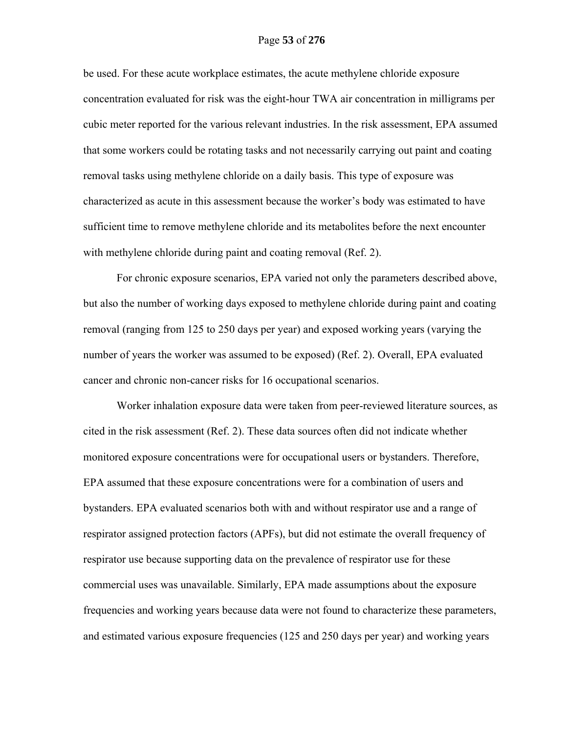be used. For these acute workplace estimates, the acute methylene chloride exposure concentration evaluated for risk was the eight-hour TWA air concentration in milligrams per cubic meter reported for the various relevant industries. In the risk assessment, EPA assumed that some workers could be rotating tasks and not necessarily carrying out paint and coating removal tasks using methylene chloride on a daily basis. This type of exposure was characterized as acute in this assessment because the worker's body was estimated to have sufficient time to remove methylene chloride and its metabolites before the next encounter with methylene chloride during paint and coating removal (Ref. 2).

For chronic exposure scenarios, EPA varied not only the parameters described above, but also the number of working days exposed to methylene chloride during paint and coating removal (ranging from 125 to 250 days per year) and exposed working years (varying the number of years the worker was assumed to be exposed) (Ref. 2). Overall, EPA evaluated cancer and chronic non-cancer risks for 16 occupational scenarios.

Worker inhalation exposure data were taken from peer-reviewed literature sources, as cited in the risk assessment (Ref. 2). These data sources often did not indicate whether monitored exposure concentrations were for occupational users or bystanders. Therefore, EPA assumed that these exposure concentrations were for a combination of users and bystanders. EPA evaluated scenarios both with and without respirator use and a range of respirator assigned protection factors (APFs), but did not estimate the overall frequency of respirator use because supporting data on the prevalence of respirator use for these commercial uses was unavailable. Similarly, EPA made assumptions about the exposure frequencies and working years because data were not found to characterize these parameters, and estimated various exposure frequencies (125 and 250 days per year) and working years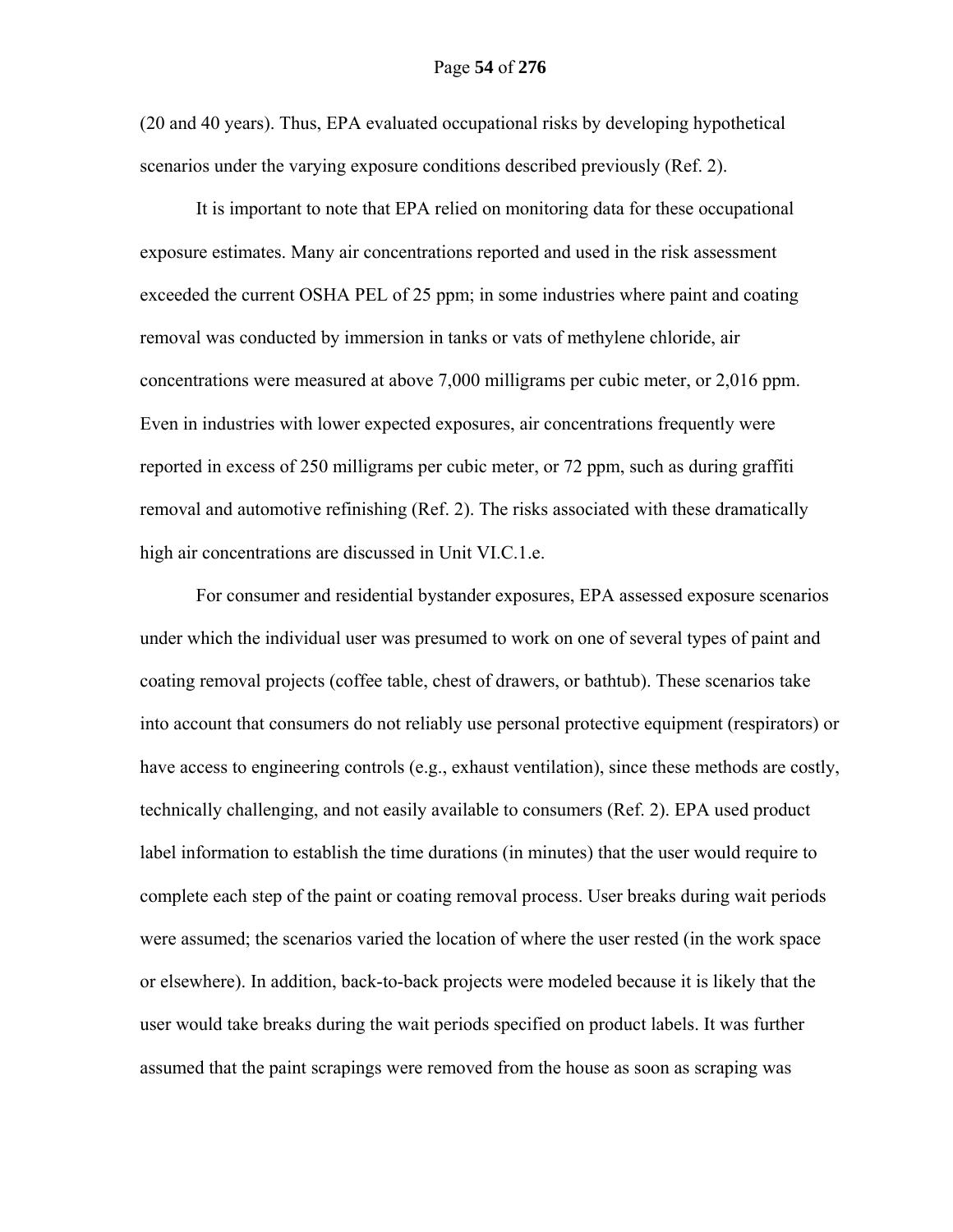(20 and 40 years). Thus, EPA evaluated occupational risks by developing hypothetical scenarios under the varying exposure conditions described previously (Ref. 2).

It is important to note that EPA relied on monitoring data for these occupational exposure estimates. Many air concentrations reported and used in the risk assessment exceeded the current OSHA PEL of 25 ppm; in some industries where paint and coating removal was conducted by immersion in tanks or vats of methylene chloride, air concentrations were measured at above 7,000 milligrams per cubic meter, or 2,016 ppm. Even in industries with lower expected exposures, air concentrations frequently were reported in excess of 250 milligrams per cubic meter, or 72 ppm, such as during graffiti removal and automotive refinishing (Ref. 2). The risks associated with these dramatically high air concentrations are discussed in Unit VI.C.1.e.

For consumer and residential bystander exposures, EPA assessed exposure scenarios under which the individual user was presumed to work on one of several types of paint and coating removal projects (coffee table, chest of drawers, or bathtub). These scenarios take into account that consumers do not reliably use personal protective equipment (respirators) or have access to engineering controls (e.g., exhaust ventilation), since these methods are costly, technically challenging, and not easily available to consumers (Ref. 2). EPA used product label information to establish the time durations (in minutes) that the user would require to complete each step of the paint or coating removal process. User breaks during wait periods were assumed; the scenarios varied the location of where the user rested (in the work space or elsewhere). In addition, back-to-back projects were modeled because it is likely that the user would take breaks during the wait periods specified on product labels. It was further assumed that the paint scrapings were removed from the house as soon as scraping was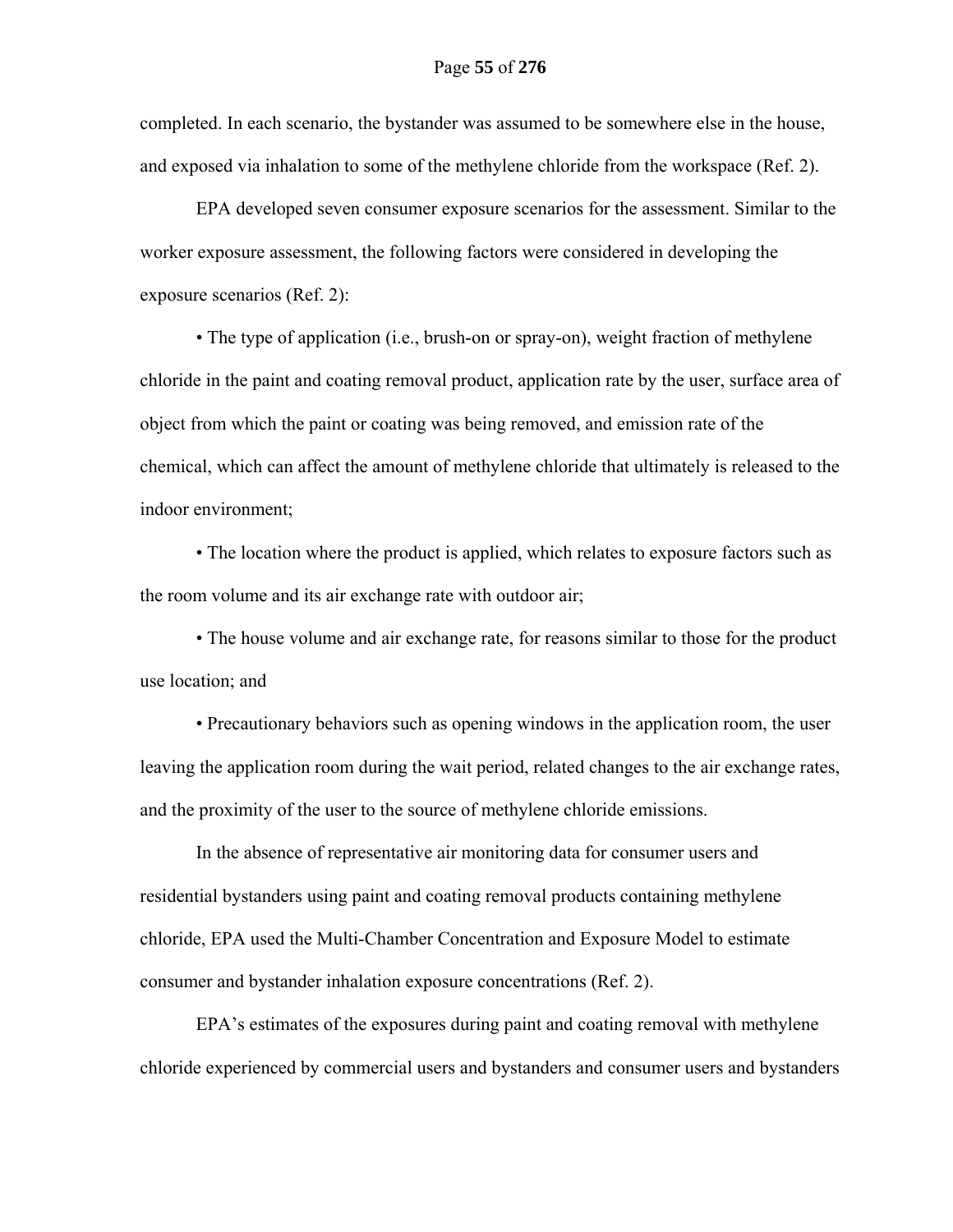completed. In each scenario, the bystander was assumed to be somewhere else in the house, and exposed via inhalation to some of the methylene chloride from the workspace (Ref. 2).

EPA developed seven consumer exposure scenarios for the assessment. Similar to the worker exposure assessment, the following factors were considered in developing the exposure scenarios (Ref. 2):

• The type of application (i.e., brush-on or spray-on), weight fraction of methylene chloride in the paint and coating removal product, application rate by the user, surface area of object from which the paint or coating was being removed, and emission rate of the chemical, which can affect the amount of methylene chloride that ultimately is released to the indoor environment;

• The location where the product is applied, which relates to exposure factors such as the room volume and its air exchange rate with outdoor air;

• The house volume and air exchange rate, for reasons similar to those for the product use location; and

• Precautionary behaviors such as opening windows in the application room, the user leaving the application room during the wait period, related changes to the air exchange rates, and the proximity of the user to the source of methylene chloride emissions.

In the absence of representative air monitoring data for consumer users and residential bystanders using paint and coating removal products containing methylene chloride, EPA used the Multi-Chamber Concentration and Exposure Model to estimate consumer and bystander inhalation exposure concentrations (Ref. 2).

EPA's estimates of the exposures during paint and coating removal with methylene chloride experienced by commercial users and bystanders and consumer users and bystanders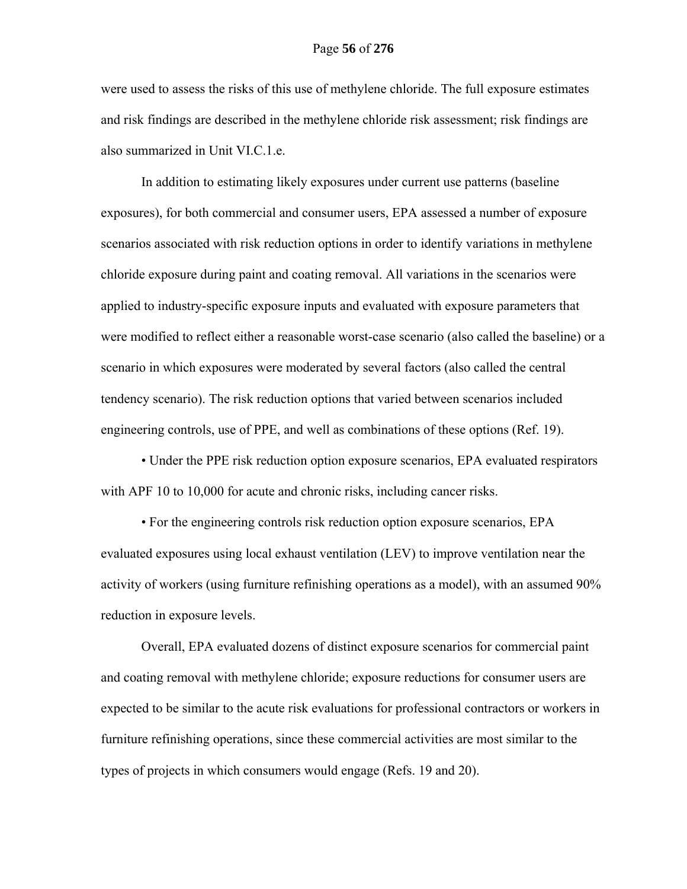were used to assess the risks of this use of methylene chloride. The full exposure estimates and risk findings are described in the methylene chloride risk assessment; risk findings are also summarized in Unit VI.C.1.e.

In addition to estimating likely exposures under current use patterns (baseline exposures), for both commercial and consumer users, EPA assessed a number of exposure scenarios associated with risk reduction options in order to identify variations in methylene chloride exposure during paint and coating removal. All variations in the scenarios were applied to industry-specific exposure inputs and evaluated with exposure parameters that were modified to reflect either a reasonable worst-case scenario (also called the baseline) or a scenario in which exposures were moderated by several factors (also called the central tendency scenario). The risk reduction options that varied between scenarios included engineering controls, use of PPE, and well as combinations of these options (Ref. 19).

• Under the PPE risk reduction option exposure scenarios, EPA evaluated respirators with APF 10 to 10,000 for acute and chronic risks, including cancer risks.

• For the engineering controls risk reduction option exposure scenarios, EPA evaluated exposures using local exhaust ventilation (LEV) to improve ventilation near the activity of workers (using furniture refinishing operations as a model), with an assumed 90% reduction in exposure levels.

Overall, EPA evaluated dozens of distinct exposure scenarios for commercial paint and coating removal with methylene chloride; exposure reductions for consumer users are expected to be similar to the acute risk evaluations for professional contractors or workers in furniture refinishing operations, since these commercial activities are most similar to the types of projects in which consumers would engage (Refs. 19 and 20).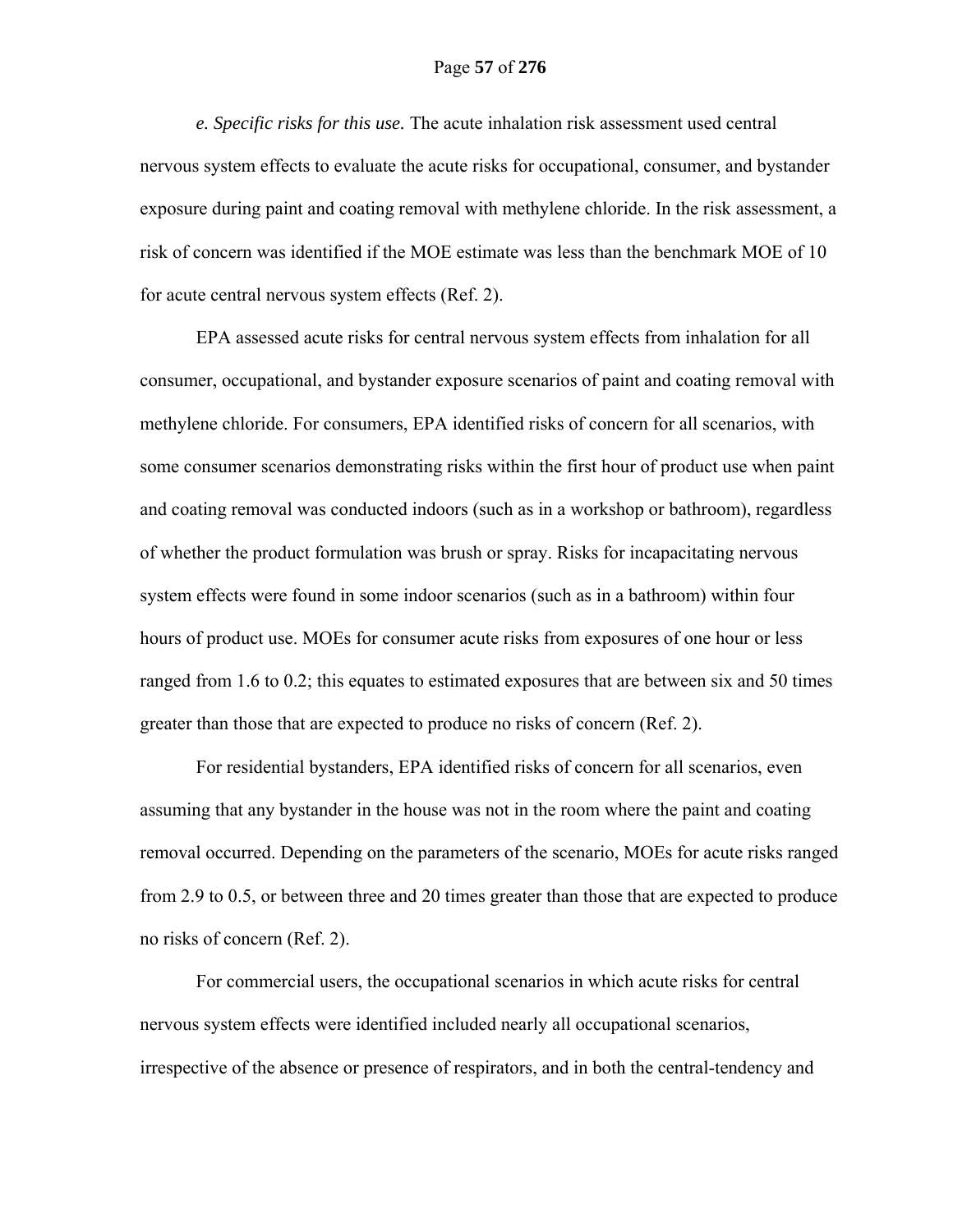*e. Specific risks for this use.* The acute inhalation risk assessment used central nervous system effects to evaluate the acute risks for occupational, consumer, and bystander exposure during paint and coating removal with methylene chloride. In the risk assessment, a risk of concern was identified if the MOE estimate was less than the benchmark MOE of 10 for acute central nervous system effects (Ref. 2).

EPA assessed acute risks for central nervous system effects from inhalation for all consumer, occupational, and bystander exposure scenarios of paint and coating removal with methylene chloride. For consumers, EPA identified risks of concern for all scenarios, with some consumer scenarios demonstrating risks within the first hour of product use when paint and coating removal was conducted indoors (such as in a workshop or bathroom), regardless of whether the product formulation was brush or spray. Risks for incapacitating nervous system effects were found in some indoor scenarios (such as in a bathroom) within four hours of product use. MOEs for consumer acute risks from exposures of one hour or less ranged from 1.6 to 0.2; this equates to estimated exposures that are between six and 50 times greater than those that are expected to produce no risks of concern (Ref. 2).

For residential bystanders, EPA identified risks of concern for all scenarios, even assuming that any bystander in the house was not in the room where the paint and coating removal occurred. Depending on the parameters of the scenario, MOEs for acute risks ranged from 2.9 to 0.5, or between three and 20 times greater than those that are expected to produce no risks of concern (Ref. 2).

For commercial users, the occupational scenarios in which acute risks for central nervous system effects were identified included nearly all occupational scenarios, irrespective of the absence or presence of respirators, and in both the central-tendency and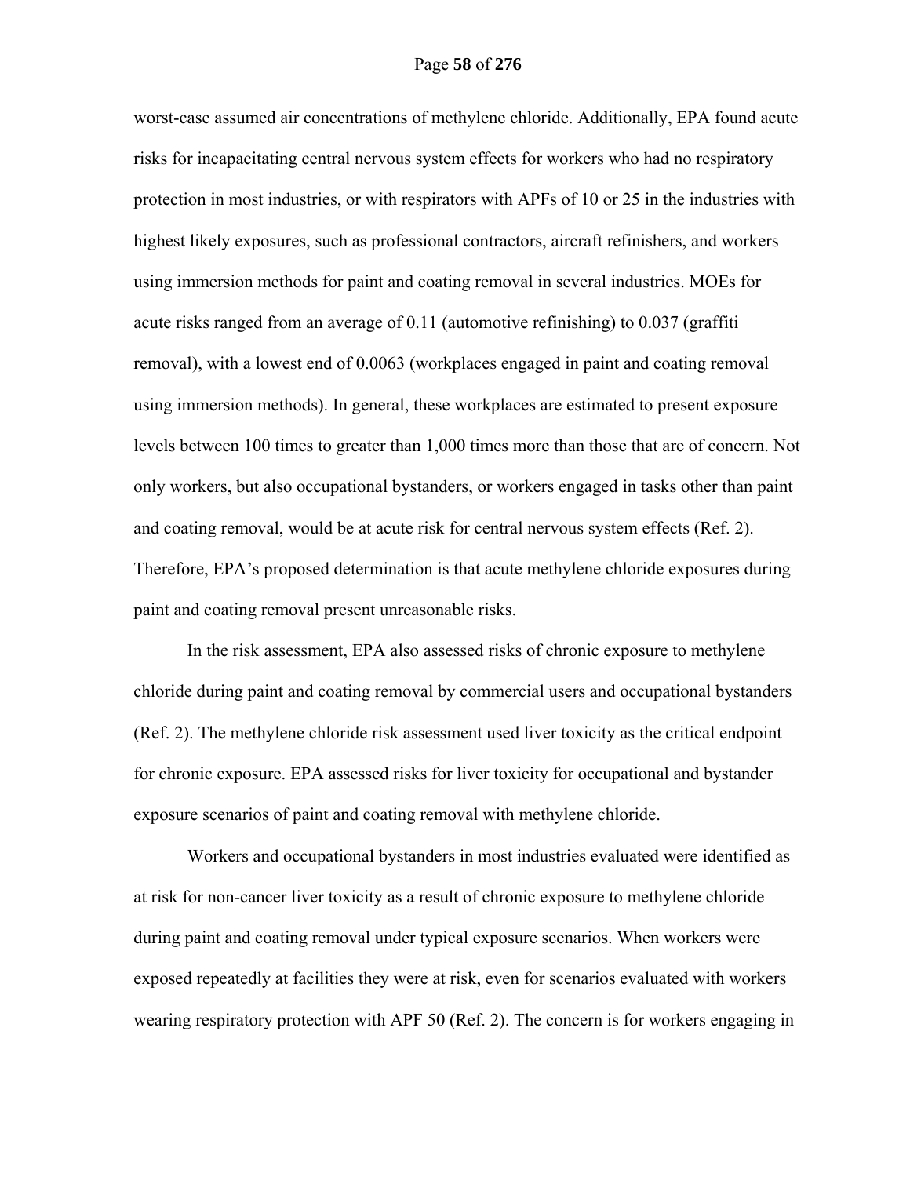worst-case assumed air concentrations of methylene chloride. Additionally, EPA found acute risks for incapacitating central nervous system effects for workers who had no respiratory protection in most industries, or with respirators with APFs of 10 or 25 in the industries with highest likely exposures, such as professional contractors, aircraft refinishers, and workers using immersion methods for paint and coating removal in several industries. MOEs for acute risks ranged from an average of 0.11 (automotive refinishing) to 0.037 (graffiti removal), with a lowest end of 0.0063 (workplaces engaged in paint and coating removal using immersion methods). In general, these workplaces are estimated to present exposure levels between 100 times to greater than 1,000 times more than those that are of concern. Not only workers, but also occupational bystanders, or workers engaged in tasks other than paint and coating removal, would be at acute risk for central nervous system effects (Ref. 2). Therefore, EPA's proposed determination is that acute methylene chloride exposures during paint and coating removal present unreasonable risks.

In the risk assessment, EPA also assessed risks of chronic exposure to methylene chloride during paint and coating removal by commercial users and occupational bystanders (Ref. 2). The methylene chloride risk assessment used liver toxicity as the critical endpoint for chronic exposure. EPA assessed risks for liver toxicity for occupational and bystander exposure scenarios of paint and coating removal with methylene chloride.

Workers and occupational bystanders in most industries evaluated were identified as at risk for non-cancer liver toxicity as a result of chronic exposure to methylene chloride during paint and coating removal under typical exposure scenarios. When workers were exposed repeatedly at facilities they were at risk, even for scenarios evaluated with workers wearing respiratory protection with APF 50 (Ref. 2). The concern is for workers engaging in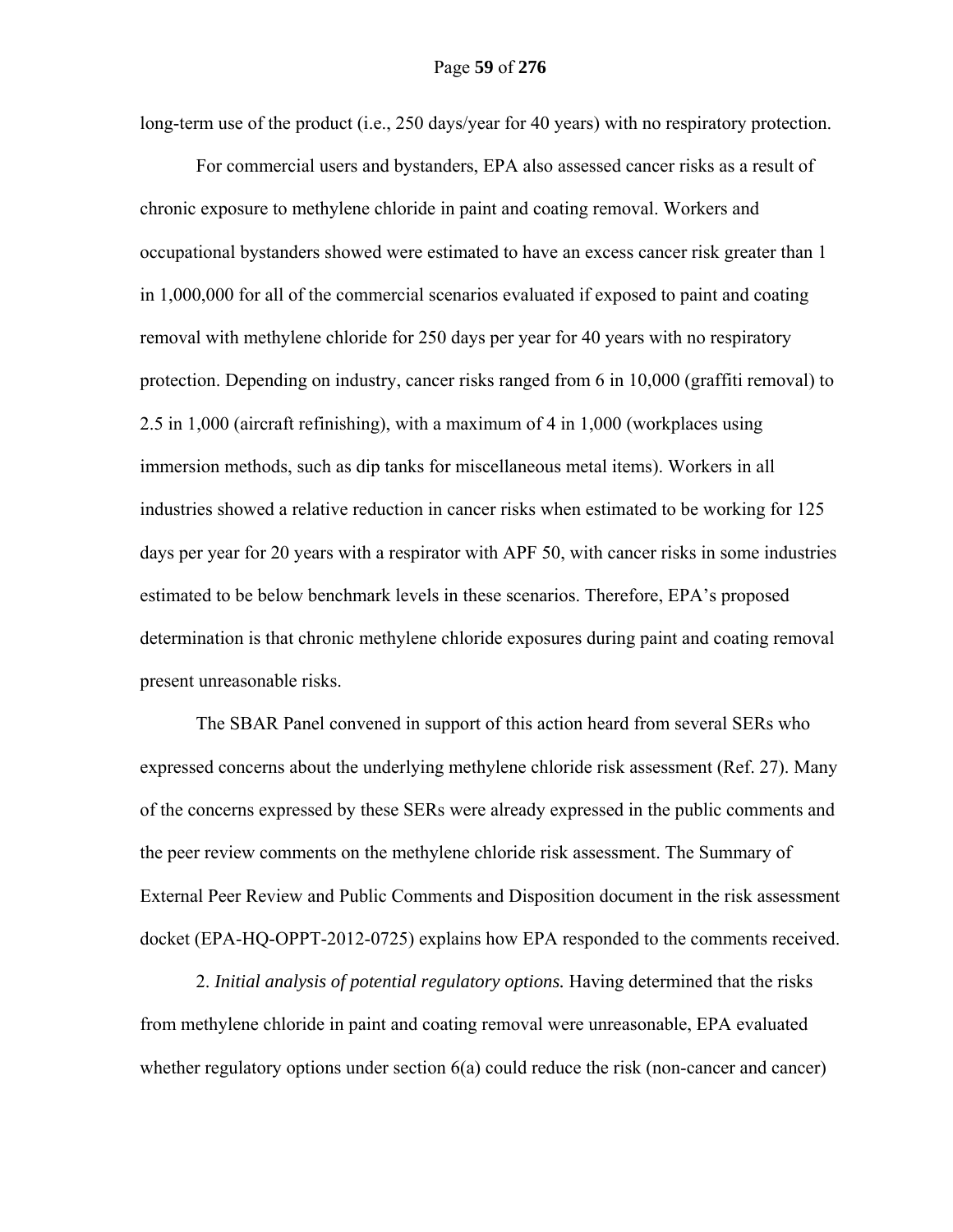long-term use of the product (i.e., 250 days/year for 40 years) with no respiratory protection.

For commercial users and bystanders, EPA also assessed cancer risks as a result of chronic exposure to methylene chloride in paint and coating removal. Workers and occupational bystanders showed were estimated to have an excess cancer risk greater than 1 in 1,000,000 for all of the commercial scenarios evaluated if exposed to paint and coating removal with methylene chloride for 250 days per year for 40 years with no respiratory protection. Depending on industry, cancer risks ranged from 6 in 10,000 (graffiti removal) to 2.5 in 1,000 (aircraft refinishing), with a maximum of 4 in 1,000 (workplaces using immersion methods, such as dip tanks for miscellaneous metal items). Workers in all industries showed a relative reduction in cancer risks when estimated to be working for 125 days per year for 20 years with a respirator with APF 50, with cancer risks in some industries estimated to be below benchmark levels in these scenarios. Therefore, EPA's proposed determination is that chronic methylene chloride exposures during paint and coating removal present unreasonable risks.

The SBAR Panel convened in support of this action heard from several SERs who expressed concerns about the underlying methylene chloride risk assessment (Ref. 27). Many of the concerns expressed by these SERs were already expressed in the public comments and the peer review comments on the methylene chloride risk assessment. The Summary of External Peer Review and Public Comments and Disposition document in the risk assessment docket (EPA-HQ-OPPT-2012-0725) explains how EPA responded to the comments received.

2. *Initial analysis of potential regulatory options.* Having determined that the risks from methylene chloride in paint and coating removal were unreasonable, EPA evaluated whether regulatory options under section 6(a) could reduce the risk (non-cancer and cancer)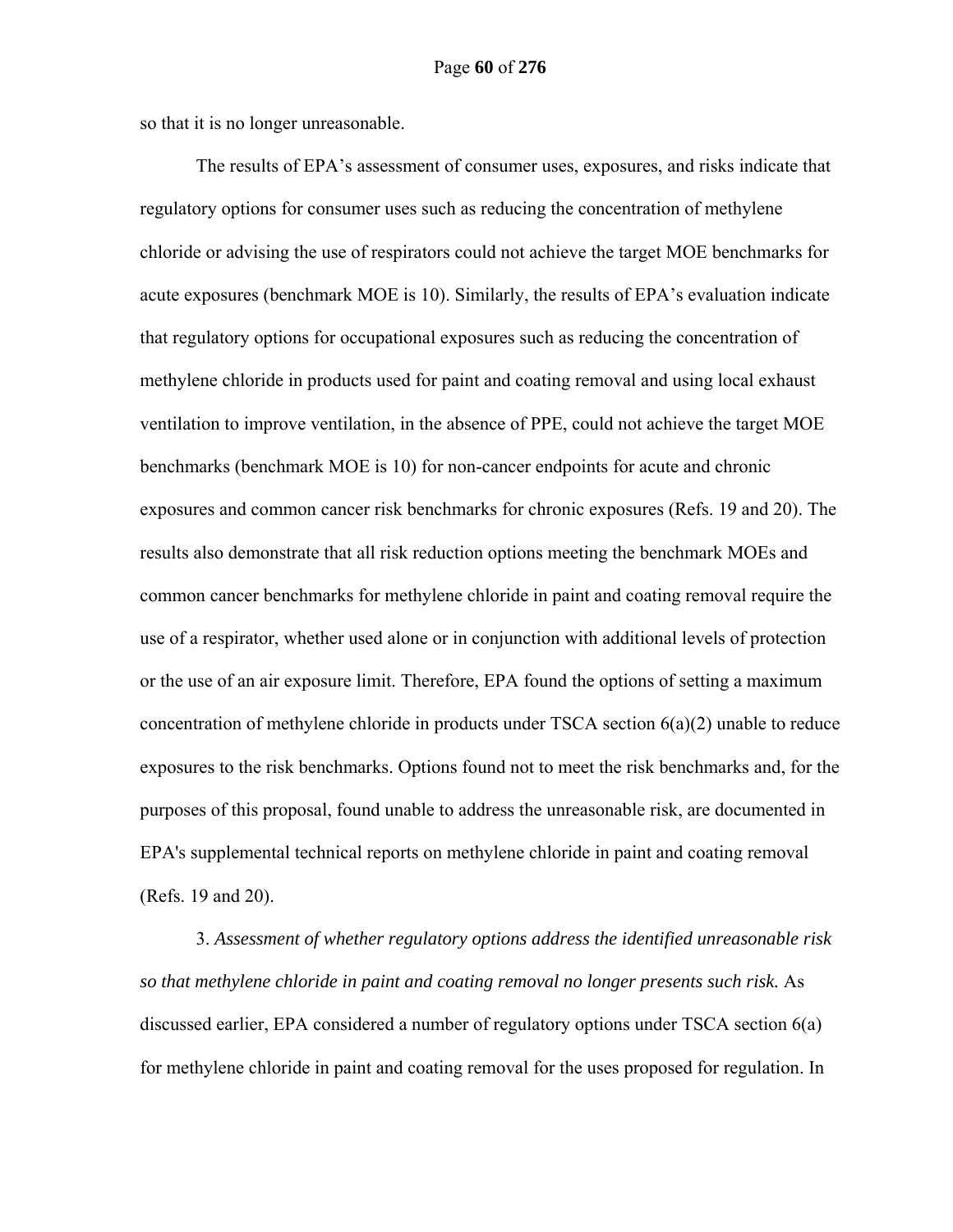so that it is no longer unreasonable.

The results of EPA's assessment of consumer uses, exposures, and risks indicate that regulatory options for consumer uses such as reducing the concentration of methylene chloride or advising the use of respirators could not achieve the target MOE benchmarks for acute exposures (benchmark MOE is 10). Similarly, the results of EPA's evaluation indicate that regulatory options for occupational exposures such as reducing the concentration of methylene chloride in products used for paint and coating removal and using local exhaust ventilation to improve ventilation, in the absence of PPE, could not achieve the target MOE benchmarks (benchmark MOE is 10) for non-cancer endpoints for acute and chronic exposures and common cancer risk benchmarks for chronic exposures (Refs. 19 and 20). The results also demonstrate that all risk reduction options meeting the benchmark MOEs and common cancer benchmarks for methylene chloride in paint and coating removal require the use of a respirator, whether used alone or in conjunction with additional levels of protection or the use of an air exposure limit. Therefore, EPA found the options of setting a maximum concentration of methylene chloride in products under TSCA section 6(a)(2) unable to reduce exposures to the risk benchmarks. Options found not to meet the risk benchmarks and, for the purposes of this proposal, found unable to address the unreasonable risk, are documented in EPA's supplemental technical reports on methylene chloride in paint and coating removal (Refs. 19 and 20).

3. *Assessment of whether regulatory options address the identified unreasonable risk so that methylene chloride in paint and coating removal no longer presents such risk.* As discussed earlier, EPA considered a number of regulatory options under TSCA section 6(a) for methylene chloride in paint and coating removal for the uses proposed for regulation. In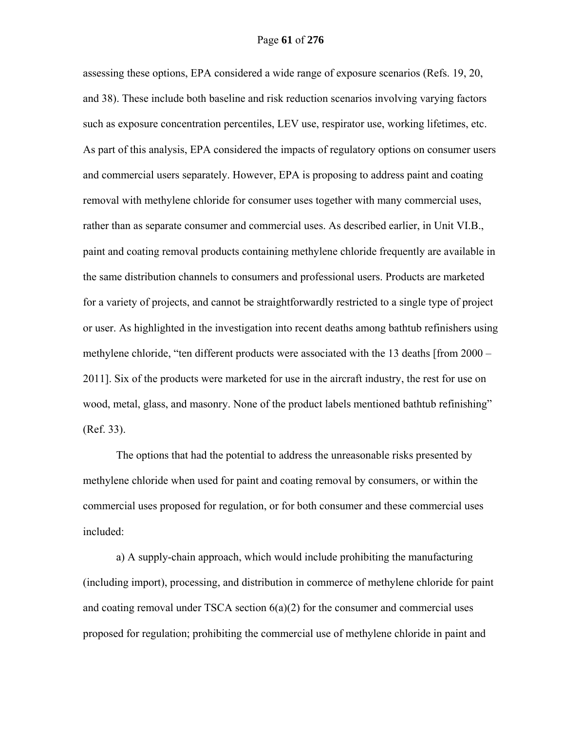assessing these options, EPA considered a wide range of exposure scenarios (Refs. 19, 20, and 38). These include both baseline and risk reduction scenarios involving varying factors such as exposure concentration percentiles, LEV use, respirator use, working lifetimes, etc. As part of this analysis, EPA considered the impacts of regulatory options on consumer users and commercial users separately. However, EPA is proposing to address paint and coating removal with methylene chloride for consumer uses together with many commercial uses, rather than as separate consumer and commercial uses. As described earlier, in Unit VI.B., paint and coating removal products containing methylene chloride frequently are available in the same distribution channels to consumers and professional users. Products are marketed for a variety of projects, and cannot be straightforwardly restricted to a single type of project or user. As highlighted in the investigation into recent deaths among bathtub refinishers using methylene chloride, "ten different products were associated with the 13 deaths [from 2000 – 2011]. Six of the products were marketed for use in the aircraft industry, the rest for use on wood, metal, glass, and masonry. None of the product labels mentioned bathtub refinishing" (Ref. 33).

The options that had the potential to address the unreasonable risks presented by methylene chloride when used for paint and coating removal by consumers, or within the commercial uses proposed for regulation, or for both consumer and these commercial uses included:

a) A supply-chain approach, which would include prohibiting the manufacturing (including import), processing, and distribution in commerce of methylene chloride for paint and coating removal under TSCA section 6(a)(2) for the consumer and commercial uses proposed for regulation; prohibiting the commercial use of methylene chloride in paint and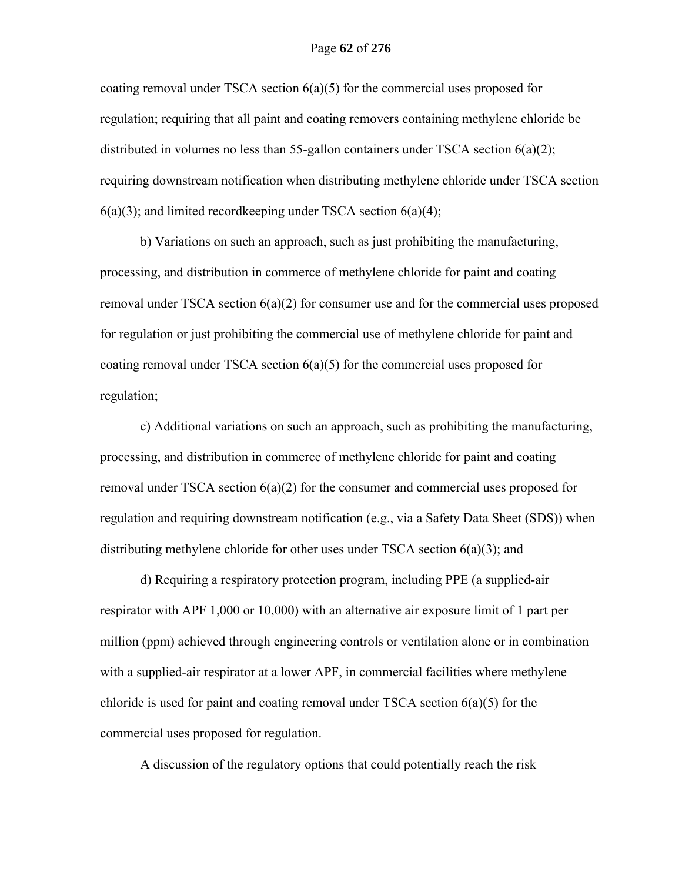coating removal under TSCA section 6(a)(5) for the commercial uses proposed for regulation; requiring that all paint and coating removers containing methylene chloride be distributed in volumes no less than 55-gallon containers under TSCA section 6(a)(2); requiring downstream notification when distributing methylene chloride under TSCA section 6(a)(3); and limited recordkeeping under TSCA section 6(a)(4);

b) Variations on such an approach, such as just prohibiting the manufacturing, processing, and distribution in commerce of methylene chloride for paint and coating removal under TSCA section 6(a)(2) for consumer use and for the commercial uses proposed for regulation or just prohibiting the commercial use of methylene chloride for paint and coating removal under TSCA section 6(a)(5) for the commercial uses proposed for regulation;

c) Additional variations on such an approach, such as prohibiting the manufacturing, processing, and distribution in commerce of methylene chloride for paint and coating removal under TSCA section 6(a)(2) for the consumer and commercial uses proposed for regulation and requiring downstream notification (e.g., via a Safety Data Sheet (SDS)) when distributing methylene chloride for other uses under TSCA section 6(a)(3); and

d) Requiring a respiratory protection program, including PPE (a supplied-air respirator with APF 1,000 or 10,000) with an alternative air exposure limit of 1 part per million (ppm) achieved through engineering controls or ventilation alone or in combination with a supplied-air respirator at a lower APF, in commercial facilities where methylene chloride is used for paint and coating removal under TSCA section 6(a)(5) for the commercial uses proposed for regulation.

A discussion of the regulatory options that could potentially reach the risk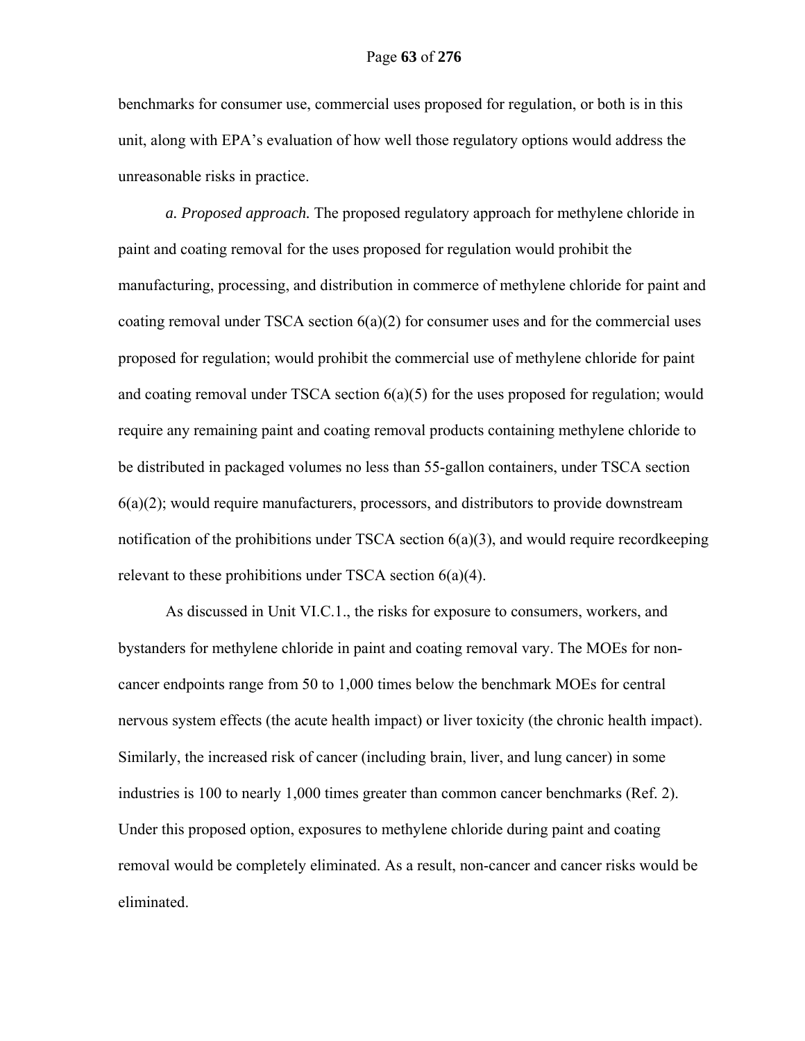benchmarks for consumer use, commercial uses proposed for regulation, or both is in this unit, along with EPA's evaluation of how well those regulatory options would address the unreasonable risks in practice.

*a. Proposed approach.* The proposed regulatory approach for methylene chloride in paint and coating removal for the uses proposed for regulation would prohibit the manufacturing, processing, and distribution in commerce of methylene chloride for paint and coating removal under TSCA section 6(a)(2) for consumer uses and for the commercial uses proposed for regulation; would prohibit the commercial use of methylene chloride for paint and coating removal under TSCA section 6(a)(5) for the uses proposed for regulation; would require any remaining paint and coating removal products containing methylene chloride to be distributed in packaged volumes no less than 55-gallon containers, under TSCA section 6(a)(2); would require manufacturers, processors, and distributors to provide downstream notification of the prohibitions under TSCA section 6(a)(3), and would require recordkeeping relevant to these prohibitions under TSCA section 6(a)(4).

As discussed in Unit VI.C.1., the risks for exposure to consumers, workers, and bystanders for methylene chloride in paint and coating removal vary. The MOEs for non-cancer endpoints range from 50 to 1,000 times below the benchmark MOEs for central nervous system effects (the acute health impact) or liver toxicity (the chronic health impact). Similarly, the increased risk of cancer (including brain, liver, and lung cancer) in some industries is 100 to nearly 1,000 times greater than common cancer benchmarks (Ref. 2). Under this proposed option, exposures to methylene chloride during paint and coating removal would be completely eliminated. As a result, non-cancer and cancer risks would be eliminated.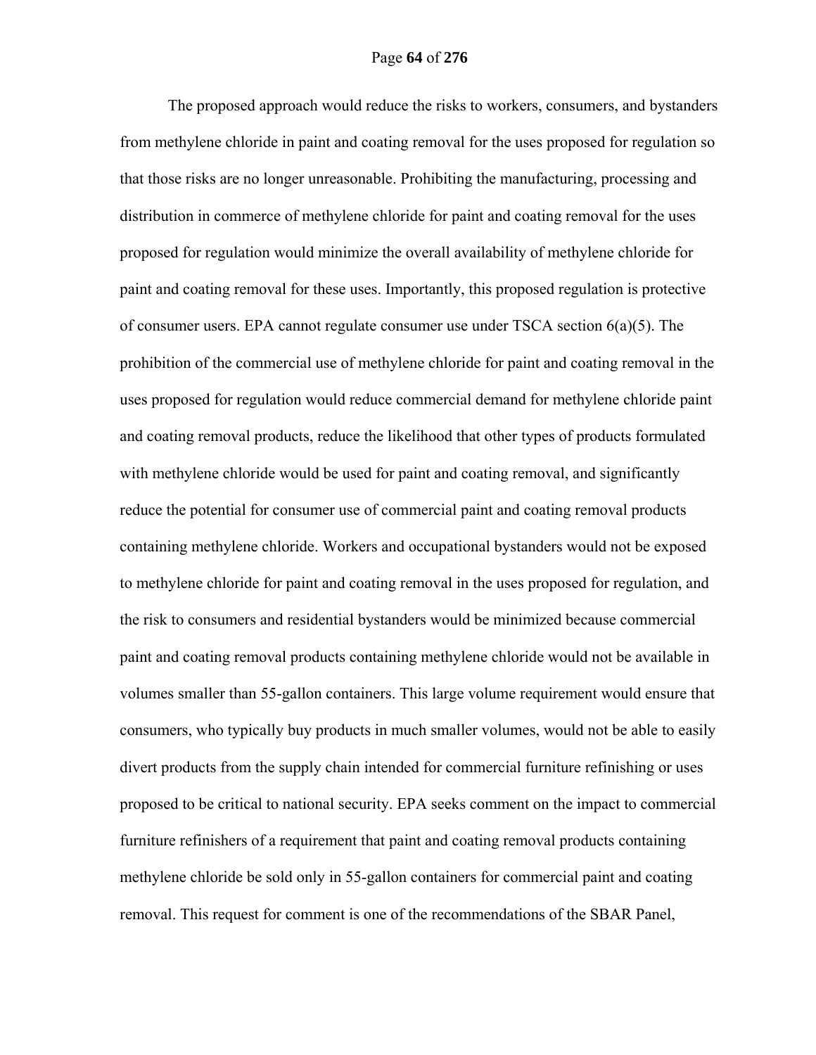The proposed approach would reduce the risks to workers, consumers, and bystanders from methylene chloride in paint and coating removal for the uses proposed for regulation so that those risks are no longer unreasonable. Prohibiting the manufacturing, processing and distribution in commerce of methylene chloride for paint and coating removal for the uses proposed for regulation would minimize the overall availability of methylene chloride for paint and coating removal for these uses. Importantly, this proposed regulation is protective of consumer users. EPA cannot regulate consumer use under TSCA section 6(a)(5). The prohibition of the commercial use of methylene chloride for paint and coating removal in the uses proposed for regulation would reduce commercial demand for methylene chloride paint and coating removal products, reduce the likelihood that other types of products formulated with methylene chloride would be used for paint and coating removal, and significantly reduce the potential for consumer use of commercial paint and coating removal products containing methylene chloride. Workers and occupational bystanders would not be exposed to methylene chloride for paint and coating removal in the uses proposed for regulation, and the risk to consumers and residential bystanders would be minimized because commercial paint and coating removal products containing methylene chloride would not be available in volumes smaller than 55-gallon containers. This large volume requirement would ensure that consumers, who typically buy products in much smaller volumes, would not be able to easily divert products from the supply chain intended for commercial furniture refinishing or uses proposed to be critical to national security. EPA seeks comment on the impact to commercial furniture refinishers of a requirement that paint and coating removal products containing methylene chloride be sold only in 55-gallon containers for commercial paint and coating removal. This request for comment is one of the recommendations of the SBAR Panel,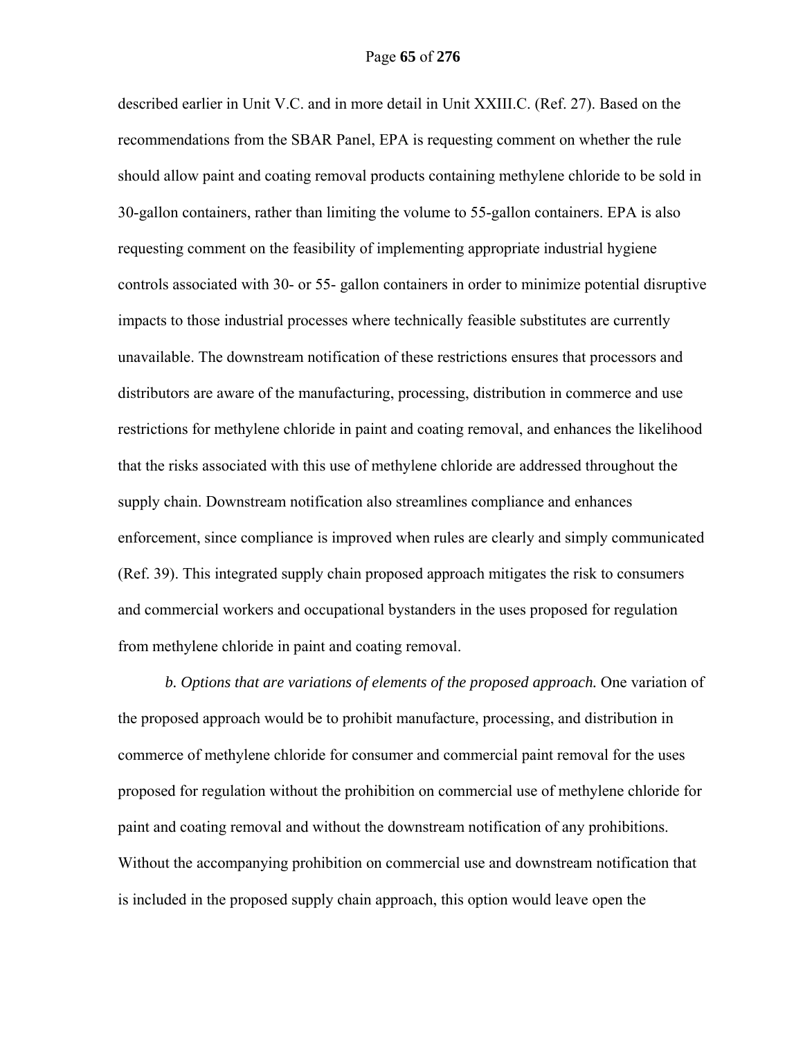described earlier in Unit V.C. and in more detail in Unit XXIII.C. (Ref. 27). Based on the recommendations from the SBAR Panel, EPA is requesting comment on whether the rule should allow paint and coating removal products containing methylene chloride to be sold in 30-gallon containers, rather than limiting the volume to 55-gallon containers. EPA is also requesting comment on the feasibility of implementing appropriate industrial hygiene controls associated with 30- or 55- gallon containers in order to minimize potential disruptive impacts to those industrial processes where technically feasible substitutes are currently unavailable. The downstream notification of these restrictions ensures that processors and distributors are aware of the manufacturing, processing, distribution in commerce and use restrictions for methylene chloride in paint and coating removal, and enhances the likelihood that the risks associated with this use of methylene chloride are addressed throughout the supply chain. Downstream notification also streamlines compliance and enhances enforcement, since compliance is improved when rules are clearly and simply communicated (Ref. 39). This integrated supply chain proposed approach mitigates the risk to consumers and commercial workers and occupational bystanders in the uses proposed for regulation from methylene chloride in paint and coating removal.

*b. Options that are variations of elements of the proposed approach.* One variation of the proposed approach would be to prohibit manufacture, processing, and distribution in commerce of methylene chloride for consumer and commercial paint removal for the uses proposed for regulation without the prohibition on commercial use of methylene chloride for paint and coating removal and without the downstream notification of any prohibitions. Without the accompanying prohibition on commercial use and downstream notification that is included in the proposed supply chain approach, this option would leave open the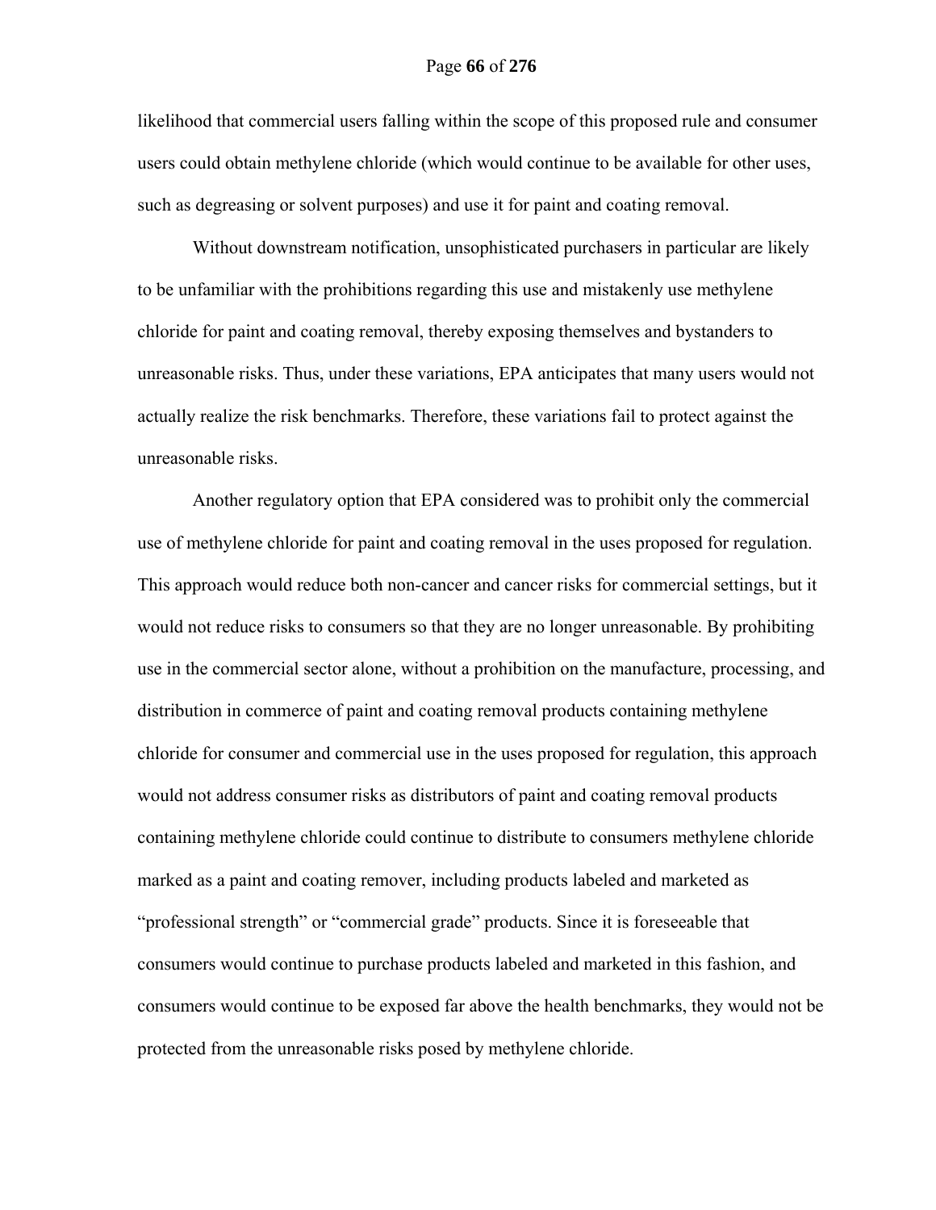likelihood that commercial users falling within the scope of this proposed rule and consumer users could obtain methylene chloride (which would continue to be available for other uses, such as degreasing or solvent purposes) and use it for paint and coating removal.

Without downstream notification, unsophisticated purchasers in particular are likely to be unfamiliar with the prohibitions regarding this use and mistakenly use methylene chloride for paint and coating removal, thereby exposing themselves and bystanders to unreasonable risks. Thus, under these variations, EPA anticipates that many users would not actually realize the risk benchmarks. Therefore, these variations fail to protect against the unreasonable risks.

Another regulatory option that EPA considered was to prohibit only the commercial use of methylene chloride for paint and coating removal in the uses proposed for regulation. This approach would reduce both non-cancer and cancer risks for commercial settings, but it would not reduce risks to consumers so that they are no longer unreasonable. By prohibiting use in the commercial sector alone, without a prohibition on the manufacture, processing, and distribution in commerce of paint and coating removal products containing methylene chloride for consumer and commercial use in the uses proposed for regulation, this approach would not address consumer risks as distributors of paint and coating removal products containing methylene chloride could continue to distribute to consumers methylene chloride marked as a paint and coating remover, including products labeled and marketed as "professional strength" or "commercial grade" products. Since it is foreseeable that consumers would continue to purchase products labeled and marketed in this fashion, and consumers would continue to be exposed far above the health benchmarks, they would not be protected from the unreasonable risks posed by methylene chloride.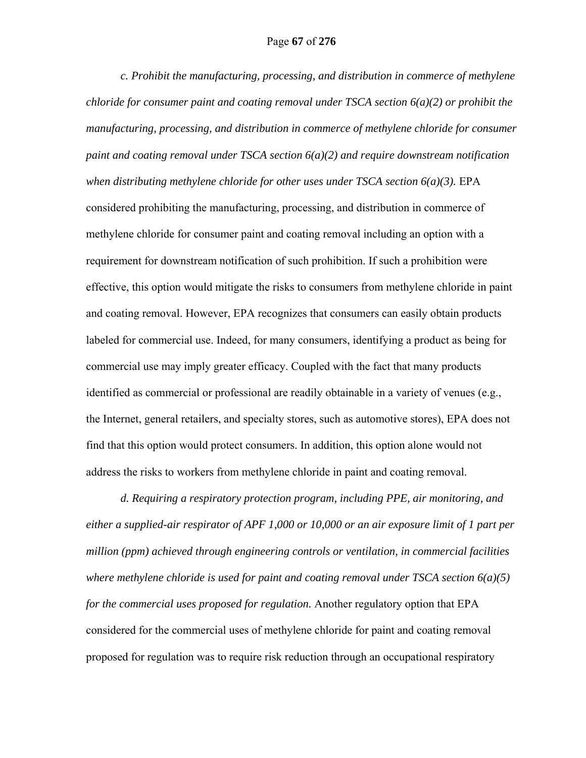*c. Prohibit the manufacturing, processing, and distribution in commerce of methylene chloride for consumer paint and coating removal under TSCA section 6(a)(2) or prohibit the manufacturing, processing, and distribution in commerce of methylene chloride for consumer paint and coating removal under TSCA section 6(a)(2) and require downstream notification when distributing methylene chloride for other uses under TSCA section 6(a)(3).* EPA considered prohibiting the manufacturing, processing, and distribution in commerce of methylene chloride for consumer paint and coating removal including an option with a requirement for downstream notification of such prohibition. If such a prohibition were effective, this option would mitigate the risks to consumers from methylene chloride in paint and coating removal. However, EPA recognizes that consumers can easily obtain products labeled for commercial use. Indeed, for many consumers, identifying a product as being for commercial use may imply greater efficacy. Coupled with the fact that many products identified as commercial or professional are readily obtainable in a variety of venues (e.g., the Internet, general retailers, and specialty stores, such as automotive stores), EPA does not find that this option would protect consumers. In addition, this option alone would not address the risks to workers from methylene chloride in paint and coating removal.

*d. Requiring a respiratory protection program, including PPE, air monitoring, and either a supplied-air respirator of APF 1,000 or 10,000 or an air exposure limit of 1 part per million (ppm) achieved through engineering controls or ventilation, in commercial facilities where methylene chloride is used for paint and coating removal under TSCA section 6(a)(5) for the commercial uses proposed for regulation.* Another regulatory option that EPA considered for the commercial uses of methylene chloride for paint and coating removal proposed for regulation was to require risk reduction through an occupational respiratory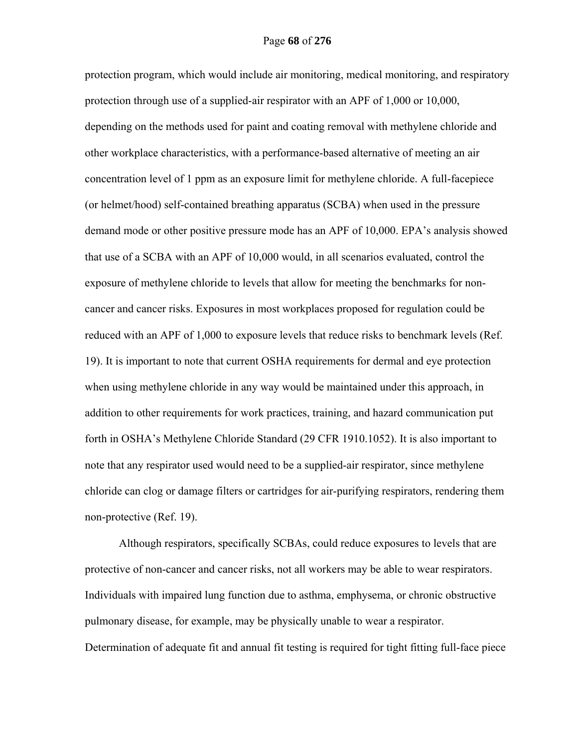protection program, which would include air monitoring, medical monitoring, and respiratory protection through use of a supplied-air respirator with an APF of 1,000 or 10,000, depending on the methods used for paint and coating removal with methylene chloride and other workplace characteristics, with a performance-based alternative of meeting an air concentration level of 1 ppm as an exposure limit for methylene chloride. A full-facepiece (or helmet/hood) self-contained breathing apparatus (SCBA) when used in the pressure demand mode or other positive pressure mode has an APF of 10,000. EPA's analysis showed that use of a SCBA with an APF of 10,000 would, in all scenarios evaluated, control the exposure of methylene chloride to levels that allow for meeting the benchmarks for non-cancer and cancer risks. Exposures in most workplaces proposed for regulation could be reduced with an APF of 1,000 to exposure levels that reduce risks to benchmark levels (Ref. 19). It is important to note that current OSHA requirements for dermal and eye protection when using methylene chloride in any way would be maintained under this approach, in addition to other requirements for work practices, training, and hazard communication put forth in OSHA's Methylene Chloride Standard (29 CFR 1910.1052). It is also important to note that any respirator used would need to be a supplied-air respirator, since methylene chloride can clog or damage filters or cartridges for air-purifying respirators, rendering them non-protective (Ref. 19).

Although respirators, specifically SCBAs, could reduce exposures to levels that are protective of non-cancer and cancer risks, not all workers may be able to wear respirators. Individuals with impaired lung function due to asthma, emphysema, or chronic obstructive pulmonary disease, for example, may be physically unable to wear a respirator. Determination of adequate fit and annual fit testing is required for tight fitting full-face piece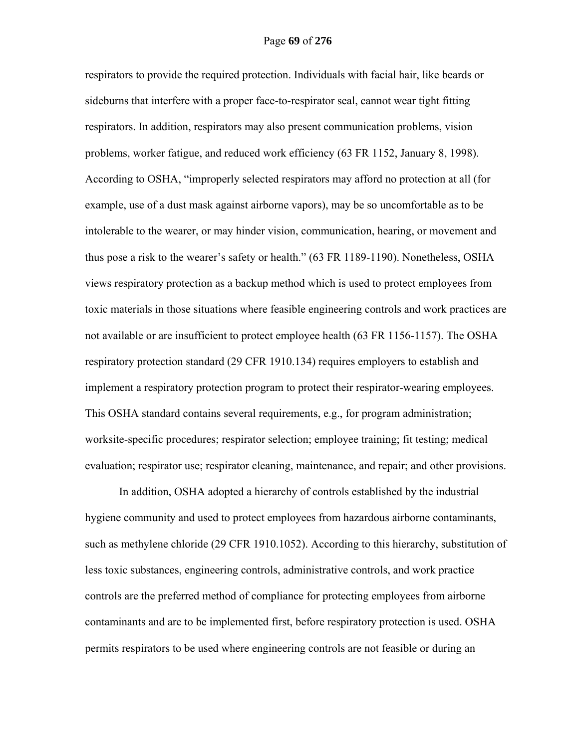respirators to provide the required protection. Individuals with facial hair, like beards or sideburns that interfere with a proper face-to-respirator seal, cannot wear tight fitting respirators. In addition, respirators may also present communication problems, vision problems, worker fatigue, and reduced work efficiency (63 FR 1152, January 8, 1998). According to OSHA, "improperly selected respirators may afford no protection at all (for example, use of a dust mask against airborne vapors), may be so uncomfortable as to be intolerable to the wearer, or may hinder vision, communication, hearing, or movement and thus pose a risk to the wearer's safety or health." (63 FR 1189-1190). Nonetheless, OSHA views respiratory protection as a backup method which is used to protect employees from toxic materials in those situations where feasible engineering controls and work practices are not available or are insufficient to protect employee health (63 FR 1156-1157). The OSHA respiratory protection standard (29 CFR 1910.134) requires employers to establish and implement a respiratory protection program to protect their respirator-wearing employees. This OSHA standard contains several requirements, e.g., for program administration; worksite-specific procedures; respirator selection; employee training; fit testing; medical evaluation; respirator use; respirator cleaning, maintenance, and repair; and other provisions.

In addition, OSHA adopted a hierarchy of controls established by the industrial hygiene community and used to protect employees from hazardous airborne contaminants, such as methylene chloride (29 CFR 1910.1052). According to this hierarchy, substitution of less toxic substances, engineering controls, administrative controls, and work practice controls are the preferred method of compliance for protecting employees from airborne contaminants and are to be implemented first, before respiratory protection is used. OSHA permits respirators to be used where engineering controls are not feasible or during an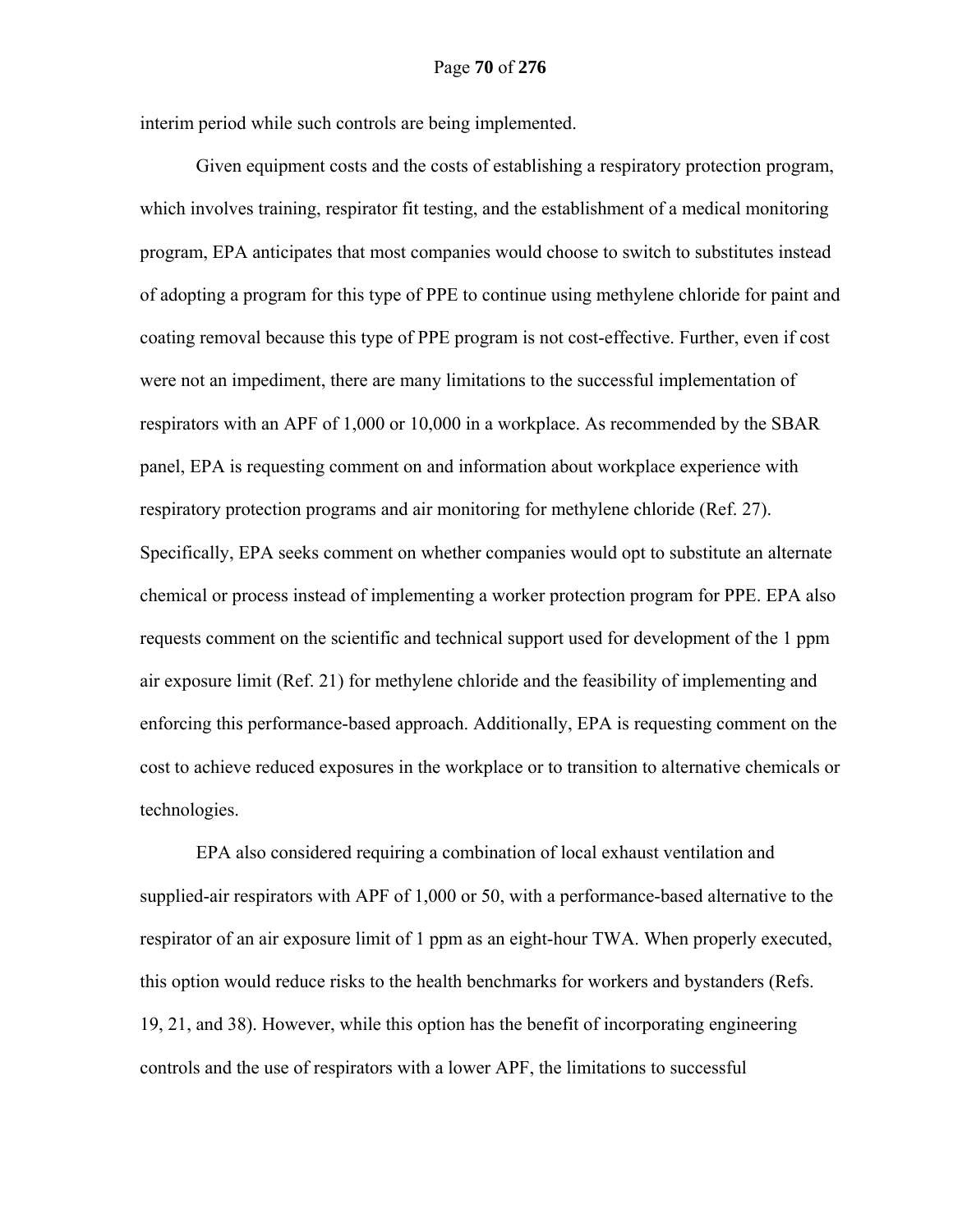interim period while such controls are being implemented.

Given equipment costs and the costs of establishing a respiratory protection program, which involves training, respirator fit testing, and the establishment of a medical monitoring program, EPA anticipates that most companies would choose to switch to substitutes instead of adopting a program for this type of PPE to continue using methylene chloride for paint and coating removal because this type of PPE program is not cost-effective. Further, even if cost were not an impediment, there are many limitations to the successful implementation of respirators with an APF of 1,000 or 10,000 in a workplace. As recommended by the SBAR panel, EPA is requesting comment on and information about workplace experience with respiratory protection programs and air monitoring for methylene chloride (Ref. 27). Specifically, EPA seeks comment on whether companies would opt to substitute an alternate chemical or process instead of implementing a worker protection program for PPE. EPA also requests comment on the scientific and technical support used for development of the 1 ppm air exposure limit (Ref. 21) for methylene chloride and the feasibility of implementing and enforcing this performance-based approach. Additionally, EPA is requesting comment on the cost to achieve reduced exposures in the workplace or to transition to alternative chemicals or technologies.

EPA also considered requiring a combination of local exhaust ventilation and supplied-air respirators with APF of 1,000 or 50, with a performance-based alternative to the respirator of an air exposure limit of 1 ppm as an eight-hour TWA. When properly executed, this option would reduce risks to the health benchmarks for workers and bystanders (Refs. 19, 21, and 38). However, while this option has the benefit of incorporating engineering controls and the use of respirators with a lower APF, the limitations to successful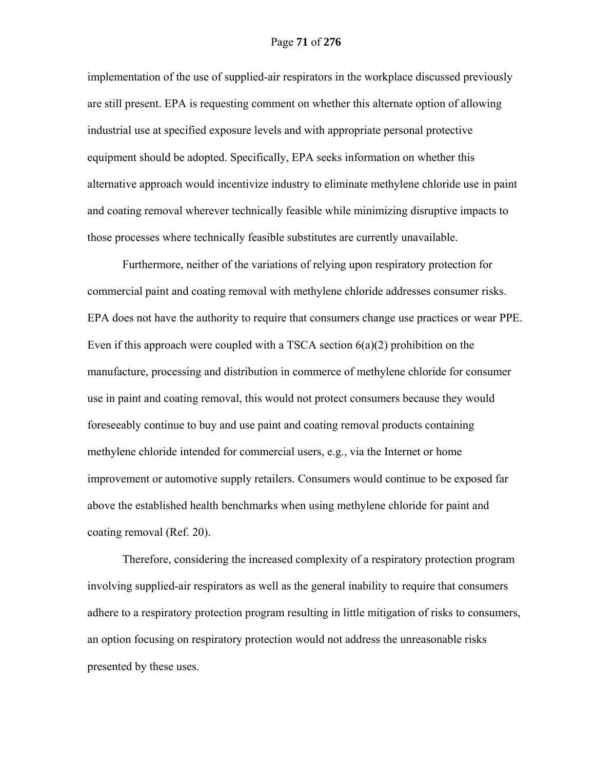implementation of the use of supplied-air respirators in the workplace discussed previously are still present. EPA is requesting comment on whether this alternate option of allowing industrial use at specified exposure levels and with appropriate personal protective equipment should be adopted. Specifically, EPA seeks information on whether this alternative approach would incentivize industry to eliminate methylene chloride use in paint and coating removal wherever technically feasible while minimizing disruptive impacts to those processes where technically feasible substitutes are currently unavailable.

Furthermore, neither of the variations of relying upon respiratory protection for commercial paint and coating removal with methylene chloride addresses consumer risks. EPA does not have the authority to require that consumers change use practices or wear PPE. Even if this approach were coupled with a TSCA section 6(a)(2) prohibition on the manufacture, processing and distribution in commerce of methylene chloride for consumer use in paint and coating removal, this would not protect consumers because they would foreseeably continue to buy and use paint and coating removal products containing methylene chloride intended for commercial users, e.g., via the Internet or home improvement or automotive supply retailers. Consumers would continue to be exposed far above the established health benchmarks when using methylene chloride for paint and coating removal (Ref. 20).

Therefore, considering the increased complexity of a respiratory protection program involving supplied-air respirators as well as the general inability to require that consumers adhere to a respiratory protection program resulting in little mitigation of risks to consumers, an option focusing on respiratory protection would not address the unreasonable risks presented by these uses.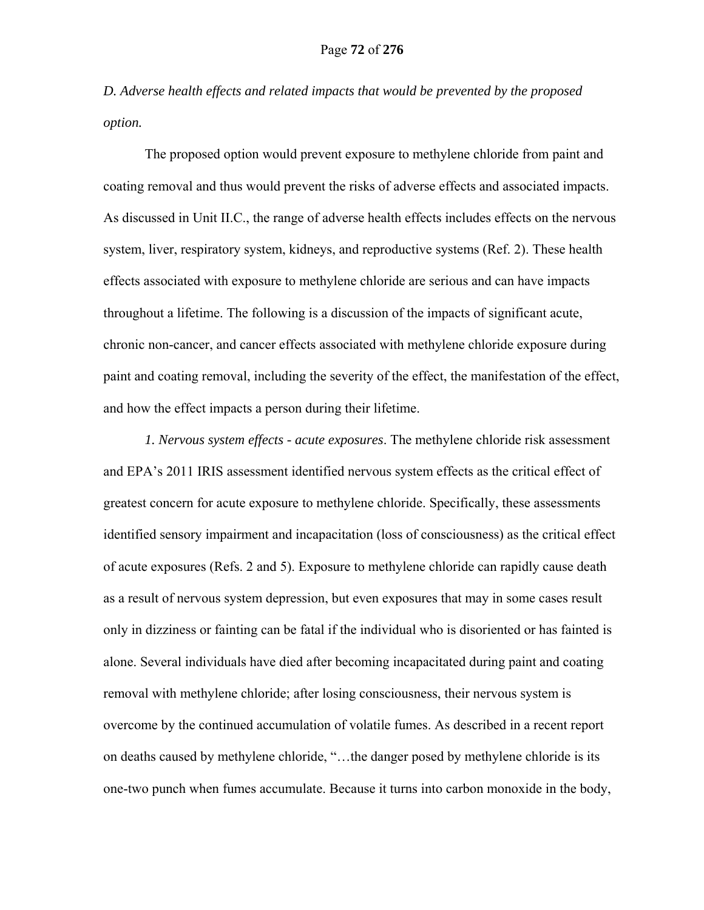*D. Adverse health effects and related impacts that would be prevented by the proposed option.*

The proposed option would prevent exposure to methylene chloride from paint and coating removal and thus would prevent the risks of adverse effects and associated impacts. As discussed in Unit II.C., the range of adverse health effects includes effects on the nervous system, liver, respiratory system, kidneys, and reproductive systems (Ref. 2). These health effects associated with exposure to methylene chloride are serious and can have impacts throughout a lifetime. The following is a discussion of the impacts of significant acute, chronic non-cancer, and cancer effects associated with methylene chloride exposure during paint and coating removal, including the severity of the effect, the manifestation of the effect, and how the effect impacts a person during their lifetime.

*1. Nervous system effects - acute exposures*. The methylene chloride risk assessment and EPA's 2011 IRIS assessment identified nervous system effects as the critical effect of greatest concern for acute exposure to methylene chloride. Specifically, these assessments identified sensory impairment and incapacitation (loss of consciousness) as the critical effect of acute exposures (Refs. 2 and 5). Exposure to methylene chloride can rapidly cause death as a result of nervous system depression, but even exposures that may in some cases result only in dizziness or fainting can be fatal if the individual who is disoriented or has fainted is alone. Several individuals have died after becoming incapacitated during paint and coating removal with methylene chloride; after losing consciousness, their nervous system is overcome by the continued accumulation of volatile fumes. As described in a recent report on deaths caused by methylene chloride, "…the danger posed by methylene chloride is its one-two punch when fumes accumulate. Because it turns into carbon monoxide in the body,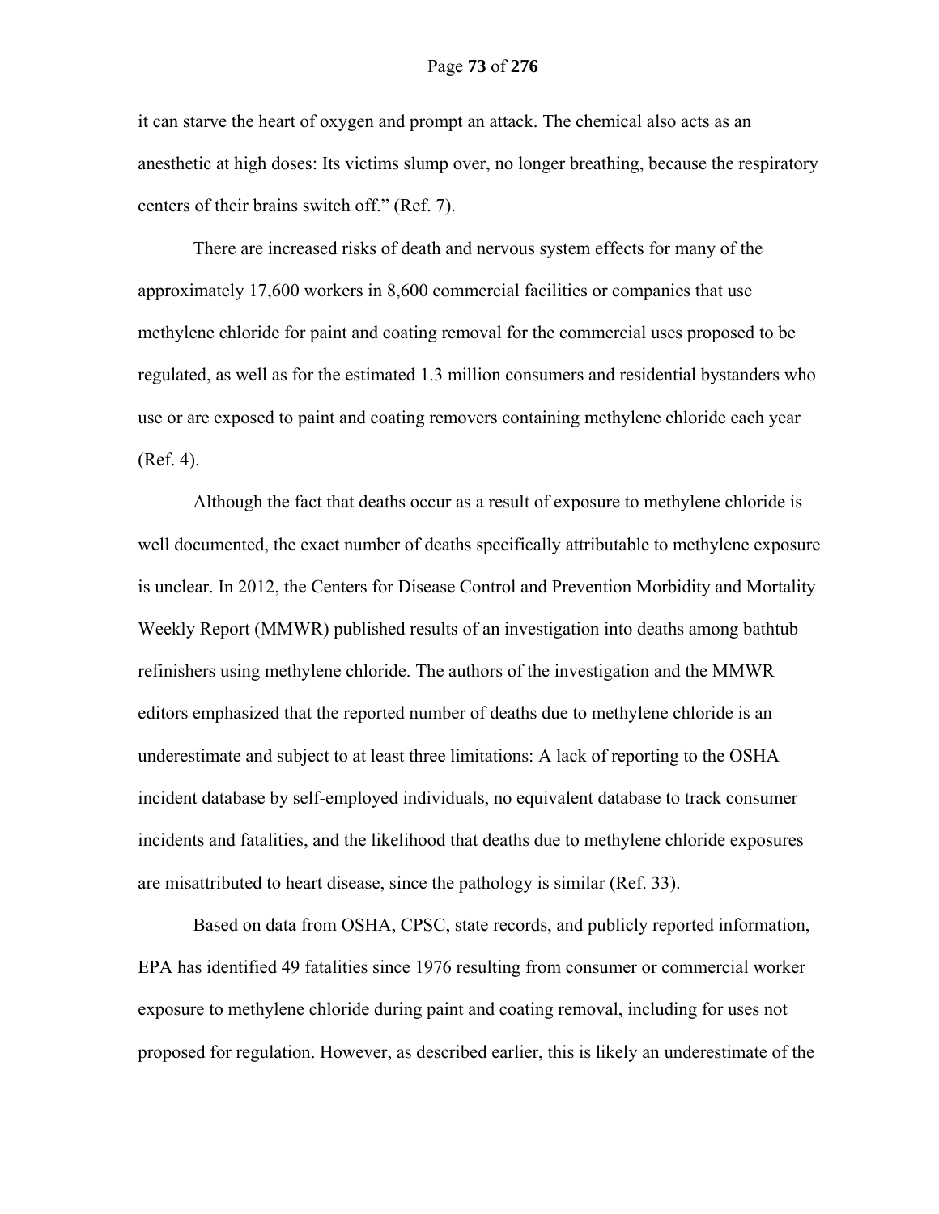it can starve the heart of oxygen and prompt an attack. The chemical also acts as an anesthetic at high doses: Its victims slump over, no longer breathing, because the respiratory centers of their brains switch off." (Ref. 7).

There are increased risks of death and nervous system effects for many of the approximately 17,600 workers in 8,600 commercial facilities or companies that use methylene chloride for paint and coating removal for the commercial uses proposed to be regulated, as well as for the estimated 1.3 million consumers and residential bystanders who use or are exposed to paint and coating removers containing methylene chloride each year (Ref. 4).

Although the fact that deaths occur as a result of exposure to methylene chloride is well documented, the exact number of deaths specifically attributable to methylene exposure is unclear. In 2012, the Centers for Disease Control and Prevention Morbidity and Mortality Weekly Report (MMWR) published results of an investigation into deaths among bathtub refinishers using methylene chloride. The authors of the investigation and the MMWR editors emphasized that the reported number of deaths due to methylene chloride is an underestimate and subject to at least three limitations: A lack of reporting to the OSHA incident database by self-employed individuals, no equivalent database to track consumer incidents and fatalities, and the likelihood that deaths due to methylene chloride exposures are misattributed to heart disease, since the pathology is similar (Ref. 33).

Based on data from OSHA, CPSC, state records, and publicly reported information, EPA has identified 49 fatalities since 1976 resulting from consumer or commercial worker exposure to methylene chloride during paint and coating removal, including for uses not proposed for regulation. However, as described earlier, this is likely an underestimate of the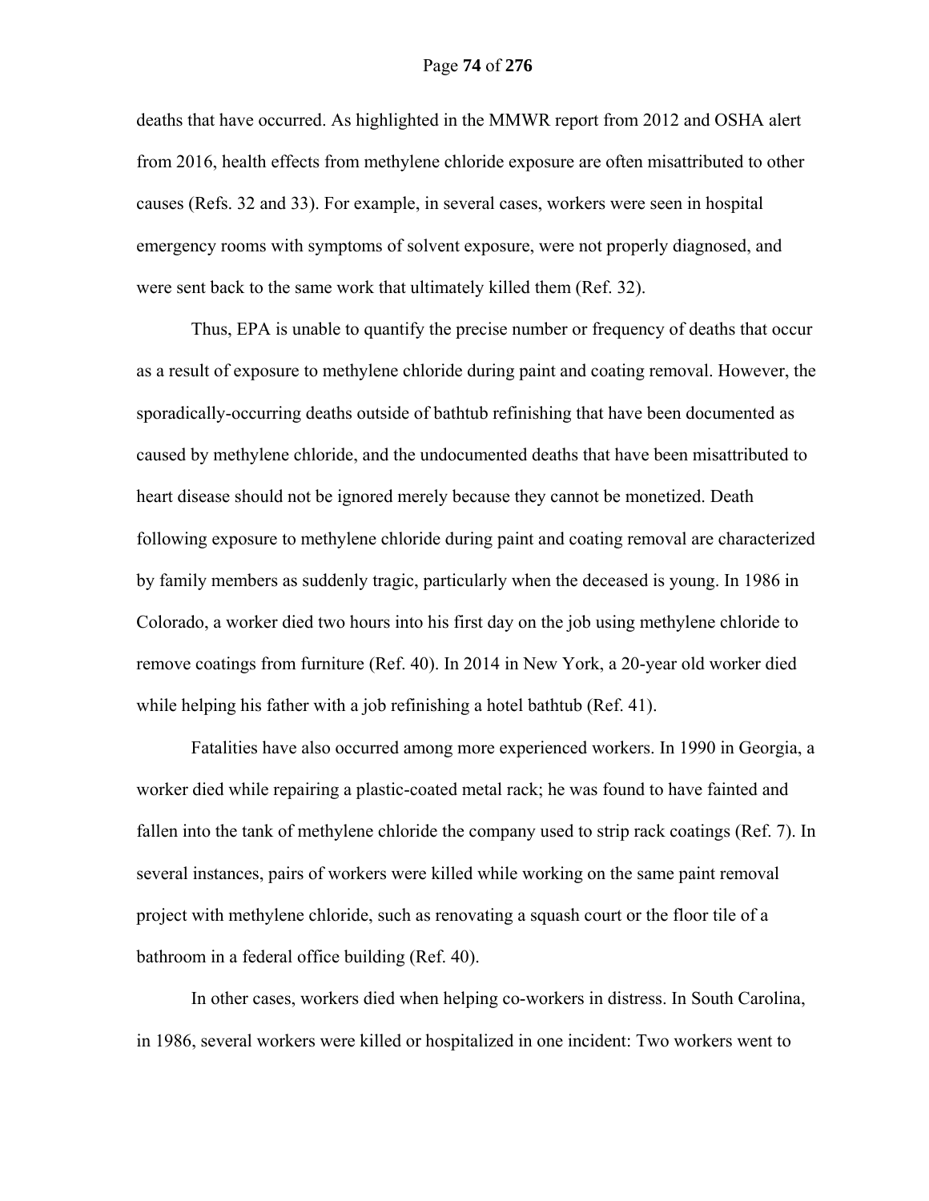deaths that have occurred. As highlighted in the MMWR report from 2012 and OSHA alert from 2016, health effects from methylene chloride exposure are often misattributed to other causes (Refs. 32 and 33). For example, in several cases, workers were seen in hospital emergency rooms with symptoms of solvent exposure, were not properly diagnosed, and were sent back to the same work that ultimately killed them (Ref. 32).

Thus, EPA is unable to quantify the precise number or frequency of deaths that occur as a result of exposure to methylene chloride during paint and coating removal. However, the sporadically-occurring deaths outside of bathtub refinishing that have been documented as caused by methylene chloride, and the undocumented deaths that have been misattributed to heart disease should not be ignored merely because they cannot be monetized. Death following exposure to methylene chloride during paint and coating removal are characterized by family members as suddenly tragic, particularly when the deceased is young. In 1986 in Colorado, a worker died two hours into his first day on the job using methylene chloride to remove coatings from furniture (Ref. 40). In 2014 in New York, a 20-year old worker died while helping his father with a job refinishing a hotel bathtub (Ref. 41).

Fatalities have also occurred among more experienced workers. In 1990 in Georgia, a worker died while repairing a plastic-coated metal rack; he was found to have fainted and fallen into the tank of methylene chloride the company used to strip rack coatings (Ref. 7). In several instances, pairs of workers were killed while working on the same paint removal project with methylene chloride, such as renovating a squash court or the floor tile of a bathroom in a federal office building (Ref. 40).

In other cases, workers died when helping co-workers in distress. In South Carolina, in 1986, several workers were killed or hospitalized in one incident: Two workers went to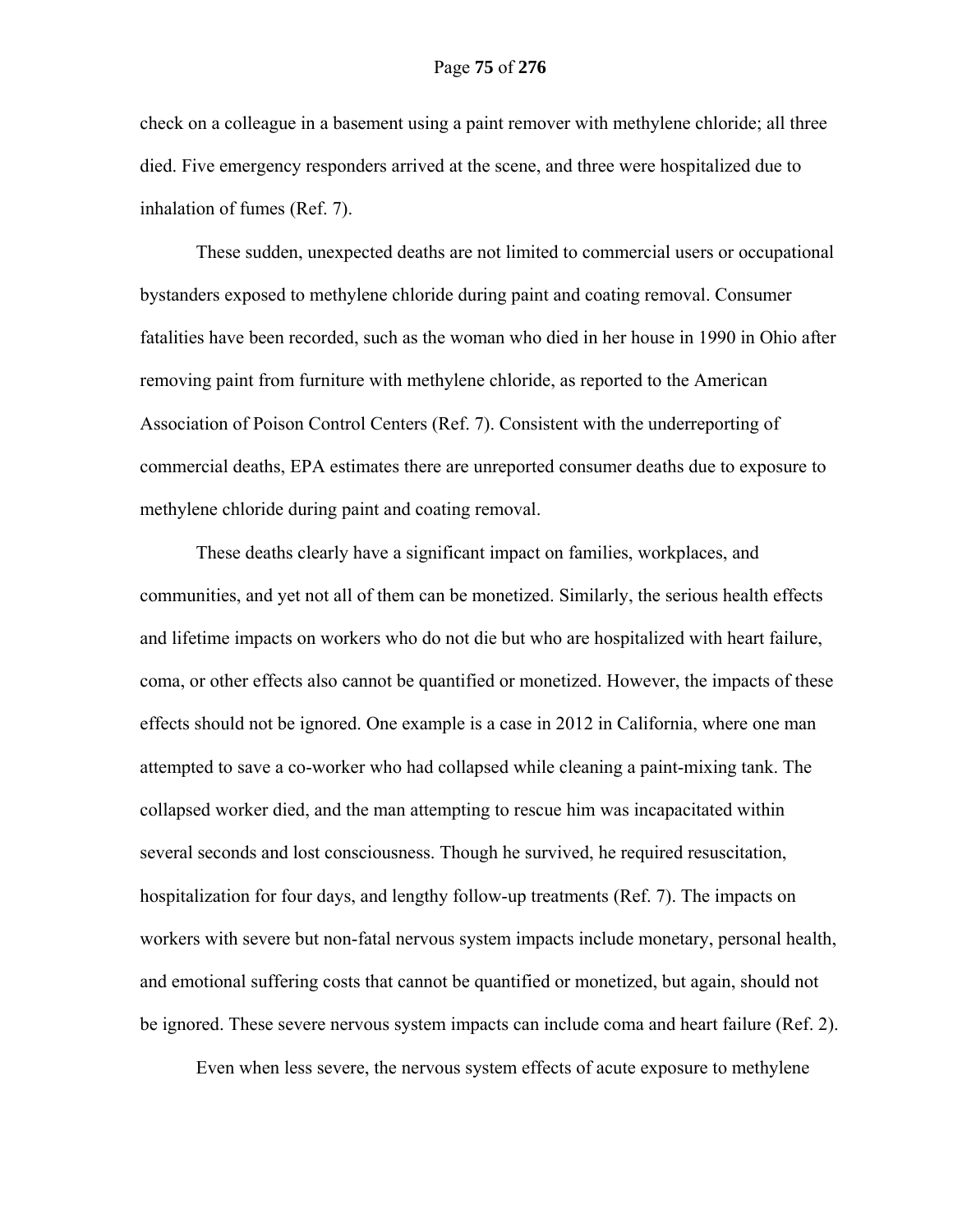check on a colleague in a basement using a paint remover with methylene chloride; all three died. Five emergency responders arrived at the scene, and three were hospitalized due to inhalation of fumes (Ref. 7).

These sudden, unexpected deaths are not limited to commercial users or occupational bystanders exposed to methylene chloride during paint and coating removal. Consumer fatalities have been recorded, such as the woman who died in her house in 1990 in Ohio after removing paint from furniture with methylene chloride, as reported to the American Association of Poison Control Centers (Ref. 7). Consistent with the underreporting of commercial deaths, EPA estimates there are unreported consumer deaths due to exposure to methylene chloride during paint and coating removal.

These deaths clearly have a significant impact on families, workplaces, and communities, and yet not all of them can be monetized. Similarly, the serious health effects and lifetime impacts on workers who do not die but who are hospitalized with heart failure, coma, or other effects also cannot be quantified or monetized. However, the impacts of these effects should not be ignored. One example is a case in 2012 in California, where one man attempted to save a co-worker who had collapsed while cleaning a paint-mixing tank. The collapsed worker died, and the man attempting to rescue him was incapacitated within several seconds and lost consciousness. Though he survived, he required resuscitation, hospitalization for four days, and lengthy follow-up treatments (Ref. 7). The impacts on workers with severe but non-fatal nervous system impacts include monetary, personal health, and emotional suffering costs that cannot be quantified or monetized, but again, should not be ignored. These severe nervous system impacts can include coma and heart failure (Ref. 2).

Even when less severe, the nervous system effects of acute exposure to methylene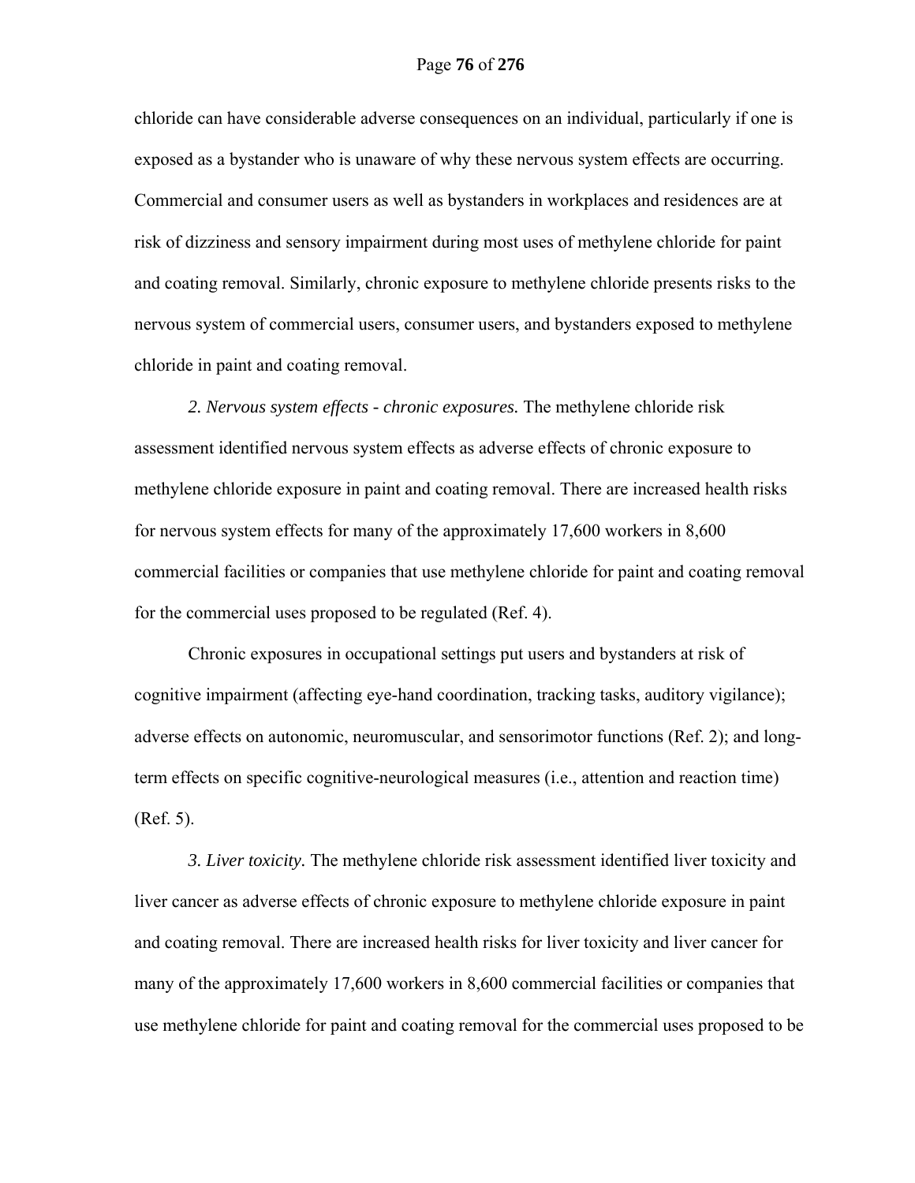chloride can have considerable adverse consequences on an individual, particularly if one is exposed as a bystander who is unaware of why these nervous system effects are occurring. Commercial and consumer users as well as bystanders in workplaces and residences are at risk of dizziness and sensory impairment during most uses of methylene chloride for paint and coating removal. Similarly, chronic exposure to methylene chloride presents risks to the nervous system of commercial users, consumer users, and bystanders exposed to methylene chloride in paint and coating removal.

*2. Nervous system effects - chronic exposures.* The methylene chloride risk assessment identified nervous system effects as adverse effects of chronic exposure to methylene chloride exposure in paint and coating removal. There are increased health risks for nervous system effects for many of the approximately 17,600 workers in 8,600 commercial facilities or companies that use methylene chloride for paint and coating removal for the commercial uses proposed to be regulated (Ref. 4).

Chronic exposures in occupational settings put users and bystanders at risk of cognitive impairment (affecting eye-hand coordination, tracking tasks, auditory vigilance); adverse effects on autonomic, neuromuscular, and sensorimotor functions (Ref. 2); and long-term effects on specific cognitive-neurological measures (i.e., attention and reaction time) (Ref. 5).

*3. Liver toxicity.* The methylene chloride risk assessment identified liver toxicity and liver cancer as adverse effects of chronic exposure to methylene chloride exposure in paint and coating removal. There are increased health risks for liver toxicity and liver cancer for many of the approximately 17,600 workers in 8,600 commercial facilities or companies that use methylene chloride for paint and coating removal for the commercial uses proposed to be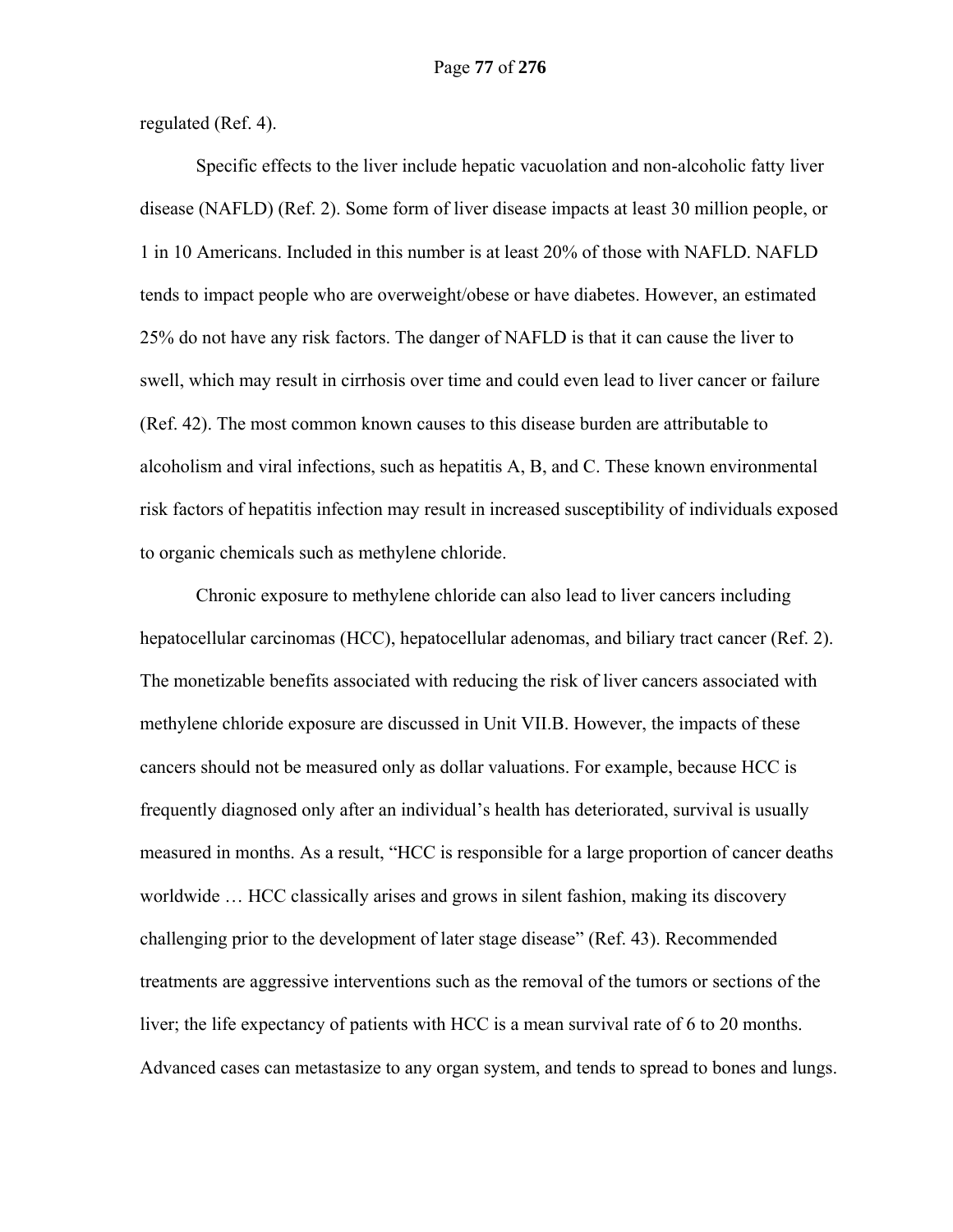regulated (Ref. 4).

Specific effects to the liver include hepatic vacuolation and non-alcoholic fatty liver disease (NAFLD) (Ref. 2). Some form of liver disease impacts at least 30 million people, or 1 in 10 Americans. Included in this number is at least 20% of those with NAFLD. NAFLD tends to impact people who are overweight/obese or have diabetes. However, an estimated 25% do not have any risk factors. The danger of NAFLD is that it can cause the liver to swell, which may result in cirrhosis over time and could even lead to liver cancer or failure (Ref. 42). The most common known causes to this disease burden are attributable to alcoholism and viral infections, such as hepatitis A, B, and C. These known environmental risk factors of hepatitis infection may result in increased susceptibility of individuals exposed to organic chemicals such as methylene chloride.

Chronic exposure to methylene chloride can also lead to liver cancers including hepatocellular carcinomas (HCC), hepatocellular adenomas, and biliary tract cancer (Ref. 2). The monetizable benefits associated with reducing the risk of liver cancers associated with methylene chloride exposure are discussed in Unit VII.B. However, the impacts of these cancers should not be measured only as dollar valuations. For example, because HCC is frequently diagnosed only after an individual's health has deteriorated, survival is usually measured in months. As a result, "HCC is responsible for a large proportion of cancer deaths worldwide … HCC classically arises and grows in silent fashion, making its discovery challenging prior to the development of later stage disease" (Ref. 43). Recommended treatments are aggressive interventions such as the removal of the tumors or sections of the liver; the life expectancy of patients with HCC is a mean survival rate of 6 to 20 months. Advanced cases can metastasize to any organ system, and tends to spread to bones and lungs.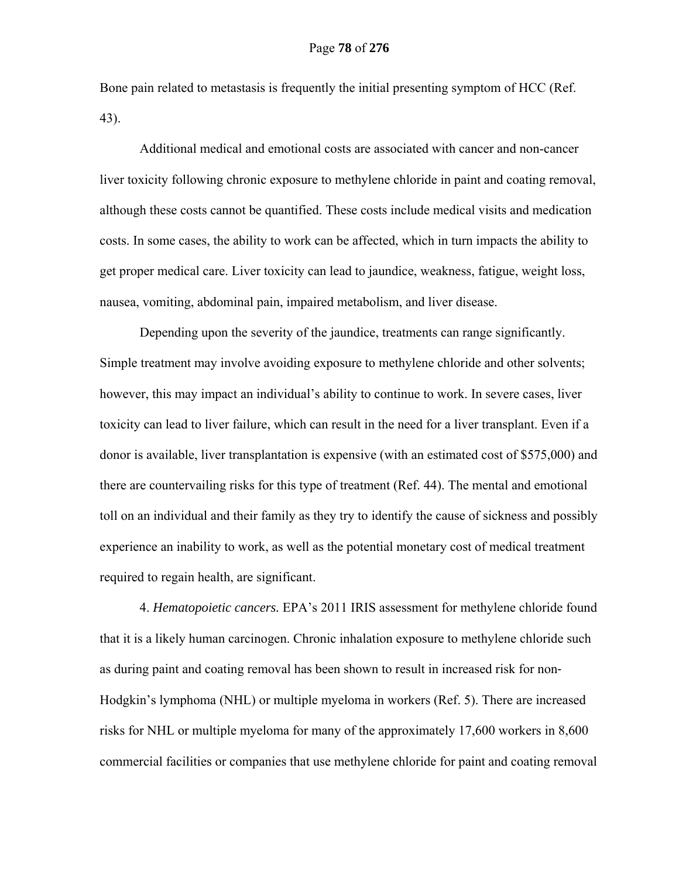Bone pain related to metastasis is frequently the initial presenting symptom of HCC (Ref. 43).

Additional medical and emotional costs are associated with cancer and non-cancer liver toxicity following chronic exposure to methylene chloride in paint and coating removal, although these costs cannot be quantified. These costs include medical visits and medication costs. In some cases, the ability to work can be affected, which in turn impacts the ability to get proper medical care. Liver toxicity can lead to jaundice, weakness, fatigue, weight loss, nausea, vomiting, abdominal pain, impaired metabolism, and liver disease.

Depending upon the severity of the jaundice, treatments can range significantly. Simple treatment may involve avoiding exposure to methylene chloride and other solvents; however, this may impact an individual's ability to continue to work. In severe cases, liver toxicity can lead to liver failure, which can result in the need for a liver transplant. Even if a donor is available, liver transplantation is expensive (with an estimated cost of $575,000) and there are countervailing risks for this type of treatment (Ref. 44). The mental and emotional toll on an individual and their family as they try to identify the cause of sickness and possibly experience an inability to work, as well as the potential monetary cost of medical treatment required to regain health, are significant.

4. *Hematopoietic cancers.* EPA's 2011 IRIS assessment for methylene chloride found that it is a likely human carcinogen. Chronic inhalation exposure to methylene chloride such as during paint and coating removal has been shown to result in increased risk for non-Hodgkin's lymphoma (NHL) or multiple myeloma in workers (Ref. 5). There are increased risks for NHL or multiple myeloma for many of the approximately 17,600 workers in 8,600 commercial facilities or companies that use methylene chloride for paint and coating removal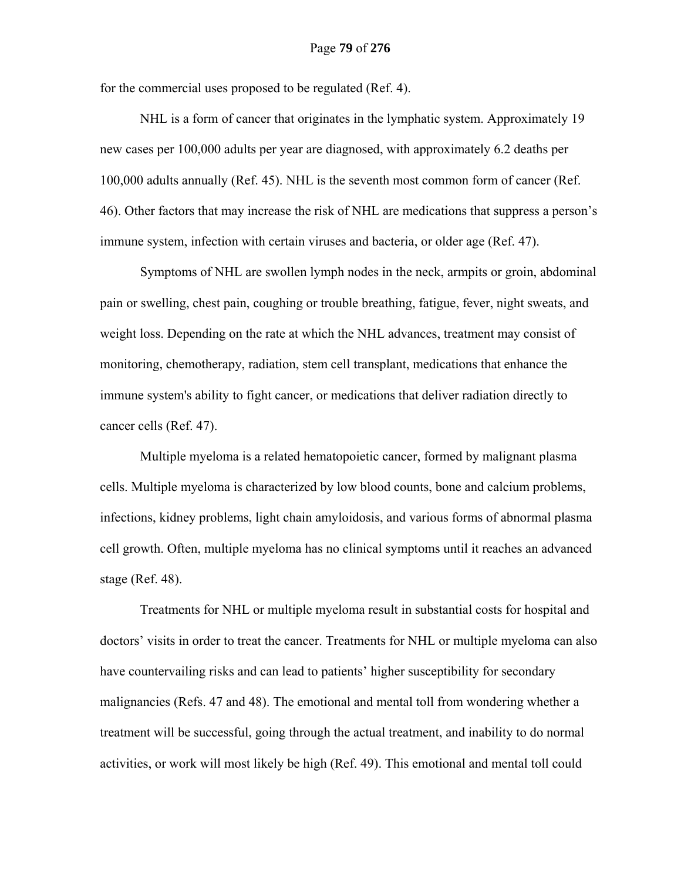for the commercial uses proposed to be regulated (Ref. 4).

NHL is a form of cancer that originates in the lymphatic system. Approximately 19 new cases per 100,000 adults per year are diagnosed, with approximately 6.2 deaths per 100,000 adults annually (Ref. 45). NHL is the seventh most common form of cancer (Ref. 46). Other factors that may increase the risk of NHL are medications that suppress a person's immune system, infection with certain viruses and bacteria, or older age (Ref. 47).

Symptoms of NHL are swollen lymph nodes in the neck, armpits or groin, abdominal pain or swelling, chest pain, coughing or trouble breathing, fatigue, fever, night sweats, and weight loss. Depending on the rate at which the NHL advances, treatment may consist of monitoring, chemotherapy, radiation, stem cell transplant, medications that enhance the immune system's ability to fight cancer, or medications that deliver radiation directly to cancer cells (Ref. 47).

Multiple myeloma is a related hematopoietic cancer, formed by malignant plasma cells. Multiple myeloma is characterized by low blood counts, bone and calcium problems, infections, kidney problems, light chain amyloidosis, and various forms of abnormal plasma cell growth. Often, multiple myeloma has no clinical symptoms until it reaches an advanced stage (Ref. 48).

Treatments for NHL or multiple myeloma result in substantial costs for hospital and doctors' visits in order to treat the cancer. Treatments for NHL or multiple myeloma can also have countervailing risks and can lead to patients' higher susceptibility for secondary malignancies (Refs. 47 and 48). The emotional and mental toll from wondering whether a treatment will be successful, going through the actual treatment, and inability to do normal activities, or work will most likely be high (Ref. 49). This emotional and mental toll could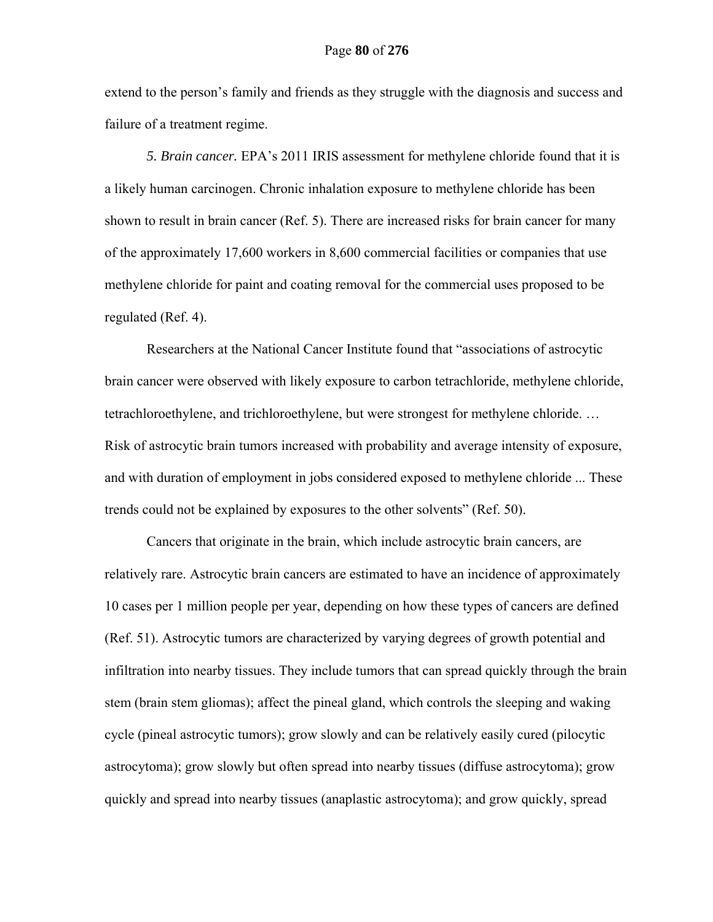extend to the person's family and friends as they struggle with the diagnosis and success and failure of a treatment regime.

*5. Brain cancer.* EPA's 2011 IRIS assessment for methylene chloride found that it is a likely human carcinogen. Chronic inhalation exposure to methylene chloride has been shown to result in brain cancer (Ref. 5). There are increased risks for brain cancer for many of the approximately 17,600 workers in 8,600 commercial facilities or companies that use methylene chloride for paint and coating removal for the commercial uses proposed to be regulated (Ref. 4).

Researchers at the National Cancer Institute found that "associations of astrocytic brain cancer were observed with likely exposure to carbon tetrachloride, methylene chloride, tetrachloroethylene, and trichloroethylene, but were strongest for methylene chloride. … Risk of astrocytic brain tumors increased with probability and average intensity of exposure, and with duration of employment in jobs considered exposed to methylene chloride ... These trends could not be explained by exposures to the other solvents" (Ref. 50).

Cancers that originate in the brain, which include astrocytic brain cancers, are relatively rare. Astrocytic brain cancers are estimated to have an incidence of approximately 10 cases per 1 million people per year, depending on how these types of cancers are defined (Ref. 51). Astrocytic tumors are characterized by varying degrees of growth potential and infiltration into nearby tissues. They include tumors that can spread quickly through the brain stem (brain stem gliomas); affect the pineal gland, which controls the sleeping and waking cycle (pineal astrocytic tumors); grow slowly and can be relatively easily cured (pilocytic astrocytoma); grow slowly but often spread into nearby tissues (diffuse astrocytoma); grow quickly and spread into nearby tissues (anaplastic astrocytoma); and grow quickly, spread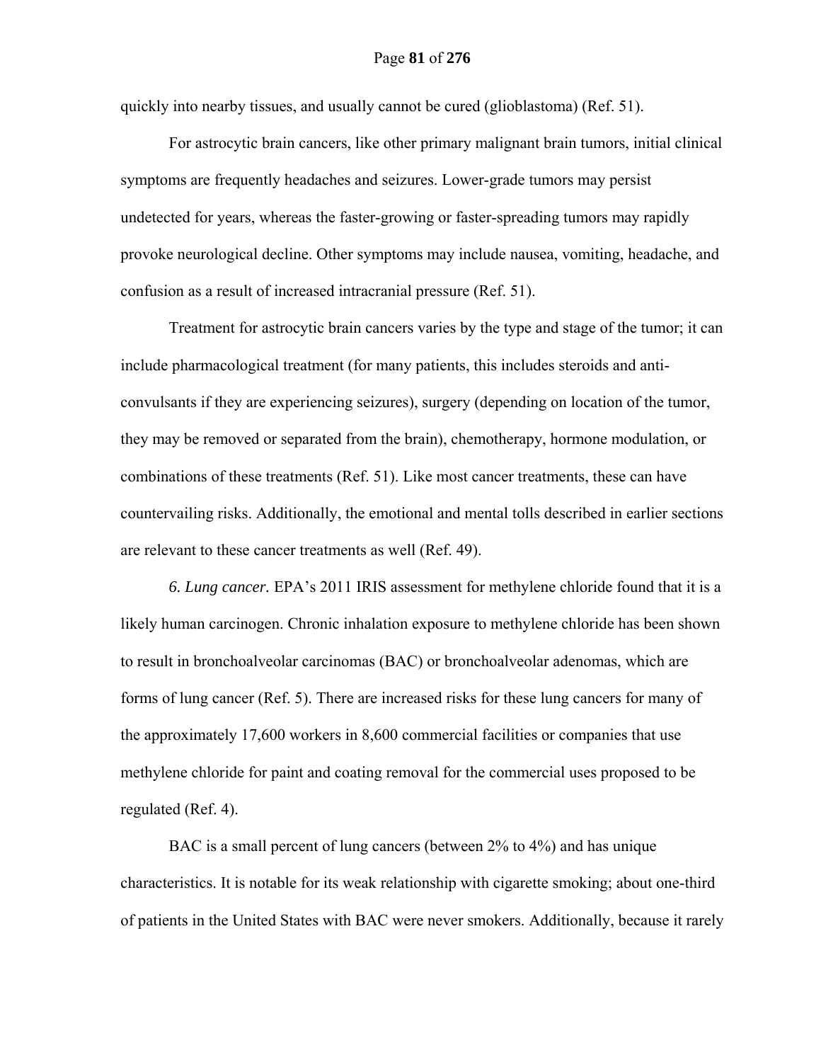quickly into nearby tissues, and usually cannot be cured (glioblastoma) (Ref. 51).

For astrocytic brain cancers, like other primary malignant brain tumors, initial clinical symptoms are frequently headaches and seizures. Lower-grade tumors may persist undetected for years, whereas the faster-growing or faster-spreading tumors may rapidly provoke neurological decline. Other symptoms may include nausea, vomiting, headache, and confusion as a result of increased intracranial pressure (Ref. 51).

Treatment for astrocytic brain cancers varies by the type and stage of the tumor; it can include pharmacological treatment (for many patients, this includes steroids and anti-convulsants if they are experiencing seizures), surgery (depending on location of the tumor, they may be removed or separated from the brain), chemotherapy, hormone modulation, or combinations of these treatments (Ref. 51). Like most cancer treatments, these can have countervailing risks. Additionally, the emotional and mental tolls described in earlier sections are relevant to these cancer treatments as well (Ref. 49).

*6. Lung cancer.* EPA's 2011 IRIS assessment for methylene chloride found that it is a likely human carcinogen. Chronic inhalation exposure to methylene chloride has been shown to result in bronchoalveolar carcinomas (BAC) or bronchoalveolar adenomas, which are forms of lung cancer (Ref. 5). There are increased risks for these lung cancers for many of the approximately 17,600 workers in 8,600 commercial facilities or companies that use methylene chloride for paint and coating removal for the commercial uses proposed to be regulated (Ref. 4).

BAC is a small percent of lung cancers (between 2% to 4%) and has unique characteristics. It is notable for its weak relationship with cigarette smoking; about one-third of patients in the United States with BAC were never smokers. Additionally, because it rarely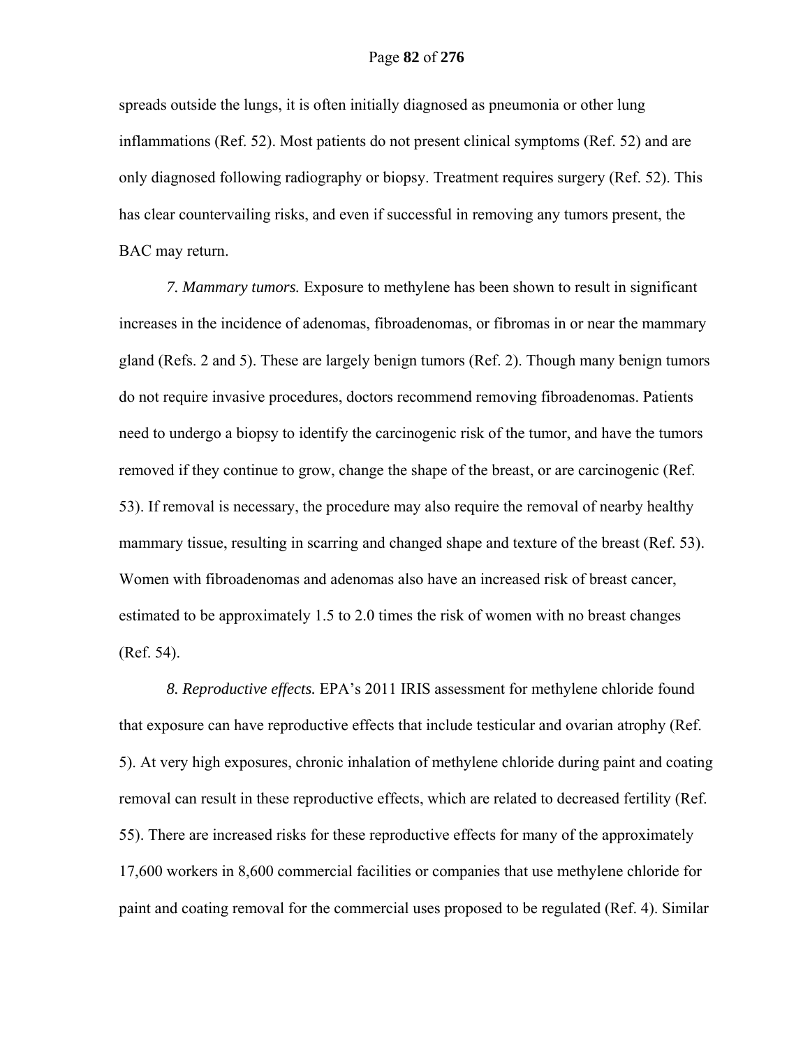spreads outside the lungs, it is often initially diagnosed as pneumonia or other lung inflammations (Ref. 52). Most patients do not present clinical symptoms (Ref. 52) and are only diagnosed following radiography or biopsy. Treatment requires surgery (Ref. 52). This has clear countervailing risks, and even if successful in removing any tumors present, the BAC may return.

*7. Mammary tumors.* Exposure to methylene has been shown to result in significant increases in the incidence of adenomas, fibroadenomas, or fibromas in or near the mammary gland (Refs. 2 and 5). These are largely benign tumors (Ref. 2). Though many benign tumors do not require invasive procedures, doctors recommend removing fibroadenomas. Patients need to undergo a biopsy to identify the carcinogenic risk of the tumor, and have the tumors removed if they continue to grow, change the shape of the breast, or are carcinogenic (Ref. 53). If removal is necessary, the procedure may also require the removal of nearby healthy mammary tissue, resulting in scarring and changed shape and texture of the breast (Ref. 53). Women with fibroadenomas and adenomas also have an increased risk of breast cancer, estimated to be approximately 1.5 to 2.0 times the risk of women with no breast changes (Ref. 54).

*8. Reproductive effects.* EPA's 2011 IRIS assessment for methylene chloride found that exposure can have reproductive effects that include testicular and ovarian atrophy (Ref. 5). At very high exposures, chronic inhalation of methylene chloride during paint and coating removal can result in these reproductive effects, which are related to decreased fertility (Ref. 55). There are increased risks for these reproductive effects for many of the approximately 17,600 workers in 8,600 commercial facilities or companies that use methylene chloride for paint and coating removal for the commercial uses proposed to be regulated (Ref. 4). Similar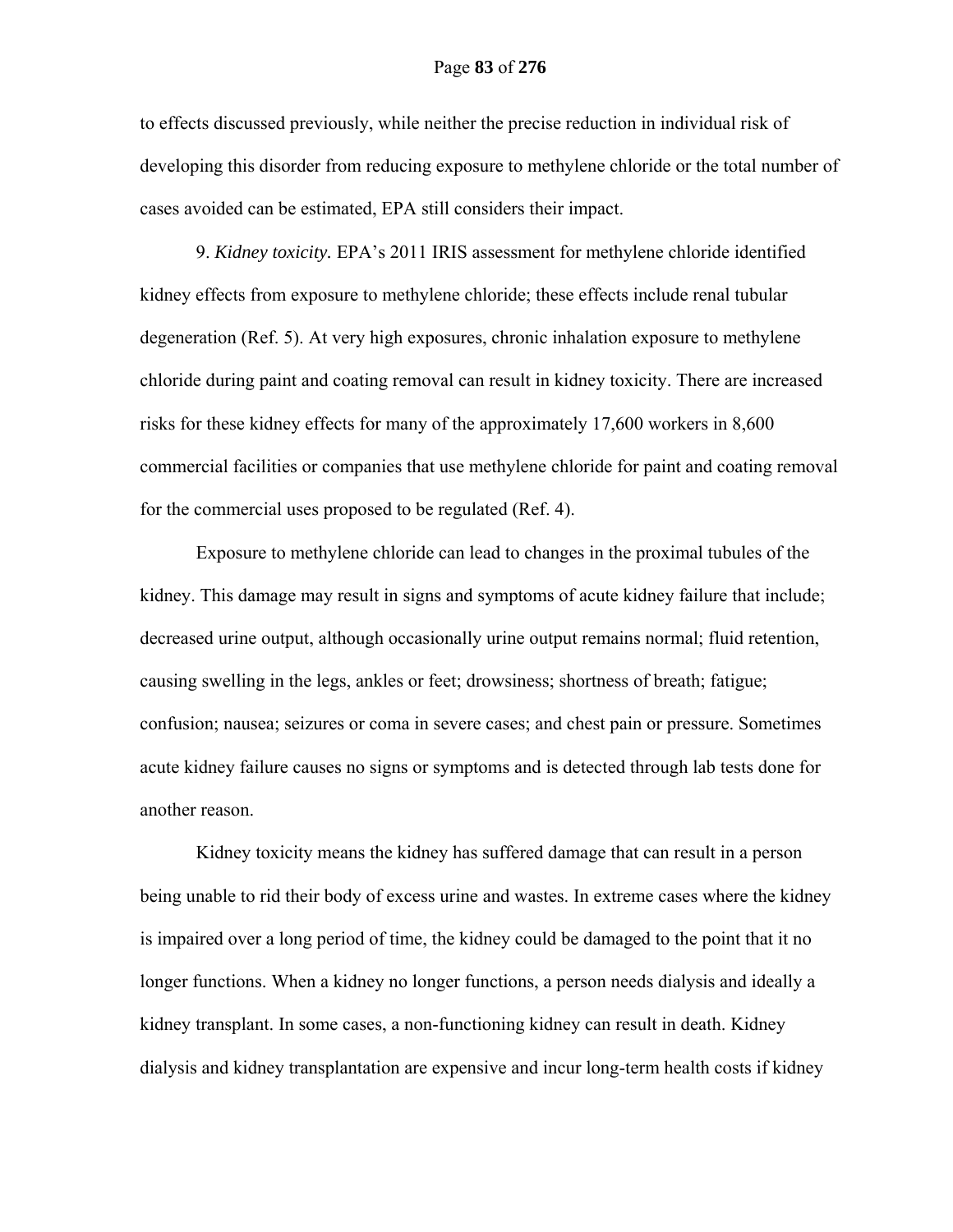to effects discussed previously, while neither the precise reduction in individual risk of developing this disorder from reducing exposure to methylene chloride or the total number of cases avoided can be estimated, EPA still considers their impact.

9. *Kidney toxicity.* EPA's 2011 IRIS assessment for methylene chloride identified kidney effects from exposure to methylene chloride; these effects include renal tubular degeneration (Ref. 5). At very high exposures, chronic inhalation exposure to methylene chloride during paint and coating removal can result in kidney toxicity. There are increased risks for these kidney effects for many of the approximately 17,600 workers in 8,600 commercial facilities or companies that use methylene chloride for paint and coating removal for the commercial uses proposed to be regulated (Ref. 4).

Exposure to methylene chloride can lead to changes in the proximal tubules of the kidney. This damage may result in signs and symptoms of acute kidney failure that include; decreased urine output, although occasionally urine output remains normal; fluid retention, causing swelling in the legs, ankles or feet; drowsiness; shortness of breath; fatigue; confusion; nausea; seizures or coma in severe cases; and chest pain or pressure. Sometimes acute kidney failure causes no signs or symptoms and is detected through lab tests done for another reason.

Kidney toxicity means the kidney has suffered damage that can result in a person being unable to rid their body of excess urine and wastes. In extreme cases where the kidney is impaired over a long period of time, the kidney could be damaged to the point that it no longer functions. When a kidney no longer functions, a person needs dialysis and ideally a kidney transplant. In some cases, a non-functioning kidney can result in death. Kidney dialysis and kidney transplantation are expensive and incur long-term health costs if kidney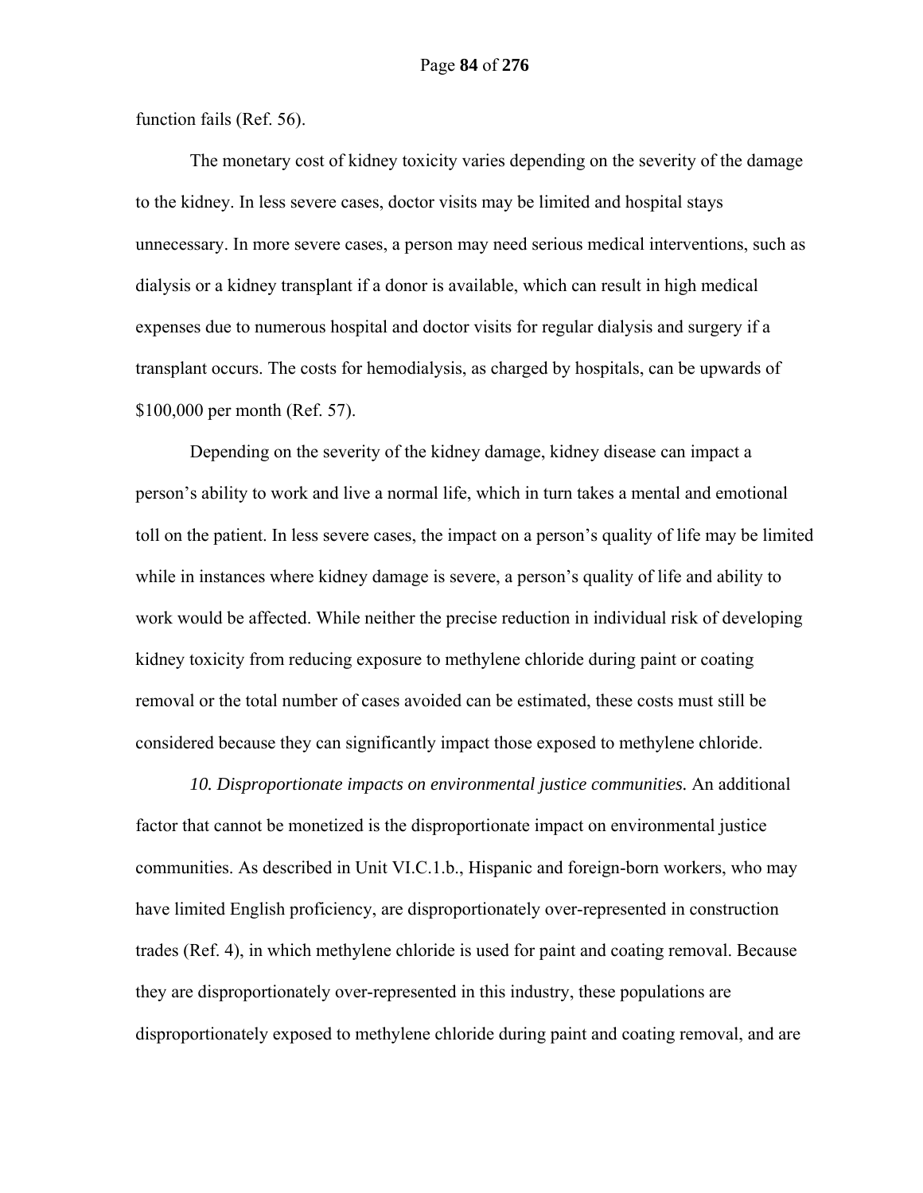function fails (Ref. 56).

The monetary cost of kidney toxicity varies depending on the severity of the damage to the kidney. In less severe cases, doctor visits may be limited and hospital stays unnecessary. In more severe cases, a person may need serious medical interventions, such as dialysis or a kidney transplant if a donor is available, which can result in high medical expenses due to numerous hospital and doctor visits for regular dialysis and surgery if a transplant occurs. The costs for hemodialysis, as charged by hospitals, can be upwards of $100,000 per month (Ref. 57).

Depending on the severity of the kidney damage, kidney disease can impact a person's ability to work and live a normal life, which in turn takes a mental and emotional toll on the patient. In less severe cases, the impact on a person's quality of life may be limited while in instances where kidney damage is severe, a person's quality of life and ability to work would be affected. While neither the precise reduction in individual risk of developing kidney toxicity from reducing exposure to methylene chloride during paint or coating removal or the total number of cases avoided can be estimated, these costs must still be considered because they can significantly impact those exposed to methylene chloride.

*10. Disproportionate impacts on environmental justice communities.* An additional factor that cannot be monetized is the disproportionate impact on environmental justice communities. As described in Unit VI.C.1.b., Hispanic and foreign-born workers, who may have limited English proficiency, are disproportionately over-represented in construction trades (Ref. 4), in which methylene chloride is used for paint and coating removal. Because they are disproportionately over-represented in this industry, these populations are disproportionately exposed to methylene chloride during paint and coating removal, and are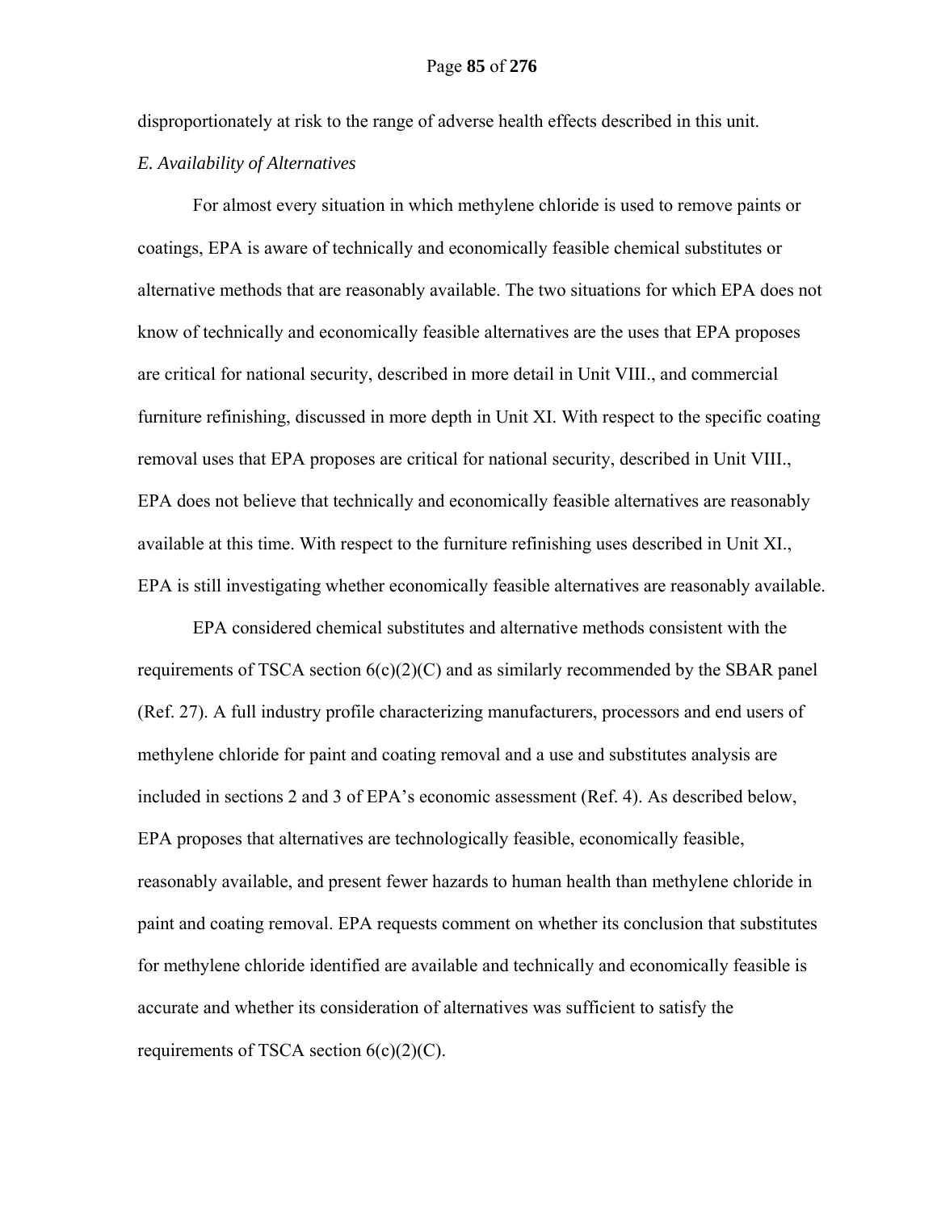disproportionately at risk to the range of adverse health effects described in this unit.

*E. Availability of Alternatives*

For almost every situation in which methylene chloride is used to remove paints or coatings, EPA is aware of technically and economically feasible chemical substitutes or alternative methods that are reasonably available. The two situations for which EPA does not know of technically and economically feasible alternatives are the uses that EPA proposes are critical for national security, described in more detail in Unit VIII., and commercial furniture refinishing, discussed in more depth in Unit XI. With respect to the specific coating removal uses that EPA proposes are critical for national security, described in Unit VIII., EPA does not believe that technically and economically feasible alternatives are reasonably available at this time. With respect to the furniture refinishing uses described in Unit XI., EPA is still investigating whether economically feasible alternatives are reasonably available.

EPA considered chemical substitutes and alternative methods consistent with the requirements of TSCA section 6(c)(2)(C) and as similarly recommended by the SBAR panel (Ref. 27). A full industry profile characterizing manufacturers, processors and end users of methylene chloride for paint and coating removal and a use and substitutes analysis are included in sections 2 and 3 of EPA's economic assessment (Ref. 4). As described below, EPA proposes that alternatives are technologically feasible, economically feasible, reasonably available, and present fewer hazards to human health than methylene chloride in paint and coating removal. EPA requests comment on whether its conclusion that substitutes for methylene chloride identified are available and technically and economically feasible is accurate and whether its consideration of alternatives was sufficient to satisfy the requirements of TSCA section 6(c)(2)(C).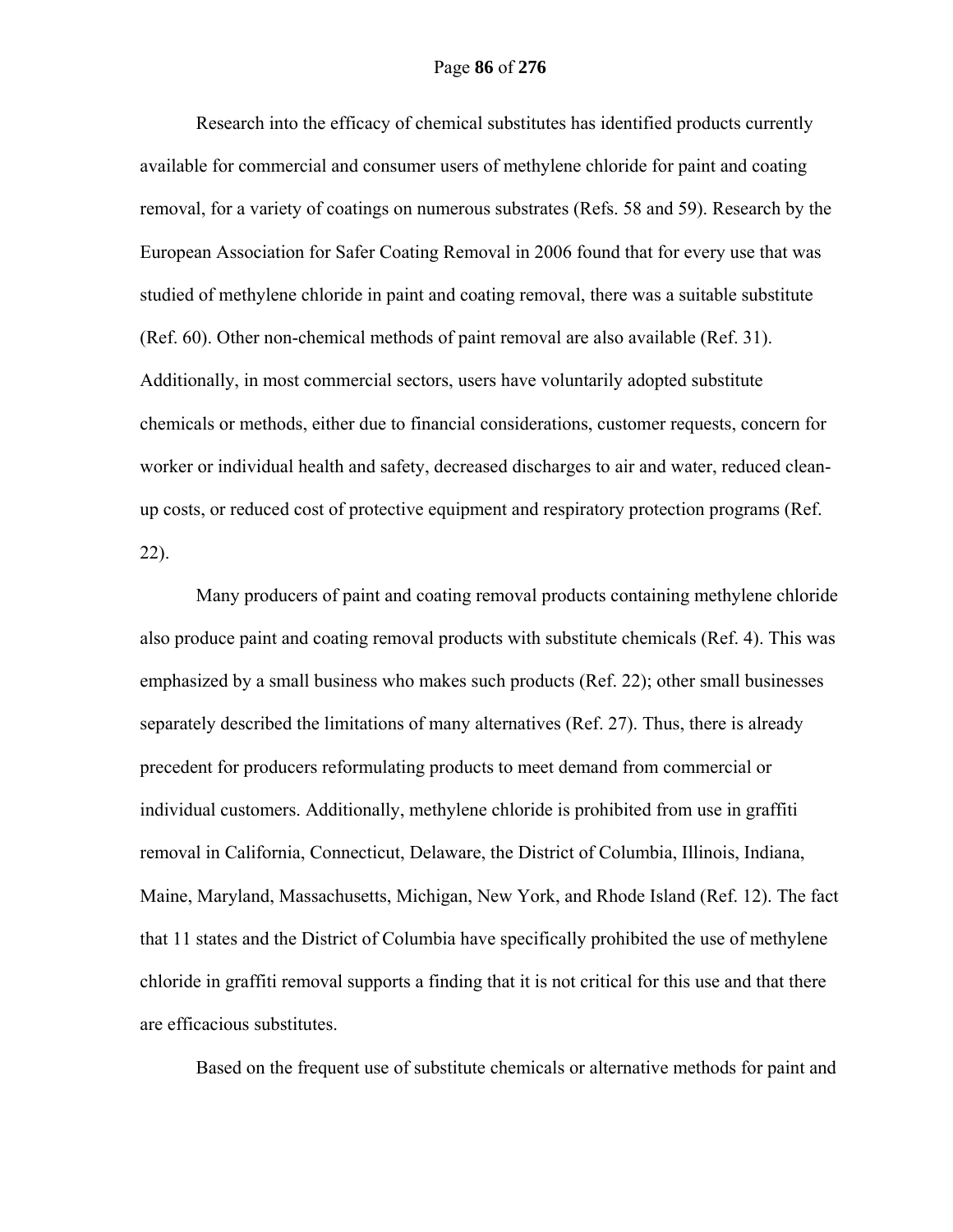Research into the efficacy of chemical substitutes has identified products currently available for commercial and consumer users of methylene chloride for paint and coating removal, for a variety of coatings on numerous substrates (Refs. 58 and 59). Research by the European Association for Safer Coating Removal in 2006 found that for every use that was studied of methylene chloride in paint and coating removal, there was a suitable substitute (Ref. 60). Other non-chemical methods of paint removal are also available (Ref. 31). Additionally, in most commercial sectors, users have voluntarily adopted substitute chemicals or methods, either due to financial considerations, customer requests, concern for worker or individual health and safety, decreased discharges to air and water, reduced clean-up costs, or reduced cost of protective equipment and respiratory protection programs (Ref. 22).

Many producers of paint and coating removal products containing methylene chloride also produce paint and coating removal products with substitute chemicals (Ref. 4). This was emphasized by a small business who makes such products (Ref. 22); other small businesses separately described the limitations of many alternatives (Ref. 27). Thus, there is already precedent for producers reformulating products to meet demand from commercial or individual customers. Additionally, methylene chloride is prohibited from use in graffiti removal in California, Connecticut, Delaware, the District of Columbia, Illinois, Indiana, Maine, Maryland, Massachusetts, Michigan, New York, and Rhode Island (Ref. 12). The fact that 11 states and the District of Columbia have specifically prohibited the use of methylene chloride in graffiti removal supports a finding that it is not critical for this use and that there are efficacious substitutes.

Based on the frequent use of substitute chemicals or alternative methods for paint and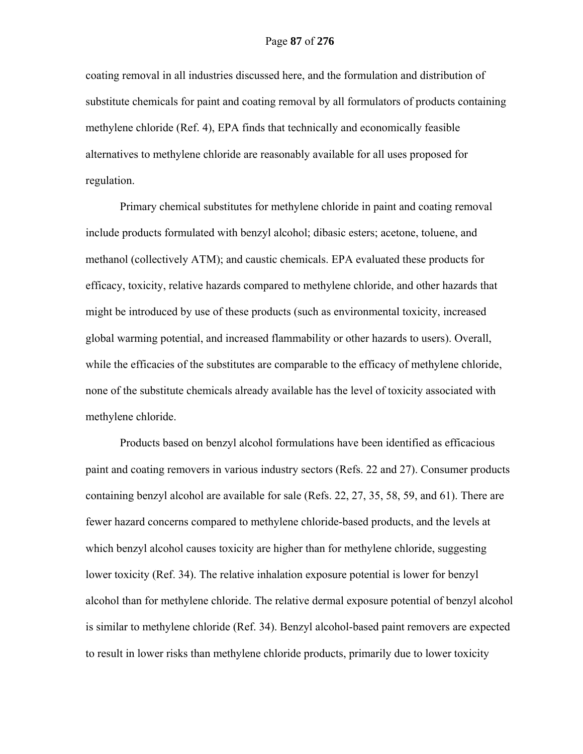coating removal in all industries discussed here, and the formulation and distribution of substitute chemicals for paint and coating removal by all formulators of products containing methylene chloride (Ref. 4), EPA finds that technically and economically feasible alternatives to methylene chloride are reasonably available for all uses proposed for regulation.

Primary chemical substitutes for methylene chloride in paint and coating removal include products formulated with benzyl alcohol; dibasic esters; acetone, toluene, and methanol (collectively ATM); and caustic chemicals. EPA evaluated these products for efficacy, toxicity, relative hazards compared to methylene chloride, and other hazards that might be introduced by use of these products (such as environmental toxicity, increased global warming potential, and increased flammability or other hazards to users). Overall, while the efficacies of the substitutes are comparable to the efficacy of methylene chloride, none of the substitute chemicals already available has the level of toxicity associated with methylene chloride.

Products based on benzyl alcohol formulations have been identified as efficacious paint and coating removers in various industry sectors (Refs. 22 and 27). Consumer products containing benzyl alcohol are available for sale (Refs. 22, 27, 35, 58, 59, and 61). There are fewer hazard concerns compared to methylene chloride-based products, and the levels at which benzyl alcohol causes toxicity are higher than for methylene chloride, suggesting lower toxicity (Ref. 34). The relative inhalation exposure potential is lower for benzyl alcohol than for methylene chloride. The relative dermal exposure potential of benzyl alcohol is similar to methylene chloride (Ref. 34). Benzyl alcohol-based paint removers are expected to result in lower risks than methylene chloride products, primarily due to lower toxicity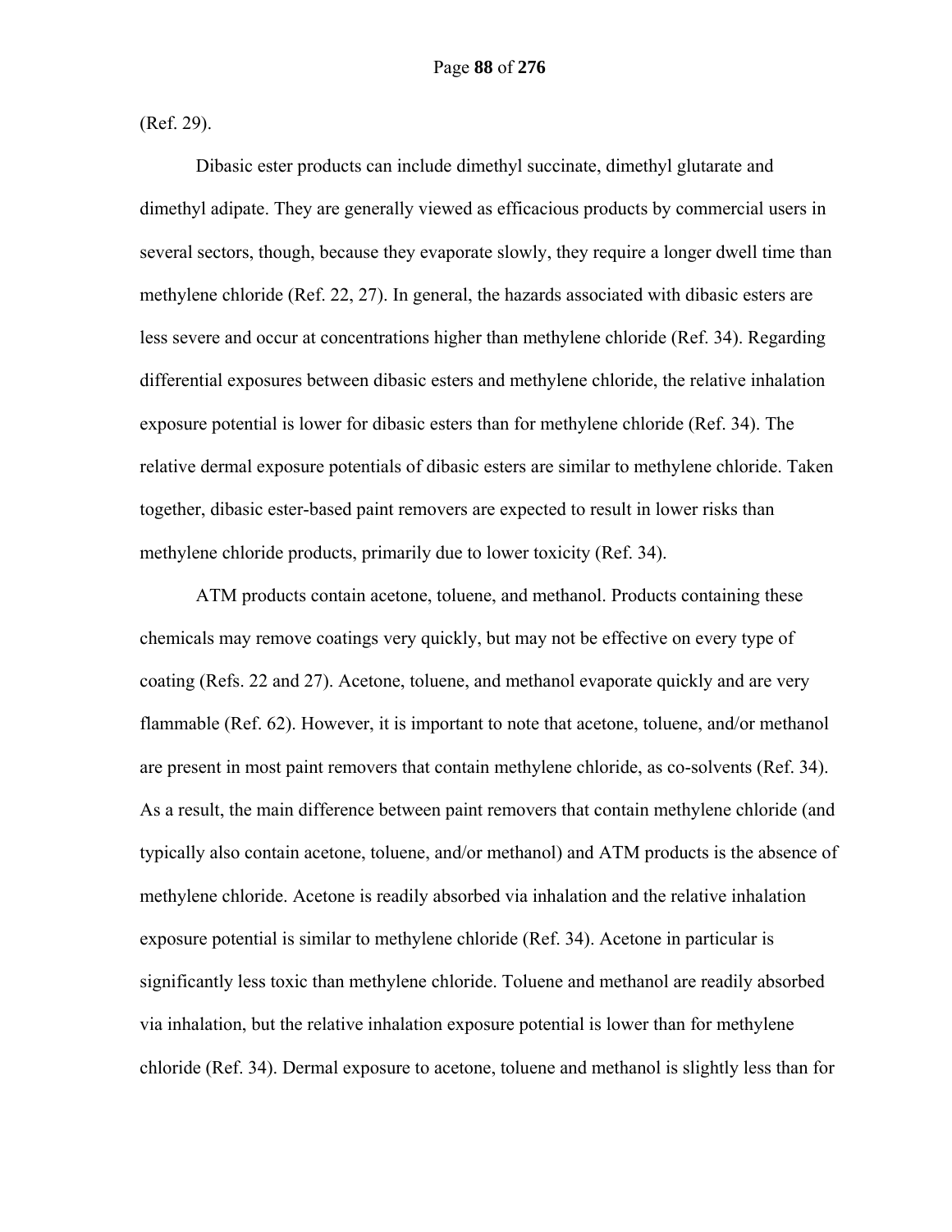(Ref. 29).

Dibasic ester products can include dimethyl succinate, dimethyl glutarate and dimethyl adipate. They are generally viewed as efficacious products by commercial users in several sectors, though, because they evaporate slowly, they require a longer dwell time than methylene chloride (Ref. 22, 27). In general, the hazards associated with dibasic esters are less severe and occur at concentrations higher than methylene chloride (Ref. 34). Regarding differential exposures between dibasic esters and methylene chloride, the relative inhalation exposure potential is lower for dibasic esters than for methylene chloride (Ref. 34). The relative dermal exposure potentials of dibasic esters are similar to methylene chloride. Taken together, dibasic ester-based paint removers are expected to result in lower risks than methylene chloride products, primarily due to lower toxicity (Ref. 34).

ATM products contain acetone, toluene, and methanol. Products containing these chemicals may remove coatings very quickly, but may not be effective on every type of coating (Refs. 22 and 27). Acetone, toluene, and methanol evaporate quickly and are very flammable (Ref. 62). However, it is important to note that acetone, toluene, and/or methanol are present in most paint removers that contain methylene chloride, as co-solvents (Ref. 34). As a result, the main difference between paint removers that contain methylene chloride (and typically also contain acetone, toluene, and/or methanol) and ATM products is the absence of methylene chloride. Acetone is readily absorbed via inhalation and the relative inhalation exposure potential is similar to methylene chloride (Ref. 34). Acetone in particular is significantly less toxic than methylene chloride. Toluene and methanol are readily absorbed via inhalation, but the relative inhalation exposure potential is lower than for methylene chloride (Ref. 34). Dermal exposure to acetone, toluene and methanol is slightly less than for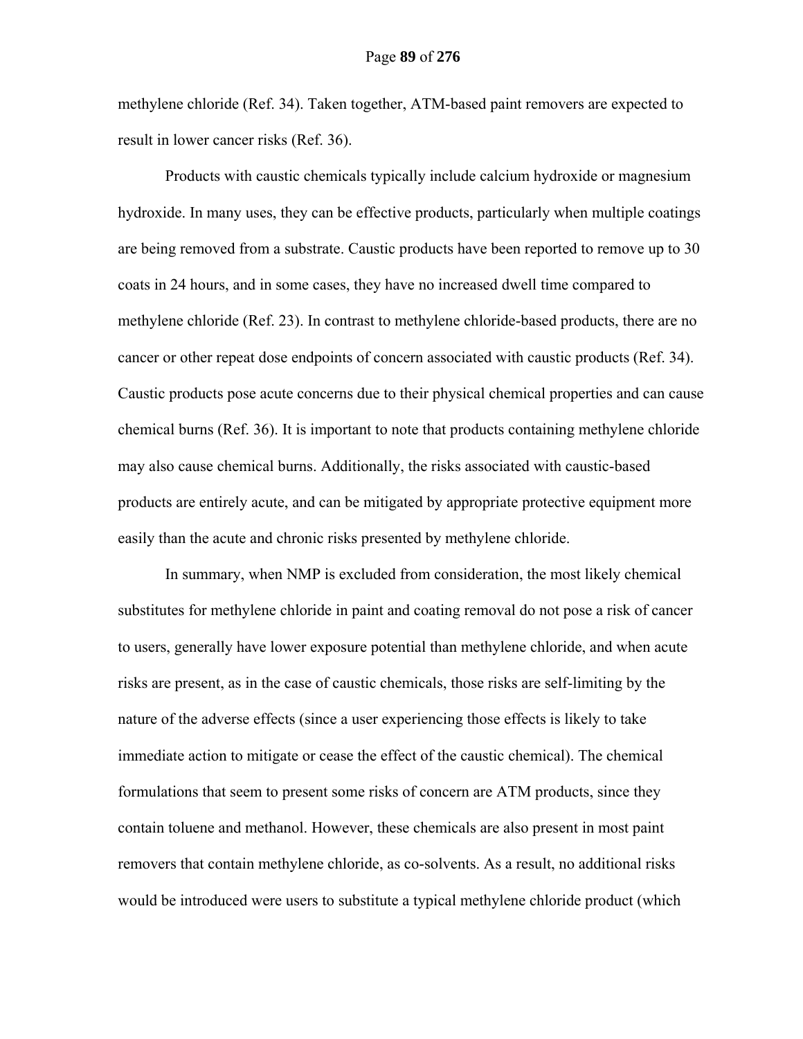methylene chloride (Ref. 34). Taken together, ATM-based paint removers are expected to result in lower cancer risks (Ref. 36).

Products with caustic chemicals typically include calcium hydroxide or magnesium hydroxide. In many uses, they can be effective products, particularly when multiple coatings are being removed from a substrate. Caustic products have been reported to remove up to 30 coats in 24 hours, and in some cases, they have no increased dwell time compared to methylene chloride (Ref. 23). In contrast to methylene chloride-based products, there are no cancer or other repeat dose endpoints of concern associated with caustic products (Ref. 34). Caustic products pose acute concerns due to their physical chemical properties and can cause chemical burns (Ref. 36). It is important to note that products containing methylene chloride may also cause chemical burns. Additionally, the risks associated with caustic-based products are entirely acute, and can be mitigated by appropriate protective equipment more easily than the acute and chronic risks presented by methylene chloride.

In summary, when NMP is excluded from consideration, the most likely chemical substitutes for methylene chloride in paint and coating removal do not pose a risk of cancer to users, generally have lower exposure potential than methylene chloride, and when acute risks are present, as in the case of caustic chemicals, those risks are self-limiting by the nature of the adverse effects (since a user experiencing those effects is likely to take immediate action to mitigate or cease the effect of the caustic chemical). The chemical formulations that seem to present some risks of concern are ATM products, since they contain toluene and methanol. However, these chemicals are also present in most paint removers that contain methylene chloride, as co-solvents. As a result, no additional risks would be introduced were users to substitute a typical methylene chloride product (which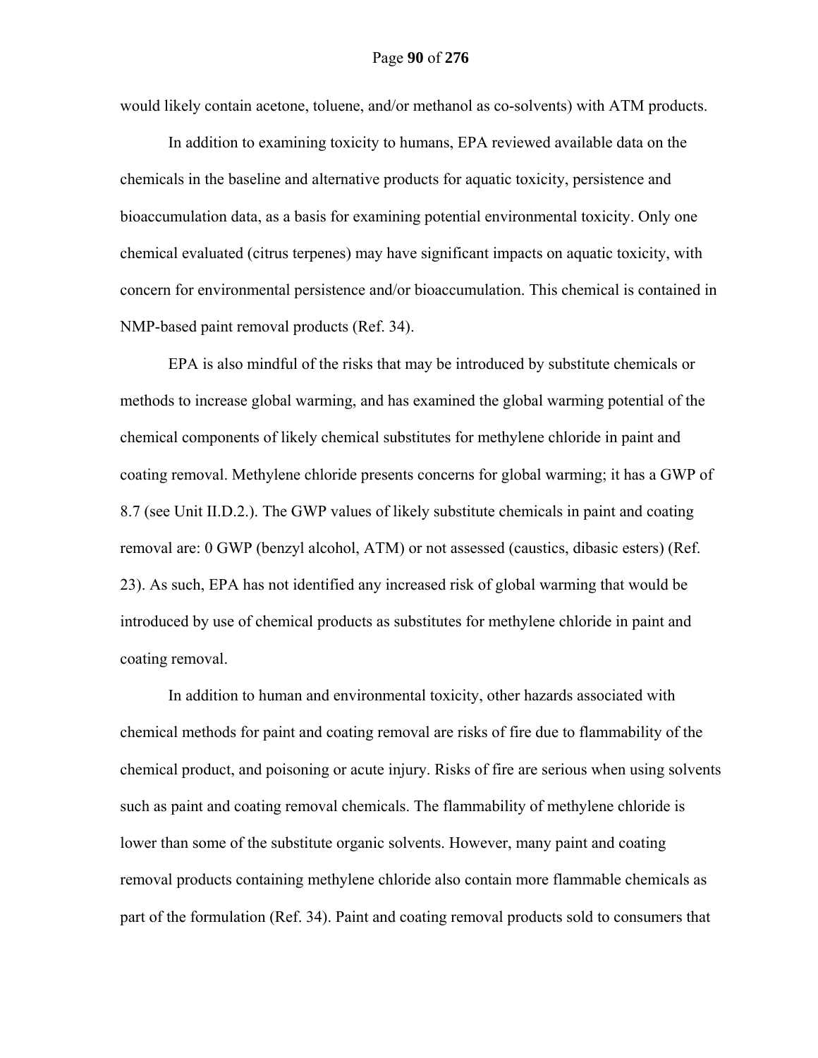would likely contain acetone, toluene, and/or methanol as co-solvents) with ATM products.

In addition to examining toxicity to humans, EPA reviewed available data on the chemicals in the baseline and alternative products for aquatic toxicity, persistence and bioaccumulation data, as a basis for examining potential environmental toxicity. Only one chemical evaluated (citrus terpenes) may have significant impacts on aquatic toxicity, with concern for environmental persistence and/or bioaccumulation. This chemical is contained in NMP-based paint removal products (Ref. 34).

EPA is also mindful of the risks that may be introduced by substitute chemicals or methods to increase global warming, and has examined the global warming potential of the chemical components of likely chemical substitutes for methylene chloride in paint and coating removal. Methylene chloride presents concerns for global warming; it has a GWP of 8.7 (see Unit II.D.2.). The GWP values of likely substitute chemicals in paint and coating removal are: 0 GWP (benzyl alcohol, ATM) or not assessed (caustics, dibasic esters) (Ref. 23). As such, EPA has not identified any increased risk of global warming that would be introduced by use of chemical products as substitutes for methylene chloride in paint and coating removal.

In addition to human and environmental toxicity, other hazards associated with chemical methods for paint and coating removal are risks of fire due to flammability of the chemical product, and poisoning or acute injury. Risks of fire are serious when using solvents such as paint and coating removal chemicals. The flammability of methylene chloride is lower than some of the substitute organic solvents. However, many paint and coating removal products containing methylene chloride also contain more flammable chemicals as part of the formulation (Ref. 34). Paint and coating removal products sold to consumers that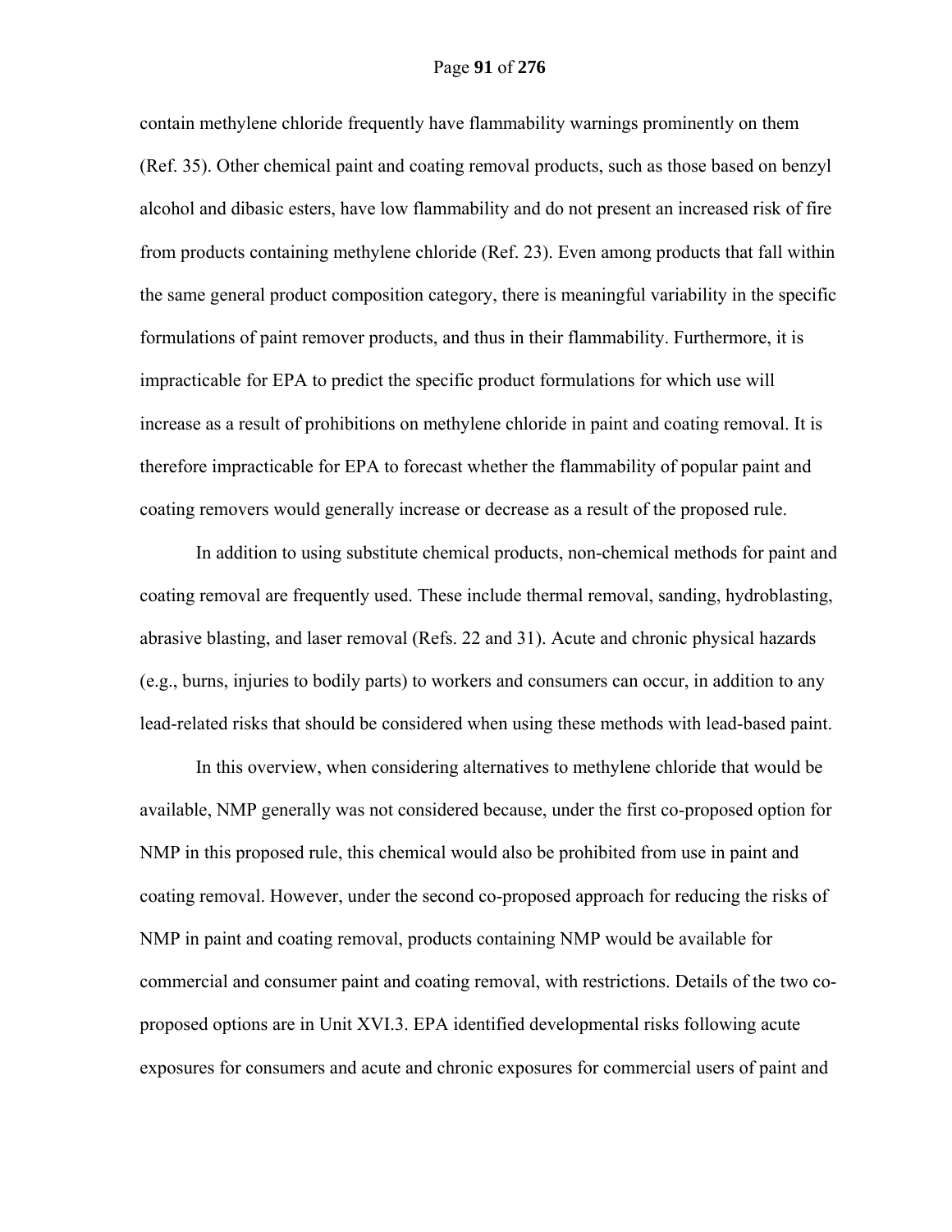contain methylene chloride frequently have flammability warnings prominently on them (Ref. 35). Other chemical paint and coating removal products, such as those based on benzyl alcohol and dibasic esters, have low flammability and do not present an increased risk of fire from products containing methylene chloride (Ref. 23). Even among products that fall within the same general product composition category, there is meaningful variability in the specific formulations of paint remover products, and thus in their flammability. Furthermore, it is impracticable for EPA to predict the specific product formulations for which use will increase as a result of prohibitions on methylene chloride in paint and coating removal. It is therefore impracticable for EPA to forecast whether the flammability of popular paint and coating removers would generally increase or decrease as a result of the proposed rule.

In addition to using substitute chemical products, non-chemical methods for paint and coating removal are frequently used. These include thermal removal, sanding, hydroblasting, abrasive blasting, and laser removal (Refs. 22 and 31). Acute and chronic physical hazards (e.g., burns, injuries to bodily parts) to workers and consumers can occur, in addition to any lead-related risks that should be considered when using these methods with lead-based paint.

In this overview, when considering alternatives to methylene chloride that would be available, NMP generally was not considered because, under the first co-proposed option for NMP in this proposed rule, this chemical would also be prohibited from use in paint and coating removal. However, under the second co-proposed approach for reducing the risks of NMP in paint and coating removal, products containing NMP would be available for commercial and consumer paint and coating removal, with restrictions. Details of the two co-proposed options are in Unit XVI.3. EPA identified developmental risks following acute exposures for consumers and acute and chronic exposures for commercial users of paint and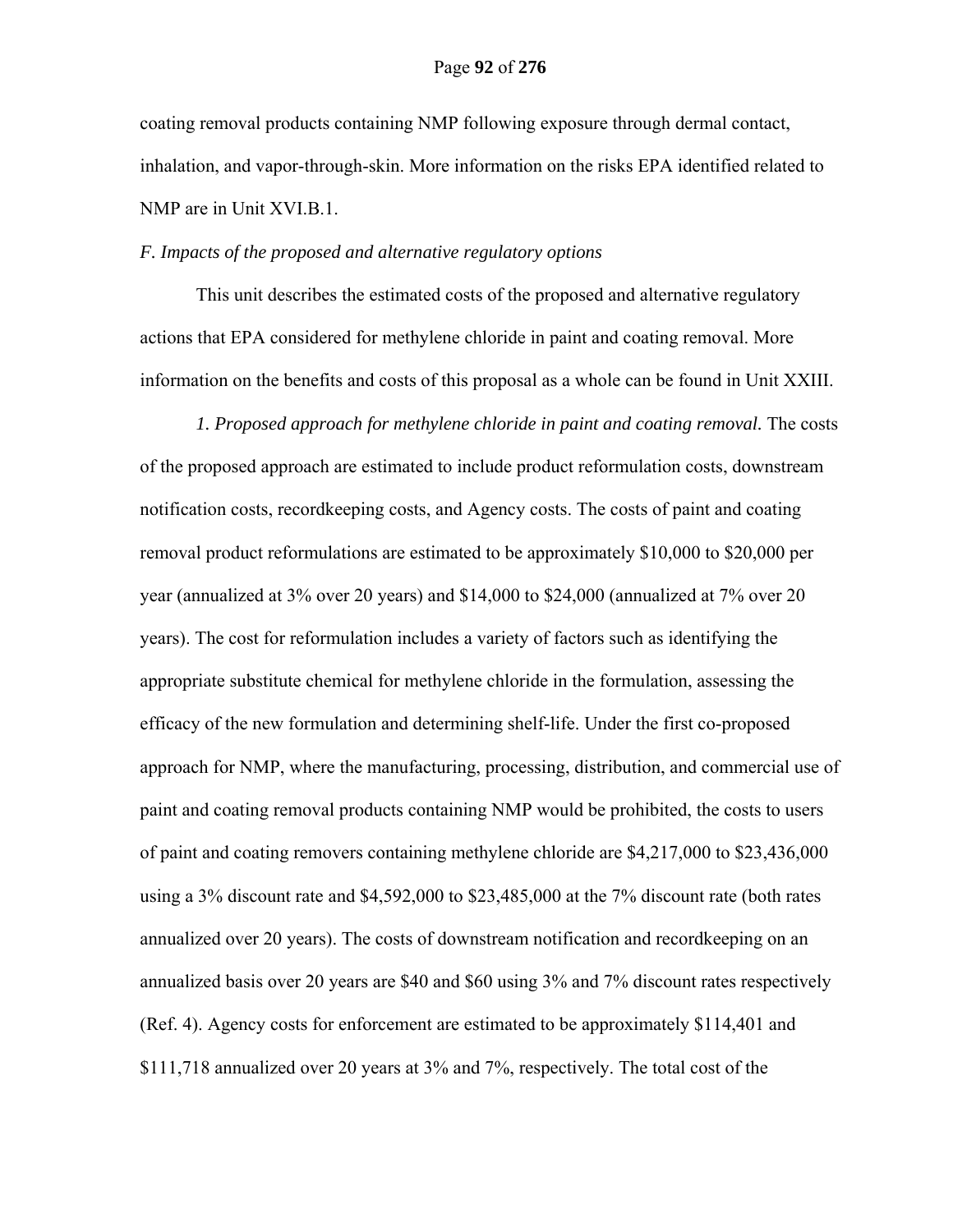coating removal products containing NMP following exposure through dermal contact, inhalation, and vapor-through-skin. More information on the risks EPA identified related to NMP are in Unit XVI.B.1.

*F. Impacts of the proposed and alternative regulatory options*

This unit describes the estimated costs of the proposed and alternative regulatory actions that EPA considered for methylene chloride in paint and coating removal. More information on the benefits and costs of this proposal as a whole can be found in Unit XXIII.

*1. Proposed approach for methylene chloride in paint and coating removal.* The costs of the proposed approach are estimated to include product reformulation costs, downstream notification costs, recordkeeping costs, and Agency costs. The costs of paint and coating removal product reformulations are estimated to be approximately $10,000 to $20,000 per year (annualized at 3% over 20 years) and $14,000 to $24,000 (annualized at 7% over 20 years). The cost for reformulation includes a variety of factors such as identifying the appropriate substitute chemical for methylene chloride in the formulation, assessing the efficacy of the new formulation and determining shelf-life. Under the first co-proposed approach for NMP, where the manufacturing, processing, distribution, and commercial use of paint and coating removal products containing NMP would be prohibited, the costs to users of paint and coating removers containing methylene chloride are $4,217,000 to $23,436,000 using a 3% discount rate and $4,592,000 to $23,485,000 at the 7% discount rate (both rates annualized over 20 years). The costs of downstream notification and recordkeeping on an annualized basis over 20 years are $40 and $60 using 3% and 7% discount rates respectively (Ref. 4). Agency costs for enforcement are estimated to be approximately $114,401 and $111,718 annualized over 20 years at 3% and 7%, respectively. The total cost of the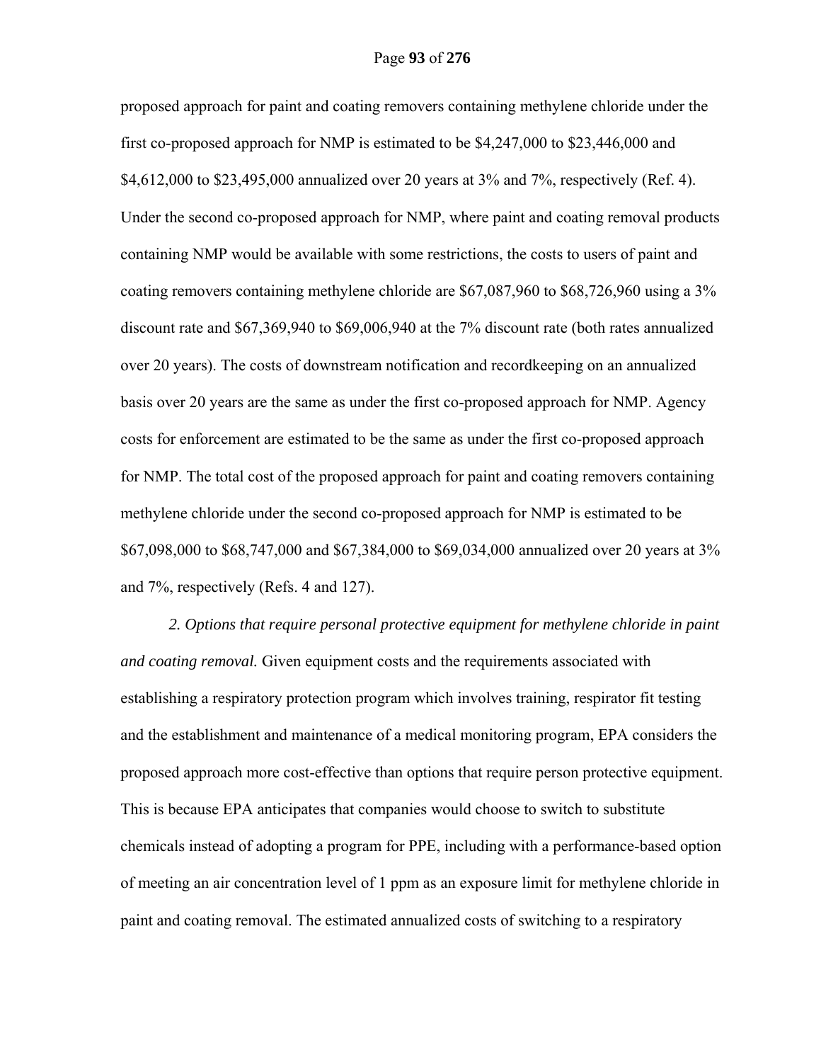proposed approach for paint and coating removers containing methylene chloride under the first co-proposed approach for NMP is estimated to be $4,247,000 to $23,446,000 and $4,612,000 to $23,495,000 annualized over 20 years at 3% and 7%, respectively (Ref. 4). Under the second co-proposed approach for NMP, where paint and coating removal products containing NMP would be available with some restrictions, the costs to users of paint and coating removers containing methylene chloride are $67,087,960 to $68,726,960 using a 3% discount rate and $67,369,940 to $69,006,940 at the 7% discount rate (both rates annualized over 20 years). The costs of downstream notification and recordkeeping on an annualized basis over 20 years are the same as under the first co-proposed approach for NMP. Agency costs for enforcement are estimated to be the same as under the first co-proposed approach for NMP. The total cost of the proposed approach for paint and coating removers containing methylene chloride under the second co-proposed approach for NMP is estimated to be $67,098,000 to $68,747,000 and $67,384,000 to $69,034,000 annualized over 20 years at 3% and 7%, respectively (Refs. 4 and 127).

*2. Options that require personal protective equipment for methylene chloride in paint and coating removal.* Given equipment costs and the requirements associated with establishing a respiratory protection program which involves training, respirator fit testing and the establishment and maintenance of a medical monitoring program, EPA considers the proposed approach more cost-effective than options that require person protective equipment. This is because EPA anticipates that companies would choose to switch to substitute chemicals instead of adopting a program for PPE, including with a performance-based option of meeting an air concentration level of 1 ppm as an exposure limit for methylene chloride in paint and coating removal. The estimated annualized costs of switching to a respiratory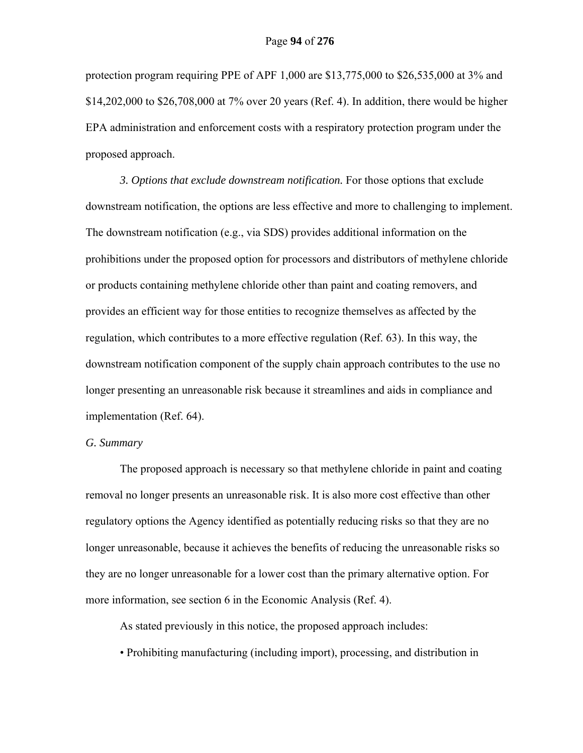protection program requiring PPE of APF 1,000 are $13,775,000 to $26,535,000 at 3% and $14,202,000 to $26,708,000 at 7% over 20 years (Ref. 4). In addition, there would be higher EPA administration and enforcement costs with a respiratory protection program under the proposed approach.

*3. Options that exclude downstream notification.* For those options that exclude downstream notification, the options are less effective and more to challenging to implement. The downstream notification (e.g., via SDS) provides additional information on the prohibitions under the proposed option for processors and distributors of methylene chloride or products containing methylene chloride other than paint and coating removers, and provides an efficient way for those entities to recognize themselves as affected by the regulation, which contributes to a more effective regulation (Ref. 63). In this way, the downstream notification component of the supply chain approach contributes to the use no longer presenting an unreasonable risk because it streamlines and aids in compliance and implementation (Ref. 64).

*G. Summary*

The proposed approach is necessary so that methylene chloride in paint and coating removal no longer presents an unreasonable risk. It is also more cost effective than other regulatory options the Agency identified as potentially reducing risks so that they are no longer unreasonable, because it achieves the benefits of reducing the unreasonable risks so they are no longer unreasonable for a lower cost than the primary alternative option. For more information, see section 6 in the Economic Analysis (Ref. 4).

As stated previously in this notice, the proposed approach includes:

• Prohibiting manufacturing (including import), processing, and distribution in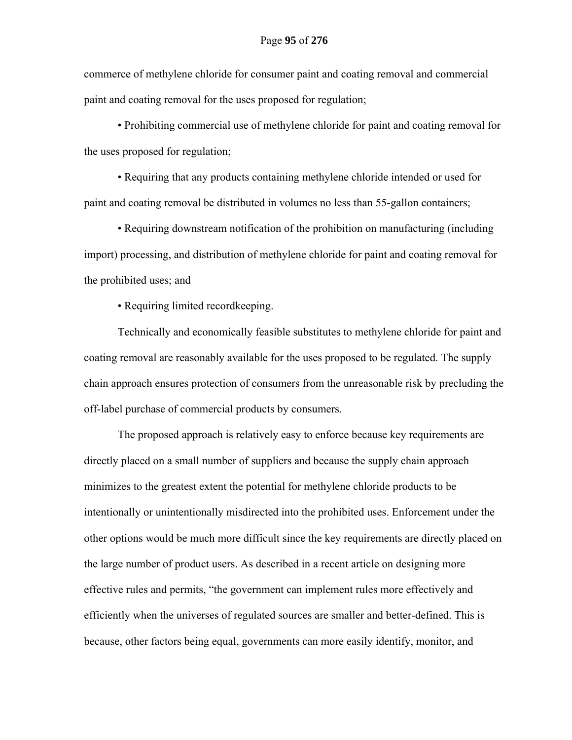commerce of methylene chloride for consumer paint and coating removal and commercial paint and coating removal for the uses proposed for regulation;

• Prohibiting commercial use of methylene chloride for paint and coating removal for the uses proposed for regulation;

• Requiring that any products containing methylene chloride intended or used for paint and coating removal be distributed in volumes no less than 55-gallon containers;

• Requiring downstream notification of the prohibition on manufacturing (including import) processing, and distribution of methylene chloride for paint and coating removal for the prohibited uses; and

• Requiring limited recordkeeping.

Technically and economically feasible substitutes to methylene chloride for paint and coating removal are reasonably available for the uses proposed to be regulated. The supply chain approach ensures protection of consumers from the unreasonable risk by precluding the off-label purchase of commercial products by consumers.

The proposed approach is relatively easy to enforce because key requirements are directly placed on a small number of suppliers and because the supply chain approach minimizes to the greatest extent the potential for methylene chloride products to be intentionally or unintentionally misdirected into the prohibited uses. Enforcement under the other options would be much more difficult since the key requirements are directly placed on the large number of product users. As described in a recent article on designing more effective rules and permits, "the government can implement rules more effectively and efficiently when the universes of regulated sources are smaller and better-defined. This is because, other factors being equal, governments can more easily identify, monitor, and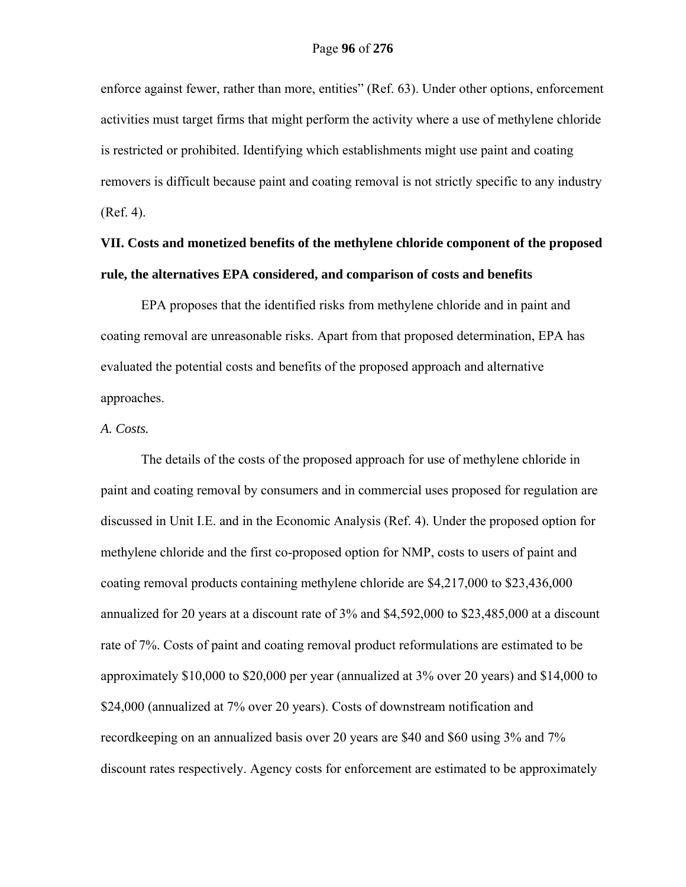enforce against fewer, rather than more, entities" (Ref. 63). Under other options, enforcement activities must target firms that might perform the activity where a use of methylene chloride is restricted or prohibited. Identifying which establishments might use paint and coating removers is difficult because paint and coating removal is not strictly specific to any industry (Ref. 4).

## VII. Costs and monetized benefits of the methylene chloride component of the proposed rule, the alternatives EPA considered, and comparison of costs and benefits

EPA proposes that the identified risks from methylene chloride and in paint and coating removal are unreasonable risks. Apart from that proposed determination, EPA has evaluated the potential costs and benefits of the proposed approach and alternative approaches.

*A. Costs.*

The details of the costs of the proposed approach for use of methylene chloride in paint and coating removal by consumers and in commercial uses proposed for regulation are discussed in Unit I.E. and in the Economic Analysis (Ref. 4). Under the proposed option for methylene chloride and the first co-proposed option for NMP, costs to users of paint and coating removal products containing methylene chloride are $4,217,000 to $23,436,000 annualized for 20 years at a discount rate of 3% and $4,592,000 to $23,485,000 at a discount rate of 7%. Costs of paint and coating removal product reformulations are estimated to be approximately $10,000 to $20,000 per year (annualized at 3% over 20 years) and $14,000 to $24,000 (annualized at 7% over 20 years). Costs of downstream notification and recordkeeping on an annualized basis over 20 years are $40 and $60 using 3% and 7% discount rates respectively. Agency costs for enforcement are estimated to be approximately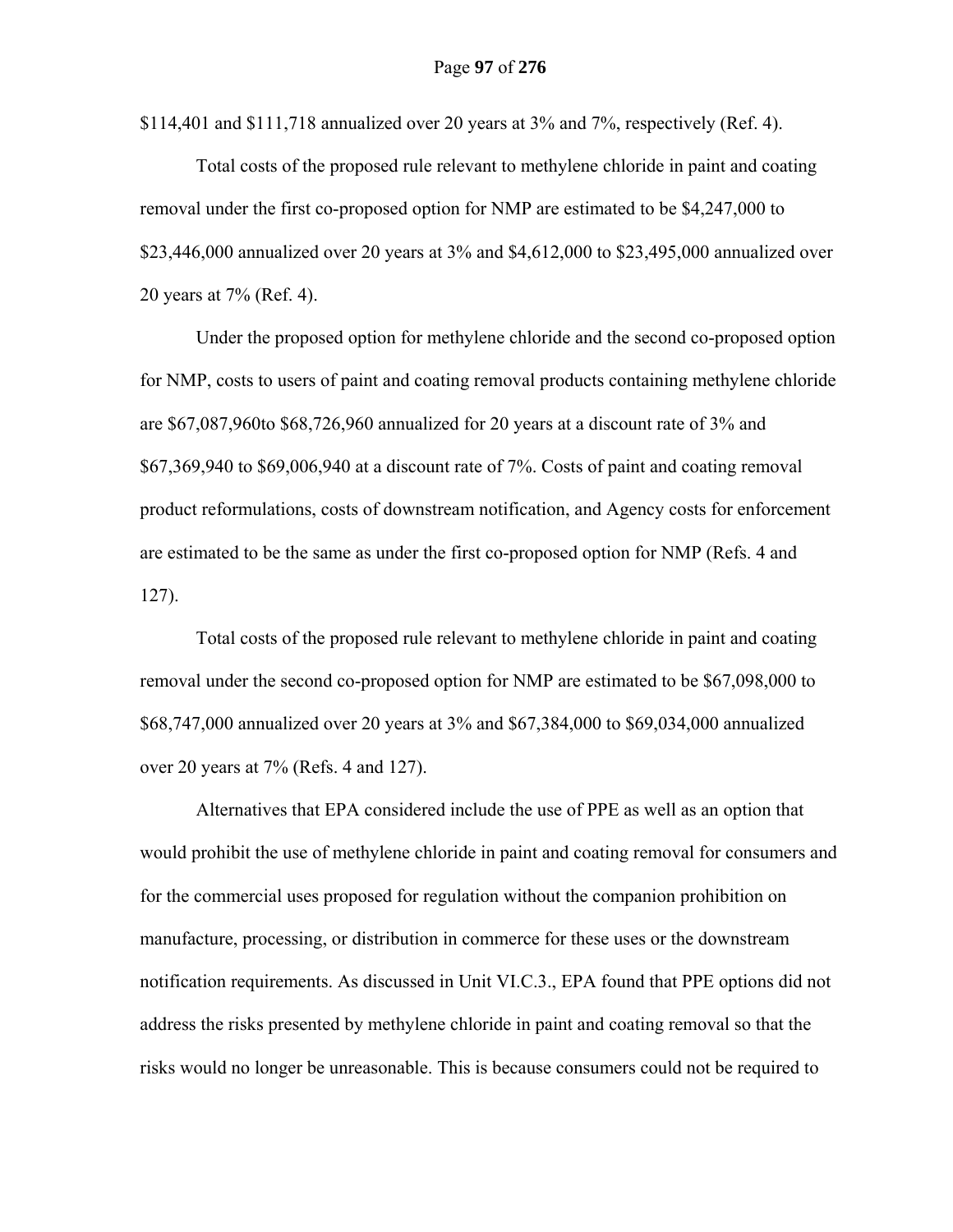$114,401 and $111,718 annualized over 20 years at 3% and 7%, respectively (Ref. 4).

Total costs of the proposed rule relevant to methylene chloride in paint and coating removal under the first co-proposed option for NMP are estimated to be $4,247,000 to $23,446,000 annualized over 20 years at 3% and $4,612,000 to $23,495,000 annualized over 20 years at 7% (Ref. 4).

Under the proposed option for methylene chloride and the second co-proposed option for NMP, costs to users of paint and coating removal products containing methylene chloride are $67,087,960to $68,726,960 annualized for 20 years at a discount rate of 3% and $67,369,940 to $69,006,940 at a discount rate of 7%. Costs of paint and coating removal product reformulations, costs of downstream notification, and Agency costs for enforcement are estimated to be the same as under the first co-proposed option for NMP (Refs. 4 and 127).

Total costs of the proposed rule relevant to methylene chloride in paint and coating removal under the second co-proposed option for NMP are estimated to be $67,098,000 to $68,747,000 annualized over 20 years at 3% and $67,384,000 to $69,034,000 annualized over 20 years at 7% (Refs. 4 and 127).

Alternatives that EPA considered include the use of PPE as well as an option that would prohibit the use of methylene chloride in paint and coating removal for consumers and for the commercial uses proposed for regulation without the companion prohibition on manufacture, processing, or distribution in commerce for these uses or the downstream notification requirements. As discussed in Unit VI.C.3., EPA found that PPE options did not address the risks presented by methylene chloride in paint and coating removal so that the risks would no longer be unreasonable. This is because consumers could not be required to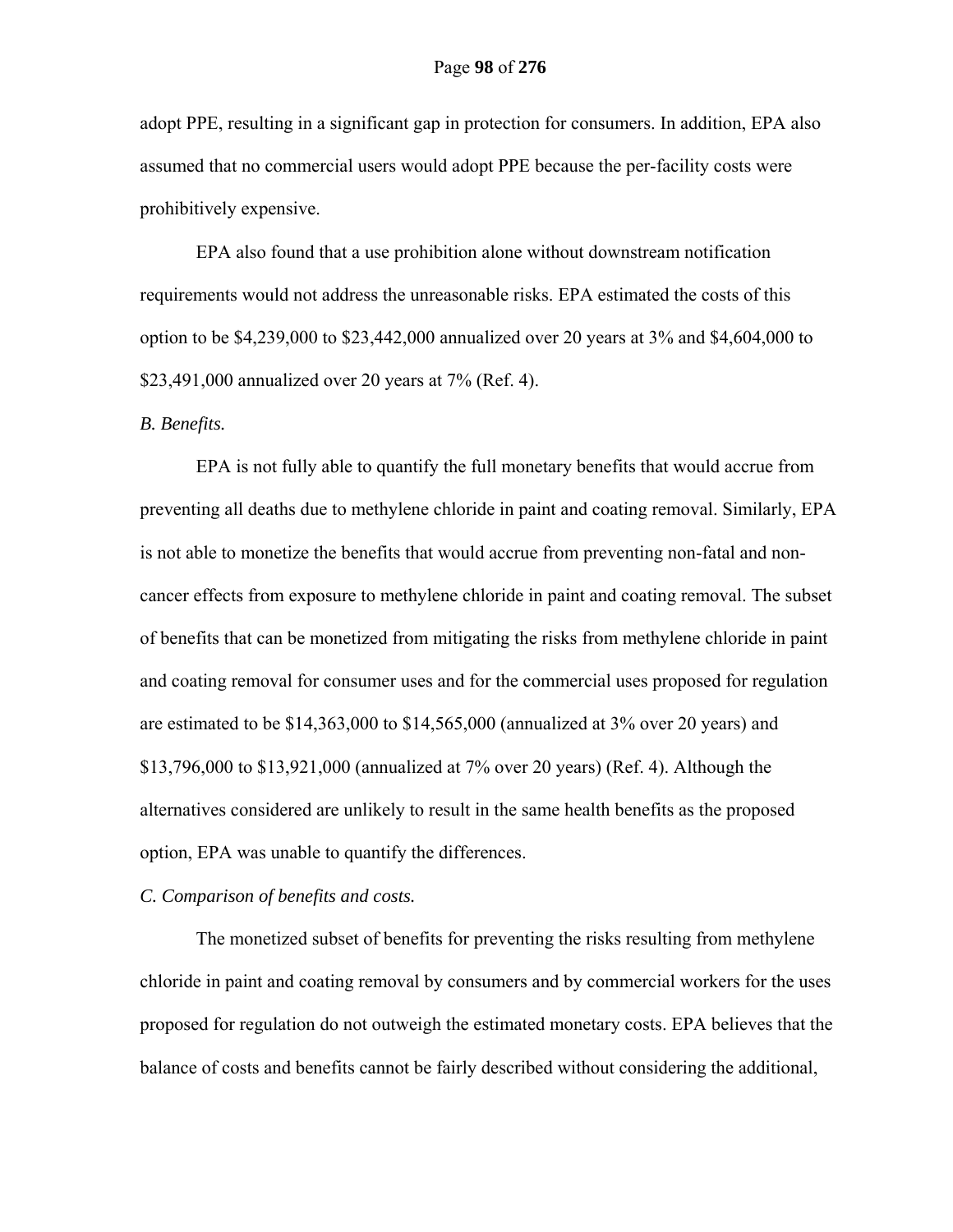adopt PPE, resulting in a significant gap in protection for consumers. In addition, EPA also assumed that no commercial users would adopt PPE because the per-facility costs were prohibitively expensive.

EPA also found that a use prohibition alone without downstream notification requirements would not address the unreasonable risks. EPA estimated the costs of this option to be $4,239,000 to $23,442,000 annualized over 20 years at 3% and $4,604,000 to $23,491,000 annualized over 20 years at 7% (Ref. 4).

*B. Benefits.*

EPA is not fully able to quantify the full monetary benefits that would accrue from preventing all deaths due to methylene chloride in paint and coating removal. Similarly, EPA is not able to monetize the benefits that would accrue from preventing non-fatal and non-cancer effects from exposure to methylene chloride in paint and coating removal. The subset of benefits that can be monetized from mitigating the risks from methylene chloride in paint and coating removal for consumer uses and for the commercial uses proposed for regulation are estimated to be $14,363,000 to $14,565,000 (annualized at 3% over 20 years) and $13,796,000 to $13,921,000 (annualized at 7% over 20 years) (Ref. 4). Although the alternatives considered are unlikely to result in the same health benefits as the proposed option, EPA was unable to quantify the differences.

*C. Comparison of benefits and costs.*

The monetized subset of benefits for preventing the risks resulting from methylene chloride in paint and coating removal by consumers and by commercial workers for the uses proposed for regulation do not outweigh the estimated monetary costs. EPA believes that the balance of costs and benefits cannot be fairly described without considering the additional,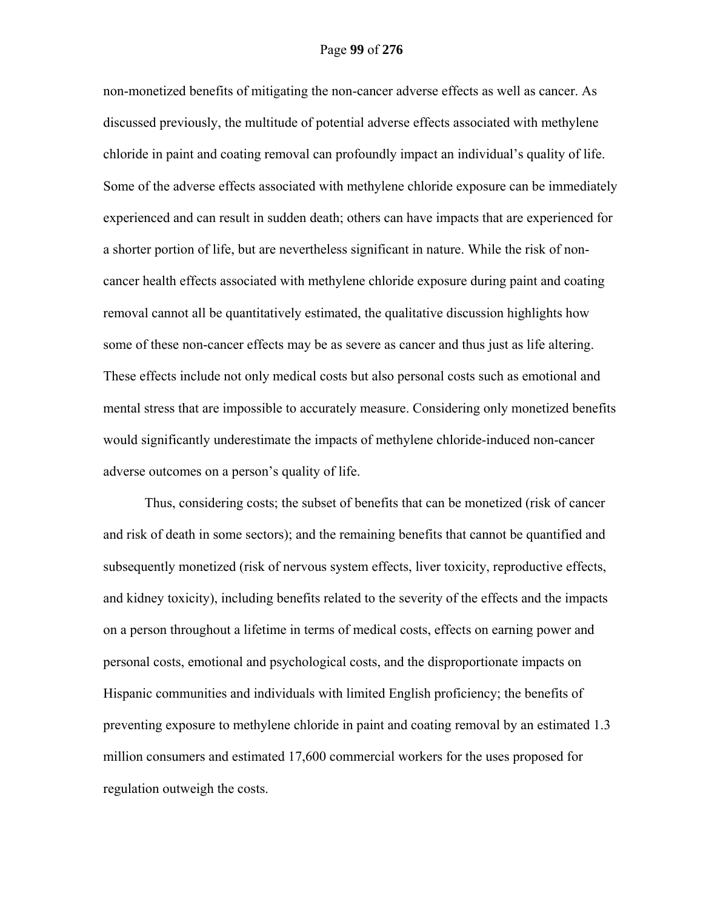non-monetized benefits of mitigating the non-cancer adverse effects as well as cancer. As discussed previously, the multitude of potential adverse effects associated with methylene chloride in paint and coating removal can profoundly impact an individual's quality of life. Some of the adverse effects associated with methylene chloride exposure can be immediately experienced and can result in sudden death; others can have impacts that are experienced for a shorter portion of life, but are nevertheless significant in nature. While the risk of non-cancer health effects associated with methylene chloride exposure during paint and coating removal cannot all be quantitatively estimated, the qualitative discussion highlights how some of these non-cancer effects may be as severe as cancer and thus just as life altering. These effects include not only medical costs but also personal costs such as emotional and mental stress that are impossible to accurately measure. Considering only monetized benefits would significantly underestimate the impacts of methylene chloride-induced non-cancer adverse outcomes on a person's quality of life.

Thus, considering costs; the subset of benefits that can be monetized (risk of cancer and risk of death in some sectors); and the remaining benefits that cannot be quantified and subsequently monetized (risk of nervous system effects, liver toxicity, reproductive effects, and kidney toxicity), including benefits related to the severity of the effects and the impacts on a person throughout a lifetime in terms of medical costs, effects on earning power and personal costs, emotional and psychological costs, and the disproportionate impacts on Hispanic communities and individuals with limited English proficiency; the benefits of preventing exposure to methylene chloride in paint and coating removal by an estimated 1.3 million consumers and estimated 17,600 commercial workers for the uses proposed for regulation outweigh the costs.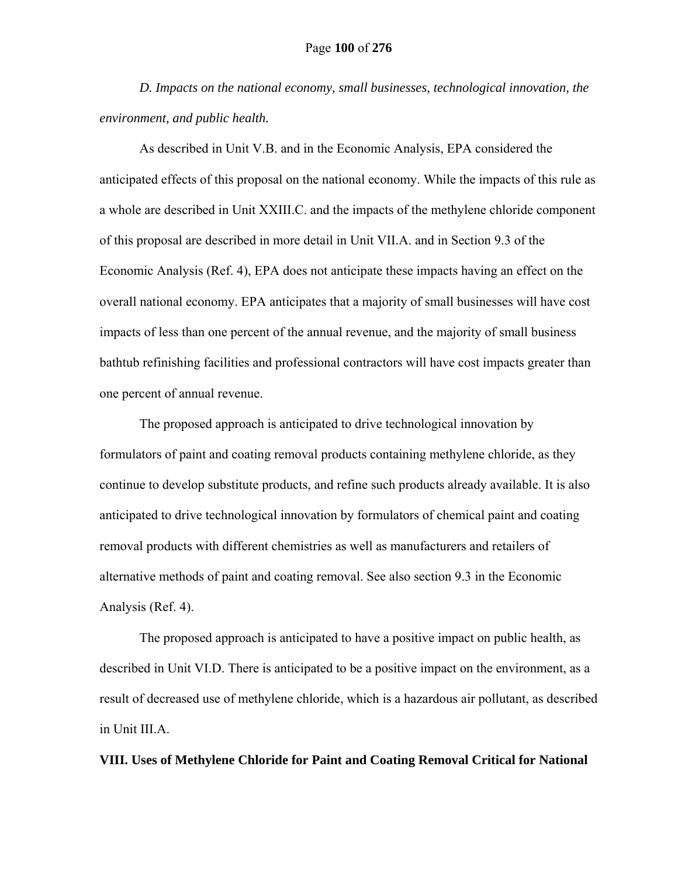*D. Impacts on the national economy, small businesses, technological innovation, the environment, and public health.*

As described in Unit V.B. and in the Economic Analysis, EPA considered the anticipated effects of this proposal on the national economy. While the impacts of this rule as a whole are described in Unit XXIII.C. and the impacts of the methylene chloride component of this proposal are described in more detail in Unit VII.A. and in Section 9.3 of the Economic Analysis (Ref. 4), EPA does not anticipate these impacts having an effect on the overall national economy. EPA anticipates that a majority of small businesses will have cost impacts of less than one percent of the annual revenue, and the majority of small business bathtub refinishing facilities and professional contractors will have cost impacts greater than one percent of annual revenue.

The proposed approach is anticipated to drive technological innovation by formulators of paint and coating removal products containing methylene chloride, as they continue to develop substitute products, and refine such products already available. It is also anticipated to drive technological innovation by formulators of chemical paint and coating removal products with different chemistries as well as manufacturers and retailers of alternative methods of paint and coating removal. See also section 9.3 in the Economic Analysis (Ref. 4).

The proposed approach is anticipated to have a positive impact on public health, as described in Unit VI.D. There is anticipated to be a positive impact on the environment, as a result of decreased use of methylene chloride, which is a hazardous air pollutant, as described in Unit III.A.

**VIII. Uses of Methylene Chloride for Paint and Coating Removal Critical for National**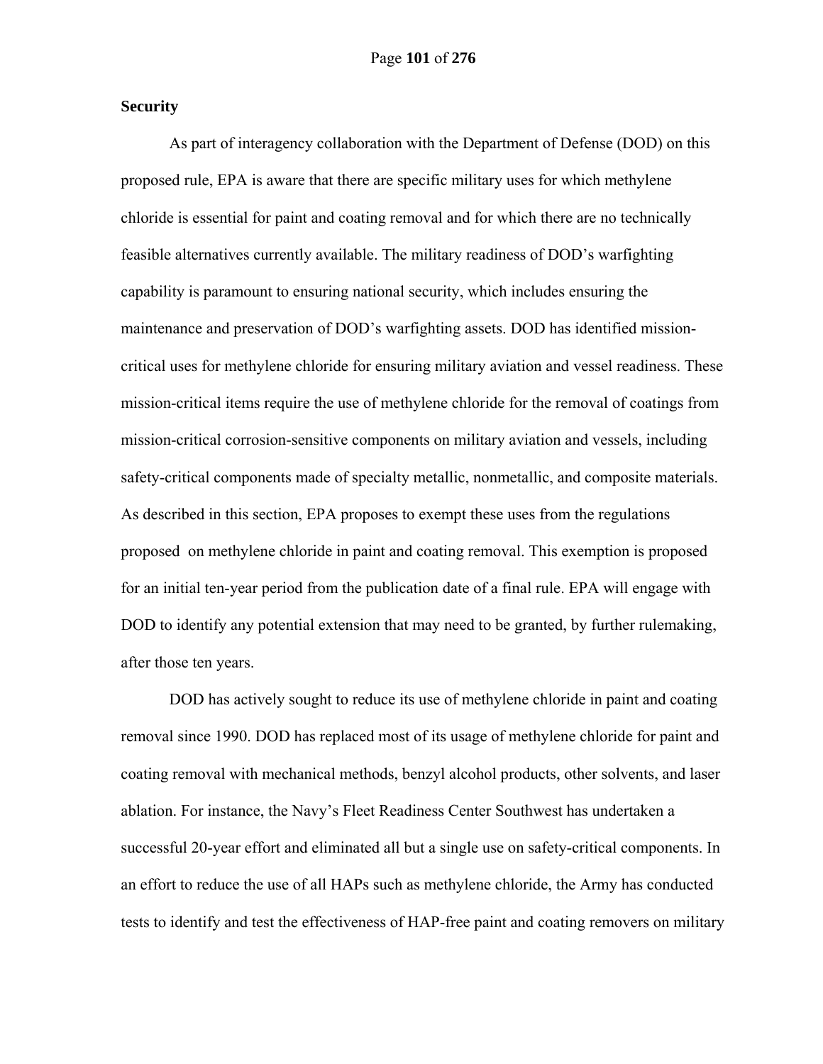**Security**

As part of interagency collaboration with the Department of Defense (DOD) on this proposed rule, EPA is aware that there are specific military uses for which methylene chloride is essential for paint and coating removal and for which there are no technically feasible alternatives currently available. The military readiness of DOD's warfighting capability is paramount to ensuring national security, which includes ensuring the maintenance and preservation of DOD's warfighting assets. DOD has identified mission-critical uses for methylene chloride for ensuring military aviation and vessel readiness. These mission-critical items require the use of methylene chloride for the removal of coatings from mission-critical corrosion-sensitive components on military aviation and vessels, including safety-critical components made of specialty metallic, nonmetallic, and composite materials. As described in this section, EPA proposes to exempt these uses from the regulations proposed on methylene chloride in paint and coating removal. This exemption is proposed for an initial ten-year period from the publication date of a final rule. EPA will engage with DOD to identify any potential extension that may need to be granted, by further rulemaking, after those ten years.

DOD has actively sought to reduce its use of methylene chloride in paint and coating removal since 1990. DOD has replaced most of its usage of methylene chloride for paint and coating removal with mechanical methods, benzyl alcohol products, other solvents, and laser ablation. For instance, the Navy's Fleet Readiness Center Southwest has undertaken a successful 20-year effort and eliminated all but a single use on safety-critical components. In an effort to reduce the use of all HAPs such as methylene chloride, the Army has conducted tests to identify and test the effectiveness of HAP-free paint and coating removers on military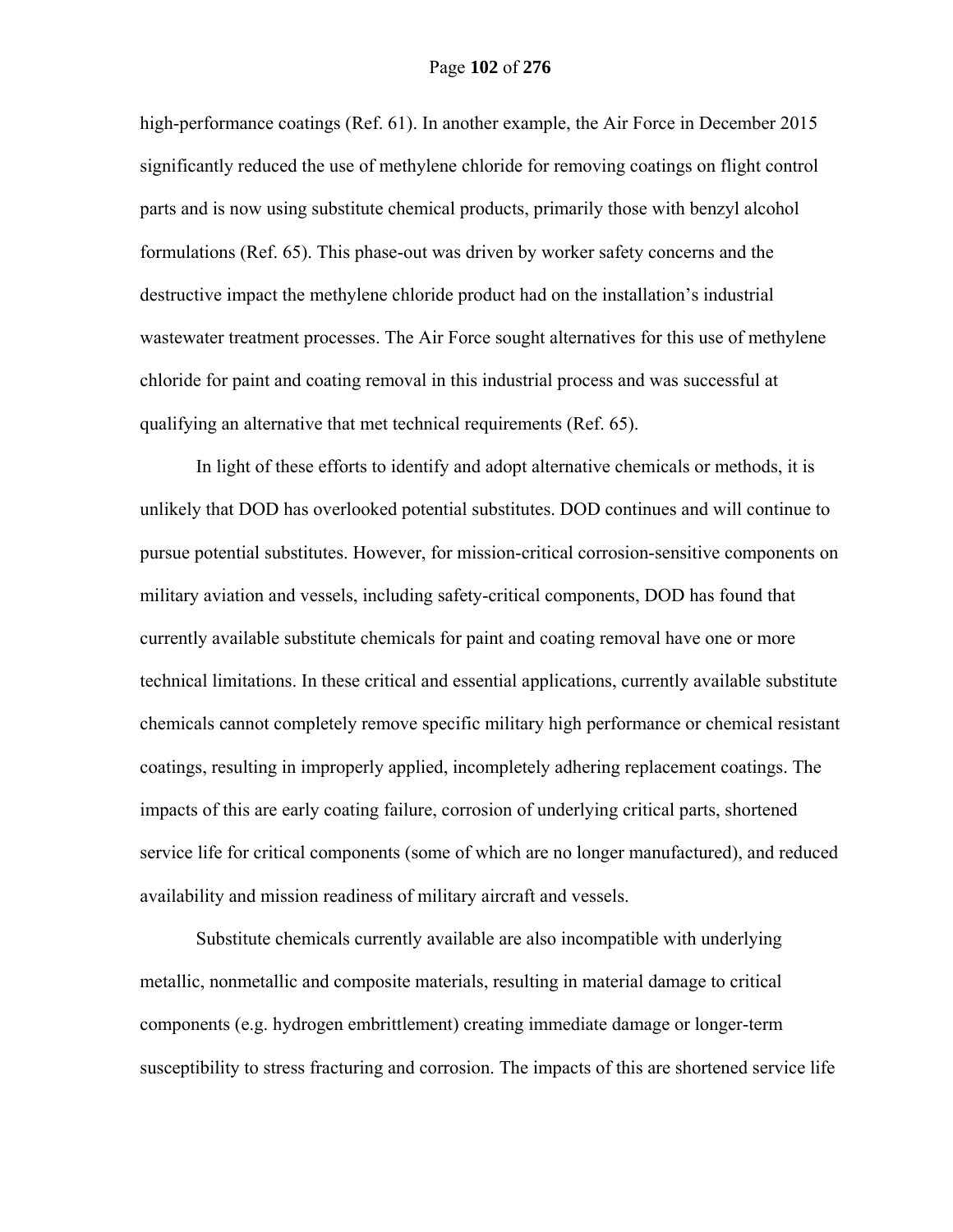high-performance coatings (Ref. 61). In another example, the Air Force in December 2015 significantly reduced the use of methylene chloride for removing coatings on flight control parts and is now using substitute chemical products, primarily those with benzyl alcohol formulations (Ref. 65). This phase-out was driven by worker safety concerns and the destructive impact the methylene chloride product had on the installation's industrial wastewater treatment processes. The Air Force sought alternatives for this use of methylene chloride for paint and coating removal in this industrial process and was successful at qualifying an alternative that met technical requirements (Ref. 65).

In light of these efforts to identify and adopt alternative chemicals or methods, it is unlikely that DOD has overlooked potential substitutes. DOD continues and will continue to pursue potential substitutes. However, for mission-critical corrosion-sensitive components on military aviation and vessels, including safety-critical components, DOD has found that currently available substitute chemicals for paint and coating removal have one or more technical limitations. In these critical and essential applications, currently available substitute chemicals cannot completely remove specific military high performance or chemical resistant coatings, resulting in improperly applied, incompletely adhering replacement coatings. The impacts of this are early coating failure, corrosion of underlying critical parts, shortened service life for critical components (some of which are no longer manufactured), and reduced availability and mission readiness of military aircraft and vessels.

Substitute chemicals currently available are also incompatible with underlying metallic, nonmetallic and composite materials, resulting in material damage to critical components (e.g. hydrogen embrittlement) creating immediate damage or longer-term susceptibility to stress fracturing and corrosion. The impacts of this are shortened service life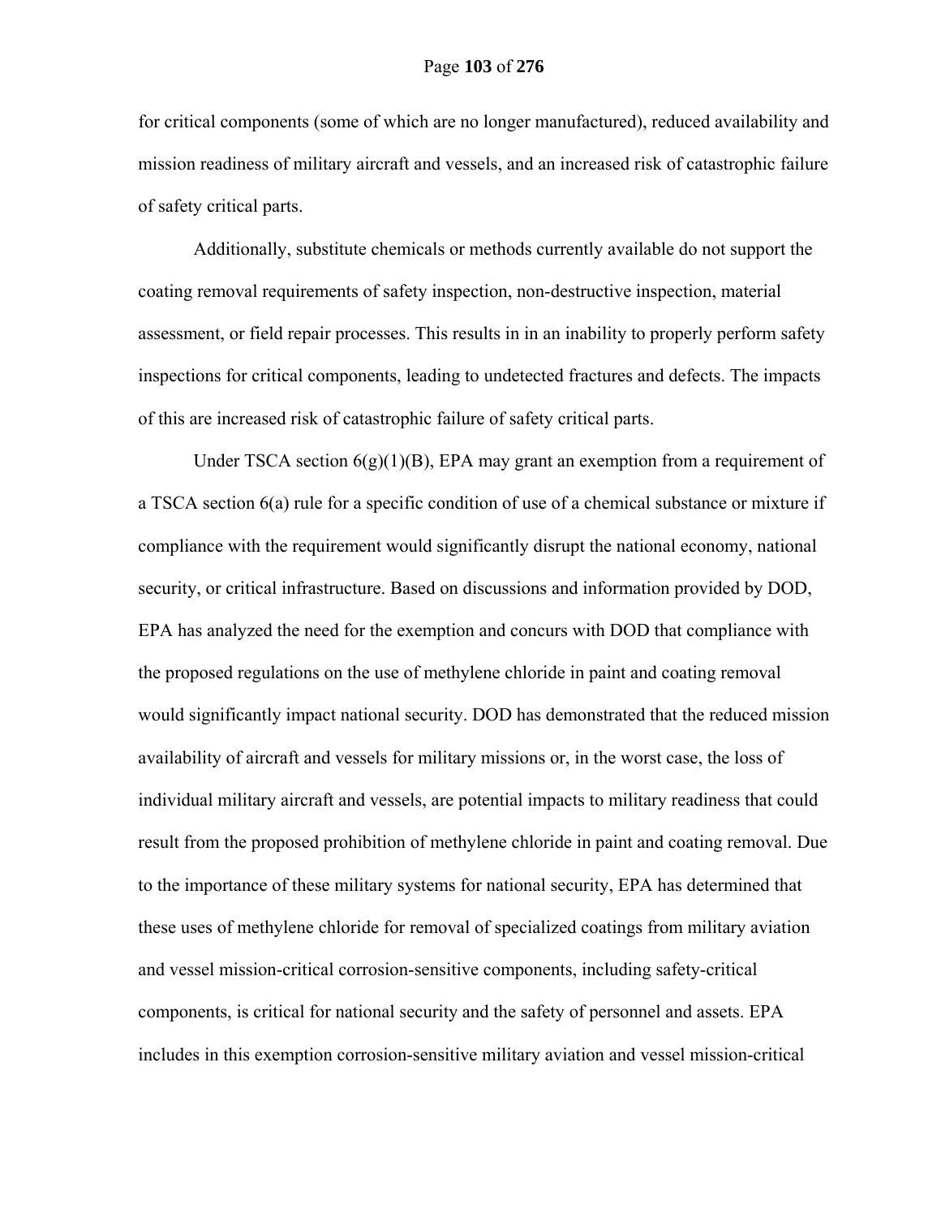for critical components (some of which are no longer manufactured), reduced availability and mission readiness of military aircraft and vessels, and an increased risk of catastrophic failure of safety critical parts.

Additionally, substitute chemicals or methods currently available do not support the coating removal requirements of safety inspection, non-destructive inspection, material assessment, or field repair processes. This results in in an inability to properly perform safety inspections for critical components, leading to undetected fractures and defects. The impacts of this are increased risk of catastrophic failure of safety critical parts.

Under TSCA section 6(g)(1)(B), EPA may grant an exemption from a requirement of a TSCA section 6(a) rule for a specific condition of use of a chemical substance or mixture if compliance with the requirement would significantly disrupt the national economy, national security, or critical infrastructure. Based on discussions and information provided by DOD, EPA has analyzed the need for the exemption and concurs with DOD that compliance with the proposed regulations on the use of methylene chloride in paint and coating removal would significantly impact national security. DOD has demonstrated that the reduced mission availability of aircraft and vessels for military missions or, in the worst case, the loss of individual military aircraft and vessels, are potential impacts to military readiness that could result from the proposed prohibition of methylene chloride in paint and coating removal. Due to the importance of these military systems for national security, EPA has determined that these uses of methylene chloride for removal of specialized coatings from military aviation and vessel mission-critical corrosion-sensitive components, including safety-critical components, is critical for national security and the safety of personnel and assets. EPA includes in this exemption corrosion-sensitive military aviation and vessel mission-critical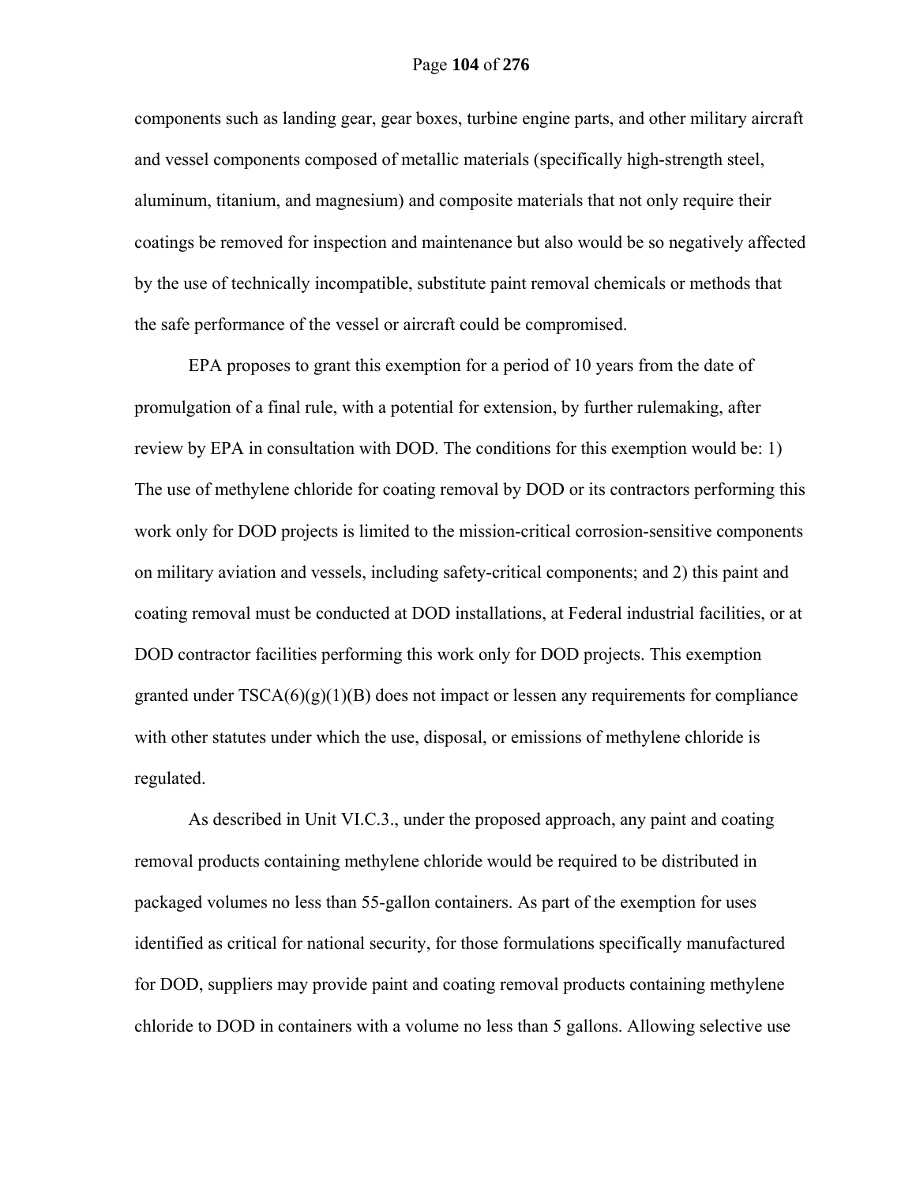components such as landing gear, gear boxes, turbine engine parts, and other military aircraft and vessel components composed of metallic materials (specifically high-strength steel, aluminum, titanium, and magnesium) and composite materials that not only require their coatings be removed for inspection and maintenance but also would be so negatively affected by the use of technically incompatible, substitute paint removal chemicals or methods that the safe performance of the vessel or aircraft could be compromised.

EPA proposes to grant this exemption for a period of 10 years from the date of promulgation of a final rule, with a potential for extension, by further rulemaking, after review by EPA in consultation with DOD. The conditions for this exemption would be: 1) The use of methylene chloride for coating removal by DOD or its contractors performing this work only for DOD projects is limited to the mission-critical corrosion-sensitive components on military aviation and vessels, including safety-critical components; and 2) this paint and coating removal must be conducted at DOD installations, at Federal industrial facilities, or at DOD contractor facilities performing this work only for DOD projects. This exemption granted under TSCA(6)(g)(1)(B) does not impact or lessen any requirements for compliance with other statutes under which the use, disposal, or emissions of methylene chloride is regulated.

As described in Unit VI.C.3., under the proposed approach, any paint and coating removal products containing methylene chloride would be required to be distributed in packaged volumes no less than 55-gallon containers. As part of the exemption for uses identified as critical for national security, for those formulations specifically manufactured for DOD, suppliers may provide paint and coating removal products containing methylene chloride to DOD in containers with a volume no less than 5 gallons. Allowing selective use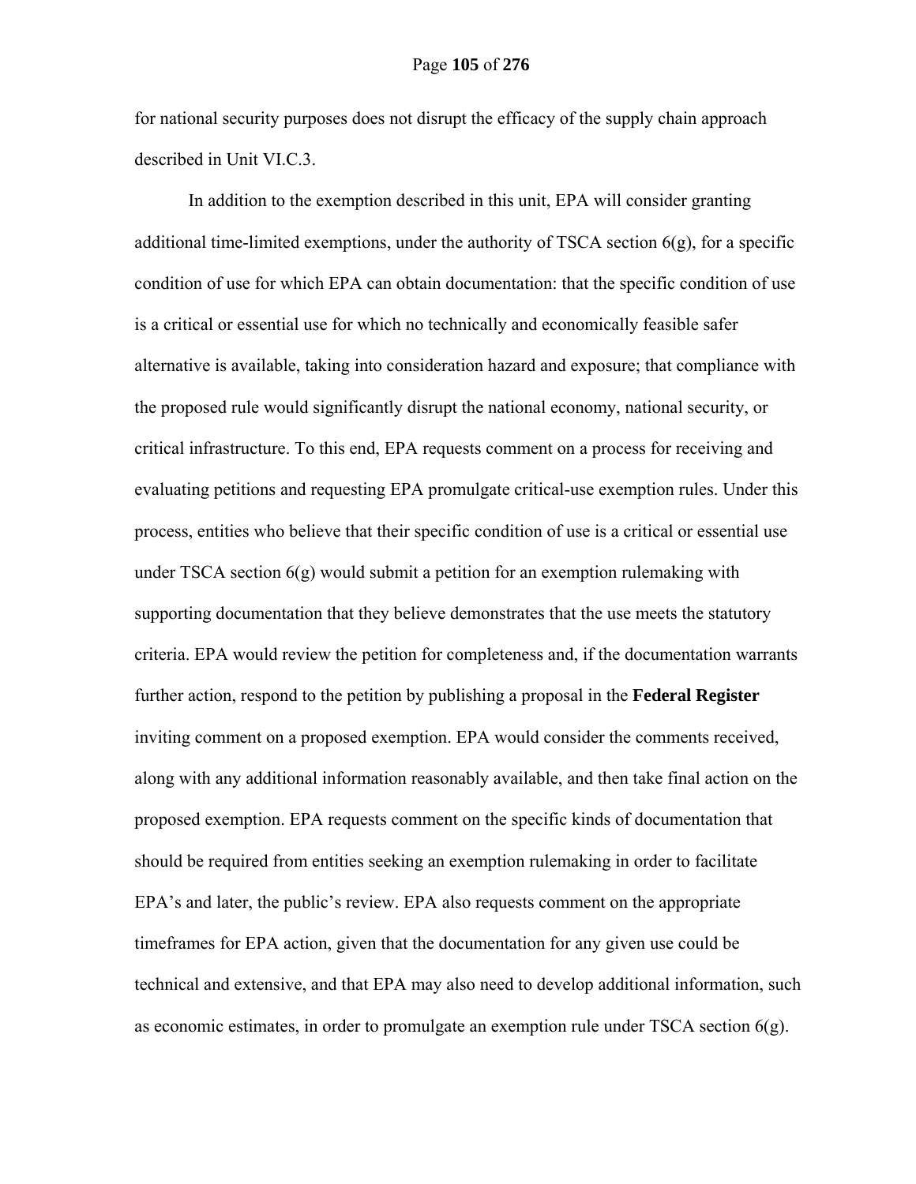for national security purposes does not disrupt the efficacy of the supply chain approach described in Unit VI.C.3.

In addition to the exemption described in this unit, EPA will consider granting additional time-limited exemptions, under the authority of TSCA section 6(g), for a specific condition of use for which EPA can obtain documentation: that the specific condition of use is a critical or essential use for which no technically and economically feasible safer alternative is available, taking into consideration hazard and exposure; that compliance with the proposed rule would significantly disrupt the national economy, national security, or critical infrastructure. To this end, EPA requests comment on a process for receiving and evaluating petitions and requesting EPA promulgate critical-use exemption rules. Under this process, entities who believe that their specific condition of use is a critical or essential use under TSCA section 6(g) would submit a petition for an exemption rulemaking with supporting documentation that they believe demonstrates that the use meets the statutory criteria. EPA would review the petition for completeness and, if the documentation warrants further action, respond to the petition by publishing a proposal in the **Federal Register** inviting comment on a proposed exemption. EPA would consider the comments received, along with any additional information reasonably available, and then take final action on the proposed exemption. EPA requests comment on the specific kinds of documentation that should be required from entities seeking an exemption rulemaking in order to facilitate EPA's and later, the public's review. EPA also requests comment on the appropriate timeframes for EPA action, given that the documentation for any given use could be technical and extensive, and that EPA may also need to develop additional information, such as economic estimates, in order to promulgate an exemption rule under TSCA section 6(g).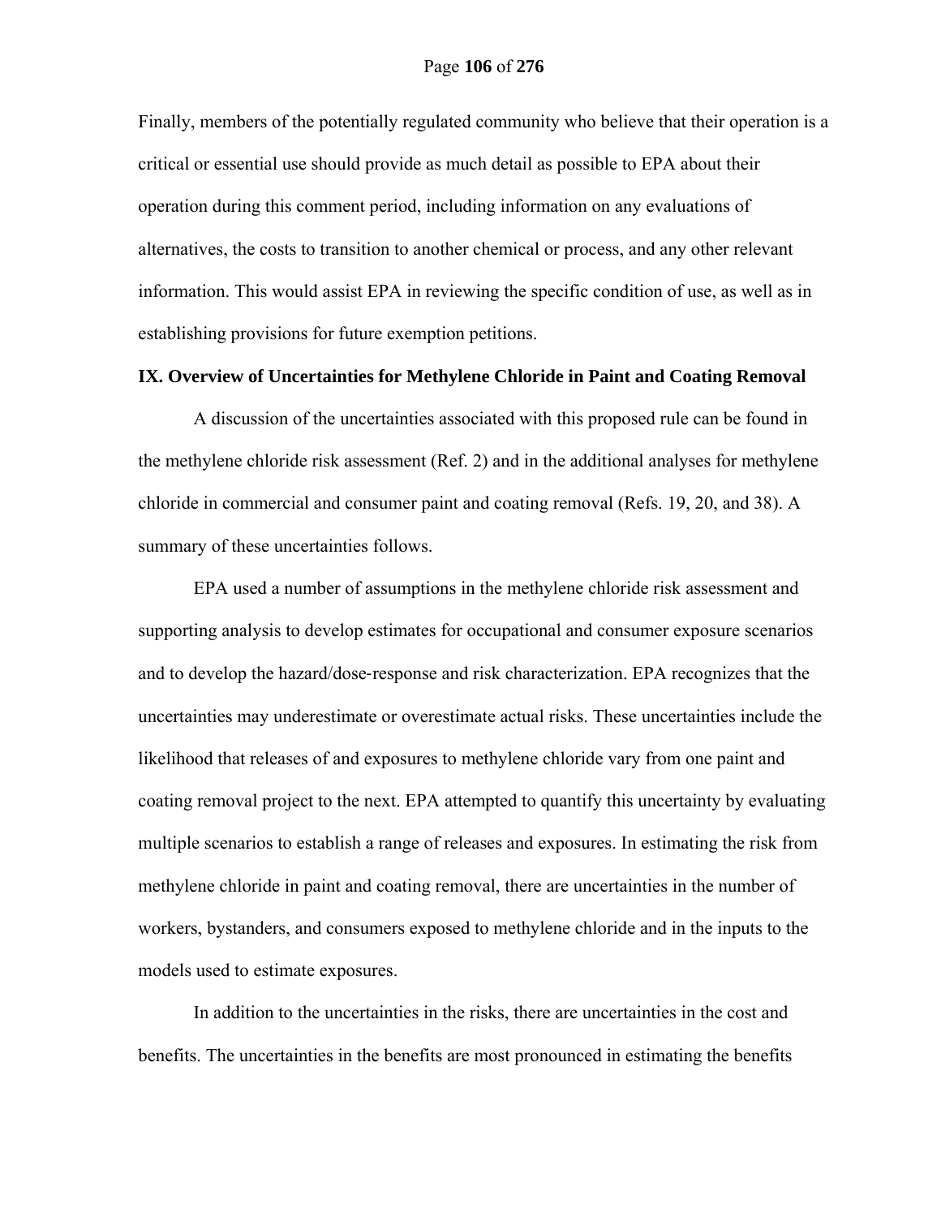Finally, members of the potentially regulated community who believe that their operation is a critical or essential use should provide as much detail as possible to EPA about their operation during this comment period, including information on any evaluations of alternatives, the costs to transition to another chemical or process, and any other relevant information. This would assist EPA in reviewing the specific condition of use, as well as in establishing provisions for future exemption petitions.

## IX. Overview of Uncertainties for Methylene Chloride in Paint and Coating Removal

A discussion of the uncertainties associated with this proposed rule can be found in the methylene chloride risk assessment (Ref. 2) and in the additional analyses for methylene chloride in commercial and consumer paint and coating removal (Refs. 19, 20, and 38). A summary of these uncertainties follows.

EPA used a number of assumptions in the methylene chloride risk assessment and supporting analysis to develop estimates for occupational and consumer exposure scenarios and to develop the hazard/dose-response and risk characterization. EPA recognizes that the uncertainties may underestimate or overestimate actual risks. These uncertainties include the likelihood that releases of and exposures to methylene chloride vary from one paint and coating removal project to the next. EPA attempted to quantify this uncertainty by evaluating multiple scenarios to establish a range of releases and exposures. In estimating the risk from methylene chloride in paint and coating removal, there are uncertainties in the number of workers, bystanders, and consumers exposed to methylene chloride and in the inputs to the models used to estimate exposures.

In addition to the uncertainties in the risks, there are uncertainties in the cost and benefits. The uncertainties in the benefits are most pronounced in estimating the benefits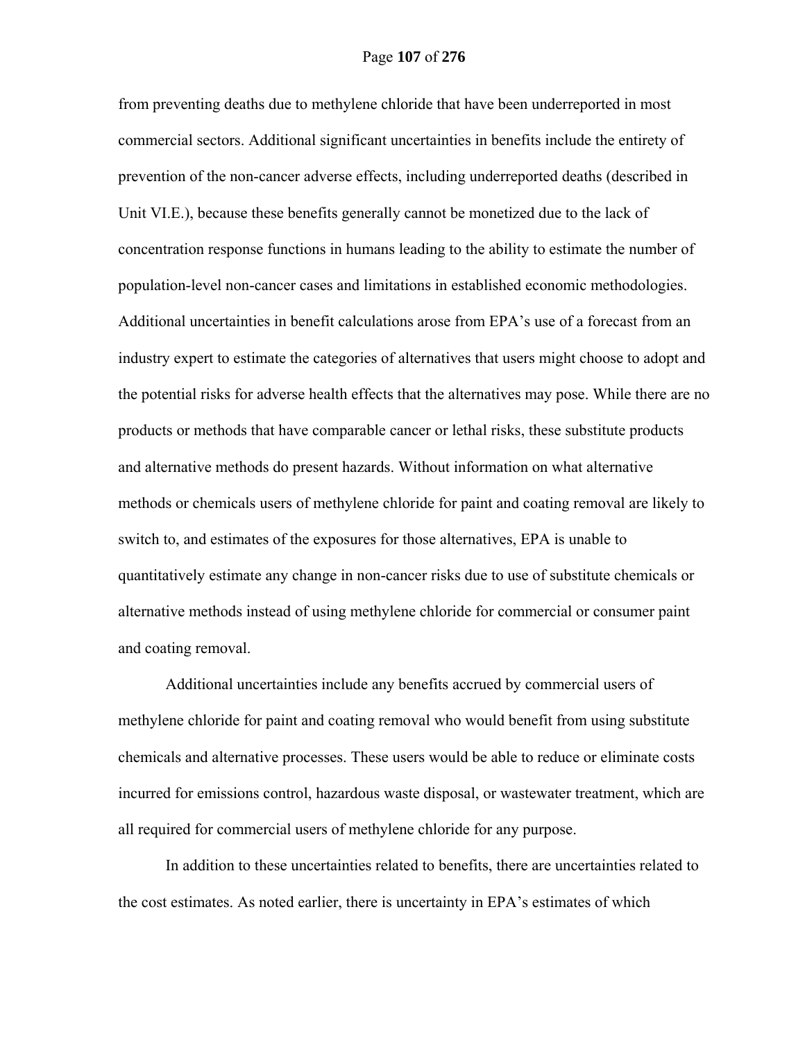from preventing deaths due to methylene chloride that have been underreported in most commercial sectors. Additional significant uncertainties in benefits include the entirety of prevention of the non-cancer adverse effects, including underreported deaths (described in Unit VI.E.), because these benefits generally cannot be monetized due to the lack of concentration response functions in humans leading to the ability to estimate the number of population-level non-cancer cases and limitations in established economic methodologies. Additional uncertainties in benefit calculations arose from EPA's use of a forecast from an industry expert to estimate the categories of alternatives that users might choose to adopt and the potential risks for adverse health effects that the alternatives may pose. While there are no products or methods that have comparable cancer or lethal risks, these substitute products and alternative methods do present hazards. Without information on what alternative methods or chemicals users of methylene chloride for paint and coating removal are likely to switch to, and estimates of the exposures for those alternatives, EPA is unable to quantitatively estimate any change in non-cancer risks due to use of substitute chemicals or alternative methods instead of using methylene chloride for commercial or consumer paint and coating removal.

Additional uncertainties include any benefits accrued by commercial users of methylene chloride for paint and coating removal who would benefit from using substitute chemicals and alternative processes. These users would be able to reduce or eliminate costs incurred for emissions control, hazardous waste disposal, or wastewater treatment, which are all required for commercial users of methylene chloride for any purpose.

In addition to these uncertainties related to benefits, there are uncertainties related to the cost estimates. As noted earlier, there is uncertainty in EPA's estimates of which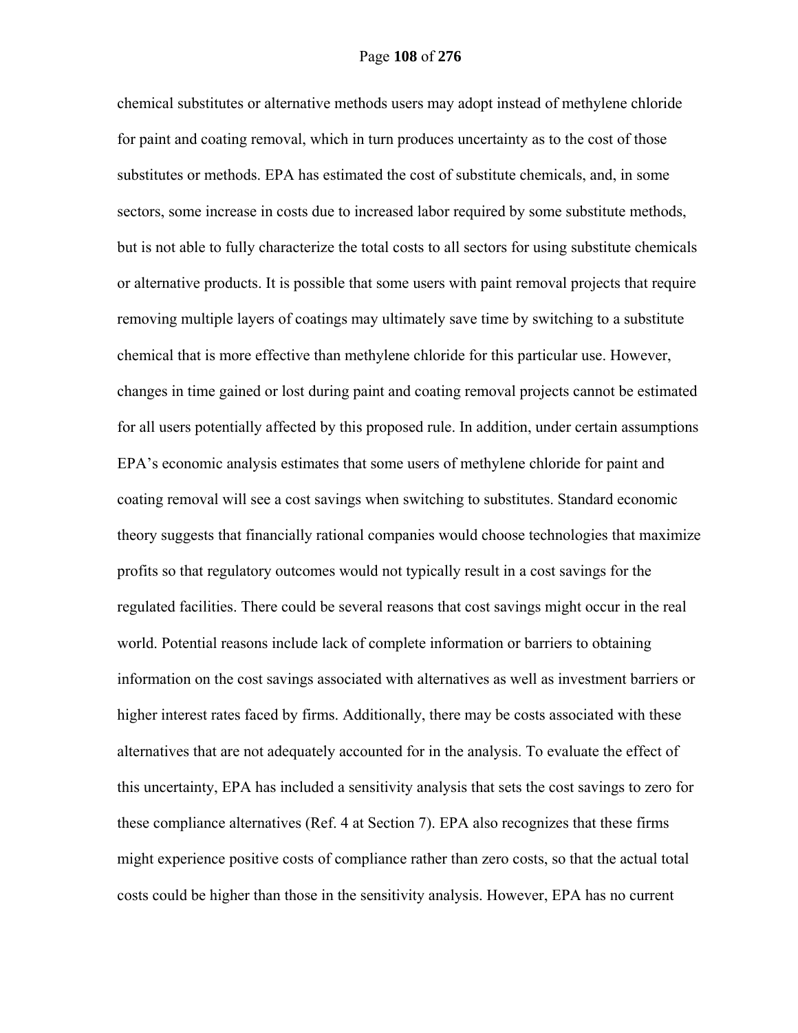chemical substitutes or alternative methods users may adopt instead of methylene chloride for paint and coating removal, which in turn produces uncertainty as to the cost of those substitutes or methods. EPA has estimated the cost of substitute chemicals, and, in some sectors, some increase in costs due to increased labor required by some substitute methods, but is not able to fully characterize the total costs to all sectors for using substitute chemicals or alternative products. It is possible that some users with paint removal projects that require removing multiple layers of coatings may ultimately save time by switching to a substitute chemical that is more effective than methylene chloride for this particular use. However, changes in time gained or lost during paint and coating removal projects cannot be estimated for all users potentially affected by this proposed rule. In addition, under certain assumptions EPA's economic analysis estimates that some users of methylene chloride for paint and coating removal will see a cost savings when switching to substitutes. Standard economic theory suggests that financially rational companies would choose technologies that maximize profits so that regulatory outcomes would not typically result in a cost savings for the regulated facilities. There could be several reasons that cost savings might occur in the real world. Potential reasons include lack of complete information or barriers to obtaining information on the cost savings associated with alternatives as well as investment barriers or higher interest rates faced by firms. Additionally, there may be costs associated with these alternatives that are not adequately accounted for in the analysis. To evaluate the effect of this uncertainty, EPA has included a sensitivity analysis that sets the cost savings to zero for these compliance alternatives (Ref. 4 at Section 7). EPA also recognizes that these firms might experience positive costs of compliance rather than zero costs, so that the actual total costs could be higher than those in the sensitivity analysis. However, EPA has no current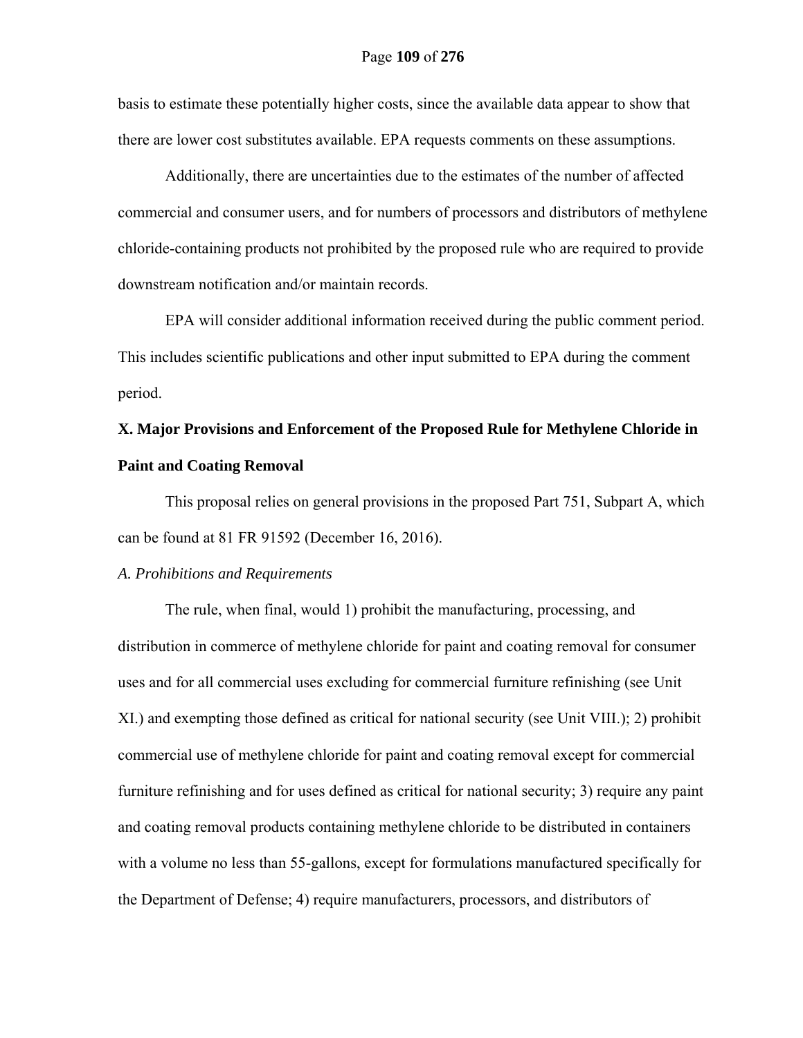basis to estimate these potentially higher costs, since the available data appear to show that there are lower cost substitutes available. EPA requests comments on these assumptions.

Additionally, there are uncertainties due to the estimates of the number of affected commercial and consumer users, and for numbers of processors and distributors of methylene chloride-containing products not prohibited by the proposed rule who are required to provide downstream notification and/or maintain records.

EPA will consider additional information received during the public comment period. This includes scientific publications and other input submitted to EPA during the comment period.

## X. Major Provisions and Enforcement of the Proposed Rule for Methylene Chloride in Paint and Coating Removal

This proposal relies on general provisions in the proposed Part 751, Subpart A, which can be found at 81 FR 91592 (December 16, 2016).

### *A. Prohibitions and Requirements*

The rule, when final, would 1) prohibit the manufacturing, processing, and distribution in commerce of methylene chloride for paint and coating removal for consumer uses and for all commercial uses excluding for commercial furniture refinishing (see Unit XI.) and exempting those defined as critical for national security (see Unit VIII.); 2) prohibit commercial use of methylene chloride for paint and coating removal except for commercial furniture refinishing and for uses defined as critical for national security; 3) require any paint and coating removal products containing methylene chloride to be distributed in containers with a volume no less than 55-gallons, except for formulations manufactured specifically for the Department of Defense; 4) require manufacturers, processors, and distributors of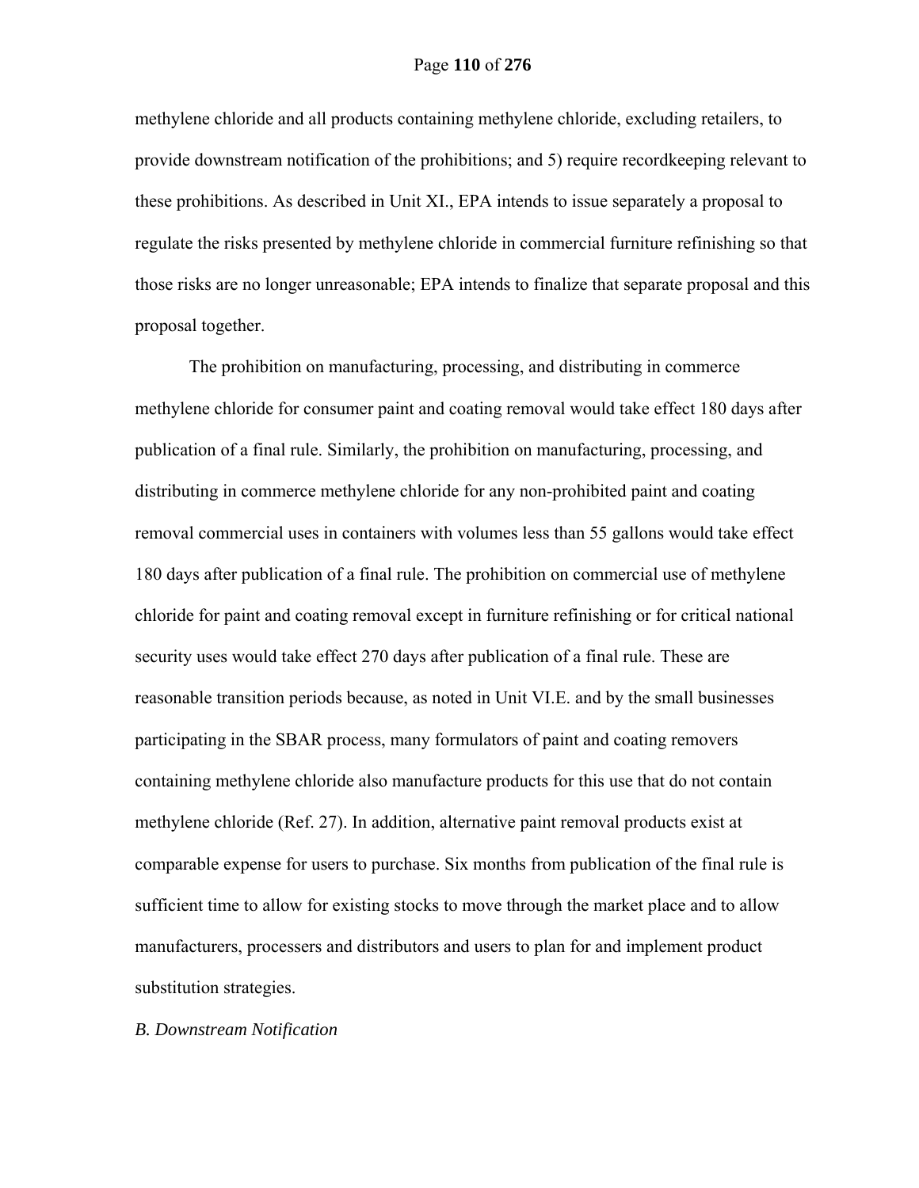methylene chloride and all products containing methylene chloride, excluding retailers, to provide downstream notification of the prohibitions; and 5) require recordkeeping relevant to these prohibitions. As described in Unit XI., EPA intends to issue separately a proposal to regulate the risks presented by methylene chloride in commercial furniture refinishing so that those risks are no longer unreasonable; EPA intends to finalize that separate proposal and this proposal together.

The prohibition on manufacturing, processing, and distributing in commerce methylene chloride for consumer paint and coating removal would take effect 180 days after publication of a final rule. Similarly, the prohibition on manufacturing, processing, and distributing in commerce methylene chloride for any non-prohibited paint and coating removal commercial uses in containers with volumes less than 55 gallons would take effect 180 days after publication of a final rule. The prohibition on commercial use of methylene chloride for paint and coating removal except in furniture refinishing or for critical national security uses would take effect 270 days after publication of a final rule. These are reasonable transition periods because, as noted in Unit VI.E. and by the small businesses participating in the SBAR process, many formulators of paint and coating removers containing methylene chloride also manufacture products for this use that do not contain methylene chloride (Ref. 27). In addition, alternative paint removal products exist at comparable expense for users to purchase. Six months from publication of the final rule is sufficient time to allow for existing stocks to move through the market place and to allow manufacturers, processers and distributors and users to plan for and implement product substitution strategies.

*B. Downstream Notification*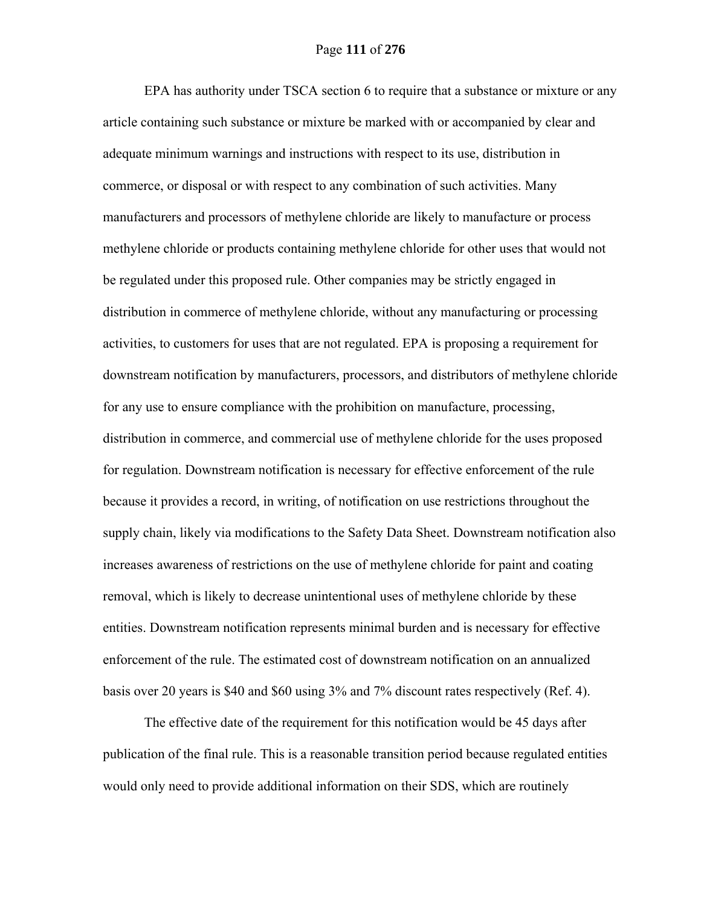EPA has authority under TSCA section 6 to require that a substance or mixture or any article containing such substance or mixture be marked with or accompanied by clear and adequate minimum warnings and instructions with respect to its use, distribution in commerce, or disposal or with respect to any combination of such activities. Many manufacturers and processors of methylene chloride are likely to manufacture or process methylene chloride or products containing methylene chloride for other uses that would not be regulated under this proposed rule. Other companies may be strictly engaged in distribution in commerce of methylene chloride, without any manufacturing or processing activities, to customers for uses that are not regulated. EPA is proposing a requirement for downstream notification by manufacturers, processors, and distributors of methylene chloride for any use to ensure compliance with the prohibition on manufacture, processing, distribution in commerce, and commercial use of methylene chloride for the uses proposed for regulation. Downstream notification is necessary for effective enforcement of the rule because it provides a record, in writing, of notification on use restrictions throughout the supply chain, likely via modifications to the Safety Data Sheet. Downstream notification also increases awareness of restrictions on the use of methylene chloride for paint and coating removal, which is likely to decrease unintentional uses of methylene chloride by these entities. Downstream notification represents minimal burden and is necessary for effective enforcement of the rule. The estimated cost of downstream notification on an annualized basis over 20 years is $40 and $60 using 3% and 7% discount rates respectively (Ref. 4).

The effective date of the requirement for this notification would be 45 days after publication of the final rule. This is a reasonable transition period because regulated entities would only need to provide additional information on their SDS, which are routinely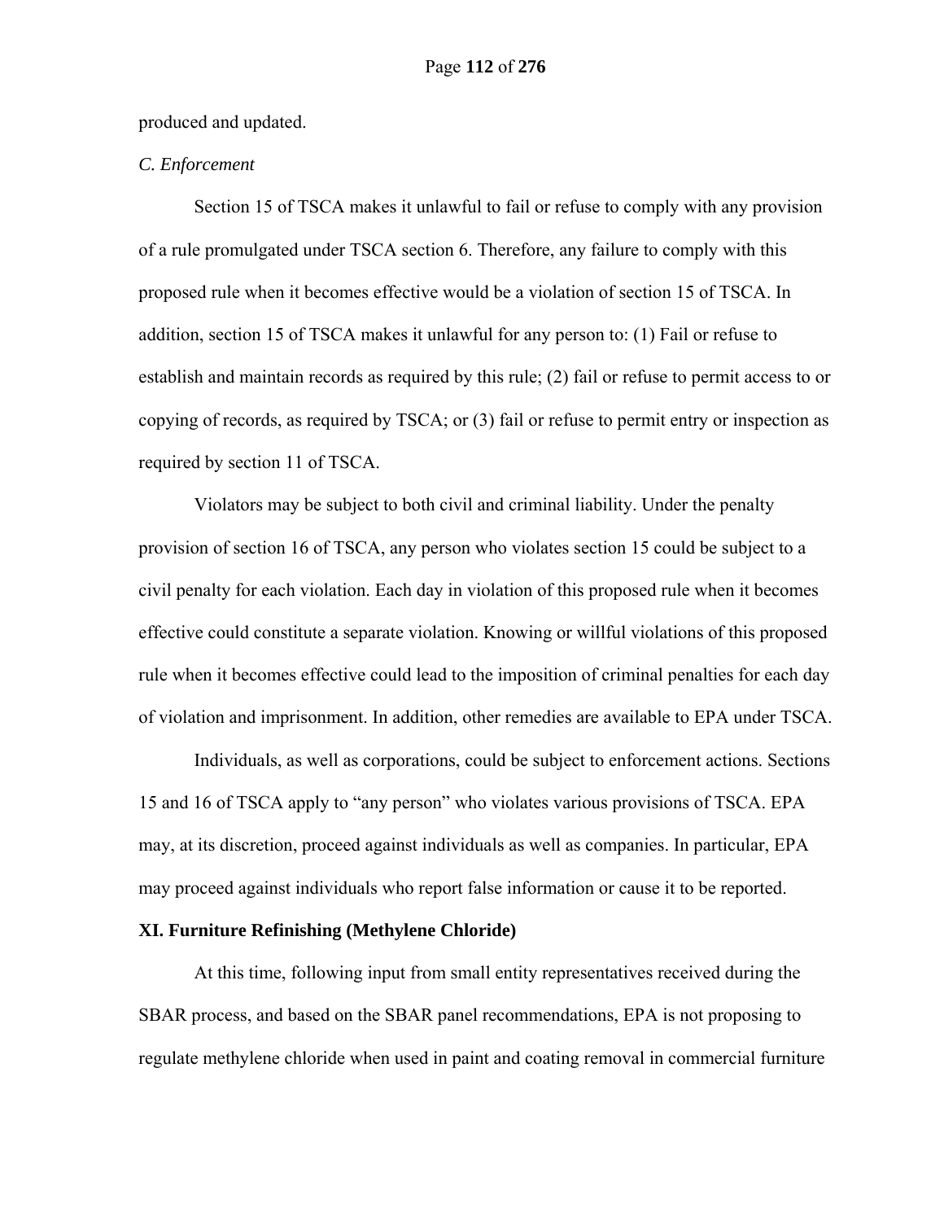produced and updated.

*C. Enforcement*

Section 15 of TSCA makes it unlawful to fail or refuse to comply with any provision of a rule promulgated under TSCA section 6. Therefore, any failure to comply with this proposed rule when it becomes effective would be a violation of section 15 of TSCA. In addition, section 15 of TSCA makes it unlawful for any person to: (1) Fail or refuse to establish and maintain records as required by this rule; (2) fail or refuse to permit access to or copying of records, as required by TSCA; or (3) fail or refuse to permit entry or inspection as required by section 11 of TSCA.

Violators may be subject to both civil and criminal liability. Under the penalty provision of section 16 of TSCA, any person who violates section 15 could be subject to a civil penalty for each violation. Each day in violation of this proposed rule when it becomes effective could constitute a separate violation. Knowing or willful violations of this proposed rule when it becomes effective could lead to the imposition of criminal penalties for each day of violation and imprisonment. In addition, other remedies are available to EPA under TSCA.

Individuals, as well as corporations, could be subject to enforcement actions. Sections 15 and 16 of TSCA apply to "any person" who violates various provisions of TSCA. EPA may, at its discretion, proceed against individuals as well as companies. In particular, EPA may proceed against individuals who report false information or cause it to be reported.

## XI. Furniture Refinishing (Methylene Chloride)

At this time, following input from small entity representatives received during the SBAR process, and based on the SBAR panel recommendations, EPA is not proposing to regulate methylene chloride when used in paint and coating removal in commercial furniture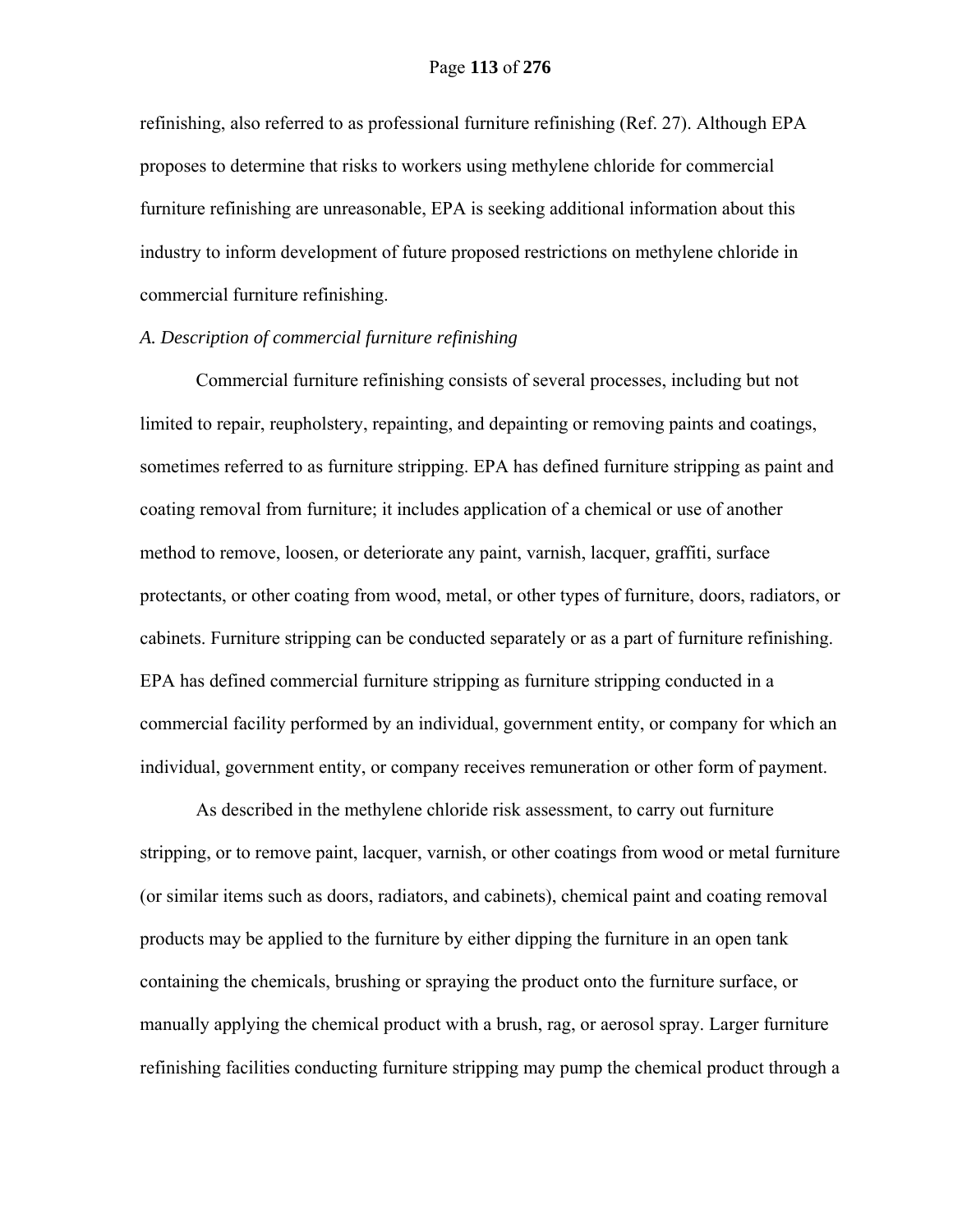refinishing, also referred to as professional furniture refinishing (Ref. 27). Although EPA proposes to determine that risks to workers using methylene chloride for commercial furniture refinishing are unreasonable, EPA is seeking additional information about this industry to inform development of future proposed restrictions on methylene chloride in commercial furniture refinishing.

*A. Description of commercial furniture refinishing*

Commercial furniture refinishing consists of several processes, including but not limited to repair, reupholstery, repainting, and depainting or removing paints and coatings, sometimes referred to as furniture stripping. EPA has defined furniture stripping as paint and coating removal from furniture; it includes application of a chemical or use of another method to remove, loosen, or deteriorate any paint, varnish, lacquer, graffiti, surface protectants, or other coating from wood, metal, or other types of furniture, doors, radiators, or cabinets. Furniture stripping can be conducted separately or as a part of furniture refinishing. EPA has defined commercial furniture stripping as furniture stripping conducted in a commercial facility performed by an individual, government entity, or company for which an individual, government entity, or company receives remuneration or other form of payment.

As described in the methylene chloride risk assessment, to carry out furniture stripping, or to remove paint, lacquer, varnish, or other coatings from wood or metal furniture (or similar items such as doors, radiators, and cabinets), chemical paint and coating removal products may be applied to the furniture by either dipping the furniture in an open tank containing the chemicals, brushing or spraying the product onto the furniture surface, or manually applying the chemical product with a brush, rag, or aerosol spray. Larger furniture refinishing facilities conducting furniture stripping may pump the chemical product through a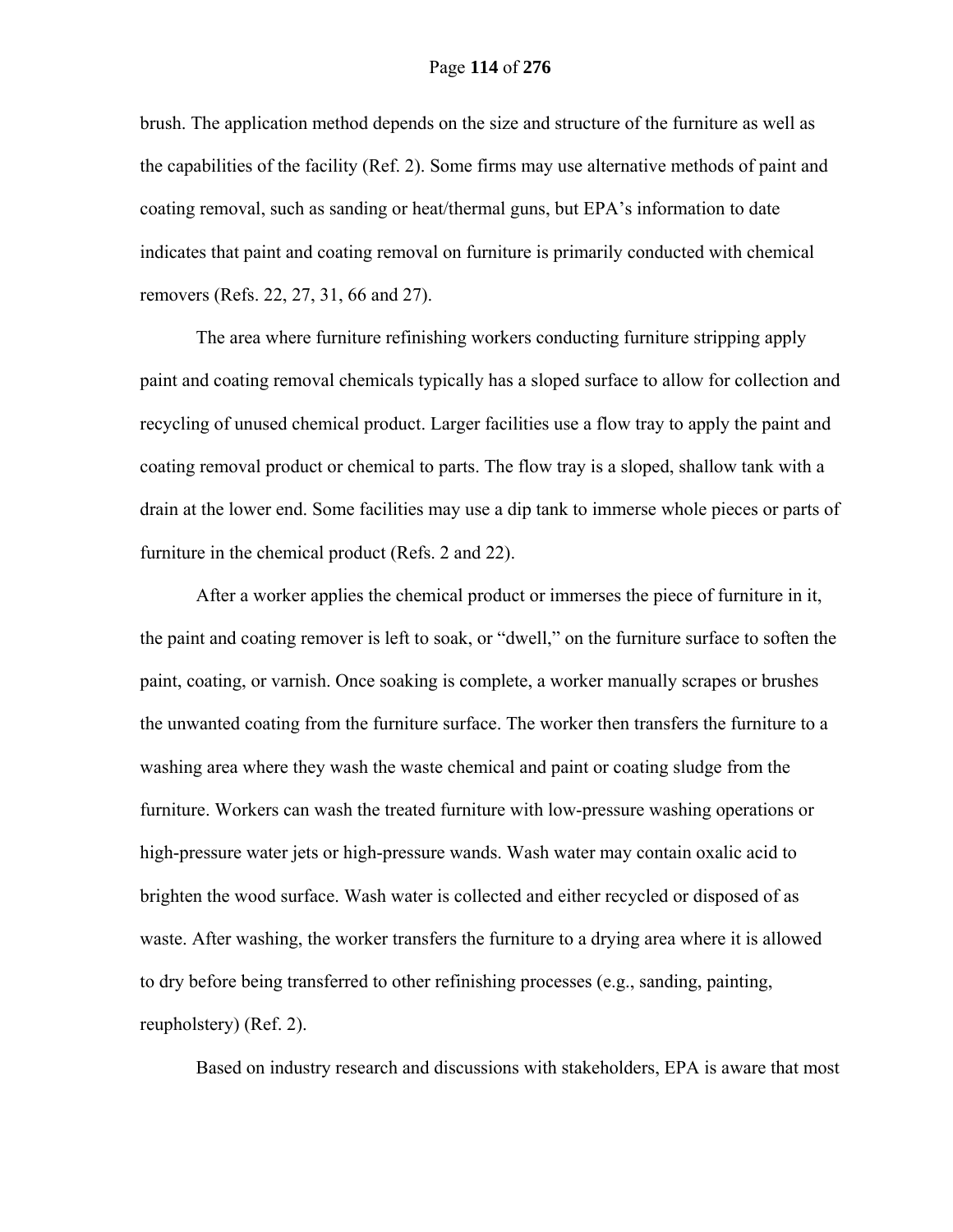brush. The application method depends on the size and structure of the furniture as well as the capabilities of the facility (Ref. 2). Some firms may use alternative methods of paint and coating removal, such as sanding or heat/thermal guns, but EPA's information to date indicates that paint and coating removal on furniture is primarily conducted with chemical removers (Refs. 22, 27, 31, 66 and 27).

The area where furniture refinishing workers conducting furniture stripping apply paint and coating removal chemicals typically has a sloped surface to allow for collection and recycling of unused chemical product. Larger facilities use a flow tray to apply the paint and coating removal product or chemical to parts. The flow tray is a sloped, shallow tank with a drain at the lower end. Some facilities may use a dip tank to immerse whole pieces or parts of furniture in the chemical product (Refs. 2 and 22).

After a worker applies the chemical product or immerses the piece of furniture in it, the paint and coating remover is left to soak, or "dwell," on the furniture surface to soften the paint, coating, or varnish. Once soaking is complete, a worker manually scrapes or brushes the unwanted coating from the furniture surface. The worker then transfers the furniture to a washing area where they wash the waste chemical and paint or coating sludge from the furniture. Workers can wash the treated furniture with low-pressure washing operations or high-pressure water jets or high-pressure wands. Wash water may contain oxalic acid to brighten the wood surface. Wash water is collected and either recycled or disposed of as waste. After washing, the worker transfers the furniture to a drying area where it is allowed to dry before being transferred to other refinishing processes (e.g., sanding, painting, reupholstery) (Ref. 2).

Based on industry research and discussions with stakeholders, EPA is aware that most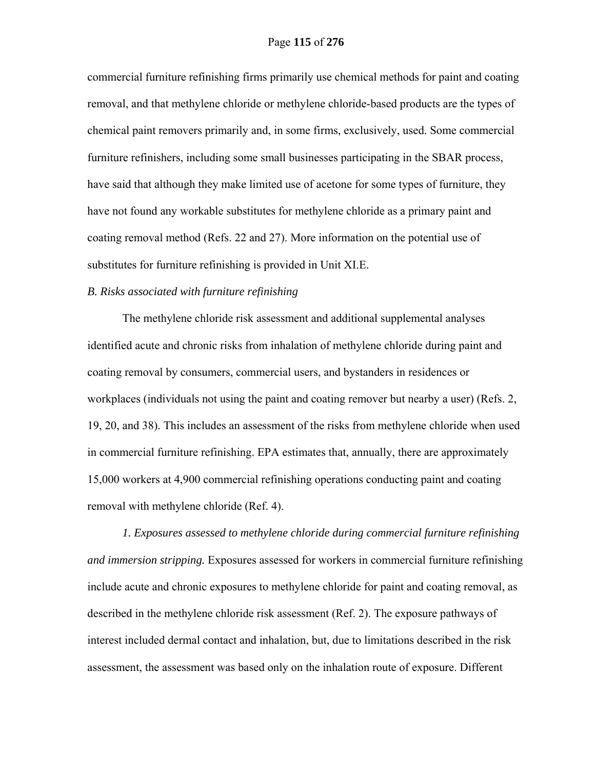commercial furniture refinishing firms primarily use chemical methods for paint and coating removal, and that methylene chloride or methylene chloride-based products are the types of chemical paint removers primarily and, in some firms, exclusively, used. Some commercial furniture refinishers, including some small businesses participating in the SBAR process, have said that although they make limited use of acetone for some types of furniture, they have not found any workable substitutes for methylene chloride as a primary paint and coating removal method (Refs. 22 and 27). More information on the potential use of substitutes for furniture refinishing is provided in Unit XI.E.

*B. Risks associated with furniture refinishing*

The methylene chloride risk assessment and additional supplemental analyses identified acute and chronic risks from inhalation of methylene chloride during paint and coating removal by consumers, commercial users, and bystanders in residences or workplaces (individuals not using the paint and coating remover but nearby a user) (Refs. 2, 19, 20, and 38). This includes an assessment of the risks from methylene chloride when used in commercial furniture refinishing. EPA estimates that, annually, there are approximately 15,000 workers at 4,900 commercial refinishing operations conducting paint and coating removal with methylene chloride (Ref. 4).

*1. Exposures assessed to methylene chloride during commercial furniture refinishing and immersion stripping.* Exposures assessed for workers in commercial furniture refinishing include acute and chronic exposures to methylene chloride for paint and coating removal, as described in the methylene chloride risk assessment (Ref. 2). The exposure pathways of interest included dermal contact and inhalation, but, due to limitations described in the risk assessment, the assessment was based only on the inhalation route of exposure. Different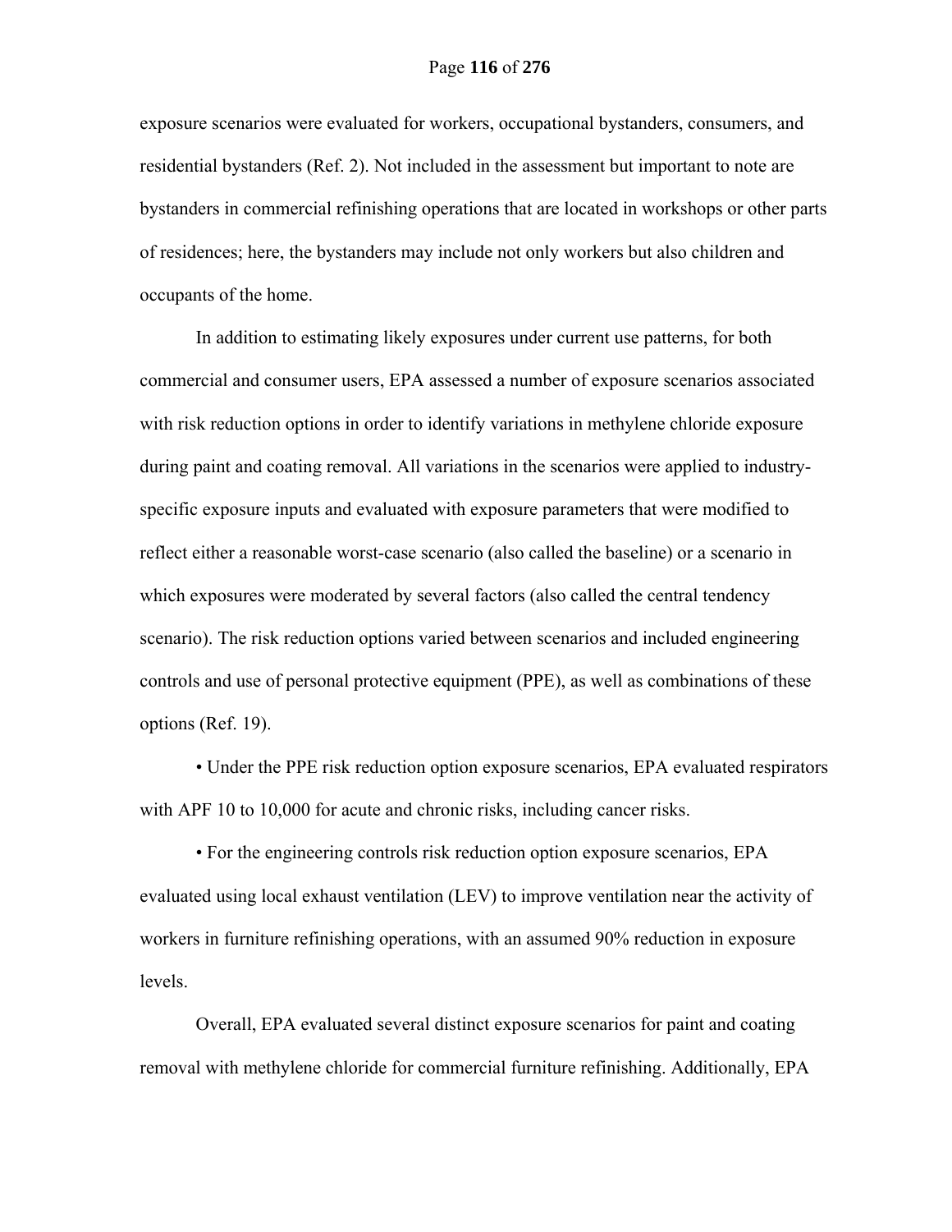exposure scenarios were evaluated for workers, occupational bystanders, consumers, and residential bystanders (Ref. 2). Not included in the assessment but important to note are bystanders in commercial refinishing operations that are located in workshops or other parts of residences; here, the bystanders may include not only workers but also children and occupants of the home.

In addition to estimating likely exposures under current use patterns, for both commercial and consumer users, EPA assessed a number of exposure scenarios associated with risk reduction options in order to identify variations in methylene chloride exposure during paint and coating removal. All variations in the scenarios were applied to industry-specific exposure inputs and evaluated with exposure parameters that were modified to reflect either a reasonable worst-case scenario (also called the baseline) or a scenario in which exposures were moderated by several factors (also called the central tendency scenario). The risk reduction options varied between scenarios and included engineering controls and use of personal protective equipment (PPE), as well as combinations of these options (Ref. 19).

• Under the PPE risk reduction option exposure scenarios, EPA evaluated respirators with APF 10 to 10,000 for acute and chronic risks, including cancer risks.

• For the engineering controls risk reduction option exposure scenarios, EPA evaluated using local exhaust ventilation (LEV) to improve ventilation near the activity of workers in furniture refinishing operations, with an assumed 90% reduction in exposure levels.

Overall, EPA evaluated several distinct exposure scenarios for paint and coating removal with methylene chloride for commercial furniture refinishing. Additionally, EPA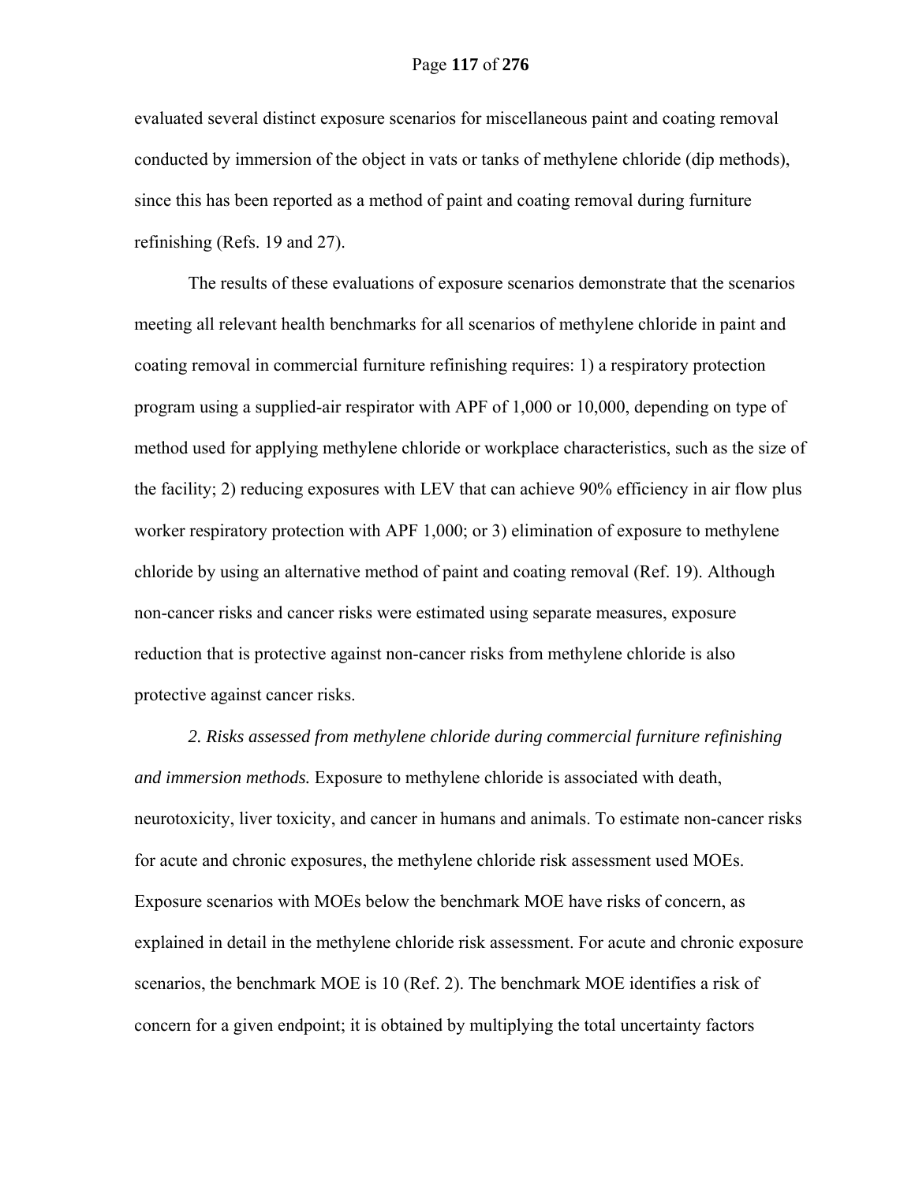evaluated several distinct exposure scenarios for miscellaneous paint and coating removal conducted by immersion of the object in vats or tanks of methylene chloride (dip methods), since this has been reported as a method of paint and coating removal during furniture refinishing (Refs. 19 and 27).

The results of these evaluations of exposure scenarios demonstrate that the scenarios meeting all relevant health benchmarks for all scenarios of methylene chloride in paint and coating removal in commercial furniture refinishing requires: 1) a respiratory protection program using a supplied-air respirator with APF of 1,000 or 10,000, depending on type of method used for applying methylene chloride or workplace characteristics, such as the size of the facility; 2) reducing exposures with LEV that can achieve 90% efficiency in air flow plus worker respiratory protection with APF 1,000; or 3) elimination of exposure to methylene chloride by using an alternative method of paint and coating removal (Ref. 19). Although non-cancer risks and cancer risks were estimated using separate measures, exposure reduction that is protective against non-cancer risks from methylene chloride is also protective against cancer risks.

*2. Risks assessed from methylene chloride during commercial furniture refinishing and immersion methods.* Exposure to methylene chloride is associated with death, neurotoxicity, liver toxicity, and cancer in humans and animals. To estimate non-cancer risks for acute and chronic exposures, the methylene chloride risk assessment used MOEs. Exposure scenarios with MOEs below the benchmark MOE have risks of concern, as explained in detail in the methylene chloride risk assessment. For acute and chronic exposure scenarios, the benchmark MOE is 10 (Ref. 2). The benchmark MOE identifies a risk of concern for a given endpoint; it is obtained by multiplying the total uncertainty factors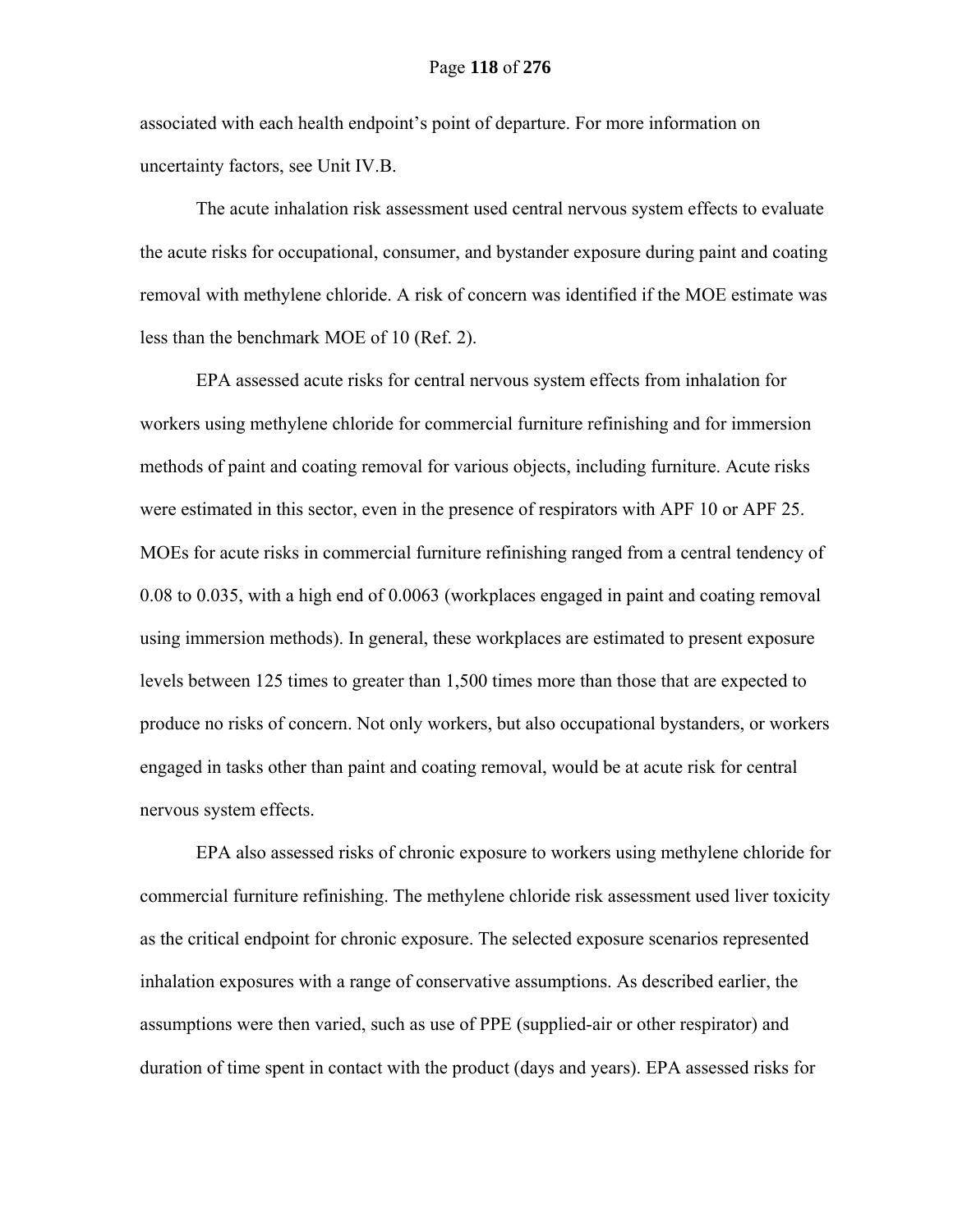associated with each health endpoint's point of departure. For more information on uncertainty factors, see Unit IV.B.

The acute inhalation risk assessment used central nervous system effects to evaluate the acute risks for occupational, consumer, and bystander exposure during paint and coating removal with methylene chloride. A risk of concern was identified if the MOE estimate was less than the benchmark MOE of 10 (Ref. 2).

EPA assessed acute risks for central nervous system effects from inhalation for workers using methylene chloride for commercial furniture refinishing and for immersion methods of paint and coating removal for various objects, including furniture. Acute risks were estimated in this sector, even in the presence of respirators with APF 10 or APF 25. MOEs for acute risks in commercial furniture refinishing ranged from a central tendency of 0.08 to 0.035, with a high end of 0.0063 (workplaces engaged in paint and coating removal using immersion methods). In general, these workplaces are estimated to present exposure levels between 125 times to greater than 1,500 times more than those that are expected to produce no risks of concern. Not only workers, but also occupational bystanders, or workers engaged in tasks other than paint and coating removal, would be at acute risk for central nervous system effects.

EPA also assessed risks of chronic exposure to workers using methylene chloride for commercial furniture refinishing. The methylene chloride risk assessment used liver toxicity as the critical endpoint for chronic exposure. The selected exposure scenarios represented inhalation exposures with a range of conservative assumptions. As described earlier, the assumptions were then varied, such as use of PPE (supplied-air or other respirator) and duration of time spent in contact with the product (days and years). EPA assessed risks for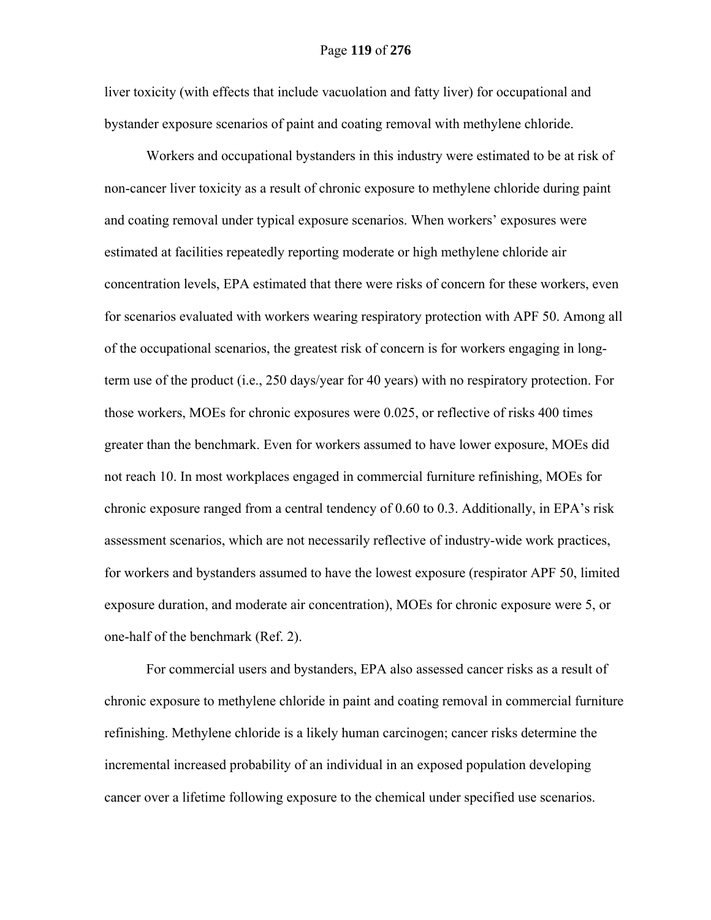liver toxicity (with effects that include vacuolation and fatty liver) for occupational and bystander exposure scenarios of paint and coating removal with methylene chloride.

Workers and occupational bystanders in this industry were estimated to be at risk of non-cancer liver toxicity as a result of chronic exposure to methylene chloride during paint and coating removal under typical exposure scenarios. When workers' exposures were estimated at facilities repeatedly reporting moderate or high methylene chloride air concentration levels, EPA estimated that there were risks of concern for these workers, even for scenarios evaluated with workers wearing respiratory protection with APF 50. Among all of the occupational scenarios, the greatest risk of concern is for workers engaging in long-term use of the product (i.e., 250 days/year for 40 years) with no respiratory protection. For those workers, MOEs for chronic exposures were 0.025, or reflective of risks 400 times greater than the benchmark. Even for workers assumed to have lower exposure, MOEs did not reach 10. In most workplaces engaged in commercial furniture refinishing, MOEs for chronic exposure ranged from a central tendency of 0.60 to 0.3. Additionally, in EPA's risk assessment scenarios, which are not necessarily reflective of industry-wide work practices, for workers and bystanders assumed to have the lowest exposure (respirator APF 50, limited exposure duration, and moderate air concentration), MOEs for chronic exposure were 5, or one-half of the benchmark (Ref. 2).

For commercial users and bystanders, EPA also assessed cancer risks as a result of chronic exposure to methylene chloride in paint and coating removal in commercial furniture refinishing. Methylene chloride is a likely human carcinogen; cancer risks determine the incremental increased probability of an individual in an exposed population developing cancer over a lifetime following exposure to the chemical under specified use scenarios.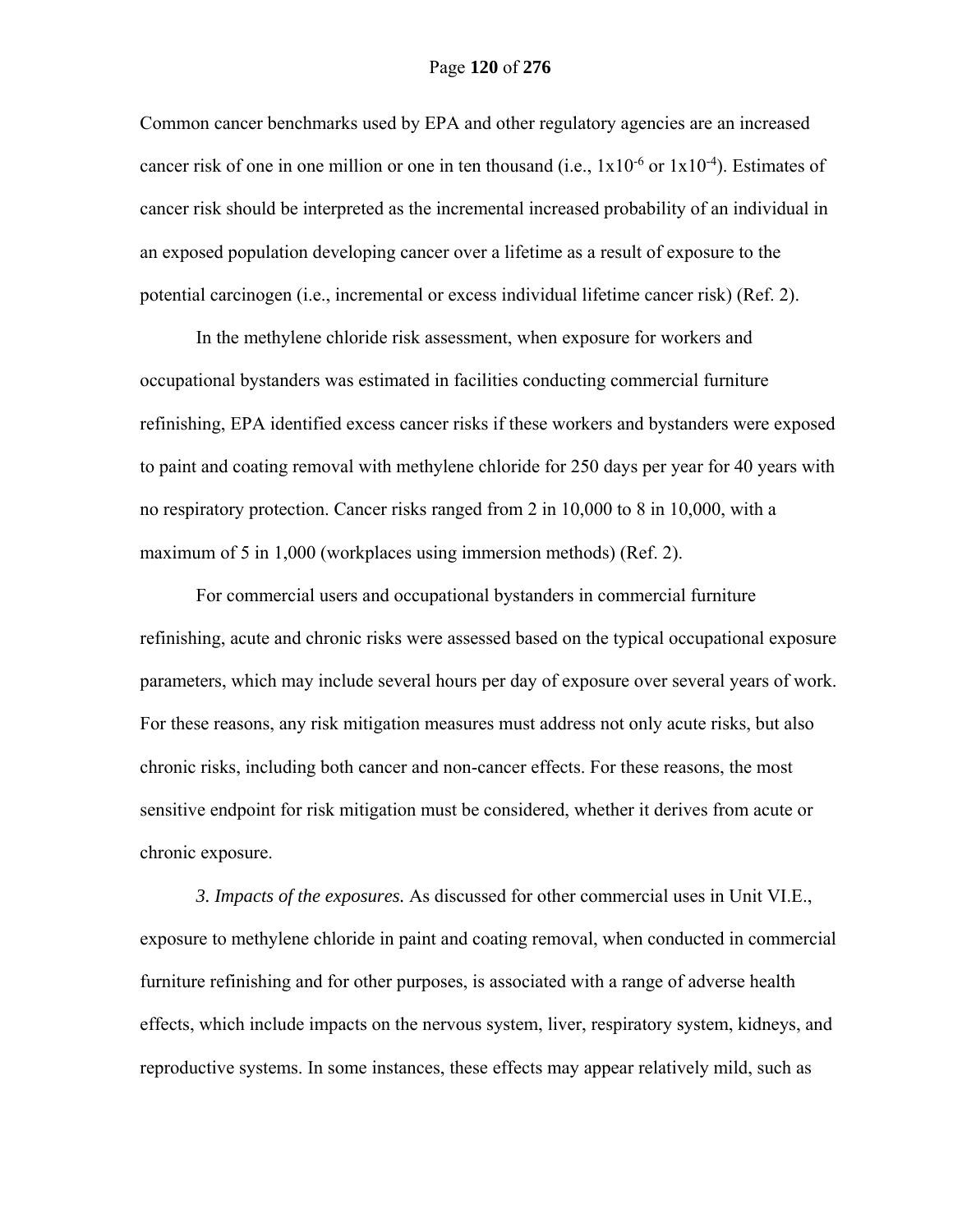Common cancer benchmarks used by EPA and other regulatory agencies are an increased cancer risk of one in one million or one in ten thousand (i.e., $1x10^{-6}$ or $1x10^{-4}$). Estimates of cancer risk should be interpreted as the incremental increased probability of an individual in an exposed population developing cancer over a lifetime as a result of exposure to the potential carcinogen (i.e., incremental or excess individual lifetime cancer risk) (Ref. 2).

In the methylene chloride risk assessment, when exposure for workers and occupational bystanders was estimated in facilities conducting commercial furniture refinishing, EPA identified excess cancer risks if these workers and bystanders were exposed to paint and coating removal with methylene chloride for 250 days per year for 40 years with no respiratory protection. Cancer risks ranged from 2 in 10,000 to 8 in 10,000, with a maximum of 5 in 1,000 (workplaces using immersion methods) (Ref. 2).

For commercial users and occupational bystanders in commercial furniture refinishing, acute and chronic risks were assessed based on the typical occupational exposure parameters, which may include several hours per day of exposure over several years of work. For these reasons, any risk mitigation measures must address not only acute risks, but also chronic risks, including both cancer and non-cancer effects. For these reasons, the most sensitive endpoint for risk mitigation must be considered, whether it derives from acute or chronic exposure.

*3. Impacts of the exposures.* As discussed for other commercial uses in Unit VI.E., exposure to methylene chloride in paint and coating removal, when conducted in commercial furniture refinishing and for other purposes, is associated with a range of adverse health effects, which include impacts on the nervous system, liver, respiratory system, kidneys, and reproductive systems. In some instances, these effects may appear relatively mild, such as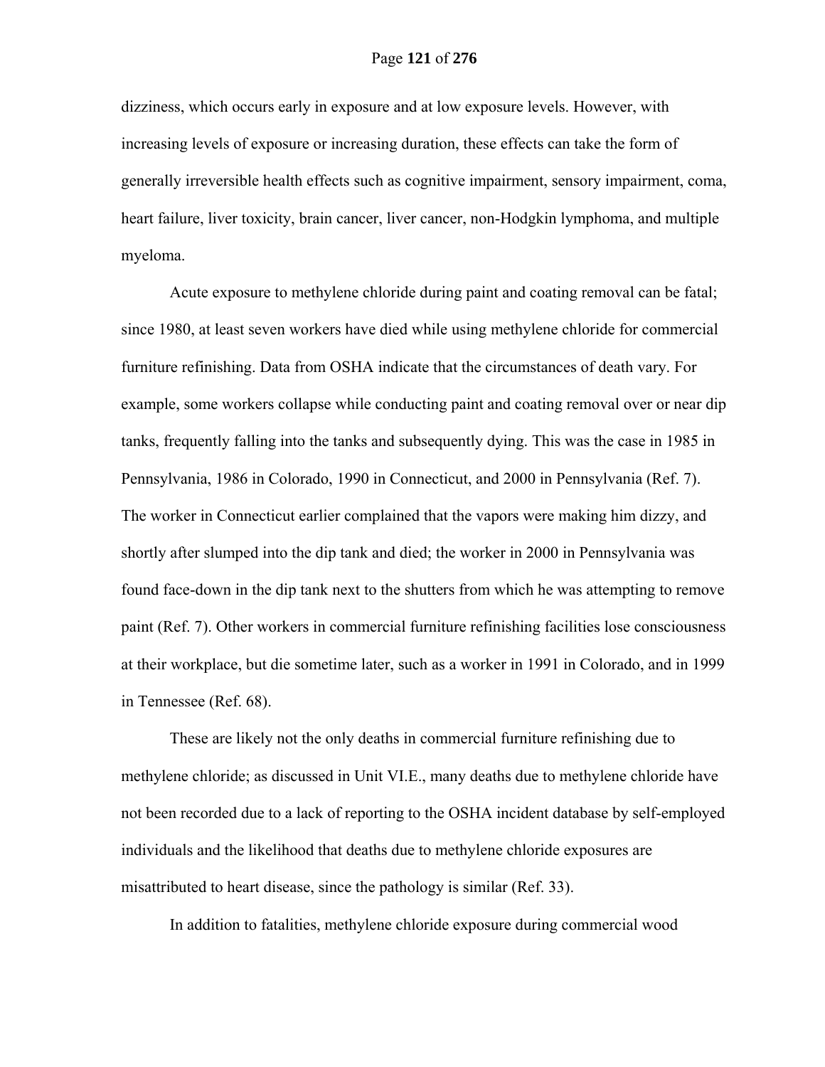dizziness, which occurs early in exposure and at low exposure levels. However, with increasing levels of exposure or increasing duration, these effects can take the form of generally irreversible health effects such as cognitive impairment, sensory impairment, coma, heart failure, liver toxicity, brain cancer, liver cancer, non-Hodgkin lymphoma, and multiple myeloma.

Acute exposure to methylene chloride during paint and coating removal can be fatal; since 1980, at least seven workers have died while using methylene chloride for commercial furniture refinishing. Data from OSHA indicate that the circumstances of death vary. For example, some workers collapse while conducting paint and coating removal over or near dip tanks, frequently falling into the tanks and subsequently dying. This was the case in 1985 in Pennsylvania, 1986 in Colorado, 1990 in Connecticut, and 2000 in Pennsylvania (Ref. 7). The worker in Connecticut earlier complained that the vapors were making him dizzy, and shortly after slumped into the dip tank and died; the worker in 2000 in Pennsylvania was found face-down in the dip tank next to the shutters from which he was attempting to remove paint (Ref. 7). Other workers in commercial furniture refinishing facilities lose consciousness at their workplace, but die sometime later, such as a worker in 1991 in Colorado, and in 1999 in Tennessee (Ref. 68).

These are likely not the only deaths in commercial furniture refinishing due to methylene chloride; as discussed in Unit VI.E., many deaths due to methylene chloride have not been recorded due to a lack of reporting to the OSHA incident database by self-employed individuals and the likelihood that deaths due to methylene chloride exposures are misattributed to heart disease, since the pathology is similar (Ref. 33).

In addition to fatalities, methylene chloride exposure during commercial wood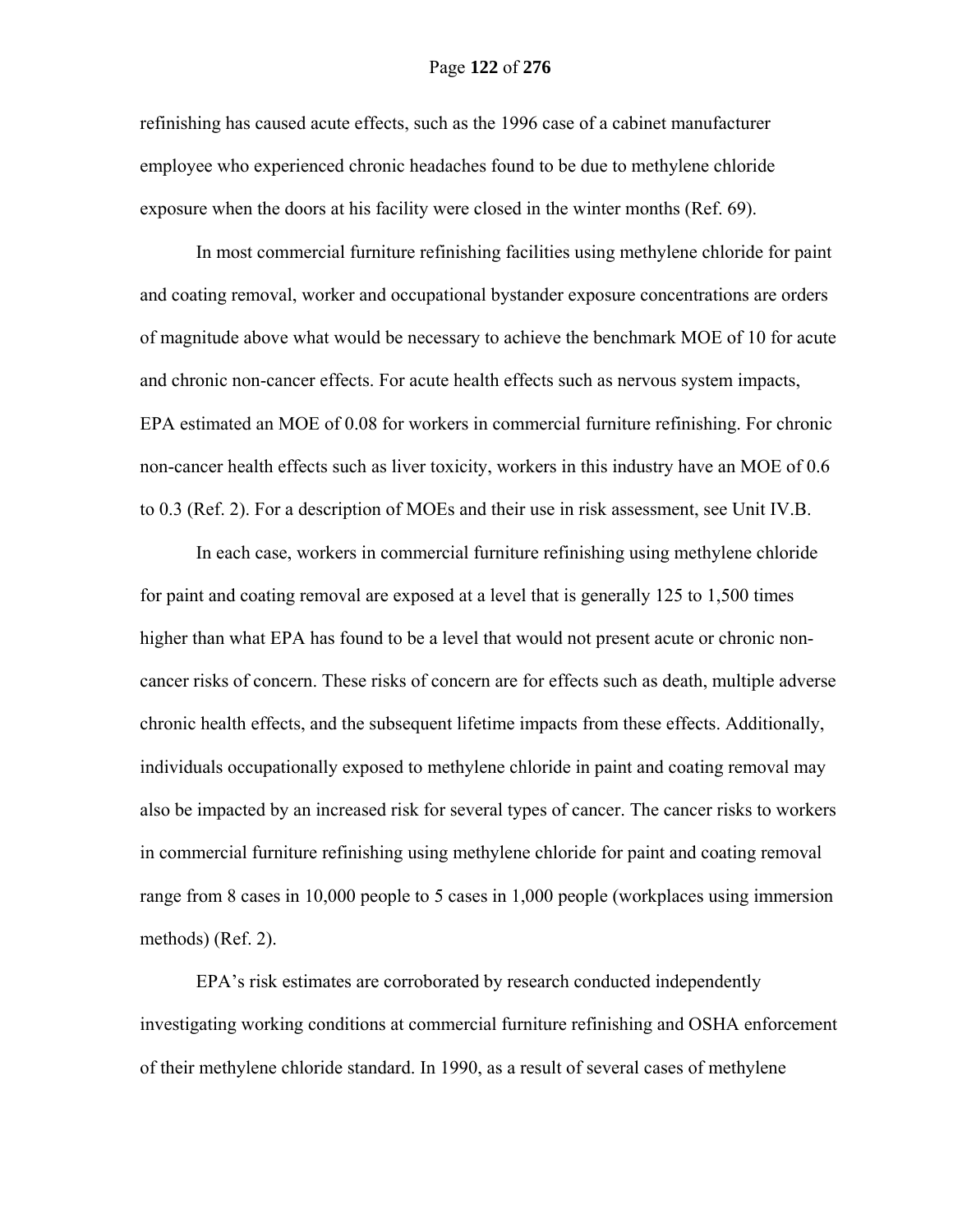refinishing has caused acute effects, such as the 1996 case of a cabinet manufacturer employee who experienced chronic headaches found to be due to methylene chloride exposure when the doors at his facility were closed in the winter months (Ref. 69).

In most commercial furniture refinishing facilities using methylene chloride for paint and coating removal, worker and occupational bystander exposure concentrations are orders of magnitude above what would be necessary to achieve the benchmark MOE of 10 for acute and chronic non-cancer effects. For acute health effects such as nervous system impacts, EPA estimated an MOE of 0.08 for workers in commercial furniture refinishing. For chronic non-cancer health effects such as liver toxicity, workers in this industry have an MOE of 0.6 to 0.3 (Ref. 2). For a description of MOEs and their use in risk assessment, see Unit IV.B.

In each case, workers in commercial furniture refinishing using methylene chloride for paint and coating removal are exposed at a level that is generally 125 to 1,500 times higher than what EPA has found to be a level that would not present acute or chronic non-cancer risks of concern. These risks of concern are for effects such as death, multiple adverse chronic health effects, and the subsequent lifetime impacts from these effects. Additionally, individuals occupationally exposed to methylene chloride in paint and coating removal may also be impacted by an increased risk for several types of cancer. The cancer risks to workers in commercial furniture refinishing using methylene chloride for paint and coating removal range from 8 cases in 10,000 people to 5 cases in 1,000 people (workplaces using immersion methods) (Ref. 2).

EPA's risk estimates are corroborated by research conducted independently investigating working conditions at commercial furniture refinishing and OSHA enforcement of their methylene chloride standard. In 1990, as a result of several cases of methylene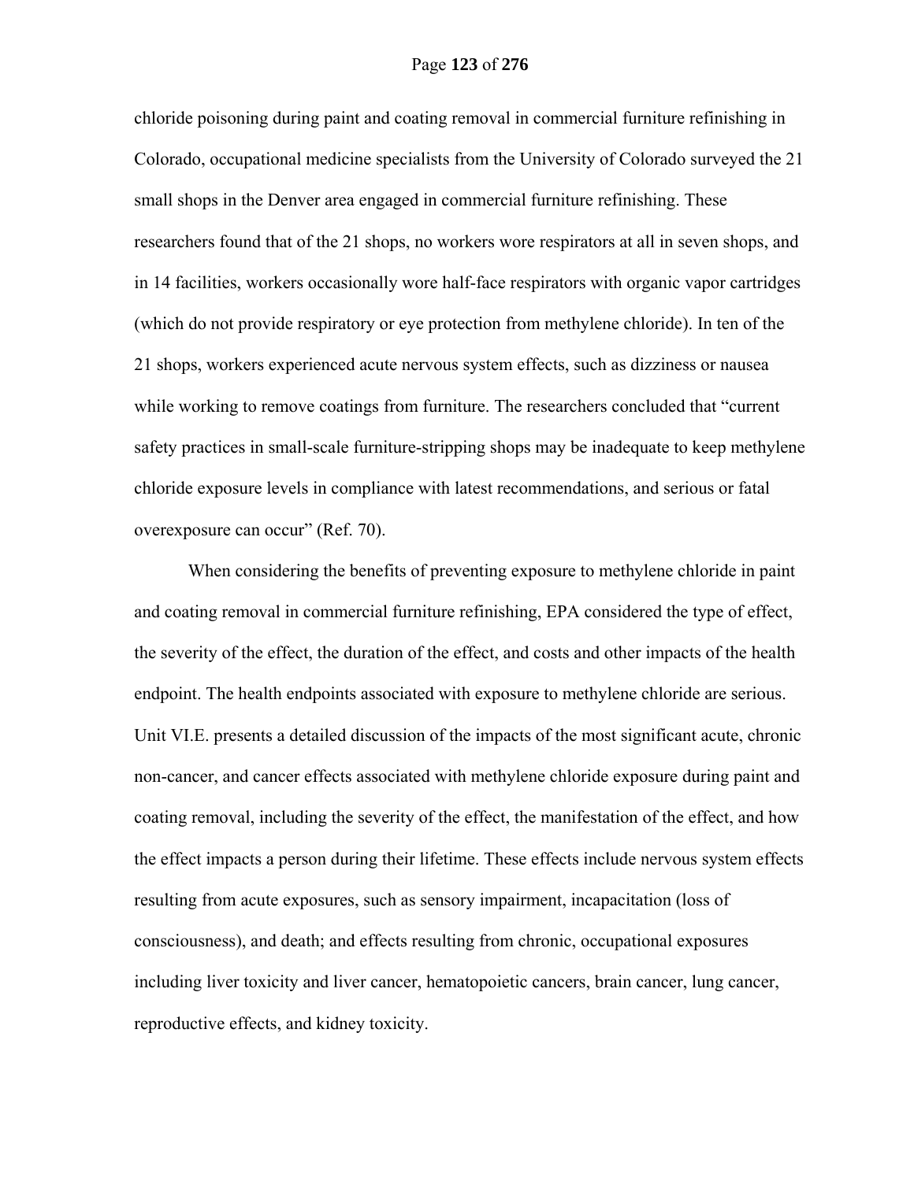chloride poisoning during paint and coating removal in commercial furniture refinishing in Colorado, occupational medicine specialists from the University of Colorado surveyed the 21 small shops in the Denver area engaged in commercial furniture refinishing. These researchers found that of the 21 shops, no workers wore respirators at all in seven shops, and in 14 facilities, workers occasionally wore half-face respirators with organic vapor cartridges (which do not provide respiratory or eye protection from methylene chloride). In ten of the 21 shops, workers experienced acute nervous system effects, such as dizziness or nausea while working to remove coatings from furniture. The researchers concluded that "current safety practices in small-scale furniture-stripping shops may be inadequate to keep methylene chloride exposure levels in compliance with latest recommendations, and serious or fatal overexposure can occur" (Ref. 70).

When considering the benefits of preventing exposure to methylene chloride in paint and coating removal in commercial furniture refinishing, EPA considered the type of effect, the severity of the effect, the duration of the effect, and costs and other impacts of the health endpoint. The health endpoints associated with exposure to methylene chloride are serious. Unit VI.E. presents a detailed discussion of the impacts of the most significant acute, chronic non-cancer, and cancer effects associated with methylene chloride exposure during paint and coating removal, including the severity of the effect, the manifestation of the effect, and how the effect impacts a person during their lifetime. These effects include nervous system effects resulting from acute exposures, such as sensory impairment, incapacitation (loss of consciousness), and death; and effects resulting from chronic, occupational exposures including liver toxicity and liver cancer, hematopoietic cancers, brain cancer, lung cancer, reproductive effects, and kidney toxicity.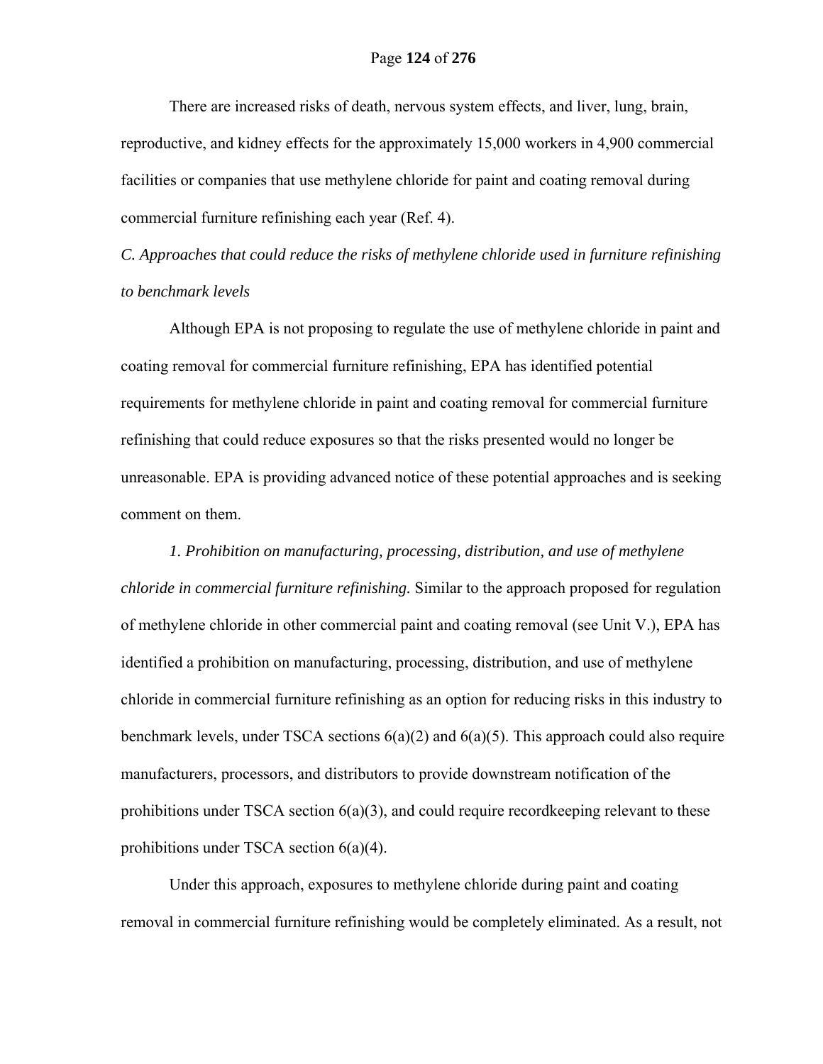There are increased risks of death, nervous system effects, and liver, lung, brain, reproductive, and kidney effects for the approximately 15,000 workers in 4,900 commercial facilities or companies that use methylene chloride for paint and coating removal during commercial furniture refinishing each year (Ref. 4).

*C. Approaches that could reduce the risks of methylene chloride used in furniture refinishing to benchmark levels*

Although EPA is not proposing to regulate the use of methylene chloride in paint and coating removal for commercial furniture refinishing, EPA has identified potential requirements for methylene chloride in paint and coating removal for commercial furniture refinishing that could reduce exposures so that the risks presented would no longer be unreasonable. EPA is providing advanced notice of these potential approaches and is seeking comment on them.

*1. Prohibition on manufacturing, processing, distribution, and use of methylene chloride in commercial furniture refinishing.* Similar to the approach proposed for regulation of methylene chloride in other commercial paint and coating removal (see Unit V.), EPA has identified a prohibition on manufacturing, processing, distribution, and use of methylene chloride in commercial furniture refinishing as an option for reducing risks in this industry to benchmark levels, under TSCA sections 6(a)(2) and 6(a)(5). This approach could also require manufacturers, processors, and distributors to provide downstream notification of the prohibitions under TSCA section 6(a)(3), and could require recordkeeping relevant to these prohibitions under TSCA section 6(a)(4).

Under this approach, exposures to methylene chloride during paint and coating removal in commercial furniture refinishing would be completely eliminated. As a result, not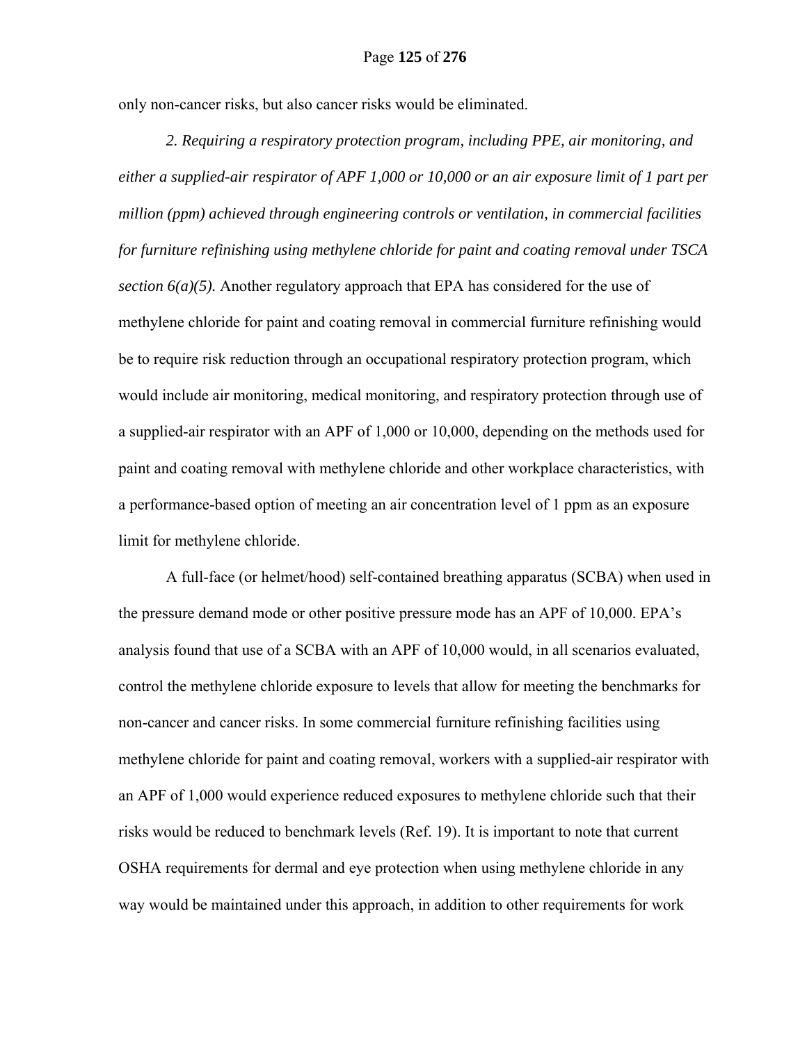only non-cancer risks, but also cancer risks would be eliminated.

*2. Requiring a respiratory protection program, including PPE, air monitoring, and either a supplied-air respirator of APF 1,000 or 10,000 or an air exposure limit of 1 part per million (ppm) achieved through engineering controls or ventilation, in commercial facilities for furniture refinishing using methylene chloride for paint and coating removal under TSCA section 6(a)(5).* Another regulatory approach that EPA has considered for the use of methylene chloride for paint and coating removal in commercial furniture refinishing would be to require risk reduction through an occupational respiratory protection program, which would include air monitoring, medical monitoring, and respiratory protection through use of a supplied-air respirator with an APF of 1,000 or 10,000, depending on the methods used for paint and coating removal with methylene chloride and other workplace characteristics, with a performance-based option of meeting an air concentration level of 1 ppm as an exposure limit for methylene chloride.

A full-face (or helmet/hood) self-contained breathing apparatus (SCBA) when used in the pressure demand mode or other positive pressure mode has an APF of 10,000. EPA's analysis found that use of a SCBA with an APF of 10,000 would, in all scenarios evaluated, control the methylene chloride exposure to levels that allow for meeting the benchmarks for non-cancer and cancer risks. In some commercial furniture refinishing facilities using methylene chloride for paint and coating removal, workers with a supplied-air respirator with an APF of 1,000 would experience reduced exposures to methylene chloride such that their risks would be reduced to benchmark levels (Ref. 19). It is important to note that current OSHA requirements for dermal and eye protection when using methylene chloride in any way would be maintained under this approach, in addition to other requirements for work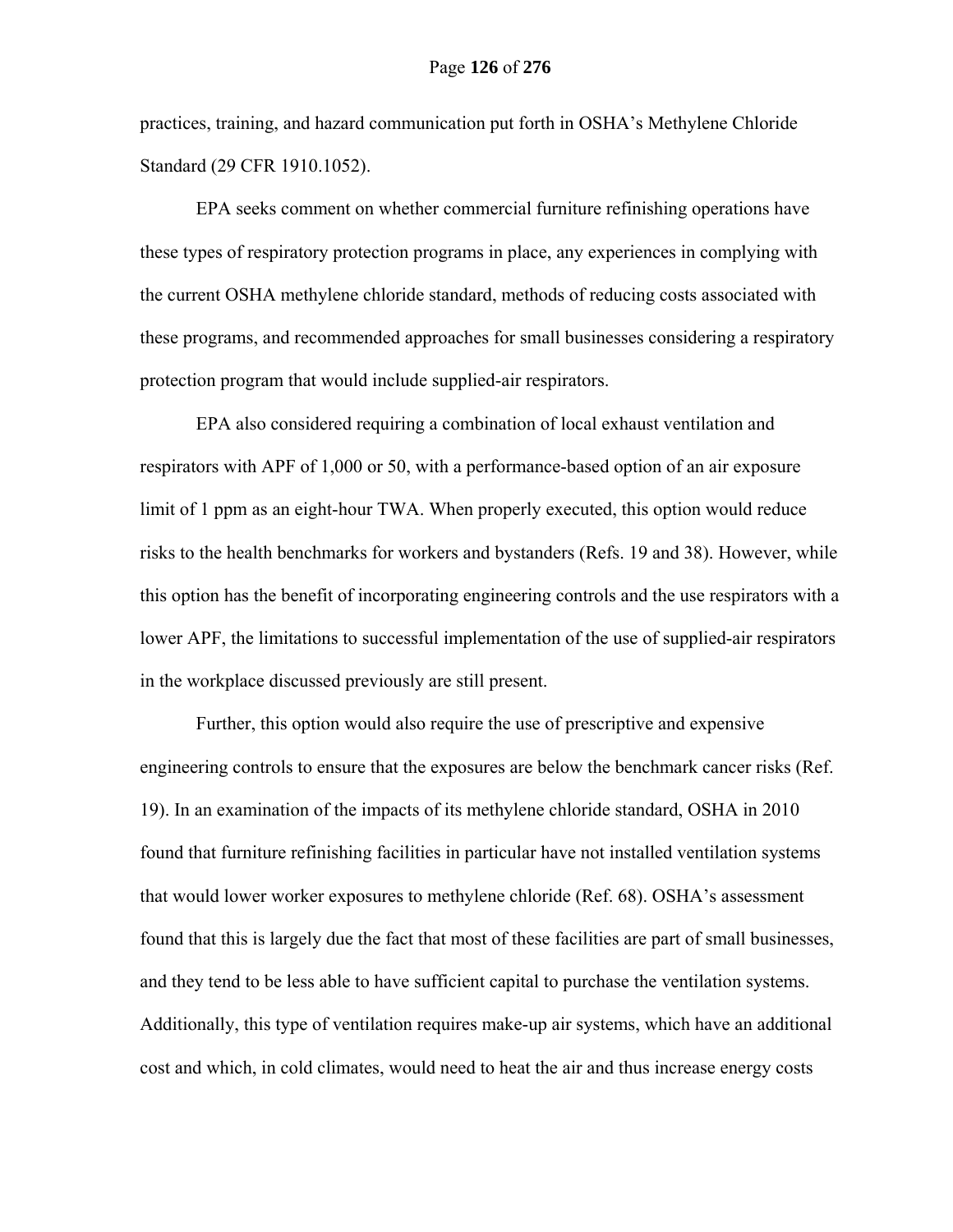practices, training, and hazard communication put forth in OSHA's Methylene Chloride Standard (29 CFR 1910.1052).

EPA seeks comment on whether commercial furniture refinishing operations have these types of respiratory protection programs in place, any experiences in complying with the current OSHA methylene chloride standard, methods of reducing costs associated with these programs, and recommended approaches for small businesses considering a respiratory protection program that would include supplied-air respirators.

EPA also considered requiring a combination of local exhaust ventilation and respirators with APF of 1,000 or 50, with a performance-based option of an air exposure limit of 1 ppm as an eight-hour TWA. When properly executed, this option would reduce risks to the health benchmarks for workers and bystanders (Refs. 19 and 38). However, while this option has the benefit of incorporating engineering controls and the use respirators with a lower APF, the limitations to successful implementation of the use of supplied-air respirators in the workplace discussed previously are still present.

Further, this option would also require the use of prescriptive and expensive engineering controls to ensure that the exposures are below the benchmark cancer risks (Ref. 19). In an examination of the impacts of its methylene chloride standard, OSHA in 2010 found that furniture refinishing facilities in particular have not installed ventilation systems that would lower worker exposures to methylene chloride (Ref. 68). OSHA's assessment found that this is largely due the fact that most of these facilities are part of small businesses, and they tend to be less able to have sufficient capital to purchase the ventilation systems. Additionally, this type of ventilation requires make-up air systems, which have an additional cost and which, in cold climates, would need to heat the air and thus increase energy costs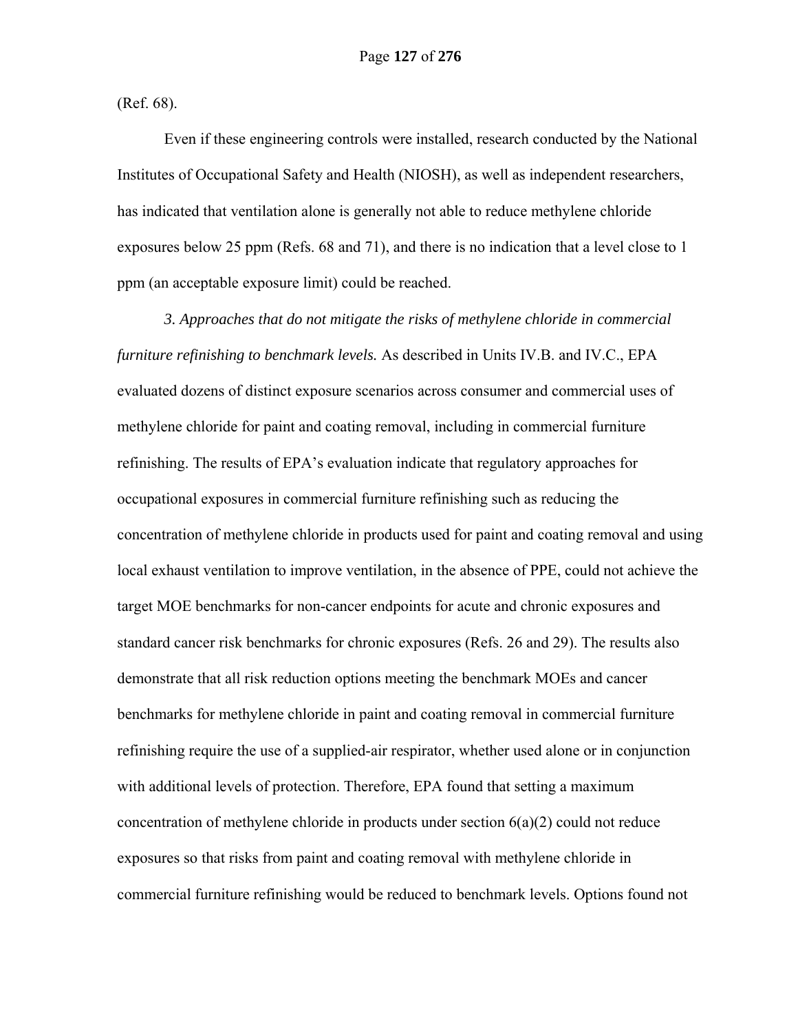(Ref. 68).

Even if these engineering controls were installed, research conducted by the National Institutes of Occupational Safety and Health (NIOSH), as well as independent researchers, has indicated that ventilation alone is generally not able to reduce methylene chloride exposures below 25 ppm (Refs. 68 and 71), and there is no indication that a level close to 1 ppm (an acceptable exposure limit) could be reached.

*3. Approaches that do not mitigate the risks of methylene chloride in commercial furniture refinishing to benchmark levels.* As described in Units IV.B. and IV.C., EPA evaluated dozens of distinct exposure scenarios across consumer and commercial uses of methylene chloride for paint and coating removal, including in commercial furniture refinishing. The results of EPA's evaluation indicate that regulatory approaches for occupational exposures in commercial furniture refinishing such as reducing the concentration of methylene chloride in products used for paint and coating removal and using local exhaust ventilation to improve ventilation, in the absence of PPE, could not achieve the target MOE benchmarks for non-cancer endpoints for acute and chronic exposures and standard cancer risk benchmarks for chronic exposures (Refs. 26 and 29). The results also demonstrate that all risk reduction options meeting the benchmark MOEs and cancer benchmarks for methylene chloride in paint and coating removal in commercial furniture refinishing require the use of a supplied-air respirator, whether used alone or in conjunction with additional levels of protection. Therefore, EPA found that setting a maximum concentration of methylene chloride in products under section 6(a)(2) could not reduce exposures so that risks from paint and coating removal with methylene chloride in commercial furniture refinishing would be reduced to benchmark levels. Options found not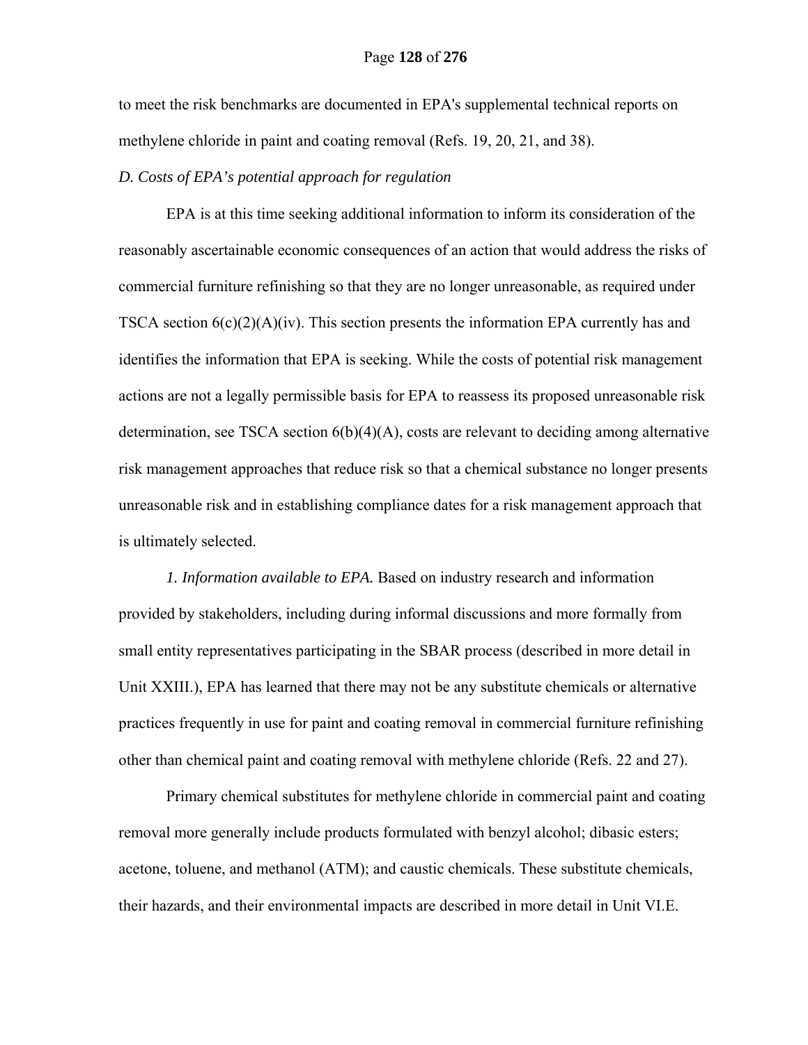to meet the risk benchmarks are documented in EPA's supplemental technical reports on methylene chloride in paint and coating removal (Refs. 19, 20, 21, and 38).

*D. Costs of EPA's potential approach for regulation*

EPA is at this time seeking additional information to inform its consideration of the reasonably ascertainable economic consequences of an action that would address the risks of commercial furniture refinishing so that they are no longer unreasonable, as required under TSCA section 6(c)(2)(A)(iv). This section presents the information EPA currently has and identifies the information that EPA is seeking. While the costs of potential risk management actions are not a legally permissible basis for EPA to reassess its proposed unreasonable risk determination, see TSCA section 6(b)(4)(A), costs are relevant to deciding among alternative risk management approaches that reduce risk so that a chemical substance no longer presents unreasonable risk and in establishing compliance dates for a risk management approach that is ultimately selected.

*1. Information available to EPA.* Based on industry research and information provided by stakeholders, including during informal discussions and more formally from small entity representatives participating in the SBAR process (described in more detail in Unit XXIII.), EPA has learned that there may not be any substitute chemicals or alternative practices frequently in use for paint and coating removal in commercial furniture refinishing other than chemical paint and coating removal with methylene chloride (Refs. 22 and 27).

Primary chemical substitutes for methylene chloride in commercial paint and coating removal more generally include products formulated with benzyl alcohol; dibasic esters; acetone, toluene, and methanol (ATM); and caustic chemicals. These substitute chemicals, their hazards, and their environmental impacts are described in more detail in Unit VI.E.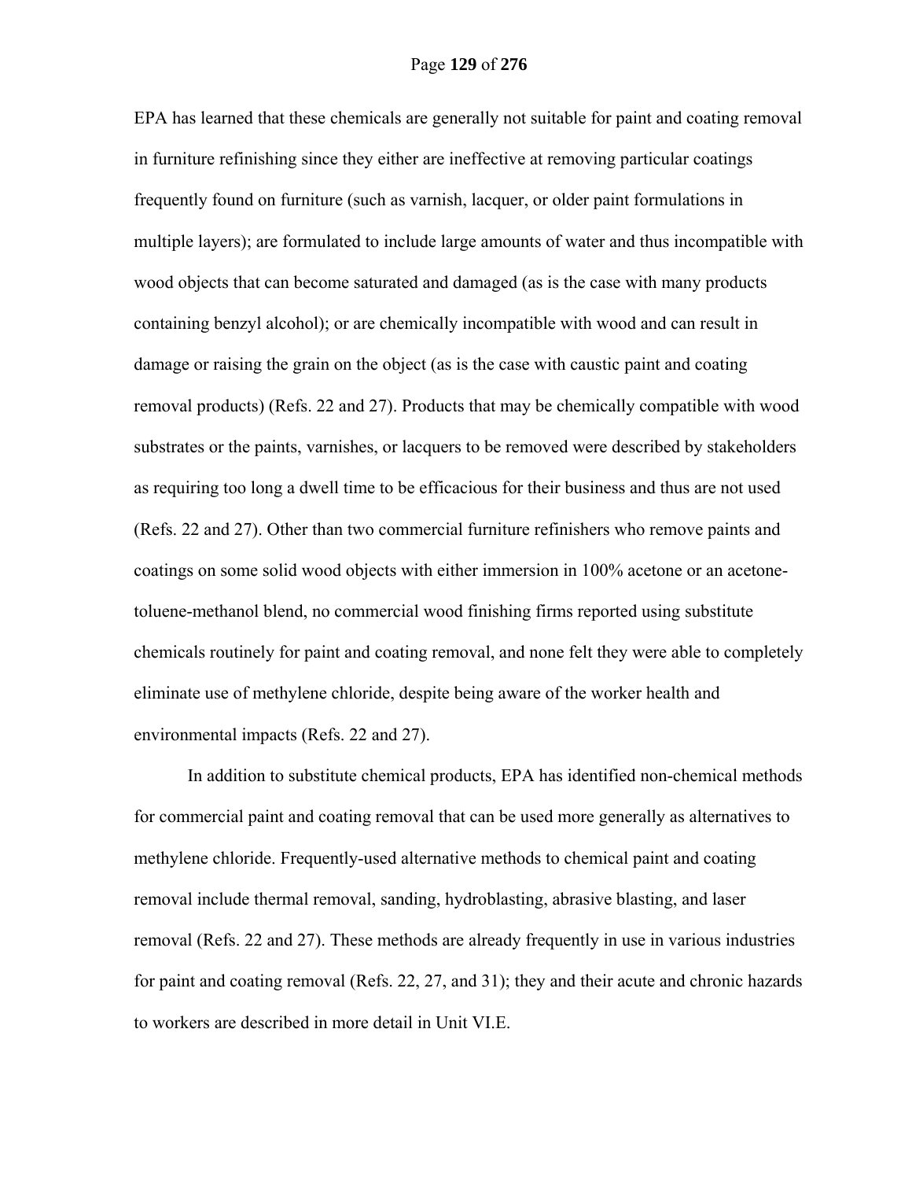EPA has learned that these chemicals are generally not suitable for paint and coating removal in furniture refinishing since they either are ineffective at removing particular coatings frequently found on furniture (such as varnish, lacquer, or older paint formulations in multiple layers); are formulated to include large amounts of water and thus incompatible with wood objects that can become saturated and damaged (as is the case with many products containing benzyl alcohol); or are chemically incompatible with wood and can result in damage or raising the grain on the object (as is the case with caustic paint and coating removal products) (Refs. 22 and 27). Products that may be chemically compatible with wood substrates or the paints, varnishes, or lacquers to be removed were described by stakeholders as requiring too long a dwell time to be efficacious for their business and thus are not used (Refs. 22 and 27). Other than two commercial furniture refinishers who remove paints and coatings on some solid wood objects with either immersion in 100% acetone or an acetone-toluene-methanol blend, no commercial wood finishing firms reported using substitute chemicals routinely for paint and coating removal, and none felt they were able to completely eliminate use of methylene chloride, despite being aware of the worker health and environmental impacts (Refs. 22 and 27).

In addition to substitute chemical products, EPA has identified non-chemical methods for commercial paint and coating removal that can be used more generally as alternatives to methylene chloride. Frequently-used alternative methods to chemical paint and coating removal include thermal removal, sanding, hydroblasting, abrasive blasting, and laser removal (Refs. 22 and 27). These methods are already frequently in use in various industries for paint and coating removal (Refs. 22, 27, and 31); they and their acute and chronic hazards to workers are described in more detail in Unit VI.E.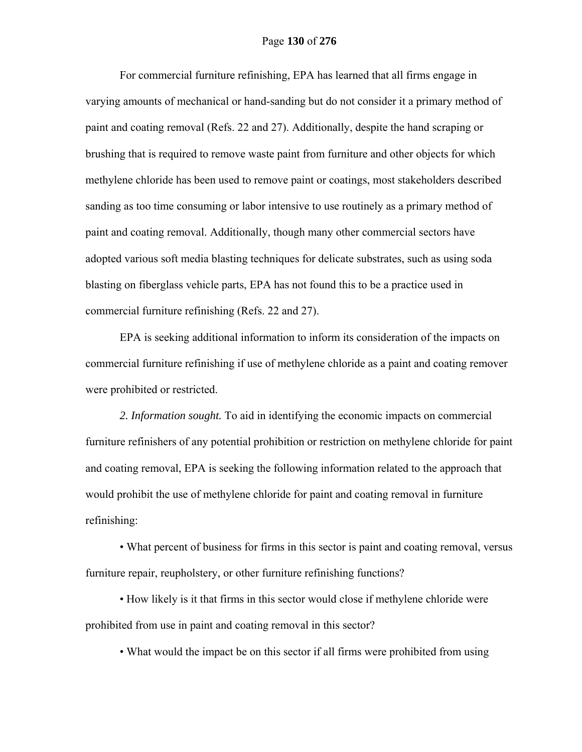For commercial furniture refinishing, EPA has learned that all firms engage in varying amounts of mechanical or hand-sanding but do not consider it a primary method of paint and coating removal (Refs. 22 and 27). Additionally, despite the hand scraping or brushing that is required to remove waste paint from furniture and other objects for which methylene chloride has been used to remove paint or coatings, most stakeholders described sanding as too time consuming or labor intensive to use routinely as a primary method of paint and coating removal. Additionally, though many other commercial sectors have adopted various soft media blasting techniques for delicate substrates, such as using soda blasting on fiberglass vehicle parts, EPA has not found this to be a practice used in commercial furniture refinishing (Refs. 22 and 27).

EPA is seeking additional information to inform its consideration of the impacts on commercial furniture refinishing if use of methylene chloride as a paint and coating remover were prohibited or restricted.

*2. Information sought.* To aid in identifying the economic impacts on commercial furniture refinishers of any potential prohibition or restriction on methylene chloride for paint and coating removal, EPA is seeking the following information related to the approach that would prohibit the use of methylene chloride for paint and coating removal in furniture refinishing:

- What percent of business for firms in this sector is paint and coating removal, versus furniture repair, reupholstery, or other furniture refinishing functions?
- How likely is it that firms in this sector would close if methylene chloride were prohibited from use in paint and coating removal in this sector?
- What would the impact be on this sector if all firms were prohibited from using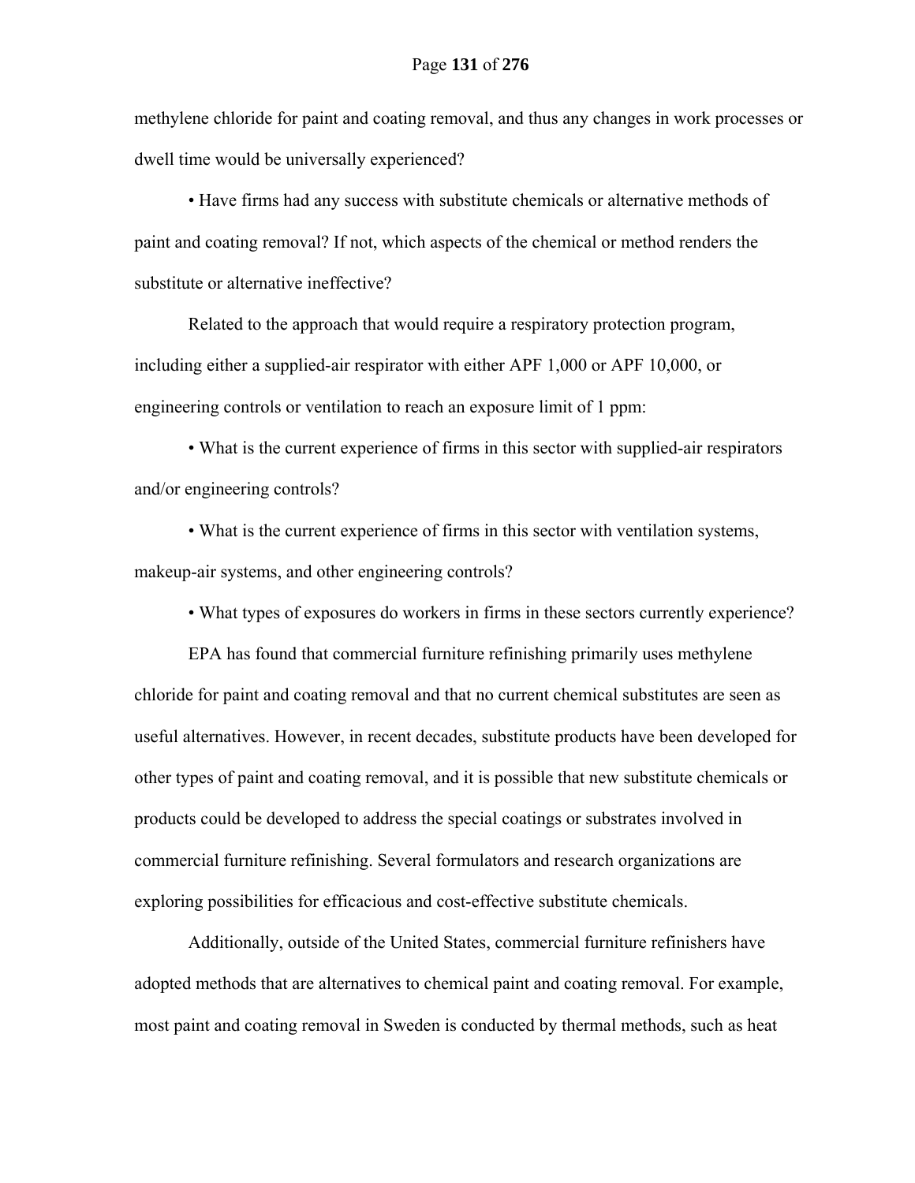methylene chloride for paint and coating removal, and thus any changes in work processes or dwell time would be universally experienced?

- Have firms had any success with substitute chemicals or alternative methods of paint and coating removal? If not, which aspects of the chemical or method renders the substitute or alternative ineffective?

Related to the approach that would require a respiratory protection program, including either a supplied-air respirator with either APF 1,000 or APF 10,000, or engineering controls or ventilation to reach an exposure limit of 1 ppm:

- What is the current experience of firms in this sector with supplied-air respirators and/or engineering controls?

- What is the current experience of firms in this sector with ventilation systems, makeup-air systems, and other engineering controls?

- What types of exposures do workers in firms in these sectors currently experience?

EPA has found that commercial furniture refinishing primarily uses methylene chloride for paint and coating removal and that no current chemical substitutes are seen as useful alternatives. However, in recent decades, substitute products have been developed for other types of paint and coating removal, and it is possible that new substitute chemicals or products could be developed to address the special coatings or substrates involved in commercial furniture refinishing. Several formulators and research organizations are exploring possibilities for efficacious and cost-effective substitute chemicals.

Additionally, outside of the United States, commercial furniture refinishers have adopted methods that are alternatives to chemical paint and coating removal. For example, most paint and coating removal in Sweden is conducted by thermal methods, such as heat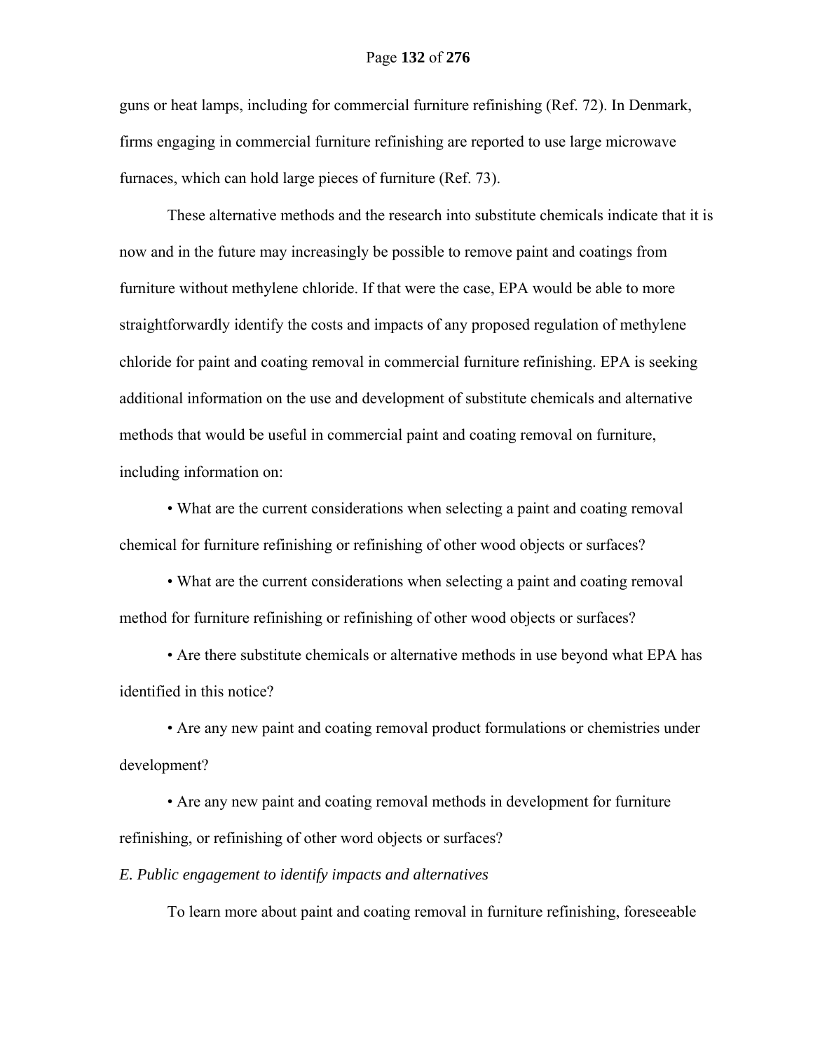guns or heat lamps, including for commercial furniture refinishing (Ref. 72). In Denmark, firms engaging in commercial furniture refinishing are reported to use large microwave furnaces, which can hold large pieces of furniture (Ref. 73).

These alternative methods and the research into substitute chemicals indicate that it is now and in the future may increasingly be possible to remove paint and coatings from furniture without methylene chloride. If that were the case, EPA would be able to more straightforwardly identify the costs and impacts of any proposed regulation of methylene chloride for paint and coating removal in commercial furniture refinishing. EPA is seeking additional information on the use and development of substitute chemicals and alternative methods that would be useful in commercial paint and coating removal on furniture, including information on:

- What are the current considerations when selecting a paint and coating removal chemical for furniture refinishing or refinishing of other wood objects or surfaces?
- What are the current considerations when selecting a paint and coating removal method for furniture refinishing or refinishing of other wood objects or surfaces?
- Are there substitute chemicals or alternative methods in use beyond what EPA has identified in this notice?
- Are any new paint and coating removal product formulations or chemistries under development?
- Are any new paint and coating removal methods in development for furniture refinishing, or refinishing of other word objects or surfaces?

*E. Public engagement to identify impacts and alternatives*

To learn more about paint and coating removal in furniture refinishing, foreseeable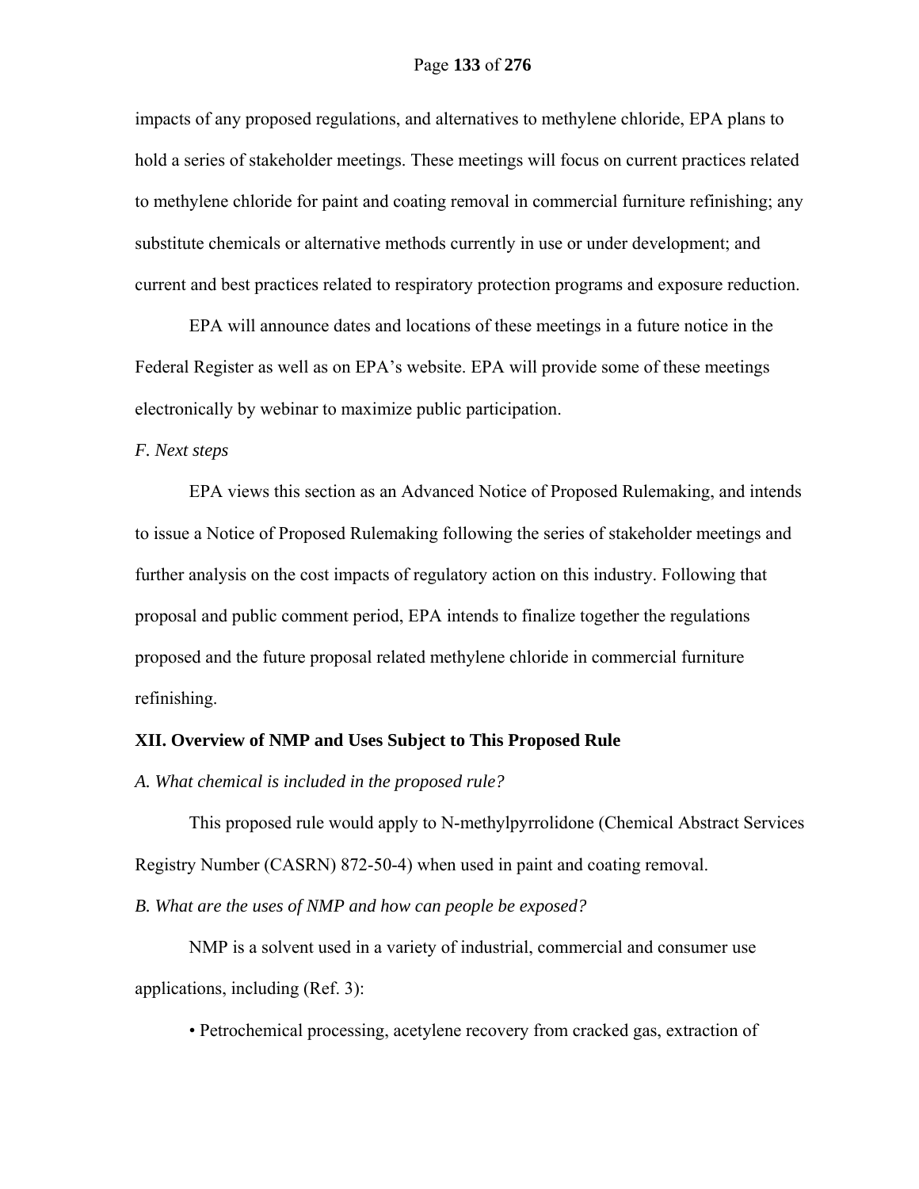impacts of any proposed regulations, and alternatives to methylene chloride, EPA plans to hold a series of stakeholder meetings. These meetings will focus on current practices related to methylene chloride for paint and coating removal in commercial furniture refinishing; any substitute chemicals or alternative methods currently in use or under development; and current and best practices related to respiratory protection programs and exposure reduction.

EPA will announce dates and locations of these meetings in a future notice in the Federal Register as well as on EPA's website. EPA will provide some of these meetings electronically by webinar to maximize public participation.

*F. Next steps*

EPA views this section as an Advanced Notice of Proposed Rulemaking, and intends to issue a Notice of Proposed Rulemaking following the series of stakeholder meetings and further analysis on the cost impacts of regulatory action on this industry. Following that proposal and public comment period, EPA intends to finalize together the regulations proposed and the future proposal related methylene chloride in commercial furniture refinishing.

## XII. Overview of NMP and Uses Subject to This Proposed Rule

*A. What chemical is included in the proposed rule?*

This proposed rule would apply to N-methylpyrrolidone (Chemical Abstract Services Registry Number (CASRN) 872-50-4) when used in paint and coating removal.

*B. What are the uses of NMP and how can people be exposed?*

NMP is a solvent used in a variety of industrial, commercial and consumer use applications, including (Ref. 3):

- Petrochemical processing, acetylene recovery from cracked gas, extraction of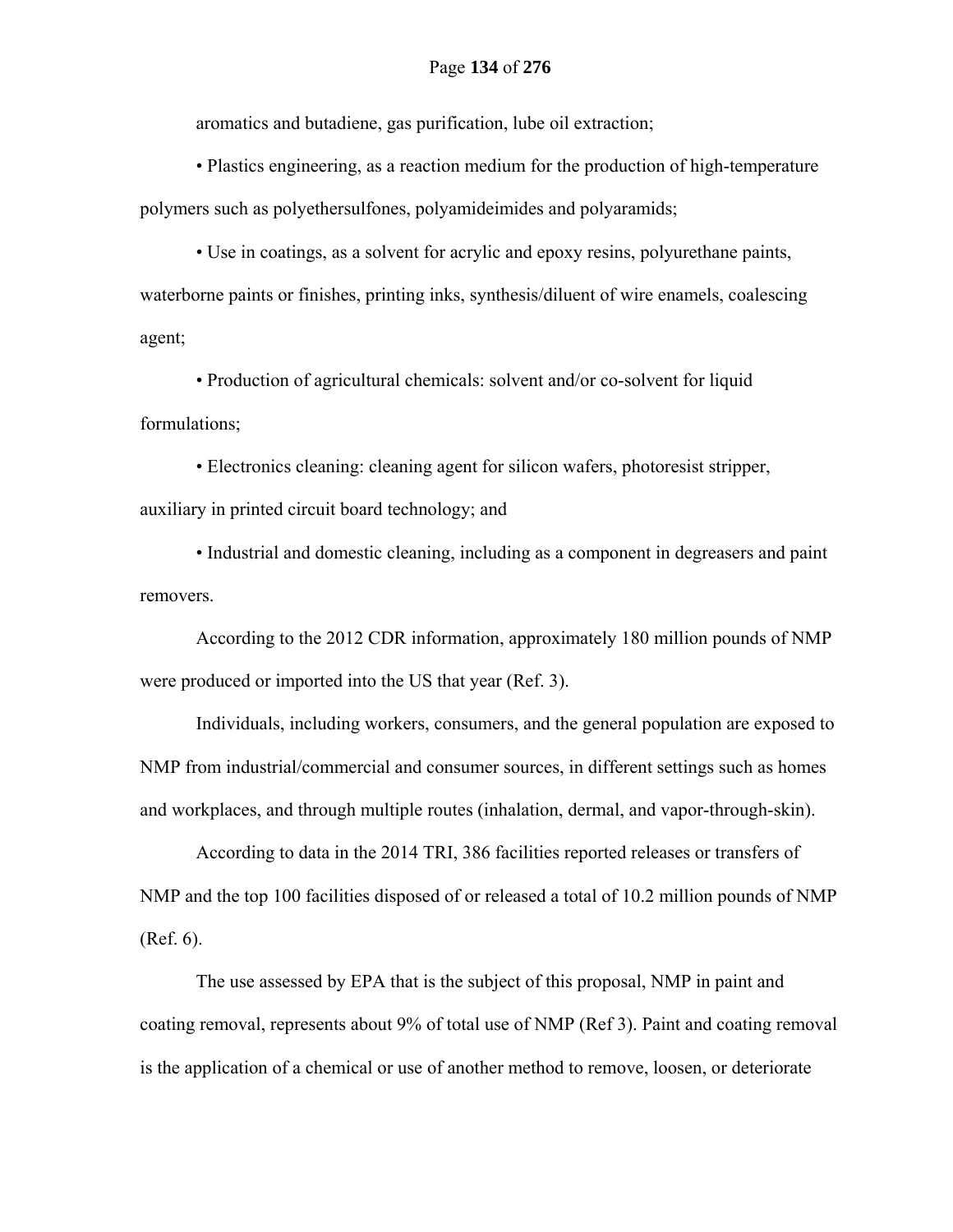aromatics and butadiene, gas purification, lube oil extraction;

• Plastics engineering, as a reaction medium for the production of high-temperature polymers such as polyethersulfones, polyamideimides and polyaramids;

• Use in coatings, as a solvent for acrylic and epoxy resins, polyurethane paints, waterborne paints or finishes, printing inks, synthesis/diluent of wire enamels, coalescing agent;

• Production of agricultural chemicals: solvent and/or co-solvent for liquid formulations;

• Electronics cleaning: cleaning agent for silicon wafers, photoresist stripper, auxiliary in printed circuit board technology; and

• Industrial and domestic cleaning, including as a component in degreasers and paint removers.

According to the 2012 CDR information, approximately 180 million pounds of NMP were produced or imported into the US that year (Ref. 3).

Individuals, including workers, consumers, and the general population are exposed to NMP from industrial/commercial and consumer sources, in different settings such as homes and workplaces, and through multiple routes (inhalation, dermal, and vapor-through-skin).

According to data in the 2014 TRI, 386 facilities reported releases or transfers of NMP and the top 100 facilities disposed of or released a total of 10.2 million pounds of NMP (Ref. 6).

The use assessed by EPA that is the subject of this proposal, NMP in paint and coating removal, represents about 9% of total use of NMP (Ref 3). Paint and coating removal is the application of a chemical or use of another method to remove, loosen, or deteriorate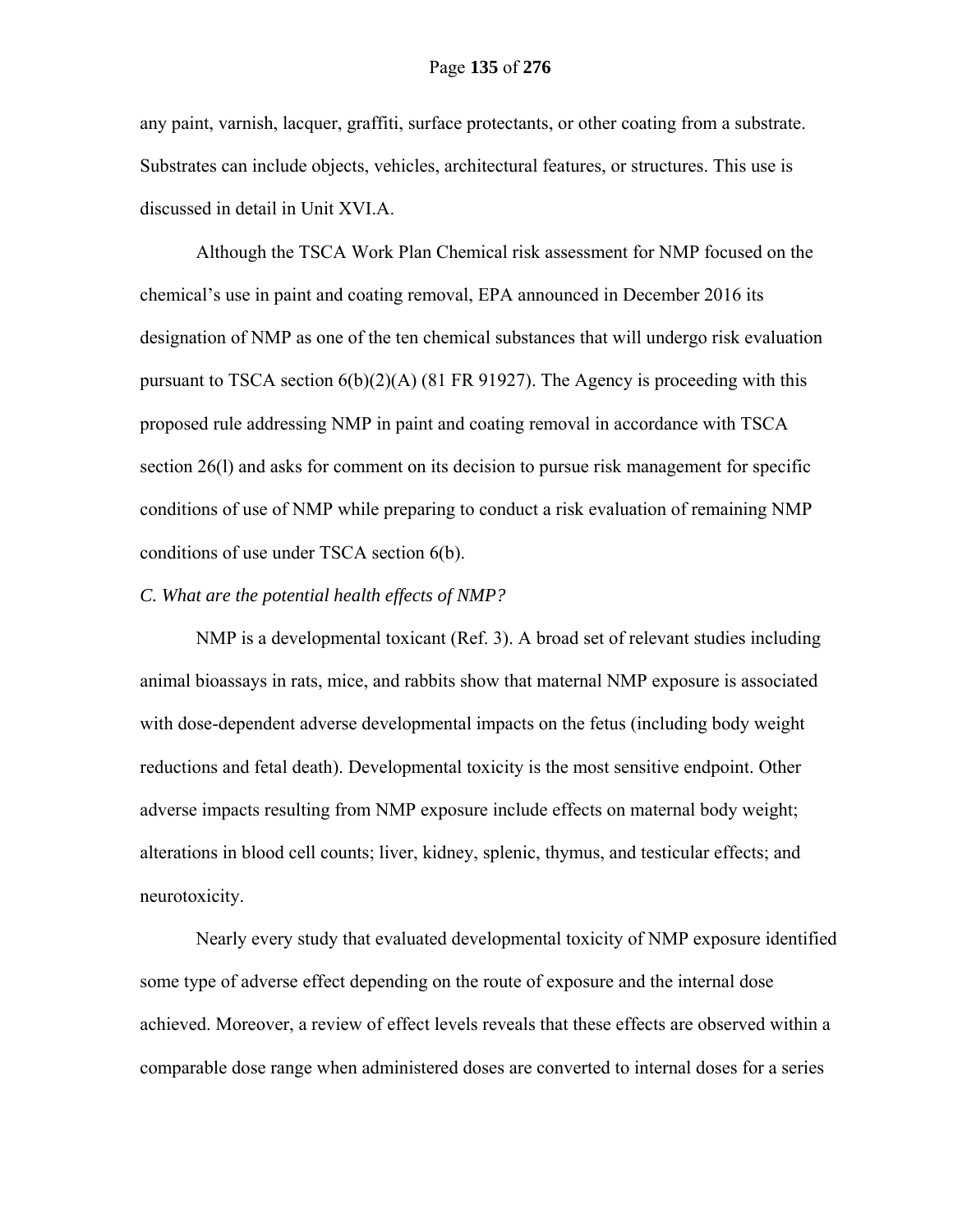any paint, varnish, lacquer, graffiti, surface protectants, or other coating from a substrate. Substrates can include objects, vehicles, architectural features, or structures. This use is discussed in detail in Unit XVI.A.

Although the TSCA Work Plan Chemical risk assessment for NMP focused on the chemical's use in paint and coating removal, EPA announced in December 2016 its designation of NMP as one of the ten chemical substances that will undergo risk evaluation pursuant to TSCA section 6(b)(2)(A) (81 FR 91927). The Agency is proceeding with this proposed rule addressing NMP in paint and coating removal in accordance with TSCA section 26(l) and asks for comment on its decision to pursue risk management for specific conditions of use of NMP while preparing to conduct a risk evaluation of remaining NMP conditions of use under TSCA section 6(b).

*C. What are the potential health effects of NMP?*

NMP is a developmental toxicant (Ref. 3). A broad set of relevant studies including animal bioassays in rats, mice, and rabbits show that maternal NMP exposure is associated with dose-dependent adverse developmental impacts on the fetus (including body weight reductions and fetal death). Developmental toxicity is the most sensitive endpoint. Other adverse impacts resulting from NMP exposure include effects on maternal body weight; alterations in blood cell counts; liver, kidney, splenic, thymus, and testicular effects; and neurotoxicity.

Nearly every study that evaluated developmental toxicity of NMP exposure identified some type of adverse effect depending on the route of exposure and the internal dose achieved. Moreover, a review of effect levels reveals that these effects are observed within a comparable dose range when administered doses are converted to internal doses for a series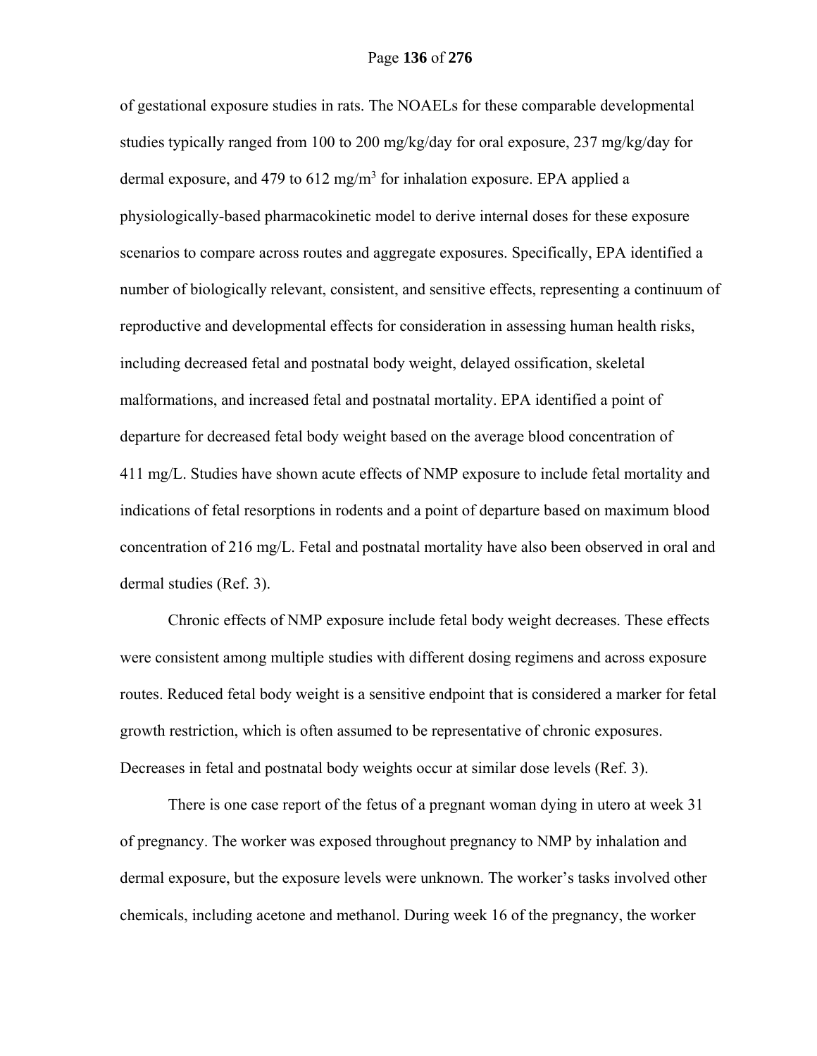of gestational exposure studies in rats. The NOAELs for these comparable developmental studies typically ranged from 100 to 200 mg/kg/day for oral exposure, 237 mg/kg/day for dermal exposure, and 479 to 612 mg/$m^3$ for inhalation exposure. EPA applied a physiologically-based pharmacokinetic model to derive internal doses for these exposure scenarios to compare across routes and aggregate exposures. Specifically, EPA identified a number of biologically relevant, consistent, and sensitive effects, representing a continuum of reproductive and developmental effects for consideration in assessing human health risks, including decreased fetal and postnatal body weight, delayed ossification, skeletal malformations, and increased fetal and postnatal mortality. EPA identified a point of departure for decreased fetal body weight based on the average blood concentration of 411 mg/L. Studies have shown acute effects of NMP exposure to include fetal mortality and indications of fetal resorptions in rodents and a point of departure based on maximum blood concentration of 216 mg/L. Fetal and postnatal mortality have also been observed in oral and dermal studies (Ref. 3).

Chronic effects of NMP exposure include fetal body weight decreases. These effects were consistent among multiple studies with different dosing regimens and across exposure routes. Reduced fetal body weight is a sensitive endpoint that is considered a marker for fetal growth restriction, which is often assumed to be representative of chronic exposures. Decreases in fetal and postnatal body weights occur at similar dose levels (Ref. 3).

There is one case report of the fetus of a pregnant woman dying in utero at week 31 of pregnancy. The worker was exposed throughout pregnancy to NMP by inhalation and dermal exposure, but the exposure levels were unknown. The worker's tasks involved other chemicals, including acetone and methanol. During week 16 of the pregnancy, the worker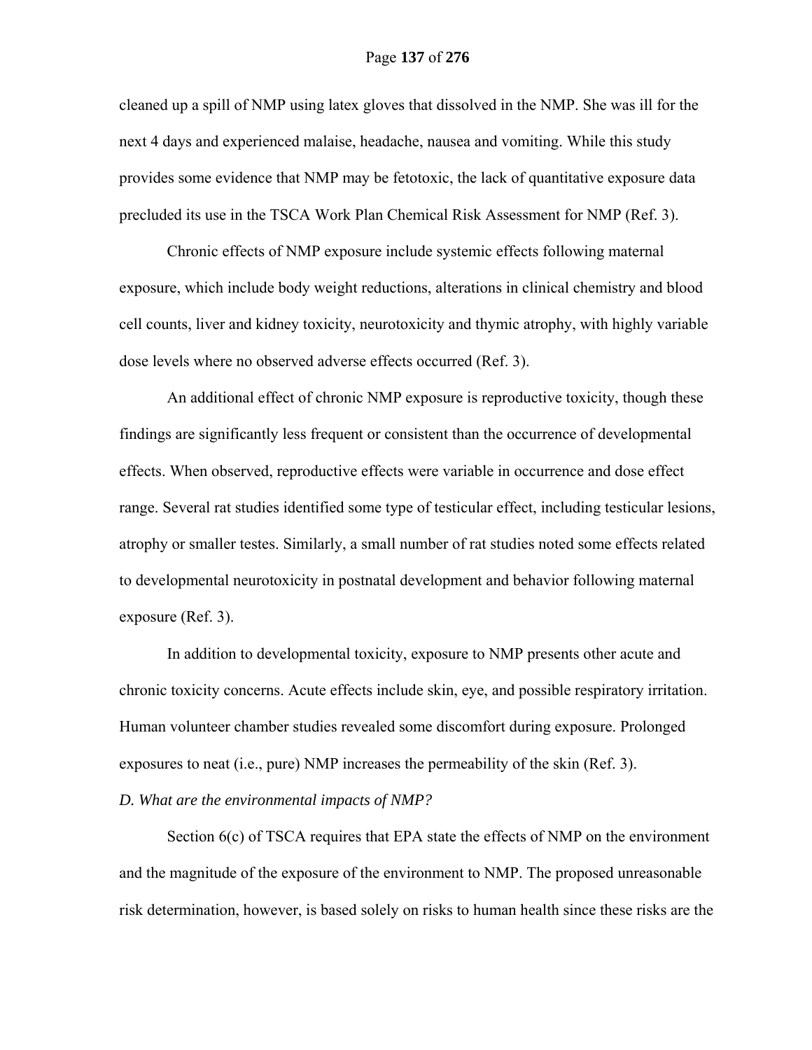cleaned up a spill of NMP using latex gloves that dissolved in the NMP. She was ill for the next 4 days and experienced malaise, headache, nausea and vomiting. While this study provides some evidence that NMP may be fetotoxic, the lack of quantitative exposure data precluded its use in the TSCA Work Plan Chemical Risk Assessment for NMP (Ref. 3).

Chronic effects of NMP exposure include systemic effects following maternal exposure, which include body weight reductions, alterations in clinical chemistry and blood cell counts, liver and kidney toxicity, neurotoxicity and thymic atrophy, with highly variable dose levels where no observed adverse effects occurred (Ref. 3).

An additional effect of chronic NMP exposure is reproductive toxicity, though these findings are significantly less frequent or consistent than the occurrence of developmental effects. When observed, reproductive effects were variable in occurrence and dose effect range. Several rat studies identified some type of testicular effect, including testicular lesions, atrophy or smaller testes. Similarly, a small number of rat studies noted some effects related to developmental neurotoxicity in postnatal development and behavior following maternal exposure (Ref. 3).

In addition to developmental toxicity, exposure to NMP presents other acute and chronic toxicity concerns. Acute effects include skin, eye, and possible respiratory irritation. Human volunteer chamber studies revealed some discomfort during exposure. Prolonged exposures to neat (i.e., pure) NMP increases the permeability of the skin (Ref. 3).

*D. What are the environmental impacts of NMP?*

Section 6(c) of TSCA requires that EPA state the effects of NMP on the environment and the magnitude of the exposure of the environment to NMP. The proposed unreasonable risk determination, however, is based solely on risks to human health since these risks are the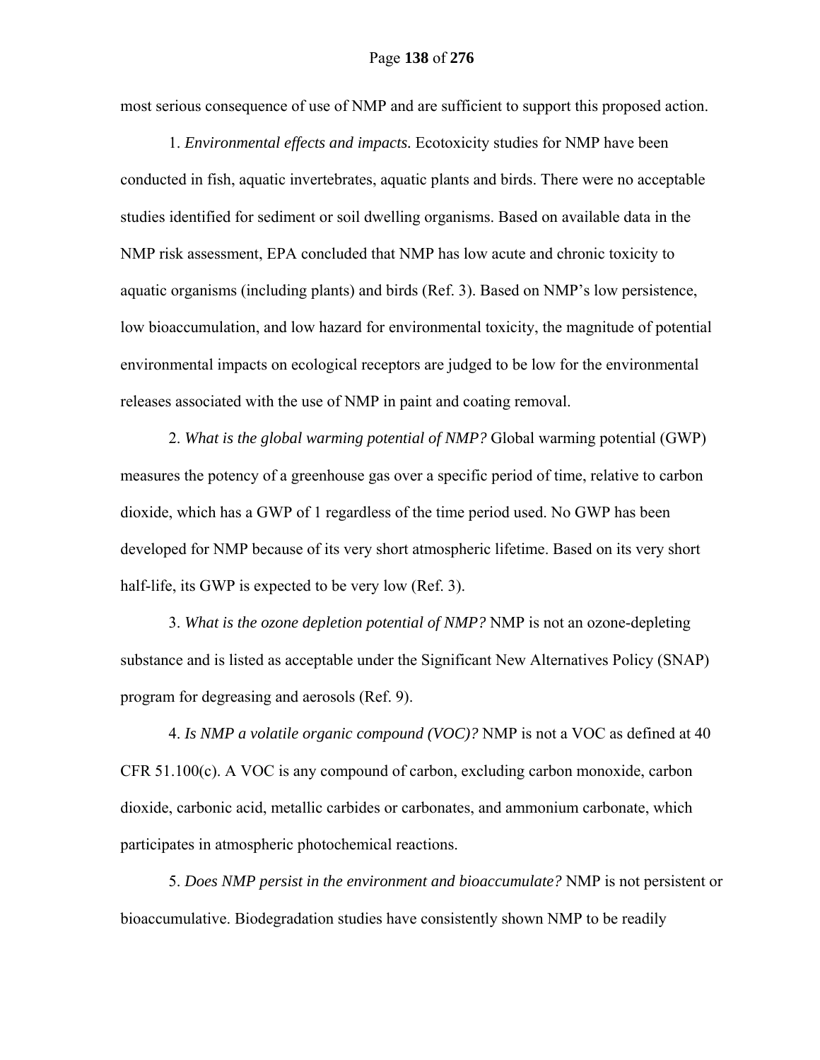most serious consequence of use of NMP and are sufficient to support this proposed action.

1. *Environmental effects and impacts.* Ecotoxicity studies for NMP have been conducted in fish, aquatic invertebrates, aquatic plants and birds. There were no acceptable studies identified for sediment or soil dwelling organisms. Based on available data in the NMP risk assessment, EPA concluded that NMP has low acute and chronic toxicity to aquatic organisms (including plants) and birds (Ref. 3). Based on NMP's low persistence, low bioaccumulation, and low hazard for environmental toxicity, the magnitude of potential environmental impacts on ecological receptors are judged to be low for the environmental releases associated with the use of NMP in paint and coating removal.

2. *What is the global warming potential of NMP?* Global warming potential (GWP) measures the potency of a greenhouse gas over a specific period of time, relative to carbon dioxide, which has a GWP of 1 regardless of the time period used. No GWP has been developed for NMP because of its very short atmospheric lifetime. Based on its very short half-life, its GWP is expected to be very low (Ref. 3).

3. *What is the ozone depletion potential of NMP?* NMP is not an ozone-depleting substance and is listed as acceptable under the Significant New Alternatives Policy (SNAP) program for degreasing and aerosols (Ref. 9).

4. *Is NMP a volatile organic compound (VOC)?* NMP is not a VOC as defined at 40 CFR 51.100(c). A VOC is any compound of carbon, excluding carbon monoxide, carbon dioxide, carbonic acid, metallic carbides or carbonates, and ammonium carbonate, which participates in atmospheric photochemical reactions.

5. *Does NMP persist in the environment and bioaccumulate?* NMP is not persistent or bioaccumulative. Biodegradation studies have consistently shown NMP to be readily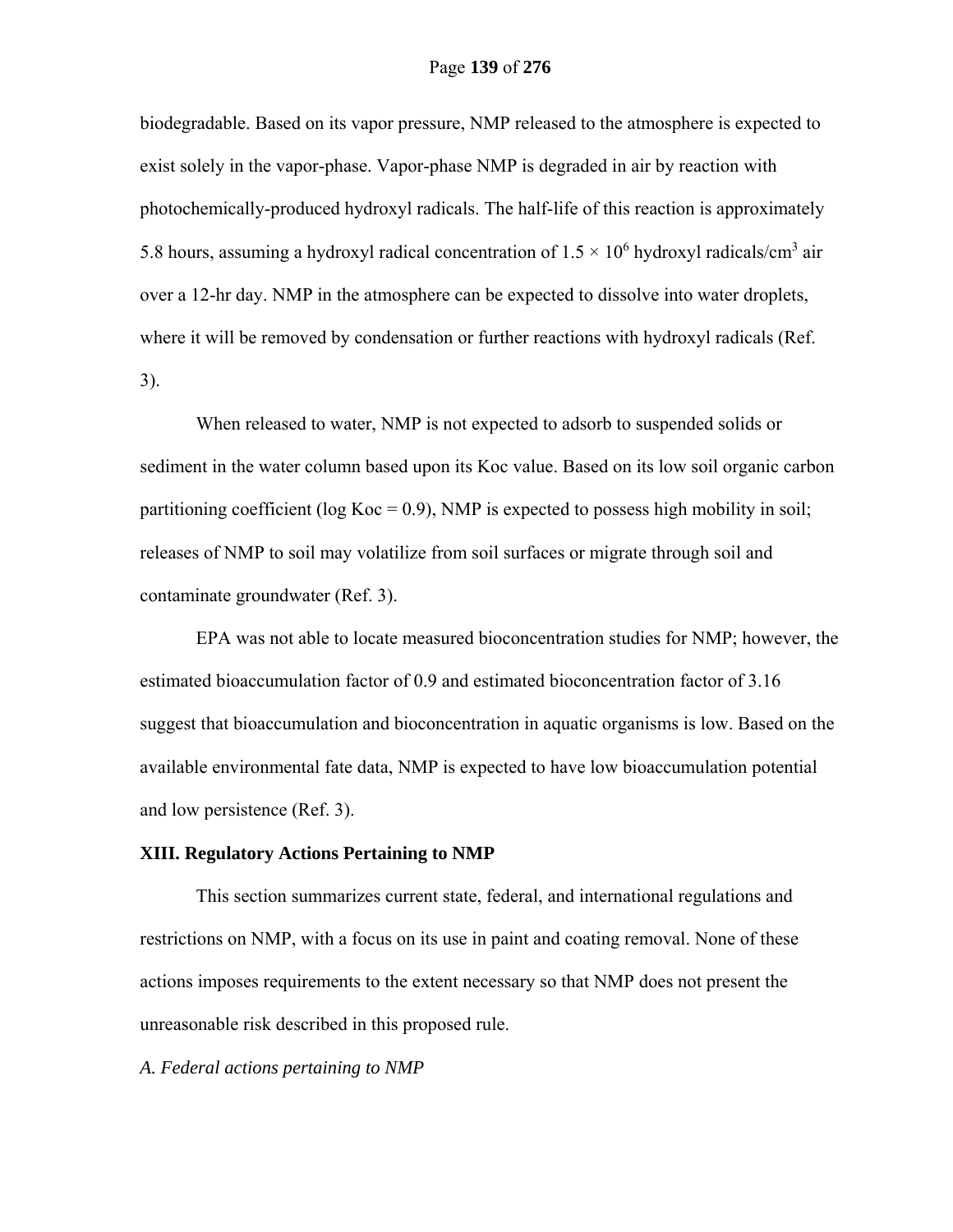biodegradable. Based on its vapor pressure, NMP released to the atmosphere is expected to exist solely in the vapor-phase. Vapor-phase NMP is degraded in air by reaction with photochemically-produced hydroxyl radicals. The half-life of this reaction is approximately 5.8 hours, assuming a hydroxyl radical concentration of $1.5 \times 10^6$ hydroxyl radicals/$cm^3$ air over a 12-hr day. NMP in the atmosphere can be expected to dissolve into water droplets, where it will be removed by condensation or further reactions with hydroxyl radicals (Ref. 3).

When released to water, NMP is not expected to adsorb to suspended solids or sediment in the water column based upon its Koc value. Based on its low soil organic carbon partitioning coefficient (log Koc = 0.9), NMP is expected to possess high mobility in soil; releases of NMP to soil may volatilize from soil surfaces or migrate through soil and contaminate groundwater (Ref. 3).

EPA was not able to locate measured bioconcentration studies for NMP; however, the estimated bioaccumulation factor of 0.9 and estimated bioconcentration factor of 3.16 suggest that bioaccumulation and bioconcentration in aquatic organisms is low. Based on the available environmental fate data, NMP is expected to have low bioaccumulation potential and low persistence (Ref. 3).

## XIII. Regulatory Actions Pertaining to NMP

This section summarizes current state, federal, and international regulations and restrictions on NMP, with a focus on its use in paint and coating removal. None of these actions imposes requirements to the extent necessary so that NMP does not present the unreasonable risk described in this proposed rule.

### *A. Federal actions pertaining to NMP*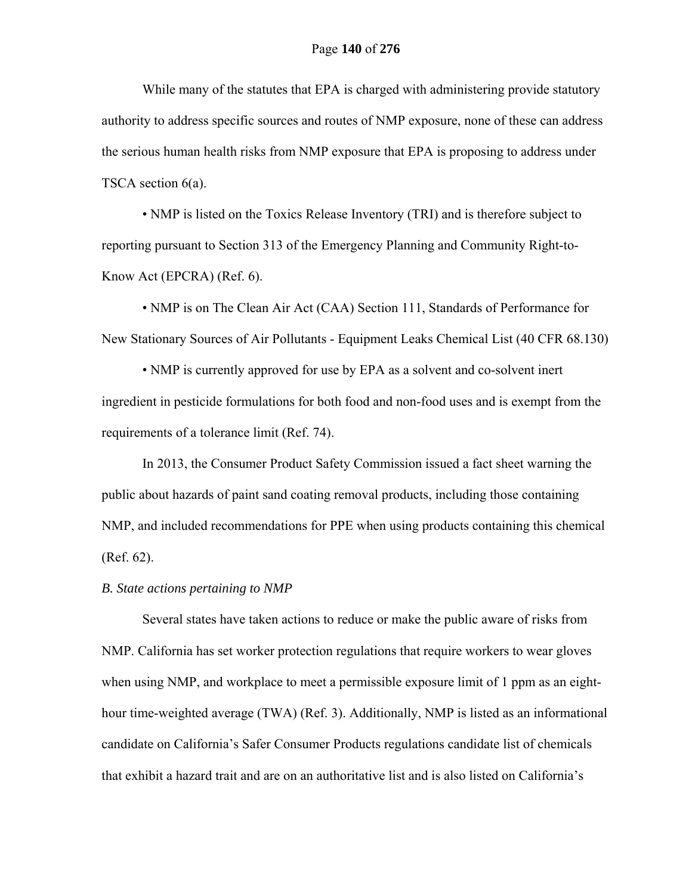While many of the statutes that EPA is charged with administering provide statutory authority to address specific sources and routes of NMP exposure, none of these can address the serious human health risks from NMP exposure that EPA is proposing to address under TSCA section 6(a).

• NMP is listed on the Toxics Release Inventory (TRI) and is therefore subject to reporting pursuant to Section 313 of the Emergency Planning and Community Right-to-Know Act (EPCRA) (Ref. 6).

• NMP is on The Clean Air Act (CAA) Section 111, Standards of Performance for New Stationary Sources of Air Pollutants - Equipment Leaks Chemical List (40 CFR 68.130)

• NMP is currently approved for use by EPA as a solvent and co-solvent inert ingredient in pesticide formulations for both food and non-food uses and is exempt from the requirements of a tolerance limit (Ref. 74).

In 2013, the Consumer Product Safety Commission issued a fact sheet warning the public about hazards of paint sand coating removal products, including those containing NMP, and included recommendations for PPE when using products containing this chemical (Ref. 62).

*B. State actions pertaining to NMP*

Several states have taken actions to reduce or make the public aware of risks from NMP. California has set worker protection regulations that require workers to wear gloves when using NMP, and workplace to meet a permissible exposure limit of 1 ppm as an eight-hour time-weighted average (TWA) (Ref. 3). Additionally, NMP is listed as an informational candidate on California's Safer Consumer Products regulations candidate list of chemicals that exhibit a hazard trait and are on an authoritative list and is also listed on California's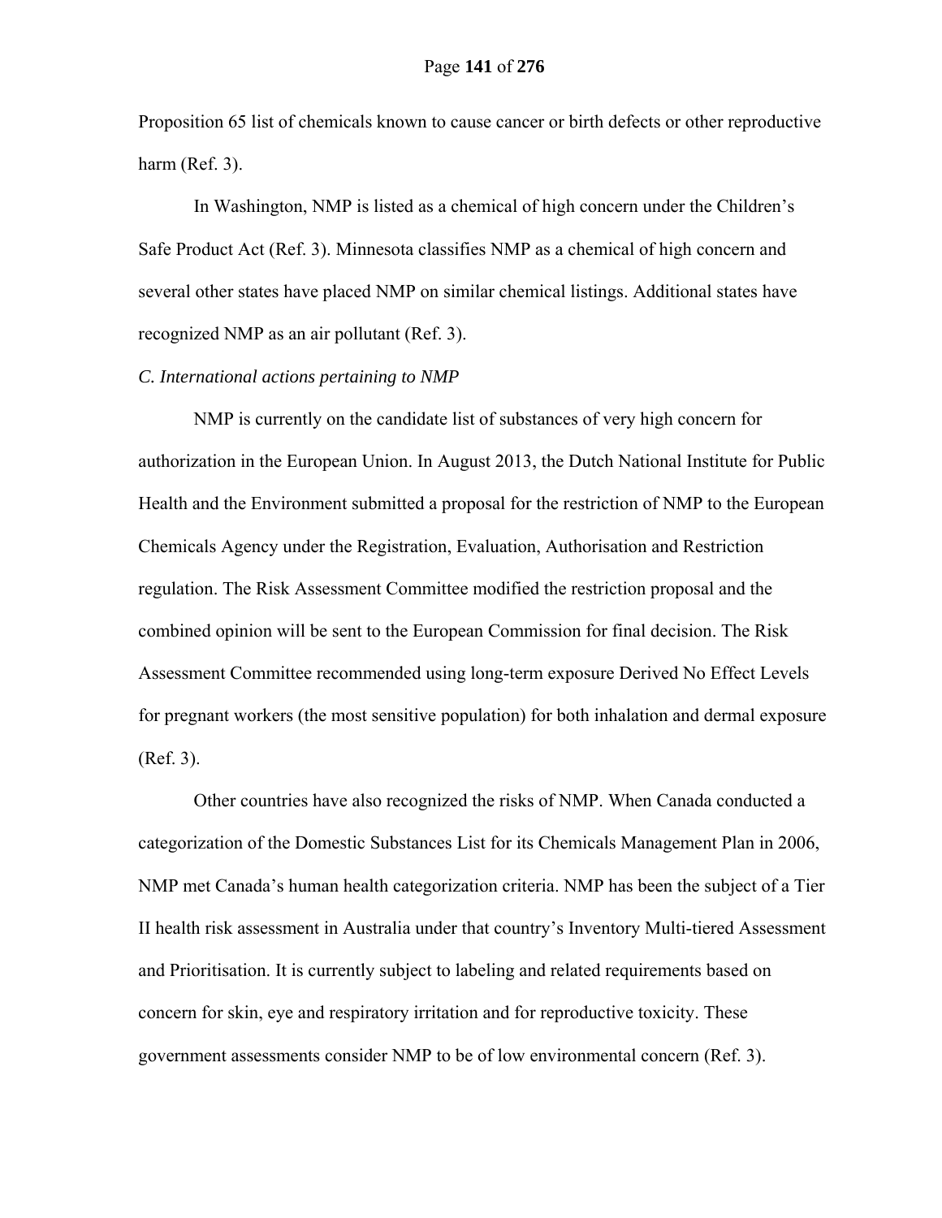Proposition 65 list of chemicals known to cause cancer or birth defects or other reproductive harm (Ref. 3).

In Washington, NMP is listed as a chemical of high concern under the Children's Safe Product Act (Ref. 3). Minnesota classifies NMP as a chemical of high concern and several other states have placed NMP on similar chemical listings. Additional states have recognized NMP as an air pollutant (Ref. 3).

*C. International actions pertaining to NMP*

NMP is currently on the candidate list of substances of very high concern for authorization in the European Union. In August 2013, the Dutch National Institute for Public Health and the Environment submitted a proposal for the restriction of NMP to the European Chemicals Agency under the Registration, Evaluation, Authorisation and Restriction regulation. The Risk Assessment Committee modified the restriction proposal and the combined opinion will be sent to the European Commission for final decision. The Risk Assessment Committee recommended using long-term exposure Derived No Effect Levels for pregnant workers (the most sensitive population) for both inhalation and dermal exposure (Ref. 3).

Other countries have also recognized the risks of NMP. When Canada conducted a categorization of the Domestic Substances List for its Chemicals Management Plan in 2006, NMP met Canada's human health categorization criteria. NMP has been the subject of a Tier II health risk assessment in Australia under that country's Inventory Multi-tiered Assessment and Prioritisation. It is currently subject to labeling and related requirements based on concern for skin, eye and respiratory irritation and for reproductive toxicity. These government assessments consider NMP to be of low environmental concern (Ref. 3).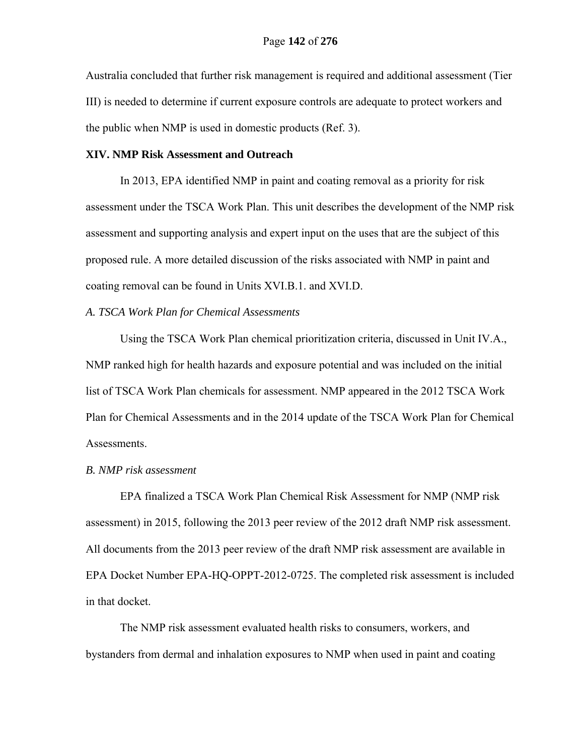Australia concluded that further risk management is required and additional assessment (Tier III) is needed to determine if current exposure controls are adequate to protect workers and the public when NMP is used in domestic products (Ref. 3).

**XIV. NMP Risk Assessment and Outreach**

In 2013, EPA identified NMP in paint and coating removal as a priority for risk assessment under the TSCA Work Plan. This unit describes the development of the NMP risk assessment and supporting analysis and expert input on the uses that are the subject of this proposed rule. A more detailed discussion of the risks associated with NMP in paint and coating removal can be found in Units XVI.B.1. and XVI.D.

*A. TSCA Work Plan for Chemical Assessments*

Using the TSCA Work Plan chemical prioritization criteria, discussed in Unit IV.A., NMP ranked high for health hazards and exposure potential and was included on the initial list of TSCA Work Plan chemicals for assessment. NMP appeared in the 2012 TSCA Work Plan for Chemical Assessments and in the 2014 update of the TSCA Work Plan for Chemical Assessments.

*B. NMP risk assessment*

EPA finalized a TSCA Work Plan Chemical Risk Assessment for NMP (NMP risk assessment) in 2015, following the 2013 peer review of the 2012 draft NMP risk assessment. All documents from the 2013 peer review of the draft NMP risk assessment are available in EPA Docket Number EPA-HQ-OPPT-2012-0725. The completed risk assessment is included in that docket.

The NMP risk assessment evaluated health risks to consumers, workers, and bystanders from dermal and inhalation exposures to NMP when used in paint and coating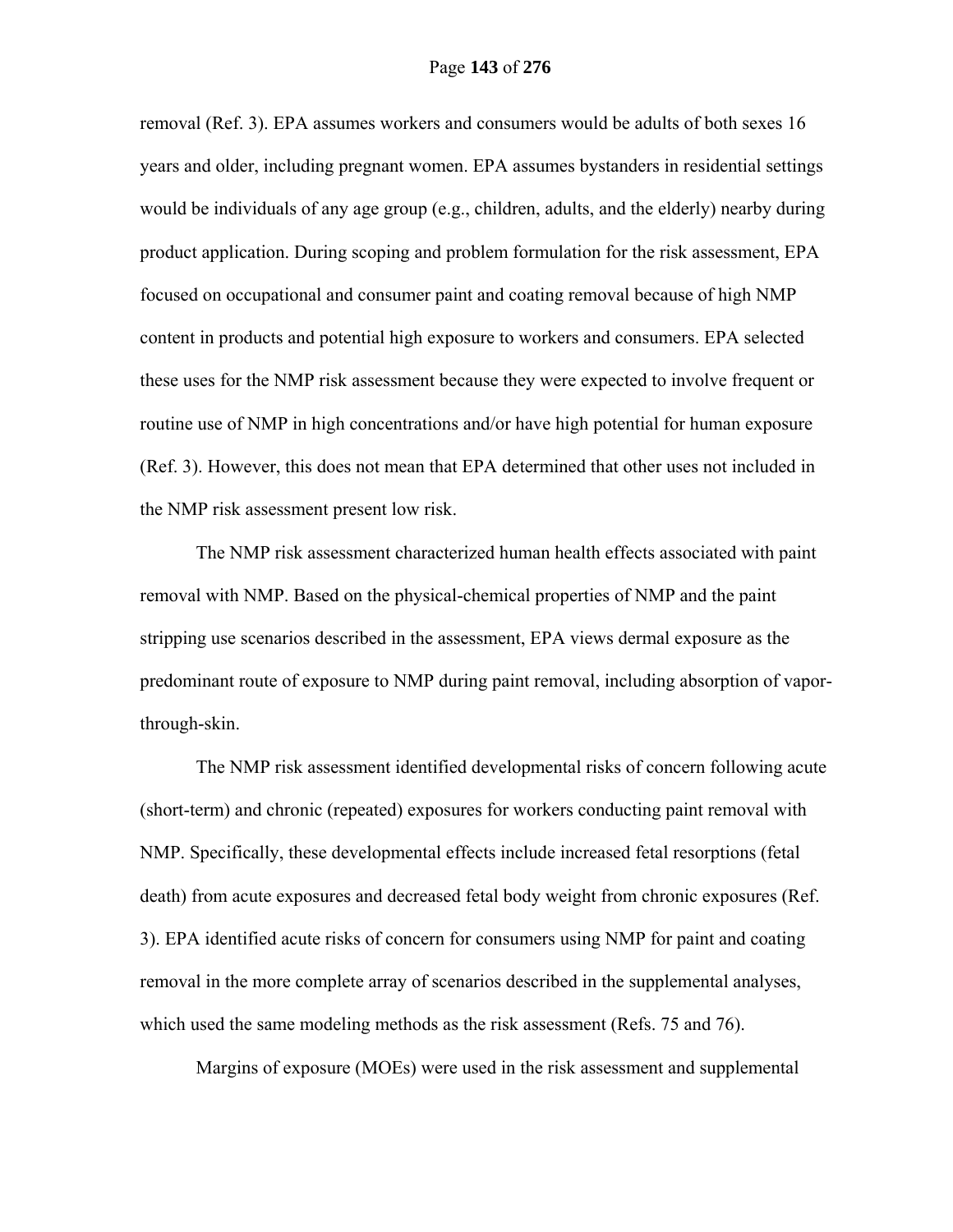removal (Ref. 3). EPA assumes workers and consumers would be adults of both sexes 16 years and older, including pregnant women. EPA assumes bystanders in residential settings would be individuals of any age group (e.g., children, adults, and the elderly) nearby during product application. During scoping and problem formulation for the risk assessment, EPA focused on occupational and consumer paint and coating removal because of high NMP content in products and potential high exposure to workers and consumers. EPA selected these uses for the NMP risk assessment because they were expected to involve frequent or routine use of NMP in high concentrations and/or have high potential for human exposure (Ref. 3). However, this does not mean that EPA determined that other uses not included in the NMP risk assessment present low risk.

The NMP risk assessment characterized human health effects associated with paint removal with NMP. Based on the physical-chemical properties of NMP and the paint stripping use scenarios described in the assessment, EPA views dermal exposure as the predominant route of exposure to NMP during paint removal, including absorption of vapor-through-skin.

The NMP risk assessment identified developmental risks of concern following acute (short-term) and chronic (repeated) exposures for workers conducting paint removal with NMP. Specifically, these developmental effects include increased fetal resorptions (fetal death) from acute exposures and decreased fetal body weight from chronic exposures (Ref. 3). EPA identified acute risks of concern for consumers using NMP for paint and coating removal in the more complete array of scenarios described in the supplemental analyses, which used the same modeling methods as the risk assessment (Refs. 75 and 76).

Margins of exposure (MOEs) were used in the risk assessment and supplemental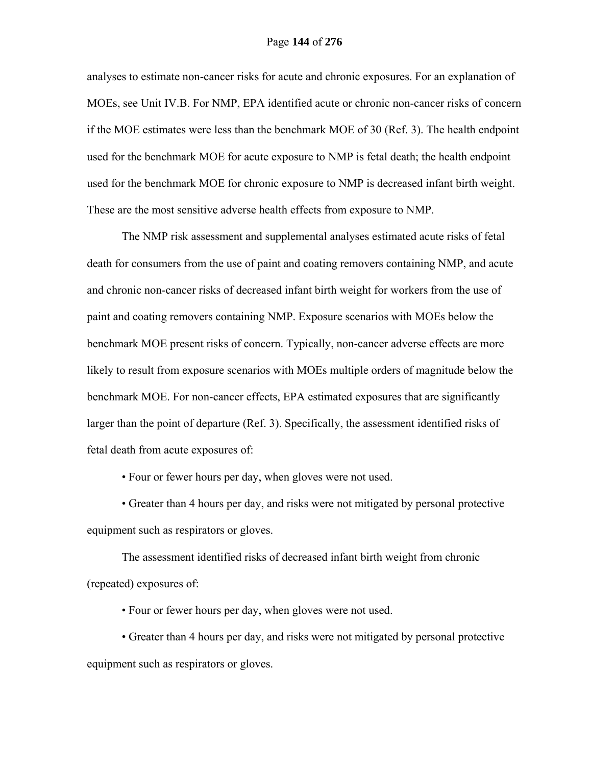analyses to estimate non-cancer risks for acute and chronic exposures. For an explanation of MOEs, see Unit IV.B. For NMP, EPA identified acute or chronic non-cancer risks of concern if the MOE estimates were less than the benchmark MOE of 30 (Ref. 3). The health endpoint used for the benchmark MOE for acute exposure to NMP is fetal death; the health endpoint used for the benchmark MOE for chronic exposure to NMP is decreased infant birth weight. These are the most sensitive adverse health effects from exposure to NMP.

The NMP risk assessment and supplemental analyses estimated acute risks of fetal death for consumers from the use of paint and coating removers containing NMP, and acute and chronic non-cancer risks of decreased infant birth weight for workers from the use of paint and coating removers containing NMP. Exposure scenarios with MOEs below the benchmark MOE present risks of concern. Typically, non-cancer adverse effects are more likely to result from exposure scenarios with MOEs multiple orders of magnitude below the benchmark MOE. For non-cancer effects, EPA estimated exposures that are significantly larger than the point of departure (Ref. 3). Specifically, the assessment identified risks of fetal death from acute exposures of:

• Four or fewer hours per day, when gloves were not used.

• Greater than 4 hours per day, and risks were not mitigated by personal protective equipment such as respirators or gloves.

The assessment identified risks of decreased infant birth weight from chronic (repeated) exposures of:

• Four or fewer hours per day, when gloves were not used.

• Greater than 4 hours per day, and risks were not mitigated by personal protective equipment such as respirators or gloves.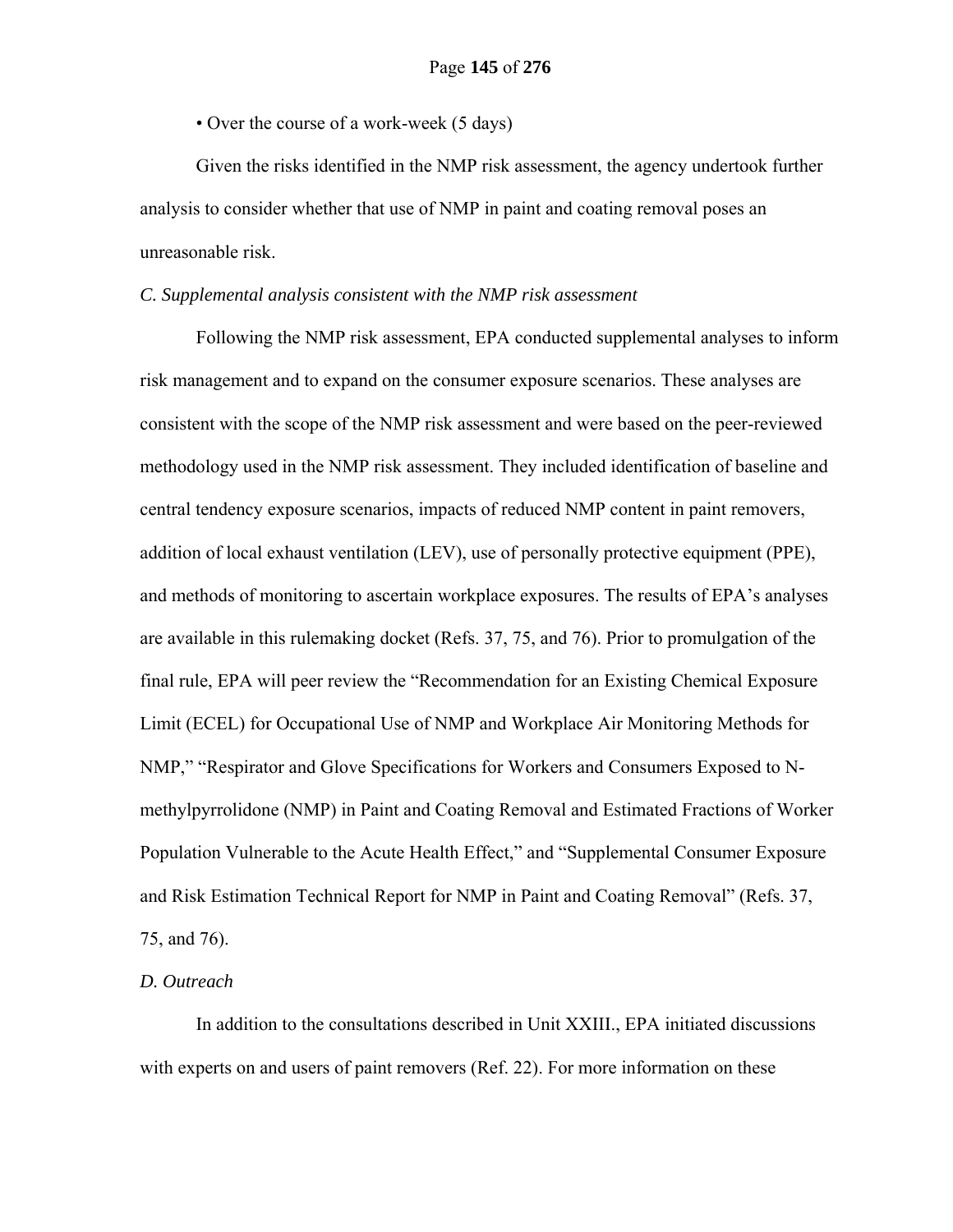• Over the course of a work-week (5 days)

Given the risks identified in the NMP risk assessment, the agency undertook further analysis to consider whether that use of NMP in paint and coating removal poses an unreasonable risk.

*C. Supplemental analysis consistent with the NMP risk assessment*

Following the NMP risk assessment, EPA conducted supplemental analyses to inform risk management and to expand on the consumer exposure scenarios. These analyses are consistent with the scope of the NMP risk assessment and were based on the peer-reviewed methodology used in the NMP risk assessment. They included identification of baseline and central tendency exposure scenarios, impacts of reduced NMP content in paint removers, addition of local exhaust ventilation (LEV), use of personally protective equipment (PPE), and methods of monitoring to ascertain workplace exposures. The results of EPA's analyses are available in this rulemaking docket (Refs. 37, 75, and 76). Prior to promulgation of the final rule, EPA will peer review the "Recommendation for an Existing Chemical Exposure Limit (ECEL) for Occupational Use of NMP and Workplace Air Monitoring Methods for NMP," "Respirator and Glove Specifications for Workers and Consumers Exposed to N-methylpyrrolidone (NMP) in Paint and Coating Removal and Estimated Fractions of Worker Population Vulnerable to the Acute Health Effect," and "Supplemental Consumer Exposure and Risk Estimation Technical Report for NMP in Paint and Coating Removal" (Refs. 37, 75, and 76).

*D. Outreach*

In addition to the consultations described in Unit XXIII., EPA initiated discussions with experts on and users of paint removers (Ref. 22). For more information on these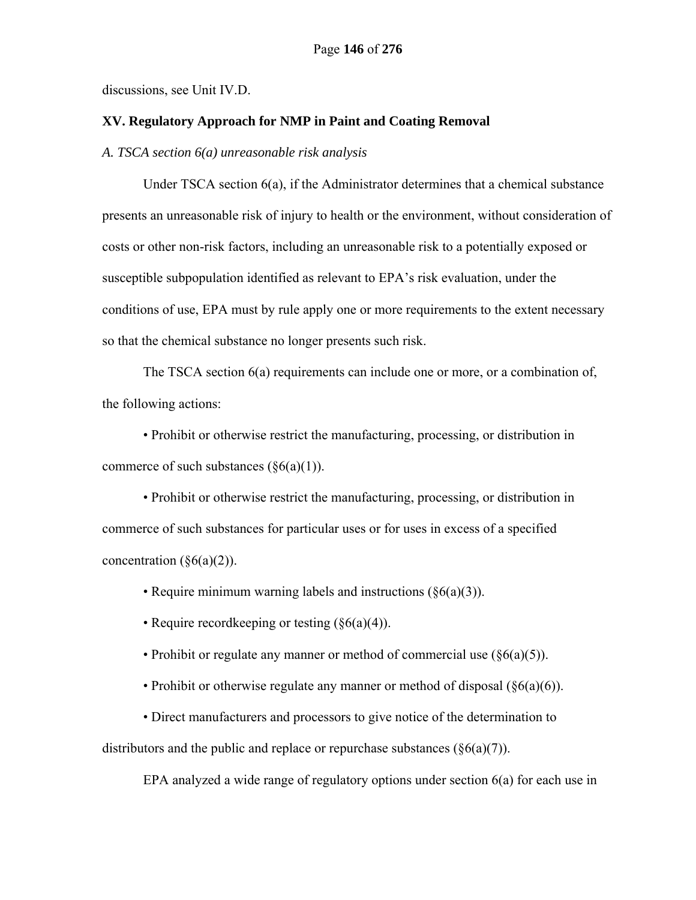discussions, see Unit IV.D.

## XV. Regulatory Approach for NMP in Paint and Coating Removal

### *A. TSCA section 6(a) unreasonable risk analysis*

Under TSCA section 6(a), if the Administrator determines that a chemical substance presents an unreasonable risk of injury to health or the environment, without consideration of costs or other non-risk factors, including an unreasonable risk to a potentially exposed or susceptible subpopulation identified as relevant to EPA's risk evaluation, under the conditions of use, EPA must by rule apply one or more requirements to the extent necessary so that the chemical substance no longer presents such risk.

The TSCA section 6(a) requirements can include one or more, or a combination of, the following actions:

- Prohibit or otherwise restrict the manufacturing, processing, or distribution in commerce of such substances (§6(a)(1)).
- Prohibit or otherwise restrict the manufacturing, processing, or distribution in commerce of such substances for particular uses or for uses in excess of a specified concentration (§6(a)(2)).
- Require minimum warning labels and instructions (§6(a)(3)).
- Require recordkeeping or testing (§6(a)(4)).
- Prohibit or regulate any manner or method of commercial use (§6(a)(5)).
- Prohibit or otherwise regulate any manner or method of disposal (§6(a)(6)).
- Direct manufacturers and processors to give notice of the determination to distributors and the public and replace or repurchase substances (§6(a)(7)).

EPA analyzed a wide range of regulatory options under section 6(a) for each use in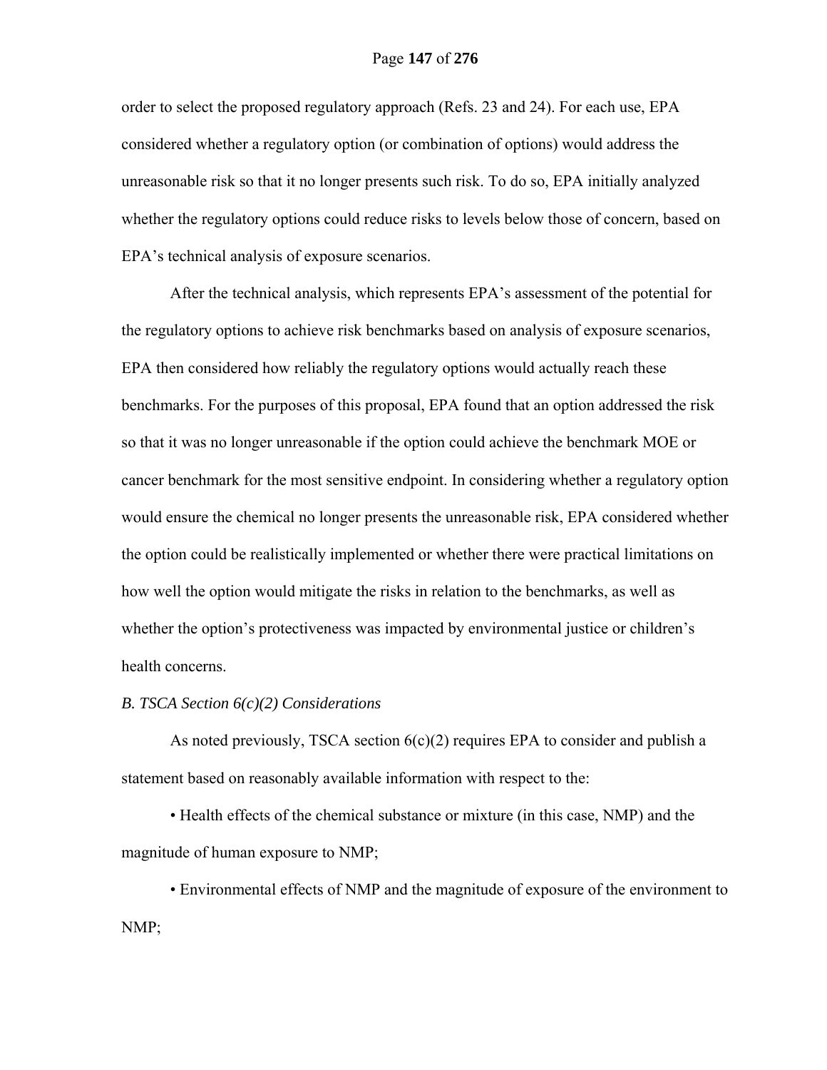order to select the proposed regulatory approach (Refs. 23 and 24). For each use, EPA considered whether a regulatory option (or combination of options) would address the unreasonable risk so that it no longer presents such risk. To do so, EPA initially analyzed whether the regulatory options could reduce risks to levels below those of concern, based on EPA's technical analysis of exposure scenarios.

After the technical analysis, which represents EPA's assessment of the potential for the regulatory options to achieve risk benchmarks based on analysis of exposure scenarios, EPA then considered how reliably the regulatory options would actually reach these benchmarks. For the purposes of this proposal, EPA found that an option addressed the risk so that it was no longer unreasonable if the option could achieve the benchmark MOE or cancer benchmark for the most sensitive endpoint. In considering whether a regulatory option would ensure the chemical no longer presents the unreasonable risk, EPA considered whether the option could be realistically implemented or whether there were practical limitations on how well the option would mitigate the risks in relation to the benchmarks, as well as whether the option's protectiveness was impacted by environmental justice or children's health concerns.

*B. TSCA Section 6(c)(2) Considerations*

As noted previously, TSCA section 6(c)(2) requires EPA to consider and publish a statement based on reasonably available information with respect to the:

- Health effects of the chemical substance or mixture (in this case, NMP) and the magnitude of human exposure to NMP;
- Environmental effects of NMP and the magnitude of exposure of the environment to NMP;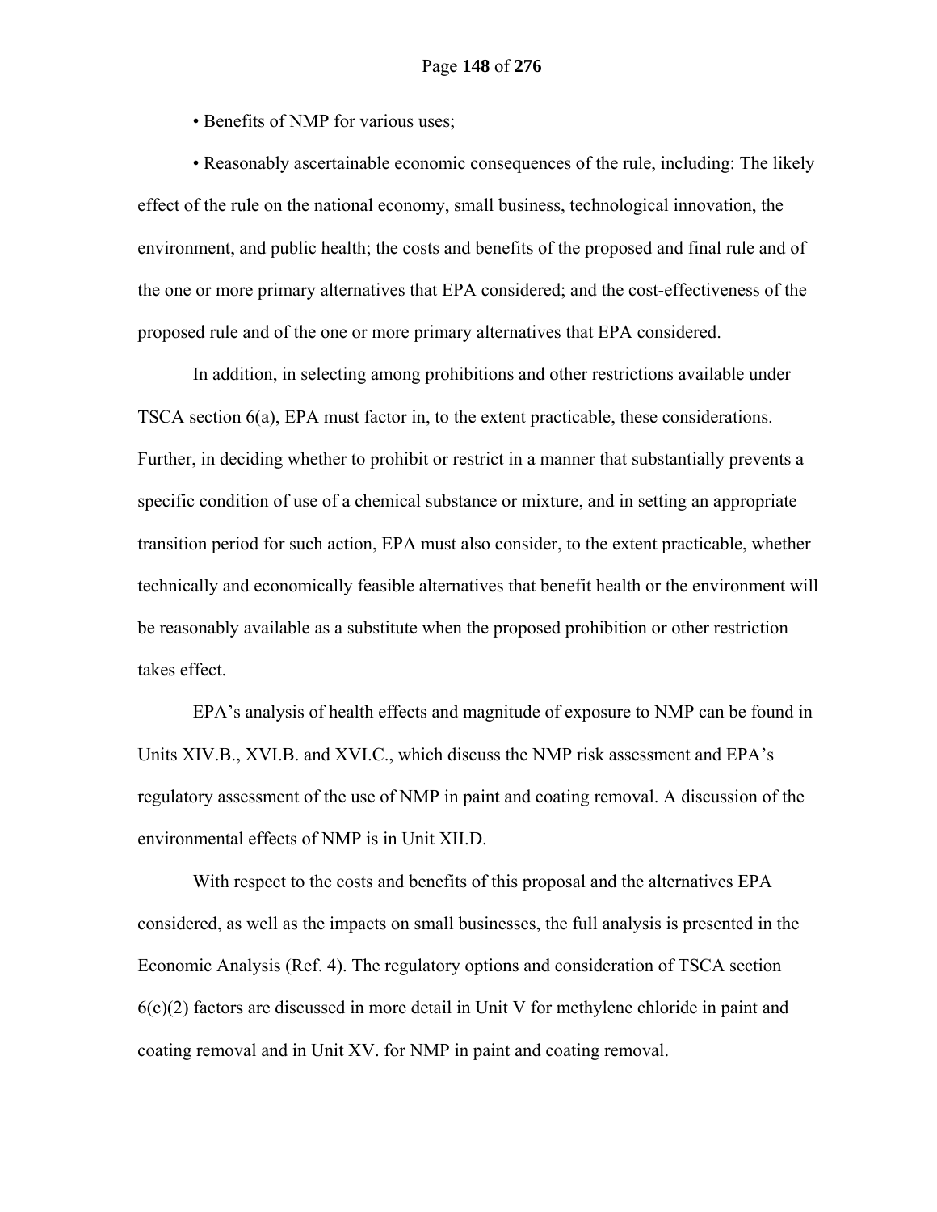- Benefits of NMP for various uses;

- Reasonably ascertainable economic consequences of the rule, including: The likely effect of the rule on the national economy, small business, technological innovation, the environment, and public health; the costs and benefits of the proposed and final rule and of the one or more primary alternatives that EPA considered; and the cost-effectiveness of the proposed rule and of the one or more primary alternatives that EPA considered.

In addition, in selecting among prohibitions and other restrictions available under TSCA section 6(a), EPA must factor in, to the extent practicable, these considerations. Further, in deciding whether to prohibit or restrict in a manner that substantially prevents a specific condition of use of a chemical substance or mixture, and in setting an appropriate transition period for such action, EPA must also consider, to the extent practicable, whether technically and economically feasible alternatives that benefit health or the environment will be reasonably available as a substitute when the proposed prohibition or other restriction takes effect.

EPA's analysis of health effects and magnitude of exposure to NMP can be found in Units XIV.B., XVI.B. and XVI.C., which discuss the NMP risk assessment and EPA's regulatory assessment of the use of NMP in paint and coating removal. A discussion of the environmental effects of NMP is in Unit XII.D.

With respect to the costs and benefits of this proposal and the alternatives EPA considered, as well as the impacts on small businesses, the full analysis is presented in the Economic Analysis (Ref. 4). The regulatory options and consideration of TSCA section 6(c)(2) factors are discussed in more detail in Unit V for methylene chloride in paint and coating removal and in Unit XV. for NMP in paint and coating removal.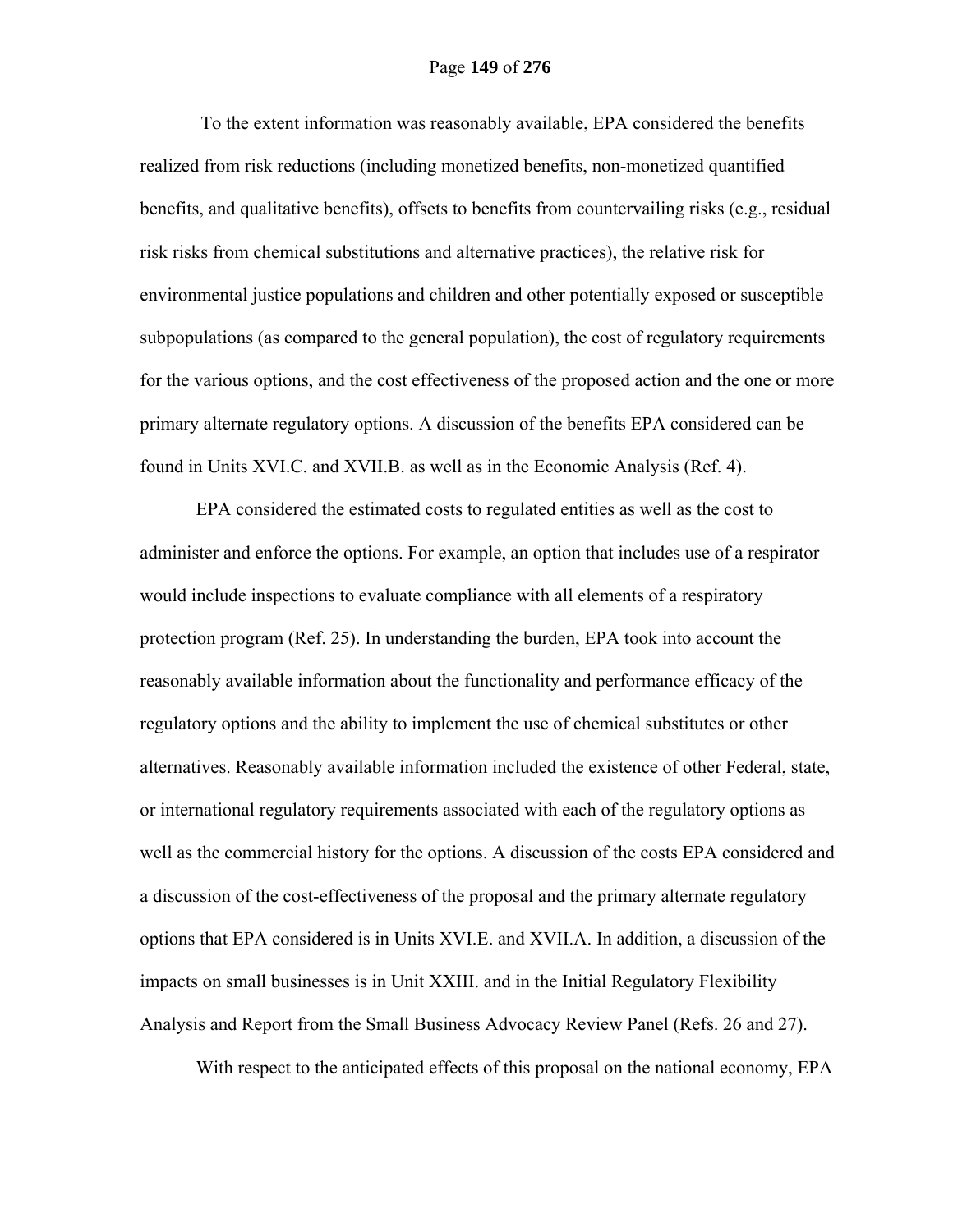To the extent information was reasonably available, EPA considered the benefits realized from risk reductions (including monetized benefits, non-monetized quantified benefits, and qualitative benefits), offsets to benefits from countervailing risks (e.g., residual risk risks from chemical substitutions and alternative practices), the relative risk for environmental justice populations and children and other potentially exposed or susceptible subpopulations (as compared to the general population), the cost of regulatory requirements for the various options, and the cost effectiveness of the proposed action and the one or more primary alternate regulatory options. A discussion of the benefits EPA considered can be found in Units XVI.C. and XVII.B. as well as in the Economic Analysis (Ref. 4).

EPA considered the estimated costs to regulated entities as well as the cost to administer and enforce the options. For example, an option that includes use of a respirator would include inspections to evaluate compliance with all elements of a respiratory protection program (Ref. 25). In understanding the burden, EPA took into account the reasonably available information about the functionality and performance efficacy of the regulatory options and the ability to implement the use of chemical substitutes or other alternatives. Reasonably available information included the existence of other Federal, state, or international regulatory requirements associated with each of the regulatory options as well as the commercial history for the options. A discussion of the costs EPA considered and a discussion of the cost-effectiveness of the proposal and the primary alternate regulatory options that EPA considered is in Units XVI.E. and XVII.A. In addition, a discussion of the impacts on small businesses is in Unit XXIII. and in the Initial Regulatory Flexibility Analysis and Report from the Small Business Advocacy Review Panel (Refs. 26 and 27).

With respect to the anticipated effects of this proposal on the national economy, EPA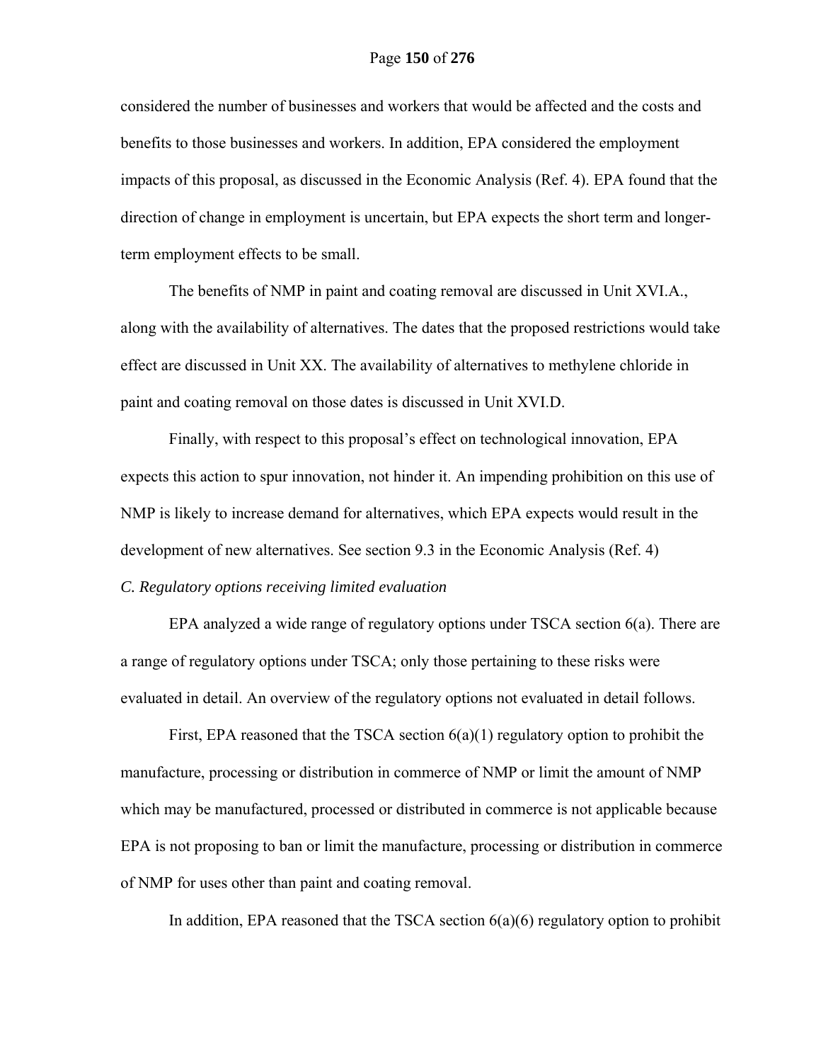considered the number of businesses and workers that would be affected and the costs and benefits to those businesses and workers. In addition, EPA considered the employment impacts of this proposal, as discussed in the Economic Analysis (Ref. 4). EPA found that the direction of change in employment is uncertain, but EPA expects the short term and longer-term employment effects to be small.

The benefits of NMP in paint and coating removal are discussed in Unit XVI.A., along with the availability of alternatives. The dates that the proposed restrictions would take effect are discussed in Unit XX. The availability of alternatives to methylene chloride in paint and coating removal on those dates is discussed in Unit XVI.D.

Finally, with respect to this proposal's effect on technological innovation, EPA expects this action to spur innovation, not hinder it. An impending prohibition on this use of NMP is likely to increase demand for alternatives, which EPA expects would result in the development of new alternatives. See section 9.3 in the Economic Analysis (Ref. 4)

*C. Regulatory options receiving limited evaluation*

EPA analyzed a wide range of regulatory options under TSCA section 6(a). There are a range of regulatory options under TSCA; only those pertaining to these risks were evaluated in detail. An overview of the regulatory options not evaluated in detail follows.

First, EPA reasoned that the TSCA section 6(a)(1) regulatory option to prohibit the manufacture, processing or distribution in commerce of NMP or limit the amount of NMP which may be manufactured, processed or distributed in commerce is not applicable because EPA is not proposing to ban or limit the manufacture, processing or distribution in commerce of NMP for uses other than paint and coating removal.

In addition, EPA reasoned that the TSCA section 6(a)(6) regulatory option to prohibit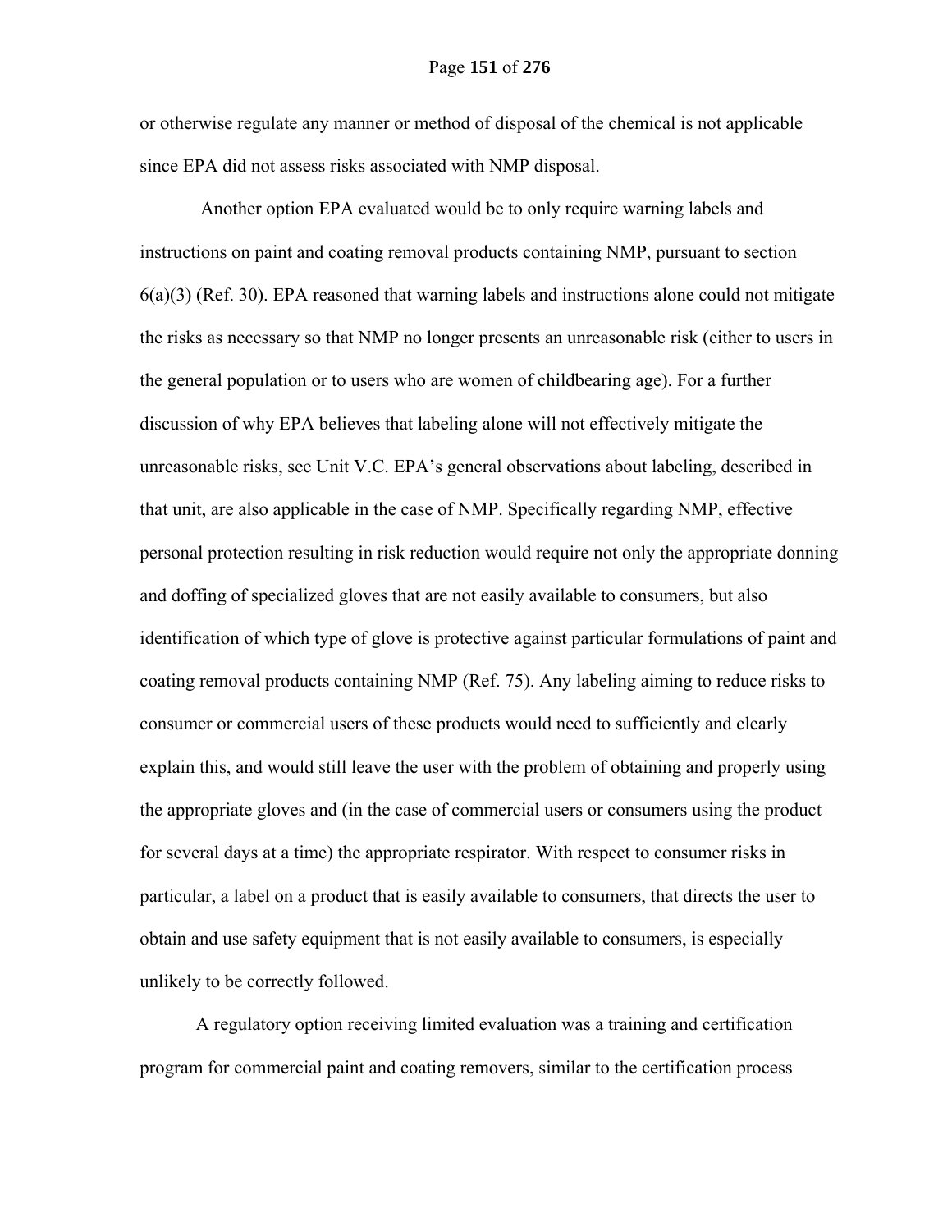or otherwise regulate any manner or method of disposal of the chemical is not applicable since EPA did not assess risks associated with NMP disposal.

Another option EPA evaluated would be to only require warning labels and instructions on paint and coating removal products containing NMP, pursuant to section 6(a)(3) (Ref. 30). EPA reasoned that warning labels and instructions alone could not mitigate the risks as necessary so that NMP no longer presents an unreasonable risk (either to users in the general population or to users who are women of childbearing age). For a further discussion of why EPA believes that labeling alone will not effectively mitigate the unreasonable risks, see Unit V.C. EPA's general observations about labeling, described in that unit, are also applicable in the case of NMP. Specifically regarding NMP, effective personal protection resulting in risk reduction would require not only the appropriate donning and doffing of specialized gloves that are not easily available to consumers, but also identification of which type of glove is protective against particular formulations of paint and coating removal products containing NMP (Ref. 75). Any labeling aiming to reduce risks to consumer or commercial users of these products would need to sufficiently and clearly explain this, and would still leave the user with the problem of obtaining and properly using the appropriate gloves and (in the case of commercial users or consumers using the product for several days at a time) the appropriate respirator. With respect to consumer risks in particular, a label on a product that is easily available to consumers, that directs the user to obtain and use safety equipment that is not easily available to consumers, is especially unlikely to be correctly followed.

A regulatory option receiving limited evaluation was a training and certification program for commercial paint and coating removers, similar to the certification process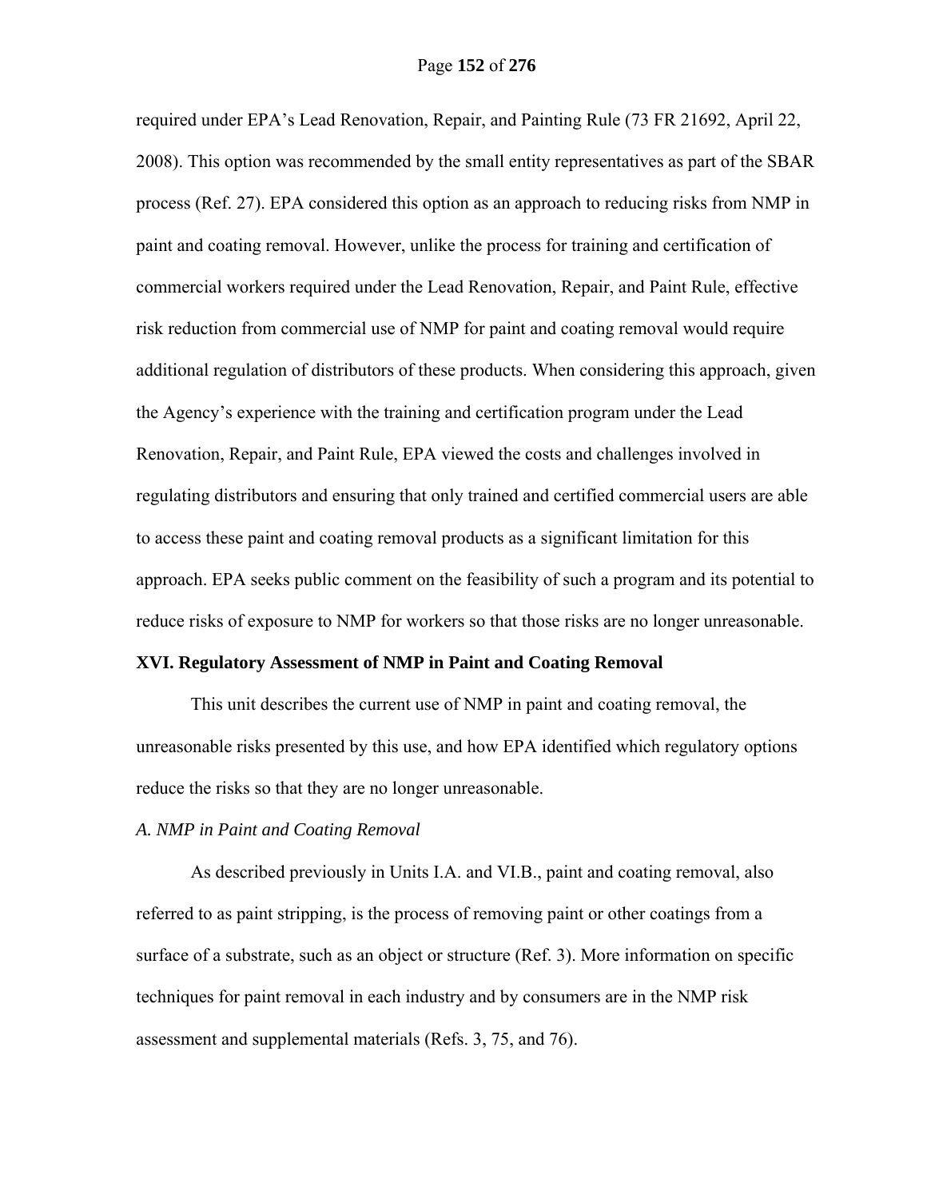required under EPA's Lead Renovation, Repair, and Painting Rule (73 FR 21692, April 22, 2008). This option was recommended by the small entity representatives as part of the SBAR process (Ref. 27). EPA considered this option as an approach to reducing risks from NMP in paint and coating removal. However, unlike the process for training and certification of commercial workers required under the Lead Renovation, Repair, and Paint Rule, effective risk reduction from commercial use of NMP for paint and coating removal would require additional regulation of distributors of these products. When considering this approach, given the Agency's experience with the training and certification program under the Lead Renovation, Repair, and Paint Rule, EPA viewed the costs and challenges involved in regulating distributors and ensuring that only trained and certified commercial users are able to access these paint and coating removal products as a significant limitation for this approach. EPA seeks public comment on the feasibility of such a program and its potential to reduce risks of exposure to NMP for workers so that those risks are no longer unreasonable.

## XVI. Regulatory Assessment of NMP in Paint and Coating Removal

This unit describes the current use of NMP in paint and coating removal, the unreasonable risks presented by this use, and how EPA identified which regulatory options reduce the risks so that they are no longer unreasonable.

### *A. NMP in Paint and Coating Removal*

As described previously in Units I.A. and VI.B., paint and coating removal, also referred to as paint stripping, is the process of removing paint or other coatings from a surface of a substrate, such as an object or structure (Ref. 3). More information on specific techniques for paint removal in each industry and by consumers are in the NMP risk assessment and supplemental materials (Refs. 3, 75, and 76).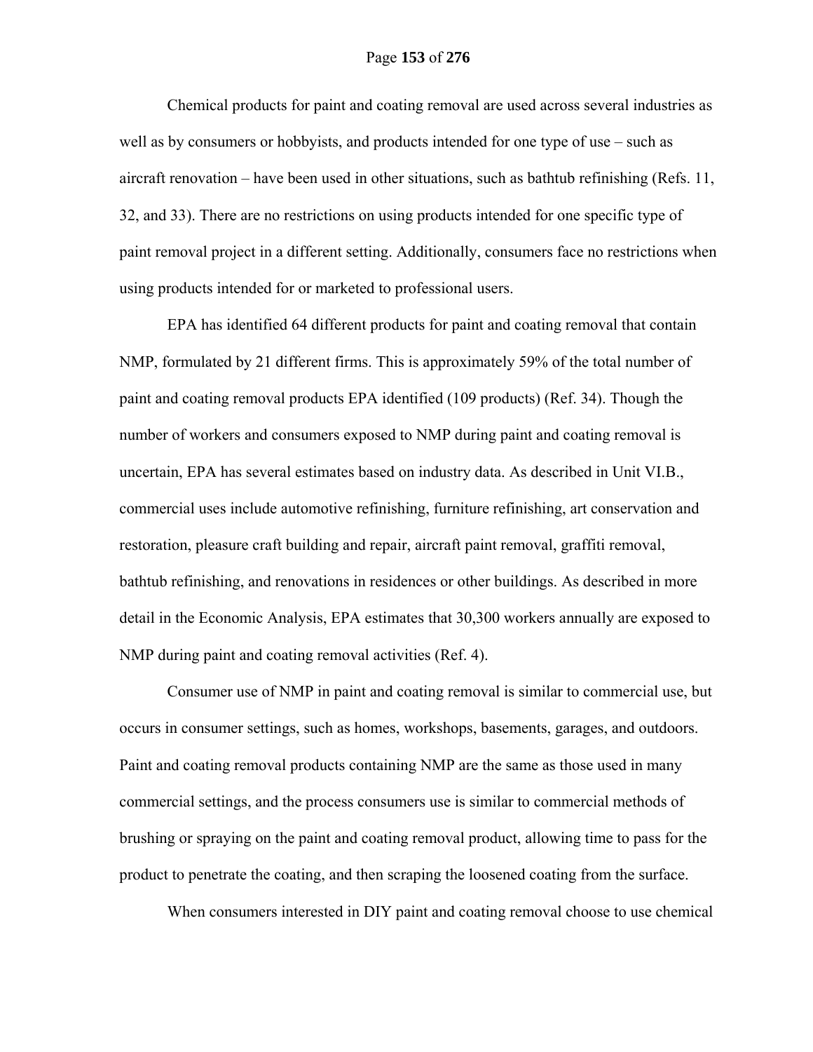Chemical products for paint and coating removal are used across several industries as well as by consumers or hobbyists, and products intended for one type of use – such as aircraft renovation – have been used in other situations, such as bathtub refinishing (Refs. 11, 32, and 33). There are no restrictions on using products intended for one specific type of paint removal project in a different setting. Additionally, consumers face no restrictions when using products intended for or marketed to professional users.

EPA has identified 64 different products for paint and coating removal that contain NMP, formulated by 21 different firms. This is approximately 59% of the total number of paint and coating removal products EPA identified (109 products) (Ref. 34). Though the number of workers and consumers exposed to NMP during paint and coating removal is uncertain, EPA has several estimates based on industry data. As described in Unit VI.B., commercial uses include automotive refinishing, furniture refinishing, art conservation and restoration, pleasure craft building and repair, aircraft paint removal, graffiti removal, bathtub refinishing, and renovations in residences or other buildings. As described in more detail in the Economic Analysis, EPA estimates that 30,300 workers annually are exposed to NMP during paint and coating removal activities (Ref. 4).

Consumer use of NMP in paint and coating removal is similar to commercial use, but occurs in consumer settings, such as homes, workshops, basements, garages, and outdoors. Paint and coating removal products containing NMP are the same as those used in many commercial settings, and the process consumers use is similar to commercial methods of brushing or spraying on the paint and coating removal product, allowing time to pass for the product to penetrate the coating, and then scraping the loosened coating from the surface.

When consumers interested in DIY paint and coating removal choose to use chemical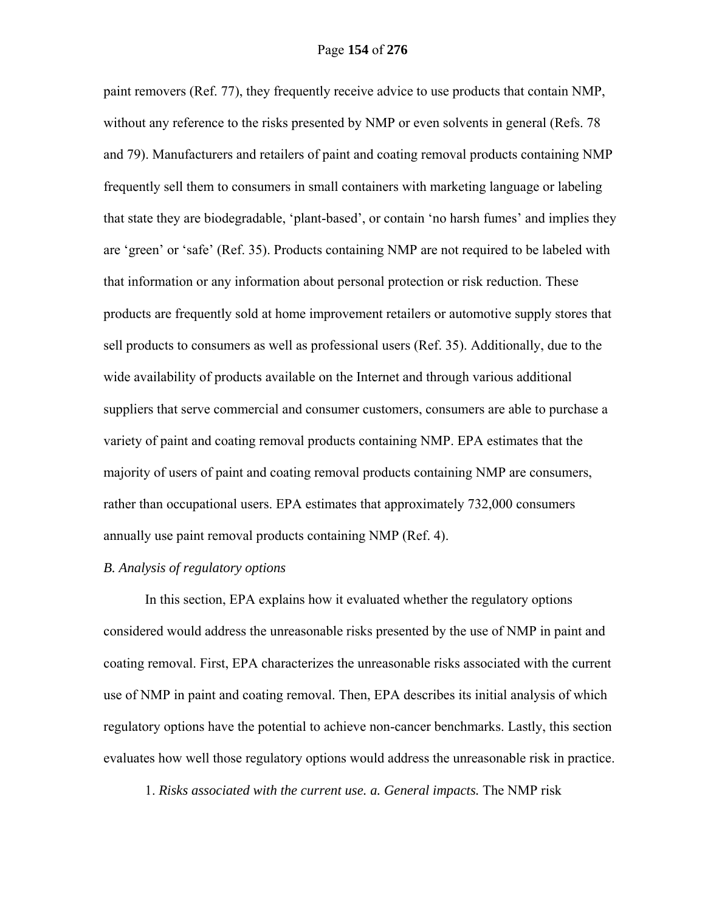paint removers (Ref. 77), they frequently receive advice to use products that contain NMP, without any reference to the risks presented by NMP or even solvents in general (Refs. 78 and 79). Manufacturers and retailers of paint and coating removal products containing NMP frequently sell them to consumers in small containers with marketing language or labeling that state they are biodegradable, 'plant-based', or contain 'no harsh fumes' and implies they are 'green' or 'safe' (Ref. 35). Products containing NMP are not required to be labeled with that information or any information about personal protection or risk reduction. These products are frequently sold at home improvement retailers or automotive supply stores that sell products to consumers as well as professional users (Ref. 35). Additionally, due to the wide availability of products available on the Internet and through various additional suppliers that serve commercial and consumer customers, consumers are able to purchase a variety of paint and coating removal products containing NMP. EPA estimates that the majority of users of paint and coating removal products containing NMP are consumers, rather than occupational users. EPA estimates that approximately 732,000 consumers annually use paint removal products containing NMP (Ref. 4).

*B. Analysis of regulatory options*

In this section, EPA explains how it evaluated whether the regulatory options considered would address the unreasonable risks presented by the use of NMP in paint and coating removal. First, EPA characterizes the unreasonable risks associated with the current use of NMP in paint and coating removal. Then, EPA describes its initial analysis of which regulatory options have the potential to achieve non-cancer benchmarks. Lastly, this section evaluates how well those regulatory options would address the unreasonable risk in practice.

1. *Risks associated with the current use. a. General impacts.* The NMP risk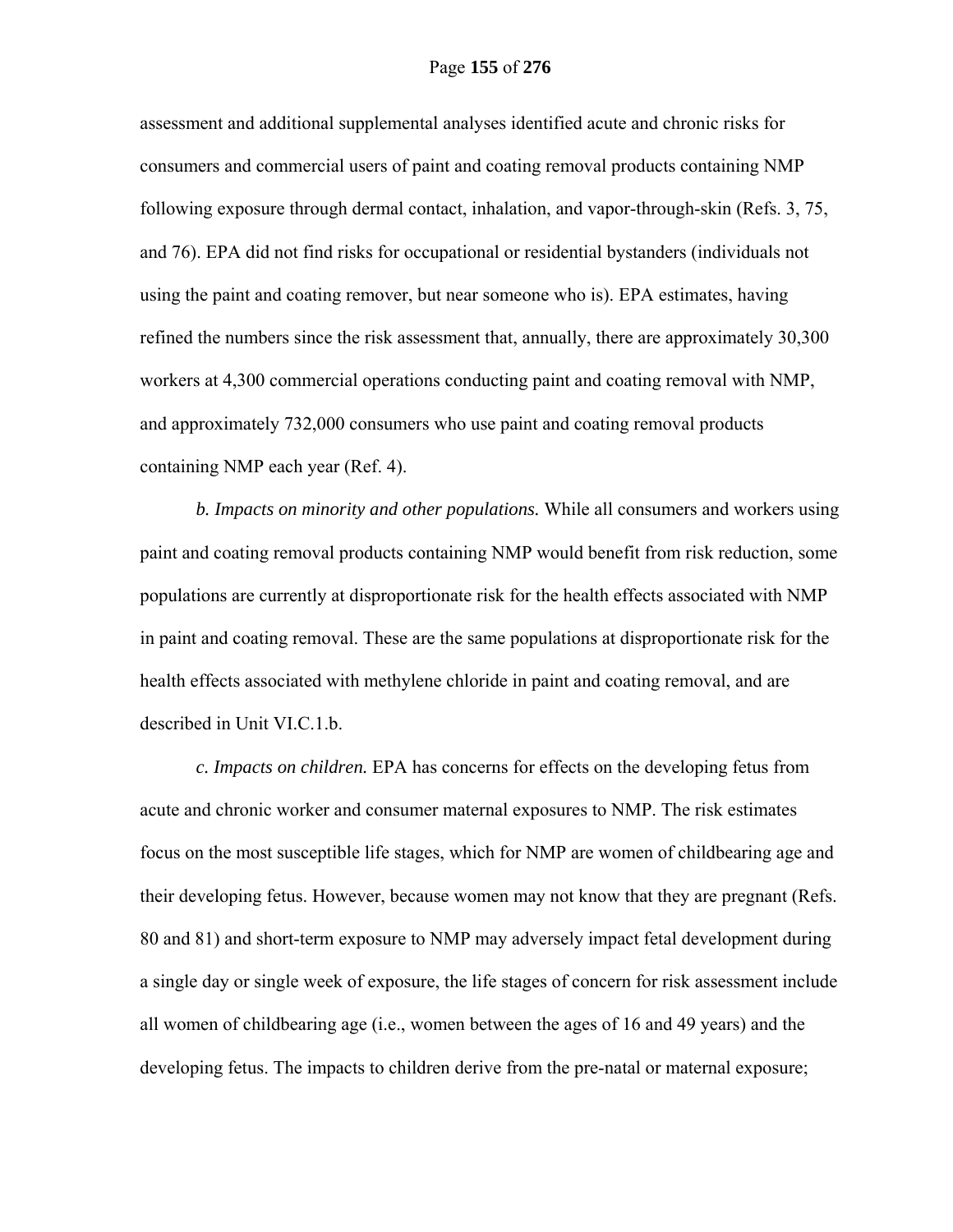assessment and additional supplemental analyses identified acute and chronic risks for consumers and commercial users of paint and coating removal products containing NMP following exposure through dermal contact, inhalation, and vapor-through-skin (Refs. 3, 75, and 76). EPA did not find risks for occupational or residential bystanders (individuals not using the paint and coating remover, but near someone who is). EPA estimates, having refined the numbers since the risk assessment that, annually, there are approximately 30,300 workers at 4,300 commercial operations conducting paint and coating removal with NMP, and approximately 732,000 consumers who use paint and coating removal products containing NMP each year (Ref. 4).

*b. Impacts on minority and other populations.* While all consumers and workers using paint and coating removal products containing NMP would benefit from risk reduction, some populations are currently at disproportionate risk for the health effects associated with NMP in paint and coating removal. These are the same populations at disproportionate risk for the health effects associated with methylene chloride in paint and coating removal, and are described in Unit VI.C.1.b.

*c. Impacts on children.* EPA has concerns for effects on the developing fetus from acute and chronic worker and consumer maternal exposures to NMP. The risk estimates focus on the most susceptible life stages, which for NMP are women of childbearing age and their developing fetus. However, because women may not know that they are pregnant (Refs. 80 and 81) and short-term exposure to NMP may adversely impact fetal development during a single day or single week of exposure, the life stages of concern for risk assessment include all women of childbearing age (i.e., women between the ages of 16 and 49 years) and the developing fetus. The impacts to children derive from the pre-natal or maternal exposure;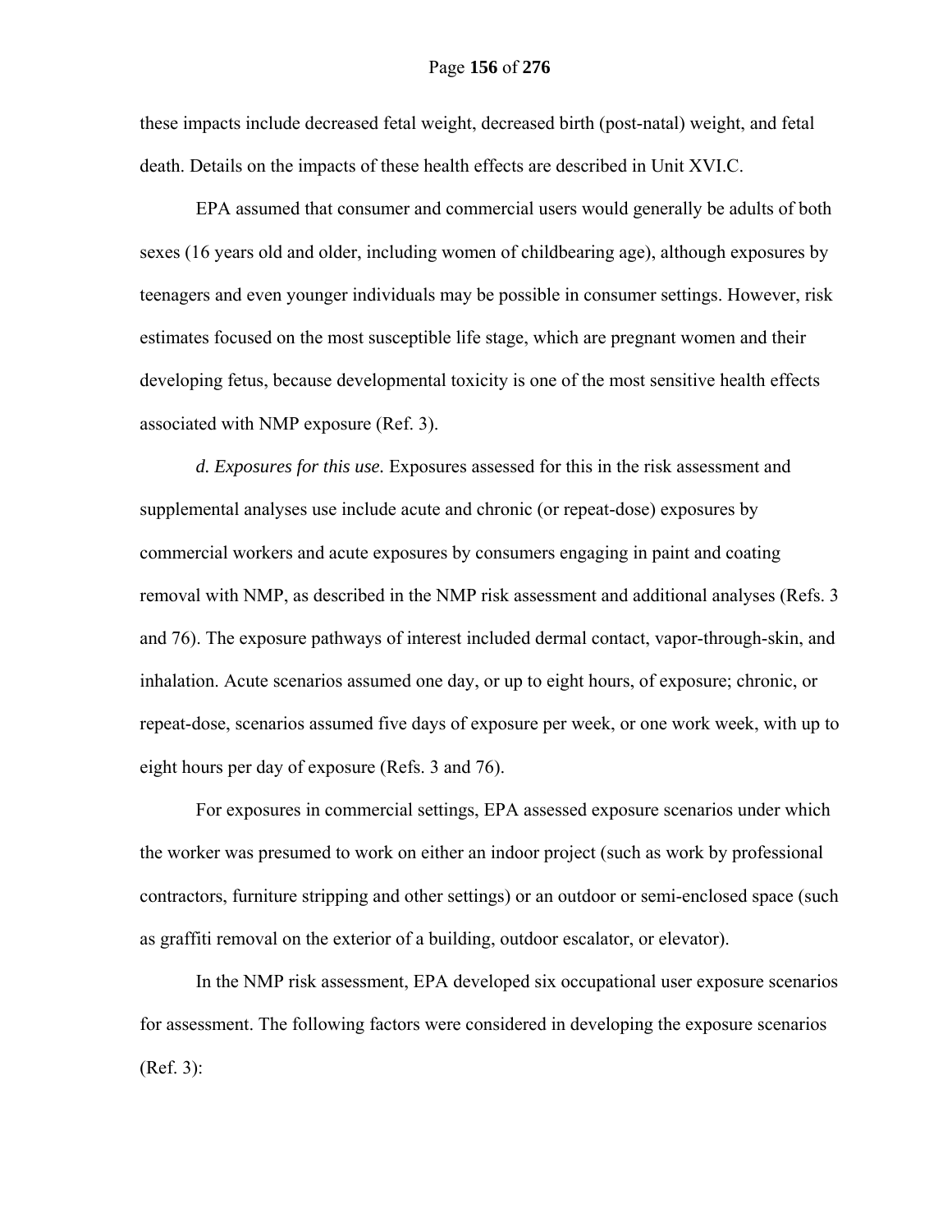these impacts include decreased fetal weight, decreased birth (post-natal) weight, and fetal death. Details on the impacts of these health effects are described in Unit XVI.C.

EPA assumed that consumer and commercial users would generally be adults of both sexes (16 years old and older, including women of childbearing age), although exposures by teenagers and even younger individuals may be possible in consumer settings. However, risk estimates focused on the most susceptible life stage, which are pregnant women and their developing fetus, because developmental toxicity is one of the most sensitive health effects associated with NMP exposure (Ref. 3).

*d. Exposures for this use.* Exposures assessed for this in the risk assessment and supplemental analyses use include acute and chronic (or repeat-dose) exposures by commercial workers and acute exposures by consumers engaging in paint and coating removal with NMP, as described in the NMP risk assessment and additional analyses (Refs. 3 and 76). The exposure pathways of interest included dermal contact, vapor-through-skin, and inhalation. Acute scenarios assumed one day, or up to eight hours, of exposure; chronic, or repeat-dose, scenarios assumed five days of exposure per week, or one work week, with up to eight hours per day of exposure (Refs. 3 and 76).

For exposures in commercial settings, EPA assessed exposure scenarios under which the worker was presumed to work on either an indoor project (such as work by professional contractors, furniture stripping and other settings) or an outdoor or semi-enclosed space (such as graffiti removal on the exterior of a building, outdoor escalator, or elevator).

In the NMP risk assessment, EPA developed six occupational user exposure scenarios for assessment. The following factors were considered in developing the exposure scenarios (Ref. 3):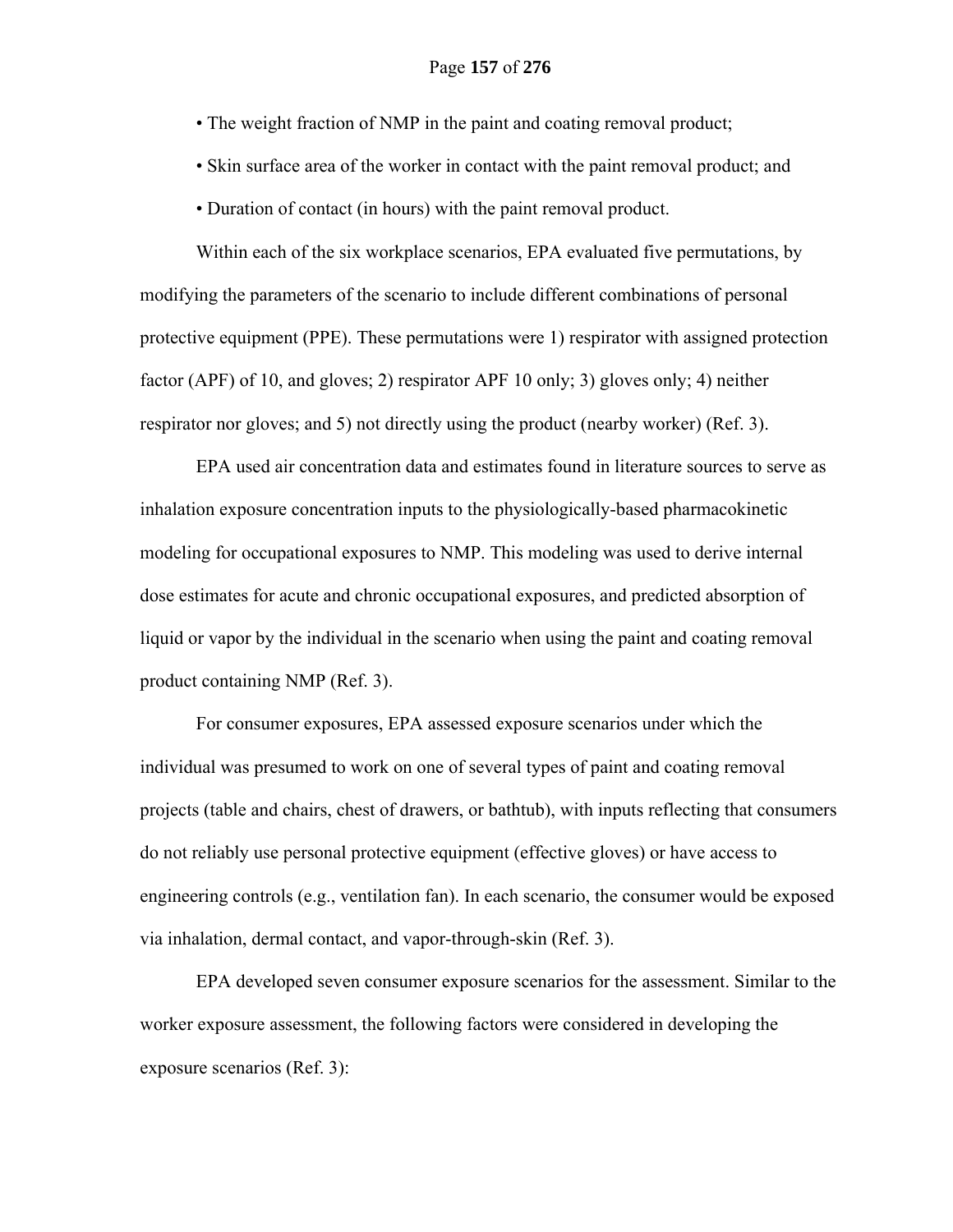- The weight fraction of NMP in the paint and coating removal product;
- Skin surface area of the worker in contact with the paint removal product; and
- Duration of contact (in hours) with the paint removal product.

Within each of the six workplace scenarios, EPA evaluated five permutations, by modifying the parameters of the scenario to include different combinations of personal protective equipment (PPE). These permutations were 1) respirator with assigned protection factor (APF) of 10, and gloves; 2) respirator APF 10 only; 3) gloves only; 4) neither respirator nor gloves; and 5) not directly using the product (nearby worker) (Ref. 3).

EPA used air concentration data and estimates found in literature sources to serve as inhalation exposure concentration inputs to the physiologically-based pharmacokinetic modeling for occupational exposures to NMP. This modeling was used to derive internal dose estimates for acute and chronic occupational exposures, and predicted absorption of liquid or vapor by the individual in the scenario when using the paint and coating removal product containing NMP (Ref. 3).

For consumer exposures, EPA assessed exposure scenarios under which the individual was presumed to work on one of several types of paint and coating removal projects (table and chairs, chest of drawers, or bathtub), with inputs reflecting that consumers do not reliably use personal protective equipment (effective gloves) or have access to engineering controls (e.g., ventilation fan). In each scenario, the consumer would be exposed via inhalation, dermal contact, and vapor-through-skin (Ref. 3).

EPA developed seven consumer exposure scenarios for the assessment. Similar to the worker exposure assessment, the following factors were considered in developing the exposure scenarios (Ref. 3):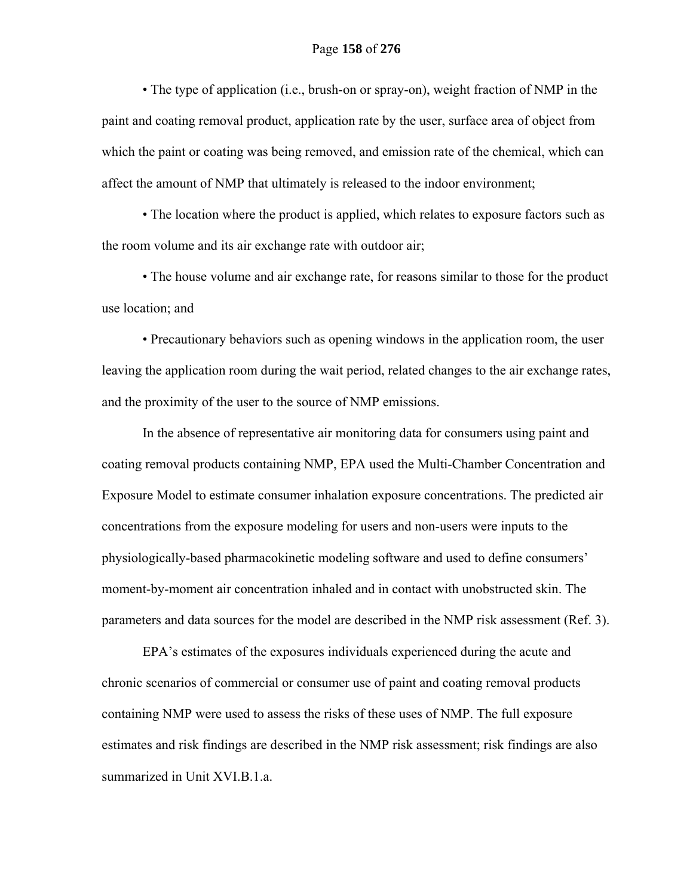• The type of application (i.e., brush-on or spray-on), weight fraction of NMP in the paint and coating removal product, application rate by the user, surface area of object from which the paint or coating was being removed, and emission rate of the chemical, which can affect the amount of NMP that ultimately is released to the indoor environment;

• The location where the product is applied, which relates to exposure factors such as the room volume and its air exchange rate with outdoor air;

• The house volume and air exchange rate, for reasons similar to those for the product use location; and

• Precautionary behaviors such as opening windows in the application room, the user leaving the application room during the wait period, related changes to the air exchange rates, and the proximity of the user to the source of NMP emissions.

In the absence of representative air monitoring data for consumers using paint and coating removal products containing NMP, EPA used the Multi-Chamber Concentration and Exposure Model to estimate consumer inhalation exposure concentrations. The predicted air concentrations from the exposure modeling for users and non-users were inputs to the physiologically-based pharmacokinetic modeling software and used to define consumers' moment-by-moment air concentration inhaled and in contact with unobstructed skin. The parameters and data sources for the model are described in the NMP risk assessment (Ref. 3).

EPA's estimates of the exposures individuals experienced during the acute and chronic scenarios of commercial or consumer use of paint and coating removal products containing NMP were used to assess the risks of these uses of NMP. The full exposure estimates and risk findings are described in the NMP risk assessment; risk findings are also summarized in Unit XVI.B.1.a.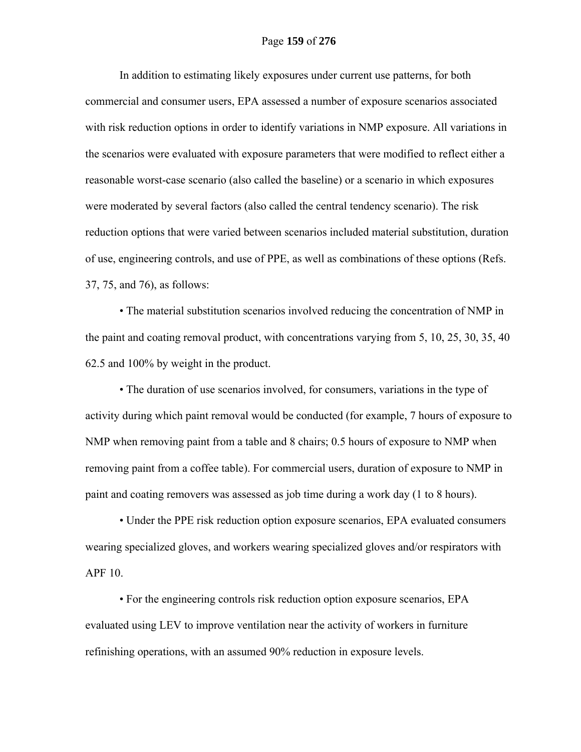In addition to estimating likely exposures under current use patterns, for both commercial and consumer users, EPA assessed a number of exposure scenarios associated with risk reduction options in order to identify variations in NMP exposure. All variations in the scenarios were evaluated with exposure parameters that were modified to reflect either a reasonable worst-case scenario (also called the baseline) or a scenario in which exposures were moderated by several factors (also called the central tendency scenario). The risk reduction options that were varied between scenarios included material substitution, duration of use, engineering controls, and use of PPE, as well as combinations of these options (Refs. 37, 75, and 76), as follows:

• The material substitution scenarios involved reducing the concentration of NMP in the paint and coating removal product, with concentrations varying from 5, 10, 25, 30, 35, 40 62.5 and 100% by weight in the product.

• The duration of use scenarios involved, for consumers, variations in the type of activity during which paint removal would be conducted (for example, 7 hours of exposure to NMP when removing paint from a table and 8 chairs; 0.5 hours of exposure to NMP when removing paint from a coffee table). For commercial users, duration of exposure to NMP in paint and coating removers was assessed as job time during a work day (1 to 8 hours).

• Under the PPE risk reduction option exposure scenarios, EPA evaluated consumers wearing specialized gloves, and workers wearing specialized gloves and/or respirators with APF 10.

• For the engineering controls risk reduction option exposure scenarios, EPA evaluated using LEV to improve ventilation near the activity of workers in furniture refinishing operations, with an assumed 90% reduction in exposure levels.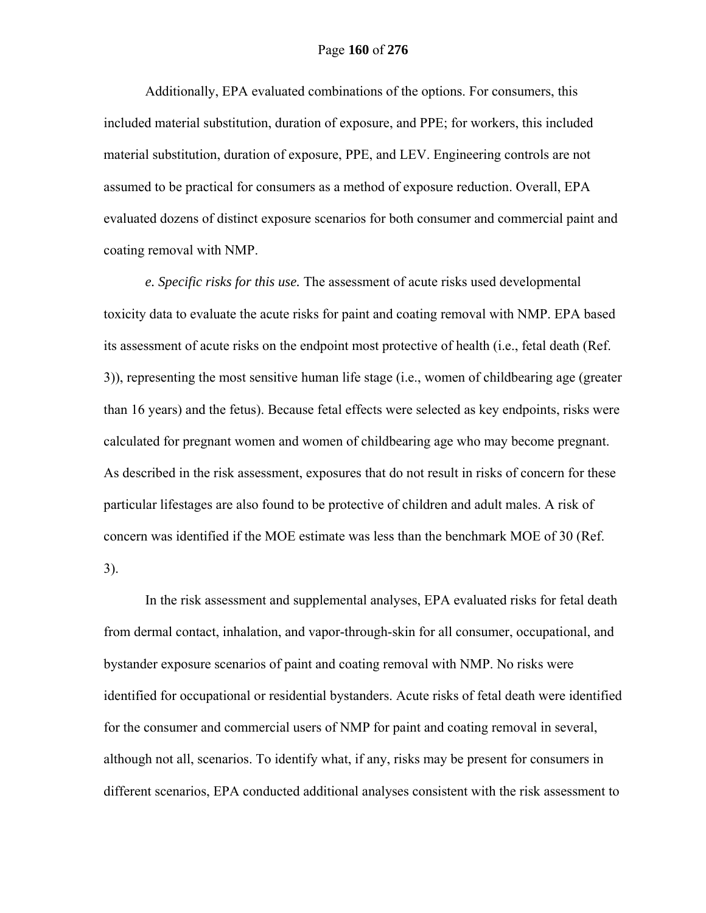Additionally, EPA evaluated combinations of the options. For consumers, this included material substitution, duration of exposure, and PPE; for workers, this included material substitution, duration of exposure, PPE, and LEV. Engineering controls are not assumed to be practical for consumers as a method of exposure reduction. Overall, EPA evaluated dozens of distinct exposure scenarios for both consumer and commercial paint and coating removal with NMP.

*e. Specific risks for this use.* The assessment of acute risks used developmental toxicity data to evaluate the acute risks for paint and coating removal with NMP. EPA based its assessment of acute risks on the endpoint most protective of health (i.e., fetal death (Ref. 3)), representing the most sensitive human life stage (i.e., women of childbearing age (greater than 16 years) and the fetus). Because fetal effects were selected as key endpoints, risks were calculated for pregnant women and women of childbearing age who may become pregnant. As described in the risk assessment, exposures that do not result in risks of concern for these particular lifestages are also found to be protective of children and adult males. A risk of concern was identified if the MOE estimate was less than the benchmark MOE of 30 (Ref. 3).

In the risk assessment and supplemental analyses, EPA evaluated risks for fetal death from dermal contact, inhalation, and vapor-through-skin for all consumer, occupational, and bystander exposure scenarios of paint and coating removal with NMP. No risks were identified for occupational or residential bystanders. Acute risks of fetal death were identified for the consumer and commercial users of NMP for paint and coating removal in several, although not all, scenarios. To identify what, if any, risks may be present for consumers in different scenarios, EPA conducted additional analyses consistent with the risk assessment to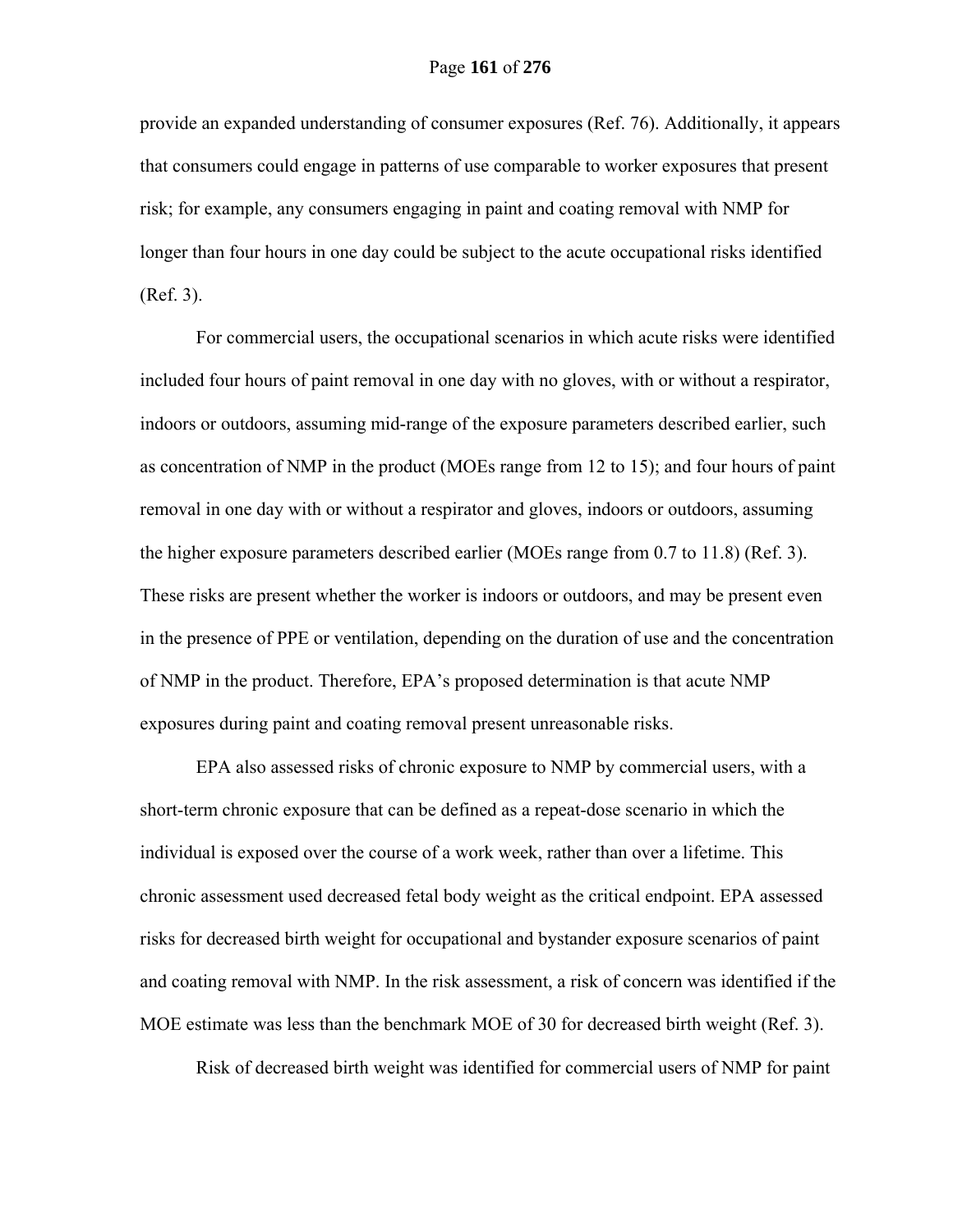provide an expanded understanding of consumer exposures (Ref. 76). Additionally, it appears that consumers could engage in patterns of use comparable to worker exposures that present risk; for example, any consumers engaging in paint and coating removal with NMP for longer than four hours in one day could be subject to the acute occupational risks identified (Ref. 3).

For commercial users, the occupational scenarios in which acute risks were identified included four hours of paint removal in one day with no gloves, with or without a respirator, indoors or outdoors, assuming mid-range of the exposure parameters described earlier, such as concentration of NMP in the product (MOEs range from 12 to 15); and four hours of paint removal in one day with or without a respirator and gloves, indoors or outdoors, assuming the higher exposure parameters described earlier (MOEs range from 0.7 to 11.8) (Ref. 3). These risks are present whether the worker is indoors or outdoors, and may be present even in the presence of PPE or ventilation, depending on the duration of use and the concentration of NMP in the product. Therefore, EPA's proposed determination is that acute NMP exposures during paint and coating removal present unreasonable risks.

EPA also assessed risks of chronic exposure to NMP by commercial users, with a short-term chronic exposure that can be defined as a repeat-dose scenario in which the individual is exposed over the course of a work week, rather than over a lifetime. This chronic assessment used decreased fetal body weight as the critical endpoint. EPA assessed risks for decreased birth weight for occupational and bystander exposure scenarios of paint and coating removal with NMP. In the risk assessment, a risk of concern was identified if the MOE estimate was less than the benchmark MOE of 30 for decreased birth weight (Ref. 3).

Risk of decreased birth weight was identified for commercial users of NMP for paint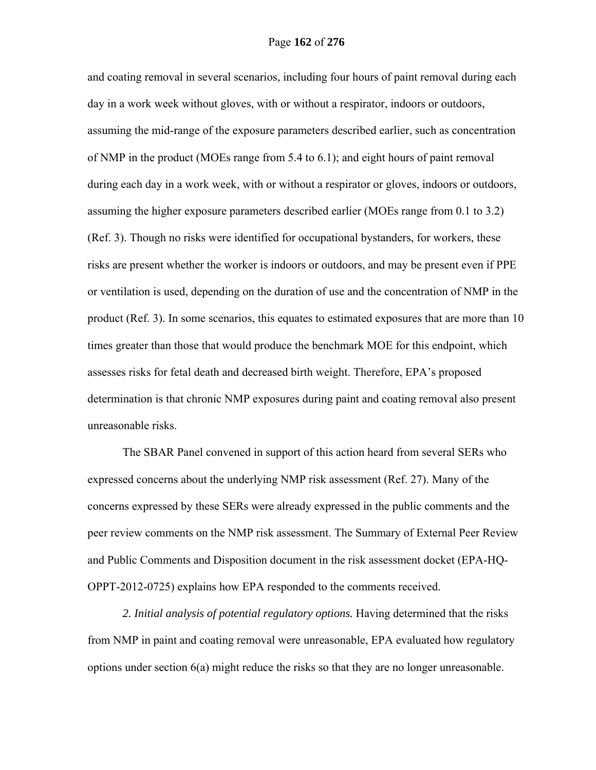and coating removal in several scenarios, including four hours of paint removal during each day in a work week without gloves, with or without a respirator, indoors or outdoors, assuming the mid-range of the exposure parameters described earlier, such as concentration of NMP in the product (MOEs range from 5.4 to 6.1); and eight hours of paint removal during each day in a work week, with or without a respirator or gloves, indoors or outdoors, assuming the higher exposure parameters described earlier (MOEs range from 0.1 to 3.2) (Ref. 3). Though no risks were identified for occupational bystanders, for workers, these risks are present whether the worker is indoors or outdoors, and may be present even if PPE or ventilation is used, depending on the duration of use and the concentration of NMP in the product (Ref. 3). In some scenarios, this equates to estimated exposures that are more than 10 times greater than those that would produce the benchmark MOE for this endpoint, which assesses risks for fetal death and decreased birth weight. Therefore, EPA's proposed determination is that chronic NMP exposures during paint and coating removal also present unreasonable risks.

The SBAR Panel convened in support of this action heard from several SERs who expressed concerns about the underlying NMP risk assessment (Ref. 27). Many of the concerns expressed by these SERs were already expressed in the public comments and the peer review comments on the NMP risk assessment. The Summary of External Peer Review and Public Comments and Disposition document in the risk assessment docket (EPA-HQ-OPPT-2012-0725) explains how EPA responded to the comments received.

*2. Initial analysis of potential regulatory options.* Having determined that the risks from NMP in paint and coating removal were unreasonable, EPA evaluated how regulatory options under section 6(a) might reduce the risks so that they are no longer unreasonable.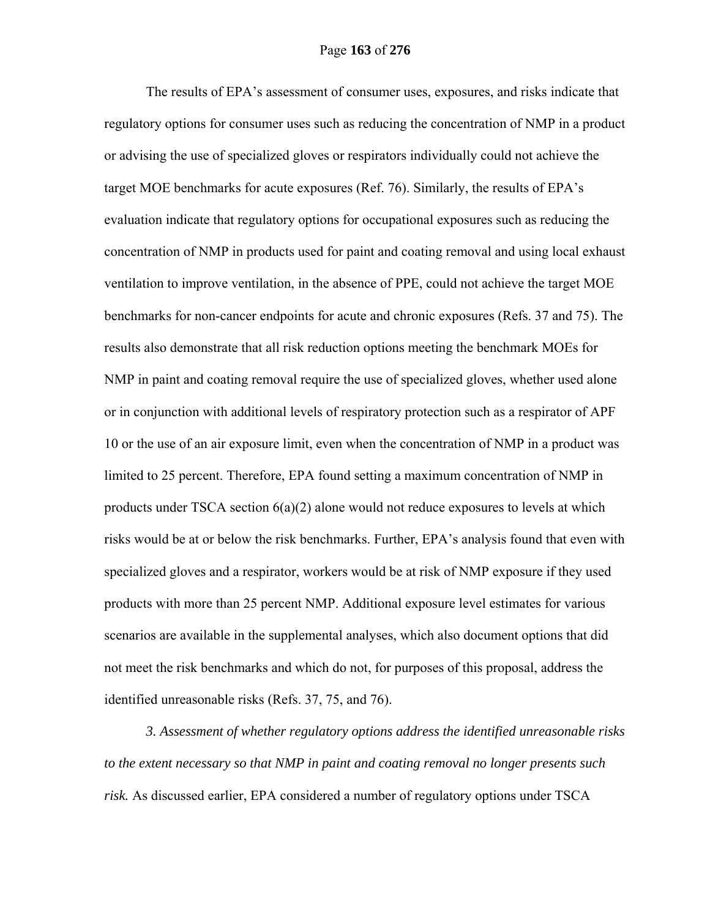The results of EPA's assessment of consumer uses, exposures, and risks indicate that regulatory options for consumer uses such as reducing the concentration of NMP in a product or advising the use of specialized gloves or respirators individually could not achieve the target MOE benchmarks for acute exposures (Ref. 76). Similarly, the results of EPA's evaluation indicate that regulatory options for occupational exposures such as reducing the concentration of NMP in products used for paint and coating removal and using local exhaust ventilation to improve ventilation, in the absence of PPE, could not achieve the target MOE benchmarks for non-cancer endpoints for acute and chronic exposures (Refs. 37 and 75). The results also demonstrate that all risk reduction options meeting the benchmark MOEs for NMP in paint and coating removal require the use of specialized gloves, whether used alone or in conjunction with additional levels of respiratory protection such as a respirator of APF 10 or the use of an air exposure limit, even when the concentration of NMP in a product was limited to 25 percent. Therefore, EPA found setting a maximum concentration of NMP in products under TSCA section 6(a)(2) alone would not reduce exposures to levels at which risks would be at or below the risk benchmarks. Further, EPA's analysis found that even with specialized gloves and a respirator, workers would be at risk of NMP exposure if they used products with more than 25 percent NMP. Additional exposure level estimates for various scenarios are available in the supplemental analyses, which also document options that did not meet the risk benchmarks and which do not, for purposes of this proposal, address the identified unreasonable risks (Refs. 37, 75, and 76).

*3. Assessment of whether regulatory options address the identified unreasonable risks to the extent necessary so that NMP in paint and coating removal no longer presents such risk.* As discussed earlier, EPA considered a number of regulatory options under TSCA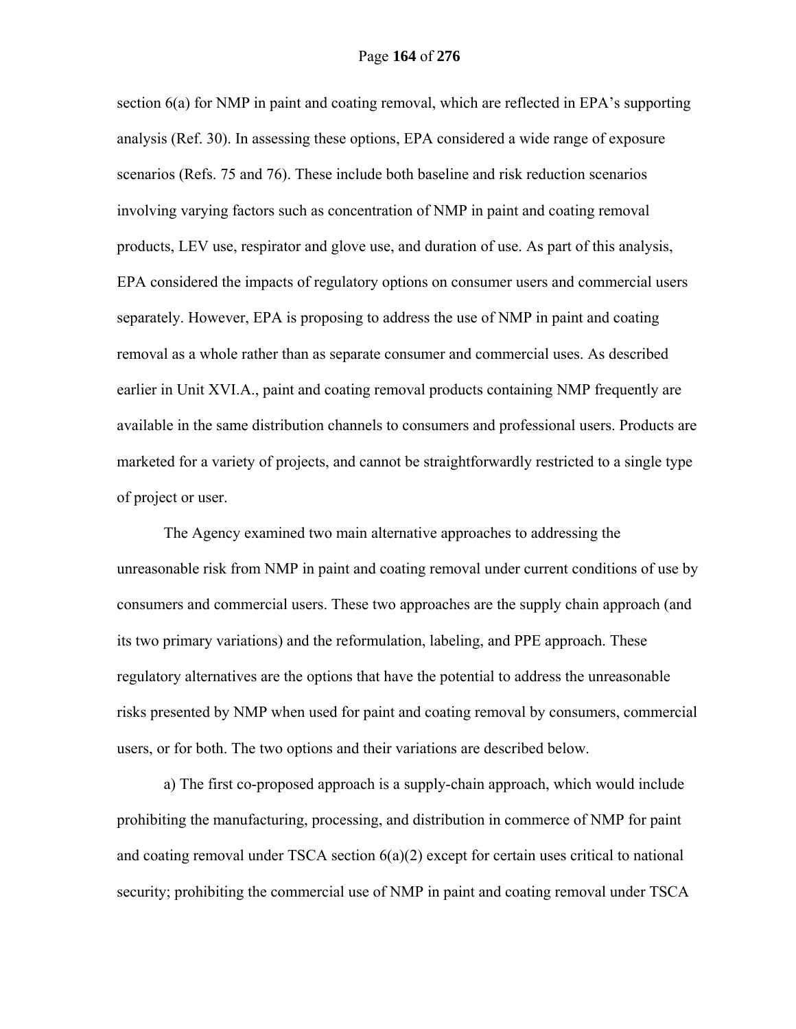section 6(a) for NMP in paint and coating removal, which are reflected in EPA's supporting analysis (Ref. 30). In assessing these options, EPA considered a wide range of exposure scenarios (Refs. 75 and 76). These include both baseline and risk reduction scenarios involving varying factors such as concentration of NMP in paint and coating removal products, LEV use, respirator and glove use, and duration of use. As part of this analysis, EPA considered the impacts of regulatory options on consumer users and commercial users separately. However, EPA is proposing to address the use of NMP in paint and coating removal as a whole rather than as separate consumer and commercial uses. As described earlier in Unit XVI.A., paint and coating removal products containing NMP frequently are available in the same distribution channels to consumers and professional users. Products are marketed for a variety of projects, and cannot be straightforwardly restricted to a single type of project or user.

The Agency examined two main alternative approaches to addressing the unreasonable risk from NMP in paint and coating removal under current conditions of use by consumers and commercial users. These two approaches are the supply chain approach (and its two primary variations) and the reformulation, labeling, and PPE approach. These regulatory alternatives are the options that have the potential to address the unreasonable risks presented by NMP when used for paint and coating removal by consumers, commercial users, or for both. The two options and their variations are described below.

a) The first co-proposed approach is a supply-chain approach, which would include prohibiting the manufacturing, processing, and distribution in commerce of NMP for paint and coating removal under TSCA section 6(a)(2) except for certain uses critical to national security; prohibiting the commercial use of NMP in paint and coating removal under TSCA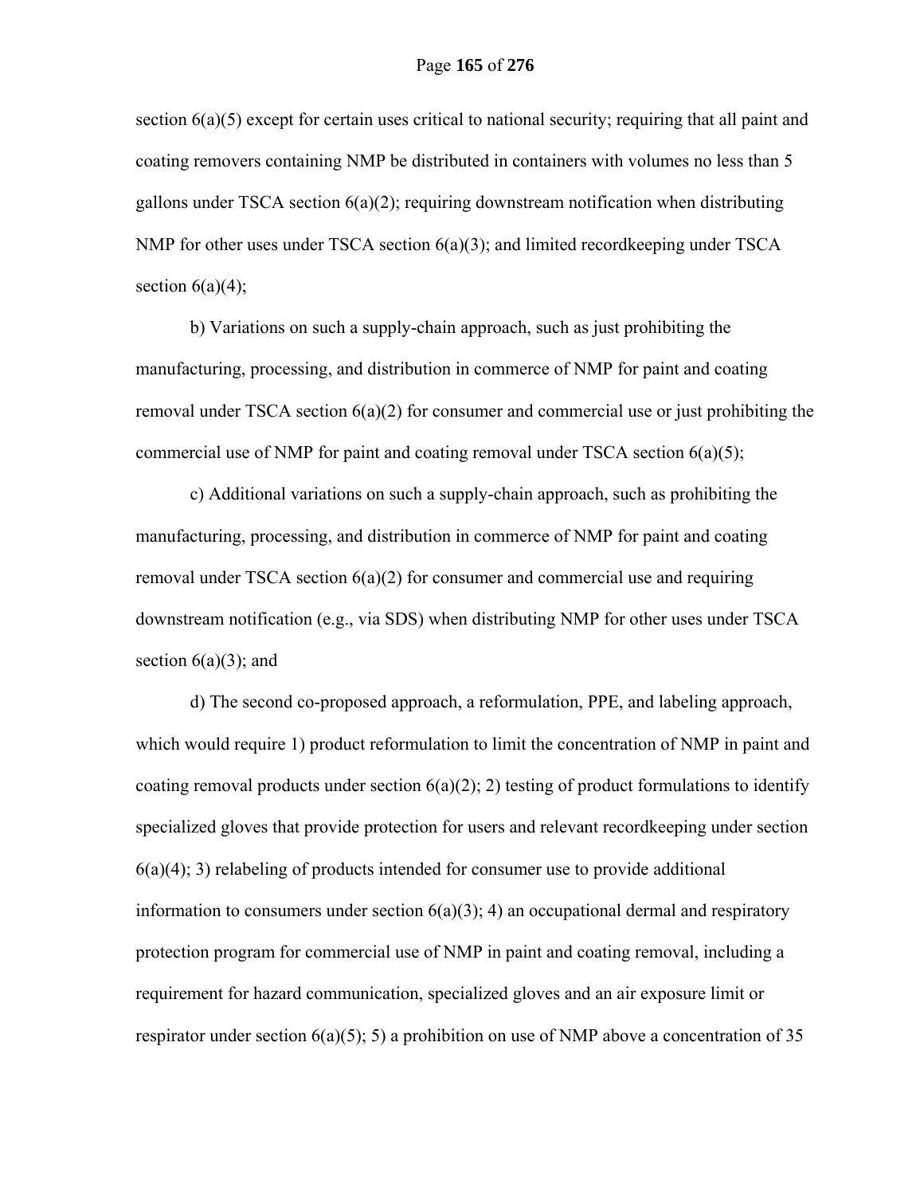section 6(a)(5) except for certain uses critical to national security; requiring that all paint and coating removers containing NMP be distributed in containers with volumes no less than 5 gallons under TSCA section 6(a)(2); requiring downstream notification when distributing NMP for other uses under TSCA section 6(a)(3); and limited recordkeeping under TSCA section 6(a)(4);

b) Variations on such a supply-chain approach, such as just prohibiting the manufacturing, processing, and distribution in commerce of NMP for paint and coating removal under TSCA section 6(a)(2) for consumer and commercial use or just prohibiting the commercial use of NMP for paint and coating removal under TSCA section 6(a)(5);

c) Additional variations on such a supply-chain approach, such as prohibiting the manufacturing, processing, and distribution in commerce of NMP for paint and coating removal under TSCA section 6(a)(2) for consumer and commercial use and requiring downstream notification (e.g., via SDS) when distributing NMP for other uses under TSCA section 6(a)(3); and

d) The second co-proposed approach, a reformulation, PPE, and labeling approach, which would require 1) product reformulation to limit the concentration of NMP in paint and coating removal products under section 6(a)(2); 2) testing of product formulations to identify specialized gloves that provide protection for users and relevant recordkeeping under section 6(a)(4); 3) relabeling of products intended for consumer use to provide additional information to consumers under section 6(a)(3); 4) an occupational dermal and respiratory protection program for commercial use of NMP in paint and coating removal, including a requirement for hazard communication, specialized gloves and an air exposure limit or respirator under section 6(a)(5); 5) a prohibition on use of NMP above a concentration of 35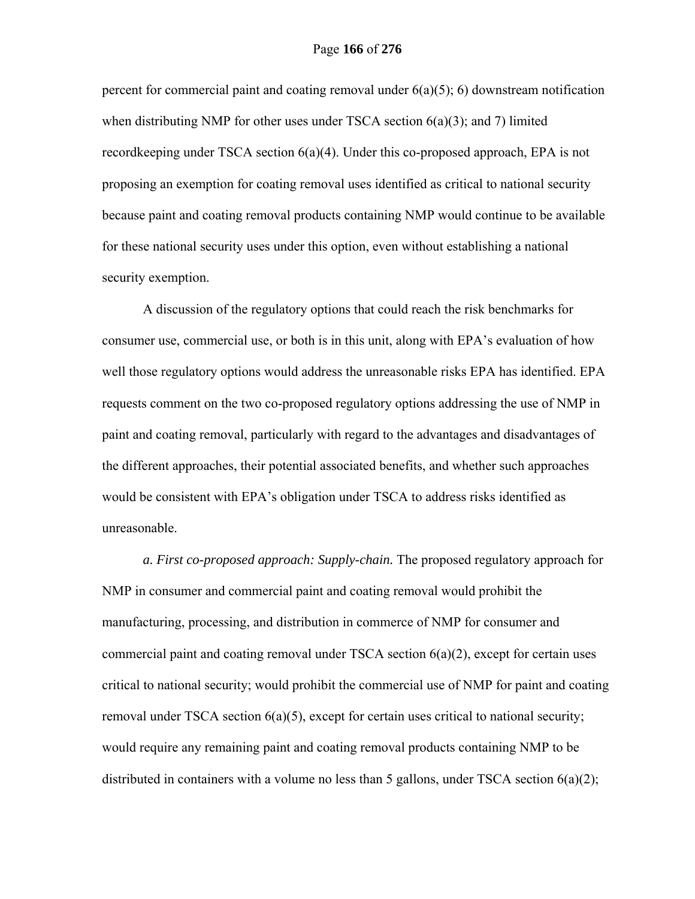percent for commercial paint and coating removal under 6(a)(5); 6) downstream notification when distributing NMP for other uses under TSCA section 6(a)(3); and 7) limited recordkeeping under TSCA section 6(a)(4). Under this co-proposed approach, EPA is not proposing an exemption for coating removal uses identified as critical to national security because paint and coating removal products containing NMP would continue to be available for these national security uses under this option, even without establishing a national security exemption.

A discussion of the regulatory options that could reach the risk benchmarks for consumer use, commercial use, or both is in this unit, along with EPA's evaluation of how well those regulatory options would address the unreasonable risks EPA has identified. EPA requests comment on the two co-proposed regulatory options addressing the use of NMP in paint and coating removal, particularly with regard to the advantages and disadvantages of the different approaches, their potential associated benefits, and whether such approaches would be consistent with EPA's obligation under TSCA to address risks identified as unreasonable.

*a. First co-proposed approach: Supply-chain.* The proposed regulatory approach for NMP in consumer and commercial paint and coating removal would prohibit the manufacturing, processing, and distribution in commerce of NMP for consumer and commercial paint and coating removal under TSCA section 6(a)(2), except for certain uses critical to national security; would prohibit the commercial use of NMP for paint and coating removal under TSCA section 6(a)(5), except for certain uses critical to national security; would require any remaining paint and coating removal products containing NMP to be distributed in containers with a volume no less than 5 gallons, under TSCA section 6(a)(2);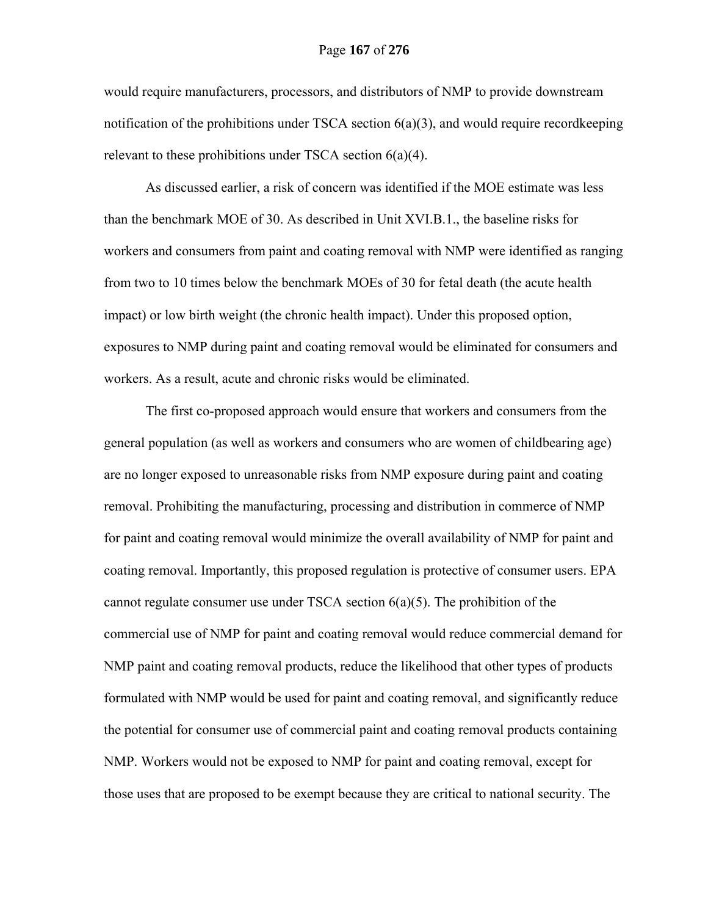would require manufacturers, processors, and distributors of NMP to provide downstream notification of the prohibitions under TSCA section 6(a)(3), and would require recordkeeping relevant to these prohibitions under TSCA section 6(a)(4).

As discussed earlier, a risk of concern was identified if the MOE estimate was less than the benchmark MOE of 30. As described in Unit XVI.B.1., the baseline risks for workers and consumers from paint and coating removal with NMP were identified as ranging from two to 10 times below the benchmark MOEs of 30 for fetal death (the acute health impact) or low birth weight (the chronic health impact). Under this proposed option, exposures to NMP during paint and coating removal would be eliminated for consumers and workers. As a result, acute and chronic risks would be eliminated.

The first co-proposed approach would ensure that workers and consumers from the general population (as well as workers and consumers who are women of childbearing age) are no longer exposed to unreasonable risks from NMP exposure during paint and coating removal. Prohibiting the manufacturing, processing and distribution in commerce of NMP for paint and coating removal would minimize the overall availability of NMP for paint and coating removal. Importantly, this proposed regulation is protective of consumer users. EPA cannot regulate consumer use under TSCA section 6(a)(5). The prohibition of the commercial use of NMP for paint and coating removal would reduce commercial demand for NMP paint and coating removal products, reduce the likelihood that other types of products formulated with NMP would be used for paint and coating removal, and significantly reduce the potential for consumer use of commercial paint and coating removal products containing NMP. Workers would not be exposed to NMP for paint and coating removal, except for those uses that are proposed to be exempt because they are critical to national security. The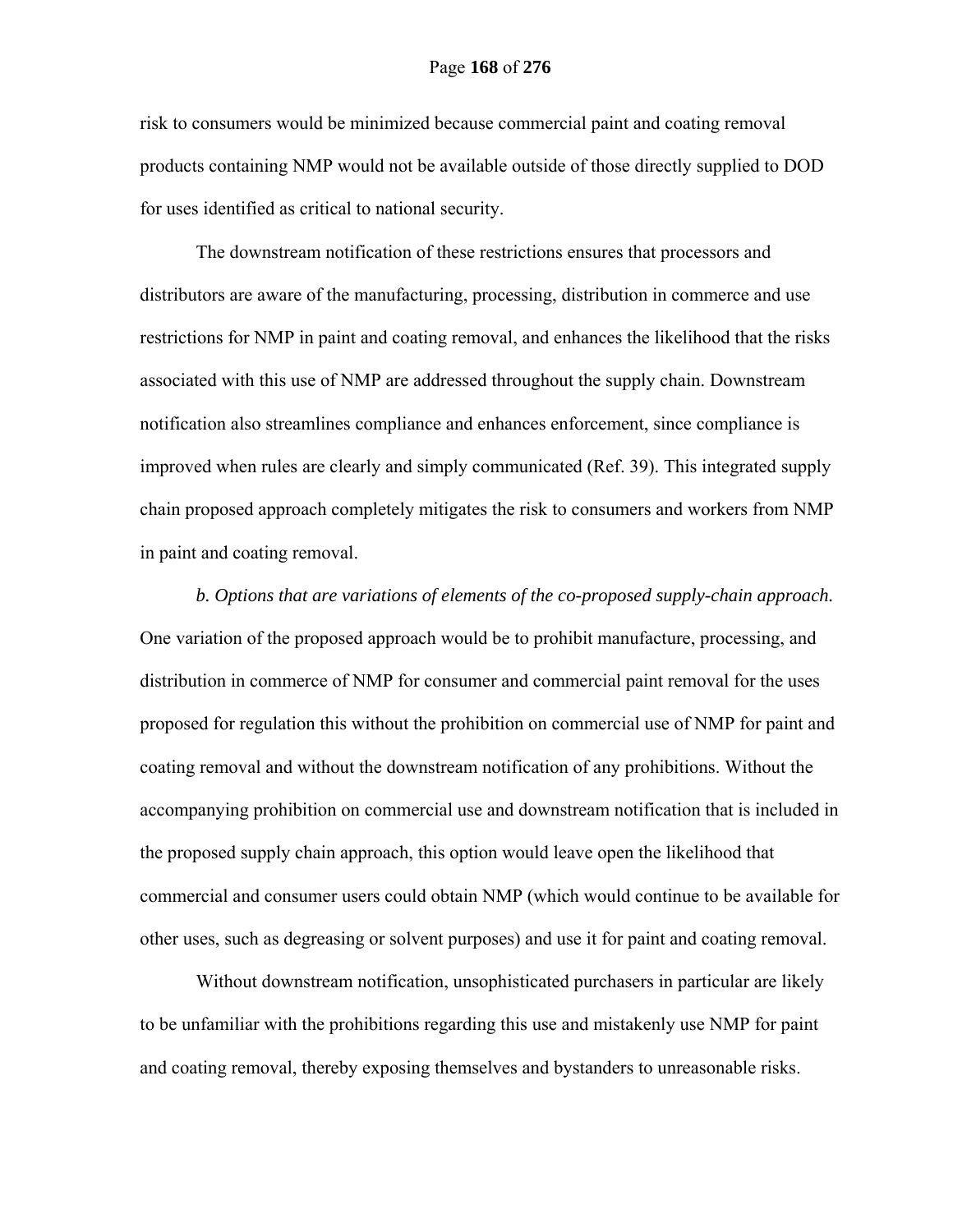risk to consumers would be minimized because commercial paint and coating removal products containing NMP would not be available outside of those directly supplied to DOD for uses identified as critical to national security.

The downstream notification of these restrictions ensures that processors and distributors are aware of the manufacturing, processing, distribution in commerce and use restrictions for NMP in paint and coating removal, and enhances the likelihood that the risks associated with this use of NMP are addressed throughout the supply chain. Downstream notification also streamlines compliance and enhances enforcement, since compliance is improved when rules are clearly and simply communicated (Ref. 39). This integrated supply chain proposed approach completely mitigates the risk to consumers and workers from NMP in paint and coating removal.

*b. Options that are variations of elements of the co-proposed supply-chain approach.* One variation of the proposed approach would be to prohibit manufacture, processing, and distribution in commerce of NMP for consumer and commercial paint removal for the uses proposed for regulation this without the prohibition on commercial use of NMP for paint and coating removal and without the downstream notification of any prohibitions. Without the accompanying prohibition on commercial use and downstream notification that is included in the proposed supply chain approach, this option would leave open the likelihood that commercial and consumer users could obtain NMP (which would continue to be available for other uses, such as degreasing or solvent purposes) and use it for paint and coating removal.

Without downstream notification, unsophisticated purchasers in particular are likely to be unfamiliar with the prohibitions regarding this use and mistakenly use NMP for paint and coating removal, thereby exposing themselves and bystanders to unreasonable risks.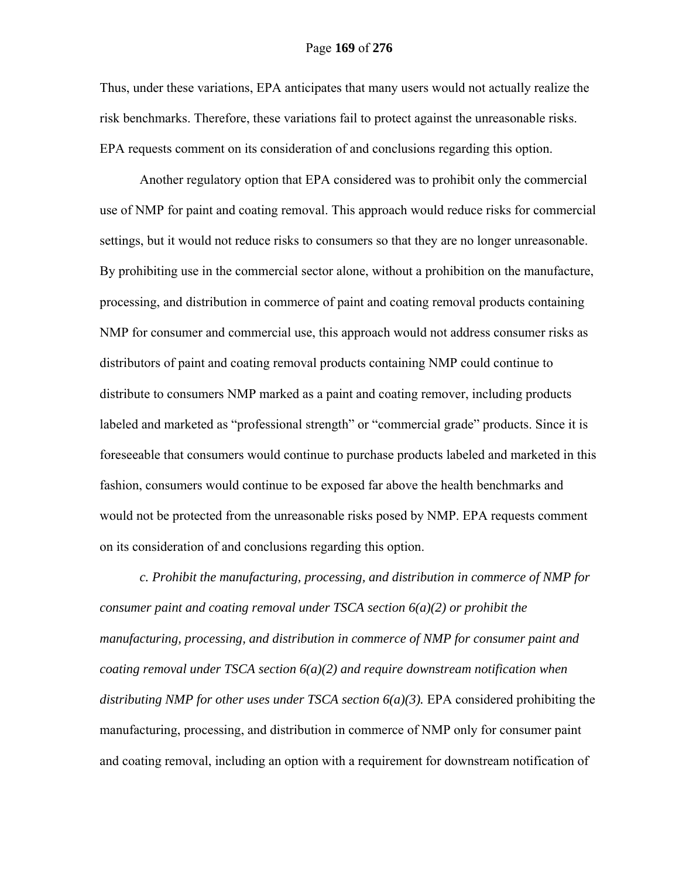Thus, under these variations, EPA anticipates that many users would not actually realize the risk benchmarks. Therefore, these variations fail to protect against the unreasonable risks. EPA requests comment on its consideration of and conclusions regarding this option.

Another regulatory option that EPA considered was to prohibit only the commercial use of NMP for paint and coating removal. This approach would reduce risks for commercial settings, but it would not reduce risks to consumers so that they are no longer unreasonable. By prohibiting use in the commercial sector alone, without a prohibition on the manufacture, processing, and distribution in commerce of paint and coating removal products containing NMP for consumer and commercial use, this approach would not address consumer risks as distributors of paint and coating removal products containing NMP could continue to distribute to consumers NMP marked as a paint and coating remover, including products labeled and marketed as "professional strength" or "commercial grade" products. Since it is foreseeable that consumers would continue to purchase products labeled and marketed in this fashion, consumers would continue to be exposed far above the health benchmarks and would not be protected from the unreasonable risks posed by NMP. EPA requests comment on its consideration of and conclusions regarding this option.

*c. Prohibit the manufacturing, processing, and distribution in commerce of NMP for consumer paint and coating removal under TSCA section 6(a)(2) or prohibit the manufacturing, processing, and distribution in commerce of NMP for consumer paint and coating removal under TSCA section 6(a)(2) and require downstream notification when distributing NMP for other uses under TSCA section 6(a)(3).* EPA considered prohibiting the manufacturing, processing, and distribution in commerce of NMP only for consumer paint and coating removal, including an option with a requirement for downstream notification of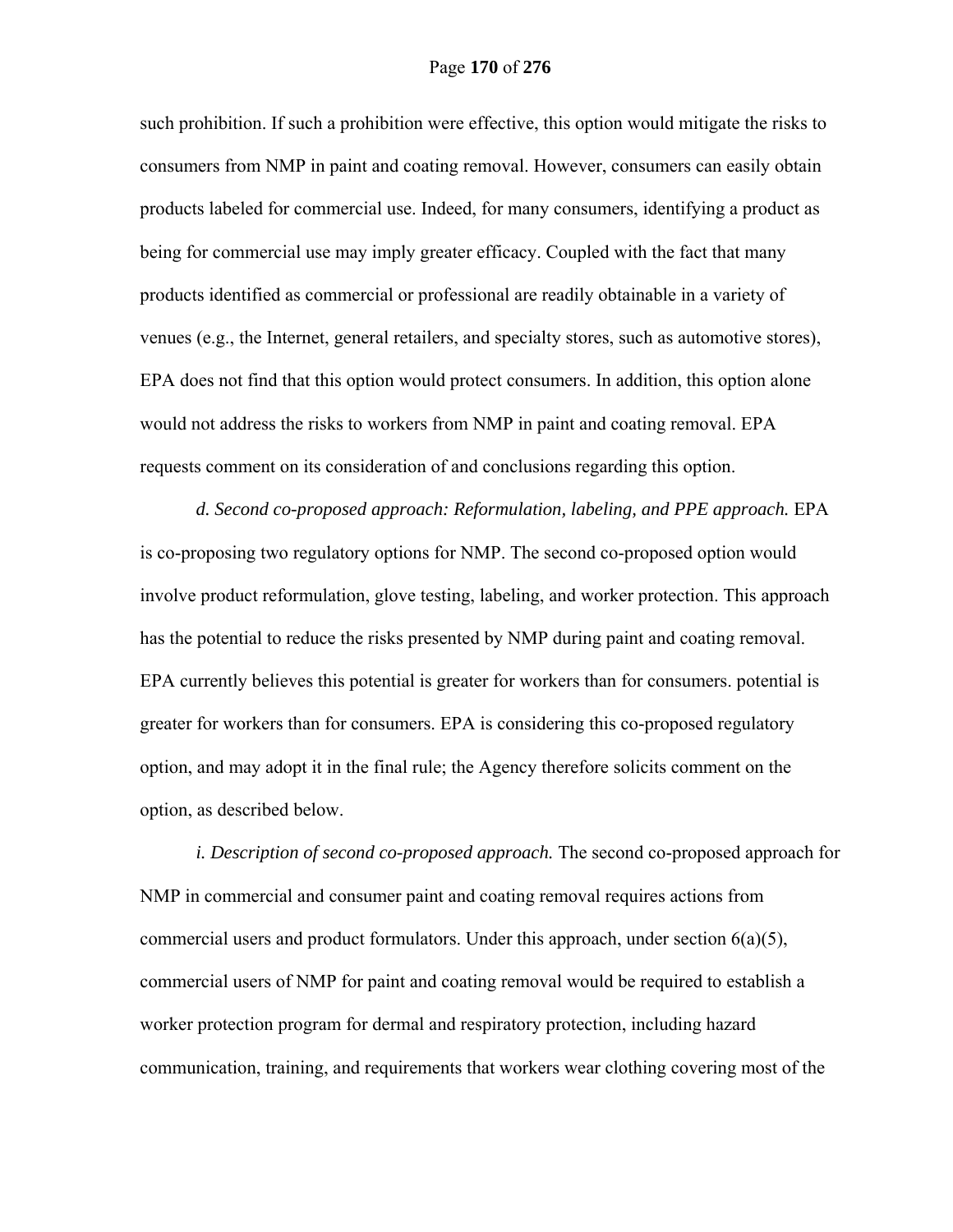such prohibition. If such a prohibition were effective, this option would mitigate the risks to consumers from NMP in paint and coating removal. However, consumers can easily obtain products labeled for commercial use. Indeed, for many consumers, identifying a product as being for commercial use may imply greater efficacy. Coupled with the fact that many products identified as commercial or professional are readily obtainable in a variety of venues (e.g., the Internet, general retailers, and specialty stores, such as automotive stores), EPA does not find that this option would protect consumers. In addition, this option alone would not address the risks to workers from NMP in paint and coating removal. EPA requests comment on its consideration of and conclusions regarding this option.

*d. Second co-proposed approach: Reformulation, labeling, and PPE approach.* EPA is co-proposing two regulatory options for NMP. The second co-proposed option would involve product reformulation, glove testing, labeling, and worker protection. This approach has the potential to reduce the risks presented by NMP during paint and coating removal. EPA currently believes this potential is greater for workers than for consumers. potential is greater for workers than for consumers. EPA is considering this co-proposed regulatory option, and may adopt it in the final rule; the Agency therefore solicits comment on the option, as described below.

*i. Description of second co-proposed approach.* The second co-proposed approach for NMP in commercial and consumer paint and coating removal requires actions from commercial users and product formulators. Under this approach, under section 6(a)(5), commercial users of NMP for paint and coating removal would be required to establish a worker protection program for dermal and respiratory protection, including hazard communication, training, and requirements that workers wear clothing covering most of the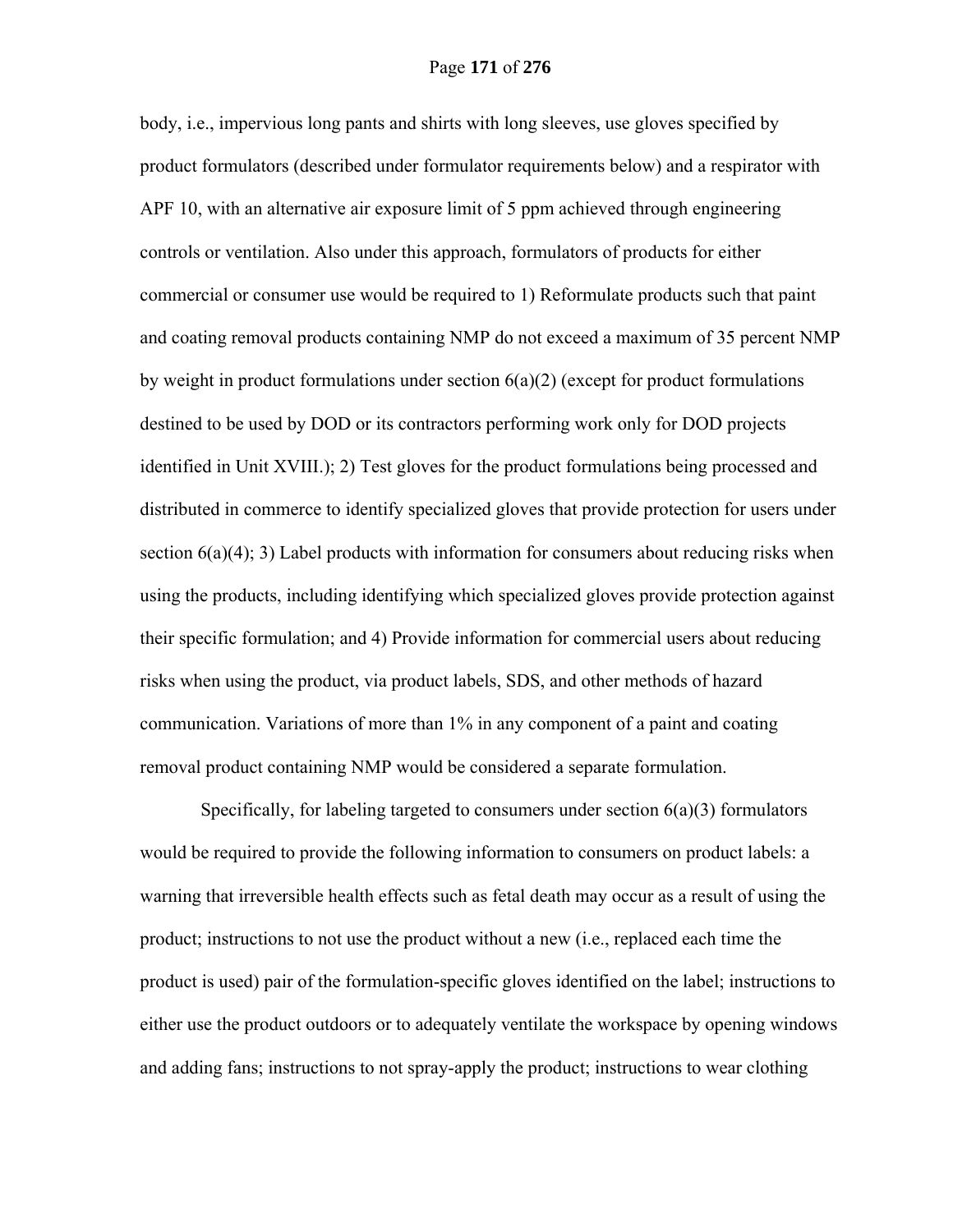body, i.e., impervious long pants and shirts with long sleeves, use gloves specified by product formulators (described under formulator requirements below) and a respirator with APF 10, with an alternative air exposure limit of 5 ppm achieved through engineering controls or ventilation. Also under this approach, formulators of products for either commercial or consumer use would be required to 1) Reformulate products such that paint and coating removal products containing NMP do not exceed a maximum of 35 percent NMP by weight in product formulations under section 6(a)(2) (except for product formulations destined to be used by DOD or its contractors performing work only for DOD projects identified in Unit XVIII.); 2) Test gloves for the product formulations being processed and distributed in commerce to identify specialized gloves that provide protection for users under section 6(a)(4); 3) Label products with information for consumers about reducing risks when using the products, including identifying which specialized gloves provide protection against their specific formulation; and 4) Provide information for commercial users about reducing risks when using the product, via product labels, SDS, and other methods of hazard communication. Variations of more than 1% in any component of a paint and coating removal product containing NMP would be considered a separate formulation.

Specifically, for labeling targeted to consumers under section 6(a)(3) formulators would be required to provide the following information to consumers on product labels: a warning that irreversible health effects such as fetal death may occur as a result of using the product; instructions to not use the product without a new (i.e., replaced each time the product is used) pair of the formulation-specific gloves identified on the label; instructions to either use the product outdoors or to adequately ventilate the workspace by opening windows and adding fans; instructions to not spray-apply the product; instructions to wear clothing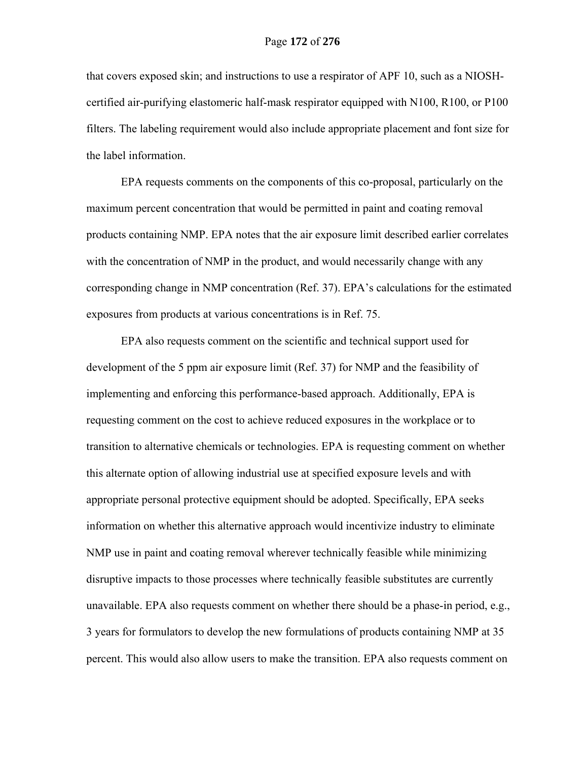that covers exposed skin; and instructions to use a respirator of APF 10, such as a NIOSH-certified air-purifying elastomeric half-mask respirator equipped with N100, R100, or P100 filters. The labeling requirement would also include appropriate placement and font size for the label information.

EPA requests comments on the components of this co-proposal, particularly on the maximum percent concentration that would be permitted in paint and coating removal products containing NMP. EPA notes that the air exposure limit described earlier correlates with the concentration of NMP in the product, and would necessarily change with any corresponding change in NMP concentration (Ref. 37). EPA's calculations for the estimated exposures from products at various concentrations is in Ref. 75.

EPA also requests comment on the scientific and technical support used for development of the 5 ppm air exposure limit (Ref. 37) for NMP and the feasibility of implementing and enforcing this performance-based approach. Additionally, EPA is requesting comment on the cost to achieve reduced exposures in the workplace or to transition to alternative chemicals or technologies. EPA is requesting comment on whether this alternate option of allowing industrial use at specified exposure levels and with appropriate personal protective equipment should be adopted. Specifically, EPA seeks information on whether this alternative approach would incentivize industry to eliminate NMP use in paint and coating removal wherever technically feasible while minimizing disruptive impacts to those processes where technically feasible substitutes are currently unavailable. EPA also requests comment on whether there should be a phase-in period, e.g., 3 years for formulators to develop the new formulations of products containing NMP at 35 percent. This would also allow users to make the transition. EPA also requests comment on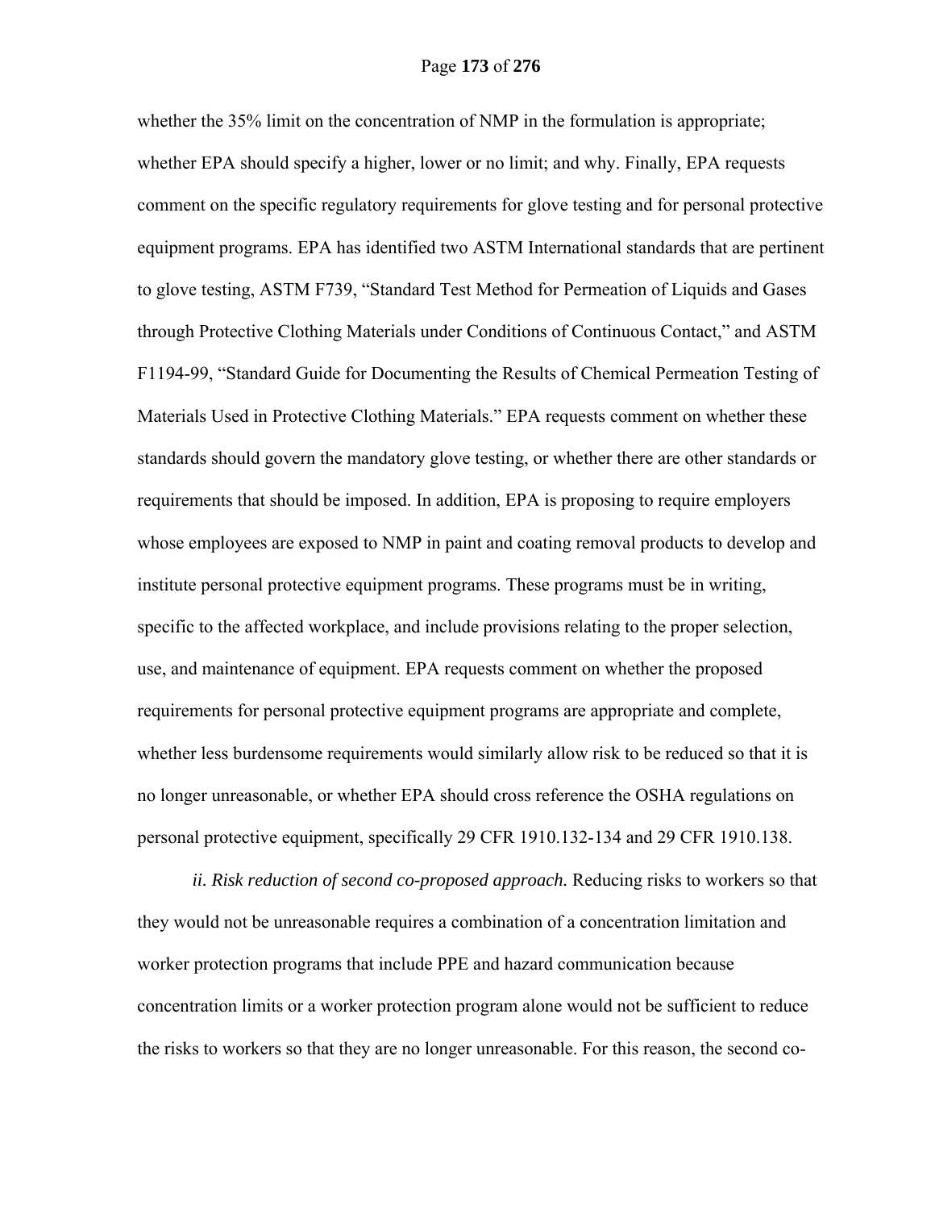whether the 35% limit on the concentration of NMP in the formulation is appropriate; whether EPA should specify a higher, lower or no limit; and why. Finally, EPA requests comment on the specific regulatory requirements for glove testing and for personal protective equipment programs. EPA has identified two ASTM International standards that are pertinent to glove testing, ASTM F739, "Standard Test Method for Permeation of Liquids and Gases through Protective Clothing Materials under Conditions of Continuous Contact," and ASTM F1194-99, "Standard Guide for Documenting the Results of Chemical Permeation Testing of Materials Used in Protective Clothing Materials." EPA requests comment on whether these standards should govern the mandatory glove testing, or whether there are other standards or requirements that should be imposed. In addition, EPA is proposing to require employers whose employees are exposed to NMP in paint and coating removal products to develop and institute personal protective equipment programs. These programs must be in writing, specific to the affected workplace, and include provisions relating to the proper selection, use, and maintenance of equipment. EPA requests comment on whether the proposed requirements for personal protective equipment programs are appropriate and complete, whether less burdensome requirements would similarly allow risk to be reduced so that it is no longer unreasonable, or whether EPA should cross reference the OSHA regulations on personal protective equipment, specifically 29 CFR 1910.132-134 and 29 CFR 1910.138.

*ii. Risk reduction of second co-proposed approach.* Reducing risks to workers so that they would not be unreasonable requires a combination of a concentration limitation and worker protection programs that include PPE and hazard communication because concentration limits or a worker protection program alone would not be sufficient to reduce the risks to workers so that they are no longer unreasonable. For this reason, the second co-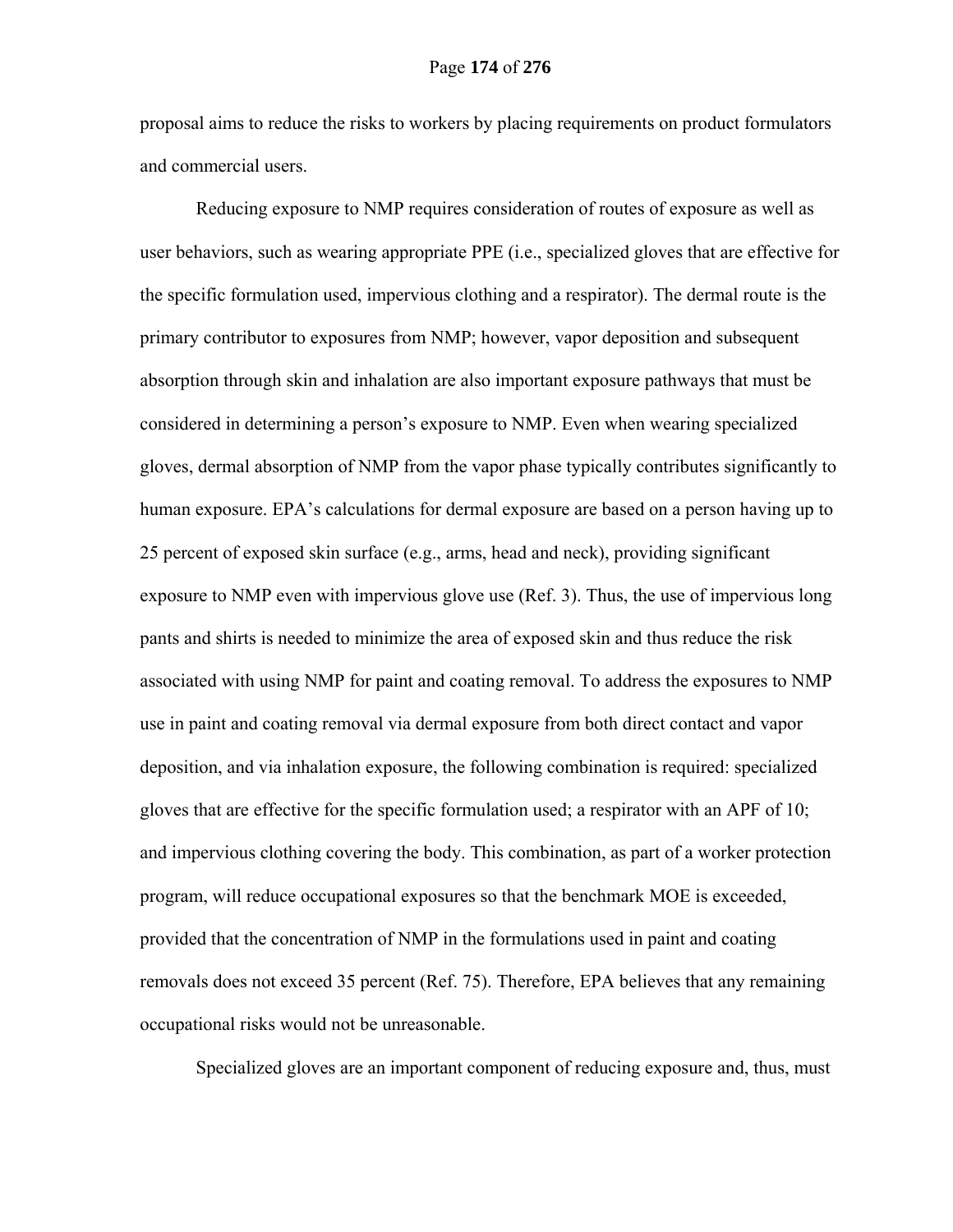proposal aims to reduce the risks to workers by placing requirements on product formulators and commercial users.

Reducing exposure to NMP requires consideration of routes of exposure as well as user behaviors, such as wearing appropriate PPE (i.e., specialized gloves that are effective for the specific formulation used, impervious clothing and a respirator). The dermal route is the primary contributor to exposures from NMP; however, vapor deposition and subsequent absorption through skin and inhalation are also important exposure pathways that must be considered in determining a person's exposure to NMP. Even when wearing specialized gloves, dermal absorption of NMP from the vapor phase typically contributes significantly to human exposure. EPA's calculations for dermal exposure are based on a person having up to 25 percent of exposed skin surface (e.g., arms, head and neck), providing significant exposure to NMP even with impervious glove use (Ref. 3). Thus, the use of impervious long pants and shirts is needed to minimize the area of exposed skin and thus reduce the risk associated with using NMP for paint and coating removal. To address the exposures to NMP use in paint and coating removal via dermal exposure from both direct contact and vapor deposition, and via inhalation exposure, the following combination is required: specialized gloves that are effective for the specific formulation used; a respirator with an APF of 10; and impervious clothing covering the body. This combination, as part of a worker protection program, will reduce occupational exposures so that the benchmark MOE is exceeded, provided that the concentration of NMP in the formulations used in paint and coating removals does not exceed 35 percent (Ref. 75). Therefore, EPA believes that any remaining occupational risks would not be unreasonable.

Specialized gloves are an important component of reducing exposure and, thus, must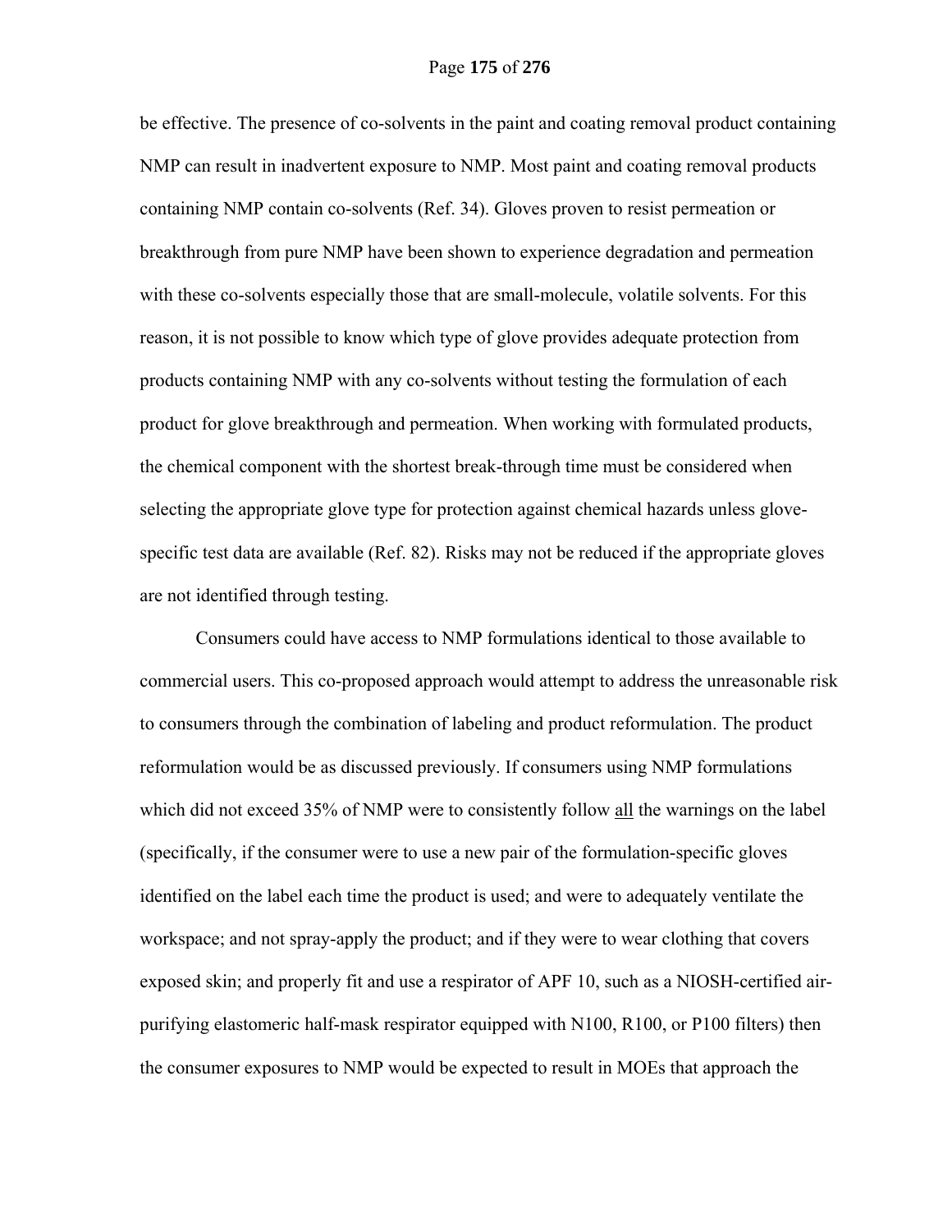be effective. The presence of co-solvents in the paint and coating removal product containing NMP can result in inadvertent exposure to NMP. Most paint and coating removal products containing NMP contain co-solvents (Ref. 34). Gloves proven to resist permeation or breakthrough from pure NMP have been shown to experience degradation and permeation with these co-solvents especially those that are small-molecule, volatile solvents. For this reason, it is not possible to know which type of glove provides adequate protection from products containing NMP with any co-solvents without testing the formulation of each product for glove breakthrough and permeation. When working with formulated products, the chemical component with the shortest break-through time must be considered when selecting the appropriate glove type for protection against chemical hazards unless glove-specific test data are available (Ref. 82). Risks may not be reduced if the appropriate gloves are not identified through testing.

Consumers could have access to NMP formulations identical to those available to commercial users. This co-proposed approach would attempt to address the unreasonable risk to consumers through the combination of labeling and product reformulation. The product reformulation would be as discussed previously. If consumers using NMP formulations which did not exceed 35% of NMP were to consistently follow <u>all</u> the warnings on the label (specifically, if the consumer were to use a new pair of the formulation-specific gloves identified on the label each time the product is used; and were to adequately ventilate the workspace; and not spray-apply the product; and if they were to wear clothing that covers exposed skin; and properly fit and use a respirator of APF 10, such as a NIOSH-certified air-purifying elastomeric half-mask respirator equipped with N100, R100, or P100 filters) then the consumer exposures to NMP would be expected to result in MOEs that approach the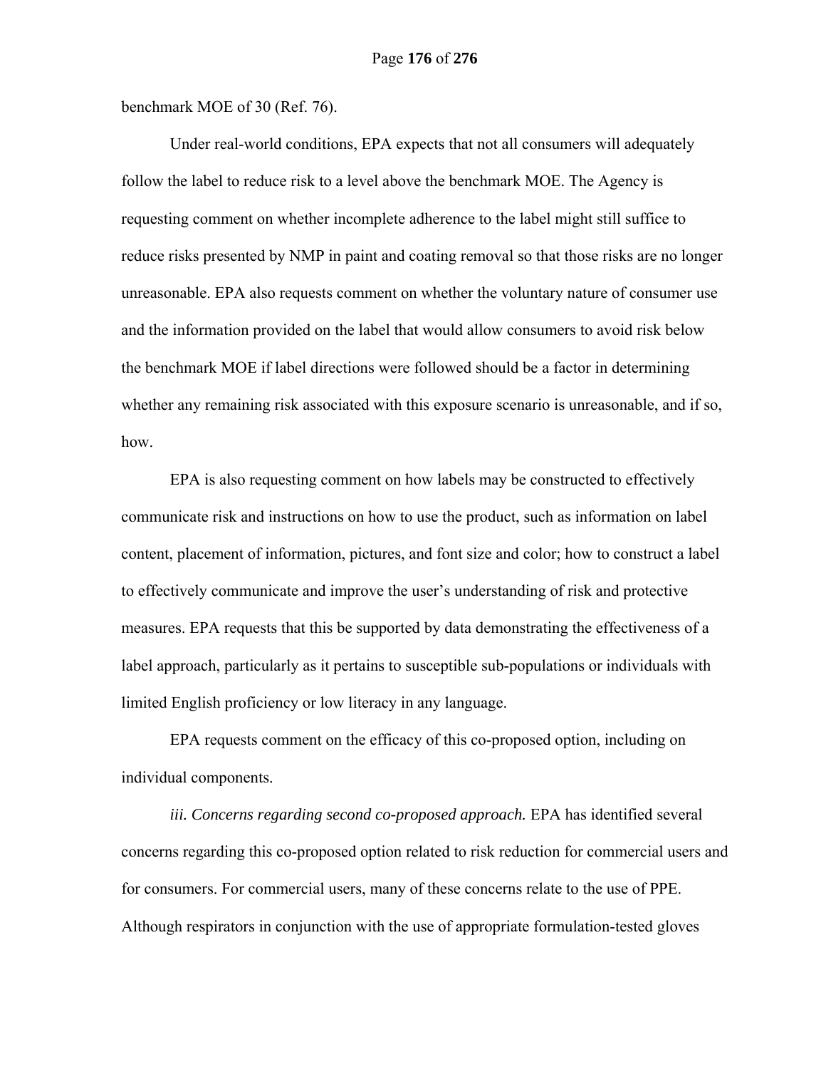benchmark MOE of 30 (Ref. 76).

Under real-world conditions, EPA expects that not all consumers will adequately follow the label to reduce risk to a level above the benchmark MOE. The Agency is requesting comment on whether incomplete adherence to the label might still suffice to reduce risks presented by NMP in paint and coating removal so that those risks are no longer unreasonable. EPA also requests comment on whether the voluntary nature of consumer use and the information provided on the label that would allow consumers to avoid risk below the benchmark MOE if label directions were followed should be a factor in determining whether any remaining risk associated with this exposure scenario is unreasonable, and if so, how.

EPA is also requesting comment on how labels may be constructed to effectively communicate risk and instructions on how to use the product, such as information on label content, placement of information, pictures, and font size and color; how to construct a label to effectively communicate and improve the user's understanding of risk and protective measures. EPA requests that this be supported by data demonstrating the effectiveness of a label approach, particularly as it pertains to susceptible sub-populations or individuals with limited English proficiency or low literacy in any language.

EPA requests comment on the efficacy of this co-proposed option, including on individual components.

*iii. Concerns regarding second co-proposed approach.* EPA has identified several concerns regarding this co-proposed option related to risk reduction for commercial users and for consumers. For commercial users, many of these concerns relate to the use of PPE. Although respirators in conjunction with the use of appropriate formulation-tested gloves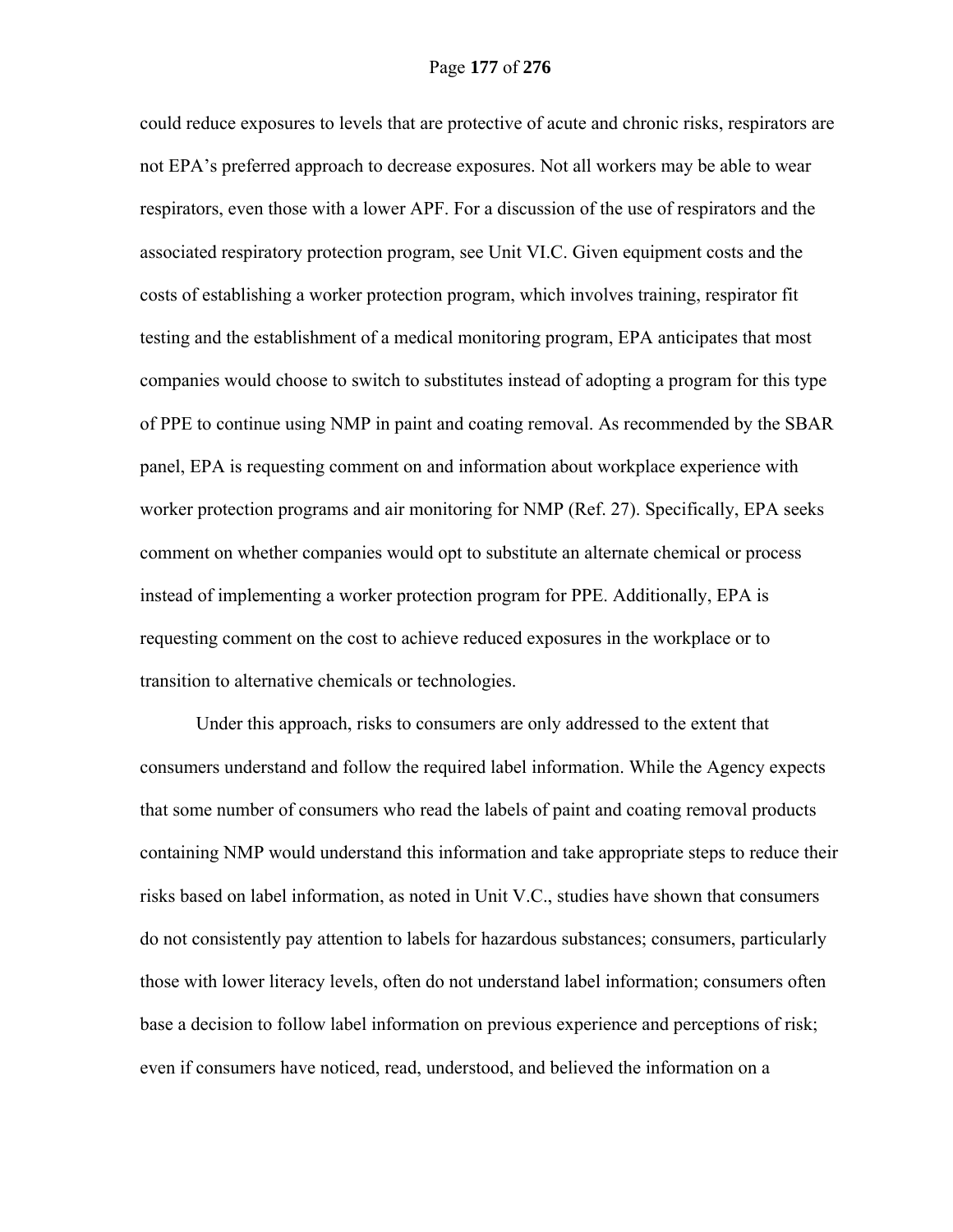could reduce exposures to levels that are protective of acute and chronic risks, respirators are not EPA's preferred approach to decrease exposures. Not all workers may be able to wear respirators, even those with a lower APF. For a discussion of the use of respirators and the associated respiratory protection program, see Unit VI.C. Given equipment costs and the costs of establishing a worker protection program, which involves training, respirator fit testing and the establishment of a medical monitoring program, EPA anticipates that most companies would choose to switch to substitutes instead of adopting a program for this type of PPE to continue using NMP in paint and coating removal. As recommended by the SBAR panel, EPA is requesting comment on and information about workplace experience with worker protection programs and air monitoring for NMP (Ref. 27). Specifically, EPA seeks comment on whether companies would opt to substitute an alternate chemical or process instead of implementing a worker protection program for PPE. Additionally, EPA is requesting comment on the cost to achieve reduced exposures in the workplace or to transition to alternative chemicals or technologies.

Under this approach, risks to consumers are only addressed to the extent that consumers understand and follow the required label information. While the Agency expects that some number of consumers who read the labels of paint and coating removal products containing NMP would understand this information and take appropriate steps to reduce their risks based on label information, as noted in Unit V.C., studies have shown that consumers do not consistently pay attention to labels for hazardous substances; consumers, particularly those with lower literacy levels, often do not understand label information; consumers often base a decision to follow label information on previous experience and perceptions of risk; even if consumers have noticed, read, understood, and believed the information on a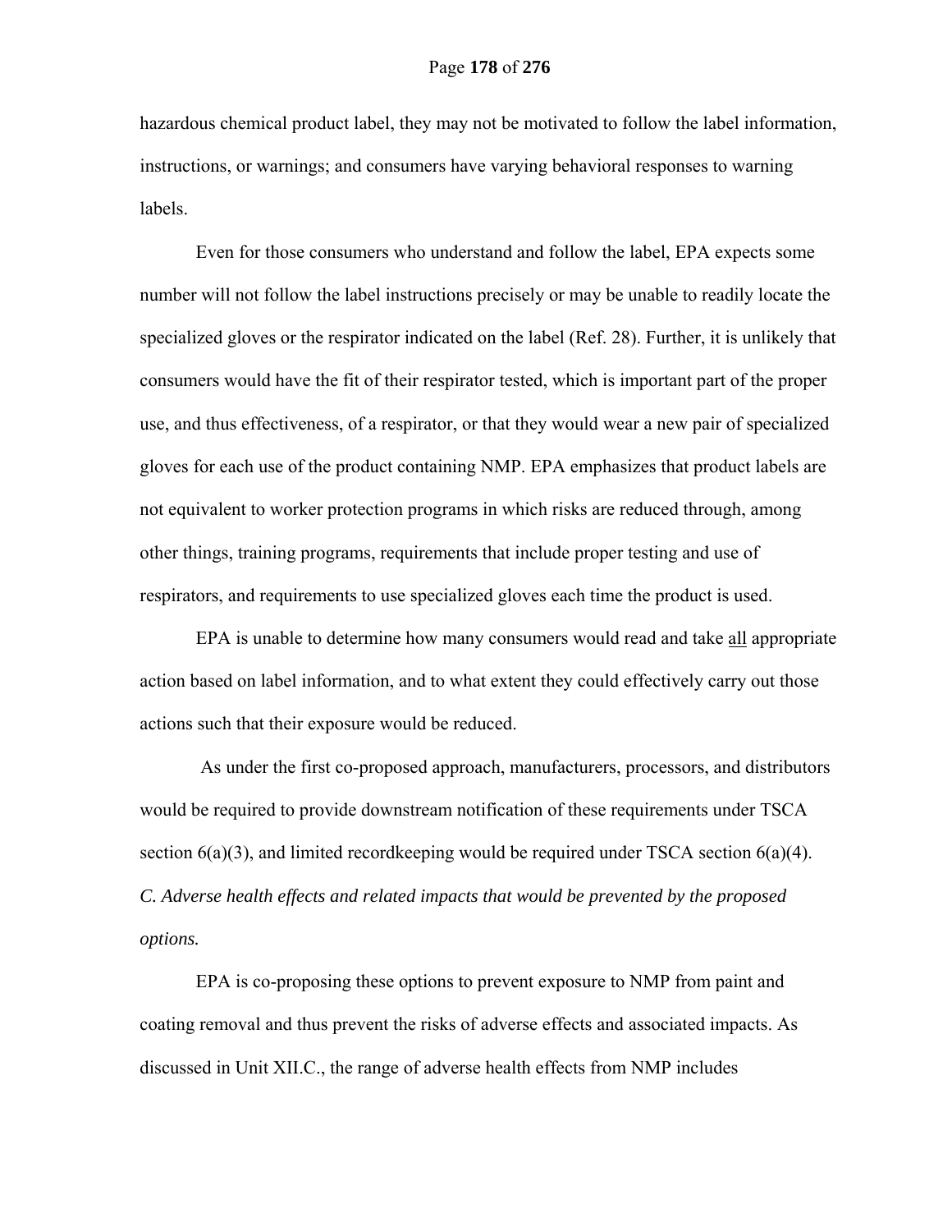hazardous chemical product label, they may not be motivated to follow the label information, instructions, or warnings; and consumers have varying behavioral responses to warning labels.

Even for those consumers who understand and follow the label, EPA expects some number will not follow the label instructions precisely or may be unable to readily locate the specialized gloves or the respirator indicated on the label (Ref. 28). Further, it is unlikely that consumers would have the fit of their respirator tested, which is important part of the proper use, and thus effectiveness, of a respirator, or that they would wear a new pair of specialized gloves for each use of the product containing NMP. EPA emphasizes that product labels are not equivalent to worker protection programs in which risks are reduced through, among other things, training programs, requirements that include proper testing and use of respirators, and requirements to use specialized gloves each time the product is used.

EPA is unable to determine how many consumers would read and take all appropriate action based on label information, and to what extent they could effectively carry out those actions such that their exposure would be reduced.

As under the first co-proposed approach, manufacturers, processors, and distributors would be required to provide downstream notification of these requirements under TSCA section 6(a)(3), and limited recordkeeping would be required under TSCA section 6(a)(4).

*C. Adverse health effects and related impacts that would be prevented by the proposed options.*

EPA is co-proposing these options to prevent exposure to NMP from paint and coating removal and thus prevent the risks of adverse effects and associated impacts. As discussed in Unit XII.C., the range of adverse health effects from NMP includes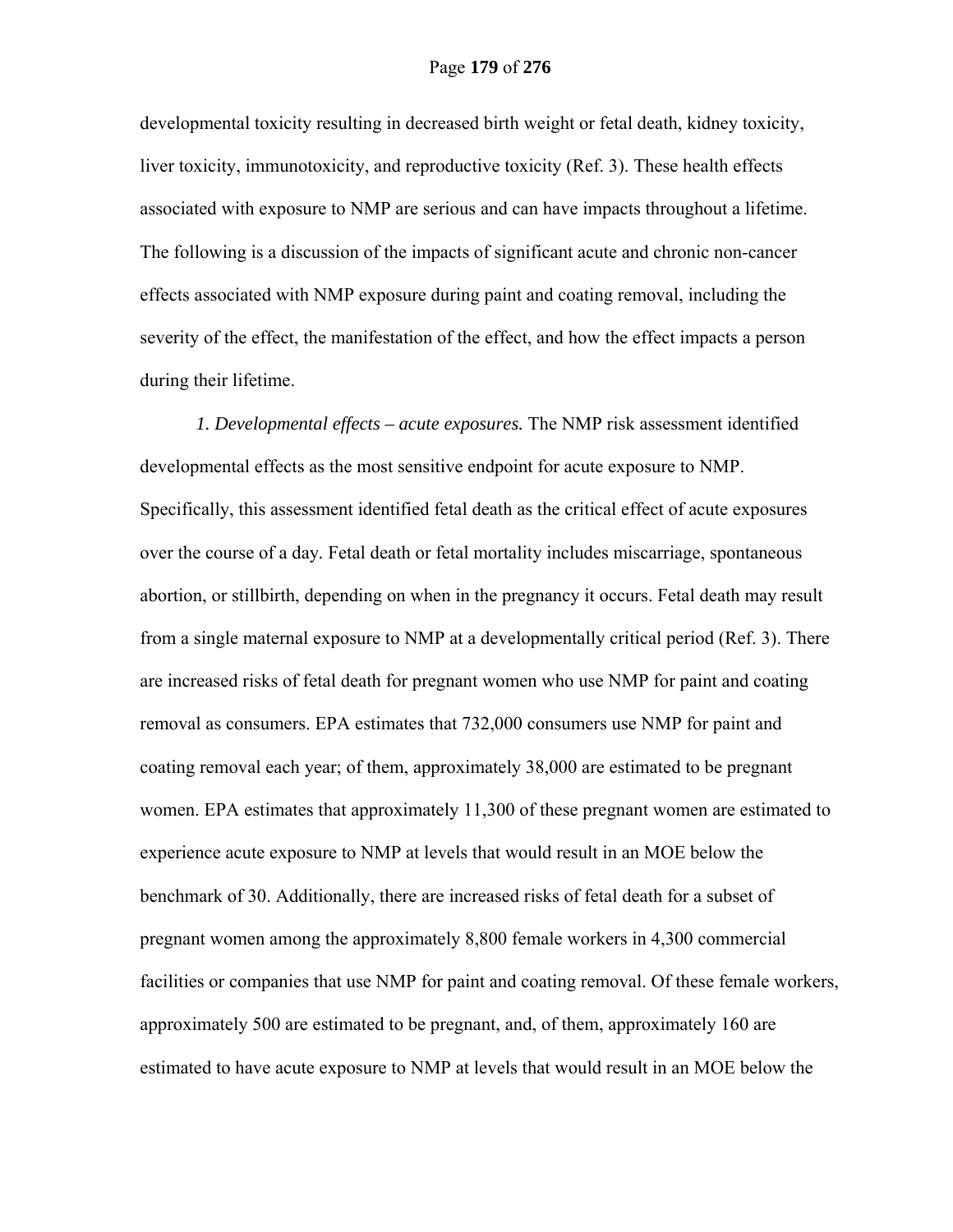developmental toxicity resulting in decreased birth weight or fetal death, kidney toxicity, liver toxicity, immunotoxicity, and reproductive toxicity (Ref. 3). These health effects associated with exposure to NMP are serious and can have impacts throughout a lifetime. The following is a discussion of the impacts of significant acute and chronic non-cancer effects associated with NMP exposure during paint and coating removal, including the severity of the effect, the manifestation of the effect, and how the effect impacts a person during their lifetime.

*1. Developmental effects – acute exposures.* The NMP risk assessment identified developmental effects as the most sensitive endpoint for acute exposure to NMP. Specifically, this assessment identified fetal death as the critical effect of acute exposures over the course of a day. Fetal death or fetal mortality includes miscarriage, spontaneous abortion, or stillbirth, depending on when in the pregnancy it occurs. Fetal death may result from a single maternal exposure to NMP at a developmentally critical period (Ref. 3). There are increased risks of fetal death for pregnant women who use NMP for paint and coating removal as consumers. EPA estimates that 732,000 consumers use NMP for paint and coating removal each year; of them, approximately 38,000 are estimated to be pregnant women. EPA estimates that approximately 11,300 of these pregnant women are estimated to experience acute exposure to NMP at levels that would result in an MOE below the benchmark of 30. Additionally, there are increased risks of fetal death for a subset of pregnant women among the approximately 8,800 female workers in 4,300 commercial facilities or companies that use NMP for paint and coating removal. Of these female workers, approximately 500 are estimated to be pregnant, and, of them, approximately 160 are estimated to have acute exposure to NMP at levels that would result in an MOE below the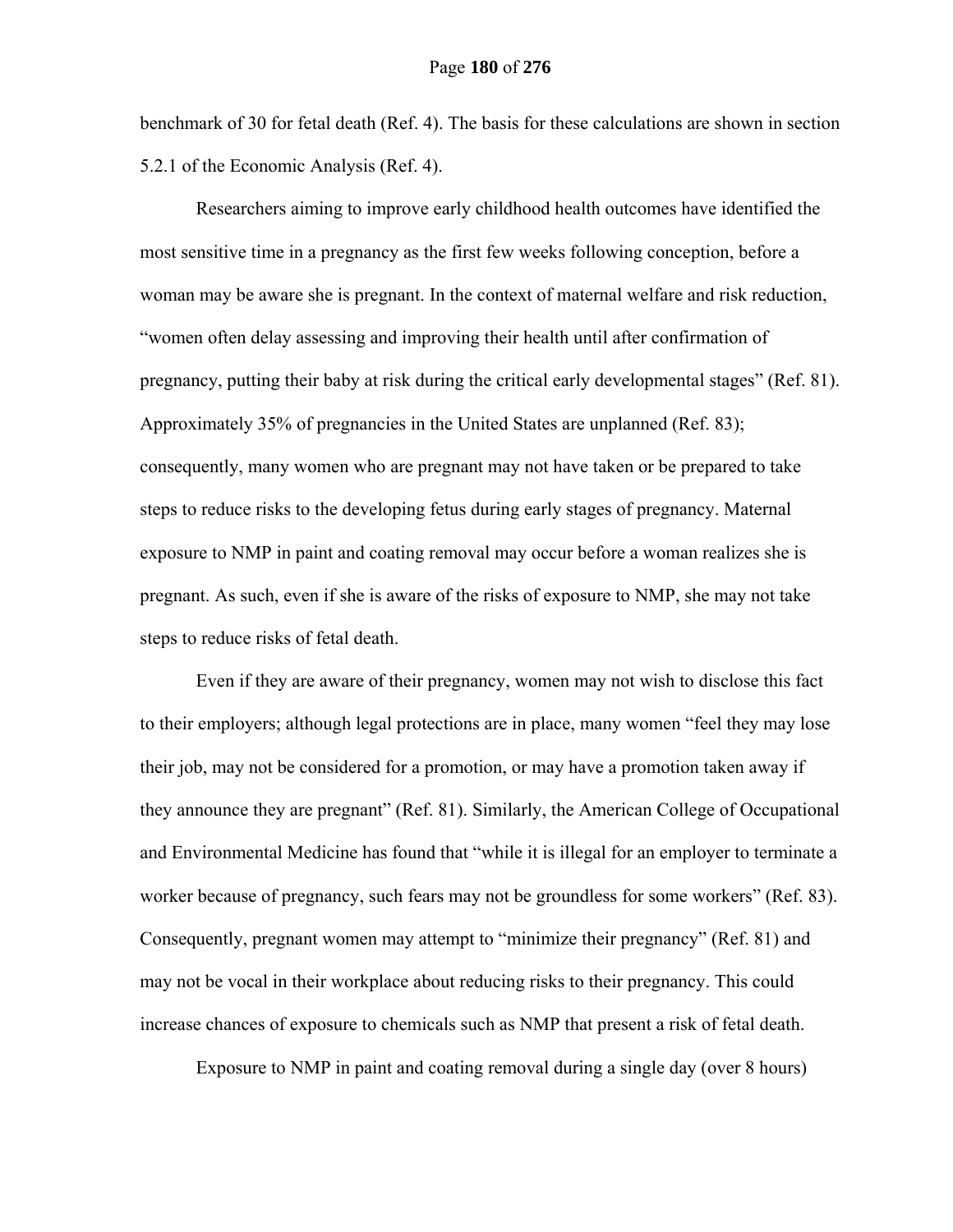benchmark of 30 for fetal death (Ref. 4). The basis for these calculations are shown in section 5.2.1 of the Economic Analysis (Ref. 4).

Researchers aiming to improve early childhood health outcomes have identified the most sensitive time in a pregnancy as the first few weeks following conception, before a woman may be aware she is pregnant. In the context of maternal welfare and risk reduction, "women often delay assessing and improving their health until after confirmation of pregnancy, putting their baby at risk during the critical early developmental stages" (Ref. 81). Approximately 35% of pregnancies in the United States are unplanned (Ref. 83); consequently, many women who are pregnant may not have taken or be prepared to take steps to reduce risks to the developing fetus during early stages of pregnancy. Maternal exposure to NMP in paint and coating removal may occur before a woman realizes she is pregnant. As such, even if she is aware of the risks of exposure to NMP, she may not take steps to reduce risks of fetal death.

Even if they are aware of their pregnancy, women may not wish to disclose this fact to their employers; although legal protections are in place, many women "feel they may lose their job, may not be considered for a promotion, or may have a promotion taken away if they announce they are pregnant" (Ref. 81). Similarly, the American College of Occupational and Environmental Medicine has found that "while it is illegal for an employer to terminate a worker because of pregnancy, such fears may not be groundless for some workers" (Ref. 83). Consequently, pregnant women may attempt to "minimize their pregnancy" (Ref. 81) and may not be vocal in their workplace about reducing risks to their pregnancy. This could increase chances of exposure to chemicals such as NMP that present a risk of fetal death.

Exposure to NMP in paint and coating removal during a single day (over 8 hours)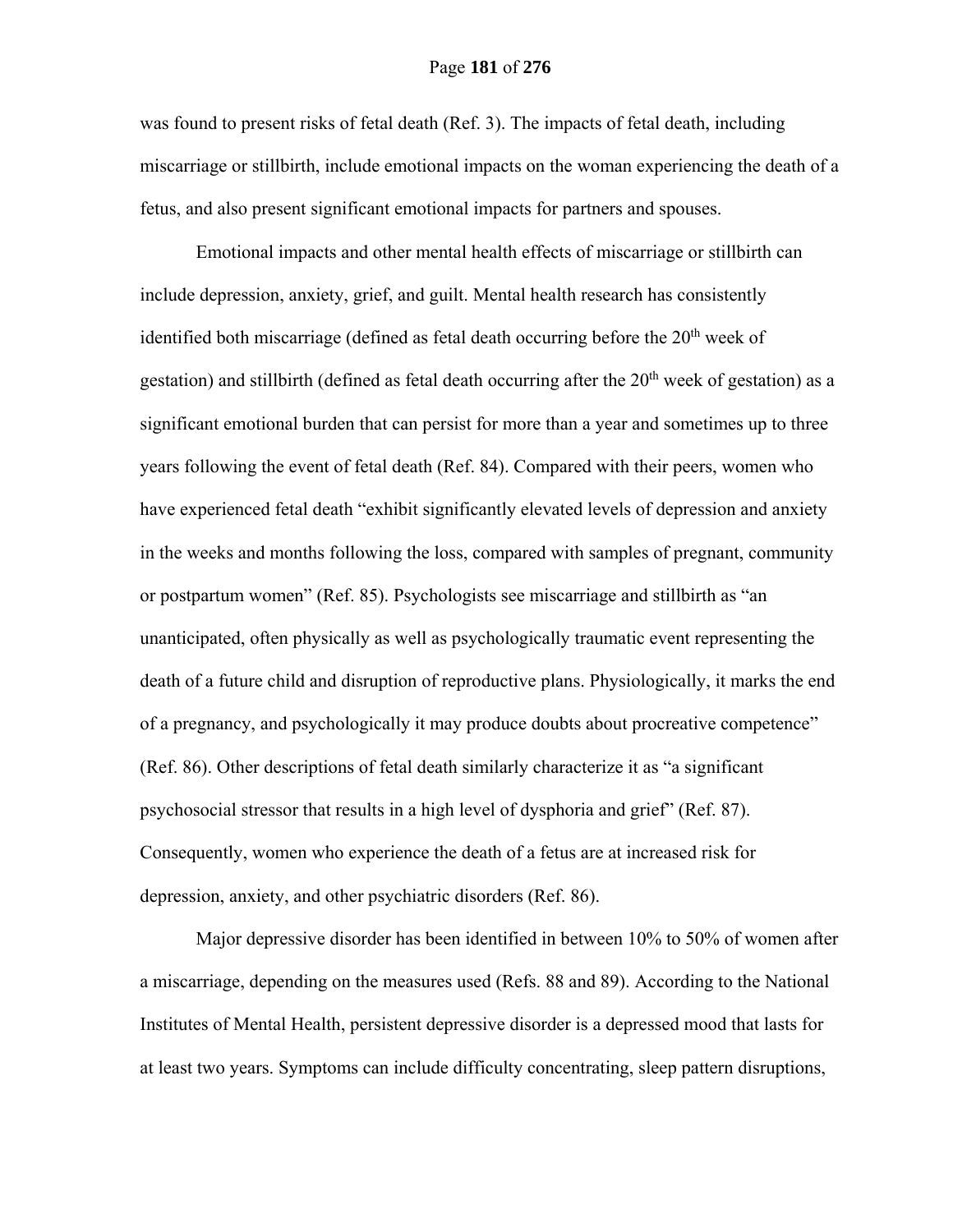was found to present risks of fetal death (Ref. 3). The impacts of fetal death, including miscarriage or stillbirth, include emotional impacts on the woman experiencing the death of a fetus, and also present significant emotional impacts for partners and spouses.

Emotional impacts and other mental health effects of miscarriage or stillbirth can include depression, anxiety, grief, and guilt. Mental health research has consistently identified both miscarriage (defined as fetal death occurring before the 20th week of gestation) and stillbirth (defined as fetal death occurring after the 20th week of gestation) as a significant emotional burden that can persist for more than a year and sometimes up to three years following the event of fetal death (Ref. 84). Compared with their peers, women who have experienced fetal death "exhibit significantly elevated levels of depression and anxiety in the weeks and months following the loss, compared with samples of pregnant, community or postpartum women" (Ref. 85). Psychologists see miscarriage and stillbirth as "an unanticipated, often physically as well as psychologically traumatic event representing the death of a future child and disruption of reproductive plans. Physiologically, it marks the end of a pregnancy, and psychologically it may produce doubts about procreative competence" (Ref. 86). Other descriptions of fetal death similarly characterize it as "a significant psychosocial stressor that results in a high level of dysphoria and grief" (Ref. 87). Consequently, women who experience the death of a fetus are at increased risk for depression, anxiety, and other psychiatric disorders (Ref. 86).

Major depressive disorder has been identified in between 10% to 50% of women after a miscarriage, depending on the measures used (Refs. 88 and 89). According to the National Institutes of Mental Health, persistent depressive disorder is a depressed mood that lasts for at least two years. Symptoms can include difficulty concentrating, sleep pattern disruptions,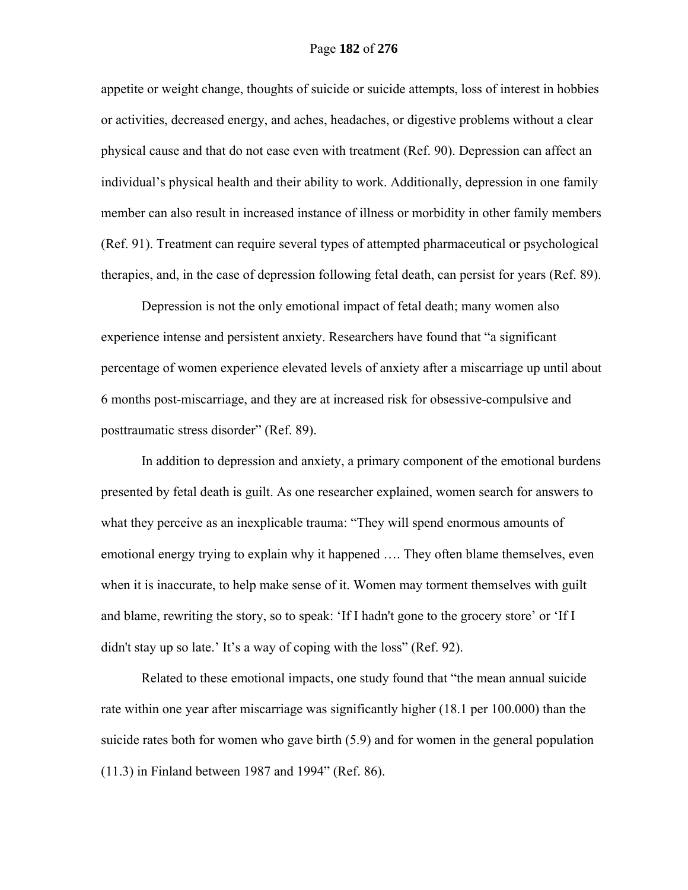appetite or weight change, thoughts of suicide or suicide attempts, loss of interest in hobbies or activities, decreased energy, and aches, headaches, or digestive problems without a clear physical cause and that do not ease even with treatment (Ref. 90). Depression can affect an individual's physical health and their ability to work. Additionally, depression in one family member can also result in increased instance of illness or morbidity in other family members (Ref. 91). Treatment can require several types of attempted pharmaceutical or psychological therapies, and, in the case of depression following fetal death, can persist for years (Ref. 89).

Depression is not the only emotional impact of fetal death; many women also experience intense and persistent anxiety. Researchers have found that "a significant percentage of women experience elevated levels of anxiety after a miscarriage up until about 6 months post-miscarriage, and they are at increased risk for obsessive-compulsive and posttraumatic stress disorder" (Ref. 89).

In addition to depression and anxiety, a primary component of the emotional burdens presented by fetal death is guilt. As one researcher explained, women search for answers to what they perceive as an inexplicable trauma: "They will spend enormous amounts of emotional energy trying to explain why it happened …. They often blame themselves, even when it is inaccurate, to help make sense of it. Women may torment themselves with guilt and blame, rewriting the story, so to speak: 'If I hadn't gone to the grocery store' or 'If I didn't stay up so late.' It's a way of coping with the loss" (Ref. 92).

Related to these emotional impacts, one study found that "the mean annual suicide rate within one year after miscarriage was significantly higher (18.1 per 100.000) than the suicide rates both for women who gave birth (5.9) and for women in the general population (11.3) in Finland between 1987 and 1994" (Ref. 86).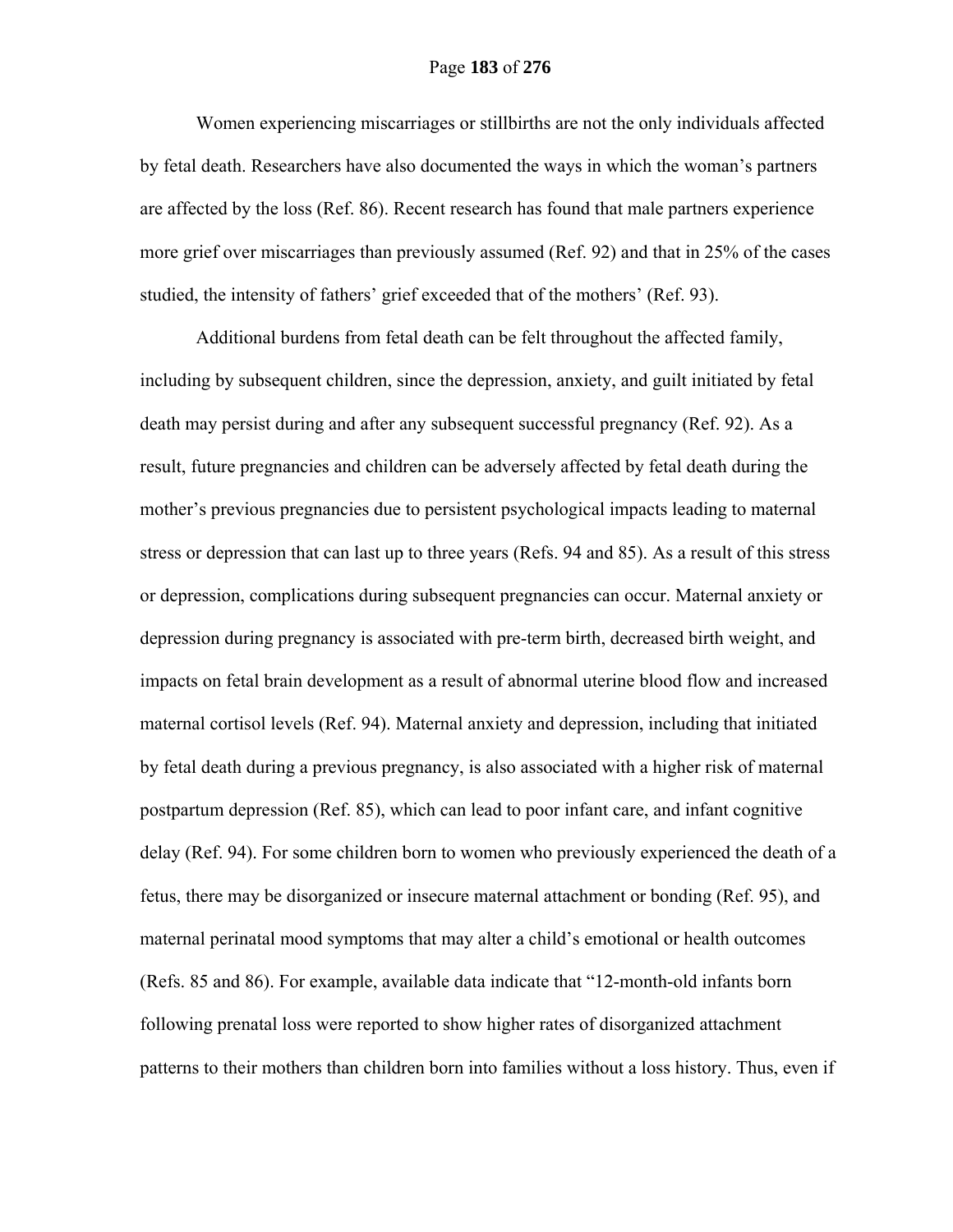Women experiencing miscarriages or stillbirths are not the only individuals affected by fetal death. Researchers have also documented the ways in which the woman's partners are affected by the loss (Ref. 86). Recent research has found that male partners experience more grief over miscarriages than previously assumed (Ref. 92) and that in 25% of the cases studied, the intensity of fathers' grief exceeded that of the mothers' (Ref. 93).

Additional burdens from fetal death can be felt throughout the affected family, including by subsequent children, since the depression, anxiety, and guilt initiated by fetal death may persist during and after any subsequent successful pregnancy (Ref. 92). As a result, future pregnancies and children can be adversely affected by fetal death during the mother's previous pregnancies due to persistent psychological impacts leading to maternal stress or depression that can last up to three years (Refs. 94 and 85). As a result of this stress or depression, complications during subsequent pregnancies can occur. Maternal anxiety or depression during pregnancy is associated with pre-term birth, decreased birth weight, and impacts on fetal brain development as a result of abnormal uterine blood flow and increased maternal cortisol levels (Ref. 94). Maternal anxiety and depression, including that initiated by fetal death during a previous pregnancy, is also associated with a higher risk of maternal postpartum depression (Ref. 85), which can lead to poor infant care, and infant cognitive delay (Ref. 94). For some children born to women who previously experienced the death of a fetus, there may be disorganized or insecure maternal attachment or bonding (Ref. 95), and maternal perinatal mood symptoms that may alter a child's emotional or health outcomes (Refs. 85 and 86). For example, available data indicate that "12-month-old infants born following prenatal loss were reported to show higher rates of disorganized attachment patterns to their mothers than children born into families without a loss history. Thus, even if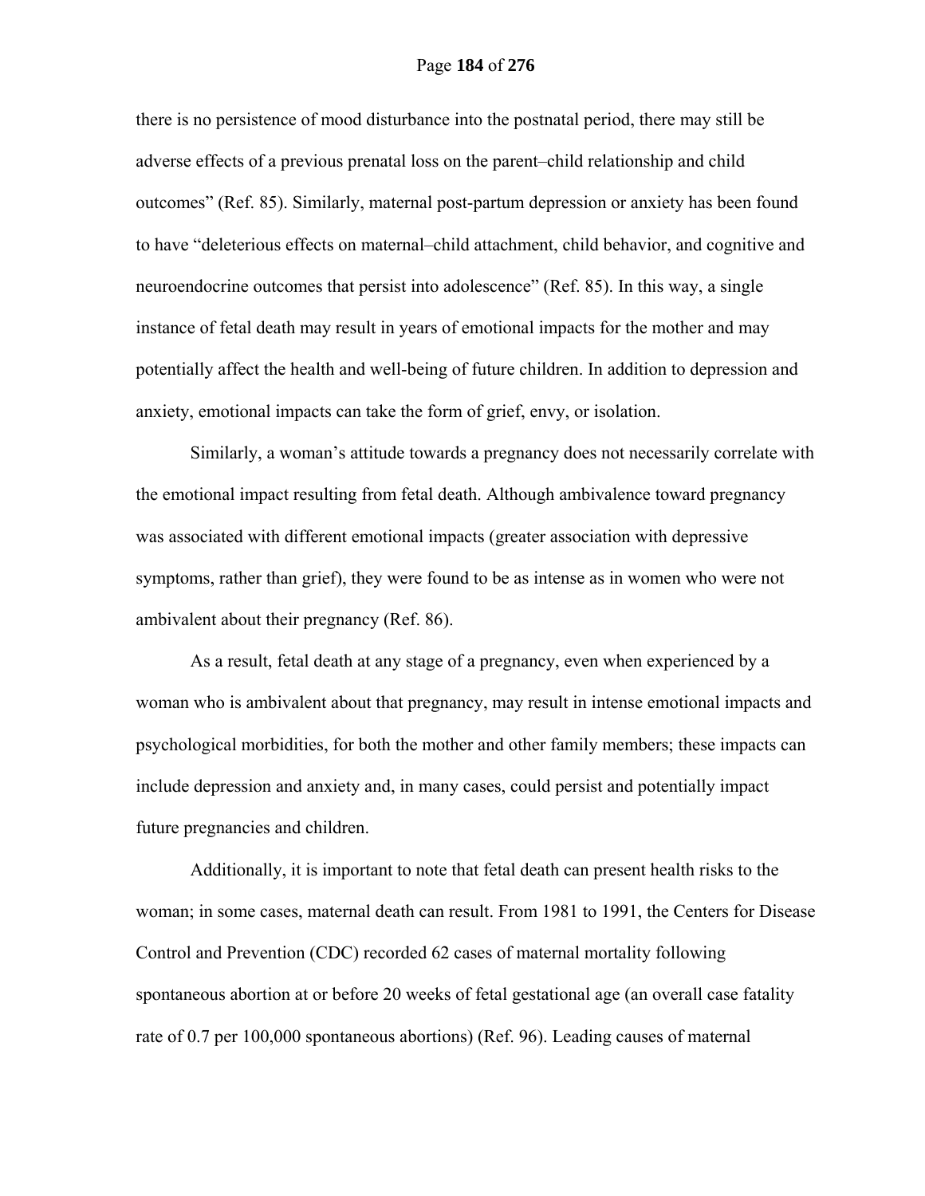there is no persistence of mood disturbance into the postnatal period, there may still be adverse effects of a previous prenatal loss on the parent–child relationship and child outcomes" (Ref. 85). Similarly, maternal post-partum depression or anxiety has been found to have "deleterious effects on maternal–child attachment, child behavior, and cognitive and neuroendocrine outcomes that persist into adolescence" (Ref. 85). In this way, a single instance of fetal death may result in years of emotional impacts for the mother and may potentially affect the health and well-being of future children. In addition to depression and anxiety, emotional impacts can take the form of grief, envy, or isolation.

Similarly, a woman's attitude towards a pregnancy does not necessarily correlate with the emotional impact resulting from fetal death. Although ambivalence toward pregnancy was associated with different emotional impacts (greater association with depressive symptoms, rather than grief), they were found to be as intense as in women who were not ambivalent about their pregnancy (Ref. 86).

As a result, fetal death at any stage of a pregnancy, even when experienced by a woman who is ambivalent about that pregnancy, may result in intense emotional impacts and psychological morbidities, for both the mother and other family members; these impacts can include depression and anxiety and, in many cases, could persist and potentially impact future pregnancies and children.

Additionally, it is important to note that fetal death can present health risks to the woman; in some cases, maternal death can result. From 1981 to 1991, the Centers for Disease Control and Prevention (CDC) recorded 62 cases of maternal mortality following spontaneous abortion at or before 20 weeks of fetal gestational age (an overall case fatality rate of 0.7 per 100,000 spontaneous abortions) (Ref. 96). Leading causes of maternal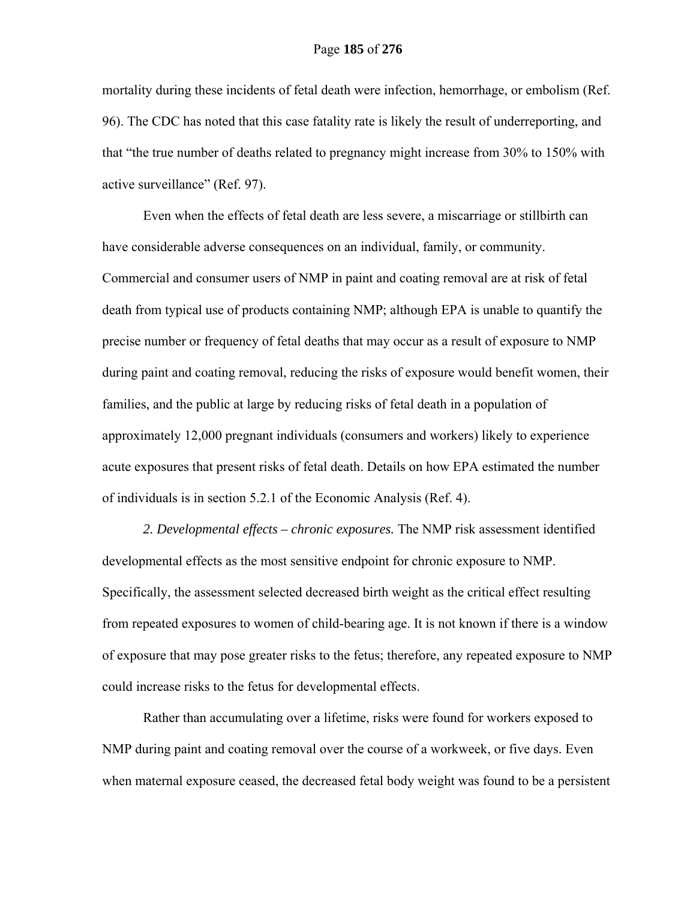mortality during these incidents of fetal death were infection, hemorrhage, or embolism (Ref. 96). The CDC has noted that this case fatality rate is likely the result of underreporting, and that "the true number of deaths related to pregnancy might increase from 30% to 150% with active surveillance" (Ref. 97).

Even when the effects of fetal death are less severe, a miscarriage or stillbirth can have considerable adverse consequences on an individual, family, or community. Commercial and consumer users of NMP in paint and coating removal are at risk of fetal death from typical use of products containing NMP; although EPA is unable to quantify the precise number or frequency of fetal deaths that may occur as a result of exposure to NMP during paint and coating removal, reducing the risks of exposure would benefit women, their families, and the public at large by reducing risks of fetal death in a population of approximately 12,000 pregnant individuals (consumers and workers) likely to experience acute exposures that present risks of fetal death. Details on how EPA estimated the number of individuals is in section 5.2.1 of the Economic Analysis (Ref. 4).

*2. Developmental effects – chronic exposures.* The NMP risk assessment identified developmental effects as the most sensitive endpoint for chronic exposure to NMP. Specifically, the assessment selected decreased birth weight as the critical effect resulting from repeated exposures to women of child-bearing age. It is not known if there is a window of exposure that may pose greater risks to the fetus; therefore, any repeated exposure to NMP could increase risks to the fetus for developmental effects.

Rather than accumulating over a lifetime, risks were found for workers exposed to NMP during paint and coating removal over the course of a workweek, or five days. Even when maternal exposure ceased, the decreased fetal body weight was found to be a persistent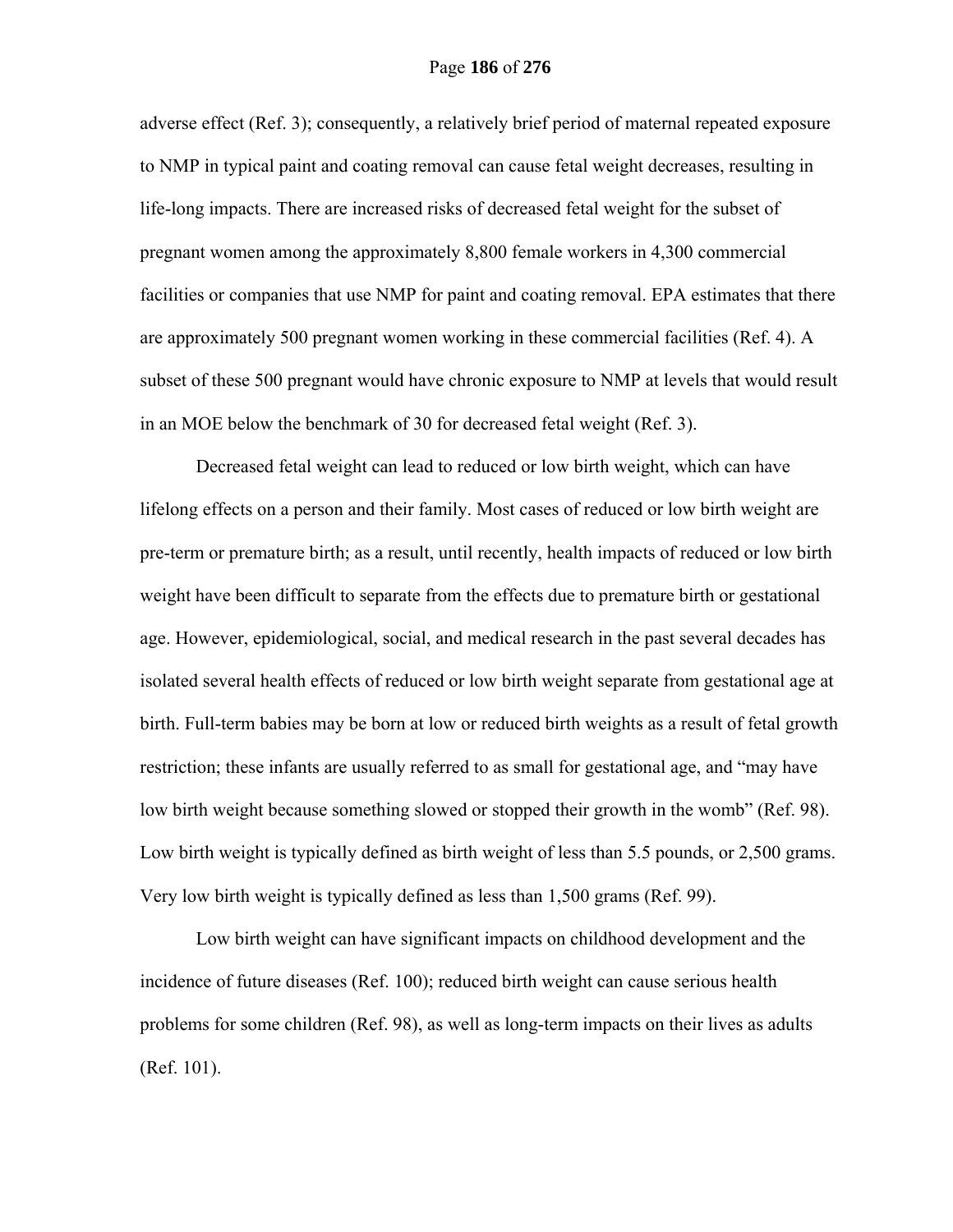adverse effect (Ref. 3); consequently, a relatively brief period of maternal repeated exposure to NMP in typical paint and coating removal can cause fetal weight decreases, resulting in life-long impacts. There are increased risks of decreased fetal weight for the subset of pregnant women among the approximately 8,800 female workers in 4,300 commercial facilities or companies that use NMP for paint and coating removal. EPA estimates that there are approximately 500 pregnant women working in these commercial facilities (Ref. 4). A subset of these 500 pregnant would have chronic exposure to NMP at levels that would result in an MOE below the benchmark of 30 for decreased fetal weight (Ref. 3).

Decreased fetal weight can lead to reduced or low birth weight, which can have lifelong effects on a person and their family. Most cases of reduced or low birth weight are pre-term or premature birth; as a result, until recently, health impacts of reduced or low birth weight have been difficult to separate from the effects due to premature birth or gestational age. However, epidemiological, social, and medical research in the past several decades has isolated several health effects of reduced or low birth weight separate from gestational age at birth. Full-term babies may be born at low or reduced birth weights as a result of fetal growth restriction; these infants are usually referred to as small for gestational age, and "may have low birth weight because something slowed or stopped their growth in the womb" (Ref. 98). Low birth weight is typically defined as birth weight of less than 5.5 pounds, or 2,500 grams. Very low birth weight is typically defined as less than 1,500 grams (Ref. 99).

Low birth weight can have significant impacts on childhood development and the incidence of future diseases (Ref. 100); reduced birth weight can cause serious health problems for some children (Ref. 98), as well as long-term impacts on their lives as adults (Ref. 101).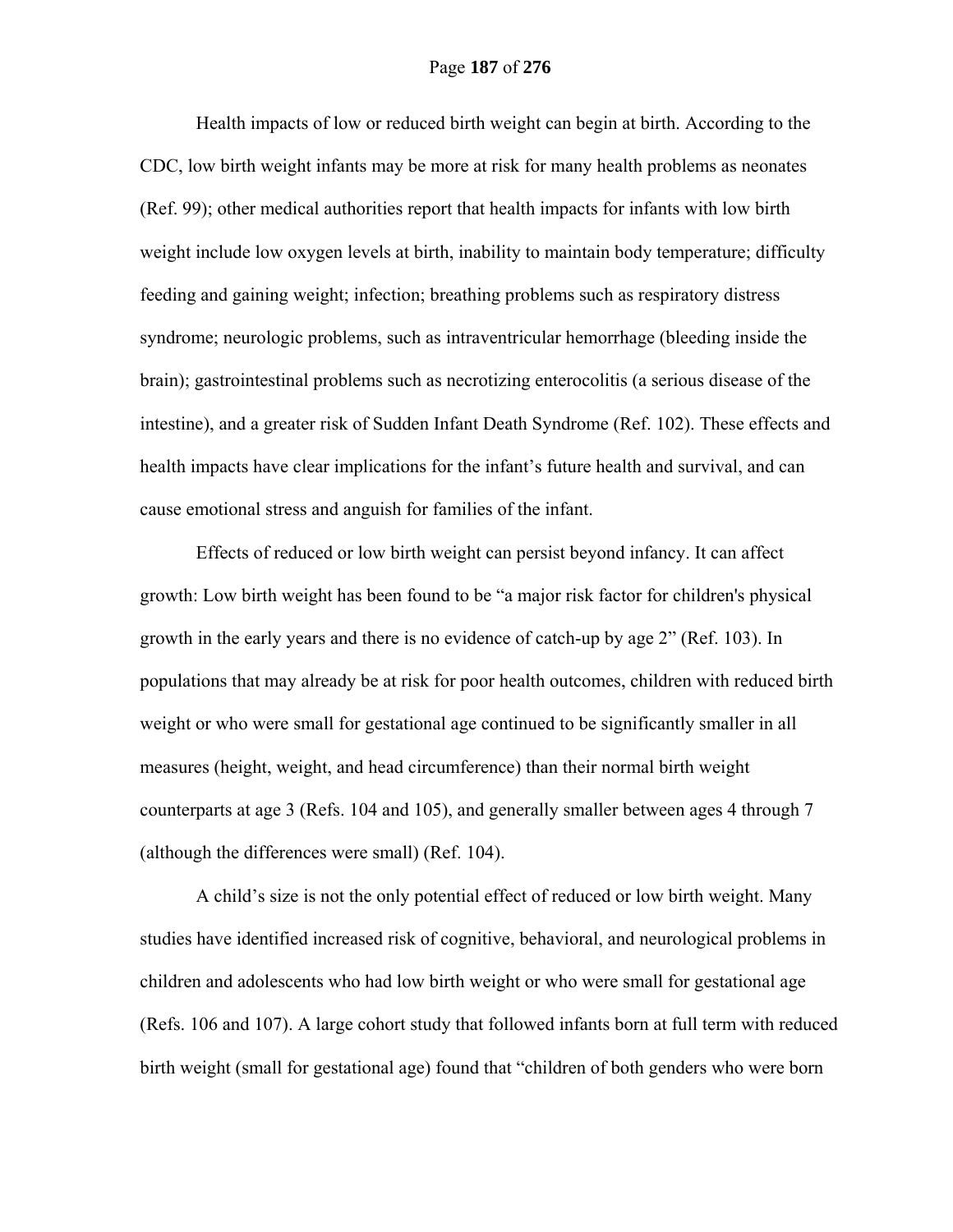Health impacts of low or reduced birth weight can begin at birth. According to the CDC, low birth weight infants may be more at risk for many health problems as neonates (Ref. 99); other medical authorities report that health impacts for infants with low birth weight include low oxygen levels at birth, inability to maintain body temperature; difficulty feeding and gaining weight; infection; breathing problems such as respiratory distress syndrome; neurologic problems, such as intraventricular hemorrhage (bleeding inside the brain); gastrointestinal problems such as necrotizing enterocolitis (a serious disease of the intestine), and a greater risk of Sudden Infant Death Syndrome (Ref. 102). These effects and health impacts have clear implications for the infant's future health and survival, and can cause emotional stress and anguish for families of the infant.

Effects of reduced or low birth weight can persist beyond infancy. It can affect growth: Low birth weight has been found to be "a major risk factor for children's physical growth in the early years and there is no evidence of catch-up by age 2" (Ref. 103). In populations that may already be at risk for poor health outcomes, children with reduced birth weight or who were small for gestational age continued to be significantly smaller in all measures (height, weight, and head circumference) than their normal birth weight counterparts at age 3 (Refs. 104 and 105), and generally smaller between ages 4 through 7 (although the differences were small) (Ref. 104).

A child's size is not the only potential effect of reduced or low birth weight. Many studies have identified increased risk of cognitive, behavioral, and neurological problems in children and adolescents who had low birth weight or who were small for gestational age (Refs. 106 and 107). A large cohort study that followed infants born at full term with reduced birth weight (small for gestational age) found that "children of both genders who were born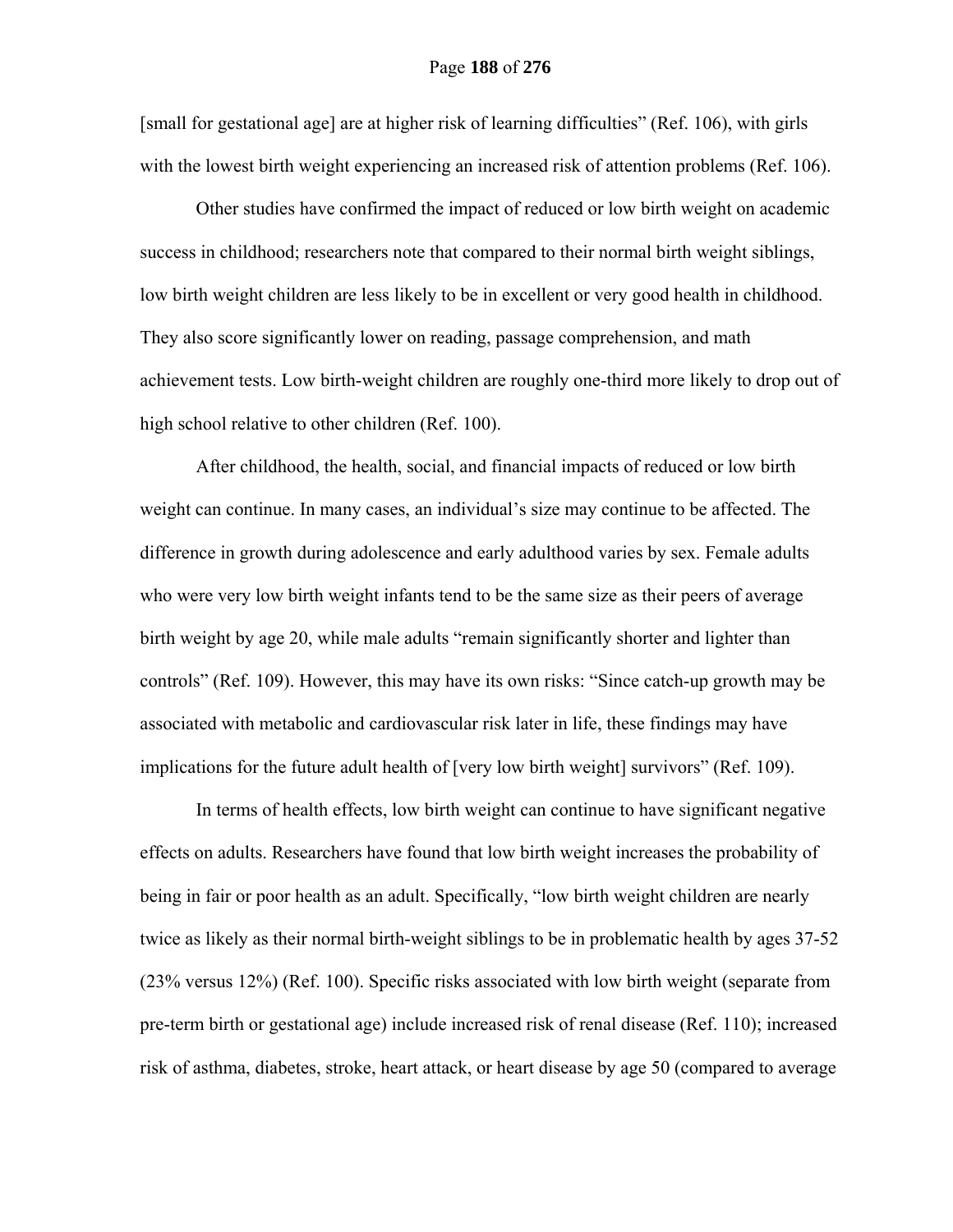[small for gestational age] are at higher risk of learning difficulties" (Ref. 106), with girls with the lowest birth weight experiencing an increased risk of attention problems (Ref. 106).

Other studies have confirmed the impact of reduced or low birth weight on academic success in childhood; researchers note that compared to their normal birth weight siblings, low birth weight children are less likely to be in excellent or very good health in childhood. They also score significantly lower on reading, passage comprehension, and math achievement tests. Low birth-weight children are roughly one-third more likely to drop out of high school relative to other children (Ref. 100).

After childhood, the health, social, and financial impacts of reduced or low birth weight can continue. In many cases, an individual's size may continue to be affected. The difference in growth during adolescence and early adulthood varies by sex. Female adults who were very low birth weight infants tend to be the same size as their peers of average birth weight by age 20, while male adults "remain significantly shorter and lighter than controls" (Ref. 109). However, this may have its own risks: "Since catch-up growth may be associated with metabolic and cardiovascular risk later in life, these findings may have implications for the future adult health of [very low birth weight] survivors" (Ref. 109).

In terms of health effects, low birth weight can continue to have significant negative effects on adults. Researchers have found that low birth weight increases the probability of being in fair or poor health as an adult. Specifically, "low birth weight children are nearly twice as likely as their normal birth-weight siblings to be in problematic health by ages 37-52 (23% versus 12%) (Ref. 100). Specific risks associated with low birth weight (separate from pre-term birth or gestational age) include increased risk of renal disease (Ref. 110); increased risk of asthma, diabetes, stroke, heart attack, or heart disease by age 50 (compared to average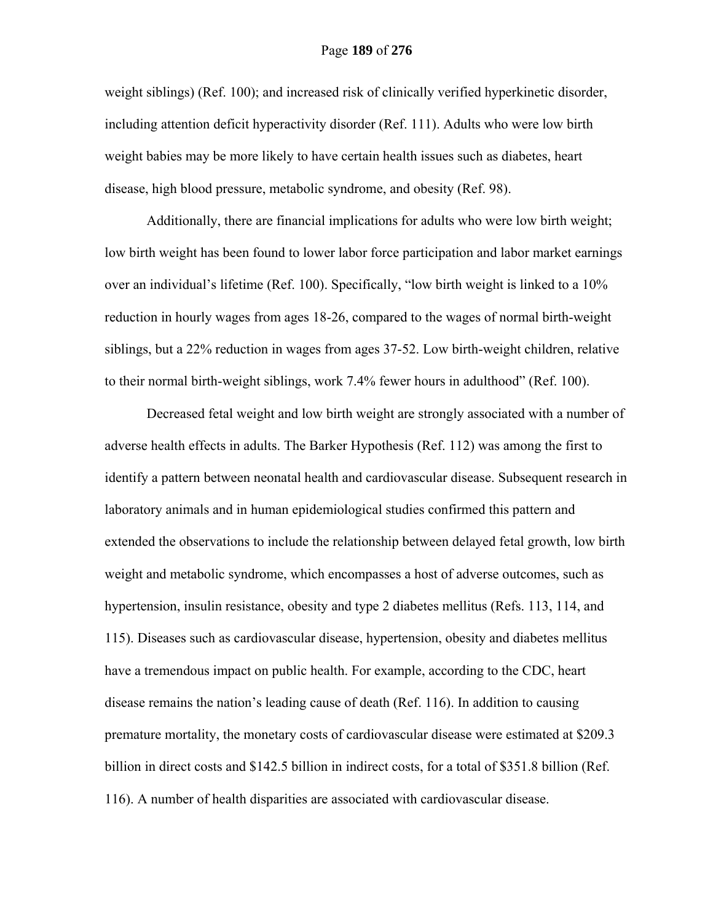weight siblings) (Ref. 100); and increased risk of clinically verified hyperkinetic disorder, including attention deficit hyperactivity disorder (Ref. 111). Adults who were low birth weight babies may be more likely to have certain health issues such as diabetes, heart disease, high blood pressure, metabolic syndrome, and obesity (Ref. 98).

Additionally, there are financial implications for adults who were low birth weight; low birth weight has been found to lower labor force participation and labor market earnings over an individual's lifetime (Ref. 100). Specifically, "low birth weight is linked to a 10% reduction in hourly wages from ages 18-26, compared to the wages of normal birth-weight siblings, but a 22% reduction in wages from ages 37-52. Low birth-weight children, relative to their normal birth-weight siblings, work 7.4% fewer hours in adulthood" (Ref. 100).

Decreased fetal weight and low birth weight are strongly associated with a number of adverse health effects in adults. The Barker Hypothesis (Ref. 112) was among the first to identify a pattern between neonatal health and cardiovascular disease. Subsequent research in laboratory animals and in human epidemiological studies confirmed this pattern and extended the observations to include the relationship between delayed fetal growth, low birth weight and metabolic syndrome, which encompasses a host of adverse outcomes, such as hypertension, insulin resistance, obesity and type 2 diabetes mellitus (Refs. 113, 114, and 115). Diseases such as cardiovascular disease, hypertension, obesity and diabetes mellitus have a tremendous impact on public health. For example, according to the CDC, heart disease remains the nation's leading cause of death (Ref. 116). In addition to causing premature mortality, the monetary costs of cardiovascular disease were estimated at $209.3 billion in direct costs and $142.5 billion in indirect costs, for a total of $351.8 billion (Ref. 116). A number of health disparities are associated with cardiovascular disease.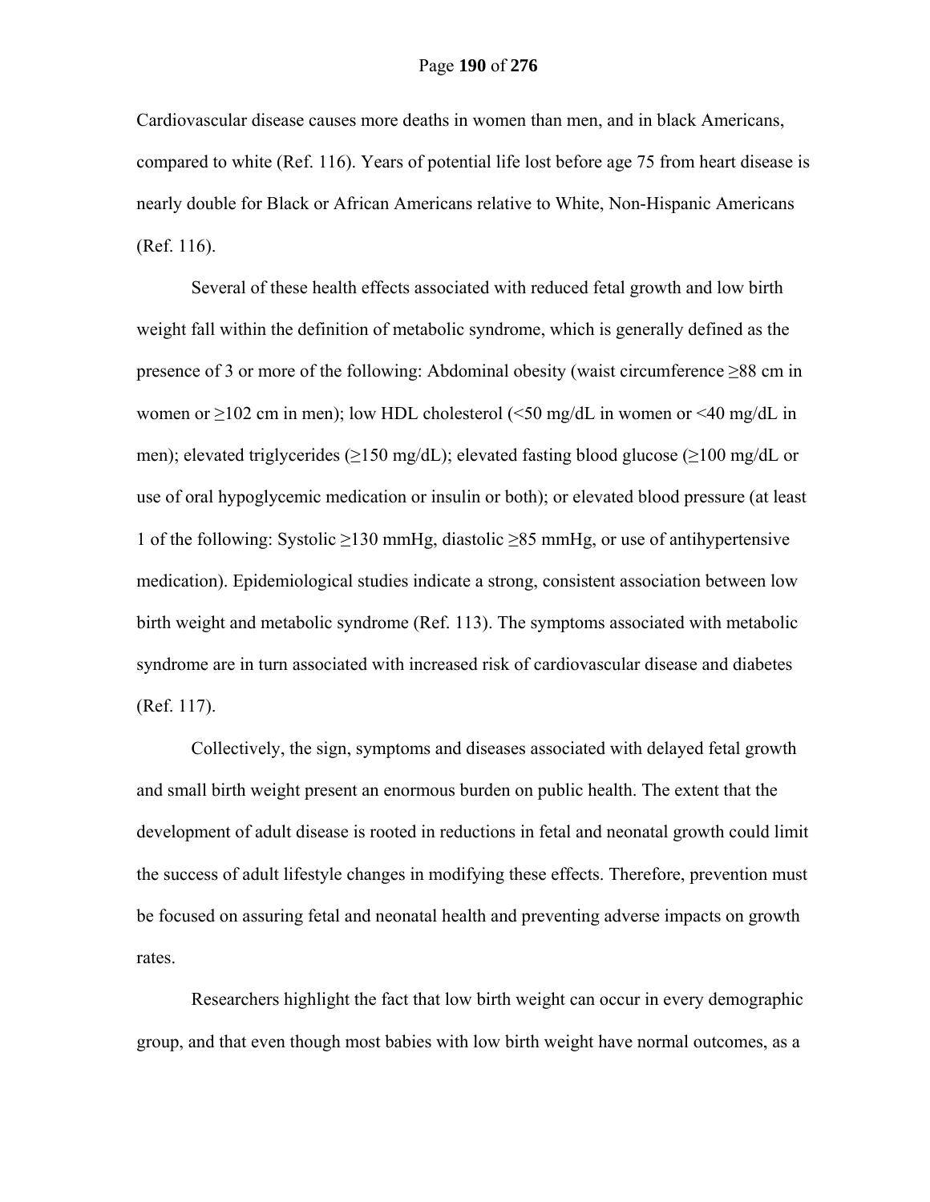Cardiovascular disease causes more deaths in women than men, and in black Americans, compared to white (Ref. 116). Years of potential life lost before age 75 from heart disease is nearly double for Black or African Americans relative to White, Non-Hispanic Americans (Ref. 116).

Several of these health effects associated with reduced fetal growth and low birth weight fall within the definition of metabolic syndrome, which is generally defined as the presence of 3 or more of the following: Abdominal obesity (waist circumference ≥88 cm in women or ≥102 cm in men); low HDL cholesterol (<50 mg/dL in women or <40 mg/dL in men); elevated triglycerides (≥150 mg/dL); elevated fasting blood glucose (≥100 mg/dL or use of oral hypoglycemic medication or insulin or both); or elevated blood pressure (at least 1 of the following: Systolic ≥130 mmHg, diastolic ≥85 mmHg, or use of antihypertensive medication). Epidemiological studies indicate a strong, consistent association between low birth weight and metabolic syndrome (Ref. 113). The symptoms associated with metabolic syndrome are in turn associated with increased risk of cardiovascular disease and diabetes (Ref. 117).

Collectively, the sign, symptoms and diseases associated with delayed fetal growth and small birth weight present an enormous burden on public health. The extent that the development of adult disease is rooted in reductions in fetal and neonatal growth could limit the success of adult lifestyle changes in modifying these effects. Therefore, prevention must be focused on assuring fetal and neonatal health and preventing adverse impacts on growth rates.

Researchers highlight the fact that low birth weight can occur in every demographic group, and that even though most babies with low birth weight have normal outcomes, as a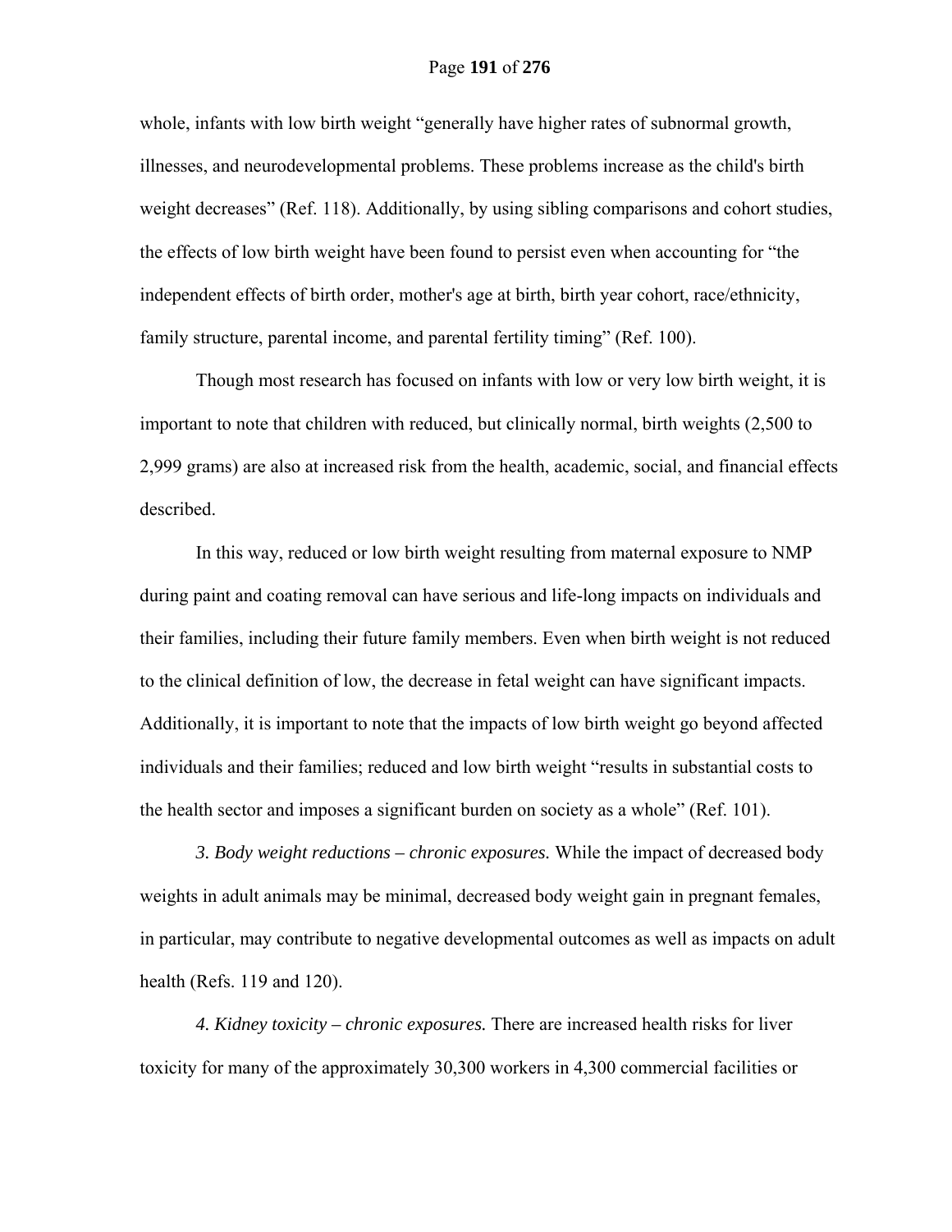whole, infants with low birth weight "generally have higher rates of subnormal growth, illnesses, and neurodevelopmental problems. These problems increase as the child's birth weight decreases" (Ref. 118). Additionally, by using sibling comparisons and cohort studies, the effects of low birth weight have been found to persist even when accounting for "the independent effects of birth order, mother's age at birth, birth year cohort, race/ethnicity, family structure, parental income, and parental fertility timing" (Ref. 100).

Though most research has focused on infants with low or very low birth weight, it is important to note that children with reduced, but clinically normal, birth weights (2,500 to 2,999 grams) are also at increased risk from the health, academic, social, and financial effects described.

In this way, reduced or low birth weight resulting from maternal exposure to NMP during paint and coating removal can have serious and life-long impacts on individuals and their families, including their future family members. Even when birth weight is not reduced to the clinical definition of low, the decrease in fetal weight can have significant impacts. Additionally, it is important to note that the impacts of low birth weight go beyond affected individuals and their families; reduced and low birth weight "results in substantial costs to the health sector and imposes a significant burden on society as a whole" (Ref. 101).

*3. Body weight reductions – chronic exposures.* While the impact of decreased body weights in adult animals may be minimal, decreased body weight gain in pregnant females, in particular, may contribute to negative developmental outcomes as well as impacts on adult health (Refs. 119 and 120).

*4. Kidney toxicity – chronic exposures.* There are increased health risks for liver toxicity for many of the approximately 30,300 workers in 4,300 commercial facilities or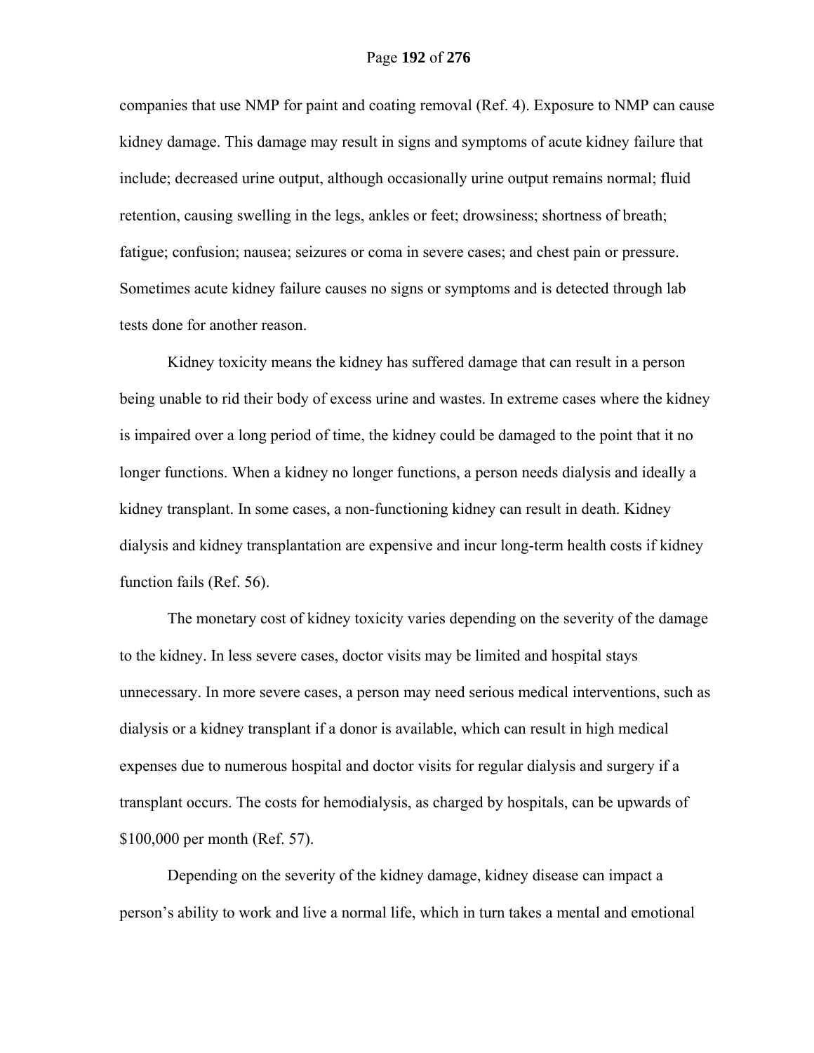companies that use NMP for paint and coating removal (Ref. 4). Exposure to NMP can cause kidney damage. This damage may result in signs and symptoms of acute kidney failure that include; decreased urine output, although occasionally urine output remains normal; fluid retention, causing swelling in the legs, ankles or feet; drowsiness; shortness of breath; fatigue; confusion; nausea; seizures or coma in severe cases; and chest pain or pressure. Sometimes acute kidney failure causes no signs or symptoms and is detected through lab tests done for another reason.

Kidney toxicity means the kidney has suffered damage that can result in a person being unable to rid their body of excess urine and wastes. In extreme cases where the kidney is impaired over a long period of time, the kidney could be damaged to the point that it no longer functions. When a kidney no longer functions, a person needs dialysis and ideally a kidney transplant. In some cases, a non-functioning kidney can result in death. Kidney dialysis and kidney transplantation are expensive and incur long-term health costs if kidney function fails (Ref. 56).

The monetary cost of kidney toxicity varies depending on the severity of the damage to the kidney. In less severe cases, doctor visits may be limited and hospital stays unnecessary. In more severe cases, a person may need serious medical interventions, such as dialysis or a kidney transplant if a donor is available, which can result in high medical expenses due to numerous hospital and doctor visits for regular dialysis and surgery if a transplant occurs. The costs for hemodialysis, as charged by hospitals, can be upwards of $100,000 per month (Ref. 57).

Depending on the severity of the kidney damage, kidney disease can impact a person's ability to work and live a normal life, which in turn takes a mental and emotional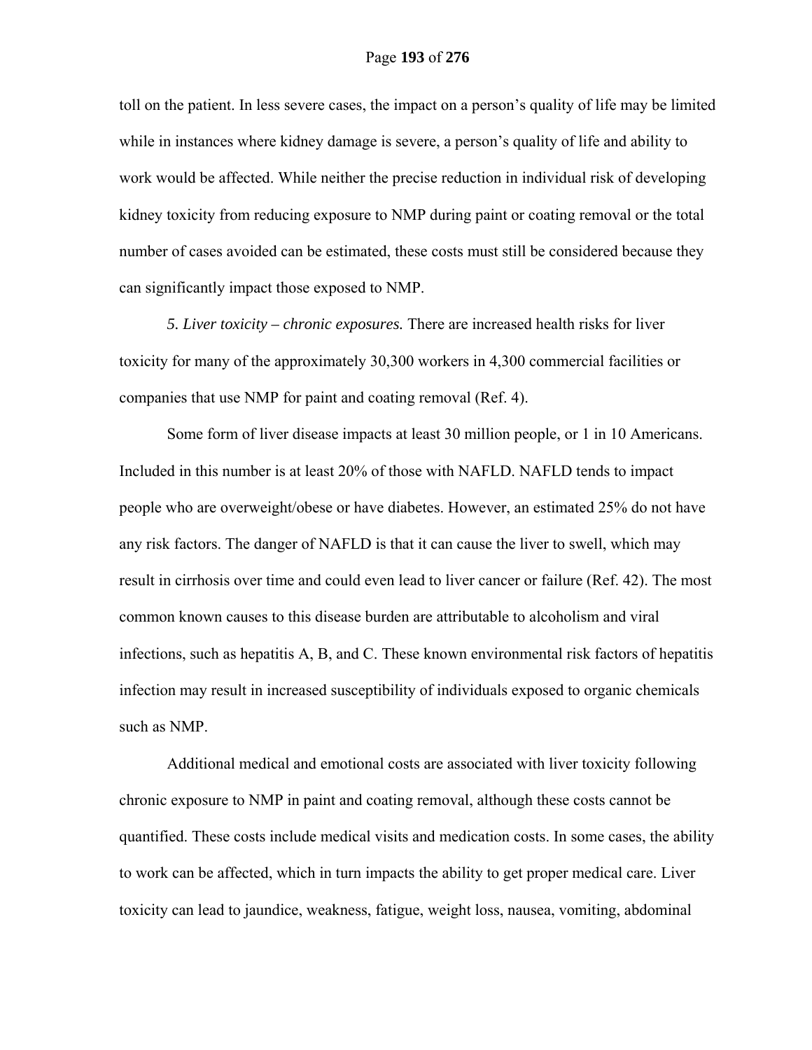toll on the patient. In less severe cases, the impact on a person's quality of life may be limited while in instances where kidney damage is severe, a person's quality of life and ability to work would be affected. While neither the precise reduction in individual risk of developing kidney toxicity from reducing exposure to NMP during paint or coating removal or the total number of cases avoided can be estimated, these costs must still be considered because they can significantly impact those exposed to NMP.

*5. Liver toxicity – chronic exposures.* There are increased health risks for liver toxicity for many of the approximately 30,300 workers in 4,300 commercial facilities or companies that use NMP for paint and coating removal (Ref. 4).

Some form of liver disease impacts at least 30 million people, or 1 in 10 Americans. Included in this number is at least 20% of those with NAFLD. NAFLD tends to impact people who are overweight/obese or have diabetes. However, an estimated 25% do not have any risk factors. The danger of NAFLD is that it can cause the liver to swell, which may result in cirrhosis over time and could even lead to liver cancer or failure (Ref. 42). The most common known causes to this disease burden are attributable to alcoholism and viral infections, such as hepatitis A, B, and C. These known environmental risk factors of hepatitis infection may result in increased susceptibility of individuals exposed to organic chemicals such as NMP.

Additional medical and emotional costs are associated with liver toxicity following chronic exposure to NMP in paint and coating removal, although these costs cannot be quantified. These costs include medical visits and medication costs. In some cases, the ability to work can be affected, which in turn impacts the ability to get proper medical care. Liver toxicity can lead to jaundice, weakness, fatigue, weight loss, nausea, vomiting, abdominal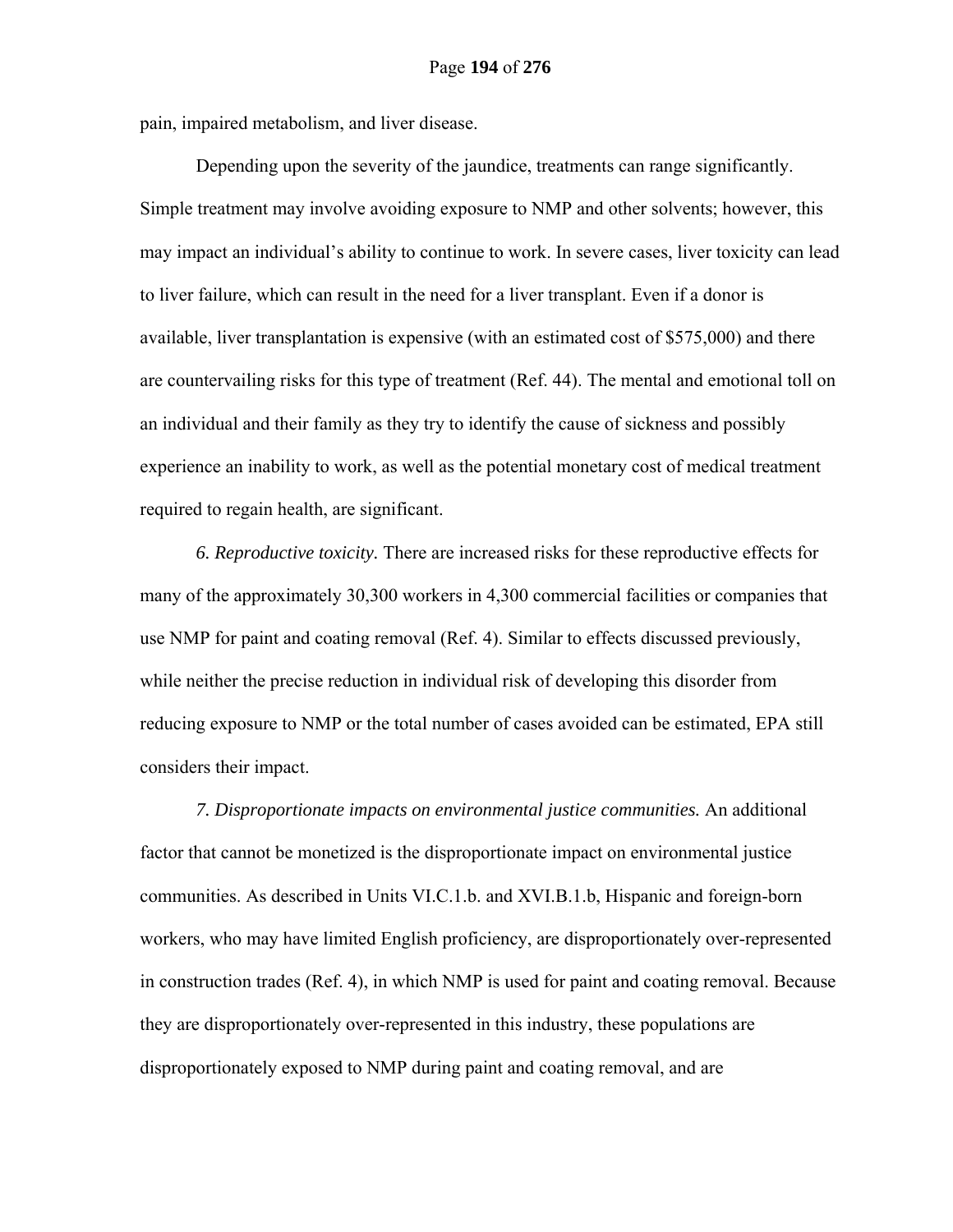pain, impaired metabolism, and liver disease.

Depending upon the severity of the jaundice, treatments can range significantly. Simple treatment may involve avoiding exposure to NMP and other solvents; however, this may impact an individual's ability to continue to work. In severe cases, liver toxicity can lead to liver failure, which can result in the need for a liver transplant. Even if a donor is available, liver transplantation is expensive (with an estimated cost of $575,000) and there are countervailing risks for this type of treatment (Ref. 44). The mental and emotional toll on an individual and their family as they try to identify the cause of sickness and possibly experience an inability to work, as well as the potential monetary cost of medical treatment required to regain health, are significant.

*6. Reproductive toxicity.* There are increased risks for these reproductive effects for many of the approximately 30,300 workers in 4,300 commercial facilities or companies that use NMP for paint and coating removal (Ref. 4). Similar to effects discussed previously, while neither the precise reduction in individual risk of developing this disorder from reducing exposure to NMP or the total number of cases avoided can be estimated, EPA still considers their impact.

*7. Disproportionate impacts on environmental justice communities.* An additional factor that cannot be monetized is the disproportionate impact on environmental justice communities. As described in Units VI.C.1.b. and XVI.B.1.b, Hispanic and foreign-born workers, who may have limited English proficiency, are disproportionately over-represented in construction trades (Ref. 4), in which NMP is used for paint and coating removal. Because they are disproportionately over-represented in this industry, these populations are disproportionately exposed to NMP during paint and coating removal, and are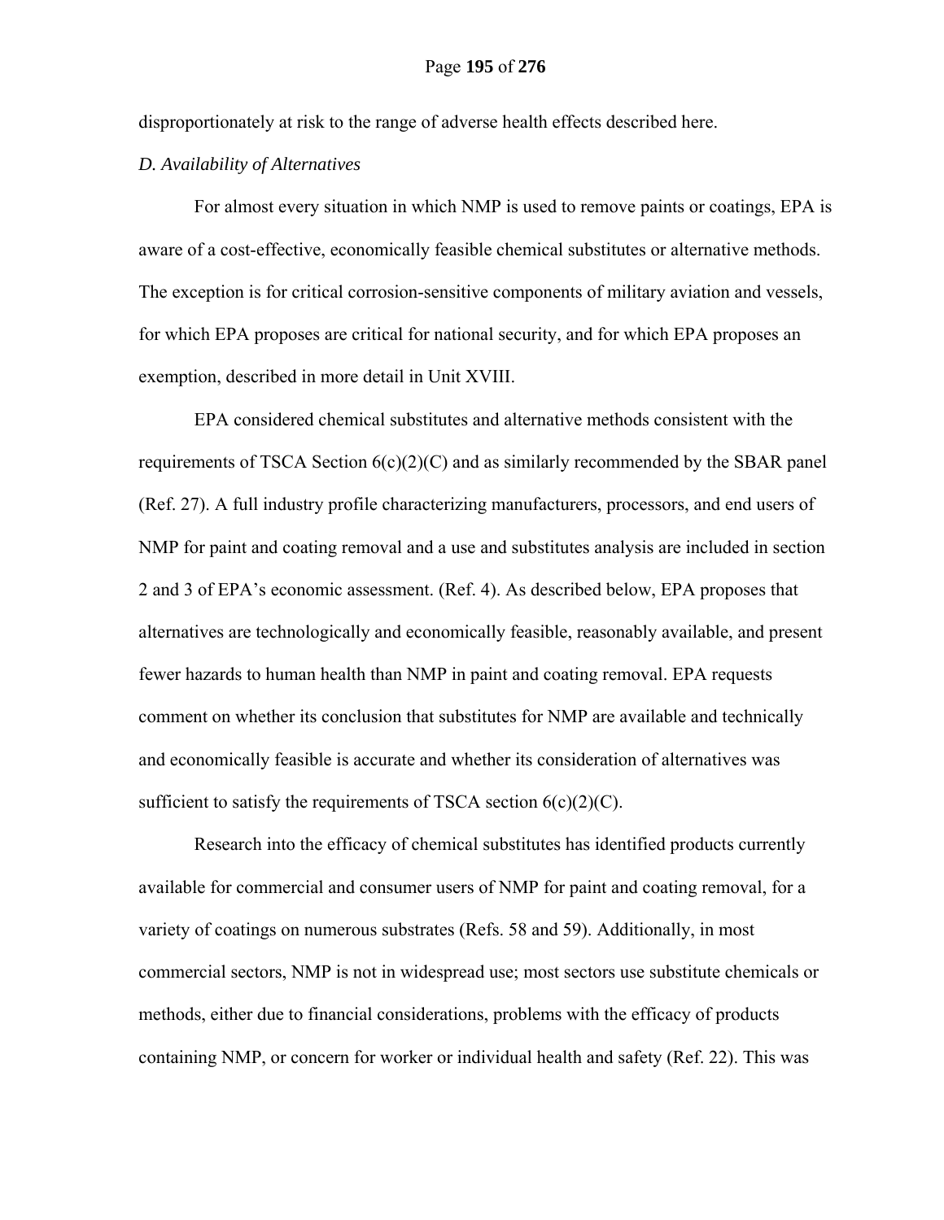disproportionately at risk to the range of adverse health effects described here.

*D. Availability of Alternatives*

For almost every situation in which NMP is used to remove paints or coatings, EPA is aware of a cost-effective, economically feasible chemical substitutes or alternative methods. The exception is for critical corrosion-sensitive components of military aviation and vessels, for which EPA proposes are critical for national security, and for which EPA proposes an exemption, described in more detail in Unit XVIII.

EPA considered chemical substitutes and alternative methods consistent with the requirements of TSCA Section 6(c)(2)(C) and as similarly recommended by the SBAR panel (Ref. 27). A full industry profile characterizing manufacturers, processors, and end users of NMP for paint and coating removal and a use and substitutes analysis are included in section 2 and 3 of EPA's economic assessment. (Ref. 4). As described below, EPA proposes that alternatives are technologically and economically feasible, reasonably available, and present fewer hazards to human health than NMP in paint and coating removal. EPA requests comment on whether its conclusion that substitutes for NMP are available and technically and economically feasible is accurate and whether its consideration of alternatives was sufficient to satisfy the requirements of TSCA section 6(c)(2)(C).

Research into the efficacy of chemical substitutes has identified products currently available for commercial and consumer users of NMP for paint and coating removal, for a variety of coatings on numerous substrates (Refs. 58 and 59). Additionally, in most commercial sectors, NMP is not in widespread use; most sectors use substitute chemicals or methods, either due to financial considerations, problems with the efficacy of products containing NMP, or concern for worker or individual health and safety (Ref. 22). This was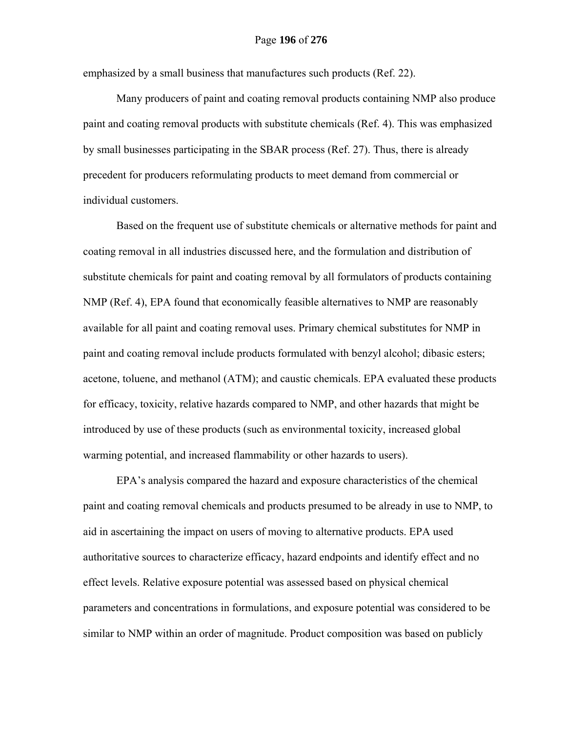emphasized by a small business that manufactures such products (Ref. 22).

Many producers of paint and coating removal products containing NMP also produce paint and coating removal products with substitute chemicals (Ref. 4). This was emphasized by small businesses participating in the SBAR process (Ref. 27). Thus, there is already precedent for producers reformulating products to meet demand from commercial or individual customers.

Based on the frequent use of substitute chemicals or alternative methods for paint and coating removal in all industries discussed here, and the formulation and distribution of substitute chemicals for paint and coating removal by all formulators of products containing NMP (Ref. 4), EPA found that economically feasible alternatives to NMP are reasonably available for all paint and coating removal uses. Primary chemical substitutes for NMP in paint and coating removal include products formulated with benzyl alcohol; dibasic esters; acetone, toluene, and methanol (ATM); and caustic chemicals. EPA evaluated these products for efficacy, toxicity, relative hazards compared to NMP, and other hazards that might be introduced by use of these products (such as environmental toxicity, increased global warming potential, and increased flammability or other hazards to users).

EPA's analysis compared the hazard and exposure characteristics of the chemical paint and coating removal chemicals and products presumed to be already in use to NMP, to aid in ascertaining the impact on users of moving to alternative products. EPA used authoritative sources to characterize efficacy, hazard endpoints and identify effect and no effect levels. Relative exposure potential was assessed based on physical chemical parameters and concentrations in formulations, and exposure potential was considered to be similar to NMP within an order of magnitude. Product composition was based on publicly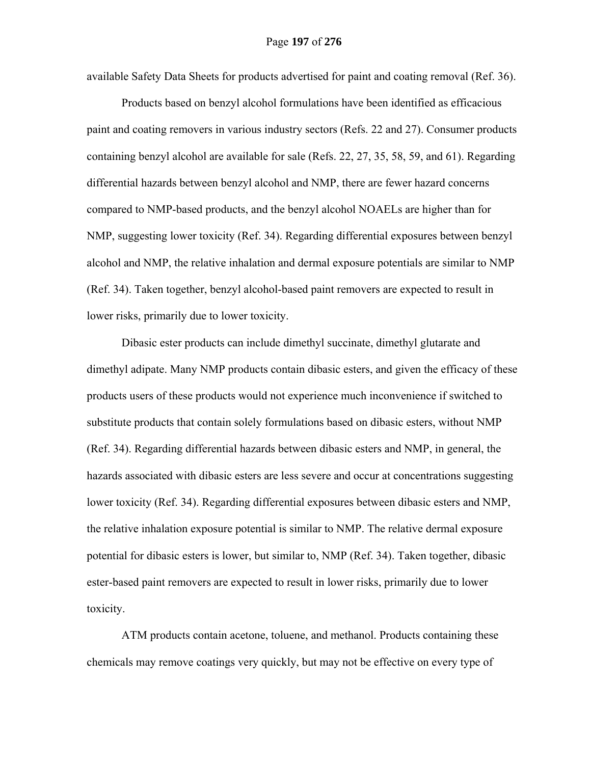available Safety Data Sheets for products advertised for paint and coating removal (Ref. 36).

Products based on benzyl alcohol formulations have been identified as efficacious paint and coating removers in various industry sectors (Refs. 22 and 27). Consumer products containing benzyl alcohol are available for sale (Refs. 22, 27, 35, 58, 59, and 61). Regarding differential hazards between benzyl alcohol and NMP, there are fewer hazard concerns compared to NMP-based products, and the benzyl alcohol NOAELs are higher than for NMP, suggesting lower toxicity (Ref. 34). Regarding differential exposures between benzyl alcohol and NMP, the relative inhalation and dermal exposure potentials are similar to NMP (Ref. 34). Taken together, benzyl alcohol-based paint removers are expected to result in lower risks, primarily due to lower toxicity.

Dibasic ester products can include dimethyl succinate, dimethyl glutarate and dimethyl adipate. Many NMP products contain dibasic esters, and given the efficacy of these products users of these products would not experience much inconvenience if switched to substitute products that contain solely formulations based on dibasic esters, without NMP (Ref. 34). Regarding differential hazards between dibasic esters and NMP, in general, the hazards associated with dibasic esters are less severe and occur at concentrations suggesting lower toxicity (Ref. 34). Regarding differential exposures between dibasic esters and NMP, the relative inhalation exposure potential is similar to NMP. The relative dermal exposure potential for dibasic esters is lower, but similar to, NMP (Ref. 34). Taken together, dibasic ester-based paint removers are expected to result in lower risks, primarily due to lower toxicity.

ATM products contain acetone, toluene, and methanol. Products containing these chemicals may remove coatings very quickly, but may not be effective on every type of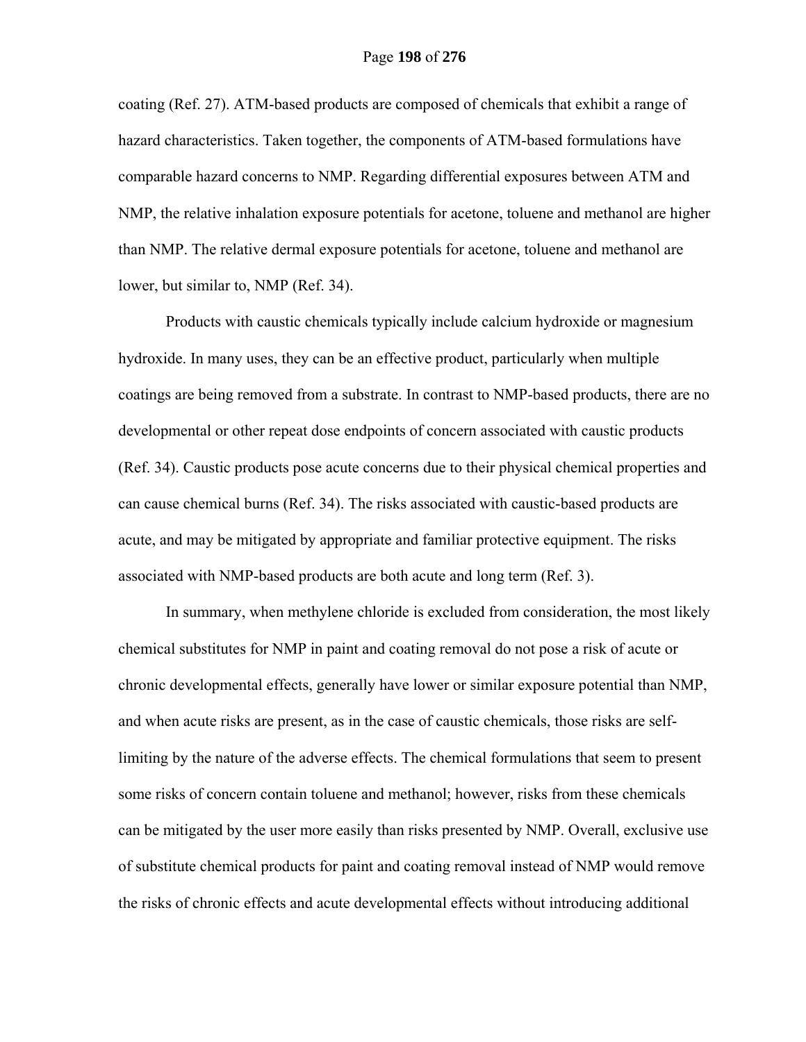coating (Ref. 27). ATM-based products are composed of chemicals that exhibit a range of hazard characteristics. Taken together, the components of ATM-based formulations have comparable hazard concerns to NMP. Regarding differential exposures between ATM and NMP, the relative inhalation exposure potentials for acetone, toluene and methanol are higher than NMP. The relative dermal exposure potentials for acetone, toluene and methanol are lower, but similar to, NMP (Ref. 34).

Products with caustic chemicals typically include calcium hydroxide or magnesium hydroxide. In many uses, they can be an effective product, particularly when multiple coatings are being removed from a substrate. In contrast to NMP-based products, there are no developmental or other repeat dose endpoints of concern associated with caustic products (Ref. 34). Caustic products pose acute concerns due to their physical chemical properties and can cause chemical burns (Ref. 34). The risks associated with caustic-based products are acute, and may be mitigated by appropriate and familiar protective equipment. The risks associated with NMP-based products are both acute and long term (Ref. 3).

In summary, when methylene chloride is excluded from consideration, the most likely chemical substitutes for NMP in paint and coating removal do not pose a risk of acute or chronic developmental effects, generally have lower or similar exposure potential than NMP, and when acute risks are present, as in the case of caustic chemicals, those risks are self-limiting by the nature of the adverse effects. The chemical formulations that seem to present some risks of concern contain toluene and methanol; however, risks from these chemicals can be mitigated by the user more easily than risks presented by NMP. Overall, exclusive use of substitute chemical products for paint and coating removal instead of NMP would remove the risks of chronic effects and acute developmental effects without introducing additional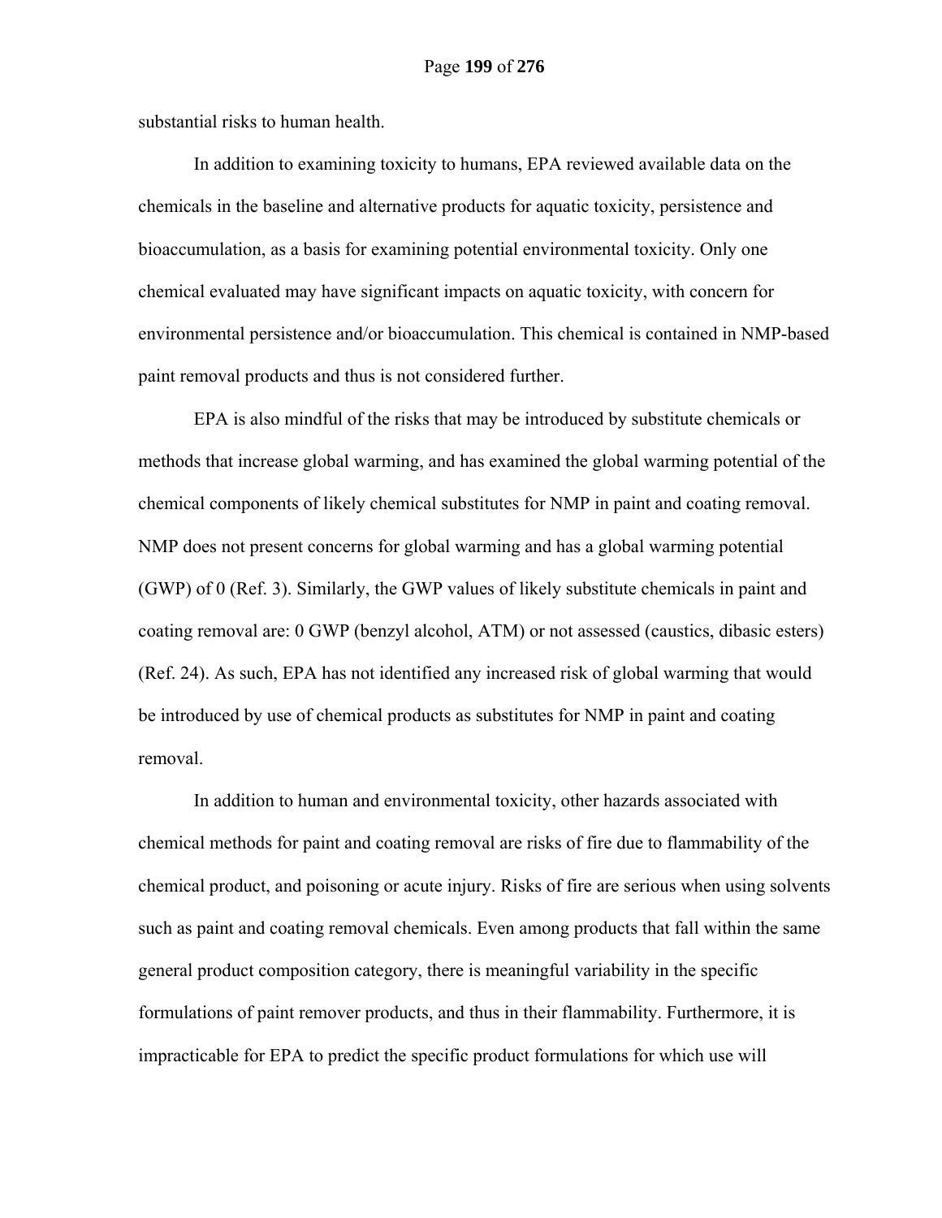substantial risks to human health.

In addition to examining toxicity to humans, EPA reviewed available data on the chemicals in the baseline and alternative products for aquatic toxicity, persistence and bioaccumulation, as a basis for examining potential environmental toxicity. Only one chemical evaluated may have significant impacts on aquatic toxicity, with concern for environmental persistence and/or bioaccumulation. This chemical is contained in NMP-based paint removal products and thus is not considered further.

EPA is also mindful of the risks that may be introduced by substitute chemicals or methods that increase global warming, and has examined the global warming potential of the chemical components of likely chemical substitutes for NMP in paint and coating removal. NMP does not present concerns for global warming and has a global warming potential (GWP) of 0 (Ref. 3). Similarly, the GWP values of likely substitute chemicals in paint and coating removal are: 0 GWP (benzyl alcohol, ATM) or not assessed (caustics, dibasic esters) (Ref. 24). As such, EPA has not identified any increased risk of global warming that would be introduced by use of chemical products as substitutes for NMP in paint and coating removal.

In addition to human and environmental toxicity, other hazards associated with chemical methods for paint and coating removal are risks of fire due to flammability of the chemical product, and poisoning or acute injury. Risks of fire are serious when using solvents such as paint and coating removal chemicals. Even among products that fall within the same general product composition category, there is meaningful variability in the specific formulations of paint remover products, and thus in their flammability. Furthermore, it is impracticable for EPA to predict the specific product formulations for which use will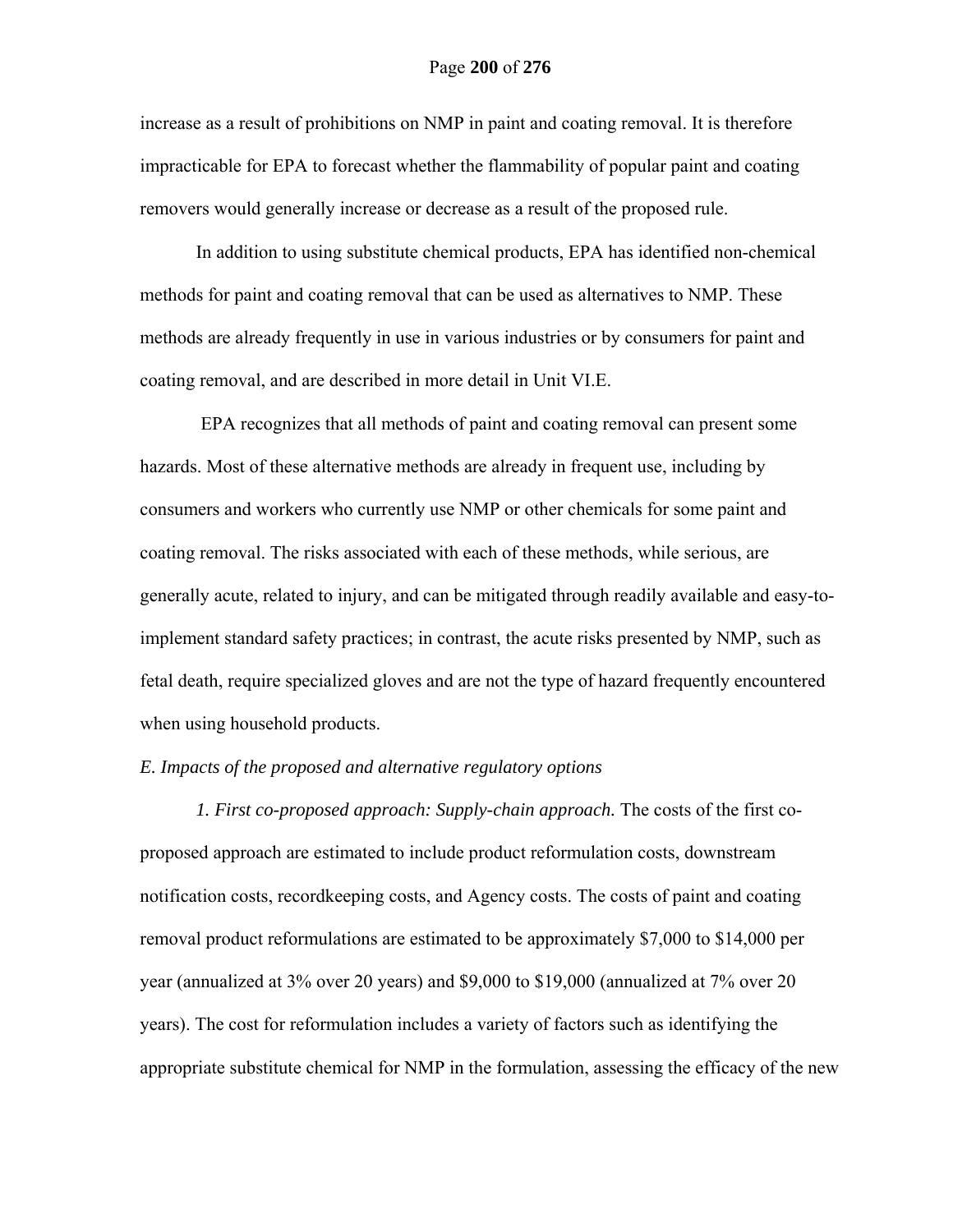increase as a result of prohibitions on NMP in paint and coating removal. It is therefore impracticable for EPA to forecast whether the flammability of popular paint and coating removers would generally increase or decrease as a result of the proposed rule.

In addition to using substitute chemical products, EPA has identified non-chemical methods for paint and coating removal that can be used as alternatives to NMP. These methods are already frequently in use in various industries or by consumers for paint and coating removal, and are described in more detail in Unit VI.E.

EPA recognizes that all methods of paint and coating removal can present some hazards. Most of these alternative methods are already in frequent use, including by consumers and workers who currently use NMP or other chemicals for some paint and coating removal. The risks associated with each of these methods, while serious, are generally acute, related to injury, and can be mitigated through readily available and easy-to-implement standard safety practices; in contrast, the acute risks presented by NMP, such as fetal death, require specialized gloves and are not the type of hazard frequently encountered when using household products.

*E. Impacts of the proposed and alternative regulatory options*

*1. First co-proposed approach: Supply-chain approach.* The costs of the first co-proposed approach are estimated to include product reformulation costs, downstream notification costs, recordkeeping costs, and Agency costs. The costs of paint and coating removal product reformulations are estimated to be approximately $7,000 to $14,000 per year (annualized at 3% over 20 years) and $9,000 to $19,000 (annualized at 7% over 20 years). The cost for reformulation includes a variety of factors such as identifying the appropriate substitute chemical for NMP in the formulation, assessing the efficacy of the new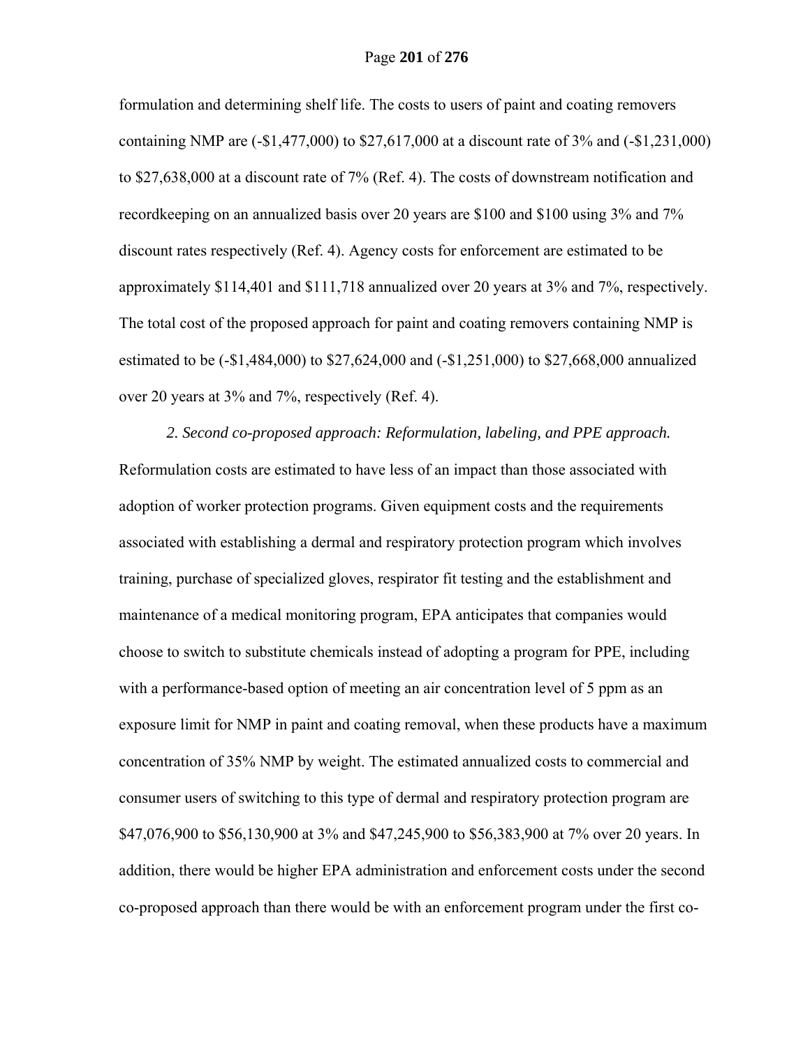formulation and determining shelf life. The costs to users of paint and coating removers containing NMP are (-$1,477,000) to $27,617,000 at a discount rate of 3% and (-$1,231,000) to $27,638,000 at a discount rate of 7% (Ref. 4). The costs of downstream notification and recordkeeping on an annualized basis over 20 years are $100 and $100 using 3% and 7% discount rates respectively (Ref. 4). Agency costs for enforcement are estimated to be approximately $114,401 and $111,718 annualized over 20 years at 3% and 7%, respectively. The total cost of the proposed approach for paint and coating removers containing NMP is estimated to be (-$1,484,000) to $27,624,000 and (-$1,251,000) to $27,668,000 annualized over 20 years at 3% and 7%, respectively (Ref. 4).

*2. Second co-proposed approach: Reformulation, labeling, and PPE approach.* Reformulation costs are estimated to have less of an impact than those associated with adoption of worker protection programs. Given equipment costs and the requirements associated with establishing a dermal and respiratory protection program which involves training, purchase of specialized gloves, respirator fit testing and the establishment and maintenance of a medical monitoring program, EPA anticipates that companies would choose to switch to substitute chemicals instead of adopting a program for PPE, including with a performance-based option of meeting an air concentration level of 5 ppm as an exposure limit for NMP in paint and coating removal, when these products have a maximum concentration of 35% NMP by weight. The estimated annualized costs to commercial and consumer users of switching to this type of dermal and respiratory protection program are $47,076,900 to $56,130,900 at 3% and $47,245,900 to $56,383,900 at 7% over 20 years. In addition, there would be higher EPA administration and enforcement costs under the second co-proposed approach than there would be with an enforcement program under the first co-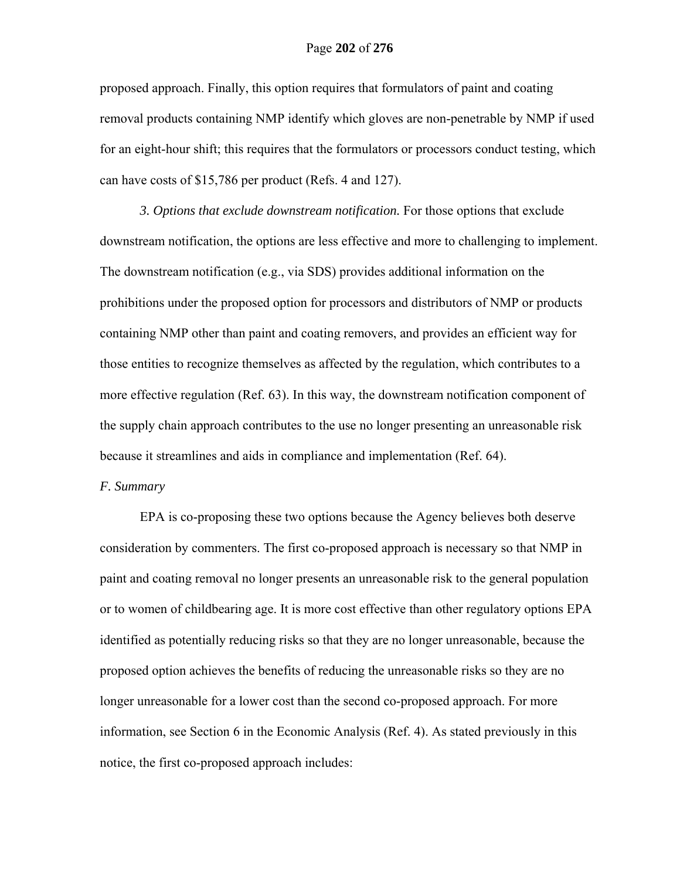proposed approach. Finally, this option requires that formulators of paint and coating removal products containing NMP identify which gloves are non-penetrable by NMP if used for an eight-hour shift; this requires that the formulators or processors conduct testing, which can have costs of $15,786 per product (Refs. 4 and 127).

*3. Options that exclude downstream notification.* For those options that exclude downstream notification, the options are less effective and more to challenging to implement. The downstream notification (e.g., via SDS) provides additional information on the prohibitions under the proposed option for processors and distributors of NMP or products containing NMP other than paint and coating removers, and provides an efficient way for those entities to recognize themselves as affected by the regulation, which contributes to a more effective regulation (Ref. 63). In this way, the downstream notification component of the supply chain approach contributes to the use no longer presenting an unreasonable risk because it streamlines and aids in compliance and implementation (Ref. 64).

*F. Summary*

EPA is co-proposing these two options because the Agency believes both deserve consideration by commenters. The first co-proposed approach is necessary so that NMP in paint and coating removal no longer presents an unreasonable risk to the general population or to women of childbearing age. It is more cost effective than other regulatory options EPA identified as potentially reducing risks so that they are no longer unreasonable, because the proposed option achieves the benefits of reducing the unreasonable risks so they are no longer unreasonable for a lower cost than the second co-proposed approach. For more information, see Section 6 in the Economic Analysis (Ref. 4). As stated previously in this notice, the first co-proposed approach includes: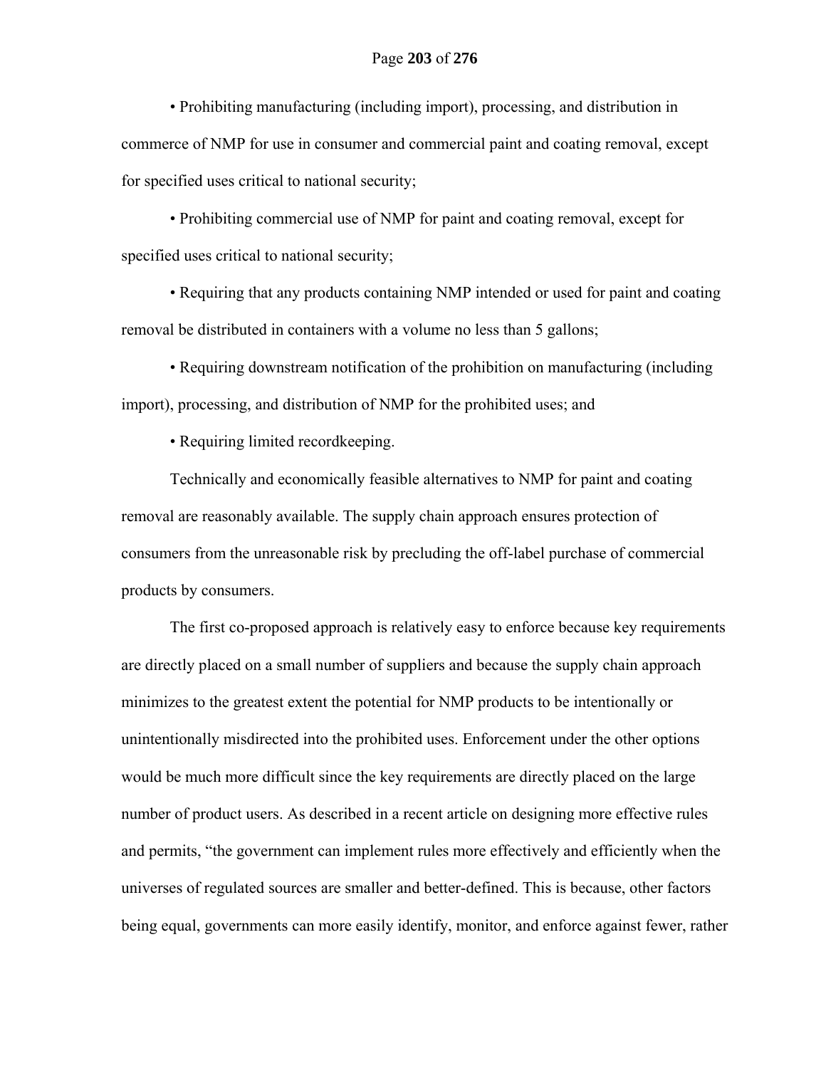- Prohibiting manufacturing (including import), processing, and distribution in commerce of NMP for use in consumer and commercial paint and coating removal, except for specified uses critical to national security;

- Prohibiting commercial use of NMP for paint and coating removal, except for specified uses critical to national security;

- Requiring that any products containing NMP intended or used for paint and coating removal be distributed in containers with a volume no less than 5 gallons;

- Requiring downstream notification of the prohibition on manufacturing (including import), processing, and distribution of NMP for the prohibited uses; and

- Requiring limited recordkeeping.

Technically and economically feasible alternatives to NMP for paint and coating removal are reasonably available. The supply chain approach ensures protection of consumers from the unreasonable risk by precluding the off-label purchase of commercial products by consumers.

The first co-proposed approach is relatively easy to enforce because key requirements are directly placed on a small number of suppliers and because the supply chain approach minimizes to the greatest extent the potential for NMP products to be intentionally or unintentionally misdirected into the prohibited uses. Enforcement under the other options would be much more difficult since the key requirements are directly placed on the large number of product users. As described in a recent article on designing more effective rules and permits, "the government can implement rules more effectively and efficiently when the universes of regulated sources are smaller and better-defined. This is because, other factors being equal, governments can more easily identify, monitor, and enforce against fewer, rather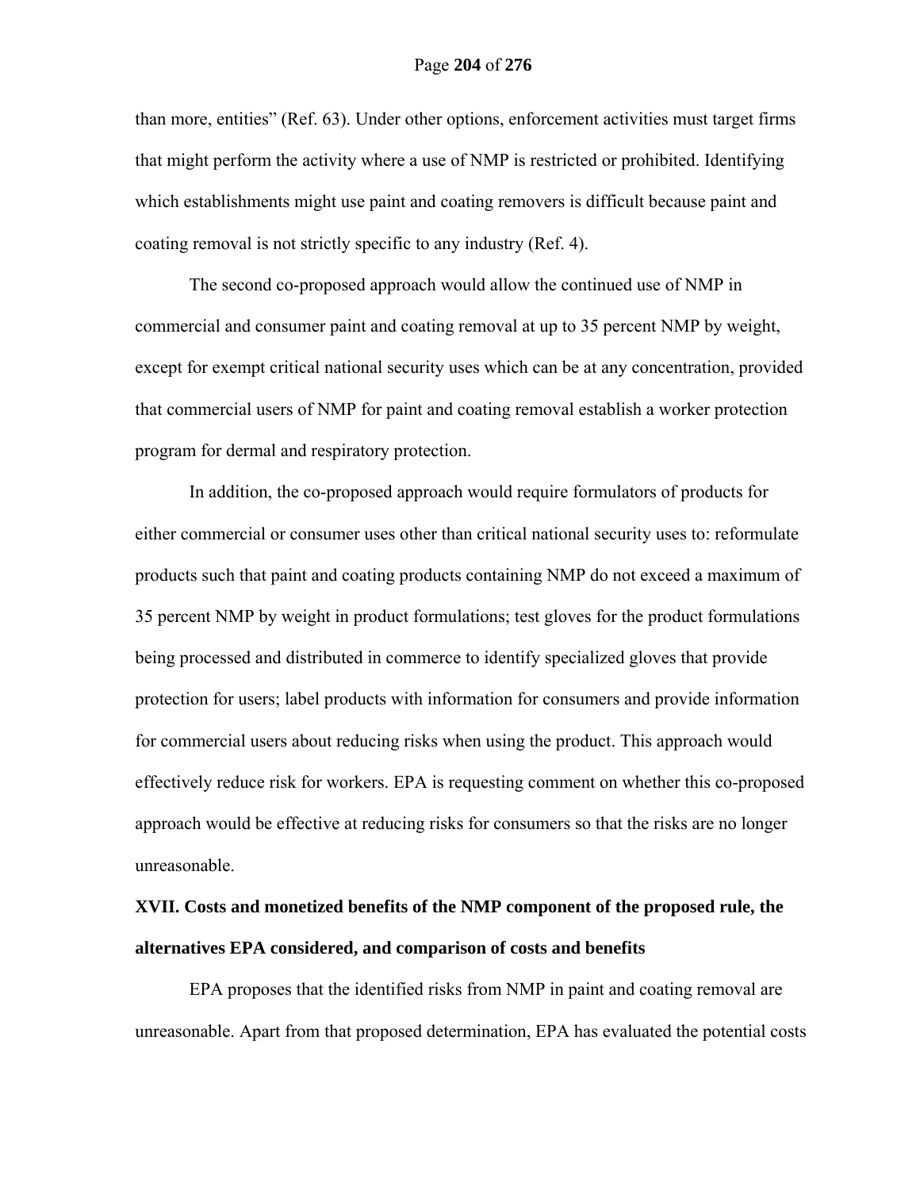than more, entities" (Ref. 63). Under other options, enforcement activities must target firms that might perform the activity where a use of NMP is restricted or prohibited. Identifying which establishments might use paint and coating removers is difficult because paint and coating removal is not strictly specific to any industry (Ref. 4).

The second co-proposed approach would allow the continued use of NMP in commercial and consumer paint and coating removal at up to 35 percent NMP by weight, except for exempt critical national security uses which can be at any concentration, provided that commercial users of NMP for paint and coating removal establish a worker protection program for dermal and respiratory protection.

In addition, the co-proposed approach would require formulators of products for either commercial or consumer uses other than critical national security uses to: reformulate products such that paint and coating products containing NMP do not exceed a maximum of 35 percent NMP by weight in product formulations; test gloves for the product formulations being processed and distributed in commerce to identify specialized gloves that provide protection for users; label products with information for consumers and provide information for commercial users about reducing risks when using the product. This approach would effectively reduce risk for workers. EPA is requesting comment on whether this co-proposed approach would be effective at reducing risks for consumers so that the risks are no longer unreasonable.

## XVII. Costs and monetized benefits of the NMP component of the proposed rule, the alternatives EPA considered, and comparison of costs and benefits

EPA proposes that the identified risks from NMP in paint and coating removal are unreasonable. Apart from that proposed determination, EPA has evaluated the potential costs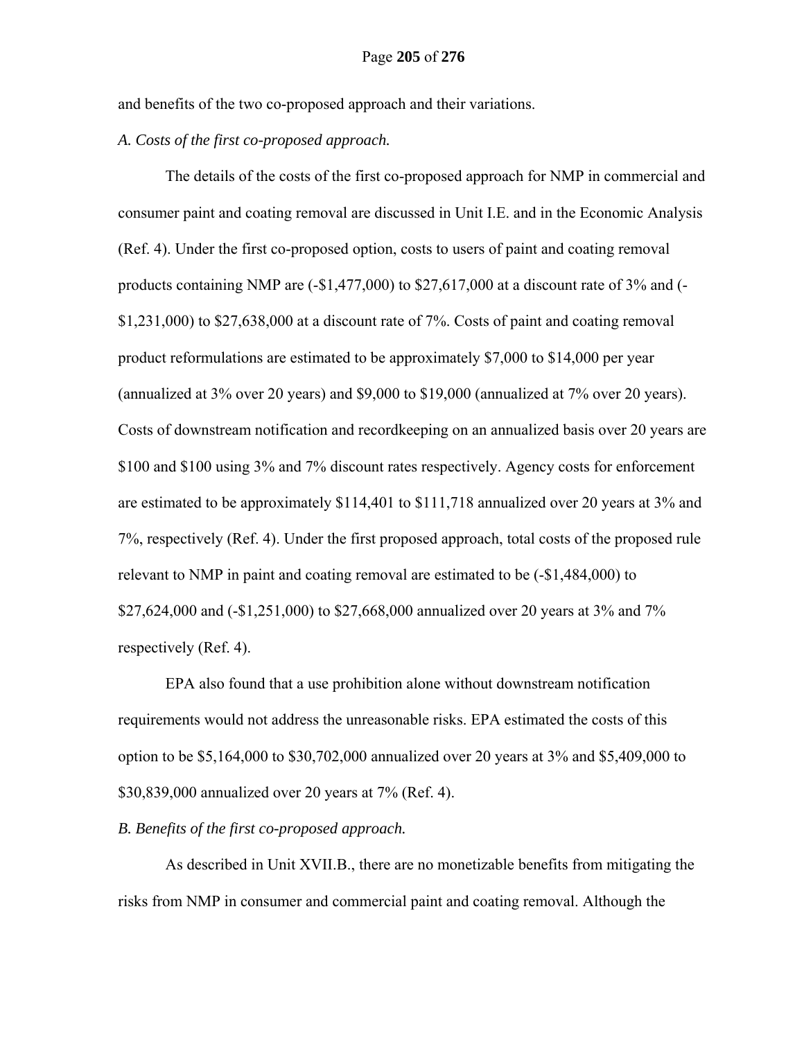and benefits of the two co-proposed approach and their variations.

*A. Costs of the first co-proposed approach.*

The details of the costs of the first co-proposed approach for NMP in commercial and consumer paint and coating removal are discussed in Unit I.E. and in the Economic Analysis (Ref. 4). Under the first co-proposed option, costs to users of paint and coating removal products containing NMP are (-$1,477,000) to $27,617,000 at a discount rate of 3% and (-$1,231,000) to $27,638,000 at a discount rate of 7%. Costs of paint and coating removal product reformulations are estimated to be approximately $7,000 to $14,000 per year (annualized at 3% over 20 years) and $9,000 to $19,000 (annualized at 7% over 20 years). Costs of downstream notification and recordkeeping on an annualized basis over 20 years are $100 and $100 using 3% and 7% discount rates respectively. Agency costs for enforcement are estimated to be approximately $114,401 to $111,718 annualized over 20 years at 3% and 7%, respectively (Ref. 4). Under the first proposed approach, total costs of the proposed rule relevant to NMP in paint and coating removal are estimated to be (-$1,484,000) to $27,624,000 and (-$1,251,000) to $27,668,000 annualized over 20 years at 3% and 7% respectively (Ref. 4).

EPA also found that a use prohibition alone without downstream notification requirements would not address the unreasonable risks. EPA estimated the costs of this option to be $5,164,000 to $30,702,000 annualized over 20 years at 3% and $5,409,000 to $30,839,000 annualized over 20 years at 7% (Ref. 4).

*B. Benefits of the first co-proposed approach.*

As described in Unit XVII.B., there are no monetizable benefits from mitigating the risks from NMP in consumer and commercial paint and coating removal. Although the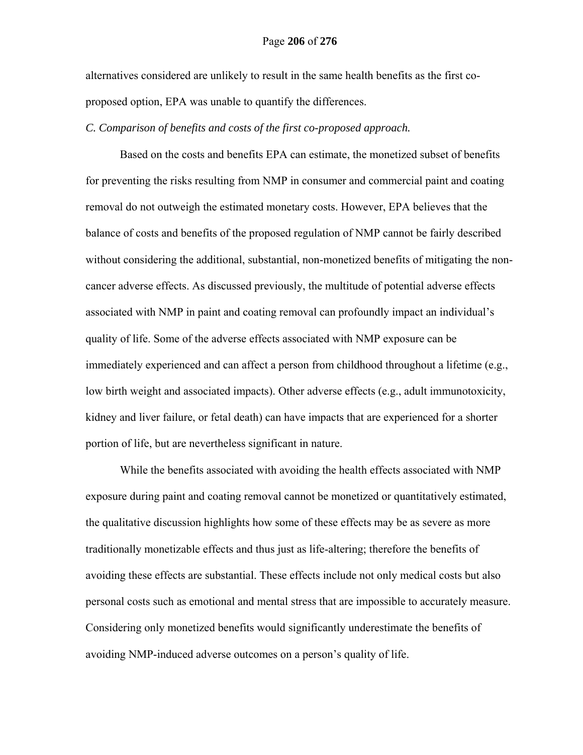alternatives considered are unlikely to result in the same health benefits as the first co-proposed option, EPA was unable to quantify the differences.

*C. Comparison of benefits and costs of the first co-proposed approach.*

Based on the costs and benefits EPA can estimate, the monetized subset of benefits for preventing the risks resulting from NMP in consumer and commercial paint and coating removal do not outweigh the estimated monetary costs. However, EPA believes that the balance of costs and benefits of the proposed regulation of NMP cannot be fairly described without considering the additional, substantial, non-monetized benefits of mitigating the non-cancer adverse effects. As discussed previously, the multitude of potential adverse effects associated with NMP in paint and coating removal can profoundly impact an individual's quality of life. Some of the adverse effects associated with NMP exposure can be immediately experienced and can affect a person from childhood throughout a lifetime (e.g., low birth weight and associated impacts). Other adverse effects (e.g., adult immunotoxicity, kidney and liver failure, or fetal death) can have impacts that are experienced for a shorter portion of life, but are nevertheless significant in nature.

While the benefits associated with avoiding the health effects associated with NMP exposure during paint and coating removal cannot be monetized or quantitatively estimated, the qualitative discussion highlights how some of these effects may be as severe as more traditionally monetizable effects and thus just as life-altering; therefore the benefits of avoiding these effects are substantial. These effects include not only medical costs but also personal costs such as emotional and mental stress that are impossible to accurately measure. Considering only monetized benefits would significantly underestimate the benefits of avoiding NMP-induced adverse outcomes on a person's quality of life.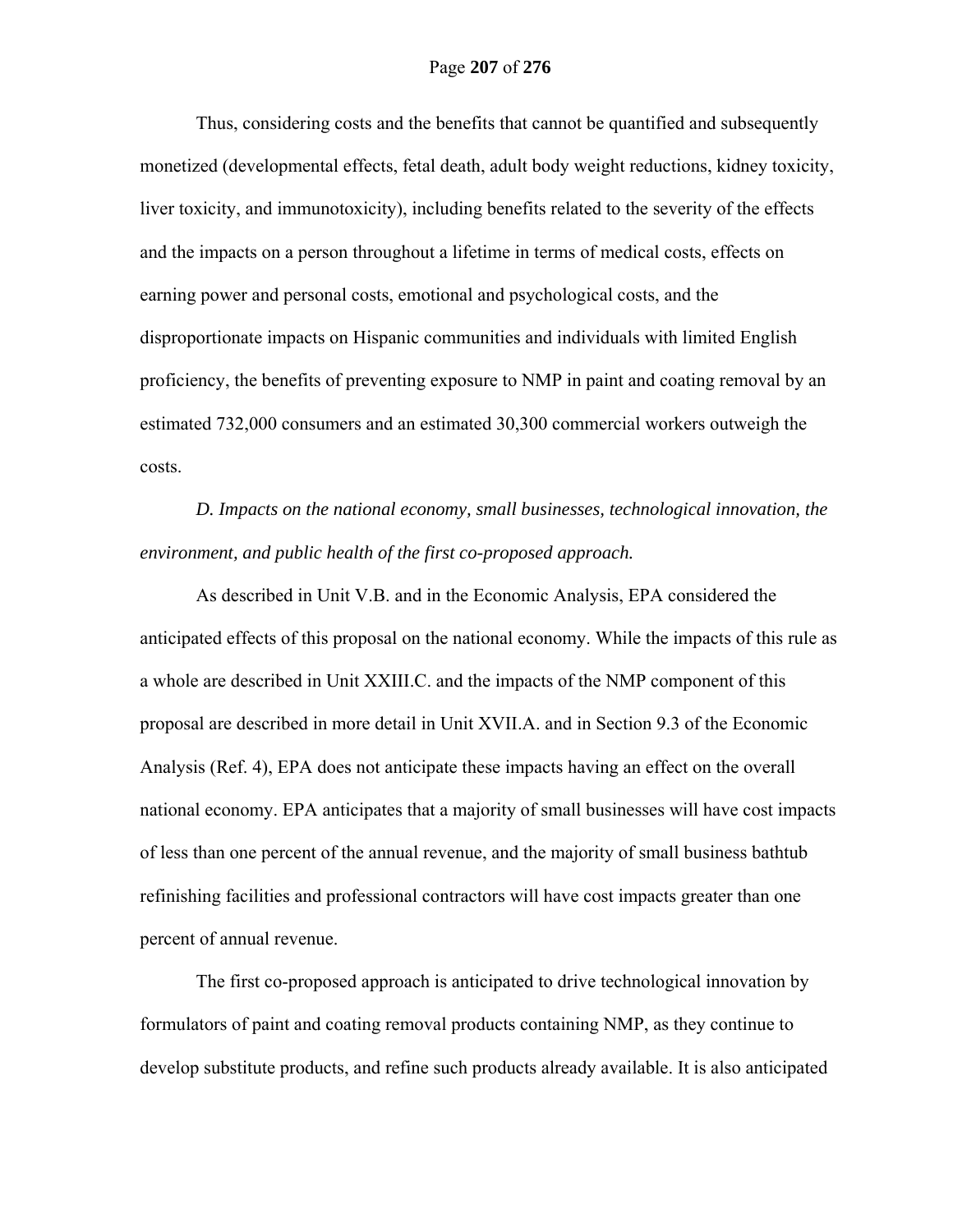Thus, considering costs and the benefits that cannot be quantified and subsequently monetized (developmental effects, fetal death, adult body weight reductions, kidney toxicity, liver toxicity, and immunotoxicity), including benefits related to the severity of the effects and the impacts on a person throughout a lifetime in terms of medical costs, effects on earning power and personal costs, emotional and psychological costs, and the disproportionate impacts on Hispanic communities and individuals with limited English proficiency, the benefits of preventing exposure to NMP in paint and coating removal by an estimated 732,000 consumers and an estimated 30,300 commercial workers outweigh the costs.

*D. Impacts on the national economy, small businesses, technological innovation, the environment, and public health of the first co-proposed approach.*

As described in Unit V.B. and in the Economic Analysis, EPA considered the anticipated effects of this proposal on the national economy. While the impacts of this rule as a whole are described in Unit XXIII.C. and the impacts of the NMP component of this proposal are described in more detail in Unit XVII.A. and in Section 9.3 of the Economic Analysis (Ref. 4), EPA does not anticipate these impacts having an effect on the overall national economy. EPA anticipates that a majority of small businesses will have cost impacts of less than one percent of the annual revenue, and the majority of small business bathtub refinishing facilities and professional contractors will have cost impacts greater than one percent of annual revenue.

The first co-proposed approach is anticipated to drive technological innovation by formulators of paint and coating removal products containing NMP, as they continue to develop substitute products, and refine such products already available. It is also anticipated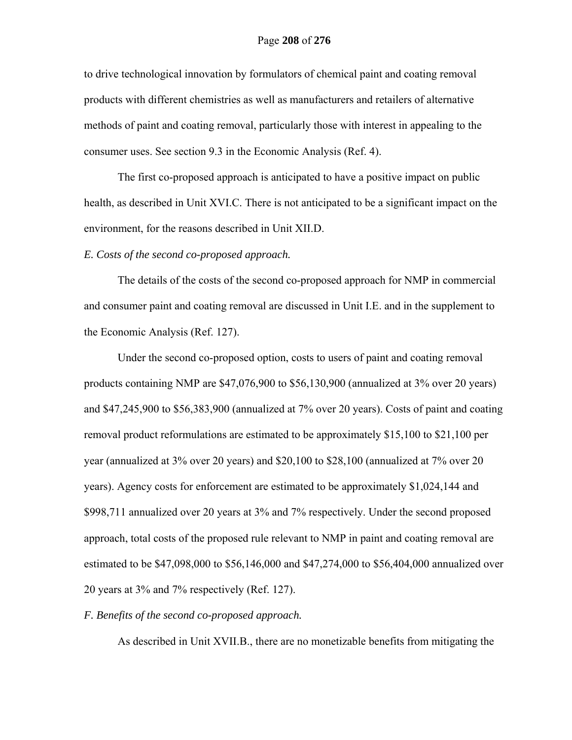to drive technological innovation by formulators of chemical paint and coating removal products with different chemistries as well as manufacturers and retailers of alternative methods of paint and coating removal, particularly those with interest in appealing to the consumer uses. See section 9.3 in the Economic Analysis (Ref. 4).

The first co-proposed approach is anticipated to have a positive impact on public health, as described in Unit XVI.C. There is not anticipated to be a significant impact on the environment, for the reasons described in Unit XII.D.

*E. Costs of the second co-proposed approach.*

The details of the costs of the second co-proposed approach for NMP in commercial and consumer paint and coating removal are discussed in Unit I.E. and in the supplement to the Economic Analysis (Ref. 127).

Under the second co-proposed option, costs to users of paint and coating removal products containing NMP are $47,076,900 to $56,130,900 (annualized at 3% over 20 years) and $47,245,900 to $56,383,900 (annualized at 7% over 20 years). Costs of paint and coating removal product reformulations are estimated to be approximately $15,100 to $21,100 per year (annualized at 3% over 20 years) and $20,100 to $28,100 (annualized at 7% over 20 years). Agency costs for enforcement are estimated to be approximately $1,024,144 and $998,711 annualized over 20 years at 3% and 7% respectively. Under the second proposed approach, total costs of the proposed rule relevant to NMP in paint and coating removal are estimated to be $47,098,000 to $56,146,000 and $47,274,000 to $56,404,000 annualized over 20 years at 3% and 7% respectively (Ref. 127).

*F. Benefits of the second co-proposed approach.*

As described in Unit XVII.B., there are no monetizable benefits from mitigating the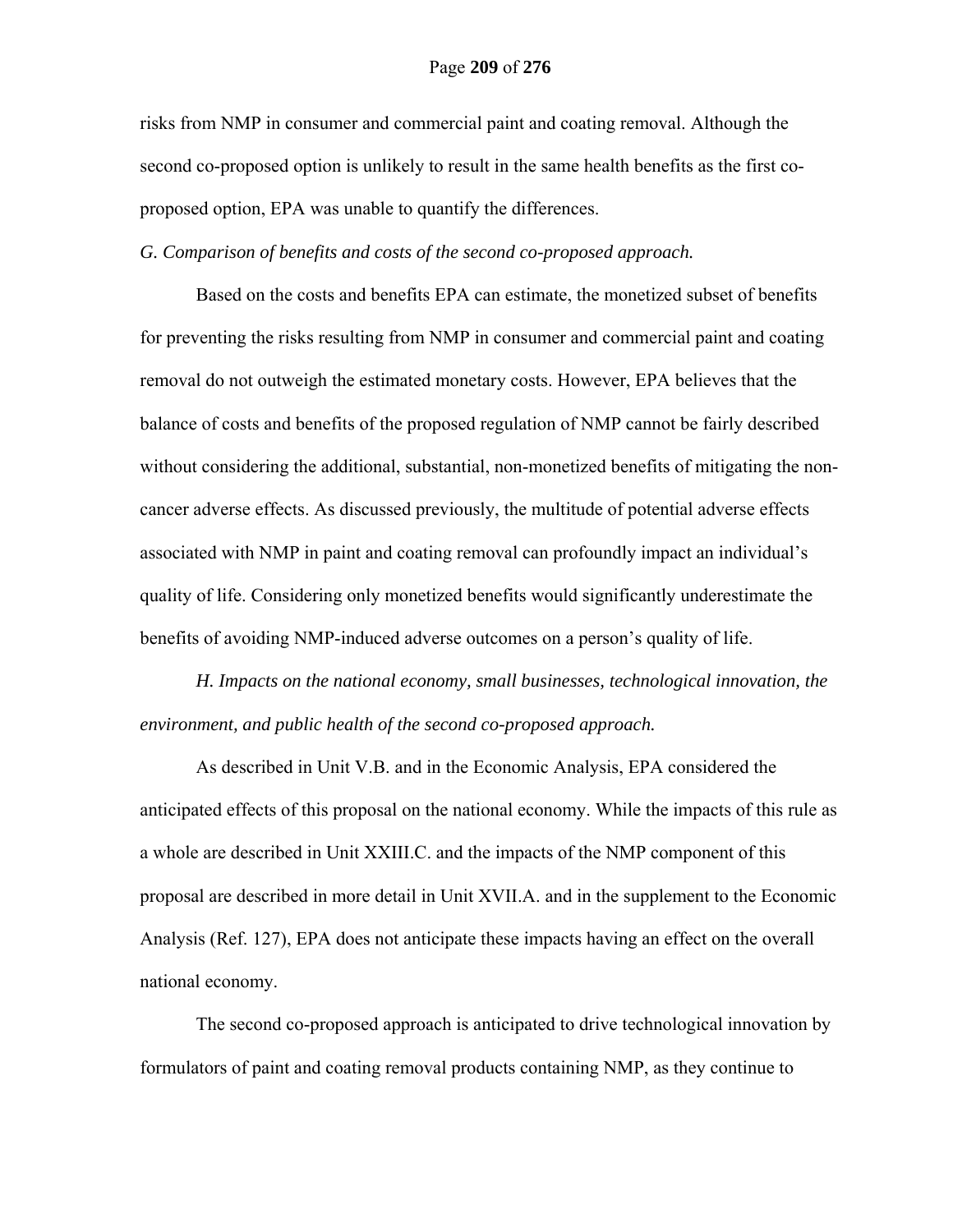risks from NMP in consumer and commercial paint and coating removal. Although the second co-proposed option is unlikely to result in the same health benefits as the first co-proposed option, EPA was unable to quantify the differences.

*G. Comparison of benefits and costs of the second co-proposed approach.*

Based on the costs and benefits EPA can estimate, the monetized subset of benefits for preventing the risks resulting from NMP in consumer and commercial paint and coating removal do not outweigh the estimated monetary costs. However, EPA believes that the balance of costs and benefits of the proposed regulation of NMP cannot be fairly described without considering the additional, substantial, non-monetized benefits of mitigating the non-cancer adverse effects. As discussed previously, the multitude of potential adverse effects associated with NMP in paint and coating removal can profoundly impact an individual's quality of life. Considering only monetized benefits would significantly underestimate the benefits of avoiding NMP-induced adverse outcomes on a person's quality of life.

*H. Impacts on the national economy, small businesses, technological innovation, the environment, and public health of the second co-proposed approach.*

As described in Unit V.B. and in the Economic Analysis, EPA considered the anticipated effects of this proposal on the national economy. While the impacts of this rule as a whole are described in Unit XXIII.C. and the impacts of the NMP component of this proposal are described in more detail in Unit XVII.A. and in the supplement to the Economic Analysis (Ref. 127), EPA does not anticipate these impacts having an effect on the overall national economy.

The second co-proposed approach is anticipated to drive technological innovation by formulators of paint and coating removal products containing NMP, as they continue to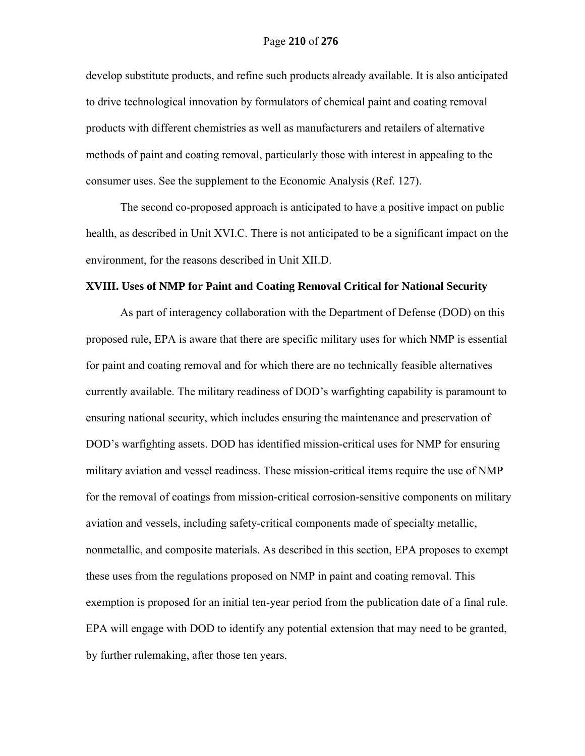develop substitute products, and refine such products already available. It is also anticipated to drive technological innovation by formulators of chemical paint and coating removal products with different chemistries as well as manufacturers and retailers of alternative methods of paint and coating removal, particularly those with interest in appealing to the consumer uses. See the supplement to the Economic Analysis (Ref. 127).

The second co-proposed approach is anticipated to have a positive impact on public health, as described in Unit XVI.C. There is not anticipated to be a significant impact on the environment, for the reasons described in Unit XII.D.

## XVIII. Uses of NMP for Paint and Coating Removal Critical for National Security

As part of interagency collaboration with the Department of Defense (DOD) on this proposed rule, EPA is aware that there are specific military uses for which NMP is essential for paint and coating removal and for which there are no technically feasible alternatives currently available. The military readiness of DOD's warfighting capability is paramount to ensuring national security, which includes ensuring the maintenance and preservation of DOD's warfighting assets. DOD has identified mission-critical uses for NMP for ensuring military aviation and vessel readiness. These mission-critical items require the use of NMP for the removal of coatings from mission-critical corrosion-sensitive components on military aviation and vessels, including safety-critical components made of specialty metallic, nonmetallic, and composite materials. As described in this section, EPA proposes to exempt these uses from the regulations proposed on NMP in paint and coating removal. This exemption is proposed for an initial ten-year period from the publication date of a final rule. EPA will engage with DOD to identify any potential extension that may need to be granted, by further rulemaking, after those ten years.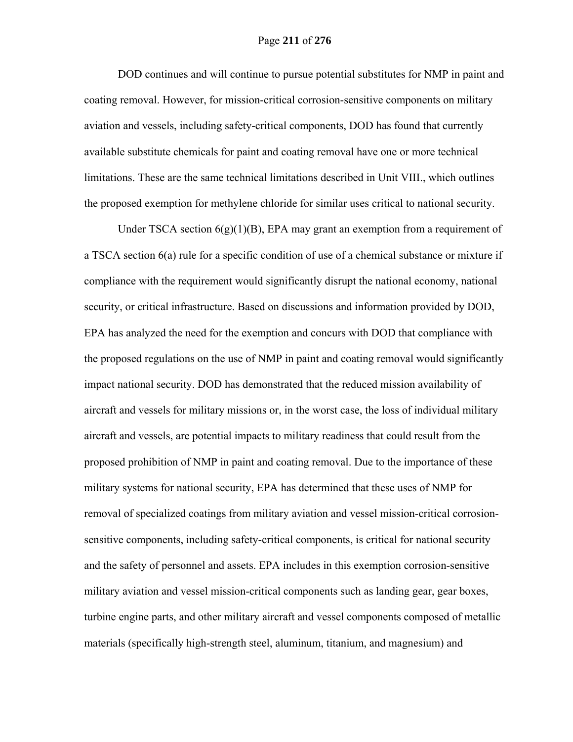DOD continues and will continue to pursue potential substitutes for NMP in paint and coating removal. However, for mission-critical corrosion-sensitive components on military aviation and vessels, including safety-critical components, DOD has found that currently available substitute chemicals for paint and coating removal have one or more technical limitations. These are the same technical limitations described in Unit VIII., which outlines the proposed exemption for methylene chloride for similar uses critical to national security.

Under TSCA section 6(g)(1)(B), EPA may grant an exemption from a requirement of a TSCA section 6(a) rule for a specific condition of use of a chemical substance or mixture if compliance with the requirement would significantly disrupt the national economy, national security, or critical infrastructure. Based on discussions and information provided by DOD, EPA has analyzed the need for the exemption and concurs with DOD that compliance with the proposed regulations on the use of NMP in paint and coating removal would significantly impact national security. DOD has demonstrated that the reduced mission availability of aircraft and vessels for military missions or, in the worst case, the loss of individual military aircraft and vessels, are potential impacts to military readiness that could result from the proposed prohibition of NMP in paint and coating removal. Due to the importance of these military systems for national security, EPA has determined that these uses of NMP for removal of specialized coatings from military aviation and vessel mission-critical corrosion-sensitive components, including safety-critical components, is critical for national security and the safety of personnel and assets. EPA includes in this exemption corrosion-sensitive military aviation and vessel mission-critical components such as landing gear, gear boxes, turbine engine parts, and other military aircraft and vessel components composed of metallic materials (specifically high-strength steel, aluminum, titanium, and magnesium) and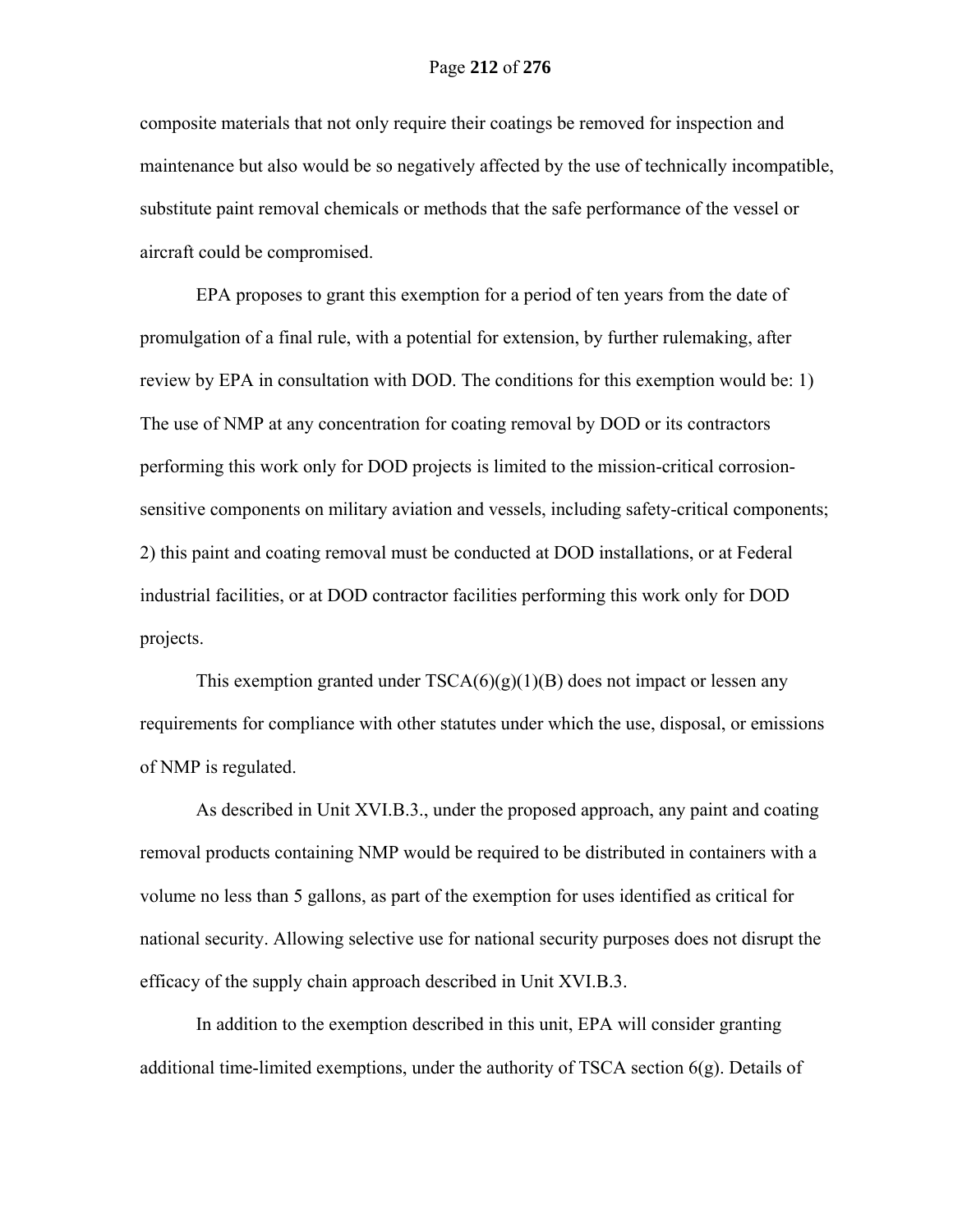composite materials that not only require their coatings be removed for inspection and maintenance but also would be so negatively affected by the use of technically incompatible, substitute paint removal chemicals or methods that the safe performance of the vessel or aircraft could be compromised.

EPA proposes to grant this exemption for a period of ten years from the date of promulgation of a final rule, with a potential for extension, by further rulemaking, after review by EPA in consultation with DOD. The conditions for this exemption would be: 1) The use of NMP at any concentration for coating removal by DOD or its contractors performing this work only for DOD projects is limited to the mission-critical corrosion-sensitive components on military aviation and vessels, including safety-critical components; 2) this paint and coating removal must be conducted at DOD installations, or at Federal industrial facilities, or at DOD contractor facilities performing this work only for DOD projects.

This exemption granted under TSCA(6)(g)(1)(B) does not impact or lessen any requirements for compliance with other statutes under which the use, disposal, or emissions of NMP is regulated.

As described in Unit XVI.B.3., under the proposed approach, any paint and coating removal products containing NMP would be required to be distributed in containers with a volume no less than 5 gallons, as part of the exemption for uses identified as critical for national security. Allowing selective use for national security purposes does not disrupt the efficacy of the supply chain approach described in Unit XVI.B.3.

In addition to the exemption described in this unit, EPA will consider granting additional time-limited exemptions, under the authority of TSCA section 6(g). Details of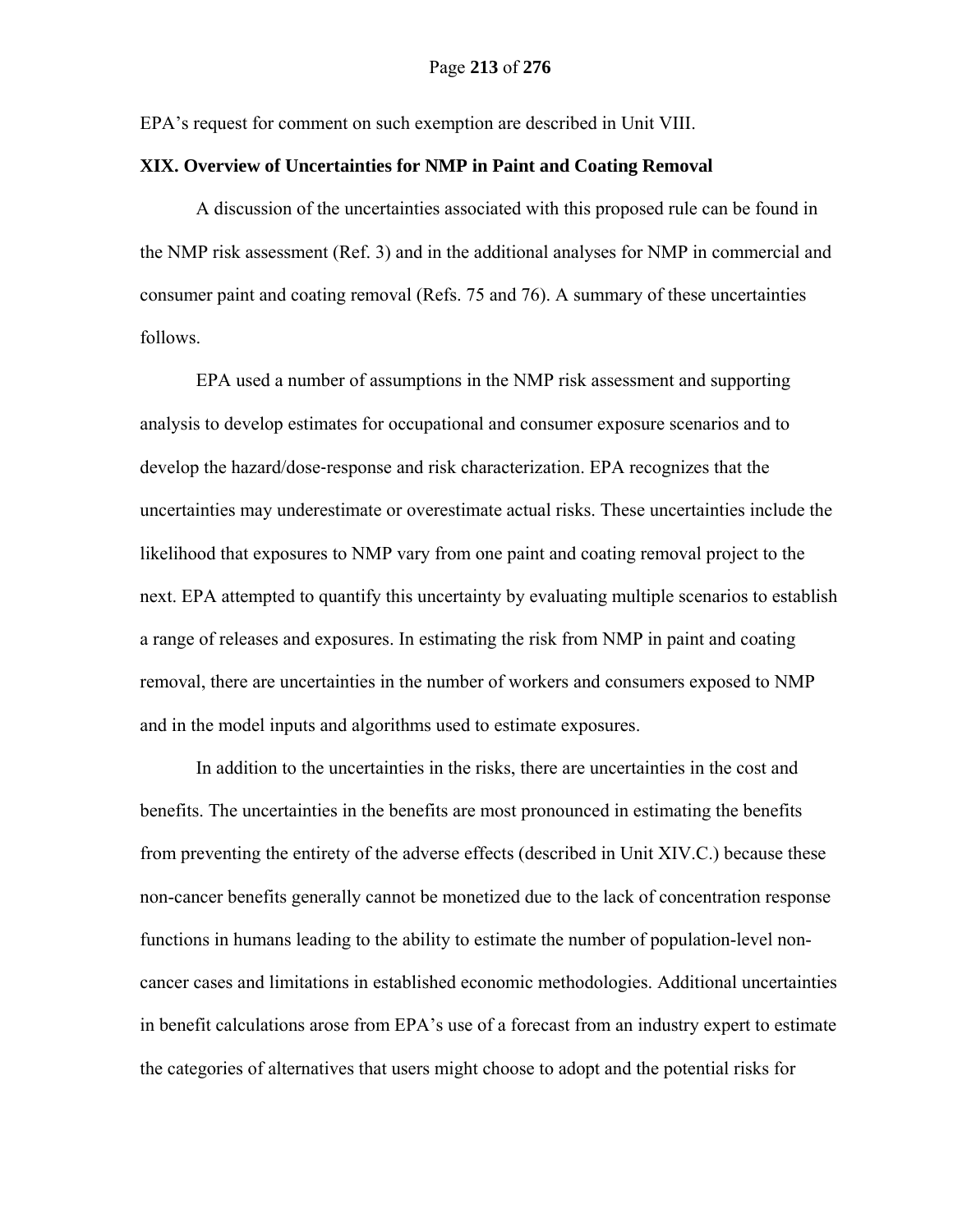EPA's request for comment on such exemption are described in Unit VIII.

## XIX. Overview of Uncertainties for NMP in Paint and Coating Removal

A discussion of the uncertainties associated with this proposed rule can be found in the NMP risk assessment (Ref. 3) and in the additional analyses for NMP in commercial and consumer paint and coating removal (Refs. 75 and 76). A summary of these uncertainties follows.

EPA used a number of assumptions in the NMP risk assessment and supporting analysis to develop estimates for occupational and consumer exposure scenarios and to develop the hazard/dose-response and risk characterization. EPA recognizes that the uncertainties may underestimate or overestimate actual risks. These uncertainties include the likelihood that exposures to NMP vary from one paint and coating removal project to the next. EPA attempted to quantify this uncertainty by evaluating multiple scenarios to establish a range of releases and exposures. In estimating the risk from NMP in paint and coating removal, there are uncertainties in the number of workers and consumers exposed to NMP and in the model inputs and algorithms used to estimate exposures.

In addition to the uncertainties in the risks, there are uncertainties in the cost and benefits. The uncertainties in the benefits are most pronounced in estimating the benefits from preventing the entirety of the adverse effects (described in Unit XIV.C.) because these non-cancer benefits generally cannot be monetized due to the lack of concentration response functions in humans leading to the ability to estimate the number of population-level non-cancer cases and limitations in established economic methodologies. Additional uncertainties in benefit calculations arose from EPA's use of a forecast from an industry expert to estimate the categories of alternatives that users might choose to adopt and the potential risks for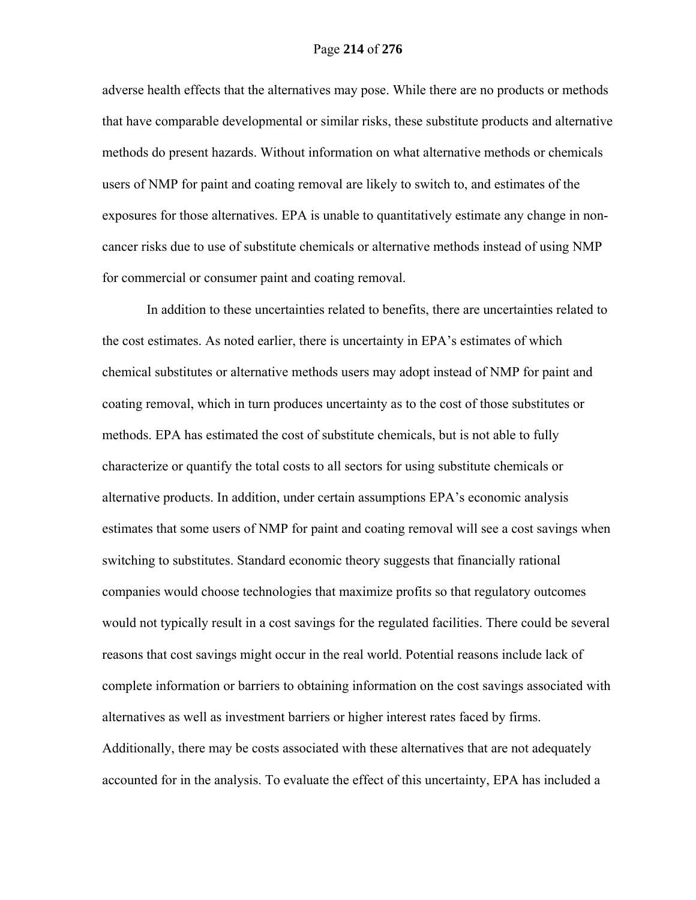adverse health effects that the alternatives may pose. While there are no products or methods that have comparable developmental or similar risks, these substitute products and alternative methods do present hazards. Without information on what alternative methods or chemicals users of NMP for paint and coating removal are likely to switch to, and estimates of the exposures for those alternatives. EPA is unable to quantitatively estimate any change in non-cancer risks due to use of substitute chemicals or alternative methods instead of using NMP for commercial or consumer paint and coating removal.

In addition to these uncertainties related to benefits, there are uncertainties related to the cost estimates. As noted earlier, there is uncertainty in EPA's estimates of which chemical substitutes or alternative methods users may adopt instead of NMP for paint and coating removal, which in turn produces uncertainty as to the cost of those substitutes or methods. EPA has estimated the cost of substitute chemicals, but is not able to fully characterize or quantify the total costs to all sectors for using substitute chemicals or alternative products. In addition, under certain assumptions EPA's economic analysis estimates that some users of NMP for paint and coating removal will see a cost savings when switching to substitutes. Standard economic theory suggests that financially rational companies would choose technologies that maximize profits so that regulatory outcomes would not typically result in a cost savings for the regulated facilities. There could be several reasons that cost savings might occur in the real world. Potential reasons include lack of complete information or barriers to obtaining information on the cost savings associated with alternatives as well as investment barriers or higher interest rates faced by firms. Additionally, there may be costs associated with these alternatives that are not adequately accounted for in the analysis. To evaluate the effect of this uncertainty, EPA has included a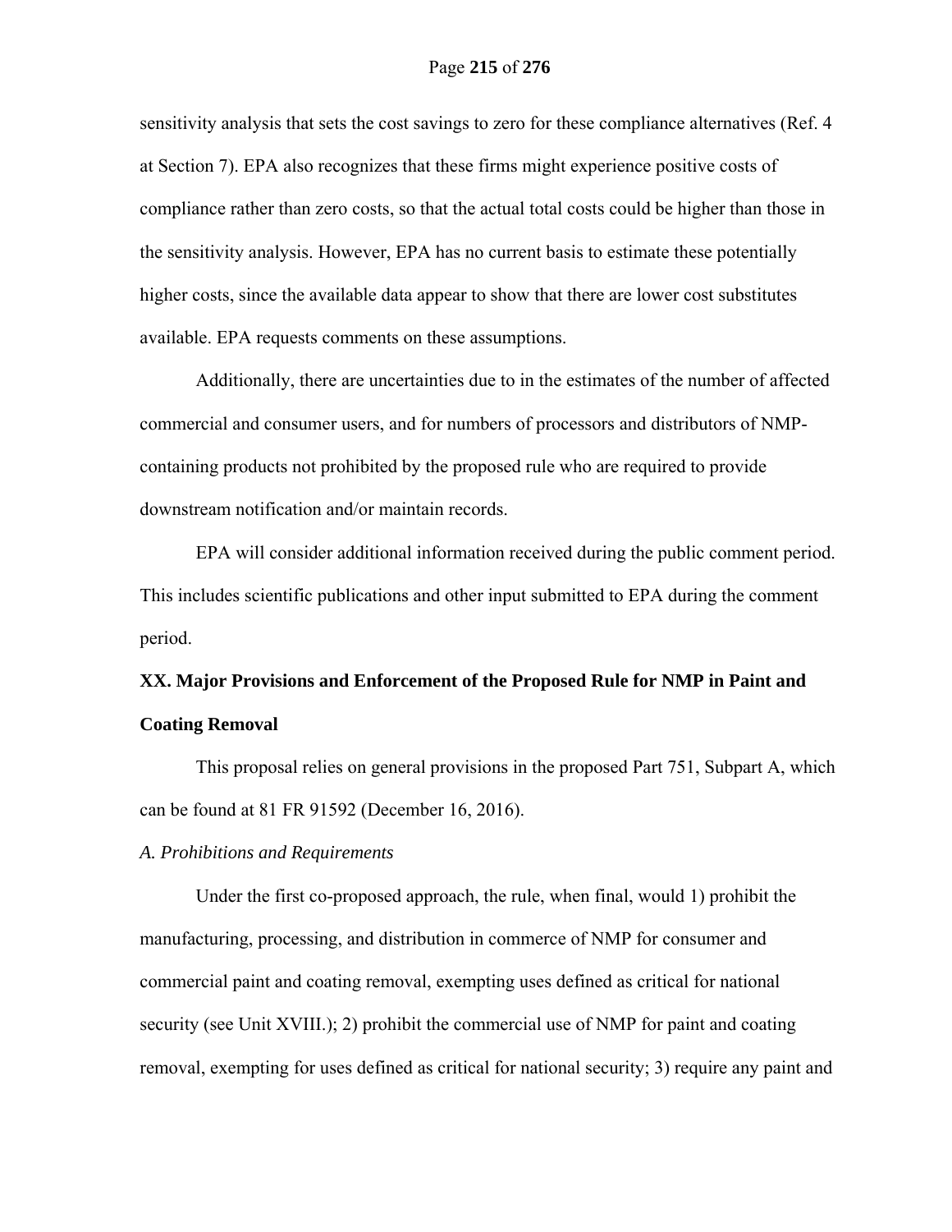sensitivity analysis that sets the cost savings to zero for these compliance alternatives (Ref. 4 at Section 7). EPA also recognizes that these firms might experience positive costs of compliance rather than zero costs, so that the actual total costs could be higher than those in the sensitivity analysis. However, EPA has no current basis to estimate these potentially higher costs, since the available data appear to show that there are lower cost substitutes available. EPA requests comments on these assumptions.

Additionally, there are uncertainties due to in the estimates of the number of affected commercial and consumer users, and for numbers of processors and distributors of NMP-containing products not prohibited by the proposed rule who are required to provide downstream notification and/or maintain records.

EPA will consider additional information received during the public comment period. This includes scientific publications and other input submitted to EPA during the comment period.

## XX. Major Provisions and Enforcement of the Proposed Rule for NMP in Paint and Coating Removal

This proposal relies on general provisions in the proposed Part 751, Subpart A, which can be found at 81 FR 91592 (December 16, 2016).

### *A. Prohibitions and Requirements*

Under the first co-proposed approach, the rule, when final, would 1) prohibit the manufacturing, processing, and distribution in commerce of NMP for consumer and commercial paint and coating removal, exempting uses defined as critical for national security (see Unit XVIII.); 2) prohibit the commercial use of NMP for paint and coating removal, exempting for uses defined as critical for national security; 3) require any paint and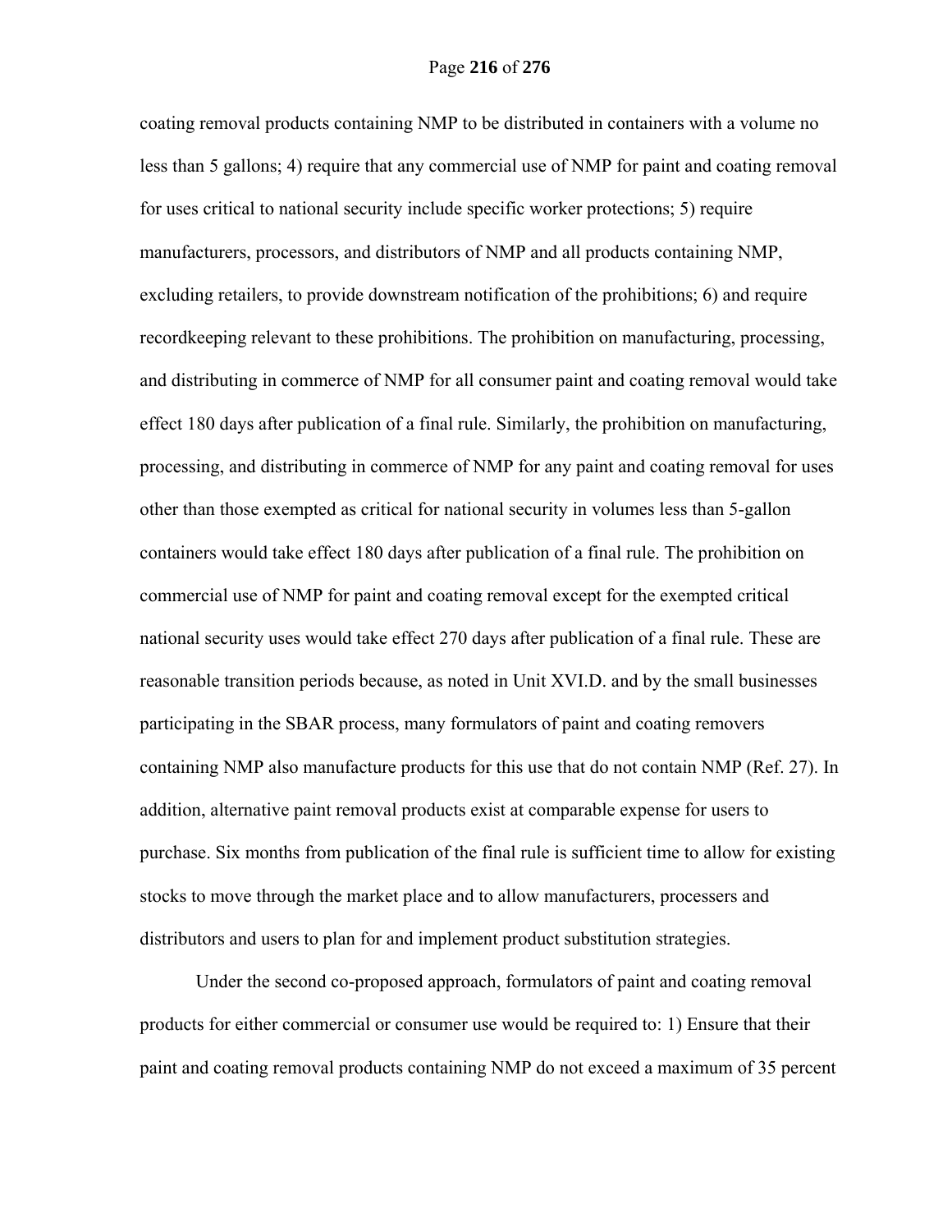coating removal products containing NMP to be distributed in containers with a volume no less than 5 gallons; 4) require that any commercial use of NMP for paint and coating removal for uses critical to national security include specific worker protections; 5) require manufacturers, processors, and distributors of NMP and all products containing NMP, excluding retailers, to provide downstream notification of the prohibitions; 6) and require recordkeeping relevant to these prohibitions. The prohibition on manufacturing, processing, and distributing in commerce of NMP for all consumer paint and coating removal would take effect 180 days after publication of a final rule. Similarly, the prohibition on manufacturing, processing, and distributing in commerce of NMP for any paint and coating removal for uses other than those exempted as critical for national security in volumes less than 5-gallon containers would take effect 180 days after publication of a final rule. The prohibition on commercial use of NMP for paint and coating removal except for the exempted critical national security uses would take effect 270 days after publication of a final rule. These are reasonable transition periods because, as noted in Unit XVI.D. and by the small businesses participating in the SBAR process, many formulators of paint and coating removers containing NMP also manufacture products for this use that do not contain NMP (Ref. 27). In addition, alternative paint removal products exist at comparable expense for users to purchase. Six months from publication of the final rule is sufficient time to allow for existing stocks to move through the market place and to allow manufacturers, processers and distributors and users to plan for and implement product substitution strategies.

Under the second co-proposed approach, formulators of paint and coating removal products for either commercial or consumer use would be required to: 1) Ensure that their paint and coating removal products containing NMP do not exceed a maximum of 35 percent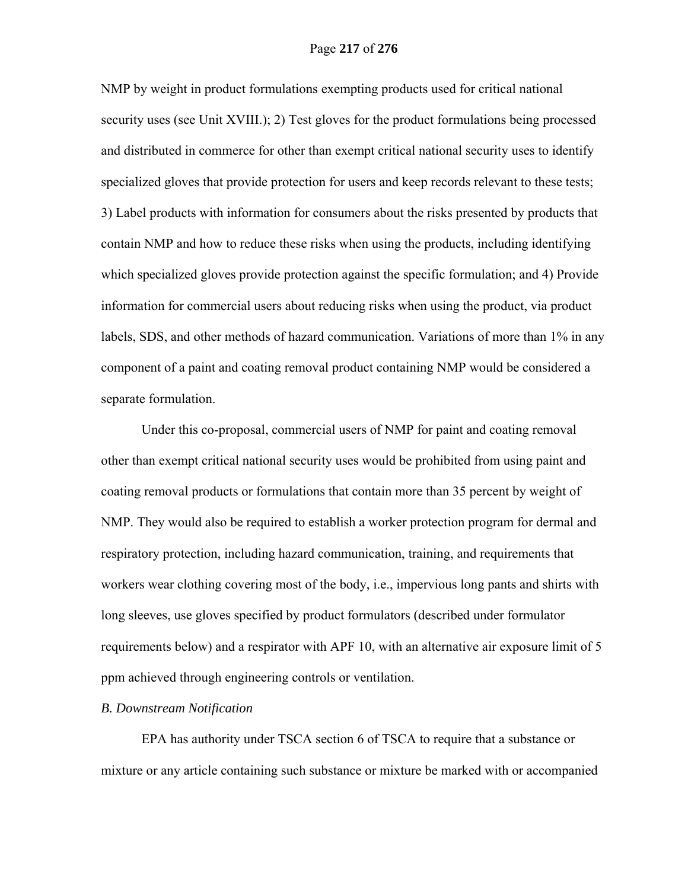NMP by weight in product formulations exempting products used for critical national security uses (see Unit XVIII.); 2) Test gloves for the product formulations being processed and distributed in commerce for other than exempt critical national security uses to identify specialized gloves that provide protection for users and keep records relevant to these tests; 3) Label products with information for consumers about the risks presented by products that contain NMP and how to reduce these risks when using the products, including identifying which specialized gloves provide protection against the specific formulation; and 4) Provide information for commercial users about reducing risks when using the product, via product labels, SDS, and other methods of hazard communication. Variations of more than 1% in any component of a paint and coating removal product containing NMP would be considered a separate formulation.

Under this co-proposal, commercial users of NMP for paint and coating removal other than exempt critical national security uses would be prohibited from using paint and coating removal products or formulations that contain more than 35 percent by weight of NMP. They would also be required to establish a worker protection program for dermal and respiratory protection, including hazard communication, training, and requirements that workers wear clothing covering most of the body, i.e., impervious long pants and shirts with long sleeves, use gloves specified by product formulators (described under formulator requirements below) and a respirator with APF 10, with an alternative air exposure limit of 5 ppm achieved through engineering controls or ventilation.

*B. Downstream Notification*

EPA has authority under TSCA section 6 of TSCA to require that a substance or mixture or any article containing such substance or mixture be marked with or accompanied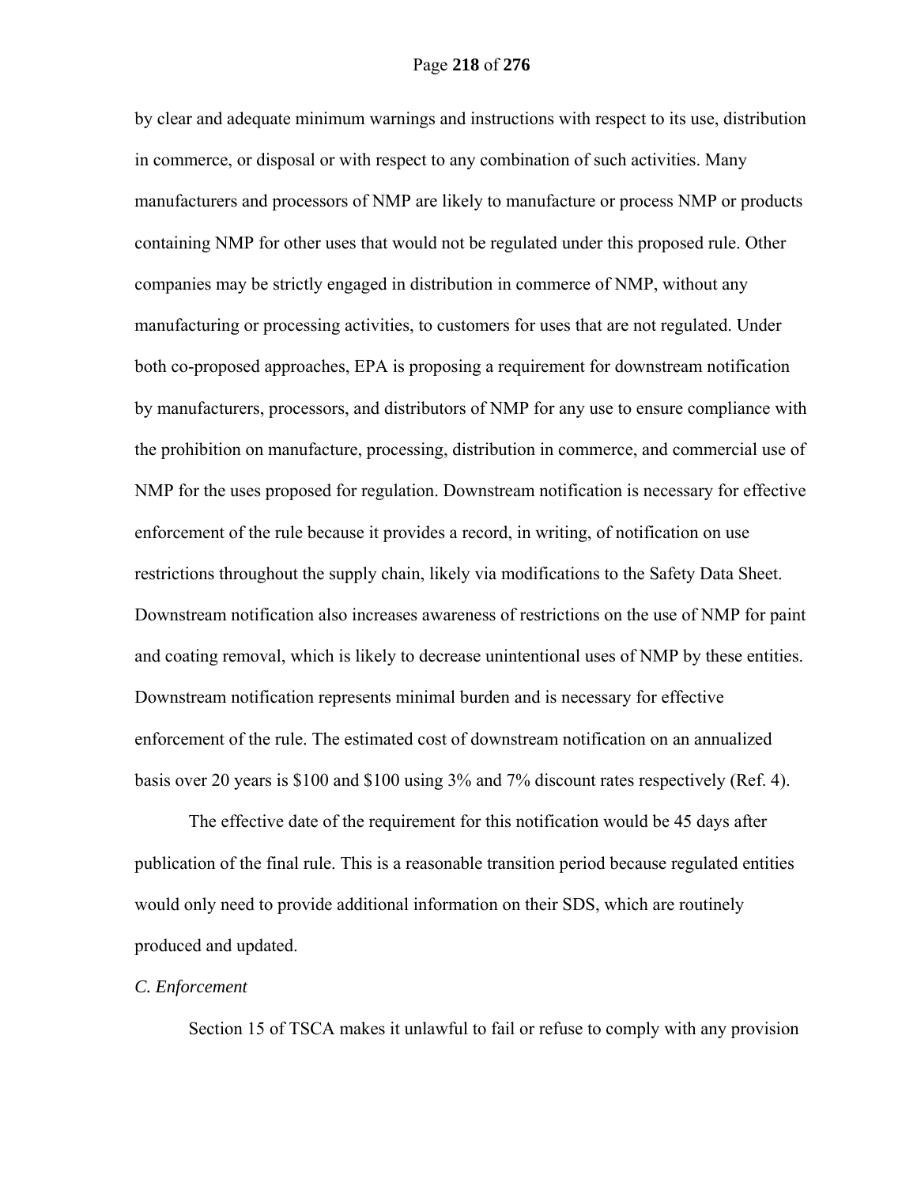by clear and adequate minimum warnings and instructions with respect to its use, distribution in commerce, or disposal or with respect to any combination of such activities. Many manufacturers and processors of NMP are likely to manufacture or process NMP or products containing NMP for other uses that would not be regulated under this proposed rule. Other companies may be strictly engaged in distribution in commerce of NMP, without any manufacturing or processing activities, to customers for uses that are not regulated. Under both co-proposed approaches, EPA is proposing a requirement for downstream notification by manufacturers, processors, and distributors of NMP for any use to ensure compliance with the prohibition on manufacture, processing, distribution in commerce, and commercial use of NMP for the uses proposed for regulation. Downstream notification is necessary for effective enforcement of the rule because it provides a record, in writing, of notification on use restrictions throughout the supply chain, likely via modifications to the Safety Data Sheet. Downstream notification also increases awareness of restrictions on the use of NMP for paint and coating removal, which is likely to decrease unintentional uses of NMP by these entities. Downstream notification represents minimal burden and is necessary for effective enforcement of the rule. The estimated cost of downstream notification on an annualized basis over 20 years is $100 and $100 using 3% and 7% discount rates respectively (Ref. 4).

The effective date of the requirement for this notification would be 45 days after publication of the final rule. This is a reasonable transition period because regulated entities would only need to provide additional information on their SDS, which are routinely produced and updated.

*C. Enforcement*

Section 15 of TSCA makes it unlawful to fail or refuse to comply with any provision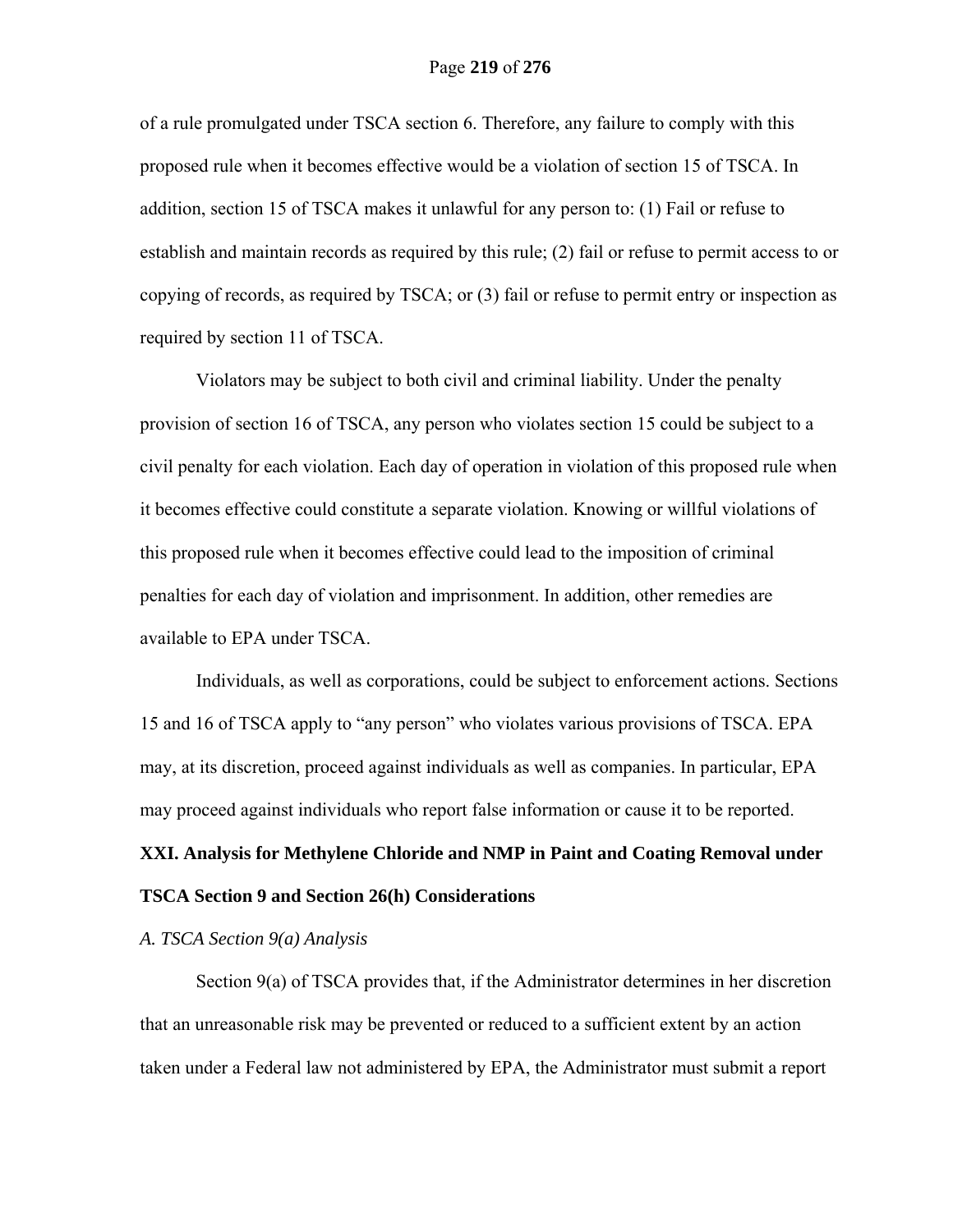of a rule promulgated under TSCA section 6. Therefore, any failure to comply with this proposed rule when it becomes effective would be a violation of section 15 of TSCA. In addition, section 15 of TSCA makes it unlawful for any person to: (1) Fail or refuse to establish and maintain records as required by this rule; (2) fail or refuse to permit access to or copying of records, as required by TSCA; or (3) fail or refuse to permit entry or inspection as required by section 11 of TSCA.

Violators may be subject to both civil and criminal liability. Under the penalty provision of section 16 of TSCA, any person who violates section 15 could be subject to a civil penalty for each violation. Each day of operation in violation of this proposed rule when it becomes effective could constitute a separate violation. Knowing or willful violations of this proposed rule when it becomes effective could lead to the imposition of criminal penalties for each day of violation and imprisonment. In addition, other remedies are available to EPA under TSCA.

Individuals, as well as corporations, could be subject to enforcement actions. Sections 15 and 16 of TSCA apply to "any person" who violates various provisions of TSCA. EPA may, at its discretion, proceed against individuals as well as companies. In particular, EPA may proceed against individuals who report false information or cause it to be reported.

## XXI. Analysis for Methylene Chloride and NMP in Paint and Coating Removal under TSCA Section 9 and Section 26(h) Considerations

### *A. TSCA Section 9(a) Analysis*

Section 9(a) of TSCA provides that, if the Administrator determines in her discretion that an unreasonable risk may be prevented or reduced to a sufficient extent by an action taken under a Federal law not administered by EPA, the Administrator must submit a report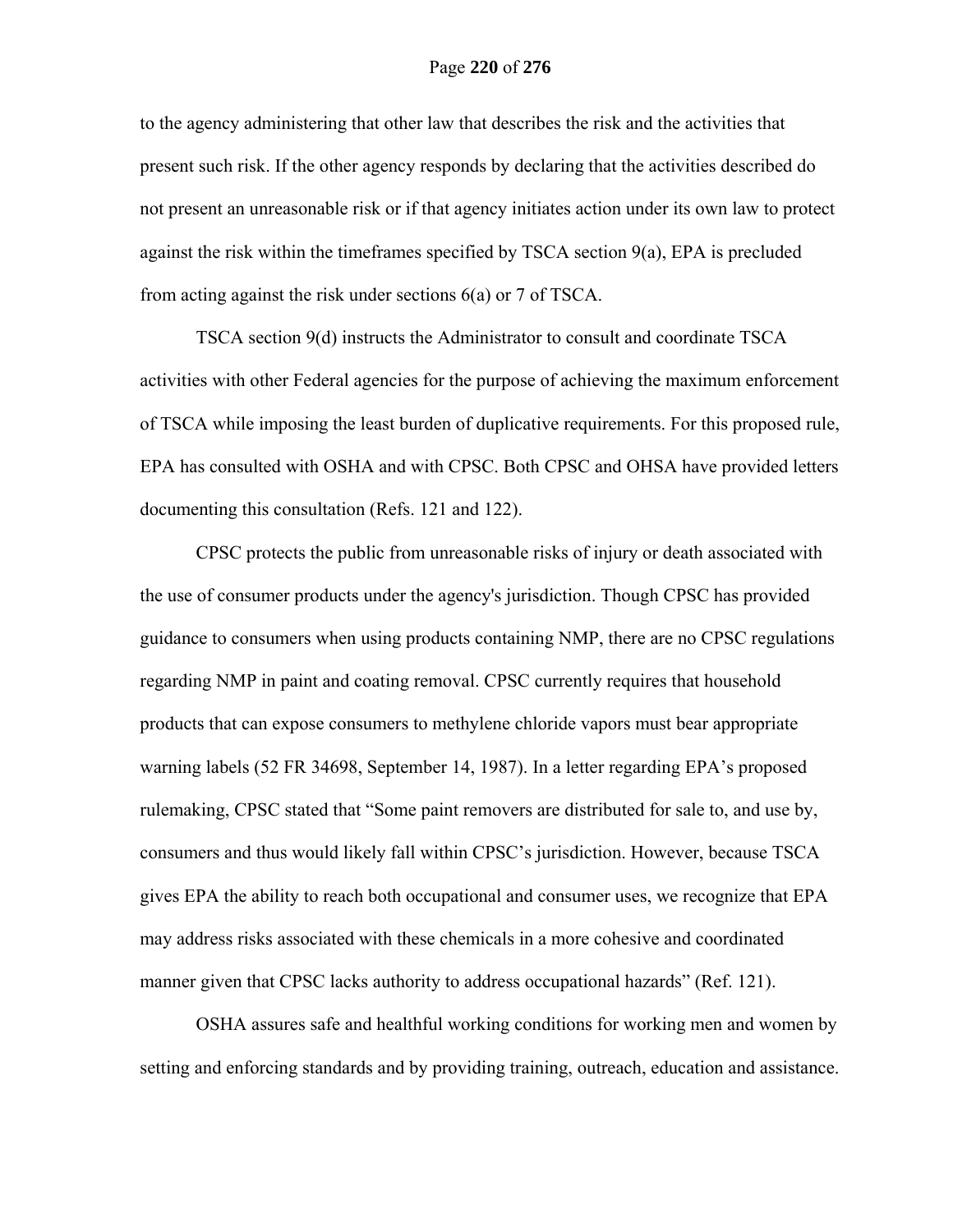to the agency administering that other law that describes the risk and the activities that present such risk. If the other agency responds by declaring that the activities described do not present an unreasonable risk or if that agency initiates action under its own law to protect against the risk within the timeframes specified by TSCA section 9(a), EPA is precluded from acting against the risk under sections 6(a) or 7 of TSCA.

TSCA section 9(d) instructs the Administrator to consult and coordinate TSCA activities with other Federal agencies for the purpose of achieving the maximum enforcement of TSCA while imposing the least burden of duplicative requirements. For this proposed rule, EPA has consulted with OSHA and with CPSC. Both CPSC and OHSA have provided letters documenting this consultation (Refs. 121 and 122).

CPSC protects the public from unreasonable risks of injury or death associated with the use of consumer products under the agency's jurisdiction. Though CPSC has provided guidance to consumers when using products containing NMP, there are no CPSC regulations regarding NMP in paint and coating removal. CPSC currently requires that household products that can expose consumers to methylene chloride vapors must bear appropriate warning labels (52 FR 34698, September 14, 1987). In a letter regarding EPA's proposed rulemaking, CPSC stated that "Some paint removers are distributed for sale to, and use by, consumers and thus would likely fall within CPSC's jurisdiction. However, because TSCA gives EPA the ability to reach both occupational and consumer uses, we recognize that EPA may address risks associated with these chemicals in a more cohesive and coordinated manner given that CPSC lacks authority to address occupational hazards" (Ref. 121).

OSHA assures safe and healthful working conditions for working men and women by setting and enforcing standards and by providing training, outreach, education and assistance.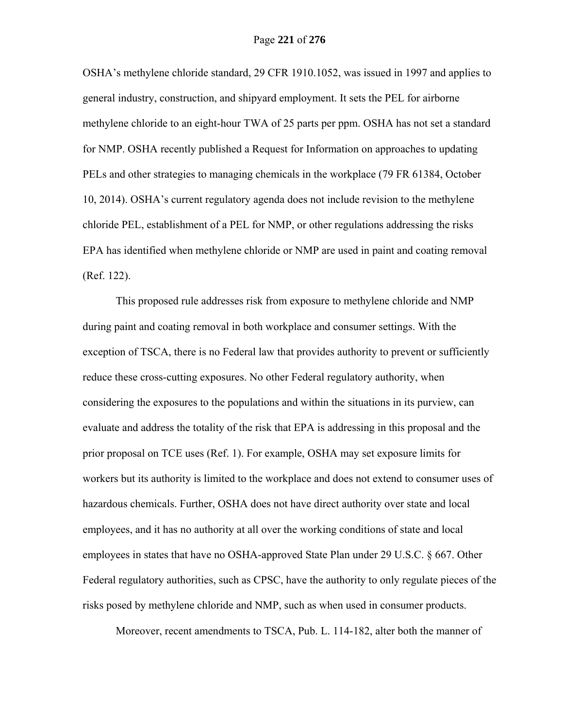OSHA's methylene chloride standard, 29 CFR 1910.1052, was issued in 1997 and applies to general industry, construction, and shipyard employment. It sets the PEL for airborne methylene chloride to an eight-hour TWA of 25 parts per ppm. OSHA has not set a standard for NMP. OSHA recently published a Request for Information on approaches to updating PELs and other strategies to managing chemicals in the workplace (79 FR 61384, October 10, 2014). OSHA's current regulatory agenda does not include revision to the methylene chloride PEL, establishment of a PEL for NMP, or other regulations addressing the risks EPA has identified when methylene chloride or NMP are used in paint and coating removal (Ref. 122).

This proposed rule addresses risk from exposure to methylene chloride and NMP during paint and coating removal in both workplace and consumer settings. With the exception of TSCA, there is no Federal law that provides authority to prevent or sufficiently reduce these cross-cutting exposures. No other Federal regulatory authority, when considering the exposures to the populations and within the situations in its purview, can evaluate and address the totality of the risk that EPA is addressing in this proposal and the prior proposal on TCE uses (Ref. 1). For example, OSHA may set exposure limits for workers but its authority is limited to the workplace and does not extend to consumer uses of hazardous chemicals. Further, OSHA does not have direct authority over state and local employees, and it has no authority at all over the working conditions of state and local employees in states that have no OSHA-approved State Plan under 29 U.S.C. § 667. Other Federal regulatory authorities, such as CPSC, have the authority to only regulate pieces of the risks posed by methylene chloride and NMP, such as when used in consumer products.

Moreover, recent amendments to TSCA, Pub. L. 114-182, alter both the manner of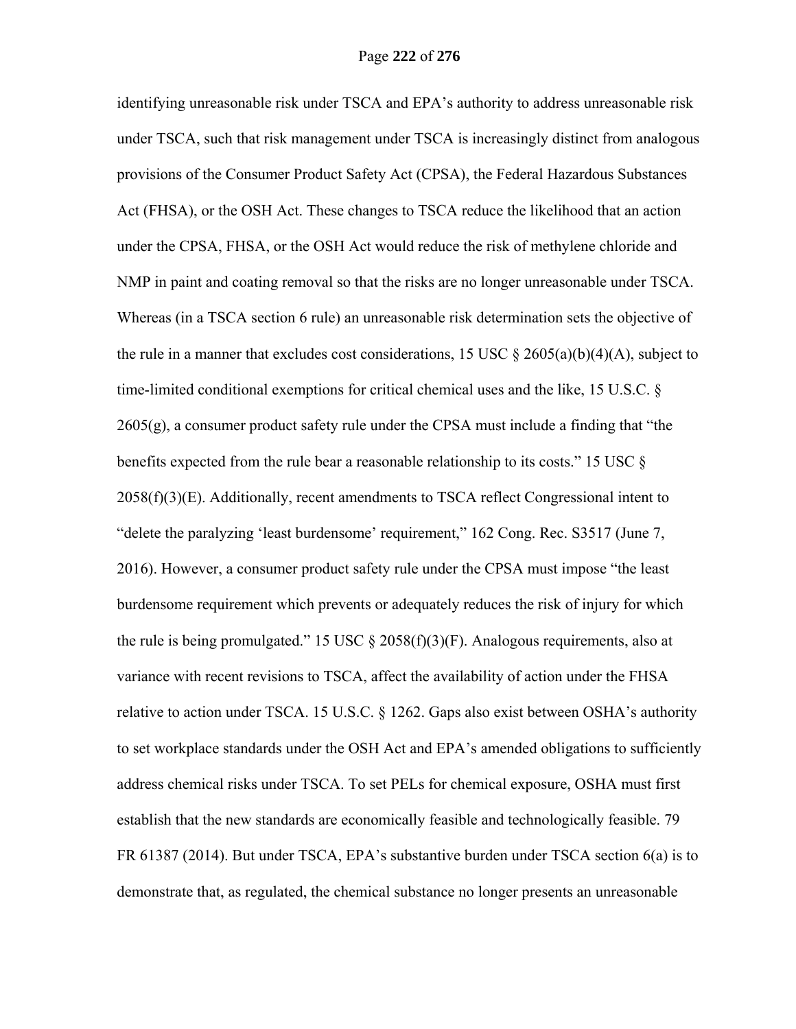identifying unreasonable risk under TSCA and EPA's authority to address unreasonable risk under TSCA, such that risk management under TSCA is increasingly distinct from analogous provisions of the Consumer Product Safety Act (CPSA), the Federal Hazardous Substances Act (FHSA), or the OSH Act. These changes to TSCA reduce the likelihood that an action under the CPSA, FHSA, or the OSH Act would reduce the risk of methylene chloride and NMP in paint and coating removal so that the risks are no longer unreasonable under TSCA. Whereas (in a TSCA section 6 rule) an unreasonable risk determination sets the objective of the rule in a manner that excludes cost considerations, 15 USC § 2605(a)(b)(4)(A), subject to time-limited conditional exemptions for critical chemical uses and the like, 15 U.S.C. § 2605(g), a consumer product safety rule under the CPSA must include a finding that "the benefits expected from the rule bear a reasonable relationship to its costs." 15 USC § 2058(f)(3)(E). Additionally, recent amendments to TSCA reflect Congressional intent to "delete the paralyzing 'least burdensome' requirement," 162 Cong. Rec. S3517 (June 7, 2016). However, a consumer product safety rule under the CPSA must impose "the least burdensome requirement which prevents or adequately reduces the risk of injury for which the rule is being promulgated." 15 USC § 2058(f)(3)(F). Analogous requirements, also at variance with recent revisions to TSCA, affect the availability of action under the FHSA relative to action under TSCA. 15 U.S.C. § 1262. Gaps also exist between OSHA's authority to set workplace standards under the OSH Act and EPA's amended obligations to sufficiently address chemical risks under TSCA. To set PELs for chemical exposure, OSHA must first establish that the new standards are economically feasible and technologically feasible. 79 FR 61387 (2014). But under TSCA, EPA's substantive burden under TSCA section 6(a) is to demonstrate that, as regulated, the chemical substance no longer presents an unreasonable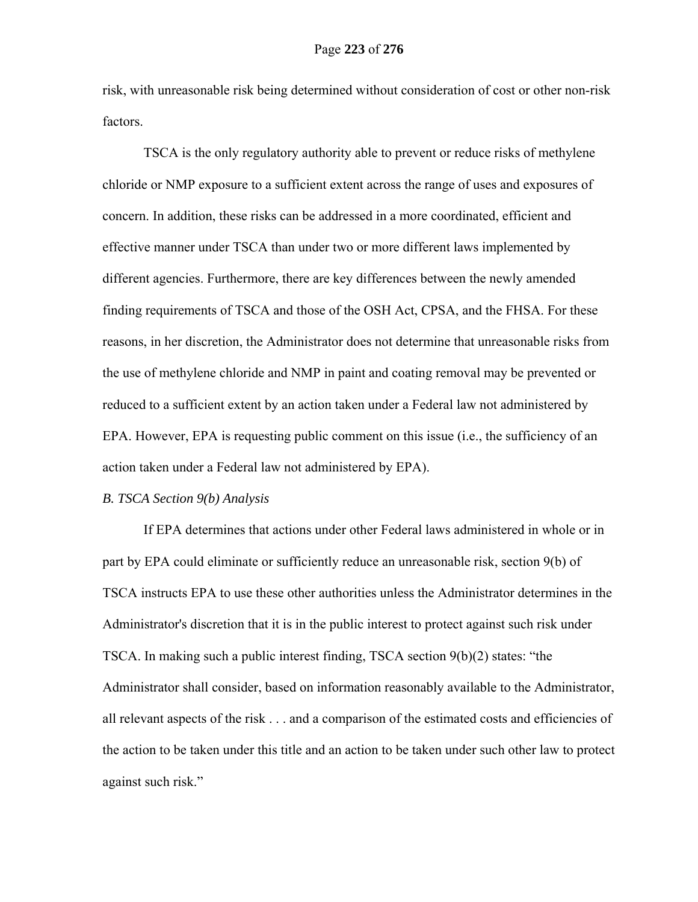risk, with unreasonable risk being determined without consideration of cost or other non-risk factors.

TSCA is the only regulatory authority able to prevent or reduce risks of methylene chloride or NMP exposure to a sufficient extent across the range of uses and exposures of concern. In addition, these risks can be addressed in a more coordinated, efficient and effective manner under TSCA than under two or more different laws implemented by different agencies. Furthermore, there are key differences between the newly amended finding requirements of TSCA and those of the OSH Act, CPSA, and the FHSA. For these reasons, in her discretion, the Administrator does not determine that unreasonable risks from the use of methylene chloride and NMP in paint and coating removal may be prevented or reduced to a sufficient extent by an action taken under a Federal law not administered by EPA. However, EPA is requesting public comment on this issue (i.e., the sufficiency of an action taken under a Federal law not administered by EPA).

*B. TSCA Section 9(b) Analysis*

If EPA determines that actions under other Federal laws administered in whole or in part by EPA could eliminate or sufficiently reduce an unreasonable risk, section 9(b) of TSCA instructs EPA to use these other authorities unless the Administrator determines in the Administrator's discretion that it is in the public interest to protect against such risk under TSCA. In making such a public interest finding, TSCA section 9(b)(2) states: "the Administrator shall consider, based on information reasonably available to the Administrator, all relevant aspects of the risk . . . and a comparison of the estimated costs and efficiencies of the action to be taken under this title and an action to be taken under such other law to protect against such risk."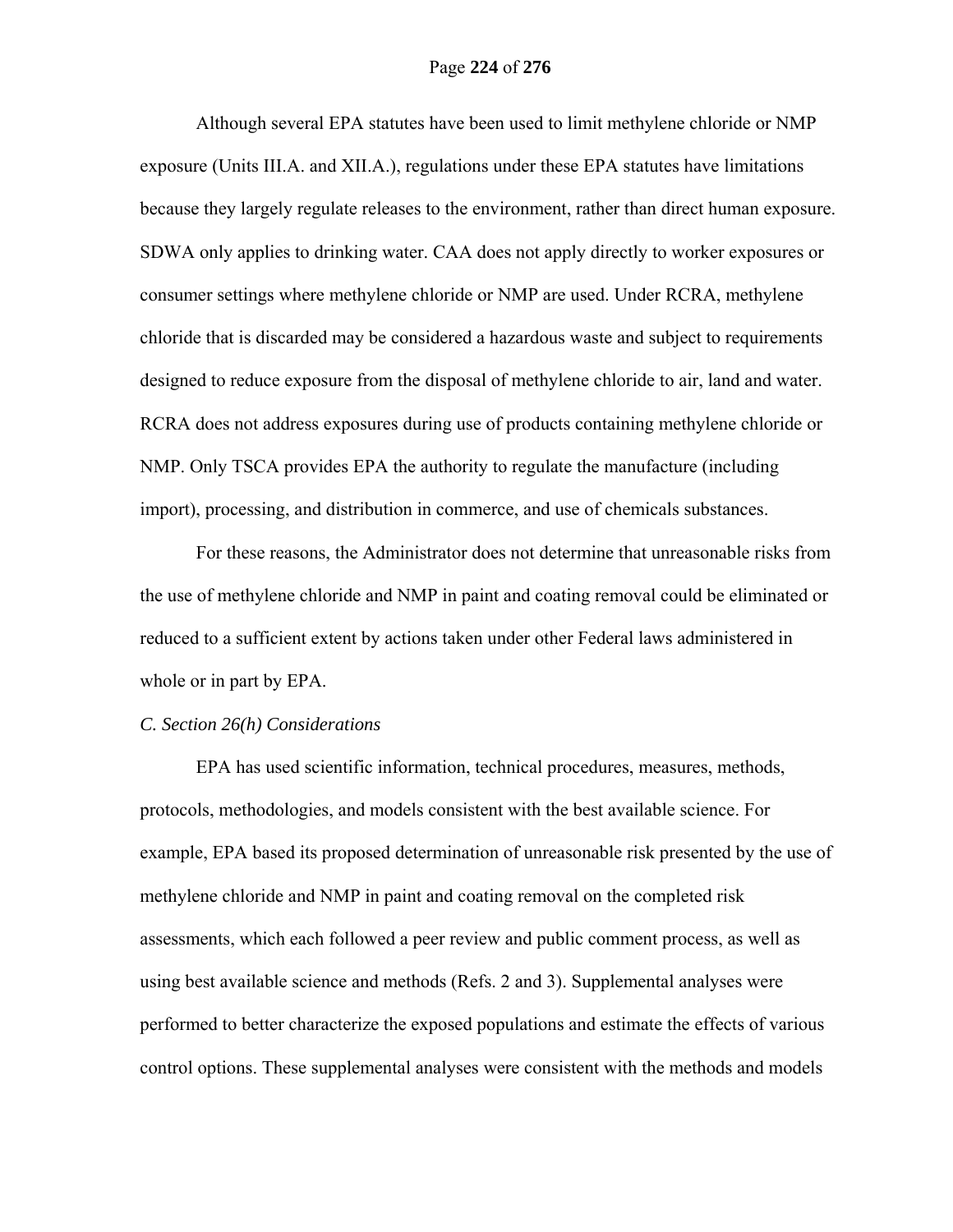Although several EPA statutes have been used to limit methylene chloride or NMP exposure (Units III.A. and XII.A.), regulations under these EPA statutes have limitations because they largely regulate releases to the environment, rather than direct human exposure. SDWA only applies to drinking water. CAA does not apply directly to worker exposures or consumer settings where methylene chloride or NMP are used. Under RCRA, methylene chloride that is discarded may be considered a hazardous waste and subject to requirements designed to reduce exposure from the disposal of methylene chloride to air, land and water. RCRA does not address exposures during use of products containing methylene chloride or NMP. Only TSCA provides EPA the authority to regulate the manufacture (including import), processing, and distribution in commerce, and use of chemicals substances.

For these reasons, the Administrator does not determine that unreasonable risks from the use of methylene chloride and NMP in paint and coating removal could be eliminated or reduced to a sufficient extent by actions taken under other Federal laws administered in whole or in part by EPA.

*C. Section 26(h) Considerations*

EPA has used scientific information, technical procedures, measures, methods, protocols, methodologies, and models consistent with the best available science. For example, EPA based its proposed determination of unreasonable risk presented by the use of methylene chloride and NMP in paint and coating removal on the completed risk assessments, which each followed a peer review and public comment process, as well as using best available science and methods (Refs. 2 and 3). Supplemental analyses were performed to better characterize the exposed populations and estimate the effects of various control options. These supplemental analyses were consistent with the methods and models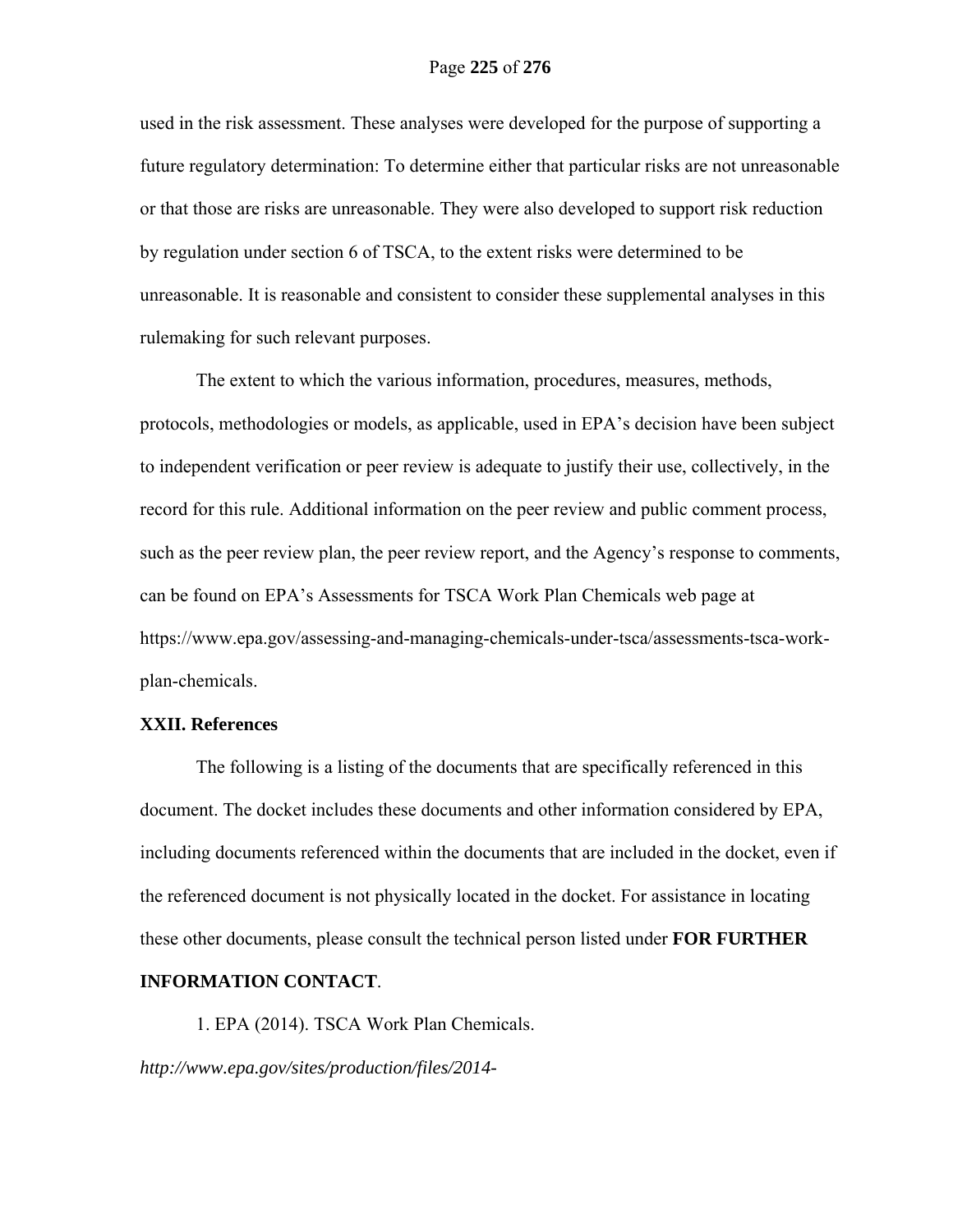used in the risk assessment. These analyses were developed for the purpose of supporting a future regulatory determination: To determine either that particular risks are not unreasonable or that those are risks are unreasonable. They were also developed to support risk reduction by regulation under section 6 of TSCA, to the extent risks were determined to be unreasonable. It is reasonable and consistent to consider these supplemental analyses in this rulemaking for such relevant purposes.

The extent to which the various information, procedures, measures, methods, protocols, methodologies or models, as applicable, used in EPA's decision have been subject to independent verification or peer review is adequate to justify their use, collectively, in the record for this rule. Additional information on the peer review and public comment process, such as the peer review plan, the peer review report, and the Agency's response to comments, can be found on EPA's Assessments for TSCA Work Plan Chemicals web page at https://www.epa.gov/assessing-and-managing-chemicals-under-tsca/assessments-tsca-work-plan-chemicals.

## XXII. References

The following is a listing of the documents that are specifically referenced in this document. The docket includes these documents and other information considered by EPA, including documents referenced within the documents that are included in the docket, even if the referenced document is not physically located in the docket. For assistance in locating these other documents, please consult the technical person listed under **FOR FURTHER INFORMATION CONTACT**.

1. EPA (2014). TSCA Work Plan Chemicals. *http://www.epa.gov/sites/production/files/2014-*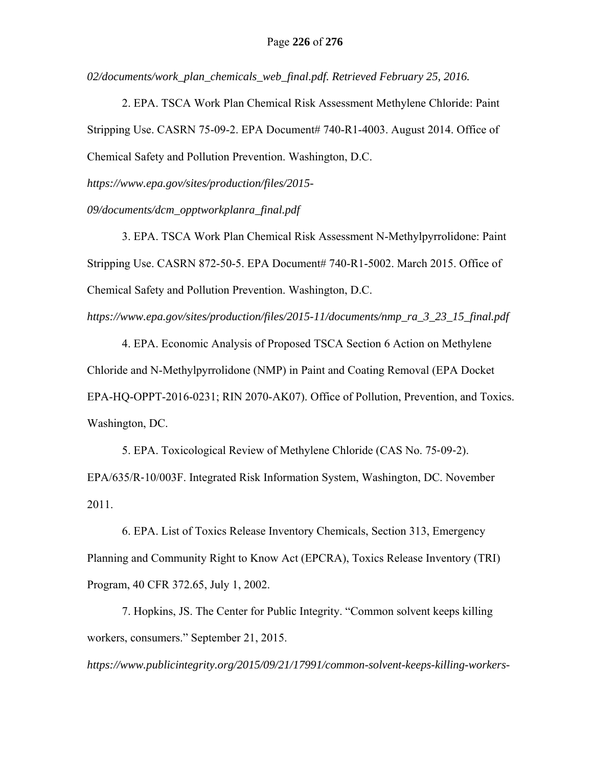*02/documents/work_plan_chemicals_web_final.pdf. Retrieved February 25, 2016.*

2. EPA. TSCA Work Plan Chemical Risk Assessment Methylene Chloride: Paint Stripping Use. CASRN 75-09-2. EPA Document# 740-R1-4003. August 2014. Office of Chemical Safety and Pollution Prevention. Washington, D.C. *https://www.epa.gov/sites/production/files/2015-09/documents/dcm_opptworkplanra_final.pdf*

3. EPA. TSCA Work Plan Chemical Risk Assessment N-Methylpyrrolidone: Paint Stripping Use. CASRN 872-50-5. EPA Document# 740-R1-5002. March 2015. Office of Chemical Safety and Pollution Prevention. Washington, D.C. *https://www.epa.gov/sites/production/files/2015-11/documents/nmp_ra_3_23_15_final.pdf*

4. EPA. Economic Analysis of Proposed TSCA Section 6 Action on Methylene Chloride and N-Methylpyrrolidone (NMP) in Paint and Coating Removal (EPA Docket EPA-HQ-OPPT-2016-0231; RIN 2070-AK07). Office of Pollution, Prevention, and Toxics. Washington, DC.

5. EPA. Toxicological Review of Methylene Chloride (CAS No. 75-09-2). EPA/635/R-10/003F. Integrated Risk Information System, Washington, DC. November 2011.

6. EPA. List of Toxics Release Inventory Chemicals, Section 313, Emergency Planning and Community Right to Know Act (EPCRA), Toxics Release Inventory (TRI) Program, 40 CFR 372.65, July 1, 2002.

7. Hopkins, JS. The Center for Public Integrity. "Common solvent keeps killing workers, consumers." September 21, 2015. *https://www.publicintegrity.org/2015/09/21/17991/common-solvent-keeps-killing-workers-*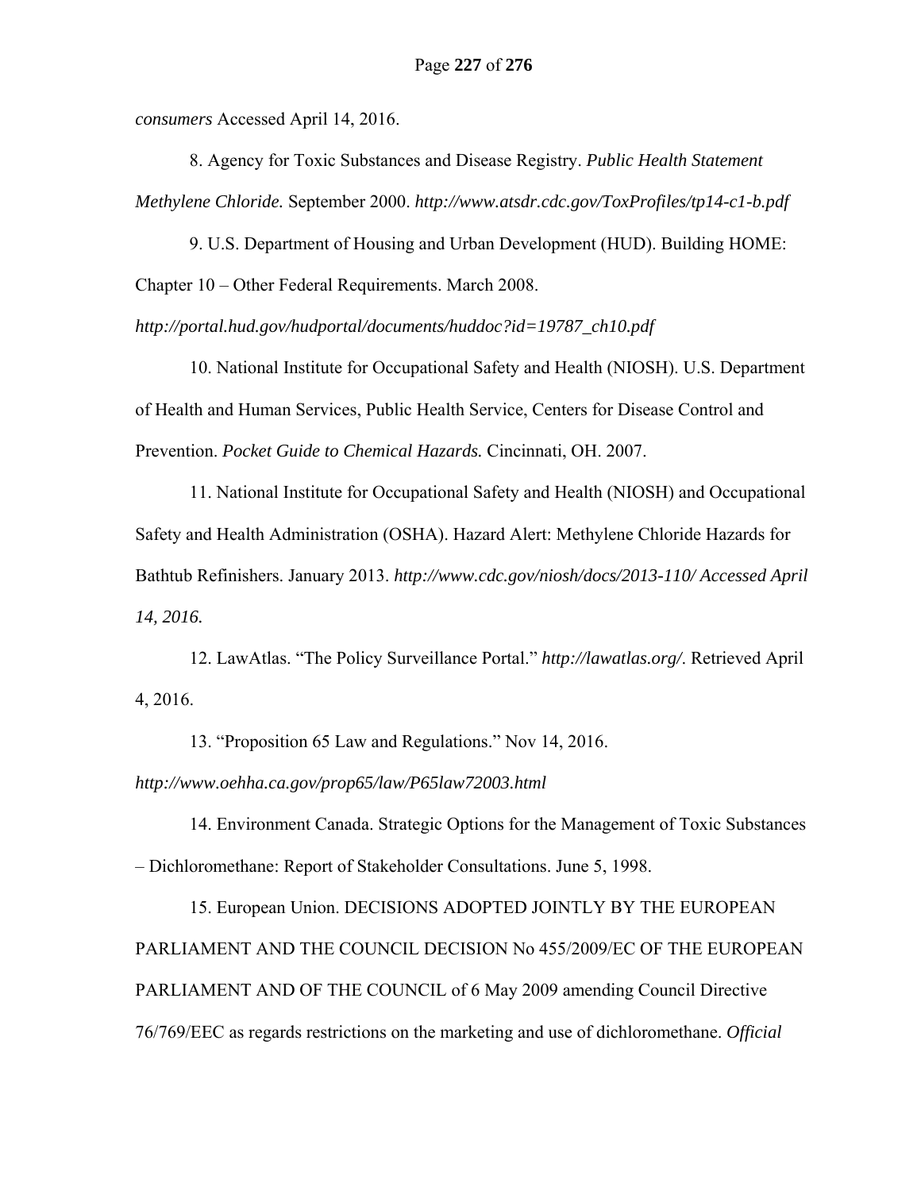*consumers* Accessed April 14, 2016.

8. Agency for Toxic Substances and Disease Registry. *Public Health Statement Methylene Chloride.* September 2000. *http://www.atsdr.cdc.gov/ToxProfiles/tp14-c1-b.pdf*

9. U.S. Department of Housing and Urban Development (HUD). Building HOME: Chapter 10 – Other Federal Requirements. March 2008. *http://portal.hud.gov/hudportal/documents/huddoc?id=19787_ch10.pdf*

10. National Institute for Occupational Safety and Health (NIOSH). U.S. Department of Health and Human Services, Public Health Service, Centers for Disease Control and Prevention. *Pocket Guide to Chemical Hazards.* Cincinnati, OH. 2007.

11. National Institute for Occupational Safety and Health (NIOSH) and Occupational Safety and Health Administration (OSHA). Hazard Alert: Methylene Chloride Hazards for Bathtub Refinishers. January 2013. *http://www.cdc.gov/niosh/docs/2013-110/ Accessed April 14, 2016.*

12. LawAtlas. "The Policy Surveillance Portal." *http://lawatlas.org/*. Retrieved April 4, 2016.

13. "Proposition 65 Law and Regulations." Nov 14, 2016. *http://www.oehha.ca.gov/prop65/law/P65law72003.html*

14. Environment Canada. Strategic Options for the Management of Toxic Substances – Dichloromethane: Report of Stakeholder Consultations. June 5, 1998.

15. European Union. DECISIONS ADOPTED JOINTLY BY THE EUROPEAN PARLIAMENT AND THE COUNCIL DECISION No 455/2009/EC OF THE EUROPEAN PARLIAMENT AND OF THE COUNCIL of 6 May 2009 amending Council Directive 76/769/EEC as regards restrictions on the marketing and use of dichloromethane. *Official*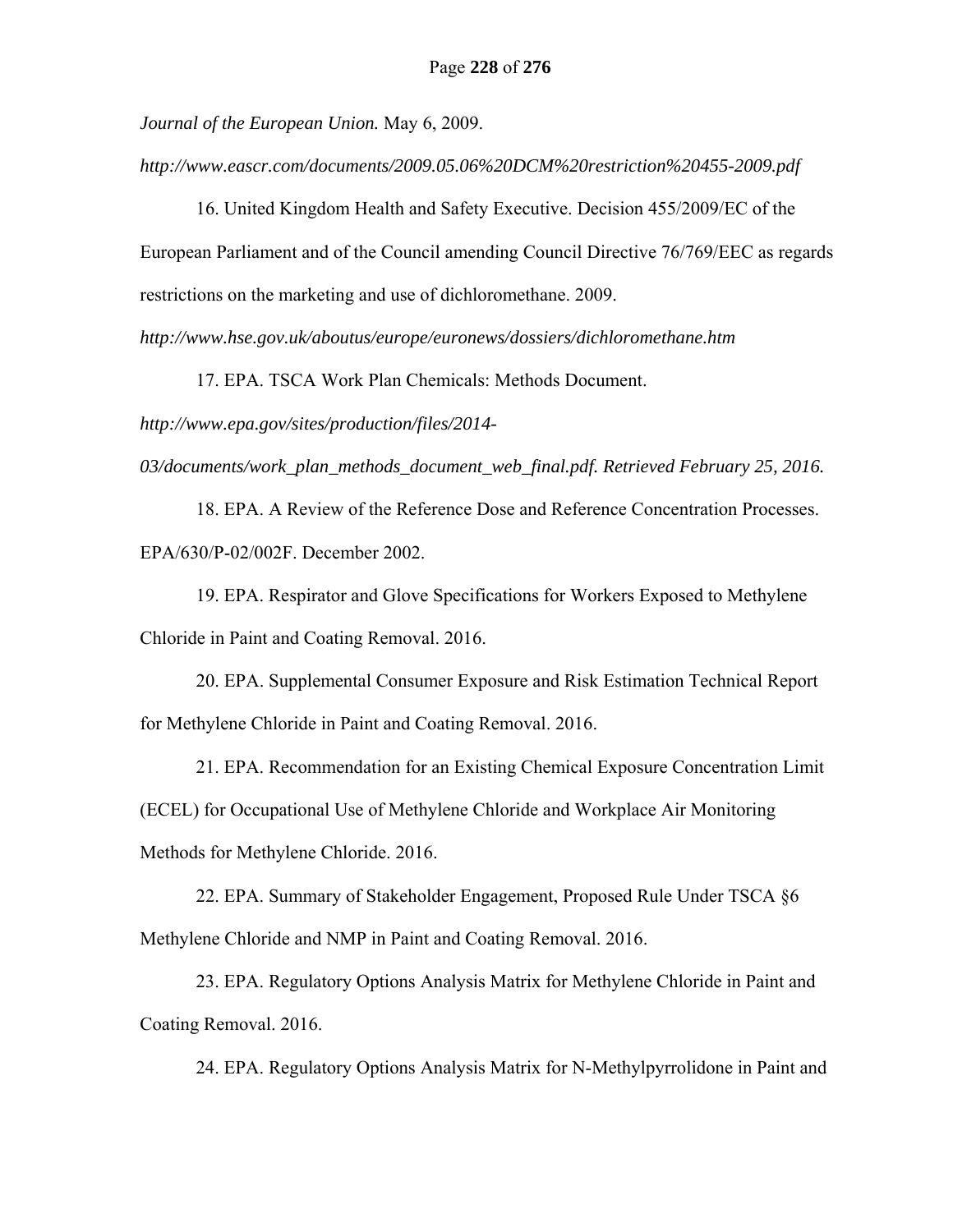*Journal of the European Union.* May 6, 2009.

*http://www.eascr.com/documents/2009.05.06%20DCM%20restriction%20455-2009.pdf*

16. United Kingdom Health and Safety Executive. Decision 455/2009/EC of the European Parliament and of the Council amending Council Directive 76/769/EEC as regards restrictions on the marketing and use of dichloromethane. 2009.

*http://www.hse.gov.uk/aboutus/europe/euronews/dossiers/dichloromethane.htm*

17. EPA. TSCA Work Plan Chemicals: Methods Document.

*http://www.epa.gov/sites/production/files/2014-03/documents/work_plan_methods_document_web_final.pdf. Retrieved February 25, 2016.*

18. EPA. A Review of the Reference Dose and Reference Concentration Processes. EPA/630/P-02/002F. December 2002.

19. EPA. Respirator and Glove Specifications for Workers Exposed to Methylene Chloride in Paint and Coating Removal. 2016.

20. EPA. Supplemental Consumer Exposure and Risk Estimation Technical Report for Methylene Chloride in Paint and Coating Removal. 2016.

21. EPA. Recommendation for an Existing Chemical Exposure Concentration Limit (ECEL) for Occupational Use of Methylene Chloride and Workplace Air Monitoring Methods for Methylene Chloride. 2016.

22. EPA. Summary of Stakeholder Engagement, Proposed Rule Under TSCA §6 Methylene Chloride and NMP in Paint and Coating Removal. 2016.

23. EPA. Regulatory Options Analysis Matrix for Methylene Chloride in Paint and Coating Removal. 2016.

24. EPA. Regulatory Options Analysis Matrix for N-Methylpyrrolidone in Paint and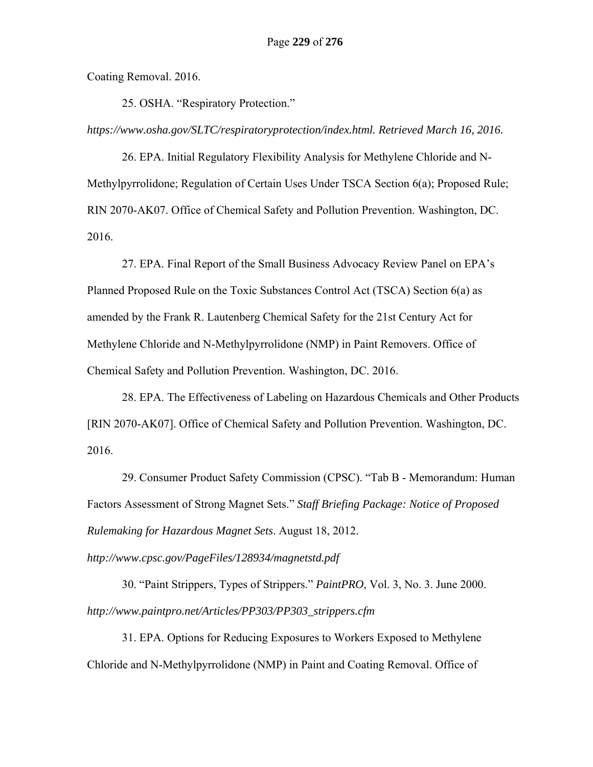Coating Removal. 2016.

25. OSHA. "Respiratory Protection."

*https://www.osha.gov/SLTC/respiratoryprotection/index.html. Retrieved March 16, 2016.*

26. EPA. Initial Regulatory Flexibility Analysis for Methylene Chloride and N-Methylpyrrolidone; Regulation of Certain Uses Under TSCA Section 6(a); Proposed Rule; RIN 2070-AK07. Office of Chemical Safety and Pollution Prevention. Washington, DC. 2016.

27. EPA. Final Report of the Small Business Advocacy Review Panel on EPA's Planned Proposed Rule on the Toxic Substances Control Act (TSCA) Section 6(a) as amended by the Frank R. Lautenberg Chemical Safety for the 21st Century Act for Methylene Chloride and N-Methylpyrrolidone (NMP) in Paint Removers. Office of Chemical Safety and Pollution Prevention. Washington, DC. 2016.

28. EPA. The Effectiveness of Labeling on Hazardous Chemicals and Other Products [RIN 2070-AK07]. Office of Chemical Safety and Pollution Prevention. Washington, DC. 2016.

29. Consumer Product Safety Commission (CPSC). "Tab B - Memorandum: Human Factors Assessment of Strong Magnet Sets." *Staff Briefing Package: Notice of Proposed Rulemaking for Hazardous Magnet Sets*. August 18, 2012.

*http://www.cpsc.gov/PageFiles/128934/magnetstd.pdf*

30. "Paint Strippers, Types of Strippers." *PaintPRO*, Vol. 3, No. 3. June 2000. *http://www.paintpro.net/Articles/PP303/PP303_strippers.cfm*

31. EPA. Options for Reducing Exposures to Workers Exposed to Methylene Chloride and N-Methylpyrrolidone (NMP) in Paint and Coating Removal. Office of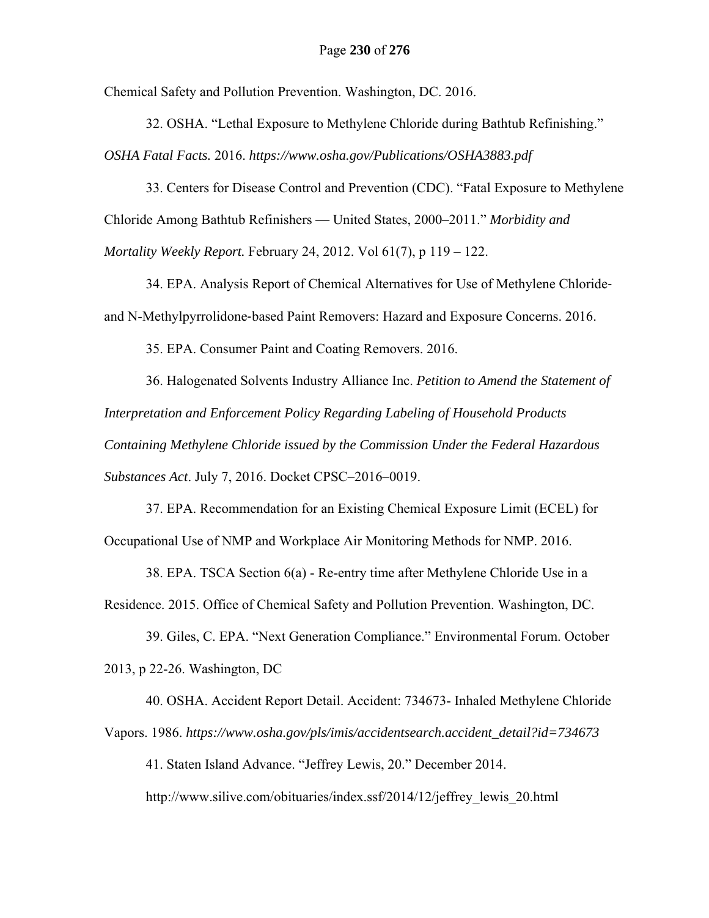Chemical Safety and Pollution Prevention. Washington, DC. 2016.

32. OSHA. "Lethal Exposure to Methylene Chloride during Bathtub Refinishing." *OSHA Fatal Facts.* 2016. *https://www.osha.gov/Publications/OSHA3883.pdf*

33. Centers for Disease Control and Prevention (CDC). "Fatal Exposure to Methylene Chloride Among Bathtub Refinishers — United States, 2000–2011." *Morbidity and Mortality Weekly Report.* February 24, 2012. Vol 61(7), p 119 – 122.

34. EPA. Analysis Report of Chemical Alternatives for Use of Methylene Chloride- and N-Methylpyrrolidone-based Paint Removers: Hazard and Exposure Concerns. 2016.

35. EPA. Consumer Paint and Coating Removers. 2016.

36. Halogenated Solvents Industry Alliance Inc. *Petition to Amend the Statement of Interpretation and Enforcement Policy Regarding Labeling of Household Products Containing Methylene Chloride issued by the Commission Under the Federal Hazardous Substances Act*. July 7, 2016. Docket CPSC–2016–0019.

37. EPA. Recommendation for an Existing Chemical Exposure Limit (ECEL) for Occupational Use of NMP and Workplace Air Monitoring Methods for NMP. 2016.

38. EPA. TSCA Section 6(a) - Re-entry time after Methylene Chloride Use in a Residence. 2015. Office of Chemical Safety and Pollution Prevention. Washington, DC.

39. Giles, C. EPA. "Next Generation Compliance." Environmental Forum. October 2013, p 22-26. Washington, DC

40. OSHA. Accident Report Detail. Accident: 734673- Inhaled Methylene Chloride Vapors. 1986. *https://www.osha.gov/pls/imis/accidentsearch.accident_detail?id=734673*

41. Staten Island Advance. "Jeffrey Lewis, 20." December 2014. http://www.silive.com/obituaries/index.ssf/2014/12/jeffrey_lewis_20.html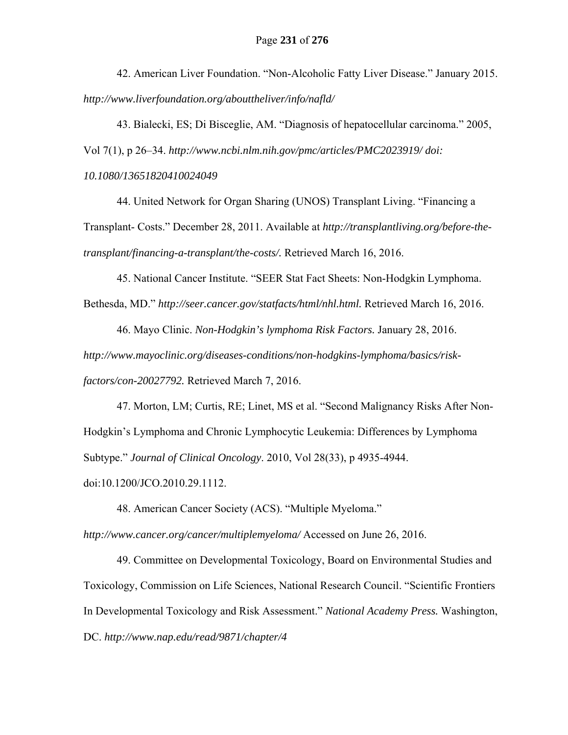42. American Liver Foundation. "Non-Alcoholic Fatty Liver Disease." January 2015. *http://www.liverfoundation.org/abouttheliver/info/nafld/*

43. Bialecki, ES; Di Bisceglie, AM. "Diagnosis of hepatocellular carcinoma." 2005, Vol 7(1), p 26–34. *http://www.ncbi.nlm.nih.gov/pmc/articles/PMC2023919/ doi: 10.1080/13651820410024049*

44. United Network for Organ Sharing (UNOS) Transplant Living. "Financing a Transplant- Costs." December 28, 2011. Available at *http://transplantliving.org/before-the-transplant/financing-a-transplant/the-costs/.* Retrieved March 16, 2016.

45. National Cancer Institute. "SEER Stat Fact Sheets: Non-Hodgkin Lymphoma. Bethesda, MD." *http://seer.cancer.gov/statfacts/html/nhl.html.* Retrieved March 16, 2016.

46. Mayo Clinic. *Non-Hodgkin's lymphoma Risk Factors.* January 28, 2016. *http://www.mayoclinic.org/diseases-conditions/non-hodgkins-lymphoma/basics/risk-factors/con-20027792.* Retrieved March 7, 2016.

47. Morton, LM; Curtis, RE; Linet, MS et al. "Second Malignancy Risks After Non-Hodgkin's Lymphoma and Chronic Lymphocytic Leukemia: Differences by Lymphoma Subtype." *Journal of Clinical Oncology*. 2010, Vol 28(33), p 4935-4944. doi:10.1200/JCO.2010.29.1112.

48. American Cancer Society (ACS). "Multiple Myeloma." *http://www.cancer.org/cancer/multiplemyeloma/* Accessed on June 26, 2016.

49. Committee on Developmental Toxicology, Board on Environmental Studies and Toxicology, Commission on Life Sciences, National Research Council. "Scientific Frontiers In Developmental Toxicology and Risk Assessment." *National Academy Press.* Washington, DC. *http://www.nap.edu/read/9871/chapter/4*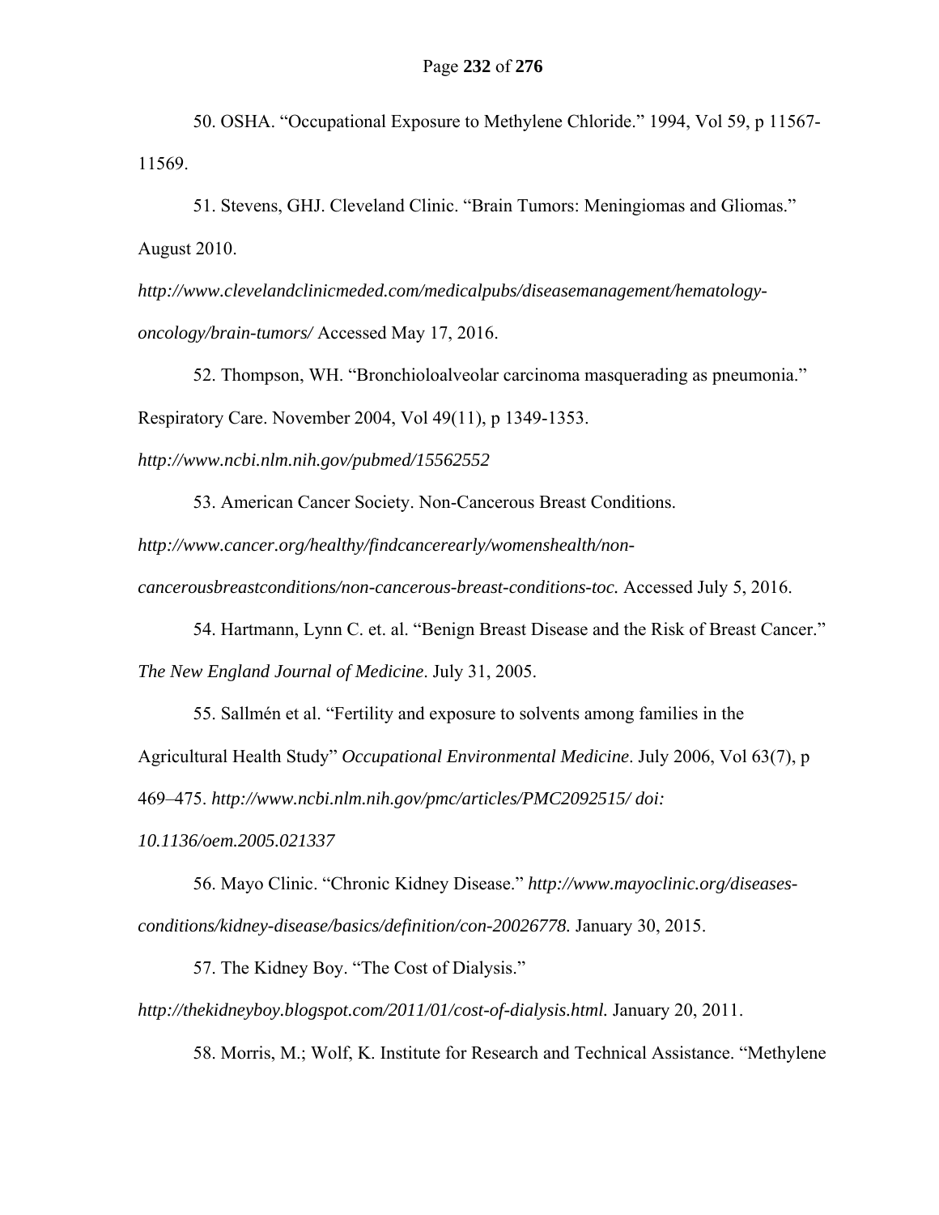50. OSHA. "Occupational Exposure to Methylene Chloride." 1994, Vol 59, p 11567-11569.

51. Stevens, GHJ. Cleveland Clinic. "Brain Tumors: Meningiomas and Gliomas." August 2010. *http://www.clevelandclinicmeded.com/medicalpubs/diseasemanagement/hematology-oncology/brain-tumors/* Accessed May 17, 2016.

52. Thompson, WH. "Bronchioloalveolar carcinoma masquerading as pneumonia." Respiratory Care. November 2004, Vol 49(11), p 1349-1353. *http://www.ncbi.nlm.nih.gov/pubmed/15562552*

53. American Cancer Society. Non-Cancerous Breast Conditions. *http://www.cancer.org/healthy/findcancerearly/womenshealth/non-cancerousbreastconditions/non-cancerous-breast-conditions-toc.* Accessed July 5, 2016.

54. Hartmann, Lynn C. et. al. "Benign Breast Disease and the Risk of Breast Cancer." *The New England Journal of Medicine*. July 31, 2005.

55. Sallmén et al. "Fertility and exposure to solvents among families in the Agricultural Health Study" *Occupational Environmental Medicine*. July 2006, Vol 63(7), p 469–475. *http://www.ncbi.nlm.nih.gov/pmc/articles/PMC2092515/ doi: 10.1136/oem.2005.021337*

56. Mayo Clinic. "Chronic Kidney Disease." *http://www.mayoclinic.org/diseases-conditions/kidney-disease/basics/definition/con-20026778.* January 30, 2015.

57. The Kidney Boy. "The Cost of Dialysis." *http://thekidneyboy.blogspot.com/2011/01/cost-of-dialysis.html.* January 20, 2011.

58. Morris, M.; Wolf, K. Institute for Research and Technical Assistance. "Methylene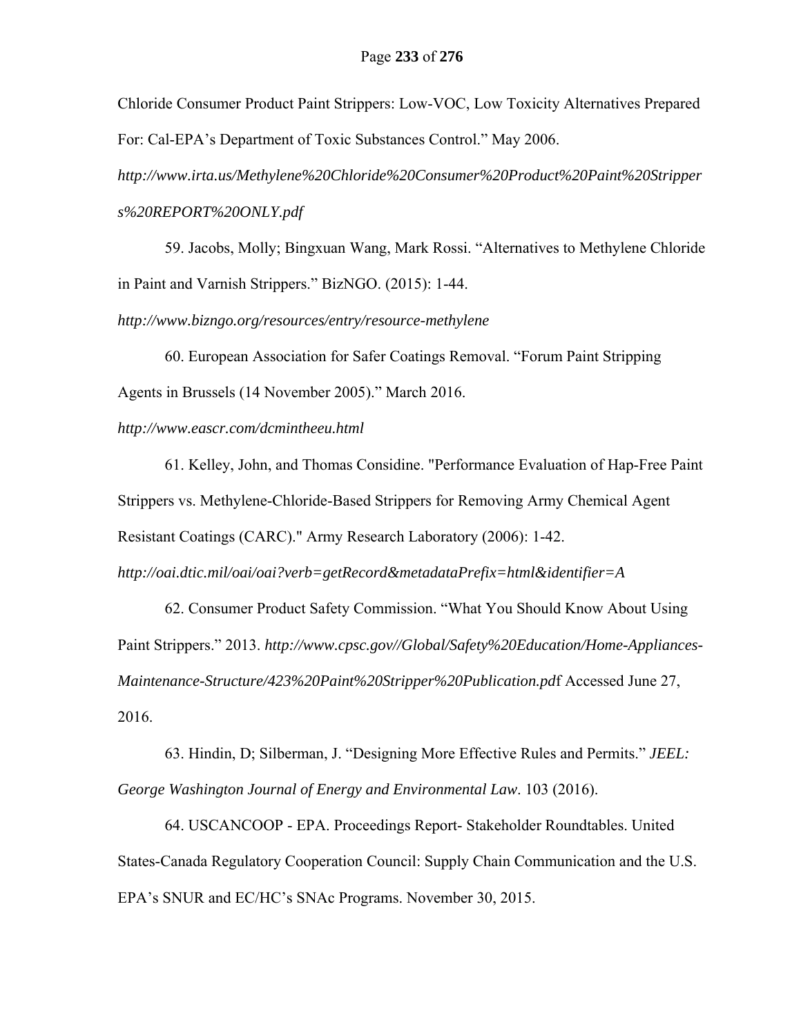Chloride Consumer Product Paint Strippers: Low-VOC, Low Toxicity Alternatives Prepared For: Cal-EPA's Department of Toxic Substances Control." May 2006. *http://www.irta.us/Methylene%20Chloride%20Consumer%20Product%20Paint%20Strippers%20REPORT%20ONLY.pdf*

59. Jacobs, Molly; Bingxuan Wang, Mark Rossi. "Alternatives to Methylene Chloride in Paint and Varnish Strippers." BizNGO. (2015): 1-44. *http://www.bizngo.org/resources/entry/resource-methylene*

60. European Association for Safer Coatings Removal. "Forum Paint Stripping Agents in Brussels (14 November 2005)." March 2016. *http://www.eascr.com/dcmintheeu.html*

61. Kelley, John, and Thomas Considine. "Performance Evaluation of Hap-Free Paint Strippers vs. Methylene-Chloride-Based Strippers for Removing Army Chemical Agent Resistant Coatings (CARC)." Army Research Laboratory (2006): 1-42. *http://oai.dtic.mil/oai/oai?verb=getRecord&metadataPrefix=html&identifier=A*

62. Consumer Product Safety Commission. "What You Should Know About Using Paint Strippers." 2013. *http://www.cpsc.gov//Global/Safety%20Education/Home-Appliances-Maintenance-Structure/423%20Paint%20Stripper%20Publication.pd*f Accessed June 27, 2016.

63. Hindin, D; Silberman, J. "Designing More Effective Rules and Permits." *JEEL: George Washington Journal of Energy and Environmental Law*. 103 (2016).

64. USCANCOOP - EPA. Proceedings Report- Stakeholder Roundtables. United States-Canada Regulatory Cooperation Council: Supply Chain Communication and the U.S. EPA's SNUR and EC/HC's SNAc Programs. November 30, 2015.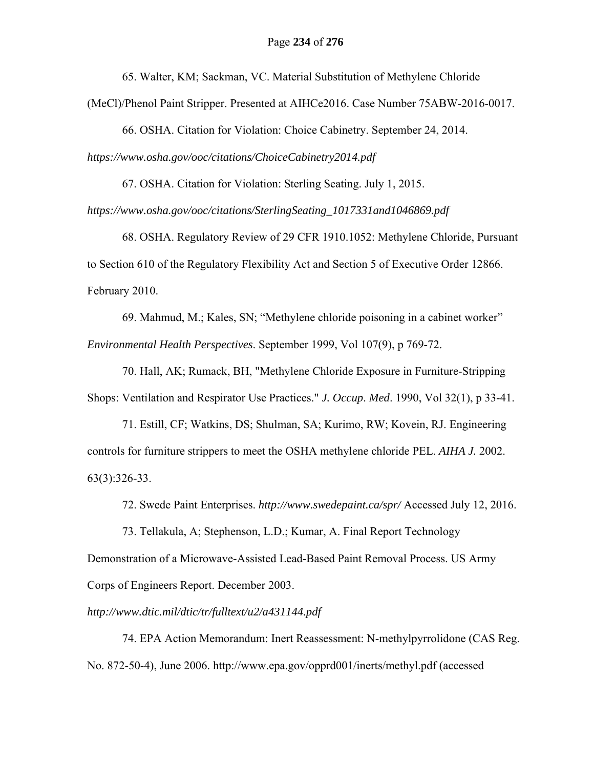65. Walter, KM; Sackman, VC. Material Substitution of Methylene Chloride (MeCl)/Phenol Paint Stripper. Presented at AIHCe2016. Case Number 75ABW-2016-0017.

66. OSHA. Citation for Violation: Choice Cabinetry. September 24, 2014. *https://www.osha.gov/ooc/citations/ChoiceCabinetry2014.pdf*

67. OSHA. Citation for Violation: Sterling Seating. July 1, 2015. *https://www.osha.gov/ooc/citations/SterlingSeating_1017331and1046869.pdf*

68. OSHA. Regulatory Review of 29 CFR 1910.1052: Methylene Chloride, Pursuant to Section 610 of the Regulatory Flexibility Act and Section 5 of Executive Order 12866. February 2010.

69. Mahmud, M.; Kales, SN; "Methylene chloride poisoning in a cabinet worker" *Environmental Health Perspectives*. September 1999, Vol 107(9), p 769-72.

70. Hall, AK; Rumack, BH, "Methylene Chloride Exposure in Furniture-Stripping Shops: Ventilation and Respirator Use Practices." *J. Occup. Med*. 1990, Vol 32(1), p 33-41.

71. Estill, CF; Watkins, DS; Shulman, SA; Kurimo, RW; Kovein, RJ. Engineering controls for furniture strippers to meet the OSHA methylene chloride PEL. *AIHA J.* 2002. 63(3):326-33.

72. Swede Paint Enterprises. *http://www.swedepaint.ca/spr/* Accessed July 12, 2016.

73. Tellakula, A; Stephenson, L.D.; Kumar, A. Final Report Technology Demonstration of a Microwave-Assisted Lead-Based Paint Removal Process. US Army Corps of Engineers Report. December 2003. *http://www.dtic.mil/dtic/tr/fulltext/u2/a431144.pdf*

74. EPA Action Memorandum: Inert Reassessment: N-methylpyrrolidone (CAS Reg. No. 872-50-4), June 2006. http://www.epa.gov/opprd001/inerts/methyl.pdf (accessed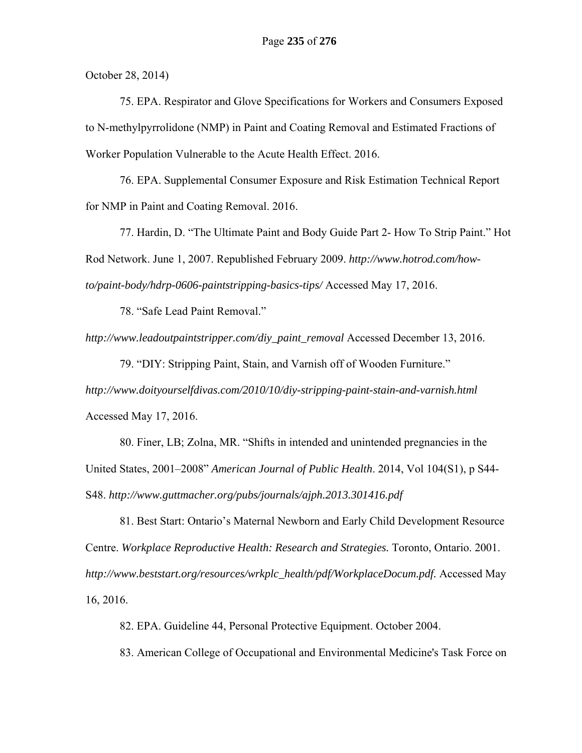October 28, 2014)

75. EPA. Respirator and Glove Specifications for Workers and Consumers Exposed to N-methylpyrrolidone (NMP) in Paint and Coating Removal and Estimated Fractions of Worker Population Vulnerable to the Acute Health Effect. 2016.

76. EPA. Supplemental Consumer Exposure and Risk Estimation Technical Report for NMP in Paint and Coating Removal. 2016.

77. Hardin, D. "The Ultimate Paint and Body Guide Part 2- How To Strip Paint." Hot Rod Network. June 1, 2007. Republished February 2009. *http://www.hotrod.com/how-to/paint-body/hdrp-0606-paintstripping-basics-tips/* Accessed May 17, 2016.

78. "Safe Lead Paint Removal." *http://www.leadoutpaintstripper.com/diy_paint_removal* Accessed December 13, 2016.

79. "DIY: Stripping Paint, Stain, and Varnish off of Wooden Furniture." *http://www.doityourselfdivas.com/2010/10/diy-stripping-paint-stain-and-varnish.html* Accessed May 17, 2016.

80. Finer, LB; Zolna, MR. "Shifts in intended and unintended pregnancies in the United States, 2001–2008" *American Journal of Public Health*. 2014, Vol 104(S1), p S44-S48. *http://www.guttmacher.org/pubs/journals/ajph.2013.301416.pdf*

81. Best Start: Ontario's Maternal Newborn and Early Child Development Resource Centre. *Workplace Reproductive Health: Research and Strategies.* Toronto, Ontario. 2001. *http://www.beststart.org/resources/wrkplc_health/pdf/WorkplaceDocum.pdf.* Accessed May 16, 2016.

82. EPA. Guideline 44, Personal Protective Equipment. October 2004.

83. American College of Occupational and Environmental Medicine's Task Force on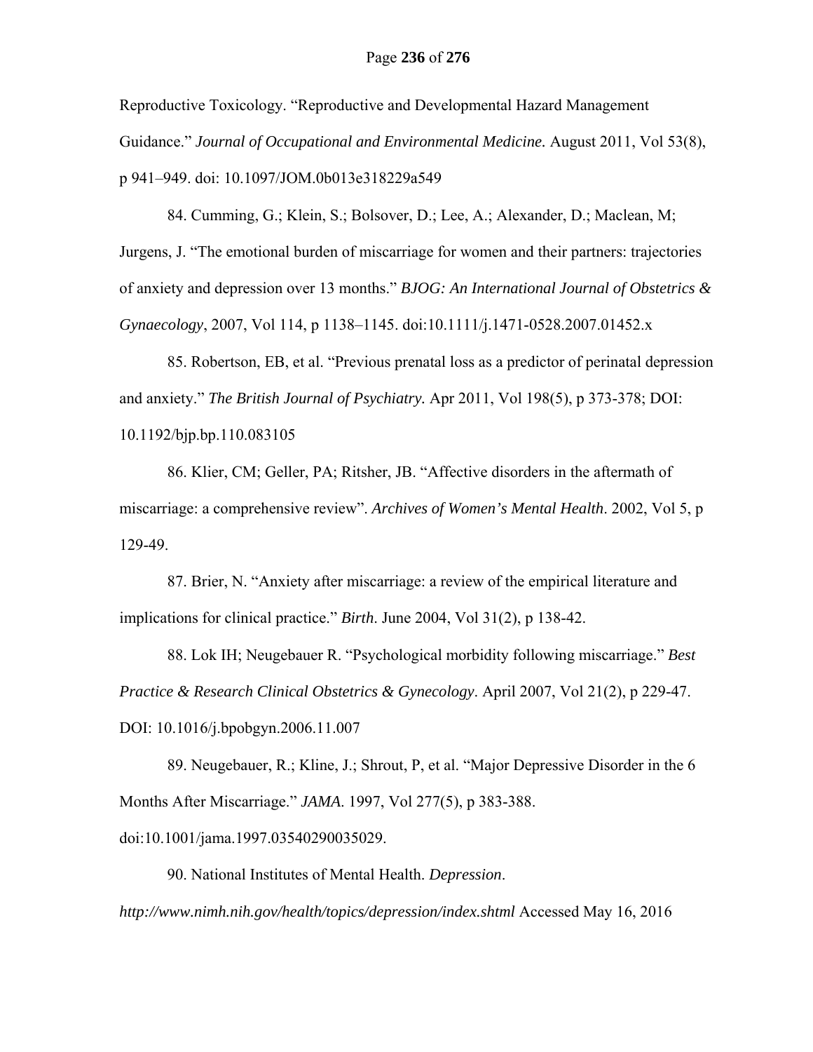Reproductive Toxicology. "Reproductive and Developmental Hazard Management Guidance." *Journal of Occupational and Environmental Medicine.* August 2011, Vol 53(8), p 941–949. doi: 10.1097/JOM.0b013e318229a549

84. Cumming, G.; Klein, S.; Bolsover, D.; Lee, A.; Alexander, D.; Maclean, M; Jurgens, J. "The emotional burden of miscarriage for women and their partners: trajectories of anxiety and depression over 13 months." *BJOG: An International Journal of Obstetrics & Gynaecology*, 2007, Vol 114, p 1138–1145. doi:10.1111/j.1471-0528.2007.01452.x

85. Robertson, EB, et al. "Previous prenatal loss as a predictor of perinatal depression and anxiety." *The British Journal of Psychiatry.* Apr 2011, Vol 198(5), p 373-378; DOI: 10.1192/bjp.bp.110.083105

86. Klier, CM; Geller, PA; Ritsher, JB. "Affective disorders in the aftermath of miscarriage: a comprehensive review". *Archives of Women's Mental Health*. 2002, Vol 5, p 129-49.

87. Brier, N. "Anxiety after miscarriage: a review of the empirical literature and implications for clinical practice." *Birth*. June 2004, Vol 31(2), p 138-42.

88. Lok IH; Neugebauer R. "Psychological morbidity following miscarriage." *Best Practice & Research Clinical Obstetrics & Gynecology*. April 2007, Vol 21(2), p 229-47. DOI: 10.1016/j.bpobgyn.2006.11.007

89. Neugebauer, R.; Kline, J.; Shrout, P, et al. "Major Depressive Disorder in the 6 Months After Miscarriage." *JAMA*. 1997, Vol 277(5), p 383-388. doi:10.1001/jama.1997.03540290035029.

90. National Institutes of Mental Health. *Depression*. *http://www.nimh.nih.gov/health/topics/depression/index.shtml* Accessed May 16, 2016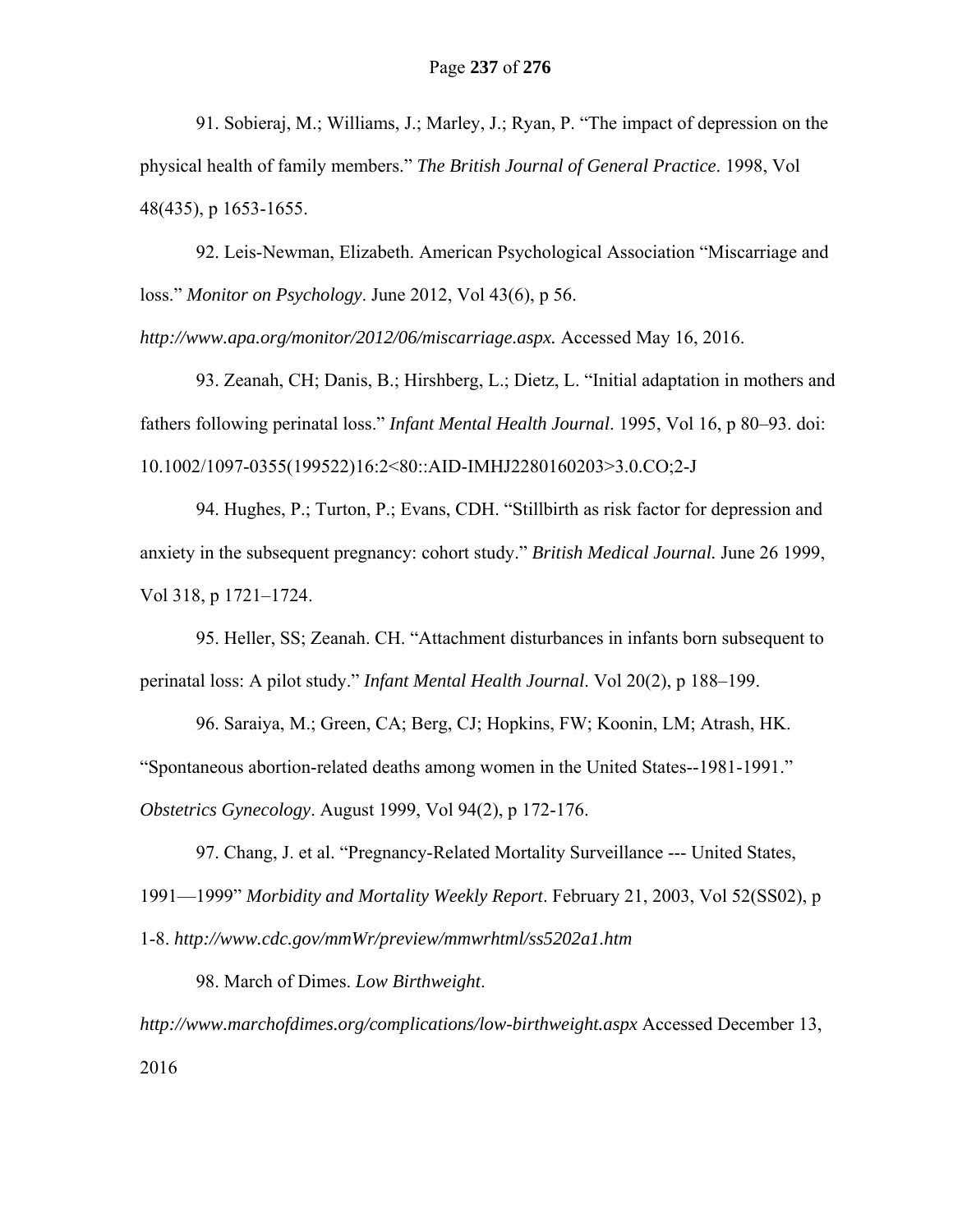91. Sobieraj, M.; Williams, J.; Marley, J.; Ryan, P. "The impact of depression on the physical health of family members." *The British Journal of General Practice*. 1998, Vol 48(435), p 1653-1655.

92. Leis-Newman, Elizabeth. American Psychological Association "Miscarriage and loss." *Monitor on Psychology*. June 2012, Vol 43(6), p 56. *http://www.apa.org/monitor/2012/06/miscarriage.aspx.* Accessed May 16, 2016.

93. Zeanah, CH; Danis, B.; Hirshberg, L.; Dietz, L. "Initial adaptation in mothers and fathers following perinatal loss." *Infant Mental Health Journal*. 1995, Vol 16, p 80–93. doi: 10.1002/1097-0355(199522)16:2<80::AID-IMHJ2280160203>3.0.CO;2-J

94. Hughes, P.; Turton, P.; Evans, CDH. "Stillbirth as risk factor for depression and anxiety in the subsequent pregnancy: cohort study." *British Medical Journal.* June 26 1999, Vol 318, p 1721–1724.

95. Heller, SS; Zeanah. CH. "Attachment disturbances in infants born subsequent to perinatal loss: A pilot study." *Infant Mental Health Journal*. Vol 20(2), p 188–199.

96. Saraiya, M.; Green, CA; Berg, CJ; Hopkins, FW; Koonin, LM; Atrash, HK. "Spontaneous abortion-related deaths among women in the United States--1981-1991." *Obstetrics Gynecology*. August 1999, Vol 94(2), p 172-176.

97. Chang, J. et al. "Pregnancy-Related Mortality Surveillance --- United States, 1991—1999" *Morbidity and Mortality Weekly Report*. February 21, 2003, Vol 52(SS02), p 1-8. *http://www.cdc.gov/mmWr/preview/mmwrhtml/ss5202a1.htm*

98. March of Dimes. *Low Birthweight*. *http://www.marchofdimes.org/complications/low-birthweight.aspx* Accessed December 13, 2016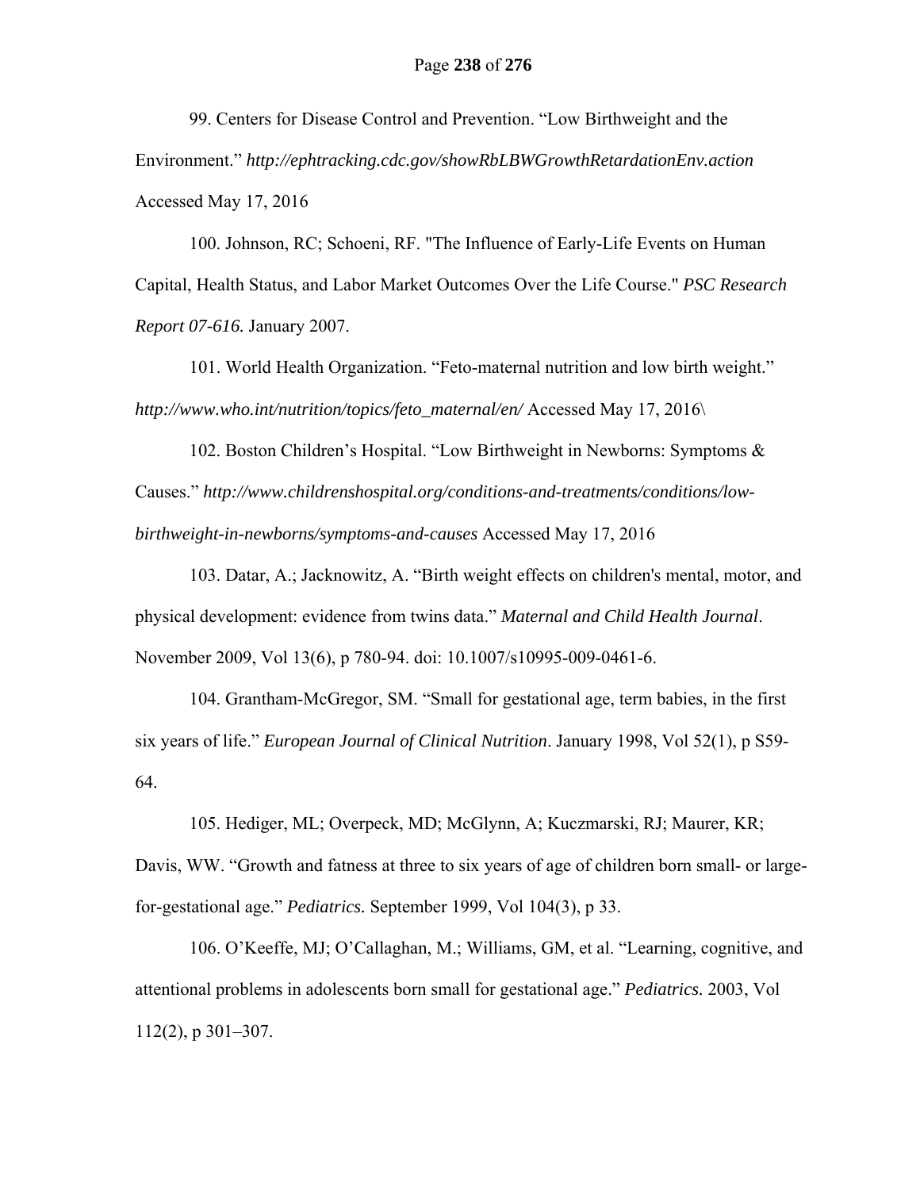99. Centers for Disease Control and Prevention. "Low Birthweight and the Environment." *http://ephtracking.cdc.gov/showRbLBWGrowthRetardationEnv.action* Accessed May 17, 2016

100. Johnson, RC; Schoeni, RF. "The Influence of Early-Life Events on Human Capital, Health Status, and Labor Market Outcomes Over the Life Course." *PSC Research Report 07-616.* January 2007.

101. World Health Organization. "Feto-maternal nutrition and low birth weight." *http://www.who.int/nutrition/topics/feto_maternal/en/* Accessed May 17, 2016\

102. Boston Children's Hospital. "Low Birthweight in Newborns: Symptoms & Causes." *http://www.childrenshospital.org/conditions-and-treatments/conditions/low-birthweight-in-newborns/symptoms-and-causes* Accessed May 17, 2016

103. Datar, A.; Jacknowitz, A. "Birth weight effects on children's mental, motor, and physical development: evidence from twins data." *Maternal and Child Health Journal*. November 2009, Vol 13(6), p 780-94. doi: 10.1007/s10995-009-0461-6.

104. Grantham-McGregor, SM. "Small for gestational age, term babies, in the first six years of life." *European Journal of Clinical Nutrition*. January 1998, Vol 52(1), p S59-64.

105. Hediger, ML; Overpeck, MD; McGlynn, A; Kuczmarski, RJ; Maurer, KR; Davis, WW. "Growth and fatness at three to six years of age of children born small- or large-for-gestational age." *Pediatrics.* September 1999, Vol 104(3), p 33.

106. O'Keeffe, MJ; O'Callaghan, M.; Williams, GM, et al. "Learning, cognitive, and attentional problems in adolescents born small for gestational age." *Pediatrics.* 2003, Vol 112(2), p 301–307.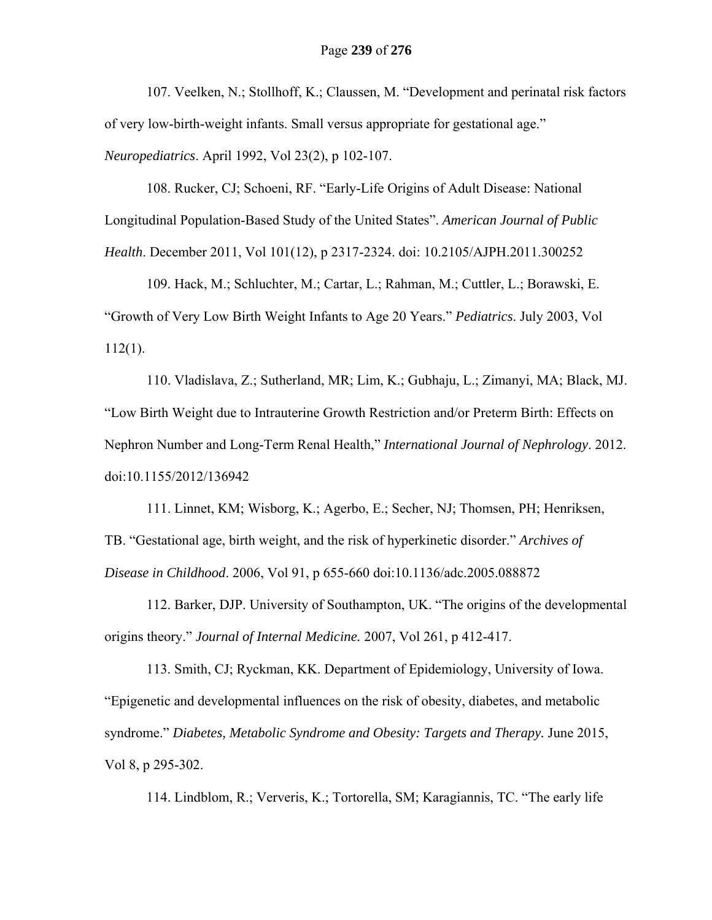107. Veelken, N.; Stollhoff, K.; Claussen, M. "Development and perinatal risk factors of very low-birth-weight infants. Small versus appropriate for gestational age." *Neuropediatrics*. April 1992, Vol 23(2), p 102-107.

108. Rucker, CJ; Schoeni, RF. "Early-Life Origins of Adult Disease: National Longitudinal Population-Based Study of the United States". *American Journal of Public Health*. December 2011, Vol 101(12), p 2317-2324. doi: 10.2105/AJPH.2011.300252

109. Hack, M.; Schluchter, M.; Cartar, L.; Rahman, M.; Cuttler, L.; Borawski, E. "Growth of Very Low Birth Weight Infants to Age 20 Years." *Pediatrics*. July 2003, Vol 112(1).

110. Vladislava, Z.; Sutherland, MR; Lim, K.; Gubhaju, L.; Zimanyi, MA; Black, MJ. "Low Birth Weight due to Intrauterine Growth Restriction and/or Preterm Birth: Effects on Nephron Number and Long-Term Renal Health," *International Journal of Nephrology*. 2012. doi:10.1155/2012/136942

111. Linnet, KM; Wisborg, K.; Agerbo, E.; Secher, NJ; Thomsen, PH; Henriksen, TB. "Gestational age, birth weight, and the risk of hyperkinetic disorder." *Archives of Disease in Childhood*. 2006, Vol 91, p 655-660 doi:10.1136/adc.2005.088872

112. Barker, DJP. University of Southampton, UK. "The origins of the developmental origins theory." *Journal of Internal Medicine.* 2007, Vol 261, p 412-417.

113. Smith, CJ; Ryckman, KK. Department of Epidemiology, University of Iowa. "Epigenetic and developmental influences on the risk of obesity, diabetes, and metabolic syndrome." *Diabetes, Metabolic Syndrome and Obesity: Targets and Therapy.* June 2015, Vol 8, p 295-302.

114. Lindblom, R.; Ververis, K.; Tortorella, SM; Karagiannis, TC. "The early life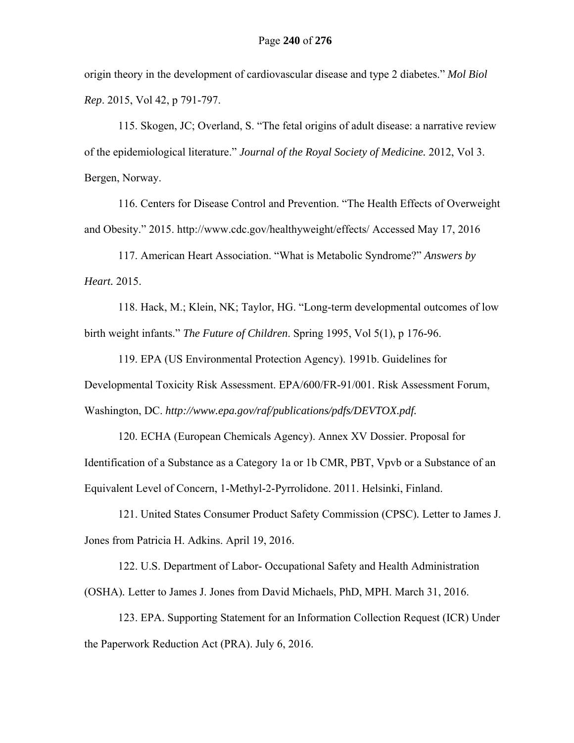origin theory in the development of cardiovascular disease and type 2 diabetes." *Mol Biol Rep*. 2015, Vol 42, p 791-797.

115. Skogen, JC; Overland, S. "The fetal origins of adult disease: a narrative review of the epidemiological literature." *Journal of the Royal Society of Medicine.* 2012, Vol 3. Bergen, Norway.

116. Centers for Disease Control and Prevention. "The Health Effects of Overweight and Obesity." 2015. http://www.cdc.gov/healthyweight/effects/ Accessed May 17, 2016

117. American Heart Association. "What is Metabolic Syndrome?" *Answers by Heart.* 2015.

118. Hack, M.; Klein, NK; Taylor, HG. "Long-term developmental outcomes of low birth weight infants." *The Future of Children*. Spring 1995, Vol 5(1), p 176-96.

119. EPA (US Environmental Protection Agency). 1991b. Guidelines for Developmental Toxicity Risk Assessment. EPA/600/FR-91/001. Risk Assessment Forum, Washington, DC. *http://www.epa.gov/raf/publications/pdfs/DEVTOX.pdf.*

120. ECHA (European Chemicals Agency). Annex XV Dossier. Proposal for Identification of a Substance as a Category 1a or 1b CMR, PBT, Vpvb or a Substance of an Equivalent Level of Concern, 1-Methyl-2-Pyrrolidone. 2011. Helsinki, Finland.

121. United States Consumer Product Safety Commission (CPSC). Letter to James J. Jones from Patricia H. Adkins. April 19, 2016.

122. U.S. Department of Labor- Occupational Safety and Health Administration (OSHA). Letter to James J. Jones from David Michaels, PhD, MPH. March 31, 2016.

123. EPA. Supporting Statement for an Information Collection Request (ICR) Under the Paperwork Reduction Act (PRA). July 6, 2016.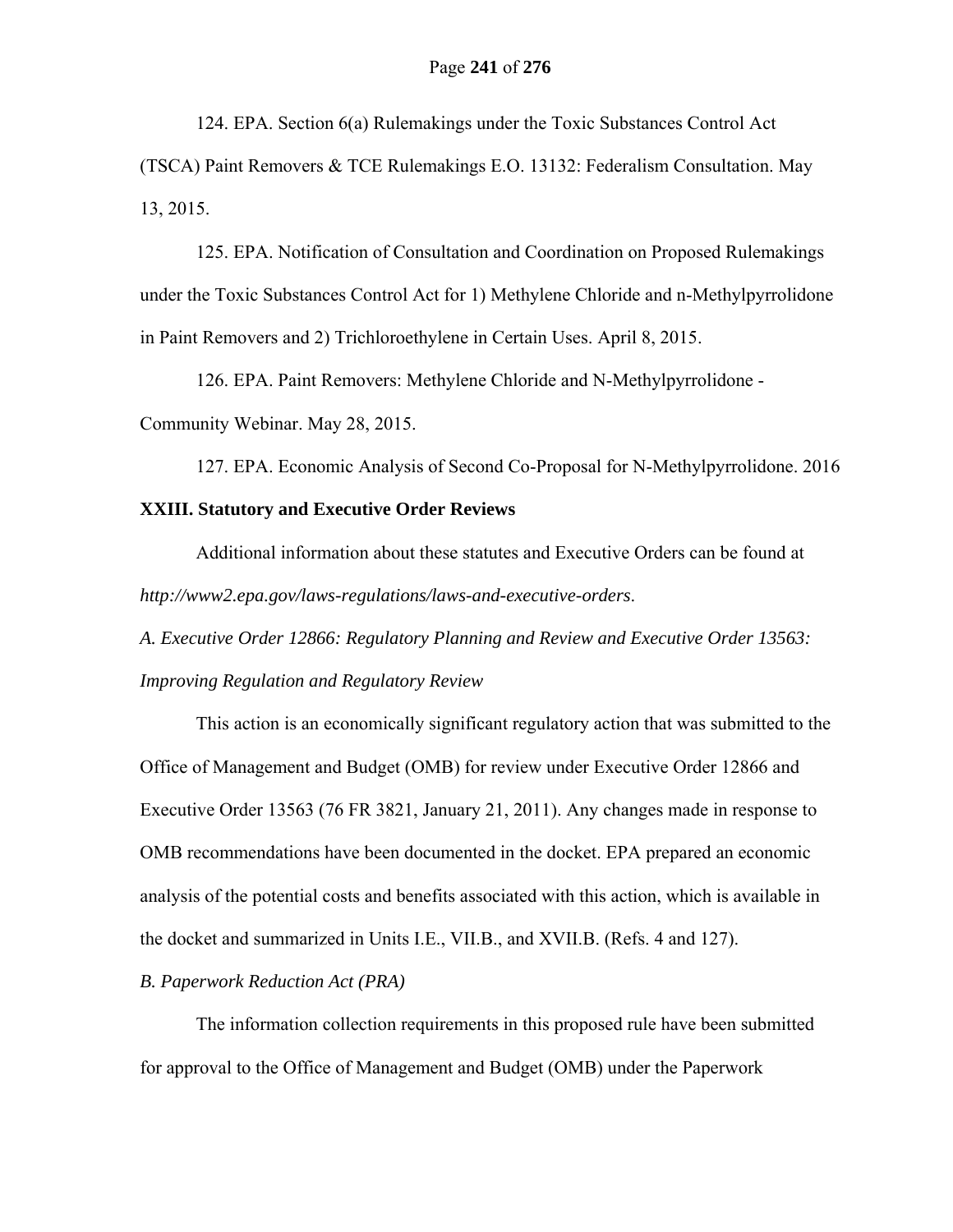124. EPA. Section 6(a) Rulemakings under the Toxic Substances Control Act (TSCA) Paint Removers & TCE Rulemakings E.O. 13132: Federalism Consultation. May 13, 2015.

125. EPA. Notification of Consultation and Coordination on Proposed Rulemakings under the Toxic Substances Control Act for 1) Methylene Chloride and n-Methylpyrrolidone in Paint Removers and 2) Trichloroethylene in Certain Uses. April 8, 2015.

126. EPA. Paint Removers: Methylene Chloride and N-Methylpyrrolidone - Community Webinar. May 28, 2015.

127. EPA. Economic Analysis of Second Co-Proposal for N-Methylpyrrolidone. 2016

## XXIII. Statutory and Executive Order Reviews

Additional information about these statutes and Executive Orders can be found at *http://www2.epa.gov/laws-regulations/laws-and-executive-orders*.

### *A. Executive Order 12866: Regulatory Planning and Review and Executive Order 13563: Improving Regulation and Regulatory Review*

This action is an economically significant regulatory action that was submitted to the Office of Management and Budget (OMB) for review under Executive Order 12866 and Executive Order 13563 (76 FR 3821, January 21, 2011). Any changes made in response to OMB recommendations have been documented in the docket. EPA prepared an economic analysis of the potential costs and benefits associated with this action, which is available in the docket and summarized in Units I.E., VII.B., and XVII.B. (Refs. 4 and 127).

### *B. Paperwork Reduction Act (PRA)*

The information collection requirements in this proposed rule have been submitted for approval to the Office of Management and Budget (OMB) under the Paperwork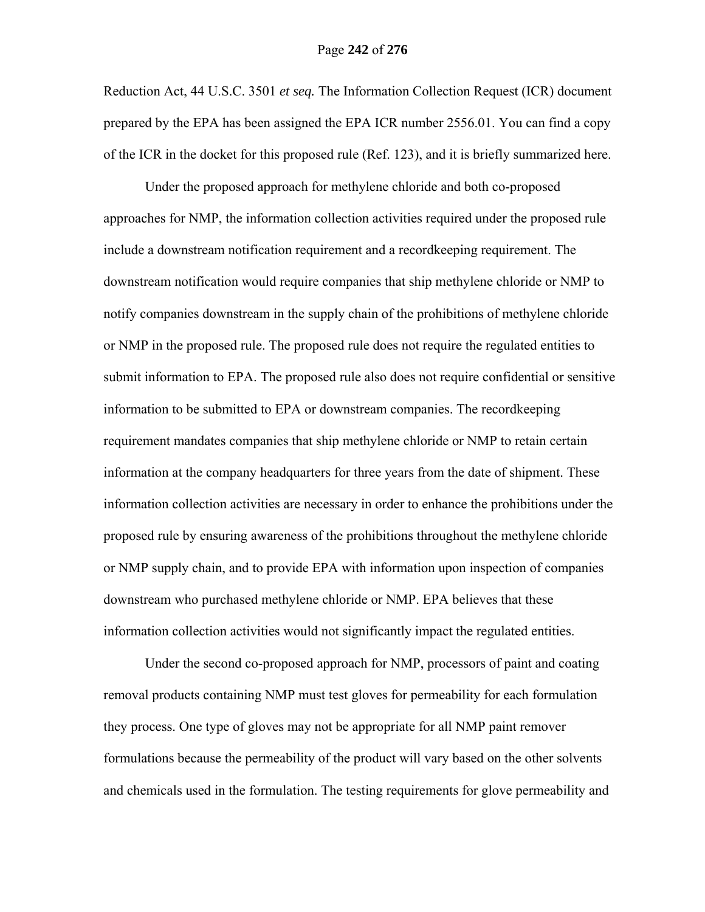Reduction Act, 44 U.S.C. 3501 *et seq.* The Information Collection Request (ICR) document prepared by the EPA has been assigned the EPA ICR number 2556.01. You can find a copy of the ICR in the docket for this proposed rule (Ref. 123), and it is briefly summarized here.

Under the proposed approach for methylene chloride and both co-proposed approaches for NMP, the information collection activities required under the proposed rule include a downstream notification requirement and a recordkeeping requirement. The downstream notification would require companies that ship methylene chloride or NMP to notify companies downstream in the supply chain of the prohibitions of methylene chloride or NMP in the proposed rule. The proposed rule does not require the regulated entities to submit information to EPA. The proposed rule also does not require confidential or sensitive information to be submitted to EPA or downstream companies. The recordkeeping requirement mandates companies that ship methylene chloride or NMP to retain certain information at the company headquarters for three years from the date of shipment. These information collection activities are necessary in order to enhance the prohibitions under the proposed rule by ensuring awareness of the prohibitions throughout the methylene chloride or NMP supply chain, and to provide EPA with information upon inspection of companies downstream who purchased methylene chloride or NMP. EPA believes that these information collection activities would not significantly impact the regulated entities.

Under the second co-proposed approach for NMP, processors of paint and coating removal products containing NMP must test gloves for permeability for each formulation they process. One type of gloves may not be appropriate for all NMP paint remover formulations because the permeability of the product will vary based on the other solvents and chemicals used in the formulation. The testing requirements for glove permeability and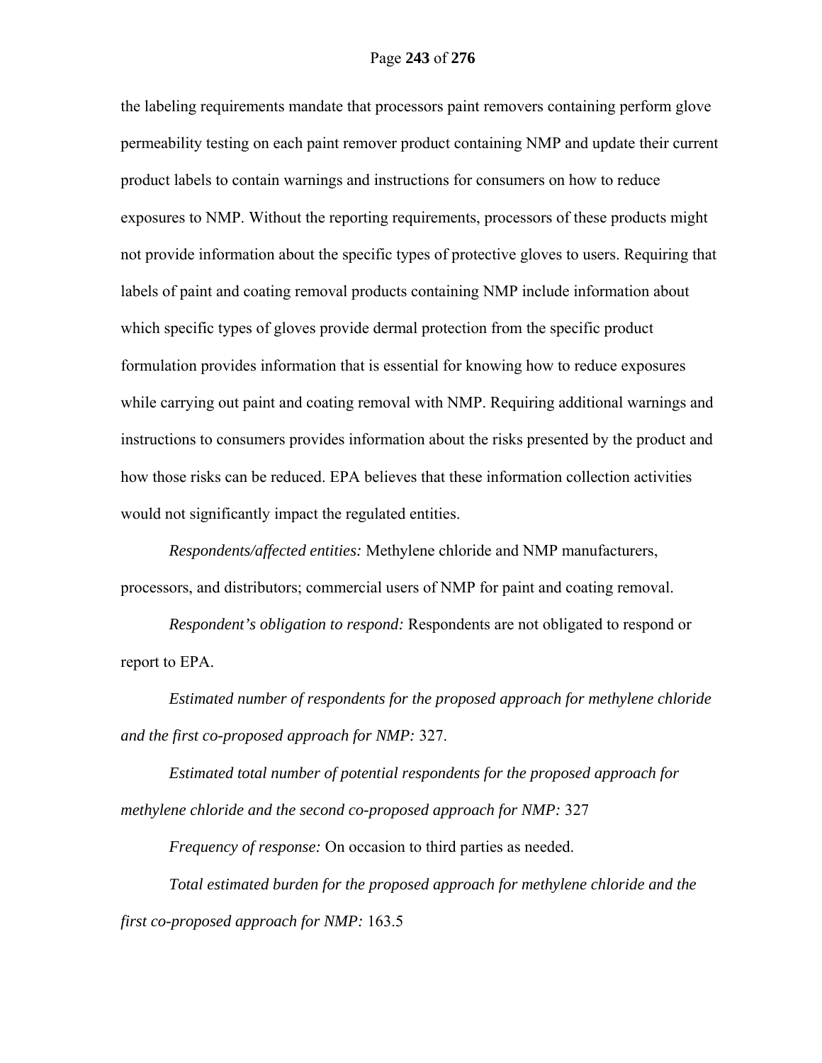the labeling requirements mandate that processors paint removers containing perform glove permeability testing on each paint remover product containing NMP and update their current product labels to contain warnings and instructions for consumers on how to reduce exposures to NMP. Without the reporting requirements, processors of these products might not provide information about the specific types of protective gloves to users. Requiring that labels of paint and coating removal products containing NMP include information about which specific types of gloves provide dermal protection from the specific product formulation provides information that is essential for knowing how to reduce exposures while carrying out paint and coating removal with NMP. Requiring additional warnings and instructions to consumers provides information about the risks presented by the product and how those risks can be reduced. EPA believes that these information collection activities would not significantly impact the regulated entities.

*Respondents/affected entities:* Methylene chloride and NMP manufacturers, processors, and distributors; commercial users of NMP for paint and coating removal.

*Respondent's obligation to respond:* Respondents are not obligated to respond or report to EPA.

*Estimated number of respondents for the proposed approach for methylene chloride and the first co-proposed approach for NMP:* 327.

*Estimated total number of potential respondents for the proposed approach for methylene chloride and the second co-proposed approach for NMP:* 327

*Frequency of response:* On occasion to third parties as needed.

*Total estimated burden for the proposed approach for methylene chloride and the first co-proposed approach for NMP:* 163.5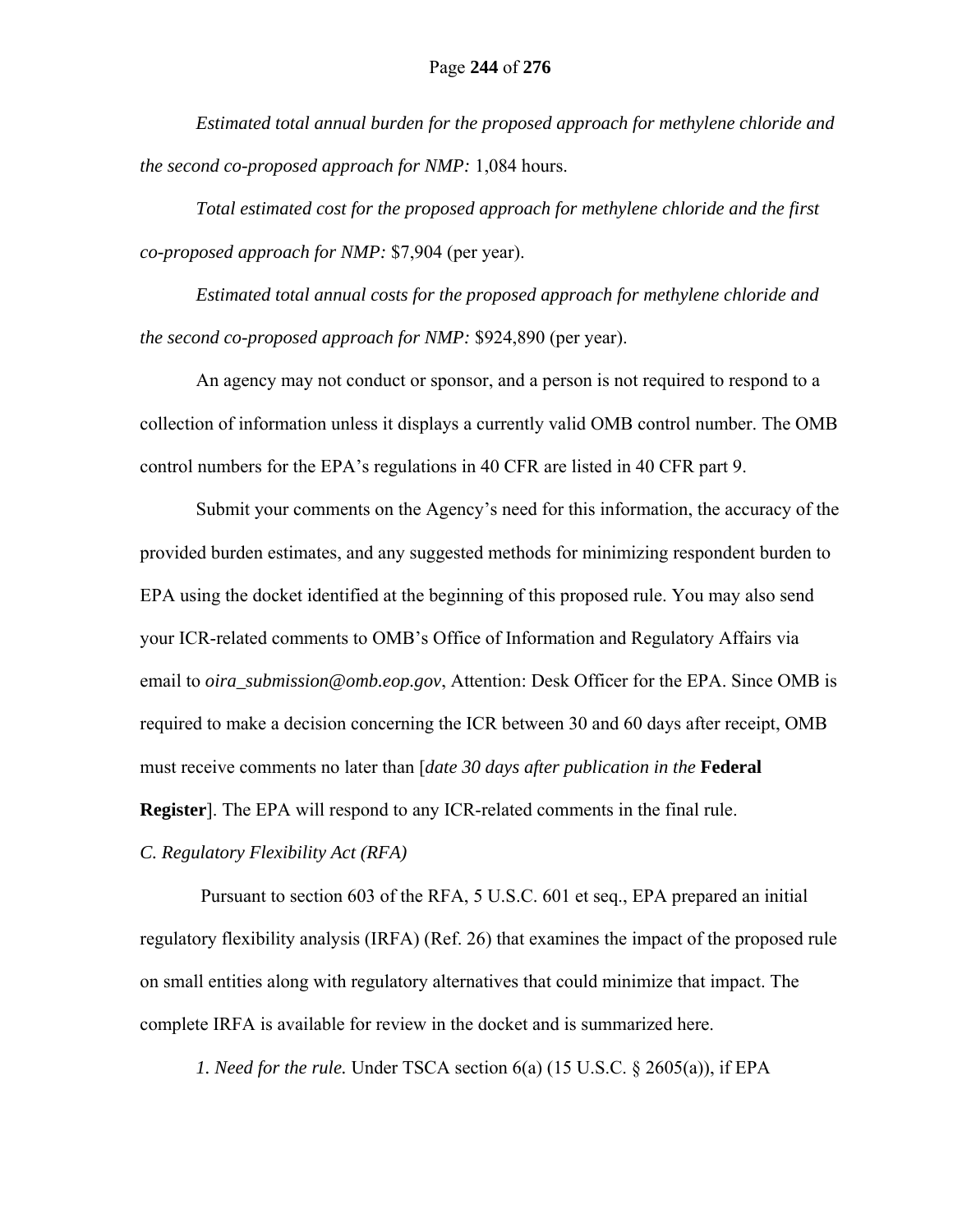*Estimated total annual burden for the proposed approach for methylene chloride and the second co-proposed approach for NMP:* 1,084 hours.

*Total estimated cost for the proposed approach for methylene chloride and the first co-proposed approach for NMP:* $7,904 (per year).

*Estimated total annual costs for the proposed approach for methylene chloride and the second co-proposed approach for NMP:* $924,890 (per year).

An agency may not conduct or sponsor, and a person is not required to respond to a collection of information unless it displays a currently valid OMB control number. The OMB control numbers for the EPA's regulations in 40 CFR are listed in 40 CFR part 9.

Submit your comments on the Agency's need for this information, the accuracy of the provided burden estimates, and any suggested methods for minimizing respondent burden to EPA using the docket identified at the beginning of this proposed rule. You may also send your ICR-related comments to OMB's Office of Information and Regulatory Affairs via email to *oira_submission@omb.eop.gov*, Attention: Desk Officer for the EPA. Since OMB is required to make a decision concerning the ICR between 30 and 60 days after receipt, OMB must receive comments no later than [*date 30 days after publication in the* **Federal Register**]. The EPA will respond to any ICR-related comments in the final rule.

*C. Regulatory Flexibility Act (RFA)*

Pursuant to section 603 of the RFA, 5 U.S.C. 601 et seq., EPA prepared an initial regulatory flexibility analysis (IRFA) (Ref. 26) that examines the impact of the proposed rule on small entities along with regulatory alternatives that could minimize that impact. The complete IRFA is available for review in the docket and is summarized here.

*1. Need for the rule.* Under TSCA section 6(a) (15 U.S.C. § 2605(a)), if EPA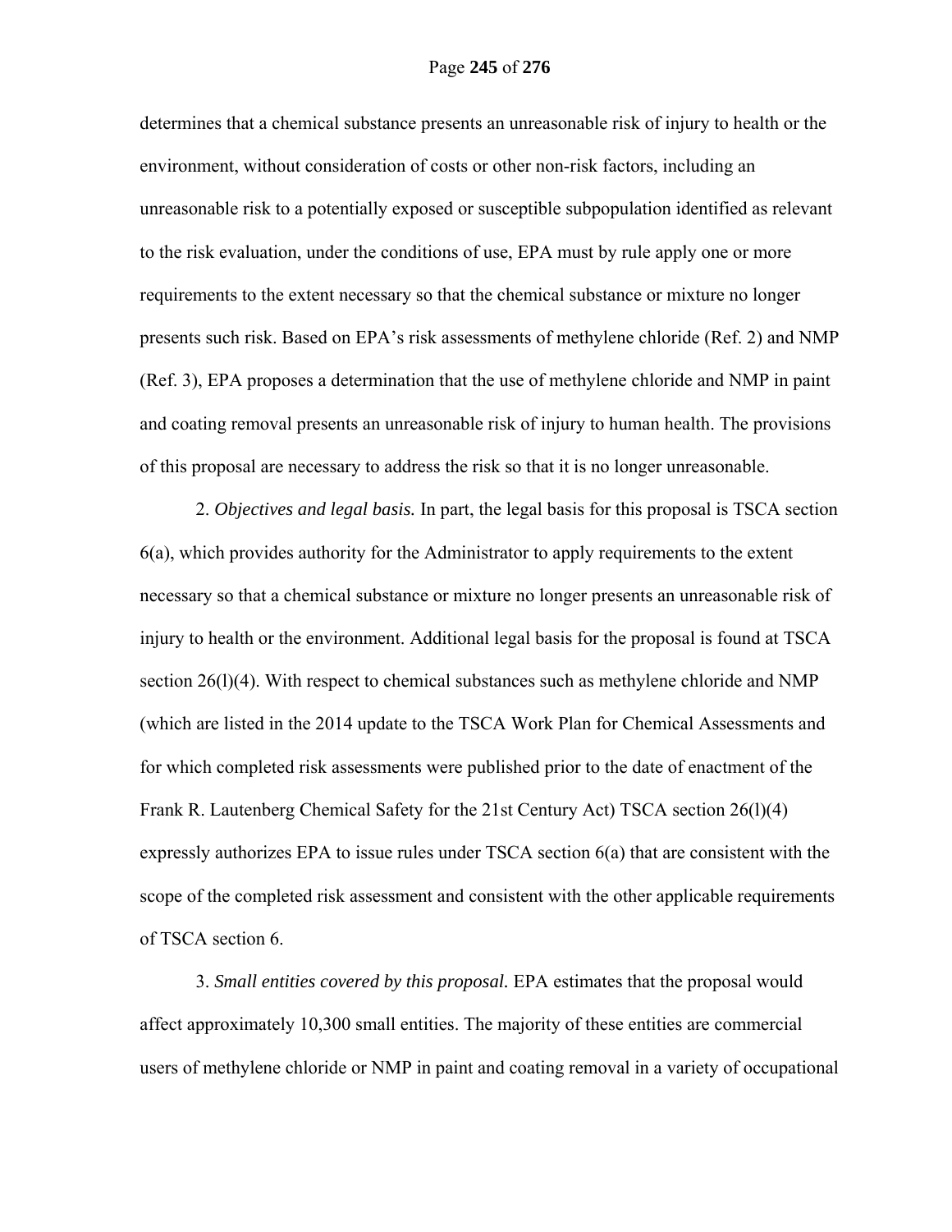determines that a chemical substance presents an unreasonable risk of injury to health or the environment, without consideration of costs or other non-risk factors, including an unreasonable risk to a potentially exposed or susceptible subpopulation identified as relevant to the risk evaluation, under the conditions of use, EPA must by rule apply one or more requirements to the extent necessary so that the chemical substance or mixture no longer presents such risk. Based on EPA's risk assessments of methylene chloride (Ref. 2) and NMP (Ref. 3), EPA proposes a determination that the use of methylene chloride and NMP in paint and coating removal presents an unreasonable risk of injury to human health. The provisions of this proposal are necessary to address the risk so that it is no longer unreasonable.

2. *Objectives and legal basis.* In part, the legal basis for this proposal is TSCA section 6(a), which provides authority for the Administrator to apply requirements to the extent necessary so that a chemical substance or mixture no longer presents an unreasonable risk of injury to health or the environment. Additional legal basis for the proposal is found at TSCA section 26(l)(4). With respect to chemical substances such as methylene chloride and NMP (which are listed in the 2014 update to the TSCA Work Plan for Chemical Assessments and for which completed risk assessments were published prior to the date of enactment of the Frank R. Lautenberg Chemical Safety for the 21st Century Act) TSCA section 26(l)(4) expressly authorizes EPA to issue rules under TSCA section 6(a) that are consistent with the scope of the completed risk assessment and consistent with the other applicable requirements of TSCA section 6.

3. *Small entities covered by this proposal.* EPA estimates that the proposal would affect approximately 10,300 small entities. The majority of these entities are commercial users of methylene chloride or NMP in paint and coating removal in a variety of occupational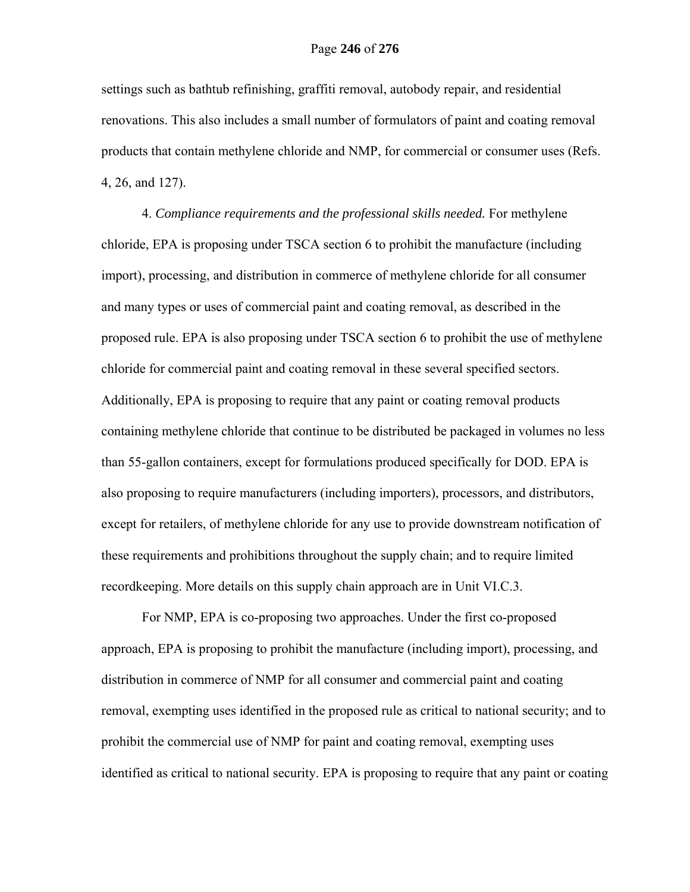settings such as bathtub refinishing, graffiti removal, autobody repair, and residential renovations. This also includes a small number of formulators of paint and coating removal products that contain methylene chloride and NMP, for commercial or consumer uses (Refs. 4, 26, and 127).

4. *Compliance requirements and the professional skills needed.* For methylene chloride, EPA is proposing under TSCA section 6 to prohibit the manufacture (including import), processing, and distribution in commerce of methylene chloride for all consumer and many types or uses of commercial paint and coating removal, as described in the proposed rule. EPA is also proposing under TSCA section 6 to prohibit the use of methylene chloride for commercial paint and coating removal in these several specified sectors. Additionally, EPA is proposing to require that any paint or coating removal products containing methylene chloride that continue to be distributed be packaged in volumes no less than 55-gallon containers, except for formulations produced specifically for DOD. EPA is also proposing to require manufacturers (including importers), processors, and distributors, except for retailers, of methylene chloride for any use to provide downstream notification of these requirements and prohibitions throughout the supply chain; and to require limited recordkeeping. More details on this supply chain approach are in Unit VI.C.3.

For NMP, EPA is co-proposing two approaches. Under the first co-proposed approach, EPA is proposing to prohibit the manufacture (including import), processing, and distribution in commerce of NMP for all consumer and commercial paint and coating removal, exempting uses identified in the proposed rule as critical to national security; and to prohibit the commercial use of NMP for paint and coating removal, exempting uses identified as critical to national security. EPA is proposing to require that any paint or coating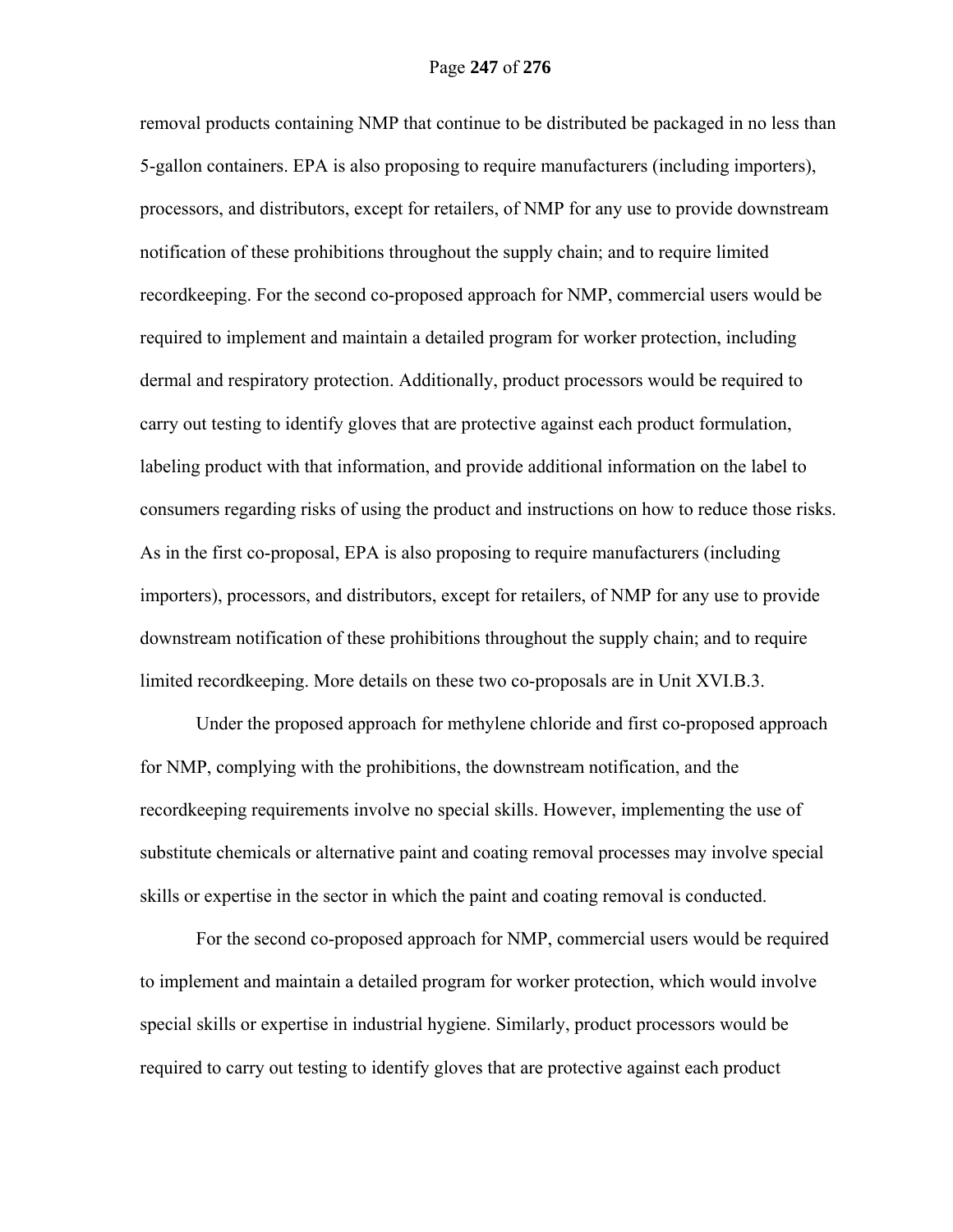removal products containing NMP that continue to be distributed be packaged in no less than 5-gallon containers. EPA is also proposing to require manufacturers (including importers), processors, and distributors, except for retailers, of NMP for any use to provide downstream notification of these prohibitions throughout the supply chain; and to require limited recordkeeping. For the second co-proposed approach for NMP, commercial users would be required to implement and maintain a detailed program for worker protection, including dermal and respiratory protection. Additionally, product processors would be required to carry out testing to identify gloves that are protective against each product formulation, labeling product with that information, and provide additional information on the label to consumers regarding risks of using the product and instructions on how to reduce those risks. As in the first co-proposal, EPA is also proposing to require manufacturers (including importers), processors, and distributors, except for retailers, of NMP for any use to provide downstream notification of these prohibitions throughout the supply chain; and to require limited recordkeeping. More details on these two co-proposals are in Unit XVI.B.3.

Under the proposed approach for methylene chloride and first co-proposed approach for NMP, complying with the prohibitions, the downstream notification, and the recordkeeping requirements involve no special skills. However, implementing the use of substitute chemicals or alternative paint and coating removal processes may involve special skills or expertise in the sector in which the paint and coating removal is conducted.

For the second co-proposed approach for NMP, commercial users would be required to implement and maintain a detailed program for worker protection, which would involve special skills or expertise in industrial hygiene. Similarly, product processors would be required to carry out testing to identify gloves that are protective against each product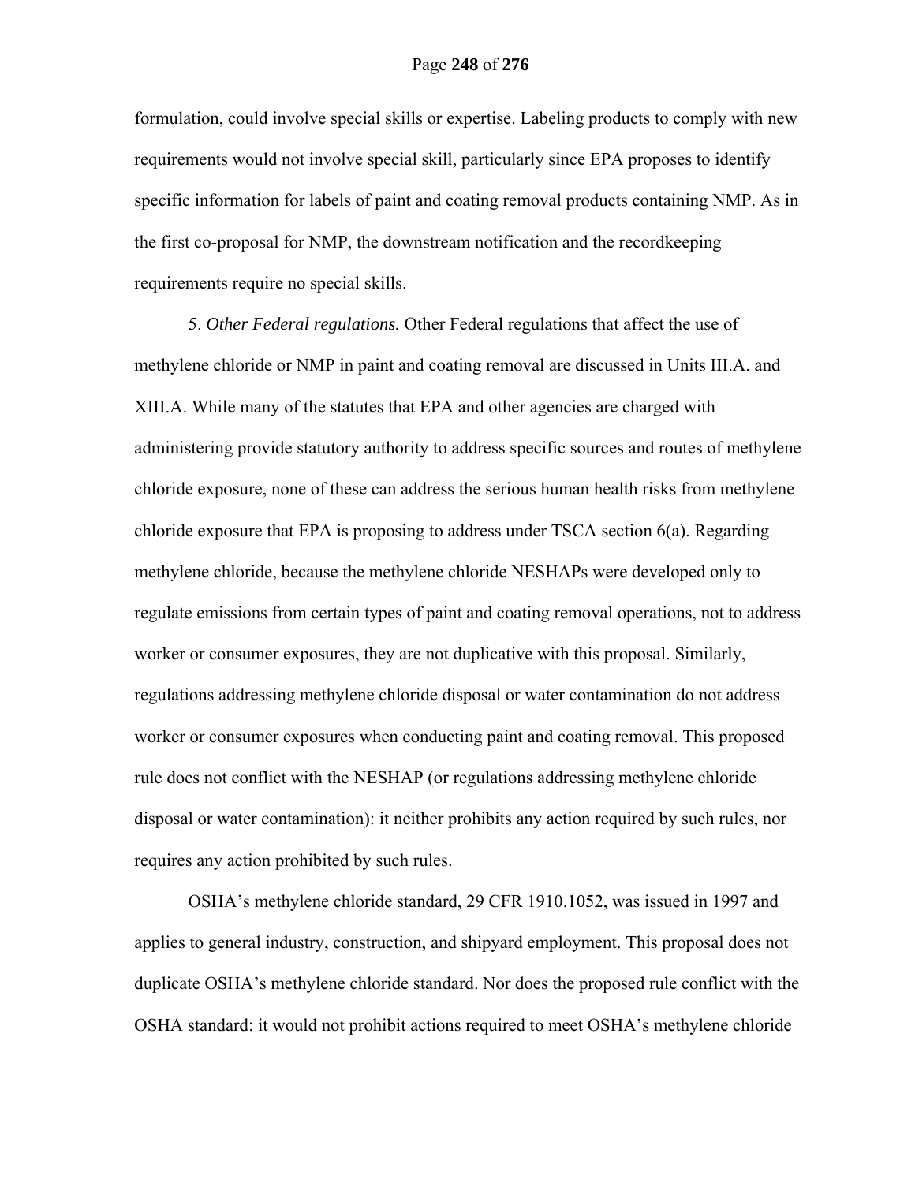formulation, could involve special skills or expertise. Labeling products to comply with new requirements would not involve special skill, particularly since EPA proposes to identify specific information for labels of paint and coating removal products containing NMP. As in the first co-proposal for NMP, the downstream notification and the recordkeeping requirements require no special skills.

5. *Other Federal regulations.* Other Federal regulations that affect the use of methylene chloride or NMP in paint and coating removal are discussed in Units III.A. and XIII.A. While many of the statutes that EPA and other agencies are charged with administering provide statutory authority to address specific sources and routes of methylene chloride exposure, none of these can address the serious human health risks from methylene chloride exposure that EPA is proposing to address under TSCA section 6(a). Regarding methylene chloride, because the methylene chloride NESHAPs were developed only to regulate emissions from certain types of paint and coating removal operations, not to address worker or consumer exposures, they are not duplicative with this proposal. Similarly, regulations addressing methylene chloride disposal or water contamination do not address worker or consumer exposures when conducting paint and coating removal. This proposed rule does not conflict with the NESHAP (or regulations addressing methylene chloride disposal or water contamination): it neither prohibits any action required by such rules, nor requires any action prohibited by such rules.

OSHA's methylene chloride standard, 29 CFR 1910.1052, was issued in 1997 and applies to general industry, construction, and shipyard employment. This proposal does not duplicate OSHA's methylene chloride standard. Nor does the proposed rule conflict with the OSHA standard: it would not prohibit actions required to meet OSHA's methylene chloride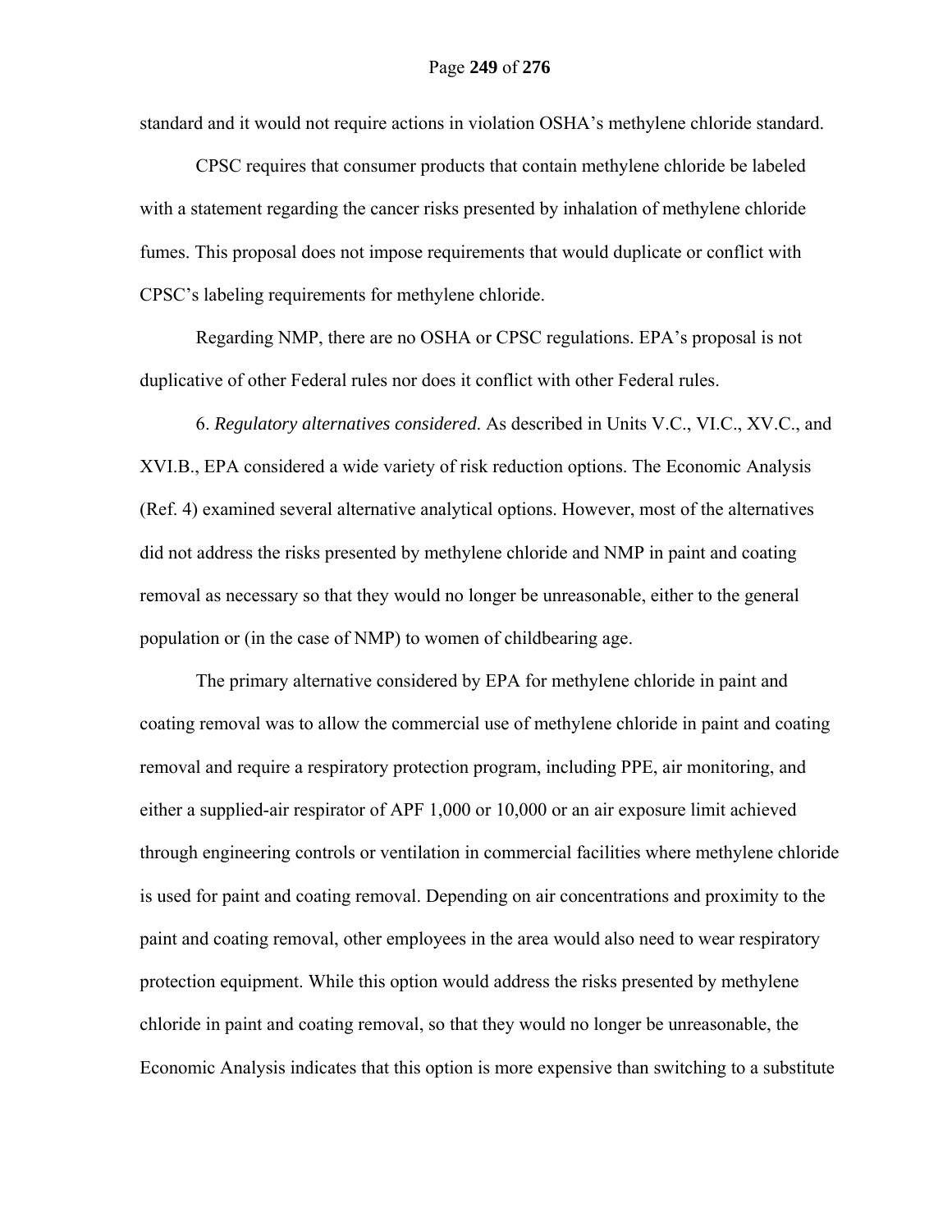standard and it would not require actions in violation OSHA's methylene chloride standard.

CPSC requires that consumer products that contain methylene chloride be labeled with a statement regarding the cancer risks presented by inhalation of methylene chloride fumes. This proposal does not impose requirements that would duplicate or conflict with CPSC's labeling requirements for methylene chloride.

Regarding NMP, there are no OSHA or CPSC regulations. EPA's proposal is not duplicative of other Federal rules nor does it conflict with other Federal rules.

6. *Regulatory alternatives considered*. As described in Units V.C., VI.C., XV.C., and XVI.B., EPA considered a wide variety of risk reduction options. The Economic Analysis (Ref. 4) examined several alternative analytical options. However, most of the alternatives did not address the risks presented by methylene chloride and NMP in paint and coating removal as necessary so that they would no longer be unreasonable, either to the general population or (in the case of NMP) to women of childbearing age.

The primary alternative considered by EPA for methylene chloride in paint and coating removal was to allow the commercial use of methylene chloride in paint and coating removal and require a respiratory protection program, including PPE, air monitoring, and either a supplied-air respirator of APF 1,000 or 10,000 or an air exposure limit achieved through engineering controls or ventilation in commercial facilities where methylene chloride is used for paint and coating removal. Depending on air concentrations and proximity to the paint and coating removal, other employees in the area would also need to wear respiratory protection equipment. While this option would address the risks presented by methylene chloride in paint and coating removal, so that they would no longer be unreasonable, the Economic Analysis indicates that this option is more expensive than switching to a substitute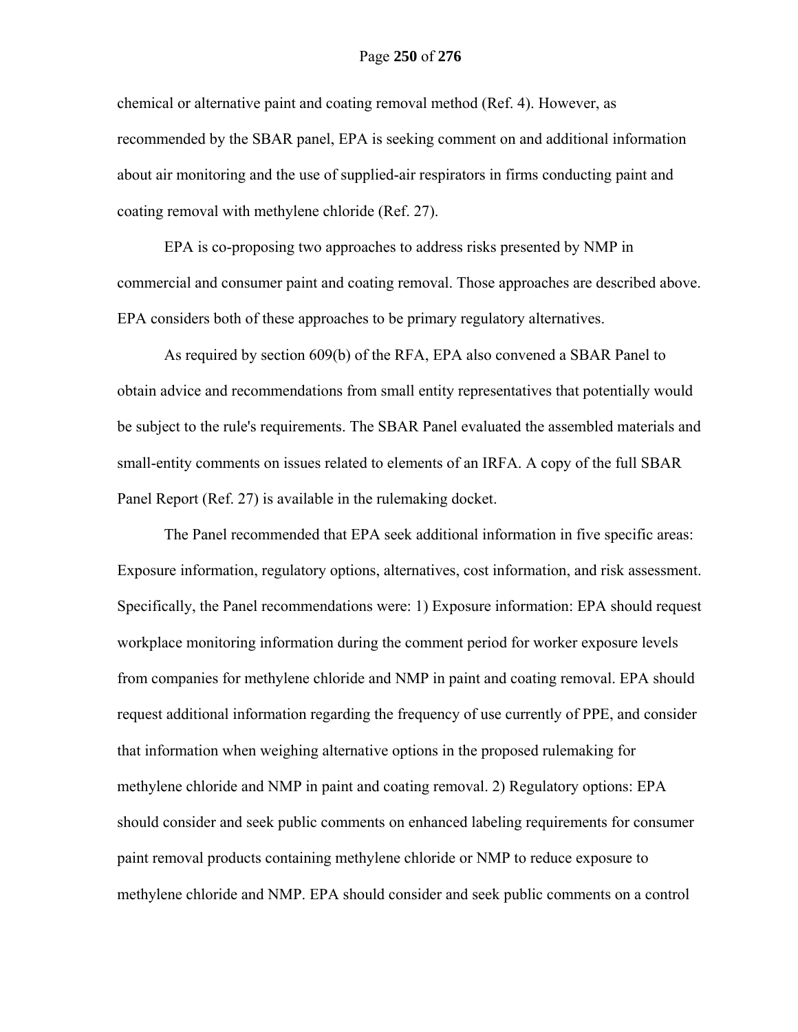chemical or alternative paint and coating removal method (Ref. 4). However, as recommended by the SBAR panel, EPA is seeking comment on and additional information about air monitoring and the use of supplied-air respirators in firms conducting paint and coating removal with methylene chloride (Ref. 27).

EPA is co-proposing two approaches to address risks presented by NMP in commercial and consumer paint and coating removal. Those approaches are described above. EPA considers both of these approaches to be primary regulatory alternatives.

As required by section 609(b) of the RFA, EPA also convened a SBAR Panel to obtain advice and recommendations from small entity representatives that potentially would be subject to the rule's requirements. The SBAR Panel evaluated the assembled materials and small-entity comments on issues related to elements of an IRFA. A copy of the full SBAR Panel Report (Ref. 27) is available in the rulemaking docket.

The Panel recommended that EPA seek additional information in five specific areas: Exposure information, regulatory options, alternatives, cost information, and risk assessment. Specifically, the Panel recommendations were: 1) Exposure information: EPA should request workplace monitoring information during the comment period for worker exposure levels from companies for methylene chloride and NMP in paint and coating removal. EPA should request additional information regarding the frequency of use currently of PPE, and consider that information when weighing alternative options in the proposed rulemaking for methylene chloride and NMP in paint and coating removal. 2) Regulatory options: EPA should consider and seek public comments on enhanced labeling requirements for consumer paint removal products containing methylene chloride or NMP to reduce exposure to methylene chloride and NMP. EPA should consider and seek public comments on a control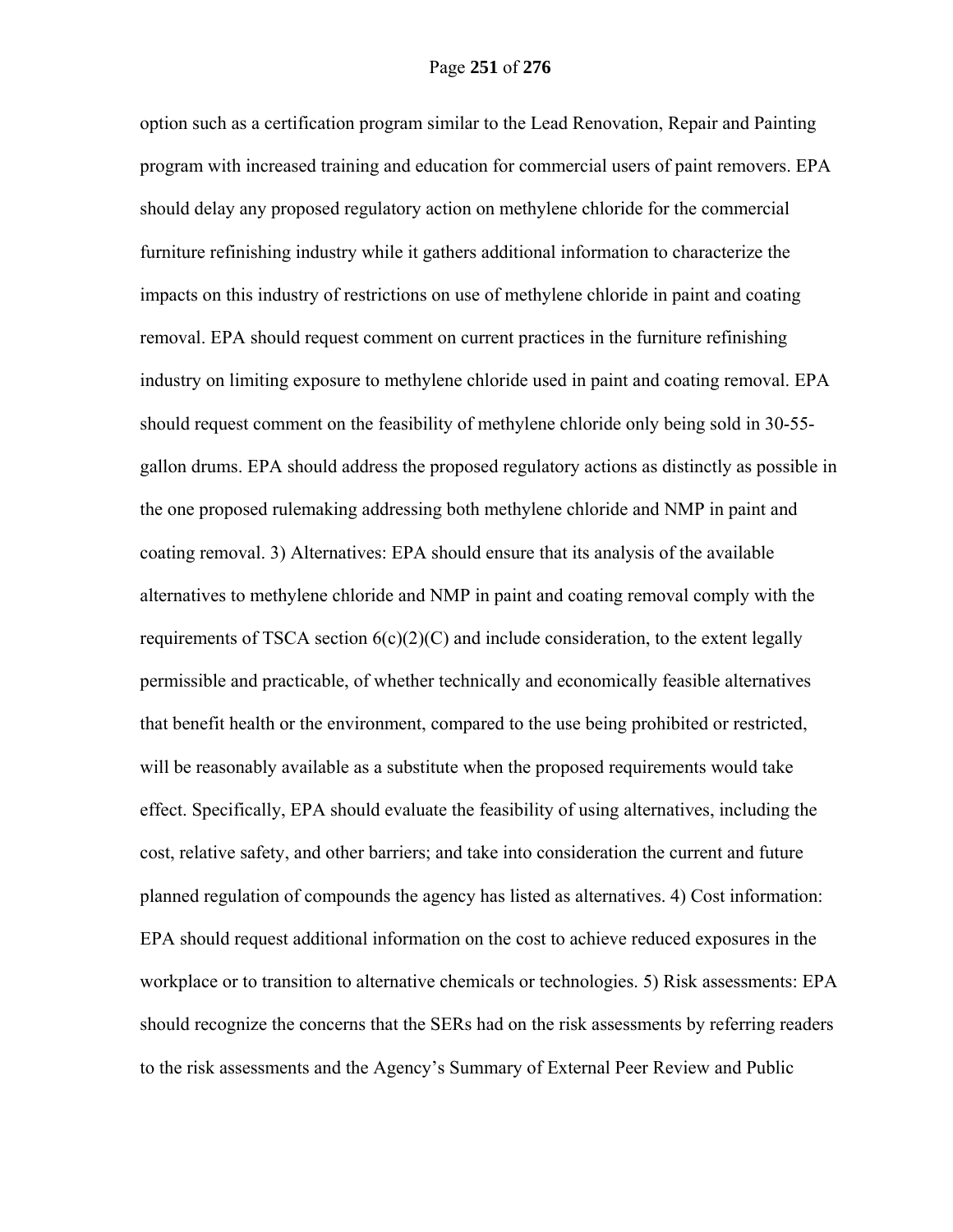option such as a certification program similar to the Lead Renovation, Repair and Painting program with increased training and education for commercial users of paint removers. EPA should delay any proposed regulatory action on methylene chloride for the commercial furniture refinishing industry while it gathers additional information to characterize the impacts on this industry of restrictions on use of methylene chloride in paint and coating removal. EPA should request comment on current practices in the furniture refinishing industry on limiting exposure to methylene chloride used in paint and coating removal. EPA should request comment on the feasibility of methylene chloride only being sold in 30-55-gallon drums. EPA should address the proposed regulatory actions as distinctly as possible in the one proposed rulemaking addressing both methylene chloride and NMP in paint and coating removal. 3) Alternatives: EPA should ensure that its analysis of the available alternatives to methylene chloride and NMP in paint and coating removal comply with the requirements of TSCA section 6(c)(2)(C) and include consideration, to the extent legally permissible and practicable, of whether technically and economically feasible alternatives that benefit health or the environment, compared to the use being prohibited or restricted, will be reasonably available as a substitute when the proposed requirements would take effect. Specifically, EPA should evaluate the feasibility of using alternatives, including the cost, relative safety, and other barriers; and take into consideration the current and future planned regulation of compounds the agency has listed as alternatives. 4) Cost information: EPA should request additional information on the cost to achieve reduced exposures in the workplace or to transition to alternative chemicals or technologies. 5) Risk assessments: EPA should recognize the concerns that the SERs had on the risk assessments by referring readers to the risk assessments and the Agency's Summary of External Peer Review and Public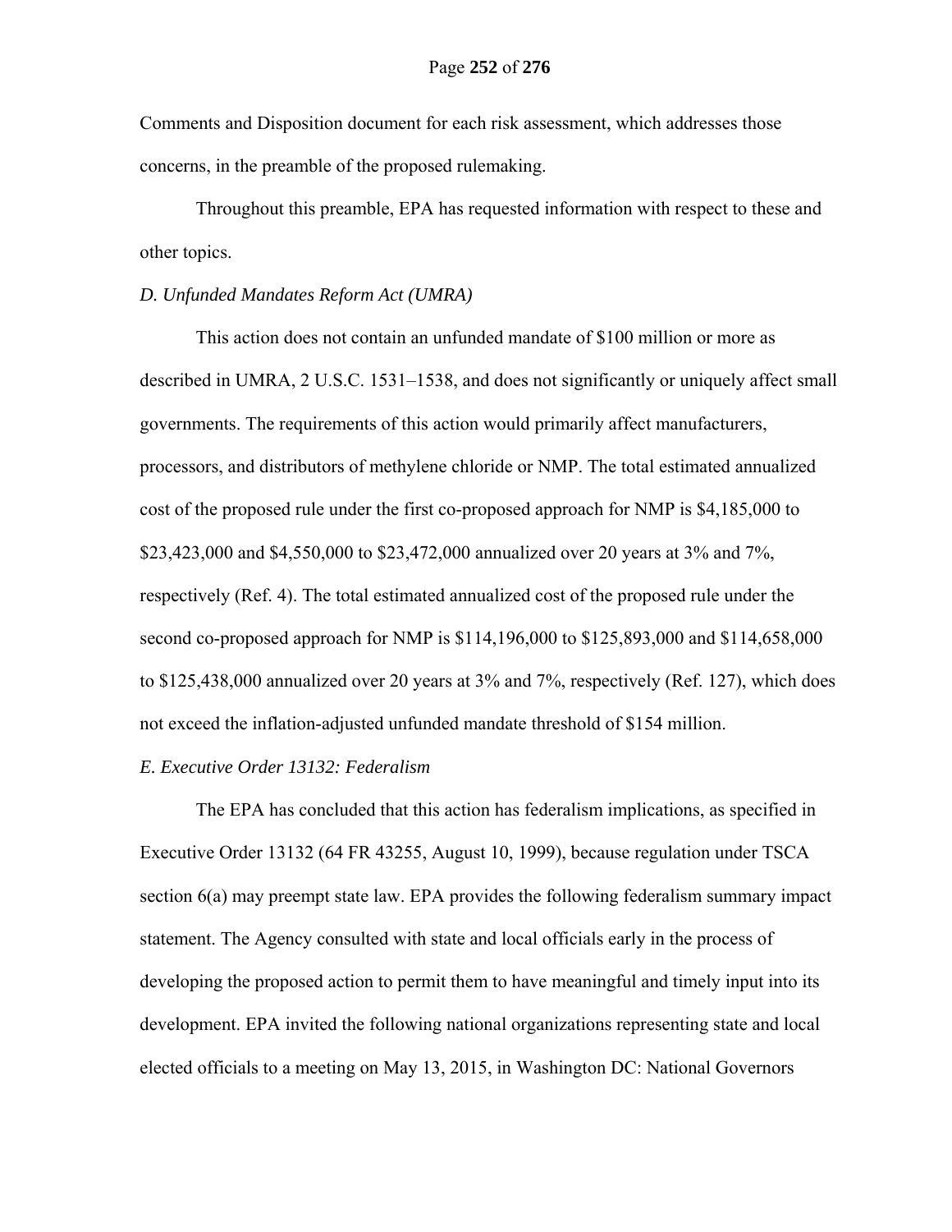Comments and Disposition document for each risk assessment, which addresses those concerns, in the preamble of the proposed rulemaking.

Throughout this preamble, EPA has requested information with respect to these and other topics.

*D. Unfunded Mandates Reform Act (UMRA)*

This action does not contain an unfunded mandate of $100 million or more as described in UMRA, 2 U.S.C. 1531–1538, and does not significantly or uniquely affect small governments. The requirements of this action would primarily affect manufacturers, processors, and distributors of methylene chloride or NMP. The total estimated annualized cost of the proposed rule under the first co-proposed approach for NMP is $4,185,000 to $23,423,000 and $4,550,000 to $23,472,000 annualized over 20 years at 3% and 7%, respectively (Ref. 4). The total estimated annualized cost of the proposed rule under the second co-proposed approach for NMP is $114,196,000 to $125,893,000 and $114,658,000 to $125,438,000 annualized over 20 years at 3% and 7%, respectively (Ref. 127), which does not exceed the inflation-adjusted unfunded mandate threshold of $154 million.

*E. Executive Order 13132: Federalism*

The EPA has concluded that this action has federalism implications, as specified in Executive Order 13132 (64 FR 43255, August 10, 1999), because regulation under TSCA section 6(a) may preempt state law. EPA provides the following federalism summary impact statement. The Agency consulted with state and local officials early in the process of developing the proposed action to permit them to have meaningful and timely input into its development. EPA invited the following national organizations representing state and local elected officials to a meeting on May 13, 2015, in Washington DC: National Governors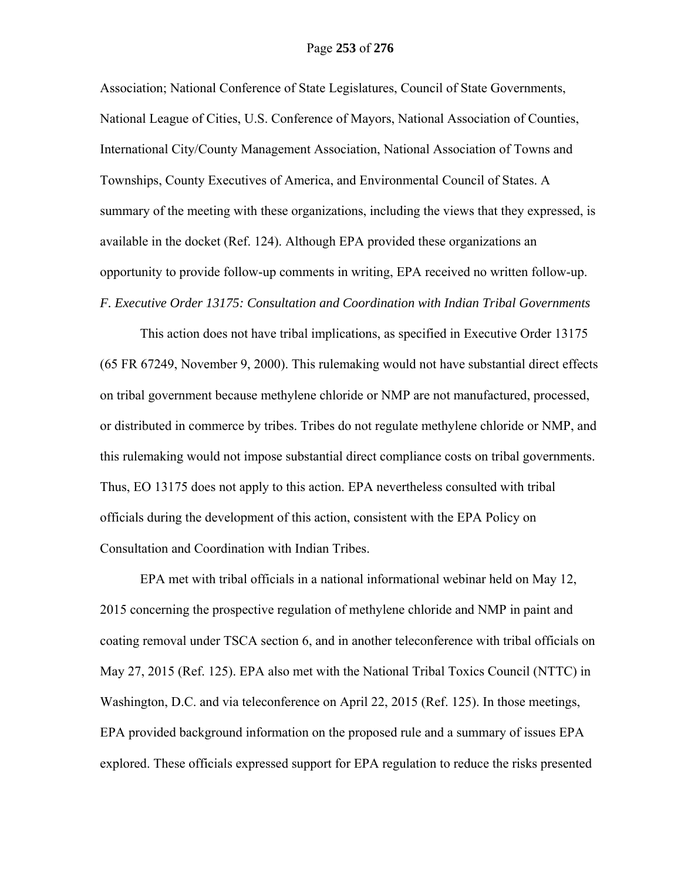Association; National Conference of State Legislatures, Council of State Governments, National League of Cities, U.S. Conference of Mayors, National Association of Counties, International City/County Management Association, National Association of Towns and Townships, County Executives of America, and Environmental Council of States. A summary of the meeting with these organizations, including the views that they expressed, is available in the docket (Ref. 124). Although EPA provided these organizations an opportunity to provide follow-up comments in writing, EPA received no written follow-up.

*F. Executive Order 13175: Consultation and Coordination with Indian Tribal Governments*

This action does not have tribal implications, as specified in Executive Order 13175 (65 FR 67249, November 9, 2000). This rulemaking would not have substantial direct effects on tribal government because methylene chloride or NMP are not manufactured, processed, or distributed in commerce by tribes. Tribes do not regulate methylene chloride or NMP, and this rulemaking would not impose substantial direct compliance costs on tribal governments. Thus, EO 13175 does not apply to this action. EPA nevertheless consulted with tribal officials during the development of this action, consistent with the EPA Policy on Consultation and Coordination with Indian Tribes.

EPA met with tribal officials in a national informational webinar held on May 12, 2015 concerning the prospective regulation of methylene chloride and NMP in paint and coating removal under TSCA section 6, and in another teleconference with tribal officials on May 27, 2015 (Ref. 125). EPA also met with the National Tribal Toxics Council (NTTC) in Washington, D.C. and via teleconference on April 22, 2015 (Ref. 125). In those meetings, EPA provided background information on the proposed rule and a summary of issues EPA explored. These officials expressed support for EPA regulation to reduce the risks presented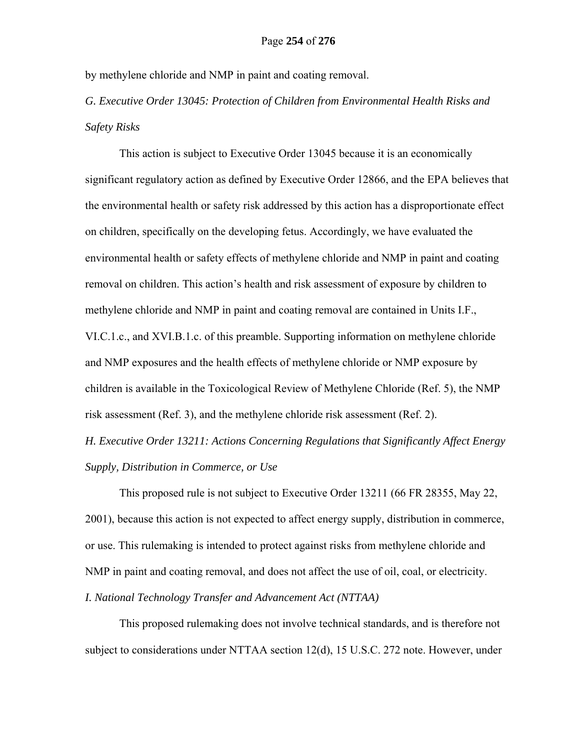by methylene chloride and NMP in paint and coating removal.

*G. Executive Order 13045: Protection of Children from Environmental Health Risks and Safety Risks*

This action is subject to Executive Order 13045 because it is an economically significant regulatory action as defined by Executive Order 12866, and the EPA believes that the environmental health or safety risk addressed by this action has a disproportionate effect on children, specifically on the developing fetus. Accordingly, we have evaluated the environmental health or safety effects of methylene chloride and NMP in paint and coating removal on children. This action's health and risk assessment of exposure by children to methylene chloride and NMP in paint and coating removal are contained in Units I.F., VI.C.1.c., and XVI.B.1.c. of this preamble. Supporting information on methylene chloride and NMP exposures and the health effects of methylene chloride or NMP exposure by children is available in the Toxicological Review of Methylene Chloride (Ref. 5), the NMP risk assessment (Ref. 3), and the methylene chloride risk assessment (Ref. 2).

*H. Executive Order 13211: Actions Concerning Regulations that Significantly Affect Energy Supply, Distribution in Commerce, or Use*

This proposed rule is not subject to Executive Order 13211 (66 FR 28355, May 22, 2001), because this action is not expected to affect energy supply, distribution in commerce, or use. This rulemaking is intended to protect against risks from methylene chloride and NMP in paint and coating removal, and does not affect the use of oil, coal, or electricity.

*I. National Technology Transfer and Advancement Act (NTTAA)*

This proposed rulemaking does not involve technical standards, and is therefore not subject to considerations under NTTAA section 12(d), 15 U.S.C. 272 note. However, under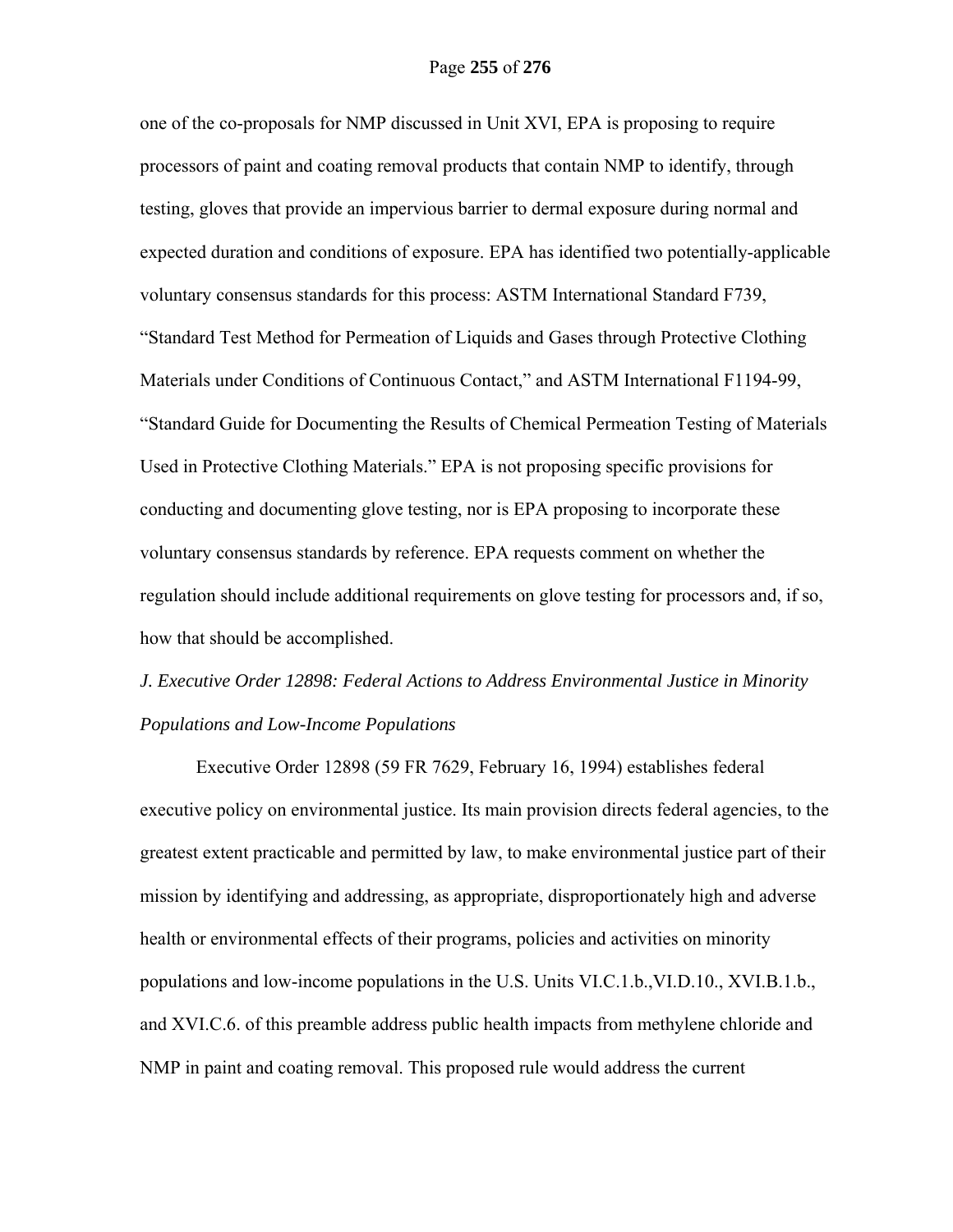one of the co-proposals for NMP discussed in Unit XVI, EPA is proposing to require processors of paint and coating removal products that contain NMP to identify, through testing, gloves that provide an impervious barrier to dermal exposure during normal and expected duration and conditions of exposure. EPA has identified two potentially-applicable voluntary consensus standards for this process: ASTM International Standard F739, "Standard Test Method for Permeation of Liquids and Gases through Protective Clothing Materials under Conditions of Continuous Contact," and ASTM International F1194-99, "Standard Guide for Documenting the Results of Chemical Permeation Testing of Materials Used in Protective Clothing Materials." EPA is not proposing specific provisions for conducting and documenting glove testing, nor is EPA proposing to incorporate these voluntary consensus standards by reference. EPA requests comment on whether the regulation should include additional requirements on glove testing for processors and, if so, how that should be accomplished.

*J. Executive Order 12898: Federal Actions to Address Environmental Justice in Minority Populations and Low-Income Populations*

Executive Order 12898 (59 FR 7629, February 16, 1994) establishes federal executive policy on environmental justice. Its main provision directs federal agencies, to the greatest extent practicable and permitted by law, to make environmental justice part of their mission by identifying and addressing, as appropriate, disproportionately high and adverse health or environmental effects of their programs, policies and activities on minority populations and low-income populations in the U.S. Units VI.C.1.b.,VI.D.10., XVI.B.1.b., and XVI.C.6. of this preamble address public health impacts from methylene chloride and NMP in paint and coating removal. This proposed rule would address the current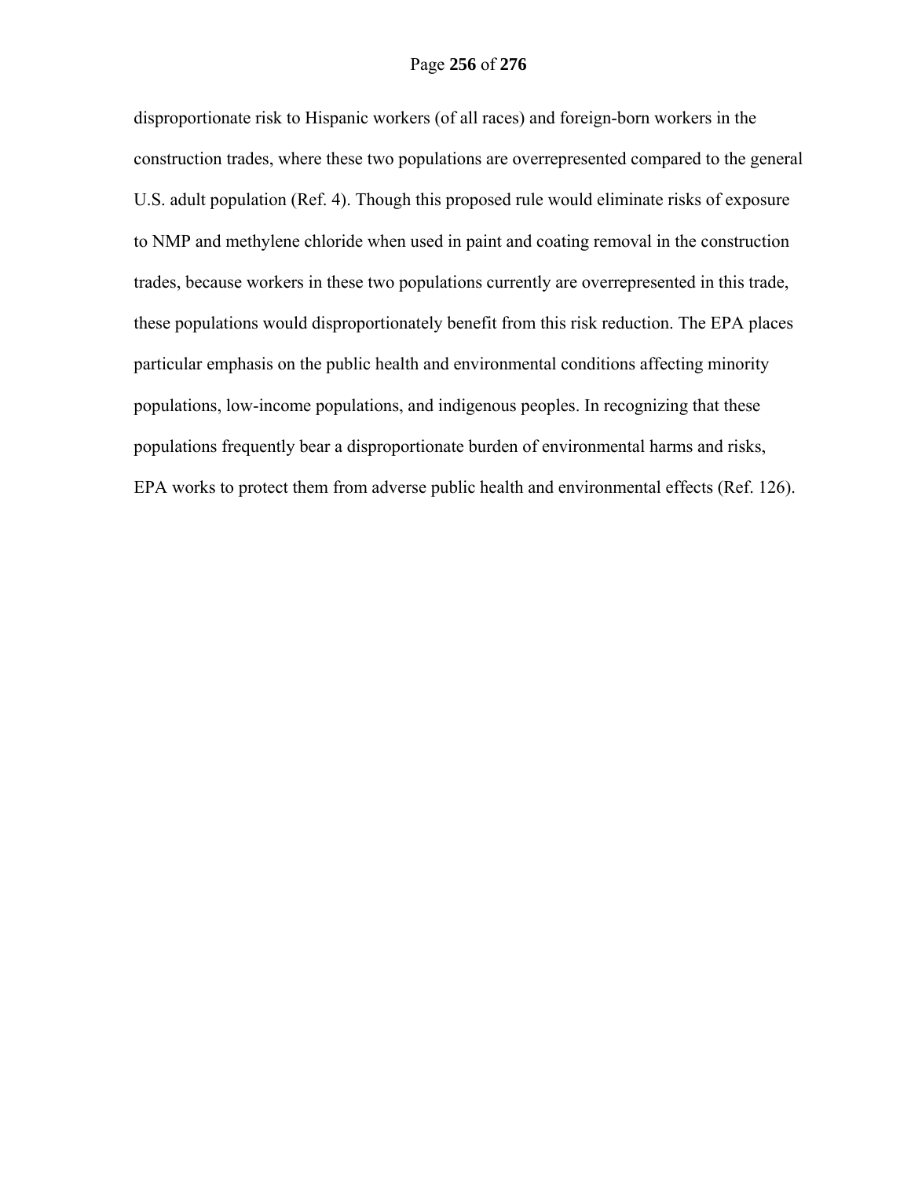disproportionate risk to Hispanic workers (of all races) and foreign-born workers in the construction trades, where these two populations are overrepresented compared to the general U.S. adult population (Ref. 4). Though this proposed rule would eliminate risks of exposure to NMP and methylene chloride when used in paint and coating removal in the construction trades, because workers in these two populations currently are overrepresented in this trade, these populations would disproportionately benefit from this risk reduction. The EPA places particular emphasis on the public health and environmental conditions affecting minority populations, low-income populations, and indigenous peoples. In recognizing that these populations frequently bear a disproportionate burden of environmental harms and risks, EPA works to protect them from adverse public health and environmental effects (Ref. 126).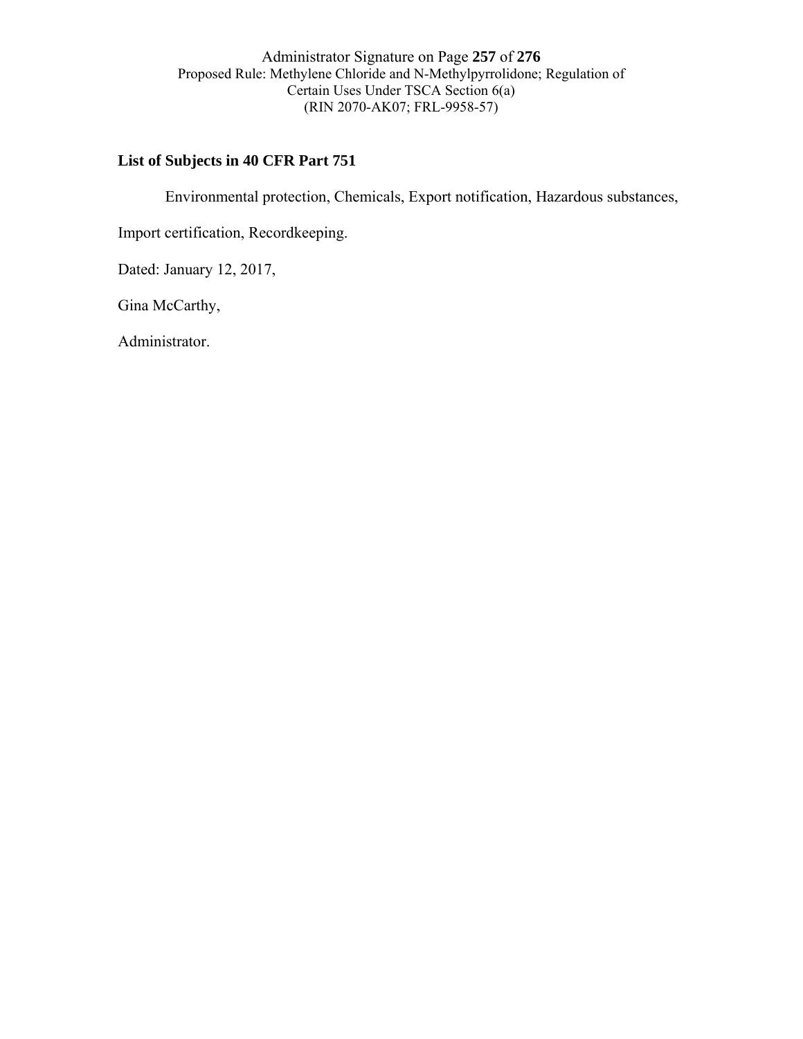## List of Subjects in 40 CFR Part 751

Environmental protection, Chemicals, Export notification, Hazardous substances, Import certification, Recordkeeping.

Dated: January 12, 2017,

Gina McCarthy,

Administrator.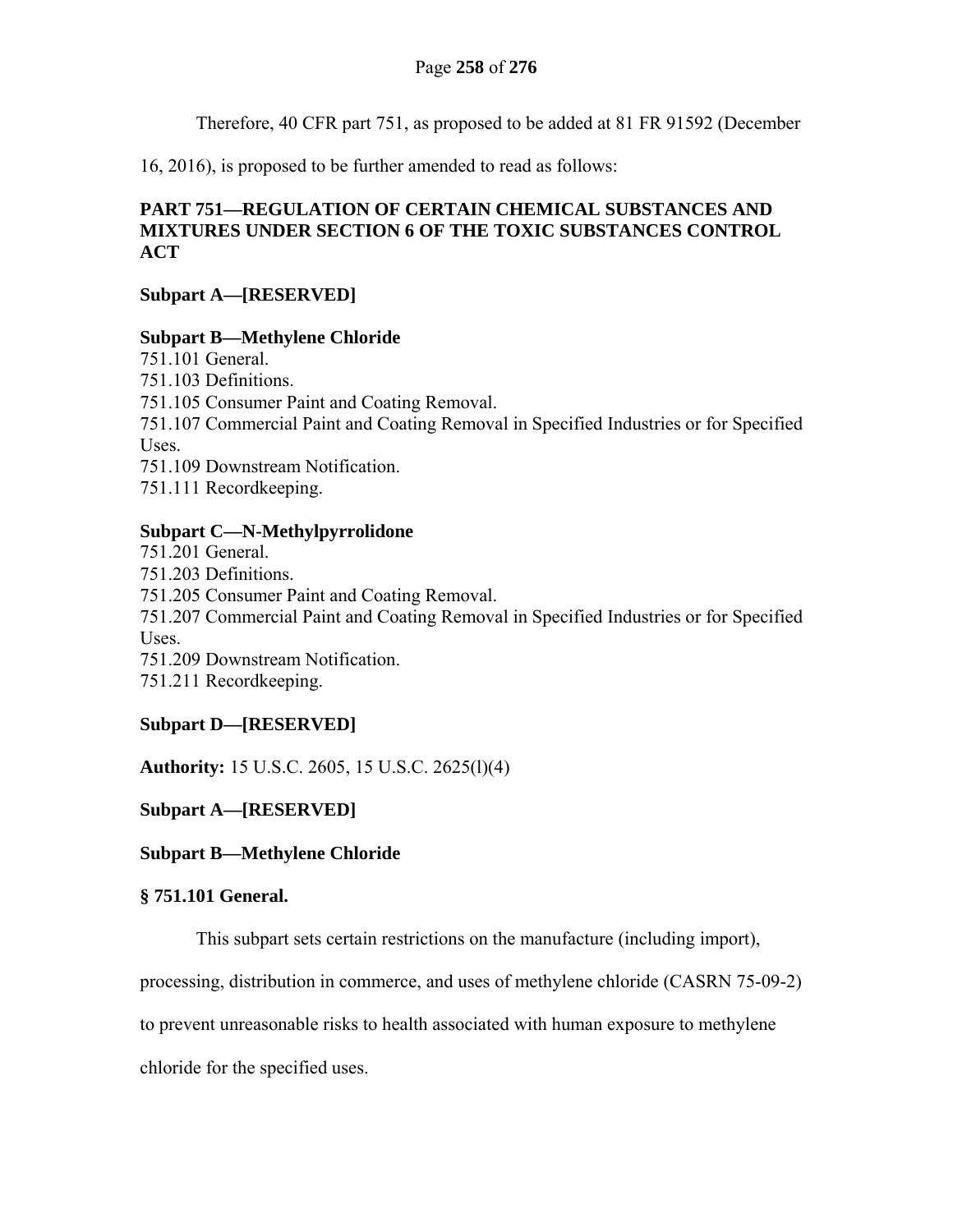Therefore, 40 CFR part 751, as proposed to be added at 81 FR 91592 (December 16, 2016), is proposed to be further amended to read as follows:

## PART 751—REGULATION OF CERTAIN CHEMICAL SUBSTANCES AND MIXTURES UNDER SECTION 6 OF THE TOXIC SUBSTANCES CONTROL ACT

**Subpart A—[RESERVED]**

**Subpart B—Methylene Chloride**

751.101 General.
751.103 Definitions.
751.105 Consumer Paint and Coating Removal.
751.107 Commercial Paint and Coating Removal in Specified Industries or for Specified Uses.
751.109 Downstream Notification.
751.111 Recordkeeping.

**Subpart C—N-Methylpyrrolidone**

751.201 General.
751.203 Definitions.
751.205 Consumer Paint and Coating Removal.
751.207 Commercial Paint and Coating Removal in Specified Industries or for Specified Uses.
751.209 Downstream Notification.
751.211 Recordkeeping.

**Subpart D—[RESERVED]**

**Authority:** 15 U.S.C. 2605, 15 U.S.C. 2625(l)(4)

### Subpart A—[RESERVED]

### Subpart B—Methylene Chloride

### § 751.101 General.

This subpart sets certain restrictions on the manufacture (including import), processing, distribution in commerce, and uses of methylene chloride (CASRN 75-09-2) to prevent unreasonable risks to health associated with human exposure to methylene chloride for the specified uses.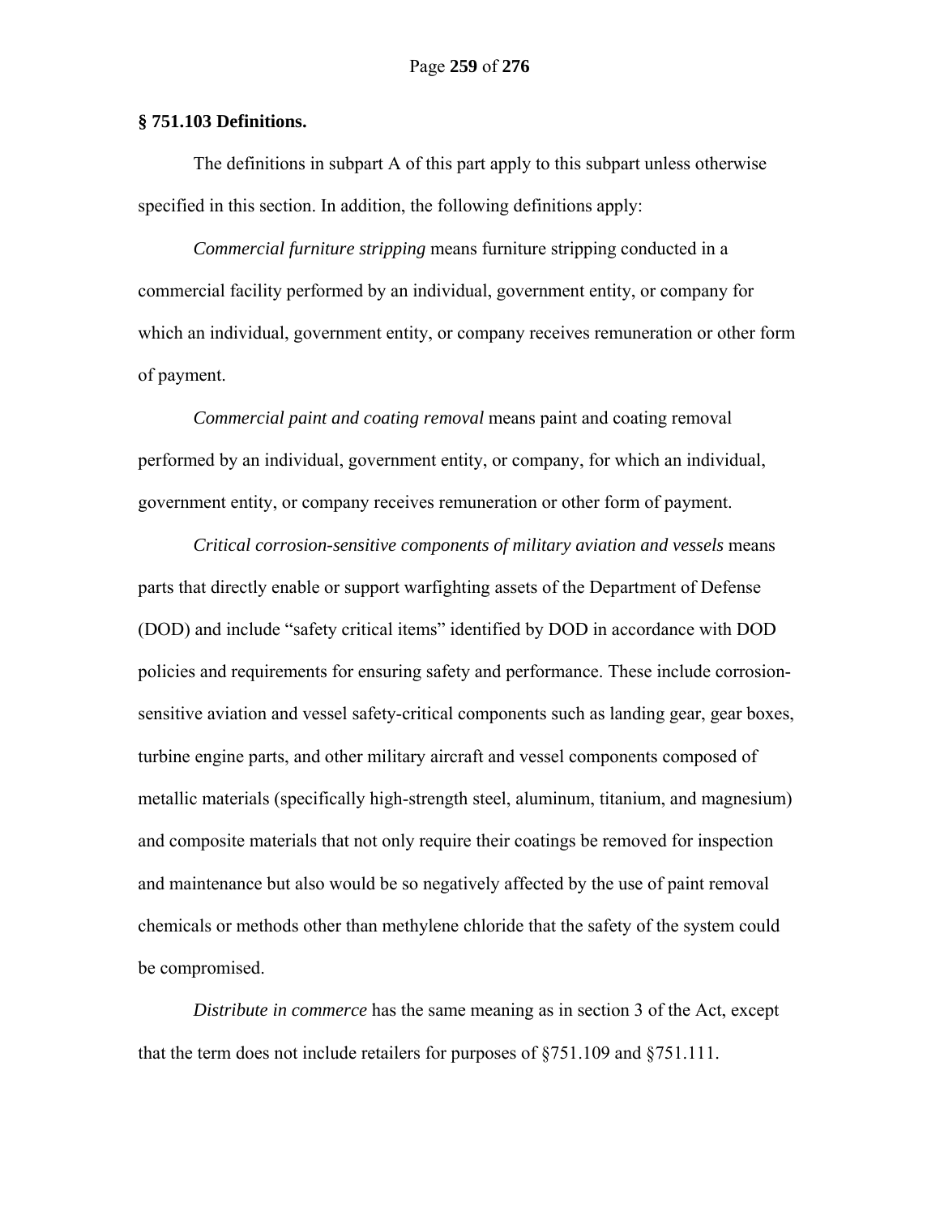**§ 751.103 Definitions.**

The definitions in subpart A of this part apply to this subpart unless otherwise specified in this section. In addition, the following definitions apply:

*Commercial furniture stripping* means furniture stripping conducted in a commercial facility performed by an individual, government entity, or company for which an individual, government entity, or company receives remuneration or other form of payment.

*Commercial paint and coating removal* means paint and coating removal performed by an individual, government entity, or company, for which an individual, government entity, or company receives remuneration or other form of payment.

*Critical corrosion-sensitive components of military aviation and vessels* means parts that directly enable or support warfighting assets of the Department of Defense (DOD) and include "safety critical items" identified by DOD in accordance with DOD policies and requirements for ensuring safety and performance. These include corrosion-sensitive aviation and vessel safety-critical components such as landing gear, gear boxes, turbine engine parts, and other military aircraft and vessel components composed of metallic materials (specifically high-strength steel, aluminum, titanium, and magnesium) and composite materials that not only require their coatings be removed for inspection and maintenance but also would be so negatively affected by the use of paint removal chemicals or methods other than methylene chloride that the safety of the system could be compromised.

*Distribute in commerce* has the same meaning as in section 3 of the Act, except that the term does not include retailers for purposes of §751.109 and §751.111.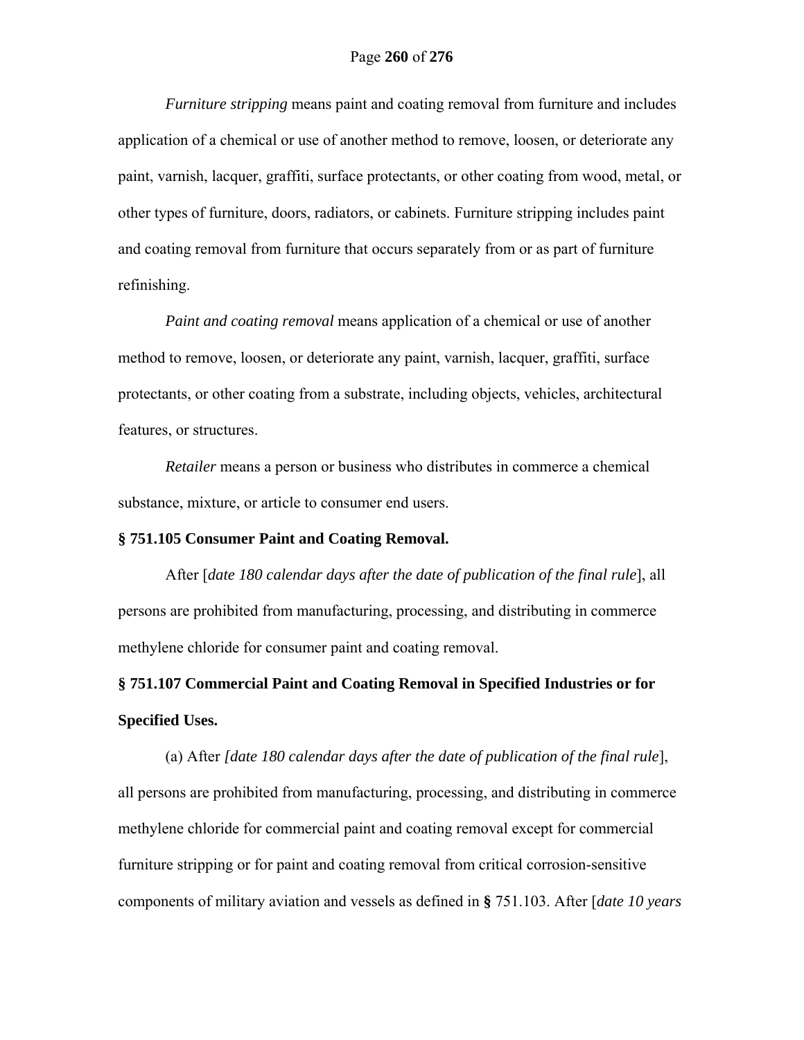*Furniture stripping* means paint and coating removal from furniture and includes application of a chemical or use of another method to remove, loosen, or deteriorate any paint, varnish, lacquer, graffiti, surface protectants, or other coating from wood, metal, or other types of furniture, doors, radiators, or cabinets. Furniture stripping includes paint and coating removal from furniture that occurs separately from or as part of furniture refinishing.

*Paint and coating removal* means application of a chemical or use of another method to remove, loosen, or deteriorate any paint, varnish, lacquer, graffiti, surface protectants, or other coating from a substrate, including objects, vehicles, architectural features, or structures.

*Retailer* means a person or business who distributes in commerce a chemical substance, mixture, or article to consumer end users.

**§ 751.105 Consumer Paint and Coating Removal.**

After [*date 180 calendar days after the date of publication of the final rule*], all persons are prohibited from manufacturing, processing, and distributing in commerce methylene chloride for consumer paint and coating removal.

**§ 751.107 Commercial Paint and Coating Removal in Specified Industries or for Specified Uses.**

(a) After *[date 180 calendar days after the date of publication of the final rule*], all persons are prohibited from manufacturing, processing, and distributing in commerce methylene chloride for commercial paint and coating removal except for commercial furniture stripping or for paint and coating removal from critical corrosion-sensitive components of military aviation and vessels as defined in **§** 751.103. After [*date 10 years*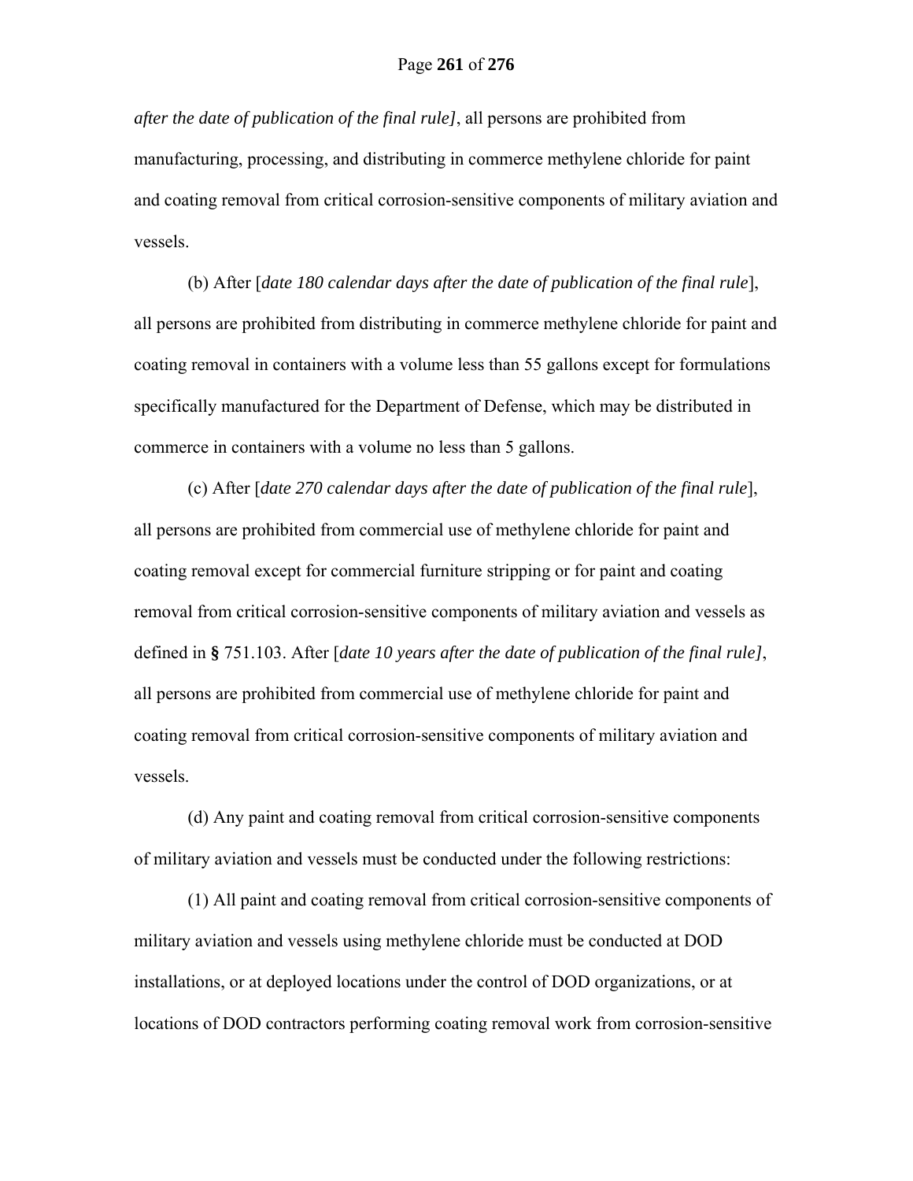*after the date of publication of the final rule]*, all persons are prohibited from manufacturing, processing, and distributing in commerce methylene chloride for paint and coating removal from critical corrosion-sensitive components of military aviation and vessels.

(b) After [*date 180 calendar days after the date of publication of the final rule*], all persons are prohibited from distributing in commerce methylene chloride for paint and coating removal in containers with a volume less than 55 gallons except for formulations specifically manufactured for the Department of Defense, which may be distributed in commerce in containers with a volume no less than 5 gallons.

(c) After [*date 270 calendar days after the date of publication of the final rule*], all persons are prohibited from commercial use of methylene chloride for paint and coating removal except for commercial furniture stripping or for paint and coating removal from critical corrosion-sensitive components of military aviation and vessels as defined in **§** 751.103. After [*date 10 years after the date of publication of the final rule]*, all persons are prohibited from commercial use of methylene chloride for paint and coating removal from critical corrosion-sensitive components of military aviation and vessels.

(d) Any paint and coating removal from critical corrosion-sensitive components of military aviation and vessels must be conducted under the following restrictions:

(1) All paint and coating removal from critical corrosion-sensitive components of military aviation and vessels using methylene chloride must be conducted at DOD installations, or at deployed locations under the control of DOD organizations, or at locations of DOD contractors performing coating removal work from corrosion-sensitive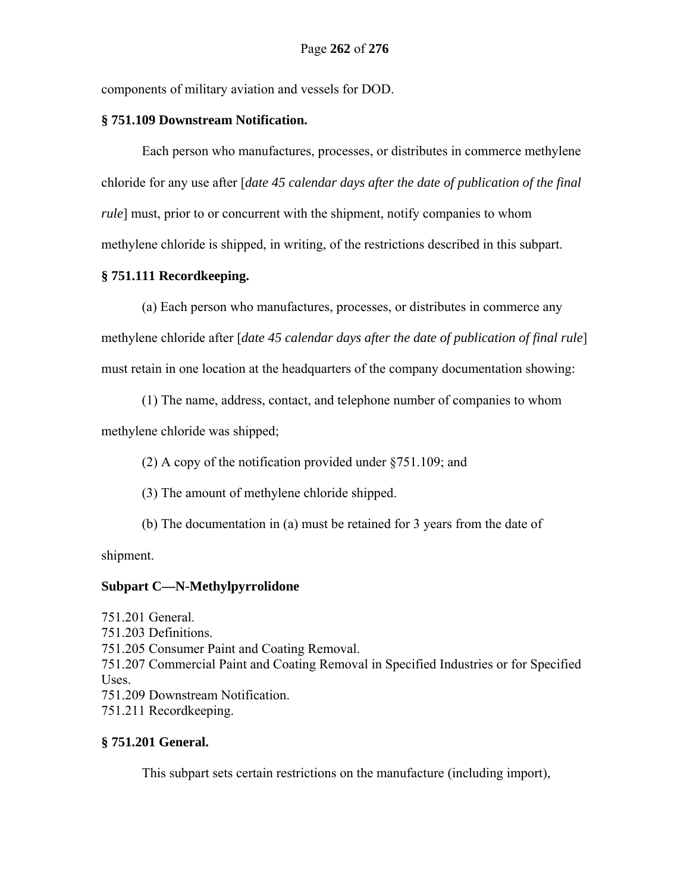components of military aviation and vessels for DOD.

### § 751.109 Downstream Notification.

Each person who manufactures, processes, or distributes in commerce methylene chloride for any use after [*date 45 calendar days after the date of publication of the final rule*] must, prior to or concurrent with the shipment, notify companies to whom methylene chloride is shipped, in writing, of the restrictions described in this subpart.

### § 751.111 Recordkeeping.

(a) Each person who manufactures, processes, or distributes in commerce any methylene chloride after [*date 45 calendar days after the date of publication of final rule*] must retain in one location at the headquarters of the company documentation showing:

(1) The name, address, contact, and telephone number of companies to whom methylene chloride was shipped;

(2) A copy of the notification provided under §751.109; and

(3) The amount of methylene chloride shipped.

(b) The documentation in (a) must be retained for 3 years from the date of shipment.

## Subpart C—N-Methylpyrrolidone

751.201 General.
751.203 Definitions.
751.205 Consumer Paint and Coating Removal.
751.207 Commercial Paint and Coating Removal in Specified Industries or for Specified Uses.
751.209 Downstream Notification.
751.211 Recordkeeping.

### § 751.201 General.

This subpart sets certain restrictions on the manufacture (including import),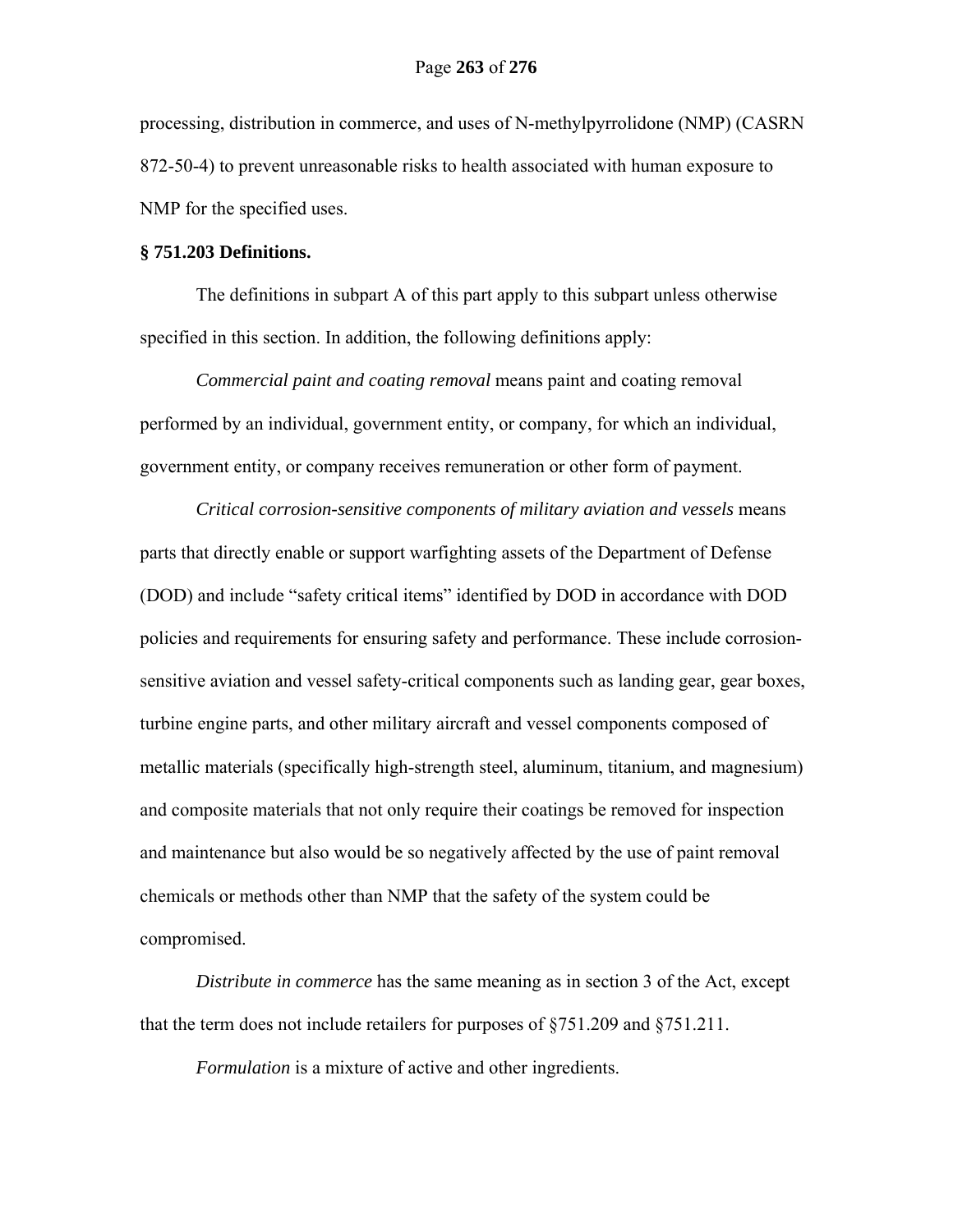processing, distribution in commerce, and uses of N-methylpyrrolidone (NMP) (CASRN 872-50-4) to prevent unreasonable risks to health associated with human exposure to NMP for the specified uses.

**§ 751.203 Definitions.**

The definitions in subpart A of this part apply to this subpart unless otherwise specified in this section. In addition, the following definitions apply:

*Commercial paint and coating removal* means paint and coating removal performed by an individual, government entity, or company, for which an individual, government entity, or company receives remuneration or other form of payment.

*Critical corrosion-sensitive components of military aviation and vessels* means parts that directly enable or support warfighting assets of the Department of Defense (DOD) and include "safety critical items" identified by DOD in accordance with DOD policies and requirements for ensuring safety and performance. These include corrosion-sensitive aviation and vessel safety-critical components such as landing gear, gear boxes, turbine engine parts, and other military aircraft and vessel components composed of metallic materials (specifically high-strength steel, aluminum, titanium, and magnesium) and composite materials that not only require their coatings be removed for inspection and maintenance but also would be so negatively affected by the use of paint removal chemicals or methods other than NMP that the safety of the system could be compromised.

*Distribute in commerce* has the same meaning as in section 3 of the Act, except that the term does not include retailers for purposes of §751.209 and §751.211.

*Formulation* is a mixture of active and other ingredients.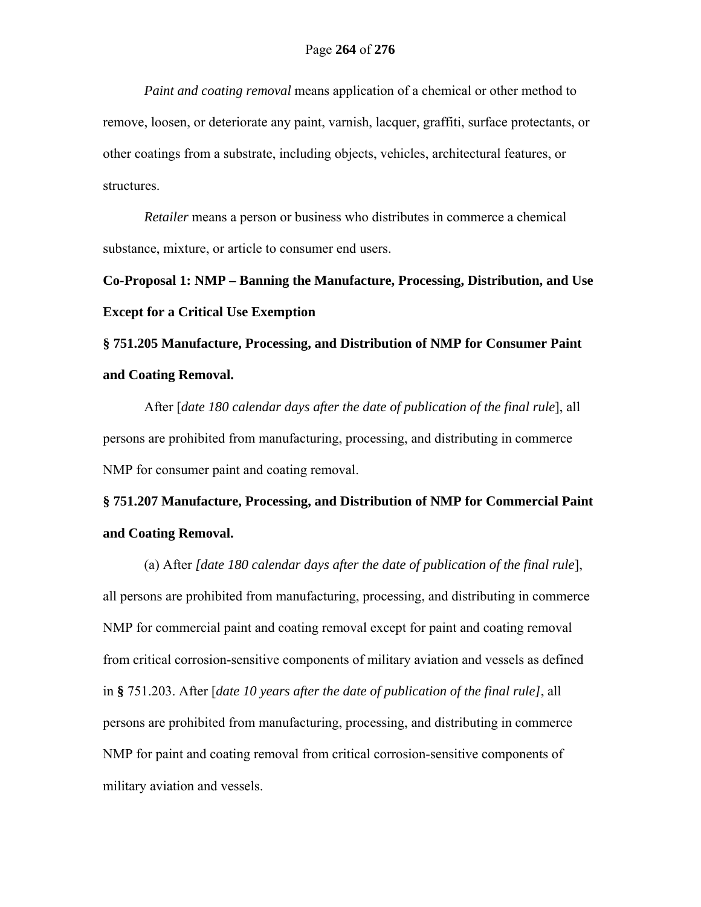*Paint and coating removal* means application of a chemical or other method to remove, loosen, or deteriorate any paint, varnish, lacquer, graffiti, surface protectants, or other coatings from a substrate, including objects, vehicles, architectural features, or structures.

*Retailer* means a person or business who distributes in commerce a chemical substance, mixture, or article to consumer end users.

**Co-Proposal 1: NMP – Banning the Manufacture, Processing, Distribution, and Use Except for a Critical Use Exemption**

**§ 751.205 Manufacture, Processing, and Distribution of NMP for Consumer Paint and Coating Removal.**

After [*date 180 calendar days after the date of publication of the final rule*], all persons are prohibited from manufacturing, processing, and distributing in commerce NMP for consumer paint and coating removal.

**§ 751.207 Manufacture, Processing, and Distribution of NMP for Commercial Paint and Coating Removal.**

(a) After *[date 180 calendar days after the date of publication of the final rule*], all persons are prohibited from manufacturing, processing, and distributing in commerce NMP for commercial paint and coating removal except for paint and coating removal from critical corrosion-sensitive components of military aviation and vessels as defined in **§** 751.203. After [*date 10 years after the date of publication of the final rule]*, all persons are prohibited from manufacturing, processing, and distributing in commerce NMP for paint and coating removal from critical corrosion-sensitive components of military aviation and vessels.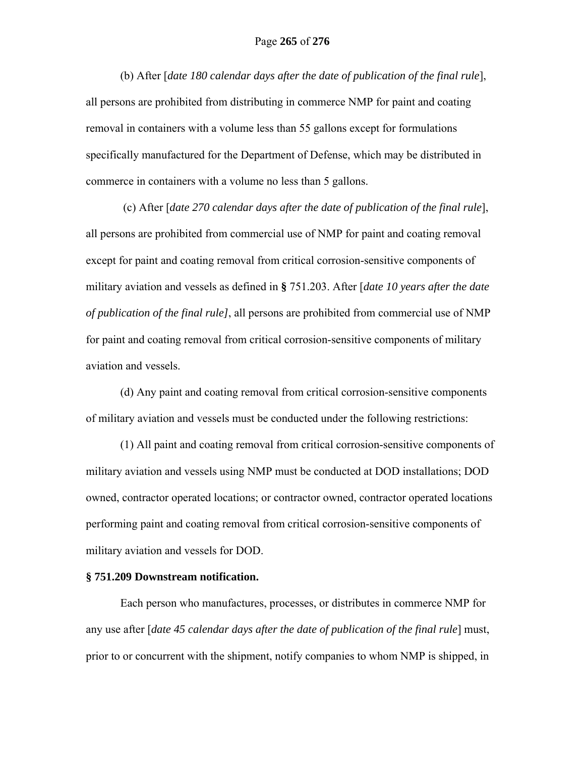(b) After [*date 180 calendar days after the date of publication of the final rule*], all persons are prohibited from distributing in commerce NMP for paint and coating removal in containers with a volume less than 55 gallons except for formulations specifically manufactured for the Department of Defense, which may be distributed in commerce in containers with a volume no less than 5 gallons.

(c) After [*date 270 calendar days after the date of publication of the final rule*], all persons are prohibited from commercial use of NMP for paint and coating removal except for paint and coating removal from critical corrosion-sensitive components of military aviation and vessels as defined in **§** 751.203. After [*date 10 years after the date of publication of the final rule]*, all persons are prohibited from commercial use of NMP for paint and coating removal from critical corrosion-sensitive components of military aviation and vessels.

(d) Any paint and coating removal from critical corrosion-sensitive components of military aviation and vessels must be conducted under the following restrictions:

(1) All paint and coating removal from critical corrosion-sensitive components of military aviation and vessels using NMP must be conducted at DOD installations; DOD owned, contractor operated locations; or contractor owned, contractor operated locations performing paint and coating removal from critical corrosion-sensitive components of military aviation and vessels for DOD.

**§ 751.209 Downstream notification.**

Each person who manufactures, processes, or distributes in commerce NMP for any use after [*date 45 calendar days after the date of publication of the final rule*] must, prior to or concurrent with the shipment, notify companies to whom NMP is shipped, in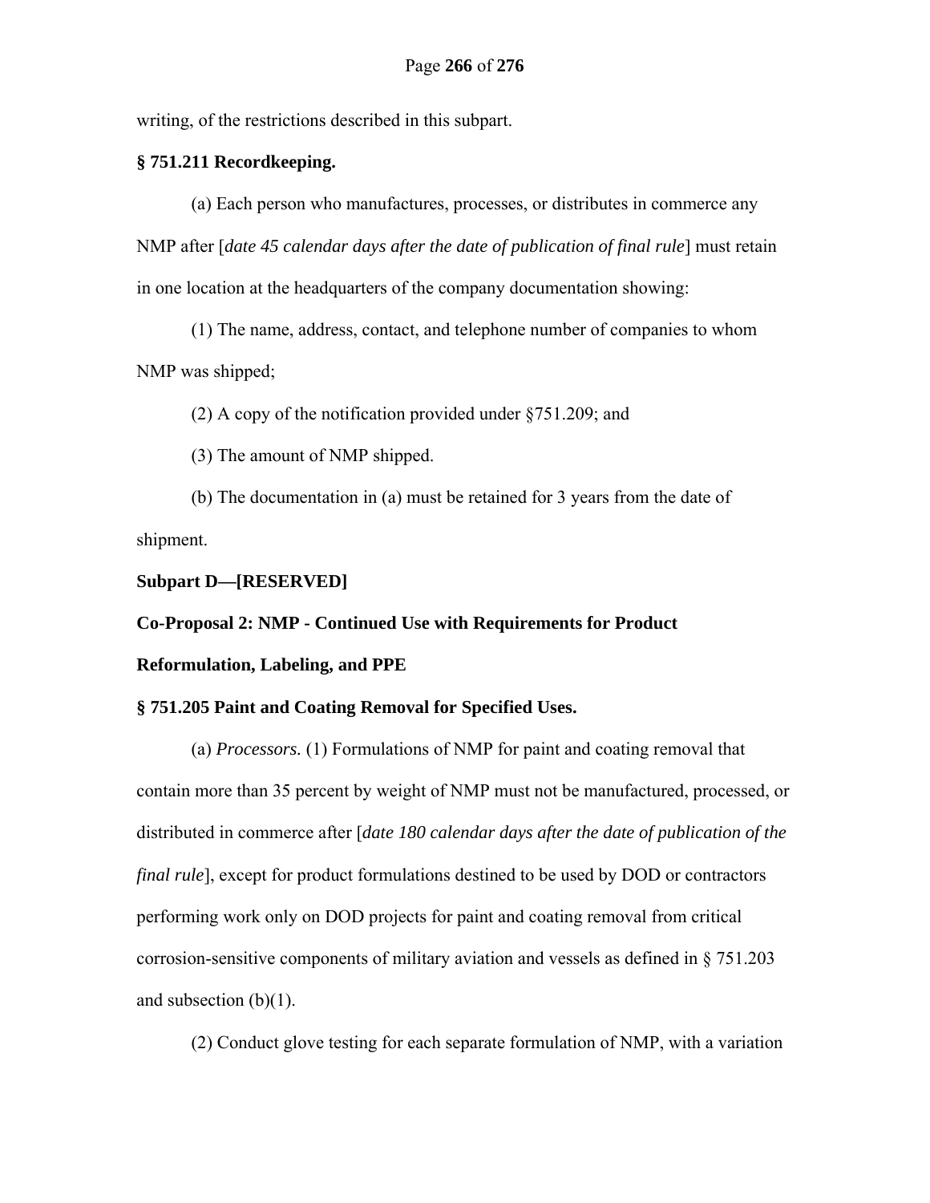writing, of the restrictions described in this subpart.

**§ 751.211 Recordkeeping.**

(a) Each person who manufactures, processes, or distributes in commerce any NMP after [*date 45 calendar days after the date of publication of final rule*] must retain in one location at the headquarters of the company documentation showing:

(1) The name, address, contact, and telephone number of companies to whom NMP was shipped;

(2) A copy of the notification provided under §751.209; and

(3) The amount of NMP shipped.

(b) The documentation in (a) must be retained for 3 years from the date of shipment.

**Subpart D—[RESERVED]**

**Co-Proposal 2: NMP - Continued Use with Requirements for Product Reformulation, Labeling, and PPE**

**§ 751.205 Paint and Coating Removal for Specified Uses.**

(a) *Processors.* (1) Formulations of NMP for paint and coating removal that contain more than 35 percent by weight of NMP must not be manufactured, processed, or distributed in commerce after [*date 180 calendar days after the date of publication of the final rule*], except for product formulations destined to be used by DOD or contractors performing work only on DOD projects for paint and coating removal from critical corrosion-sensitive components of military aviation and vessels as defined in § 751.203 and subsection (b)(1).

(2) Conduct glove testing for each separate formulation of NMP, with a variation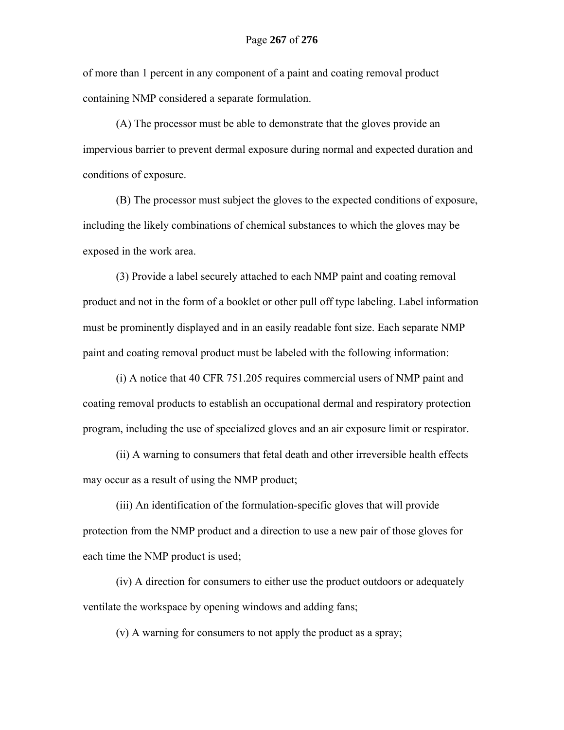of more than 1 percent in any component of a paint and coating removal product containing NMP considered a separate formulation.

(A) The processor must be able to demonstrate that the gloves provide an impervious barrier to prevent dermal exposure during normal and expected duration and conditions of exposure.

(B) The processor must subject the gloves to the expected conditions of exposure, including the likely combinations of chemical substances to which the gloves may be exposed in the work area.

(3) Provide a label securely attached to each NMP paint and coating removal product and not in the form of a booklet or other pull off type labeling. Label information must be prominently displayed and in an easily readable font size. Each separate NMP paint and coating removal product must be labeled with the following information:

(i) A notice that 40 CFR 751.205 requires commercial users of NMP paint and coating removal products to establish an occupational dermal and respiratory protection program, including the use of specialized gloves and an air exposure limit or respirator.

(ii) A warning to consumers that fetal death and other irreversible health effects may occur as a result of using the NMP product;

(iii) An identification of the formulation-specific gloves that will provide protection from the NMP product and a direction to use a new pair of those gloves for each time the NMP product is used;

(iv) A direction for consumers to either use the product outdoors or adequately ventilate the workspace by opening windows and adding fans;

(v) A warning for consumers to not apply the product as a spray;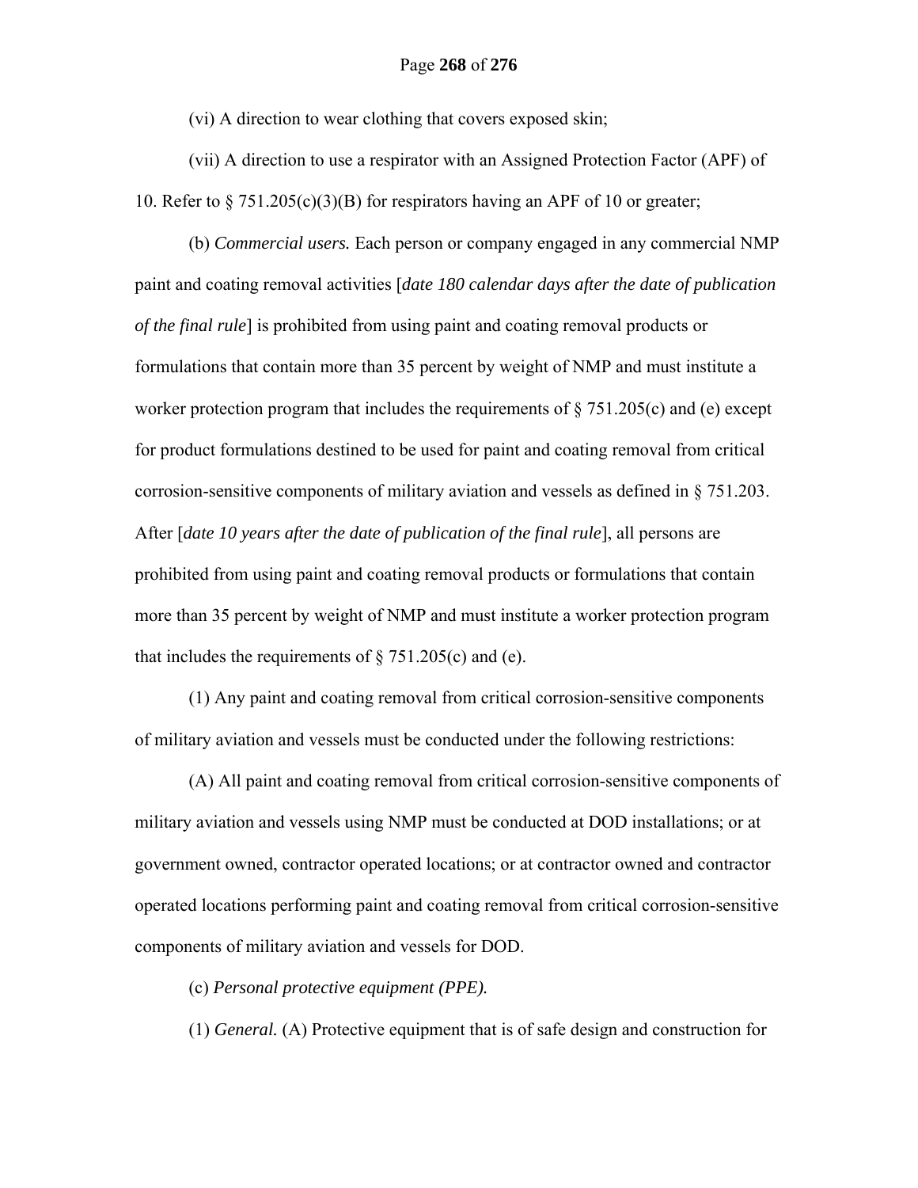(vi) A direction to wear clothing that covers exposed skin;

(vii) A direction to use a respirator with an Assigned Protection Factor (APF) of 10. Refer to § 751.205(c)(3)(B) for respirators having an APF of 10 or greater;

(b) *Commercial users.* Each person or company engaged in any commercial NMP paint and coating removal activities [*date 180 calendar days after the date of publication of the final rule*] is prohibited from using paint and coating removal products or formulations that contain more than 35 percent by weight of NMP and must institute a worker protection program that includes the requirements of § 751.205(c) and (e) except for product formulations destined to be used for paint and coating removal from critical corrosion-sensitive components of military aviation and vessels as defined in § 751.203. After [*date 10 years after the date of publication of the final rule*], all persons are prohibited from using paint and coating removal products or formulations that contain more than 35 percent by weight of NMP and must institute a worker protection program that includes the requirements of § 751.205(c) and (e).

(1) Any paint and coating removal from critical corrosion-sensitive components of military aviation and vessels must be conducted under the following restrictions:

(A) All paint and coating removal from critical corrosion-sensitive components of military aviation and vessels using NMP must be conducted at DOD installations; or at government owned, contractor operated locations; or at contractor owned and contractor operated locations performing paint and coating removal from critical corrosion-sensitive components of military aviation and vessels for DOD.

(c) *Personal protective equipment (PPE).*

(1) *General.* (A) Protective equipment that is of safe design and construction for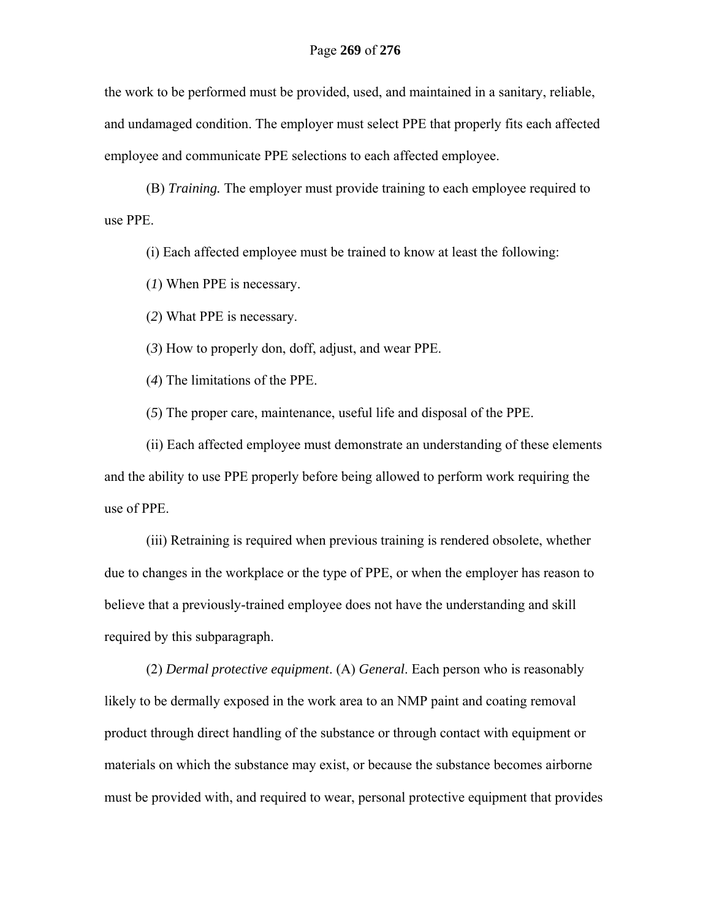the work to be performed must be provided, used, and maintained in a sanitary, reliable, and undamaged condition. The employer must select PPE that properly fits each affected employee and communicate PPE selections to each affected employee.

(B) *Training.* The employer must provide training to each employee required to use PPE.

(i) Each affected employee must be trained to know at least the following:

(*1*) When PPE is necessary.

(*2*) What PPE is necessary.

(*3*) How to properly don, doff, adjust, and wear PPE.

(*4*) The limitations of the PPE.

(*5*) The proper care, maintenance, useful life and disposal of the PPE.

(ii) Each affected employee must demonstrate an understanding of these elements and the ability to use PPE properly before being allowed to perform work requiring the use of PPE.

(iii) Retraining is required when previous training is rendered obsolete, whether due to changes in the workplace or the type of PPE, or when the employer has reason to believe that a previously-trained employee does not have the understanding and skill required by this subparagraph.

(2) *Dermal protective equipment*. (A) *General*. Each person who is reasonably likely to be dermally exposed in the work area to an NMP paint and coating removal product through direct handling of the substance or through contact with equipment or materials on which the substance may exist, or because the substance becomes airborne must be provided with, and required to wear, personal protective equipment that provides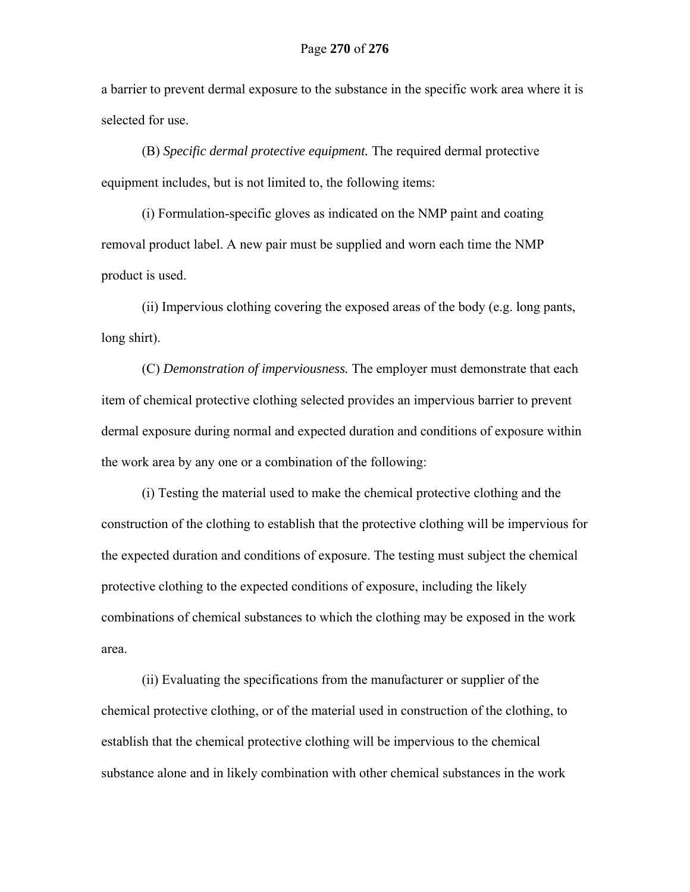a barrier to prevent dermal exposure to the substance in the specific work area where it is selected for use.

(B) *Specific dermal protective equipment.* The required dermal protective equipment includes, but is not limited to, the following items:

(i) Formulation-specific gloves as indicated on the NMP paint and coating removal product label. A new pair must be supplied and worn each time the NMP product is used.

(ii) Impervious clothing covering the exposed areas of the body (e.g. long pants, long shirt).

(C) *Demonstration of imperviousness.* The employer must demonstrate that each item of chemical protective clothing selected provides an impervious barrier to prevent dermal exposure during normal and expected duration and conditions of exposure within the work area by any one or a combination of the following:

(i) Testing the material used to make the chemical protective clothing and the construction of the clothing to establish that the protective clothing will be impervious for the expected duration and conditions of exposure. The testing must subject the chemical protective clothing to the expected conditions of exposure, including the likely combinations of chemical substances to which the clothing may be exposed in the work area.

(ii) Evaluating the specifications from the manufacturer or supplier of the chemical protective clothing, or of the material used in construction of the clothing, to establish that the chemical protective clothing will be impervious to the chemical substance alone and in likely combination with other chemical substances in the work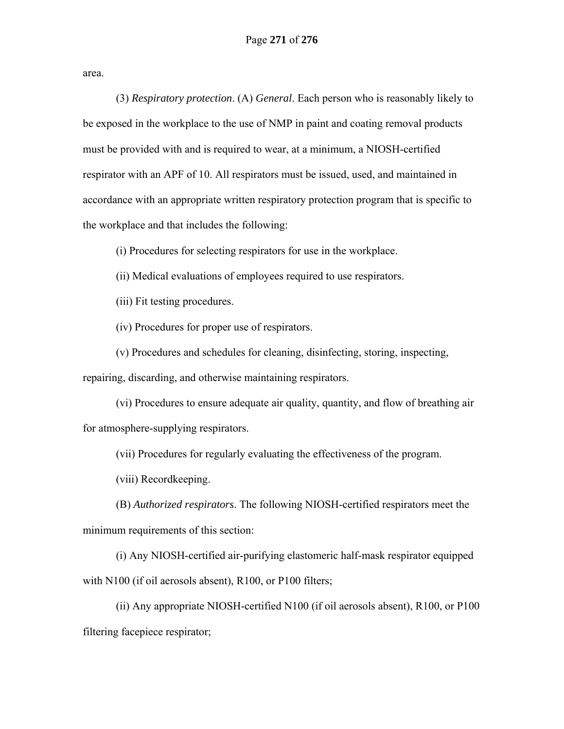area.

(3) *Respiratory protection*. (A) *General*. Each person who is reasonably likely to be exposed in the workplace to the use of NMP in paint and coating removal products must be provided with and is required to wear, at a minimum, a NIOSH-certified respirator with an APF of 10. All respirators must be issued, used, and maintained in accordance with an appropriate written respiratory protection program that is specific to the workplace and that includes the following:

(i) Procedures for selecting respirators for use in the workplace.

(ii) Medical evaluations of employees required to use respirators.

(iii) Fit testing procedures.

(iv) Procedures for proper use of respirators.

(v) Procedures and schedules for cleaning, disinfecting, storing, inspecting, repairing, discarding, and otherwise maintaining respirators.

(vi) Procedures to ensure adequate air quality, quantity, and flow of breathing air for atmosphere-supplying respirators.

(vii) Procedures for regularly evaluating the effectiveness of the program.

(viii) Recordkeeping.

(B) *Authorized respirators*. The following NIOSH-certified respirators meet the minimum requirements of this section:

(i) Any NIOSH-certified air-purifying elastomeric half-mask respirator equipped with N100 (if oil aerosols absent), R100, or P100 filters;

(ii) Any appropriate NIOSH-certified N100 (if oil aerosols absent), R100, or P100 filtering facepiece respirator;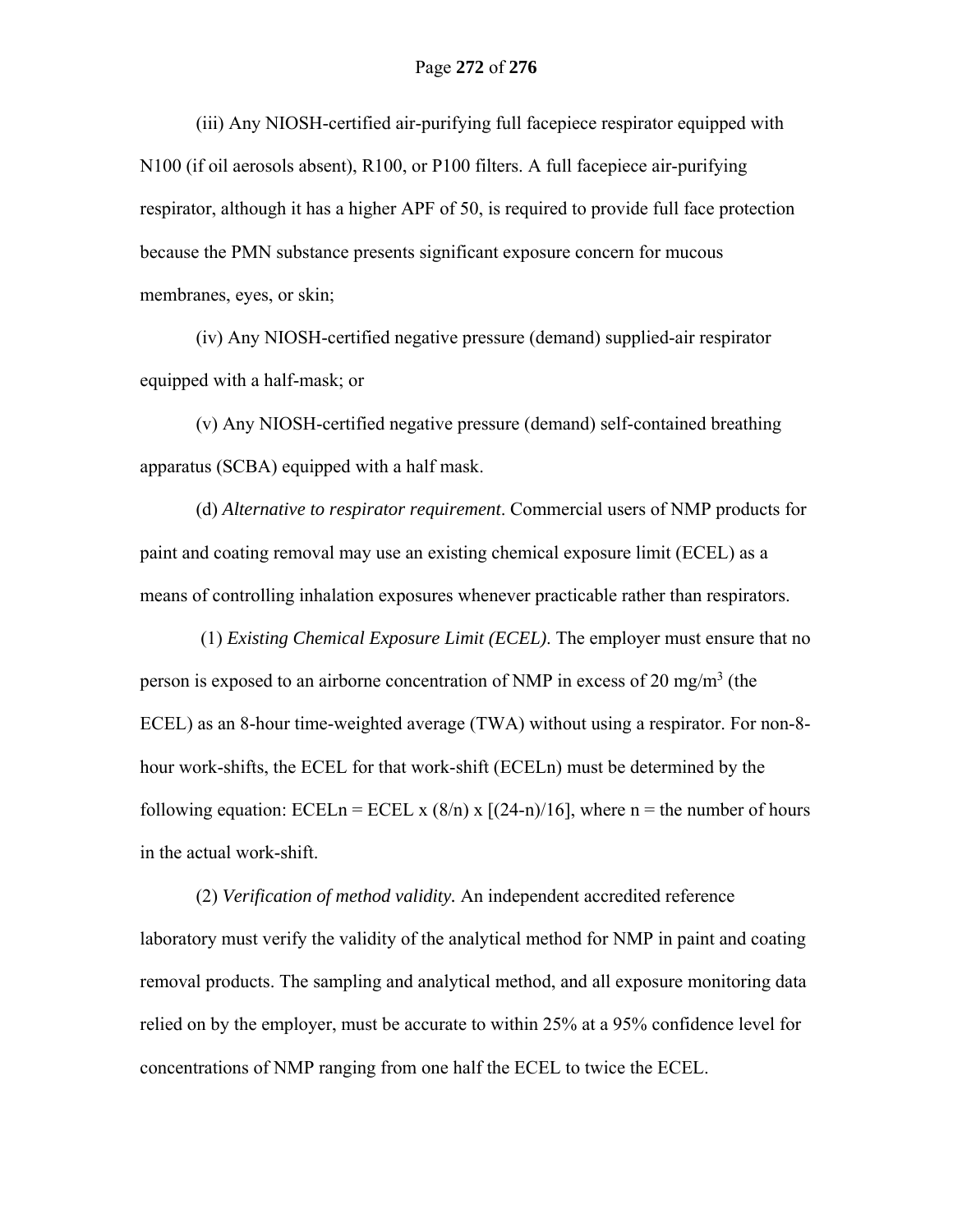(iii) Any NIOSH-certified air-purifying full facepiece respirator equipped with N100 (if oil aerosols absent), R100, or P100 filters. A full facepiece air-purifying respirator, although it has a higher APF of 50, is required to provide full face protection because the PMN substance presents significant exposure concern for mucous membranes, eyes, or skin;

(iv) Any NIOSH-certified negative pressure (demand) supplied-air respirator equipped with a half-mask; or

(v) Any NIOSH-certified negative pressure (demand) self-contained breathing apparatus (SCBA) equipped with a half mask.

(d) *Alternative to respirator requirement*. Commercial users of NMP products for paint and coating removal may use an existing chemical exposure limit (ECEL) as a means of controlling inhalation exposures whenever practicable rather than respirators.

(1) *Existing Chemical Exposure Limit (ECEL)*. The employer must ensure that no person is exposed to an airborne concentration of NMP in excess of 20 $mg/m^3$ (the ECEL) as an 8-hour time-weighted average (TWA) without using a respirator. For non-8-hour work-shifts, the ECEL for that work-shift (ECELn) must be determined by the following equation: $ECELn = ECEL \times (8/n) \times [(24-n)/16]$, where n = the number of hours in the actual work-shift.

(2) *Verification of method validity.* An independent accredited reference laboratory must verify the validity of the analytical method for NMP in paint and coating removal products. The sampling and analytical method, and all exposure monitoring data relied on by the employer, must be accurate to within 25% at a 95% confidence level for concentrations of NMP ranging from one half the ECEL to twice the ECEL.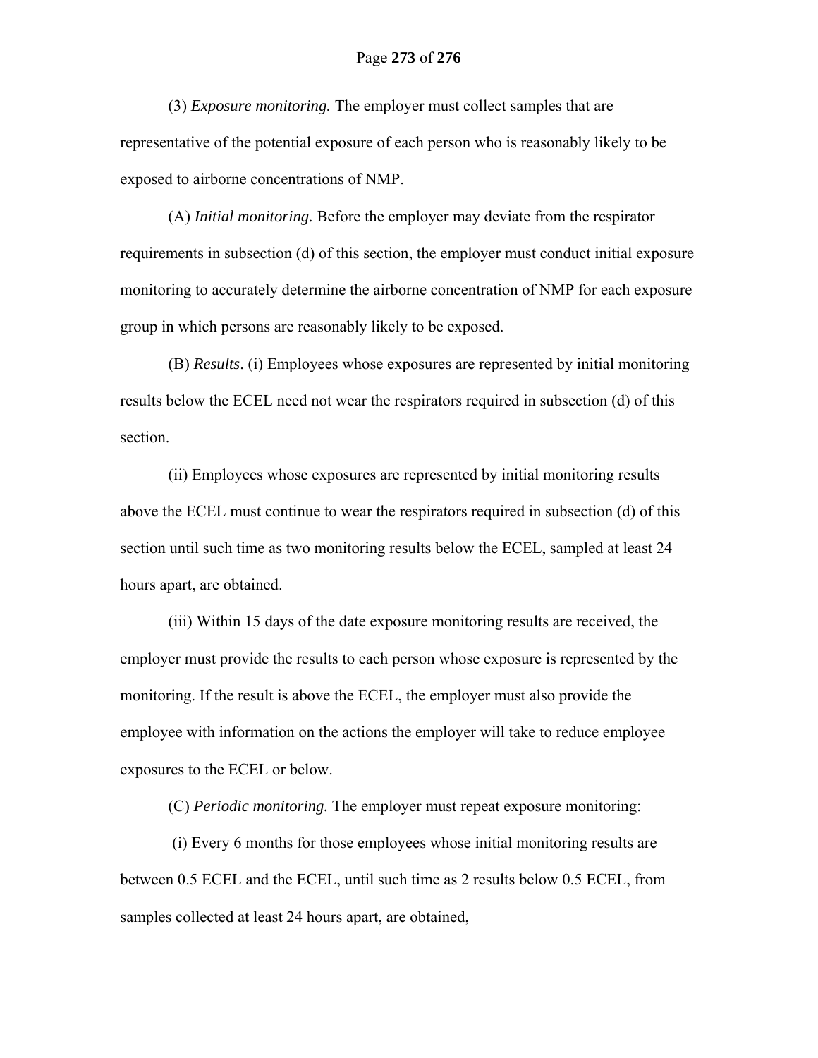(3) *Exposure monitoring.* The employer must collect samples that are representative of the potential exposure of each person who is reasonably likely to be exposed to airborne concentrations of NMP.

(A) *Initial monitoring.* Before the employer may deviate from the respirator requirements in subsection (d) of this section, the employer must conduct initial exposure monitoring to accurately determine the airborne concentration of NMP for each exposure group in which persons are reasonably likely to be exposed.

(B) *Results*. (i) Employees whose exposures are represented by initial monitoring results below the ECEL need not wear the respirators required in subsection (d) of this section.

(ii) Employees whose exposures are represented by initial monitoring results above the ECEL must continue to wear the respirators required in subsection (d) of this section until such time as two monitoring results below the ECEL, sampled at least 24 hours apart, are obtained.

(iii) Within 15 days of the date exposure monitoring results are received, the employer must provide the results to each person whose exposure is represented by the monitoring. If the result is above the ECEL, the employer must also provide the employee with information on the actions the employer will take to reduce employee exposures to the ECEL or below.

(C) *Periodic monitoring.* The employer must repeat exposure monitoring:

(i) Every 6 months for those employees whose initial monitoring results are between 0.5 ECEL and the ECEL, until such time as 2 results below 0.5 ECEL, from samples collected at least 24 hours apart, are obtained,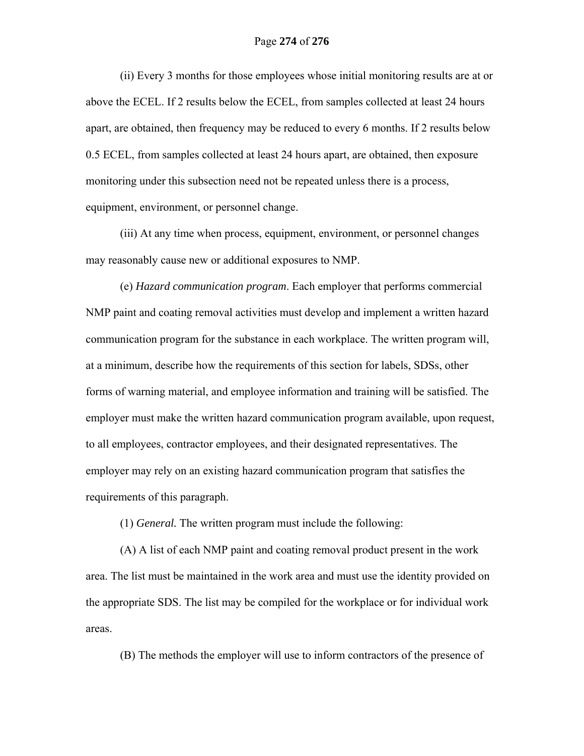(ii) Every 3 months for those employees whose initial monitoring results are at or above the ECEL. If 2 results below the ECEL, from samples collected at least 24 hours apart, are obtained, then frequency may be reduced to every 6 months. If 2 results below 0.5 ECEL, from samples collected at least 24 hours apart, are obtained, then exposure monitoring under this subsection need not be repeated unless there is a process, equipment, environment, or personnel change.

(iii) At any time when process, equipment, environment, or personnel changes may reasonably cause new or additional exposures to NMP.

(e) *Hazard communication program*. Each employer that performs commercial NMP paint and coating removal activities must develop and implement a written hazard communication program for the substance in each workplace. The written program will, at a minimum, describe how the requirements of this section for labels, SDSs, other forms of warning material, and employee information and training will be satisfied. The employer must make the written hazard communication program available, upon request, to all employees, contractor employees, and their designated representatives. The employer may rely on an existing hazard communication program that satisfies the requirements of this paragraph.

(1) *General.* The written program must include the following:

(A) A list of each NMP paint and coating removal product present in the work area. The list must be maintained in the work area and must use the identity provided on the appropriate SDS. The list may be compiled for the workplace or for individual work areas.

(B) The methods the employer will use to inform contractors of the presence of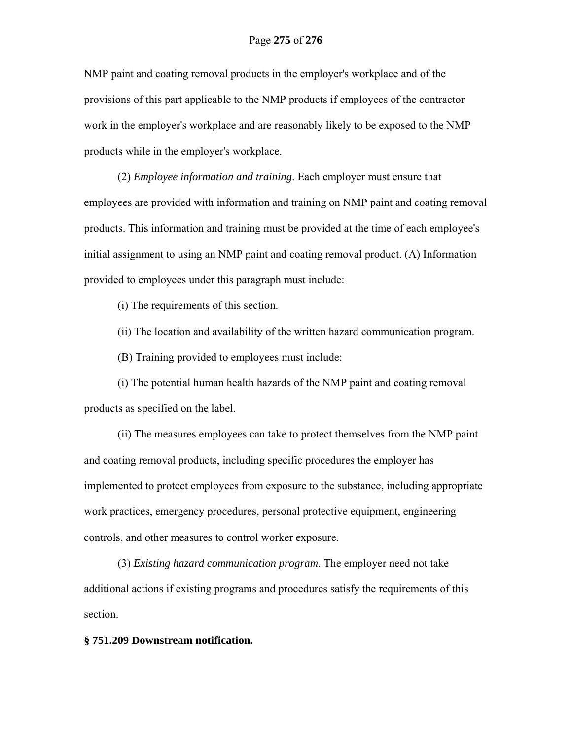NMP paint and coating removal products in the employer's workplace and of the provisions of this part applicable to the NMP products if employees of the contractor work in the employer's workplace and are reasonably likely to be exposed to the NMP products while in the employer's workplace.

(2) *Employee information and training*. Each employer must ensure that employees are provided with information and training on NMP paint and coating removal products. This information and training must be provided at the time of each employee's initial assignment to using an NMP paint and coating removal product. (A) Information provided to employees under this paragraph must include:

(i) The requirements of this section.

(ii) The location and availability of the written hazard communication program.

(B) Training provided to employees must include:

(i) The potential human health hazards of the NMP paint and coating removal products as specified on the label.

(ii) The measures employees can take to protect themselves from the NMP paint and coating removal products, including specific procedures the employer has implemented to protect employees from exposure to the substance, including appropriate work practices, emergency procedures, personal protective equipment, engineering controls, and other measures to control worker exposure.

(3) *Existing hazard communication program*. The employer need not take additional actions if existing programs and procedures satisfy the requirements of this section.

**§ 751.209 Downstream notification.**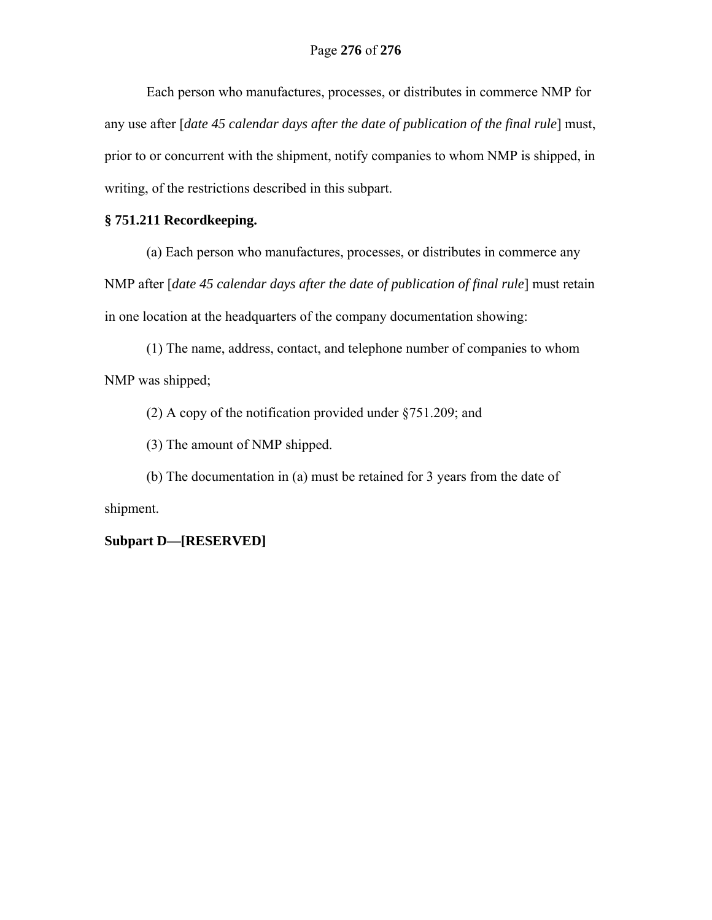Each person who manufactures, processes, or distributes in commerce NMP for any use after [*date 45 calendar days after the date of publication of the final rule*] must, prior to or concurrent with the shipment, notify companies to whom NMP is shipped, in writing, of the restrictions described in this subpart.

**§ 751.211 Recordkeeping.**

(a) Each person who manufactures, processes, or distributes in commerce any NMP after [*date 45 calendar days after the date of publication of final rule*] must retain in one location at the headquarters of the company documentation showing:

(1) The name, address, contact, and telephone number of companies to whom NMP was shipped;

(2) A copy of the notification provided under §751.209; and

(3) The amount of NMP shipped.

(b) The documentation in (a) must be retained for 3 years from the date of shipment.

**Subpart D—[RESERVED]**